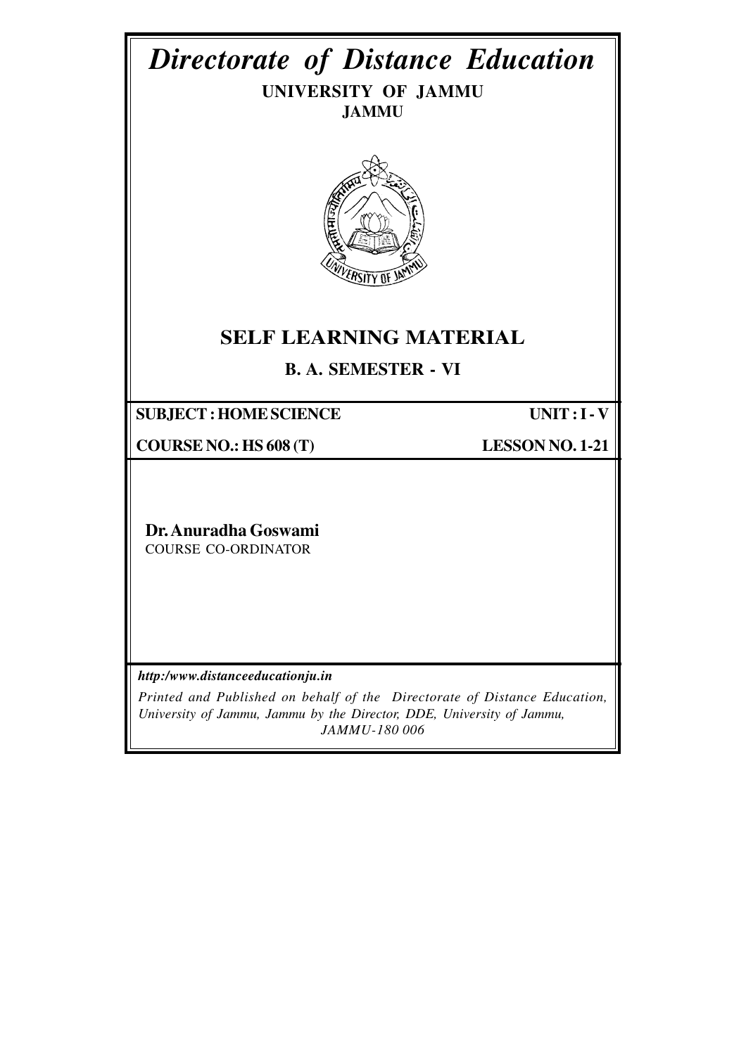# *Directorate of Distance Education*

**UNIVERSITY OF JAMMU**
**JAMMU**

## SELF LEARNING MATERIAL

**B. A. SEMESTER - VI**

| **SUBJECT : HOME SCIENCE** | **UNIT : I - V** |
|---|---|
| **COURSE NO.: HS 608 (T)** | **LESSON NO. 1-21** |

**Dr. Anuradha Goswami**
COURSE CO-ORDINATOR

***http:/www.distanceeducationju.in***

*Printed and Published on behalf of the Directorate of Distance Education, University of Jammu, Jammu by the Director, DDE, University of Jammu, JAMMU-180 006*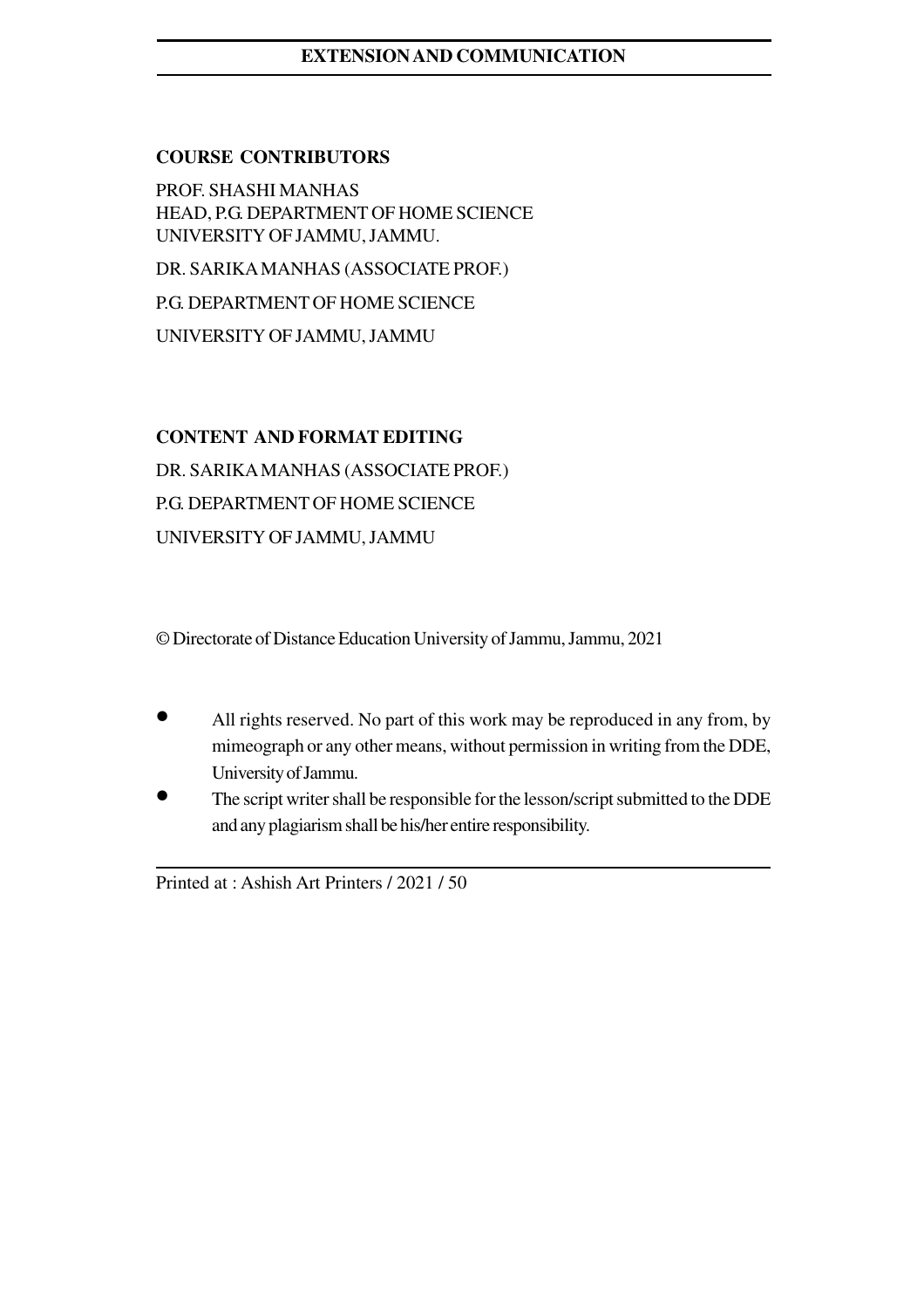**COURSE CONTRIBUTORS**

PROF. SHASHI MANHAS
HEAD, P.G. DEPARTMENT OF HOME SCIENCE
UNIVERSITY OF JAMMU, JAMMU.

DR. SARIKA MANHAS (ASSOCIATE PROF.)

P.G. DEPARTMENT OF HOME SCIENCE

UNIVERSITY OF JAMMU, JAMMU

**CONTENT AND FORMAT EDITING**

DR. SARIKA MANHAS (ASSOCIATE PROF.)

P.G. DEPARTMENT OF HOME SCIENCE

UNIVERSITY OF JAMMU, JAMMU

© Directorate of Distance Education University of Jammu, Jammu, 2021

- All rights reserved. No part of this work may be reproduced in any from, by mimeograph or any other means, without permission in writing from the DDE, University of Jammu.
- The script writer shall be responsible for the lesson/script submitted to the DDE and any plagiarism shall be his/her entire responsibility.

Printed at : Ashish Art Printers / 2021 / 50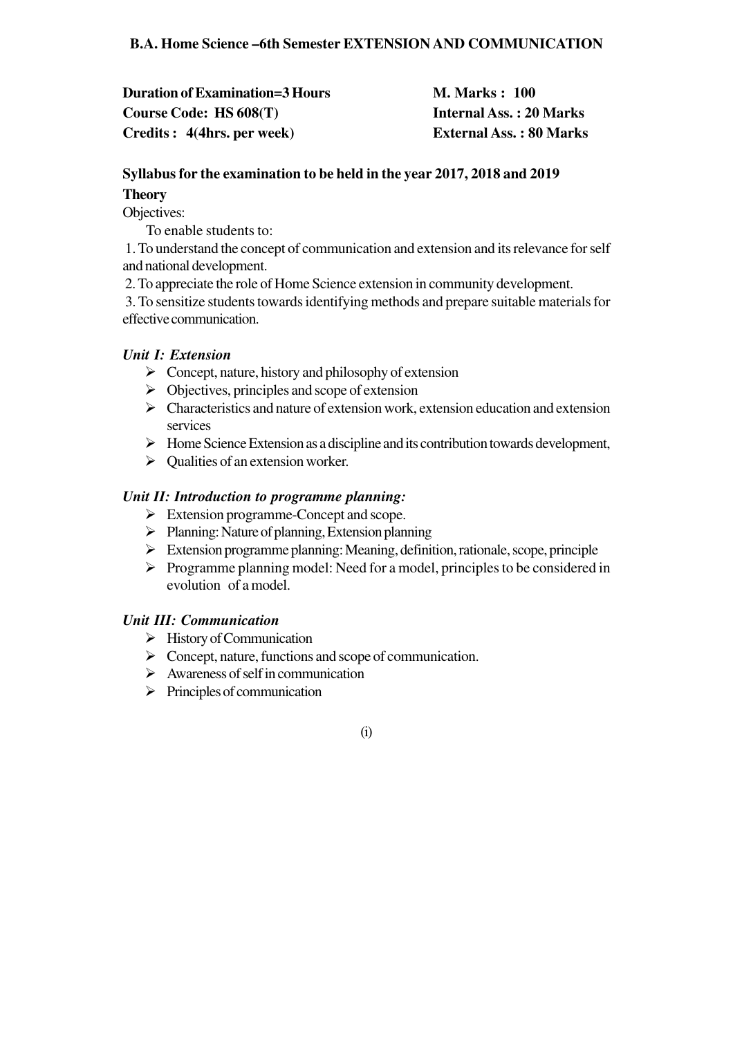## B.A. Home Science –6th Semester EXTENSION AND COMMUNICATION

**Duration of Examination=3 Hours** | **M. Marks : 100**
**Course Code: HS 608(T)** | **Internal Ass. : 20 Marks**
**Credits : 4(4hrs. per week)** | **External Ass. : 80 Marks**

**Syllabus for the examination to be held in the year 2017, 2018 and 2019**

**Theory**

Objectives:

To enable students to:

1. To understand the concept of communication and extension and its relevance for self and national development.
2. To appreciate the role of Home Science extension in community development.
3. To sensitize students towards identifying methods and prepare suitable materials for effective communication.

### *Unit I: Extension*

- Concept, nature, history and philosophy of extension
- Objectives, principles and scope of extension
- Characteristics and nature of extension work, extension education and extension services
- Home Science Extension as a discipline and its contribution towards development,
- Qualities of an extension worker.

### *Unit II: Introduction to programme planning:*

- Extension programme-Concept and scope.
- Planning: Nature of planning, Extension planning
- Extension programme planning: Meaning, definition, rationale, scope, principle
- Programme planning model: Need for a model, principles to be considered in evolution of a model.

### *Unit III: Communication*

- History of Communication
- Concept, nature, functions and scope of communication.
- Awareness of self in communication
- Principles of communication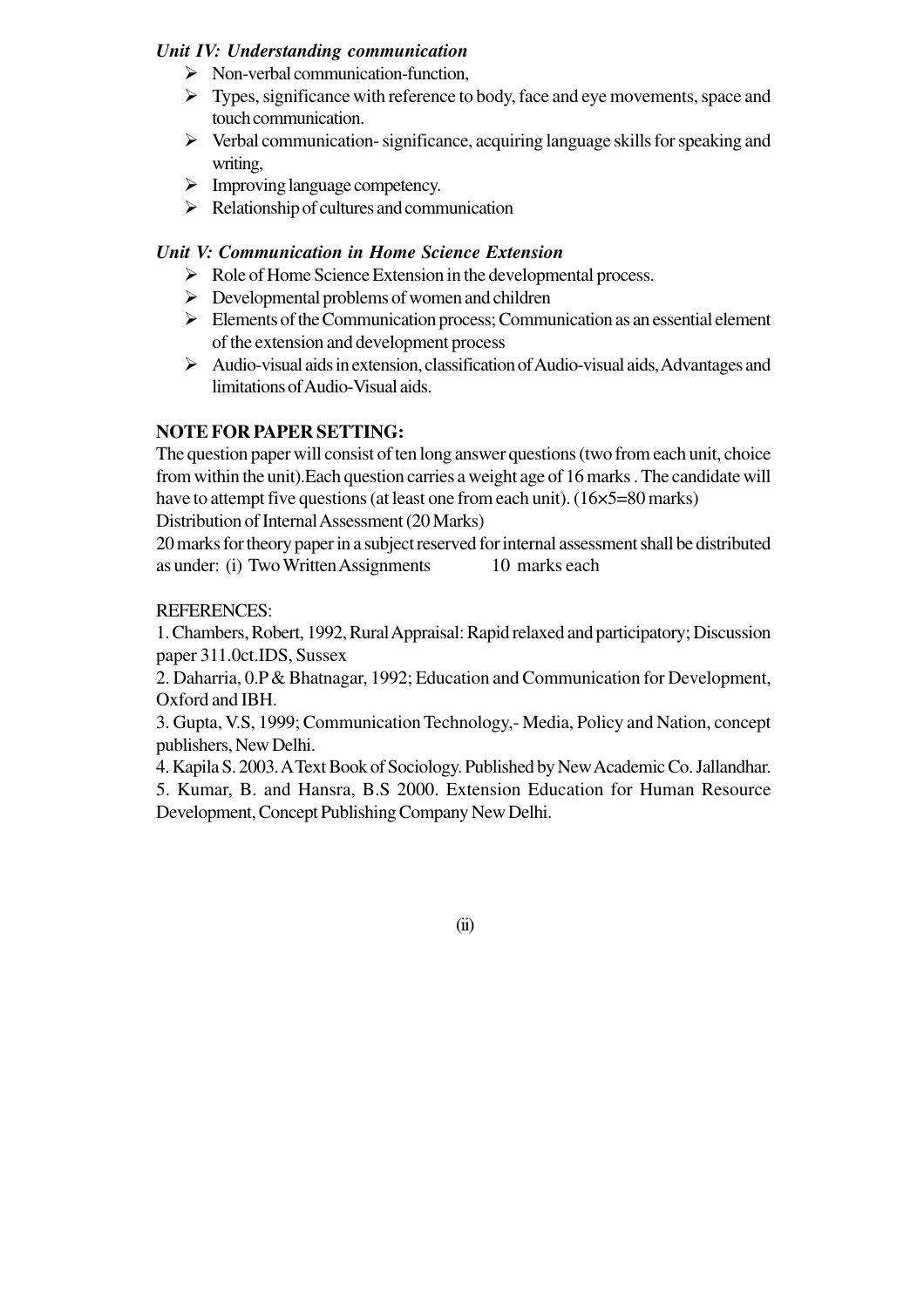### *Unit IV: Understanding communication*

- Non-verbal communication-function,
- Types, significance with reference to body, face and eye movements, space and touch communication.
- Verbal communication- significance, acquiring language skills for speaking and writing,
- Improving language competency.
- Relationship of cultures and communication

### *Unit V: Communication in Home Science Extension*

- Role of Home Science Extension in the developmental process.
- Developmental problems of women and children
- Elements of the Communication process; Communication as an essential element of the extension and development process
- Audio-visual aids in extension, classification of Audio-visual aids, Advantages and limitations of Audio-Visual aids.

**NOTE FOR PAPER SETTING:**

The question paper will consist of ten long answer questions (two from each unit, choice from within the unit).Each question carries a weight age of 16 marks . The candidate will have to attempt five questions (at least one from each unit). (16×5=80 marks)

Distribution of Internal Assessment (20 Marks)

20 marks for theory paper in a subject reserved for internal assessment shall be distributed as under: (i) Two Written Assignments 10 marks each

REFERENCES:

1. Chambers, Robert, 1992, Rural Appraisal: Rapid relaxed and participatory; Discussion paper 311.0ct.IDS, Sussex
2. Daharria, 0.P & Bhatnagar, 1992; Education and Communication for Development, Oxford and IBH.
3. Gupta, V.S, 1999; Communication Technology,- Media, Policy and Nation, concept publishers, New Delhi.
4. Kapila S. 2003. A Text Book of Sociology. Published by New Academic Co. Jallandhar.
5. Kumar, B. and Hansra, B.S 2000. Extension Education for Human Resource Development, Concept Publishing Company New Delhi.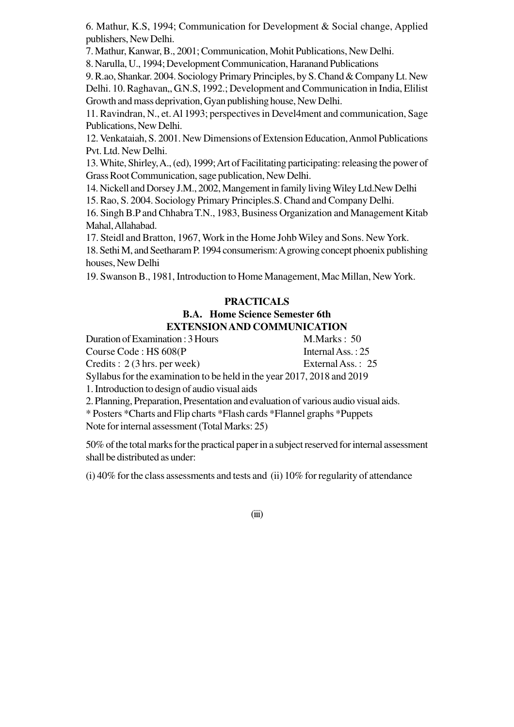6. Mathur, K.S, 1994; Communication for Development & Social change, Applied publishers, New Delhi.

7. Mathur, Kanwar, B., 2001; Communication, Mohit Publications, New Delhi.

8. Narulla, U., 1994; Development Communication, Haranand Publications

9. R.ao, Shankar. 2004. Sociology Primary Principles, by S. Chand & Company Lt. New Delhi. 10. Raghavan,, G.N.S, 1992.; Development and Communication in India, Elilist Growth and mass deprivation, Gyan publishing house, New Delhi.

11. Ravindran, N., et. Al 1993; perspectives in Devel4ment and communication, Sage Publications, New Delhi.

12. Venkataiah, S. 2001. New Dimensions of Extension Education, Anmol Publications Pvt. Ltd. New Delhi.

13. White, Shirley, A., (ed), 1999; Art of Facilitating participating: releasing the power of Grass Root Communication, sage publication, New Delhi.

14. Nickell and Dorsey J.M., 2002, Mangement in family living Wiley Ltd.New Delhi

15. Rao, S. 2004. Sociology Primary Principles.S. Chand and Company Delhi.

16. Singh B.P and Chhabra T.N., 1983, Business Organization and Management Kitab Mahal, Allahabad.

17. Steidl and Bratton, 1967, Work in the Home Johb Wiley and Sons. New York.

18. Sethi M, and Seetharam P. 1994 consumerism: A growing concept phoenix publishing houses, New Delhi

19. Swanson B., 1981, Introduction to Home Management, Mac Millan, New York.

## PRACTICALS

### B.A. Home Science Semester 6th

### EXTENSION AND COMMUNICATION

Duration of Examination : 3 Hours — M.Marks : 50

Course Code : HS 608(P — Internal Ass. : 25

Credits : 2 (3 hrs. per week) — External Ass. : 25

Syllabus for the examination to be held in the year 2017, 2018 and 2019

1. Introduction to design of audio visual aids

2. Planning, Preparation, Presentation and evaluation of various audio visual aids.

* Posters *Charts and Flip charts *Flash cards *Flannel graphs *Puppets

Note for internal assessment (Total Marks: 25)

50% of the total marks for the practical paper in a subject reserved for internal assessment shall be distributed as under:

(i) 40% for the class assessments and tests and (ii) 10% for regularity of attendance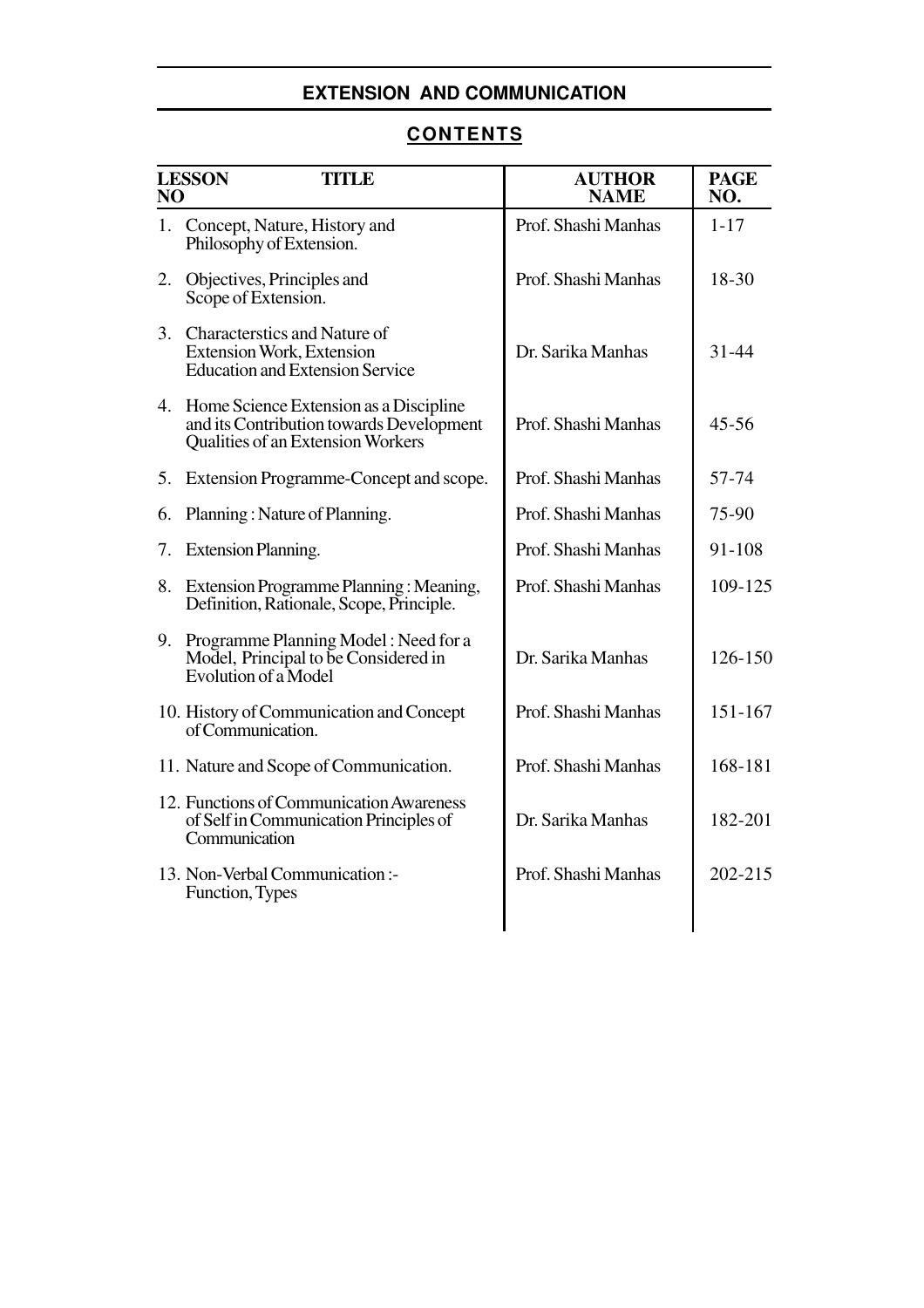## EXTENSION AND COMMUNICATION

## CONTENTS

| LESSON NO | TITLE | AUTHOR NAME | PAGE NO. |
|---|---|---|---|
| 1. | Concept, Nature, History and Philosophy of Extension. | Prof. Shashi Manhas | 1-17 |
| 2. | Objectives, Principles and Scope of Extension. | Prof. Shashi Manhas | 18-30 |
| 3. | Characterstics and Nature of Extension Work, Extension Education and Extension Service | Dr. Sarika Manhas | 31-44 |
| 4. | Home Science Extension as a Discipline and its Contribution towards Development Qualities of an Extension Workers | Prof. Shashi Manhas | 45-56 |
| 5. | Extension Programme-Concept and scope. | Prof. Shashi Manhas | 57-74 |
| 6. | Planning : Nature of Planning. | Prof. Shashi Manhas | 75-90 |
| 7. | Extension Planning. | Prof. Shashi Manhas | 91-108 |
| 8. | Extension Programme Planning : Meaning, Definition, Rationale, Scope, Principle. | Prof. Shashi Manhas | 109-125 |
| 9. | Programme Planning Model : Need for a Model, Principal to be Considered in Evolution of a Model | Dr. Sarika Manhas | 126-150 |
| 10. | History of Communication and Concept of Communication. | Prof. Shashi Manhas | 151-167 |
| 11. | Nature and Scope of Communication. | Prof. Shashi Manhas | 168-181 |
| 12. | Functions of Communication Awareness of Self in Communication Principles of Communication | Dr. Sarika Manhas | 182-201 |
| 13. | Non-Verbal Communication :- Function, Types | Prof. Shashi Manhas | 202-215 |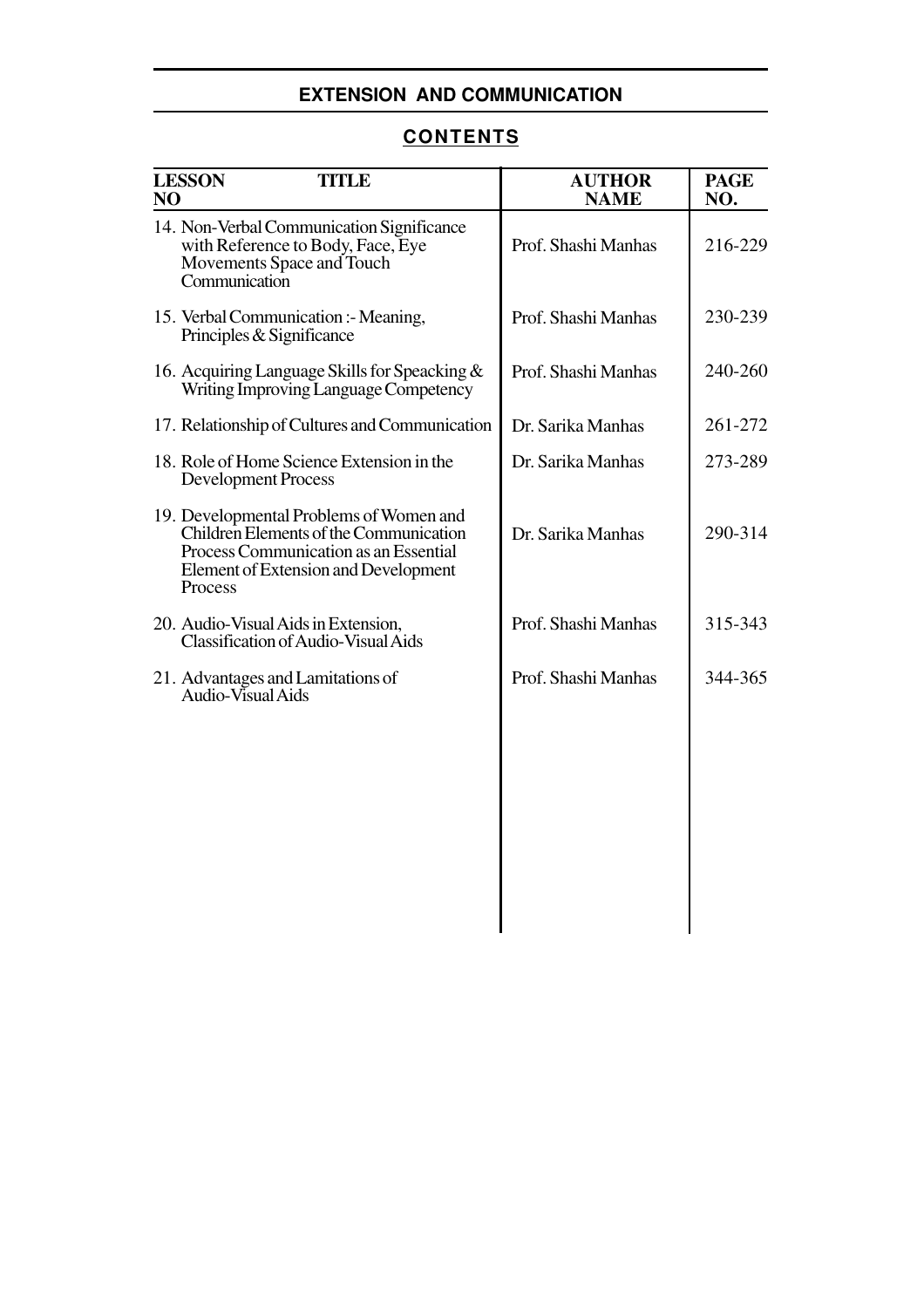## EXTENSION AND COMMUNICATION

### CONTENTS

| LESSON NO | TITLE | AUTHOR NAME | PAGE NO. |
|---|---|---|---|
| 14. | Non-Verbal Communication Significance with Reference to Body, Face, Eye Movements Space and Touch Communication | Prof. Shashi Manhas | 216-229 |
| 15. | Verbal Communication :- Meaning, Principles & Significance | Prof. Shashi Manhas | 230-239 |
| 16. | Acquiring Language Skills for Speacking & Writing Improving Language Competency | Prof. Shashi Manhas | 240-260 |
| 17. | Relationship of Cultures and Communication | Dr. Sarika Manhas | 261-272 |
| 18. | Role of Home Science Extension in the Development Process | Dr. Sarika Manhas | 273-289 |
| 19. | Developmental Problems of Women and Children Elements of the Communication Process Communication as an Essential Element of Extension and Development Process | Dr. Sarika Manhas | 290-314 |
| 20. | Audio-Visual Aids in Extension, Classification of Audio-Visual Aids | Prof. Shashi Manhas | 315-343 |
| 21. | Advantages and Lamitations of Audio-Visual Aids | Prof. Shashi Manhas | 344-365 |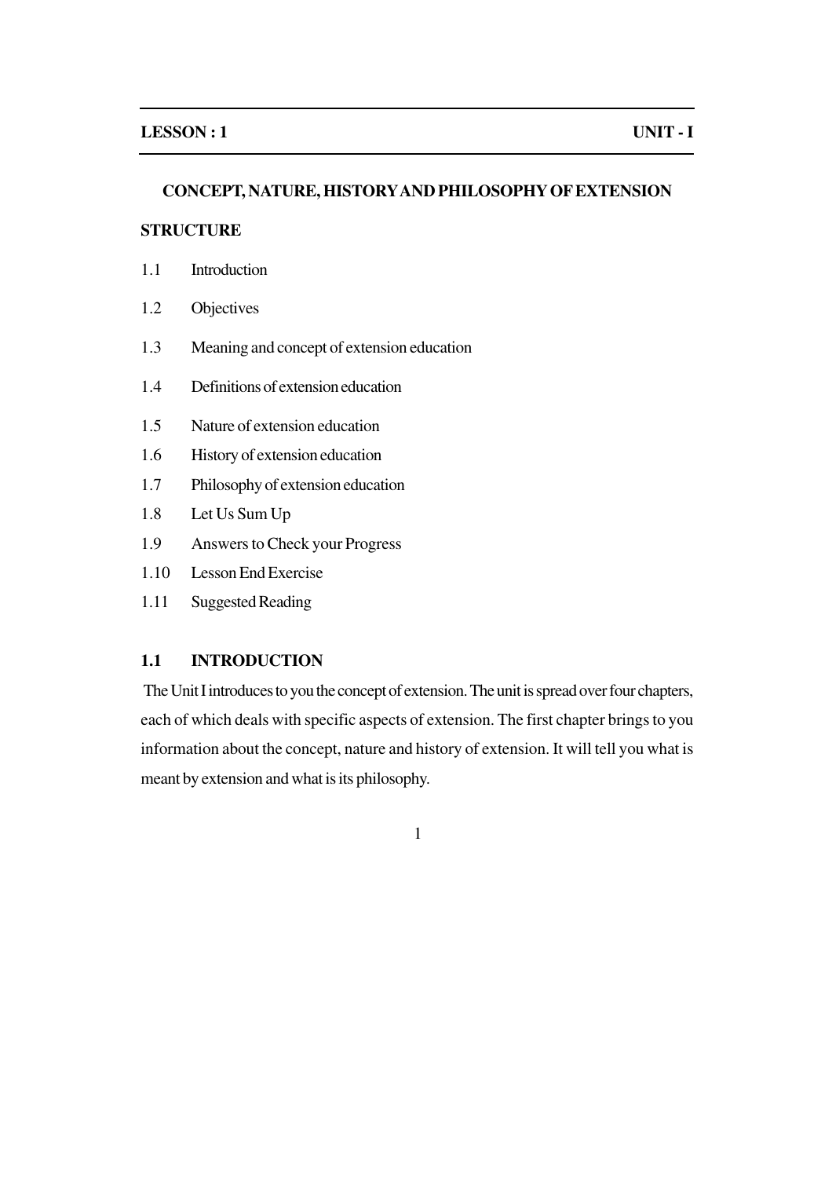**LESSON : 1** **UNIT - I**

# CONCEPT, NATURE, HISTORY AND PHILOSOPHY OF EXTENSION

## STRUCTURE

1.1 Introduction

1.2 Objectives

1.3 Meaning and concept of extension education

1.4 Definitions of extension education

1.5 Nature of extension education

1.6 History of extension education

1.7 Philosophy of extension education

1.8 Let Us Sum Up

1.9 Answers to Check your Progress

1.10 Lesson End Exercise

1.11 Suggested Reading

## 1.1 INTRODUCTION

The Unit I introduces to you the concept of extension. The unit is spread over four chapters, each of which deals with specific aspects of extension. The first chapter brings to you information about the concept, nature and history of extension. It will tell you what is meant by extension and what is its philosophy.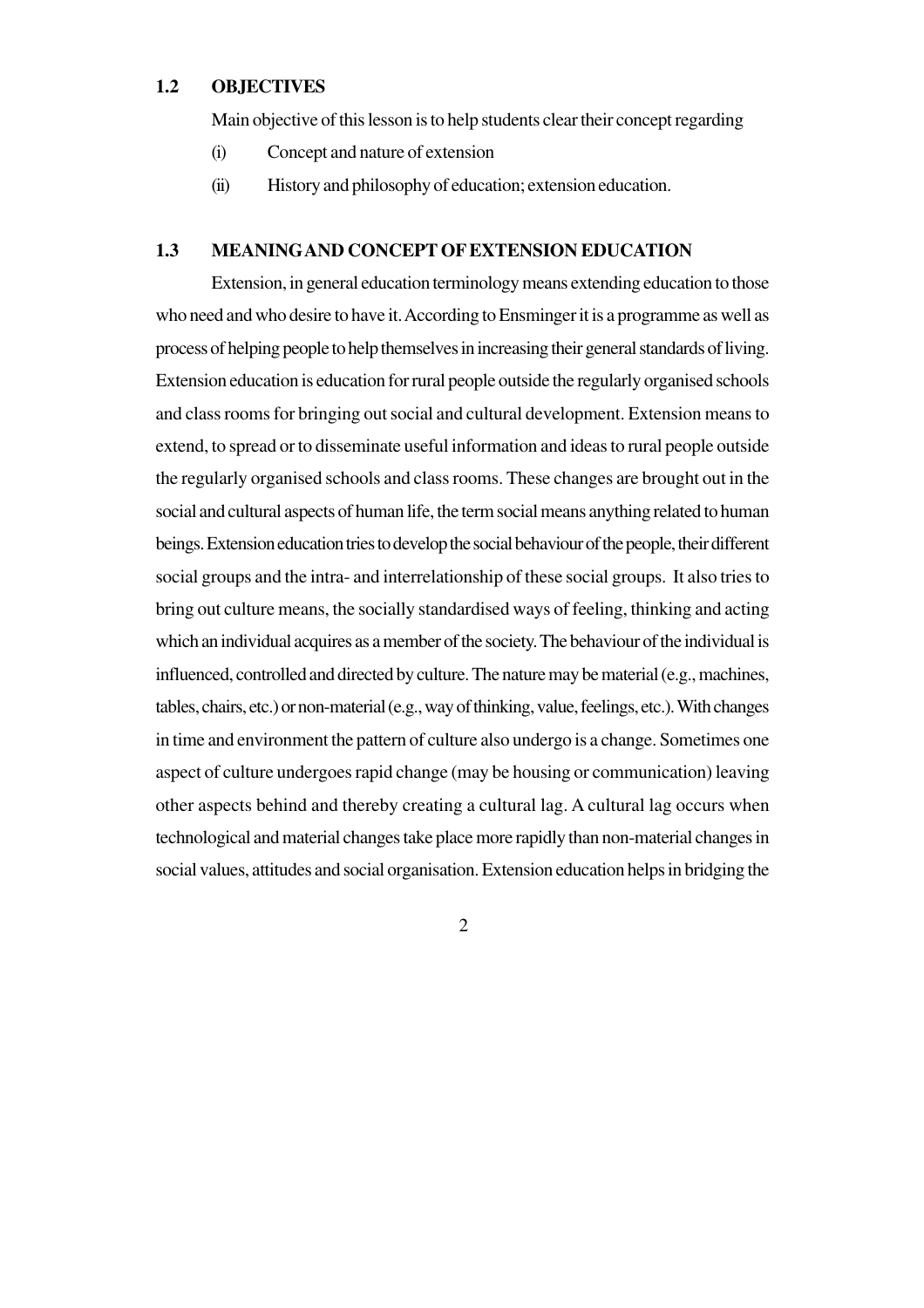## 1.2 OBJECTIVES

Main objective of this lesson is to help students clear their concept regarding

(i) Concept and nature of extension

(ii) History and philosophy of education; extension education.

## 1.3 MEANING AND CONCEPT OF EXTENSION EDUCATION

Extension, in general education terminology means extending education to those who need and who desire to have it. According to Ensminger it is a programme as well as process of helping people to help themselves in increasing their general standards of living. Extension education is education for rural people outside the regularly organised schools and class rooms for bringing out social and cultural development. Extension means to extend, to spread or to disseminate useful information and ideas to rural people outside the regularly organised schools and class rooms. These changes are brought out in the social and cultural aspects of human life, the term social means anything related to human beings. Extension education tries to develop the social behaviour of the people, their different social groups and the intra- and interrelationship of these social groups. It also tries to bring out culture means, the socially standardised ways of feeling, thinking and acting which an individual acquires as a member of the society. The behaviour of the individual is influenced, controlled and directed by culture. The nature may be material (e.g., machines, tables, chairs, etc.) or non-material (e.g., way of thinking, value, feelings, etc.). With changes in time and environment the pattern of culture also undergo is a change. Sometimes one aspect of culture undergoes rapid change (may be housing or communication) leaving other aspects behind and thereby creating a cultural lag. A cultural lag occurs when technological and material changes take place more rapidly than non-material changes in social values, attitudes and social organisation. Extension education helps in bridging the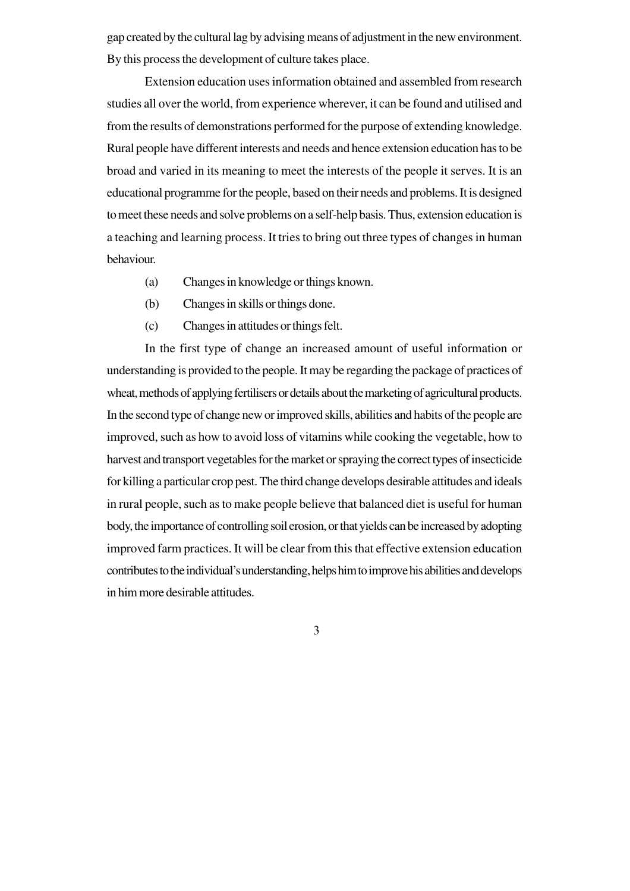gap created by the cultural lag by advising means of adjustment in the new environment. By this process the development of culture takes place.

Extension education uses information obtained and assembled from research studies all over the world, from experience wherever, it can be found and utilised and from the results of demonstrations performed for the purpose of extending knowledge. Rural people have different interests and needs and hence extension education has to be broad and varied in its meaning to meet the interests of the people it serves. It is an educational programme for the people, based on their needs and problems. It is designed to meet these needs and solve problems on a self-help basis. Thus, extension education is a teaching and learning process. It tries to bring out three types of changes in human behaviour.

(a) Changes in knowledge or things known.

(b) Changes in skills or things done.

(c) Changes in attitudes or things felt.

In the first type of change an increased amount of useful information or understanding is provided to the people. It may be regarding the package of practices of wheat, methods of applying fertilisers or details about the marketing of agricultural products. In the second type of change new or improved skills, abilities and habits of the people are improved, such as how to avoid loss of vitamins while cooking the vegetable, how to harvest and transport vegetables for the market or spraying the correct types of insecticide for killing a particular crop pest. The third change develops desirable attitudes and ideals in rural people, such as to make people believe that balanced diet is useful for human body, the importance of controlling soil erosion, or that yields can be increased by adopting improved farm practices. It will be clear from this that effective extension education contributes to the individual's understanding, helps him to improve his abilities and develops in him more desirable attitudes.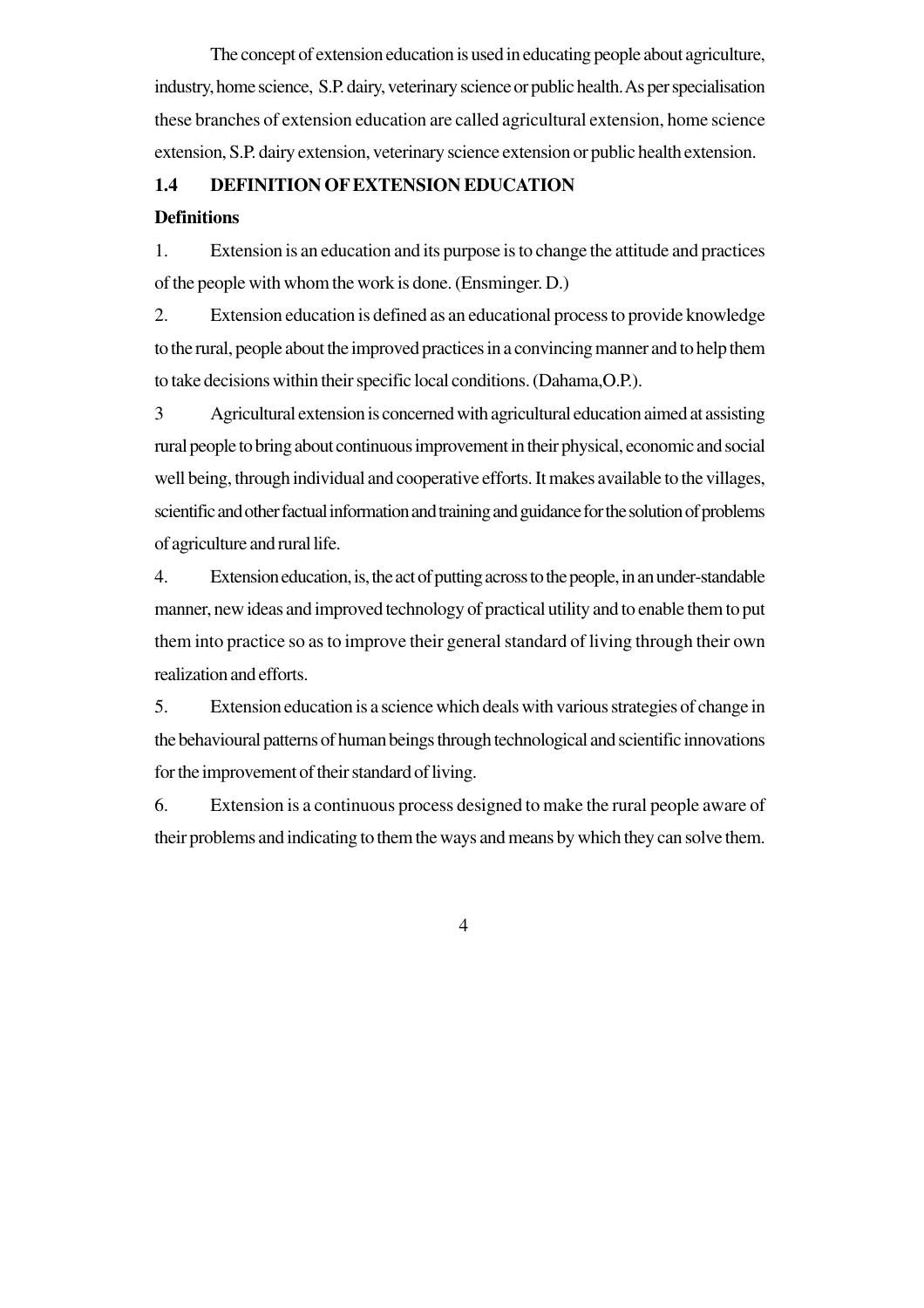The concept of extension education is used in educating people about agriculture, industry, home science, S.P. dairy, veterinary science or public health. As per specialisation these branches of extension education are called agricultural extension, home science extension, S.P. dairy extension, veterinary science extension or public health extension.

## 1.4 DEFINITION OF EXTENSION EDUCATION

**Definitions**

1. Extension is an education and its purpose is to change the attitude and practices of the people with whom the work is done. (Ensminger. D.)

2. Extension education is defined as an educational process to provide knowledge to the rural, people about the improved practices in a convincing manner and to help them to take decisions within their specific local conditions. (Dahama,O.P.).

3 Agricultural extension is concerned with agricultural education aimed at assisting rural people to bring about continuous improvement in their physical, economic and social well being, through individual and cooperative efforts. It makes available to the villages, scientific and other factual information and training and guidance for the solution of problems of agriculture and rural life.

4. Extension education, is, the act of putting across to the people, in an under-standable manner, new ideas and improved technology of practical utility and to enable them to put them into practice so as to improve their general standard of living through their own realization and efforts.

5. Extension education is a science which deals with various strategies of change in the behavioural patterns of human beings through technological and scientific innovations for the improvement of their standard of living.

6. Extension is a continuous process designed to make the rural people aware of their problems and indicating to them the ways and means by which they can solve them.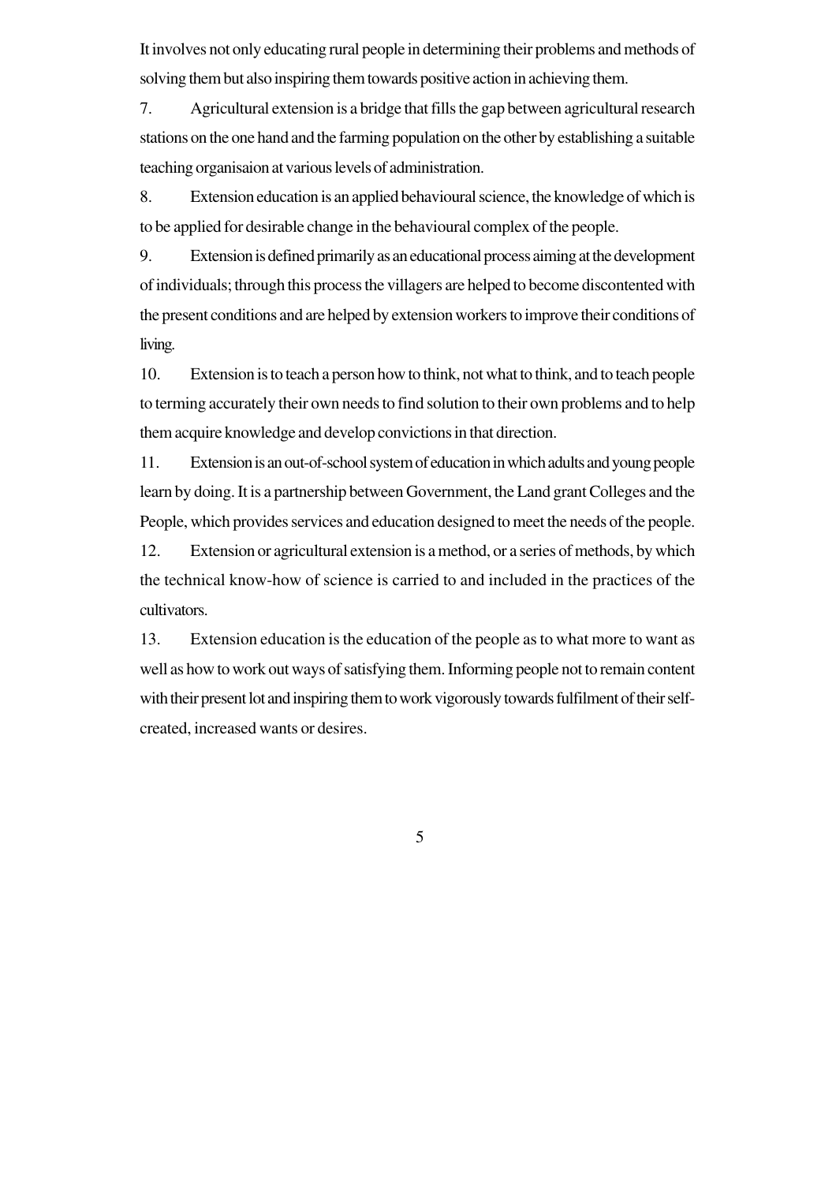It involves not only educating rural people in determining their problems and methods of solving them but also inspiring them towards positive action in achieving them.

7. Agricultural extension is a bridge that fills the gap between agricultural research stations on the one hand and the farming population on the other by establishing a suitable teaching organisaion at various levels of administration.

8. Extension education is an applied behavioural science, the knowledge of which is to be applied for desirable change in the behavioural complex of the people.

9. Extension is defined primarily as an educational process aiming at the development of individuals; through this process the villagers are helped to become discontented with the present conditions and are helped by extension workers to improve their conditions of living.

10. Extension is to teach a person how to think, not what to think, and to teach people to terming accurately their own needs to find solution to their own problems and to help them acquire knowledge and develop convictions in that direction.

11. Extension is an out-of-school system of education in which adults and young people learn by doing. It is a partnership between Government, the Land grant Colleges and the People, which provides services and education designed to meet the needs of the people.

12. Extension or agricultural extension is a method, or a series of methods, by which the technical know-how of science is carried to and included in the practices of the cultivators.

13. Extension education is the education of the people as to what more to want as well as how to work out ways of satisfying them. Informing people not to remain content with their present lot and inspiring them to work vigorously towards fulfilment of their self-created, increased wants or desires.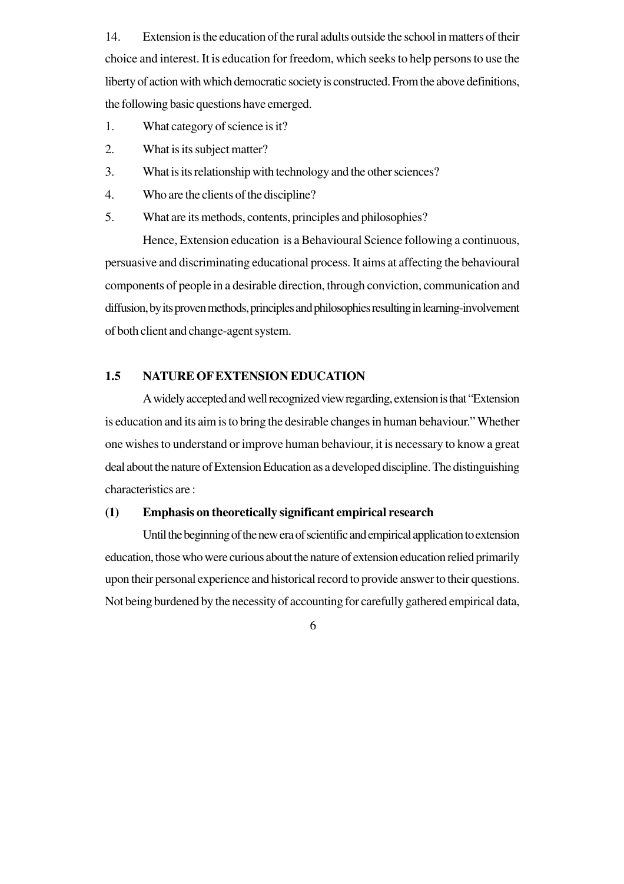14. Extension is the education of the rural adults outside the school in matters of their choice and interest. It is education for freedom, which seeks to help persons to use the liberty of action with which democratic society is constructed. From the above definitions, the following basic questions have emerged.

1. What category of science is it?
2. What is its subject matter?
3. What is its relationship with technology and the other sciences?
4. Who are the clients of the discipline?
5. What are its methods, contents, principles and philosophies?

Hence, Extension education is a Behavioural Science following a continuous, persuasive and discriminating educational process. It aims at affecting the behavioural components of people in a desirable direction, through conviction, communication and diffusion, by its proven methods, principles and philosophies resulting in learning-involvement of both client and change-agent system.

## 1.5 NATURE OF EXTENSION EDUCATION

A widely accepted and well recognized view regarding, extension is that "Extension is education and its aim is to bring the desirable changes in human behaviour." Whether one wishes to understand or improve human behaviour, it is necessary to know a great deal about the nature of Extension Education as a developed discipline. The distinguishing characteristics are :

### (1) Emphasis on theoretically significant empirical research

Until the beginning of the new era of scientific and empirical application to extension education, those who were curious about the nature of extension education relied primarily upon their personal experience and historical record to provide answer to their questions. Not being burdened by the necessity of accounting for carefully gathered empirical data,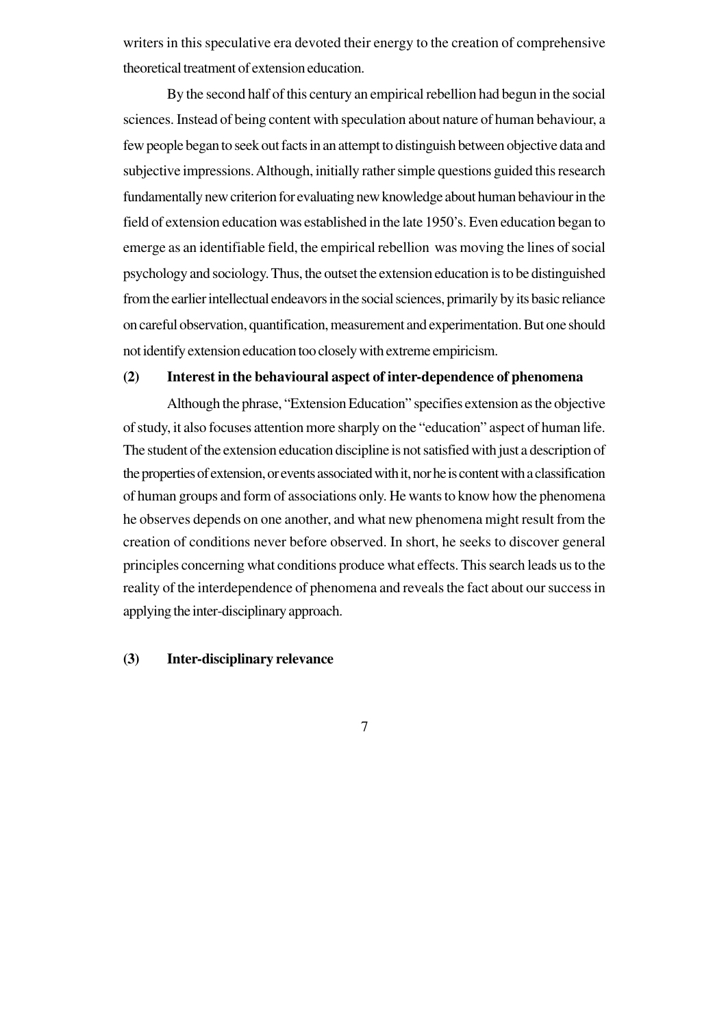writers in this speculative era devoted their energy to the creation of comprehensive theoretical treatment of extension education.

By the second half of this century an empirical rebellion had begun in the social sciences. Instead of being content with speculation about nature of human behaviour, a few people began to seek out facts in an attempt to distinguish between objective data and subjective impressions. Although, initially rather simple questions guided this research fundamentally new criterion for evaluating new knowledge about human behaviour in the field of extension education was established in the late 1950's. Even education began to emerge as an identifiable field, the empirical rebellion was moving the lines of social psychology and sociology. Thus, the outset the extension education is to be distinguished from the earlier intellectual endeavors in the social sciences, primarily by its basic reliance on careful observation, quantification, measurement and experimentation. But one should not identify extension education too closely with extreme empiricism.

**(2) Interest in the behavioural aspect of inter-dependence of phenomena**

Although the phrase, "Extension Education" specifies extension as the objective of study, it also focuses attention more sharply on the "education" aspect of human life. The student of the extension education discipline is not satisfied with just a description of the properties of extension, or events associated with it, nor he is content with a classification of human groups and form of associations only. He wants to know how the phenomena he observes depends on one another, and what new phenomena might result from the creation of conditions never before observed. In short, he seeks to discover general principles concerning what conditions produce what effects. This search leads us to the reality of the interdependence of phenomena and reveals the fact about our success in applying the inter-disciplinary approach.

**(3) Inter-disciplinary relevance**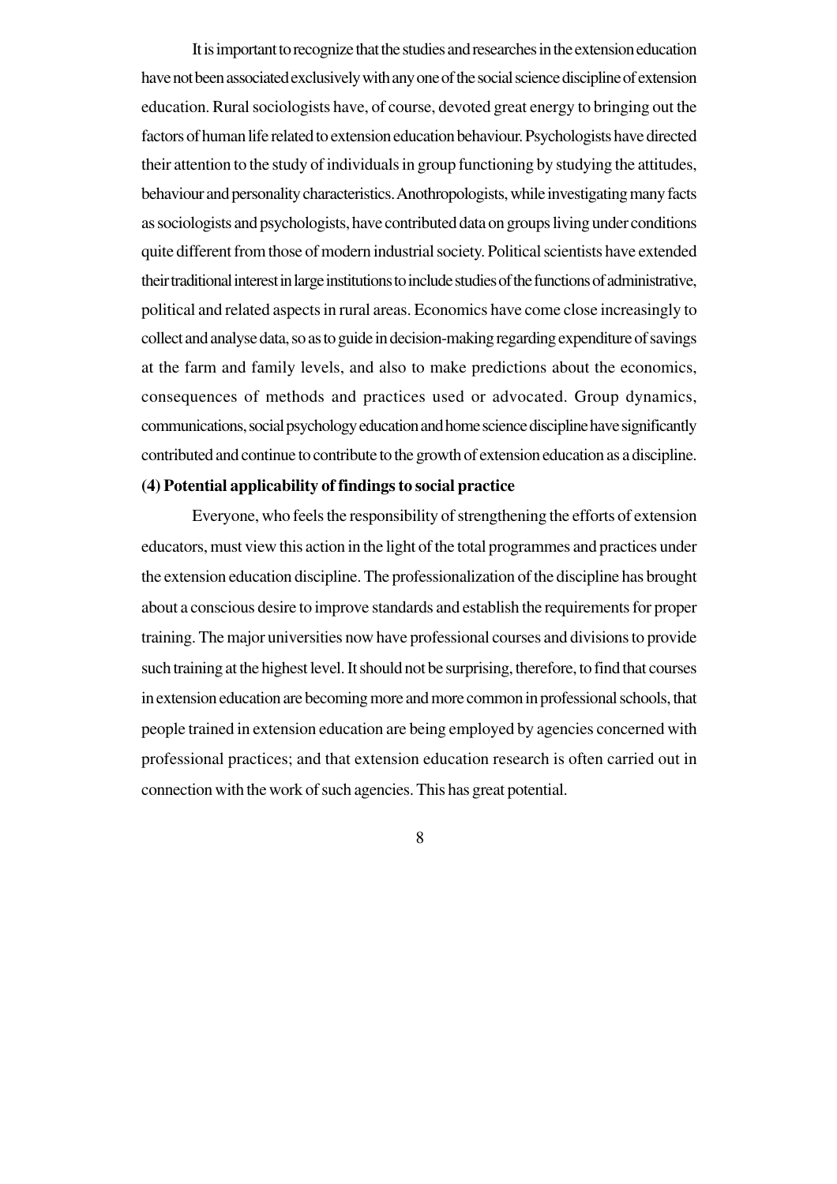It is important to recognize that the studies and researches in the extension education have not been associated exclusively with any one of the social science discipline of extension education. Rural sociologists have, of course, devoted great energy to bringing out the factors of human life related to extension education behaviour. Psychologists have directed their attention to the study of individuals in group functioning by studying the attitudes, behaviour and personality characteristics. Anothropologists, while investigating many facts as sociologists and psychologists, have contributed data on groups living under conditions quite different from those of modern industrial society. Political scientists have extended their traditional interest in large institutions to include studies of the functions of administrative, political and related aspects in rural areas. Economics have come close increasingly to collect and analyse data, so as to guide in decision-making regarding expenditure of savings at the farm and family levels, and also to make predictions about the economics, consequences of methods and practices used or advocated. Group dynamics, communications, social psychology education and home science discipline have significantly contributed and continue to contribute to the growth of extension education as a discipline.

**(4) Potential applicability of findings to social practice**

Everyone, who feels the responsibility of strengthening the efforts of extension educators, must view this action in the light of the total programmes and practices under the extension education discipline. The professionalization of the discipline has brought about a conscious desire to improve standards and establish the requirements for proper training. The major universities now have professional courses and divisions to provide such training at the highest level. It should not be surprising, therefore, to find that courses in extension education are becoming more and more common in professional schools, that people trained in extension education are being employed by agencies concerned with professional practices; and that extension education research is often carried out in connection with the work of such agencies. This has great potential.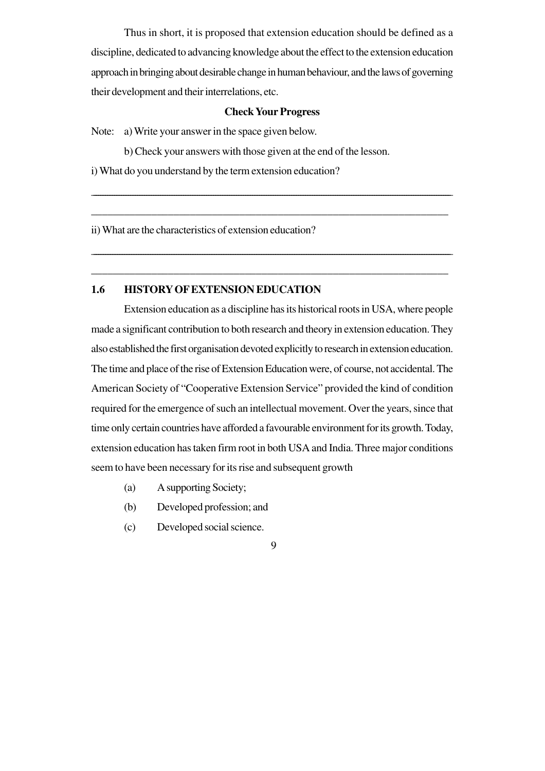Thus in short, it is proposed that extension education should be defined as a discipline, dedicated to advancing knowledge about the effect to the extension education approach in bringing about desirable change in human behaviour, and the laws of governing their development and their interrelations, etc.

**Check Your Progress**

Note: a) Write your answer in the space given below.

b) Check your answers with those given at the end of the lesson.

i) What do you understand by the term extension education?

___________________________________________________________________________

___________________________________________________________________________

ii) What are the characteristics of extension education?

___________________________________________________________________________

___________________________________________________________________________

## 1.6 HISTORY OF EXTENSION EDUCATION

Extension education as a discipline has its historical roots in USA, where people made a significant contribution to both research and theory in extension education. They also established the first organisation devoted explicitly to research in extension education. The time and place of the rise of Extension Education were, of course, not accidental. The American Society of "Cooperative Extension Service" provided the kind of condition required for the emergence of such an intellectual movement. Over the years, since that time only certain countries have afforded a favourable environment for its growth. Today, extension education has taken firm root in both USA and India. Three major conditions seem to have been necessary for its rise and subsequent growth

(a) A supporting Society;

(b) Developed profession; and

(c) Developed social science.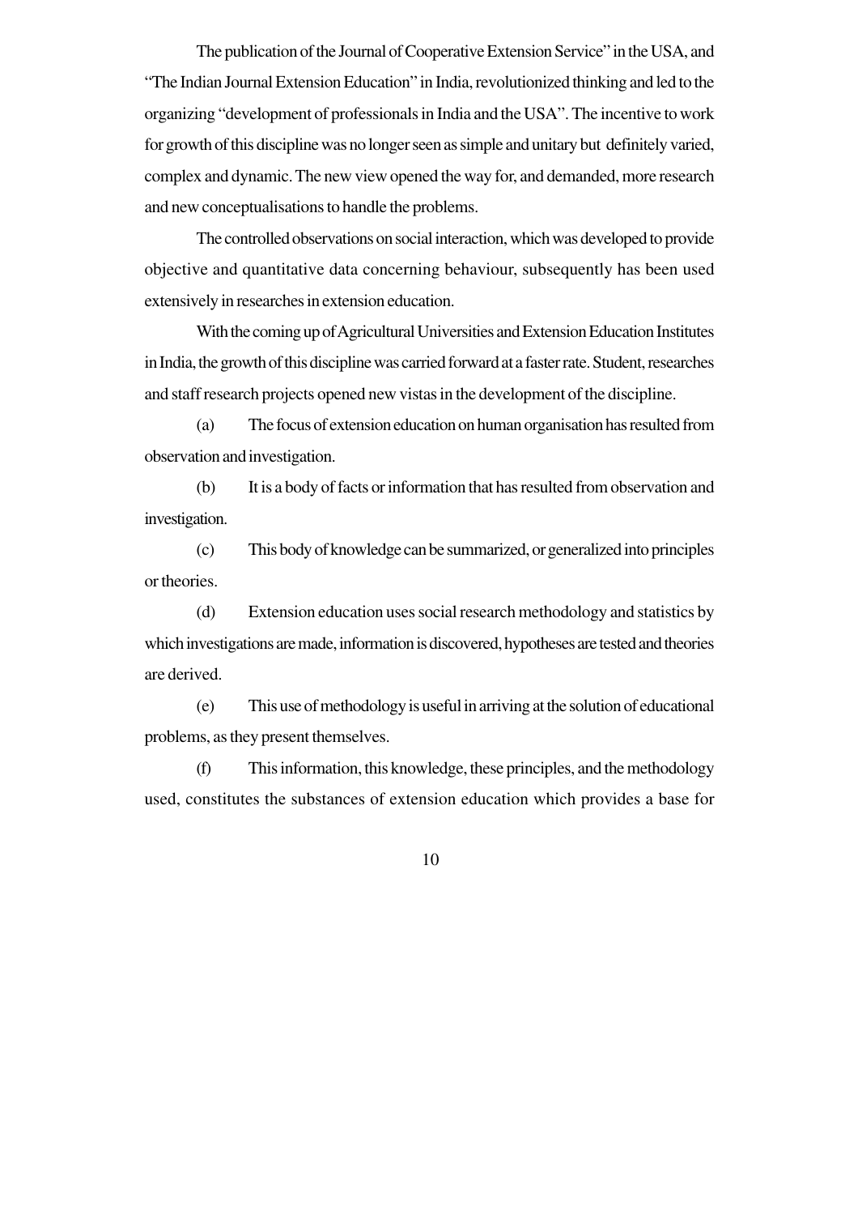The publication of the Journal of Cooperative Extension Service" in the USA, and "The Indian Journal Extension Education" in India, revolutionized thinking and led to the organizing "development of professionals in India and the USA". The incentive to work for growth of this discipline was no longer seen as simple and unitary but definitely varied, complex and dynamic. The new view opened the way for, and demanded, more research and new conceptualisations to handle the problems.

The controlled observations on social interaction, which was developed to provide objective and quantitative data concerning behaviour, subsequently has been used extensively in researches in extension education.

With the coming up of Agricultural Universities and Extension Education Institutes in India, the growth of this discipline was carried forward at a faster rate. Student, researches and staff research projects opened new vistas in the development of the discipline.

(a) The focus of extension education on human organisation has resulted from observation and investigation.

(b) It is a body of facts or information that has resulted from observation and investigation.

(c) This body of knowledge can be summarized, or generalized into principles or theories.

(d) Extension education uses social research methodology and statistics by which investigations are made, information is discovered, hypotheses are tested and theories are derived.

(e) This use of methodology is useful in arriving at the solution of educational problems, as they present themselves.

(f) This information, this knowledge, these principles, and the methodology used, constitutes the substances of extension education which provides a base for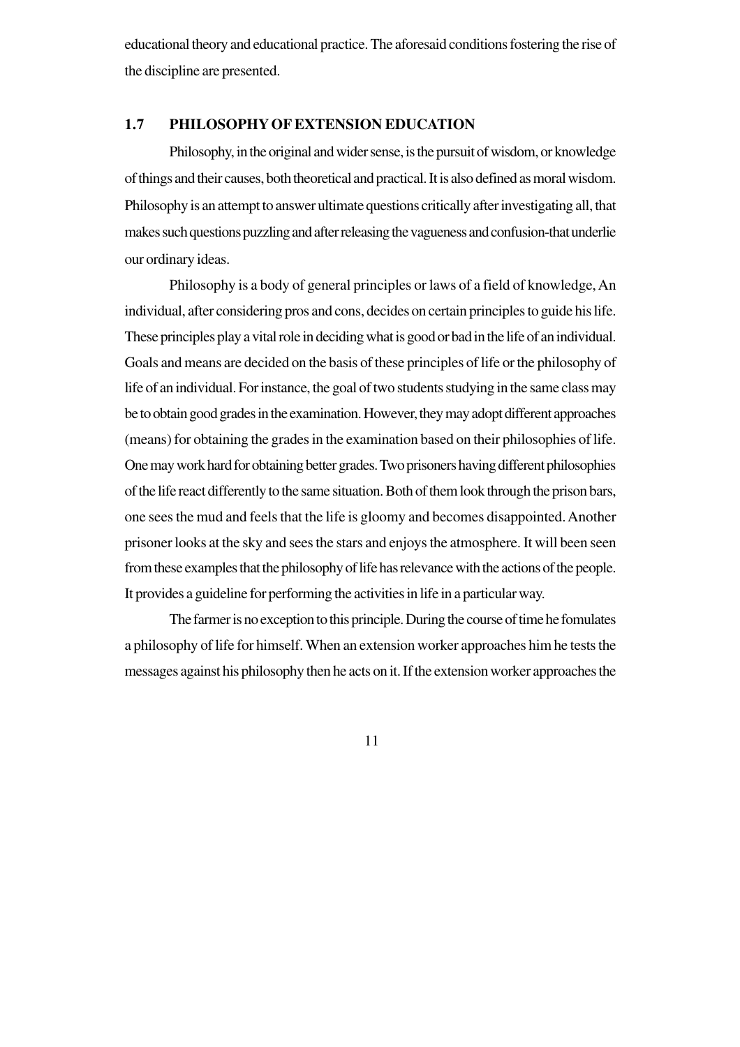educational theory and educational practice. The aforesaid conditions fostering the rise of the discipline are presented.

## 1.7 PHILOSOPHY OF EXTENSION EDUCATION

Philosophy, in the original and wider sense, is the pursuit of wisdom, or knowledge of things and their causes, both theoretical and practical. It is also defined as moral wisdom. Philosophy is an attempt to answer ultimate questions critically after investigating all, that makes such questions puzzling and after releasing the vagueness and confusion-that underlie our ordinary ideas.

Philosophy is a body of general principles or laws of a field of knowledge, An individual, after considering pros and cons, decides on certain principles to guide his life. These principles play a vital role in deciding what is good or bad in the life of an individual. Goals and means are decided on the basis of these principles of life or the philosophy of life of an individual. For instance, the goal of two students studying in the same class may be to obtain good grades in the examination. However, they may adopt different approaches (means) for obtaining the grades in the examination based on their philosophies of life. One may work hard for obtaining better grades. Two prisoners having different philosophies of the life react differently to the same situation. Both of them look through the prison bars, one sees the mud and feels that the life is gloomy and becomes disappointed. Another prisoner looks at the sky and sees the stars and enjoys the atmosphere. It will been seen from these examples that the philosophy of life has relevance with the actions of the people. It provides a guideline for performing the activities in life in a particular way.

The farmer is no exception to this principle. During the course of time he fomulates a philosophy of life for himself. When an extension worker approaches him he tests the messages against his philosophy then he acts on it. If the extension worker approaches the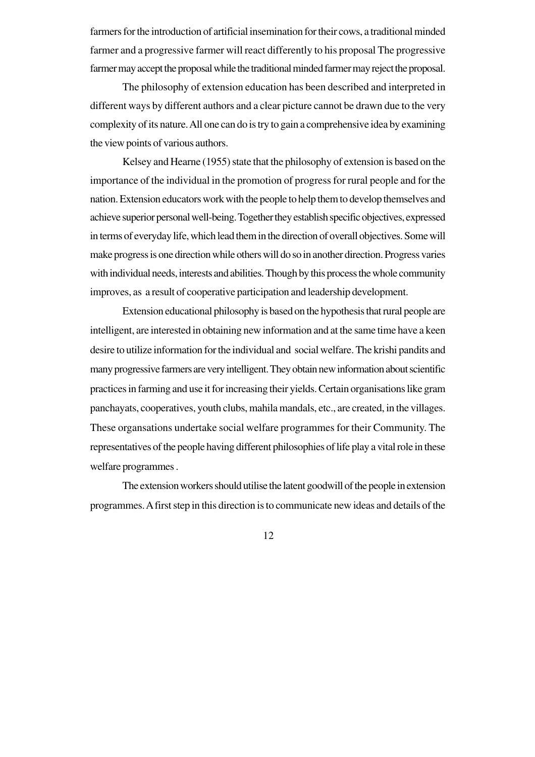farmers for the introduction of artificial insemination for their cows, a traditional minded farmer and a progressive farmer will react differently to his proposal The progressive farmer may accept the proposal while the traditional minded farmer may reject the proposal.

The philosophy of extension education has been described and interpreted in different ways by different authors and a clear picture cannot be drawn due to the very complexity of its nature. All one can do is try to gain a comprehensive idea by examining the view points of various authors.

Kelsey and Hearne (1955) state that the philosophy of extension is based on the importance of the individual in the promotion of progress for rural people and for the nation. Extension educators work with the people to help them to develop themselves and achieve superior personal well-being. Together they establish specific objectives, expressed in terms of everyday life, which lead them in the direction of overall objectives. Some will make progress is one direction while others will do so in another direction. Progress varies with individual needs, interests and abilities. Though by this process the whole community improves, as a result of cooperative participation and leadership development.

Extension educational philosophy is based on the hypothesis that rural people are intelligent, are interested in obtaining new information and at the same time have a keen desire to utilize information for the individual and social welfare. The krishi pandits and many progressive farmers are very intelligent. They obtain new information about scientific practices in farming and use it for increasing their yields. Certain organisations like gram panchayats, cooperatives, youth clubs, mahila mandals, etc., are created, in the villages. These organsations undertake social welfare programmes for their Community. The representatives of the people having different philosophies of life play a vital role in these welfare programmes .

The extension workers should utilise the latent goodwill of the people in extension programmes. A first step in this direction is to communicate new ideas and details of the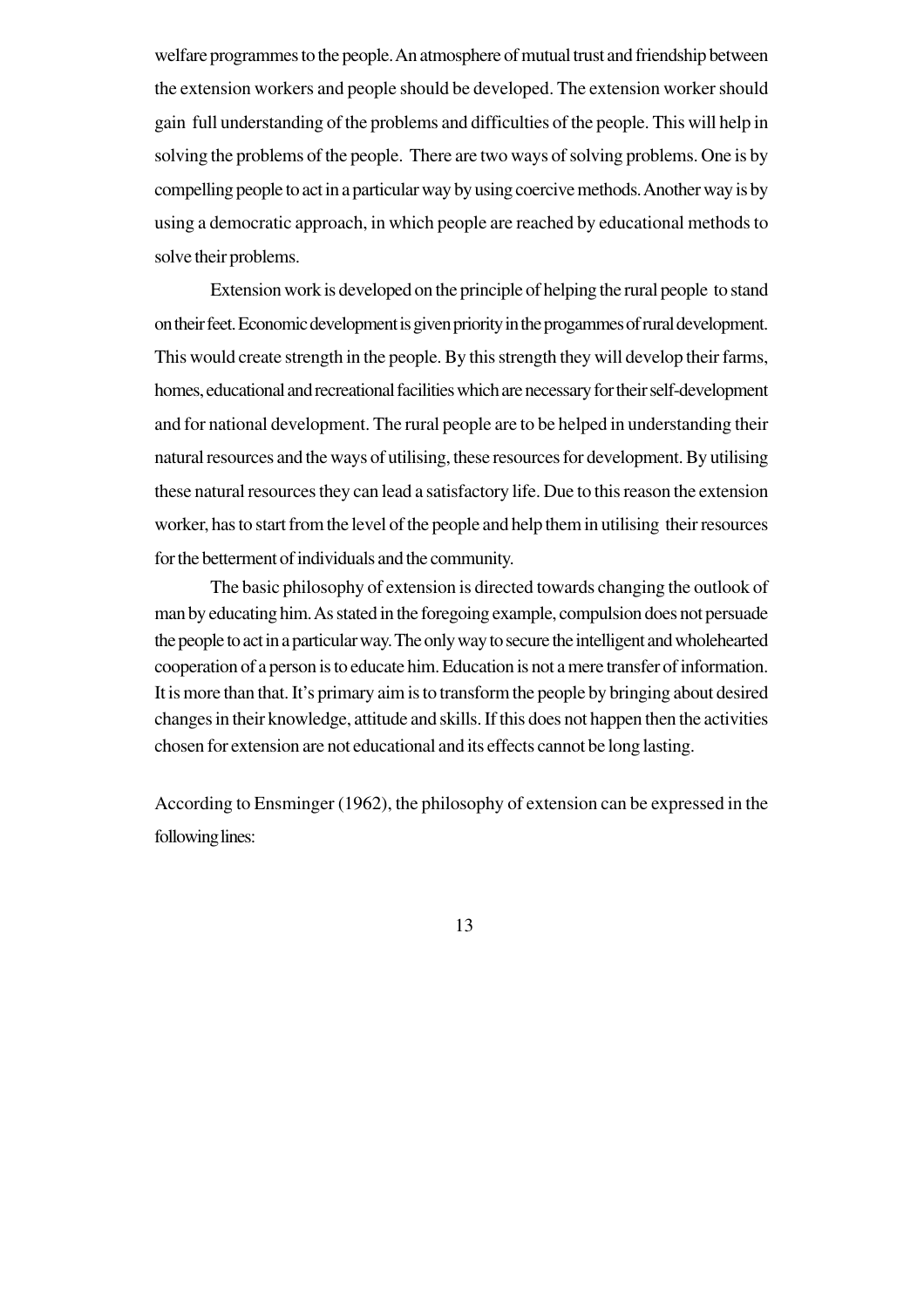welfare programmes to the people. An atmosphere of mutual trust and friendship between the extension workers and people should be developed. The extension worker should gain full understanding of the problems and difficulties of the people. This will help in solving the problems of the people. There are two ways of solving problems. One is by compelling people to act in a particular way by using coercive methods. Another way is by using a democratic approach, in which people are reached by educational methods to solve their problems.

Extension work is developed on the principle of helping the rural people to stand on their feet. Economic development is given priority in the progammes of rural development. This would create strength in the people. By this strength they will develop their farms, homes, educational and recreational facilities which are necessary for their self-development and for national development. The rural people are to be helped in understanding their natural resources and the ways of utilising, these resources for development. By utilising these natural resources they can lead a satisfactory life. Due to this reason the extension worker, has to start from the level of the people and help them in utilising their resources for the betterment of individuals and the community.

The basic philosophy of extension is directed towards changing the outlook of man by educating him. As stated in the foregoing example, compulsion does not persuade the people to act in a particular way. The only way to secure the intelligent and wholehearted cooperation of a person is to educate him. Education is not a mere transfer of information. It is more than that. It's primary aim is to transform the people by bringing about desired changes in their knowledge, attitude and skills. If this does not happen then the activities chosen for extension are not educational and its effects cannot be long lasting.

According to Ensminger (1962), the philosophy of extension can be expressed in the following lines: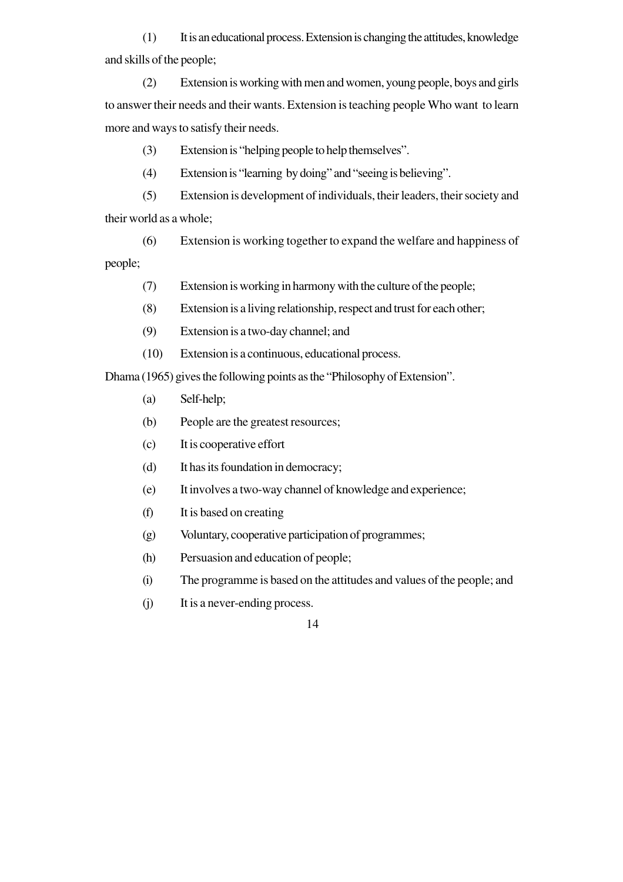(1) It is an educational process. Extension is changing the attitudes, knowledge and skills of the people;

(2) Extension is working with men and women, young people, boys and girls to answer their needs and their wants. Extension is teaching people Who want to learn more and ways to satisfy their needs.

(3) Extension is "helping people to help themselves".

(4) Extension is "learning by doing" and "seeing is believing".

(5) Extension is development of individuals, their leaders, their society and their world as a whole;

(6) Extension is working together to expand the welfare and happiness of people;

(7) Extension is working in harmony with the culture of the people;

(8) Extension is a living relationship, respect and trust for each other;

(9) Extension is a two-day channel; and

(10) Extension is a continuous, educational process.

Dhama (1965) gives the following points as the "Philosophy of Extension".

(a) Self-help;

(b) People are the greatest resources;

(c) It is cooperative effort

(d) It has its foundation in democracy;

(e) It involves a two-way channel of knowledge and experience;

(f) It is based on creating

(g) Voluntary, cooperative participation of programmes;

(h) Persuasion and education of people;

(i) The programme is based on the attitudes and values of the people; and

(j) It is a never-ending process.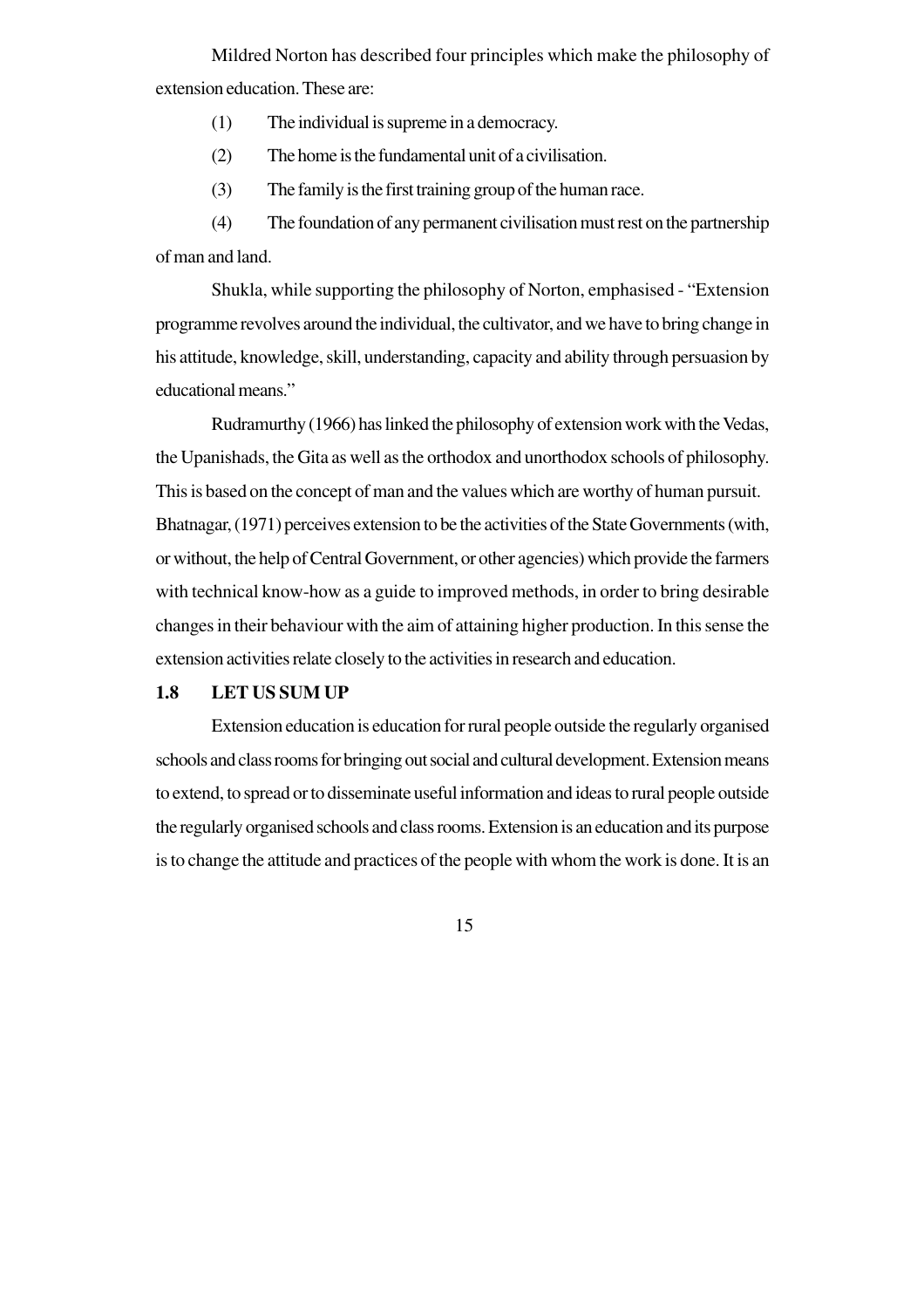Mildred Norton has described four principles which make the philosophy of extension education. These are:

(1) The individual is supreme in a democracy.

(2) The home is the fundamental unit of a civilisation.

(3) The family is the first training group of the human race.

(4) The foundation of any permanent civilisation must rest on the partnership of man and land.

Shukla, while supporting the philosophy of Norton, emphasised - "Extension programme revolves around the individual, the cultivator, and we have to bring change in his attitude, knowledge, skill, understanding, capacity and ability through persuasion by educational means."

Rudramurthy (1966) has linked the philosophy of extension work with the Vedas, the Upanishads, the Gita as well as the orthodox and unorthodox schools of philosophy. This is based on the concept of man and the values which are worthy of human pursuit. Bhatnagar, (1971) perceives extension to be the activities of the State Governments (with, or without, the help of Central Government, or other agencies) which provide the farmers with technical know-how as a guide to improved methods, in order to bring desirable changes in their behaviour with the aim of attaining higher production. In this sense the extension activities relate closely to the activities in research and education.

## 1.8 LET US SUM UP

Extension education is education for rural people outside the regularly organised schools and class rooms for bringing out social and cultural development. Extension means to extend, to spread or to disseminate useful information and ideas to rural people outside the regularly organised schools and class rooms. Extension is an education and its purpose is to change the attitude and practices of the people with whom the work is done. It is an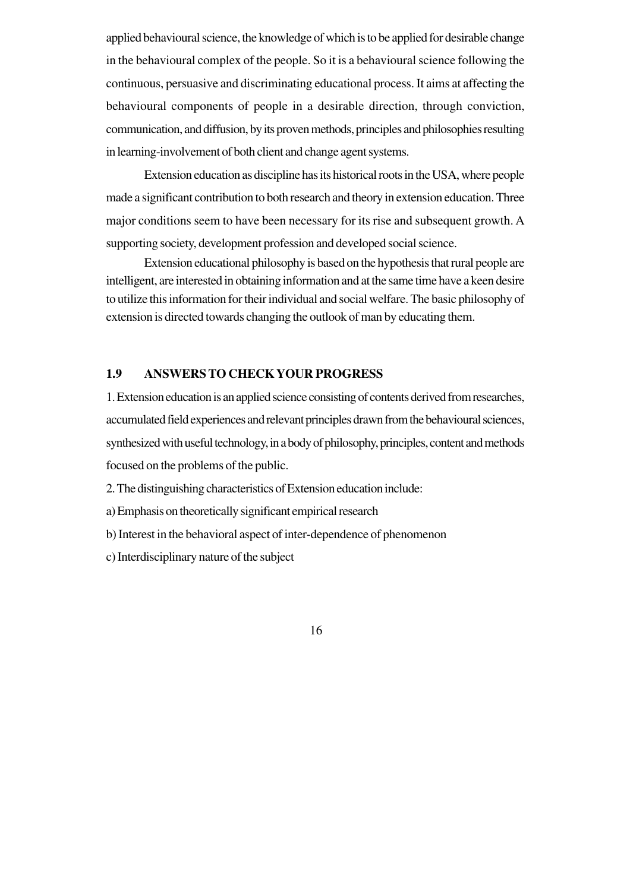applied behavioural science, the knowledge of which is to be applied for desirable change in the behavioural complex of the people. So it is a behavioural science following the continuous, persuasive and discriminating educational process. It aims at affecting the behavioural components of people in a desirable direction, through conviction, communication, and diffusion, by its proven methods, principles and philosophies resulting in learning-involvement of both client and change agent systems.

Extension education as discipline has its historical roots in the USA, where people made a significant contribution to both research and theory in extension education. Three major conditions seem to have been necessary for its rise and subsequent growth. A supporting society, development profession and developed social science.

Extension educational philosophy is based on the hypothesis that rural people are intelligent, are interested in obtaining information and at the same time have a keen desire to utilize this information for their individual and social welfare. The basic philosophy of extension is directed towards changing the outlook of man by educating them.

## 1.9 ANSWERS TO CHECK YOUR PROGRESS

1. Extension education is an applied science consisting of contents derived from researches, accumulated field experiences and relevant principles drawn from the behavioural sciences, synthesized with useful technology, in a body of philosophy, principles, content and methods focused on the problems of the public.

2. The distinguishing characteristics of Extension education include:

a) Emphasis on theoretically significant empirical research

b) Interest in the behavioral aspect of inter-dependence of phenomenon

c) Interdisciplinary nature of the subject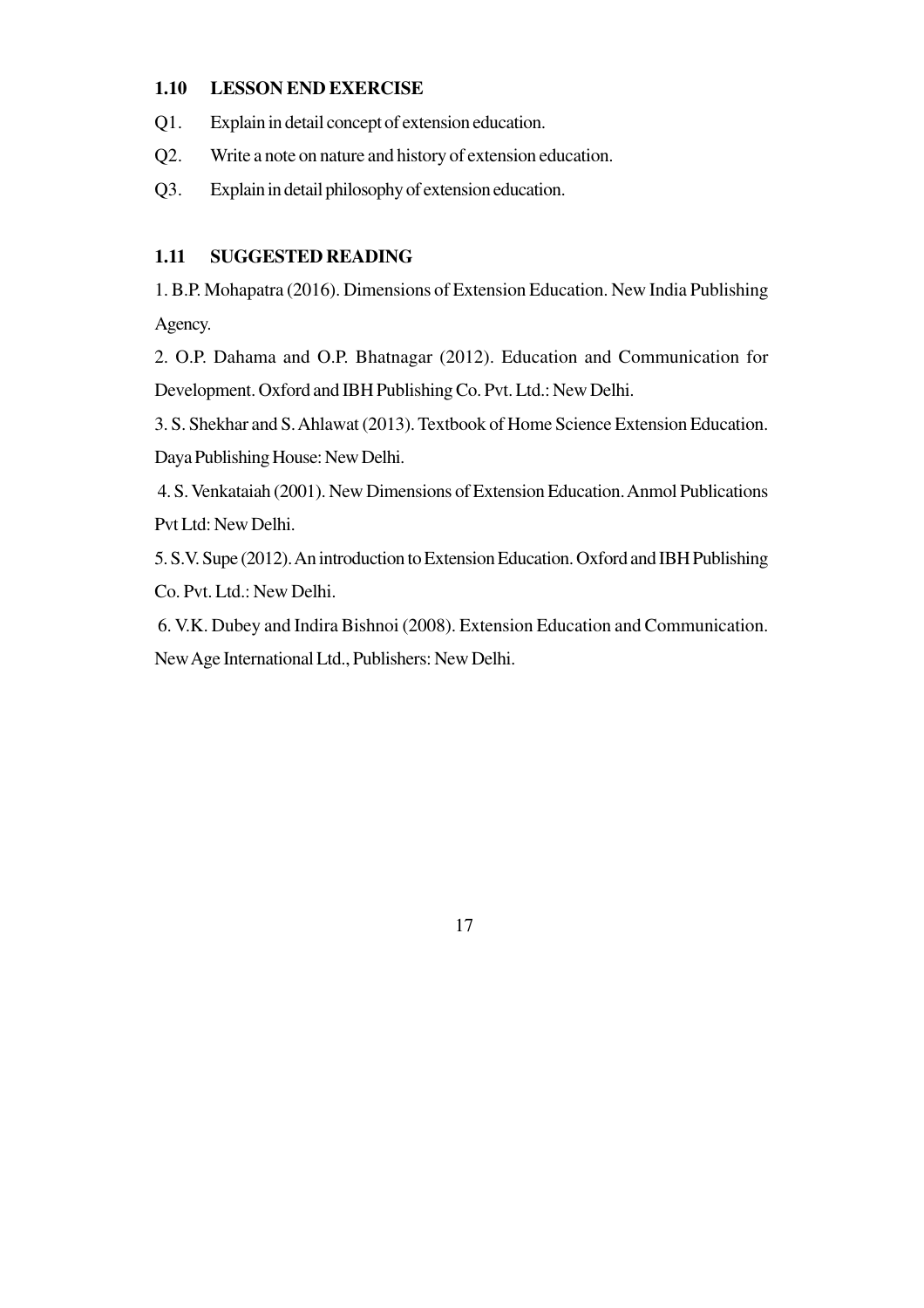### 1.10 LESSON END EXERCISE

Q1. Explain in detail concept of extension education.

Q2. Write a note on nature and history of extension education.

Q3. Explain in detail philosophy of extension education.

### 1.11 SUGGESTED READING

1. B.P. Mohapatra (2016). Dimensions of Extension Education. New India Publishing Agency.

2. O.P. Dahama and O.P. Bhatnagar (2012). Education and Communication for Development. Oxford and IBH Publishing Co. Pvt. Ltd.: New Delhi.

3. S. Shekhar and S. Ahlawat (2013). Textbook of Home Science Extension Education. Daya Publishing House: New Delhi.

4. S. Venkataiah (2001). New Dimensions of Extension Education. Anmol Publications Pvt Ltd: New Delhi.

5. S.V. Supe (2012). An introduction to Extension Education. Oxford and IBH Publishing Co. Pvt. Ltd.: New Delhi.

6. V.K. Dubey and Indira Bishnoi (2008). Extension Education and Communication. New Age International Ltd., Publishers: New Delhi.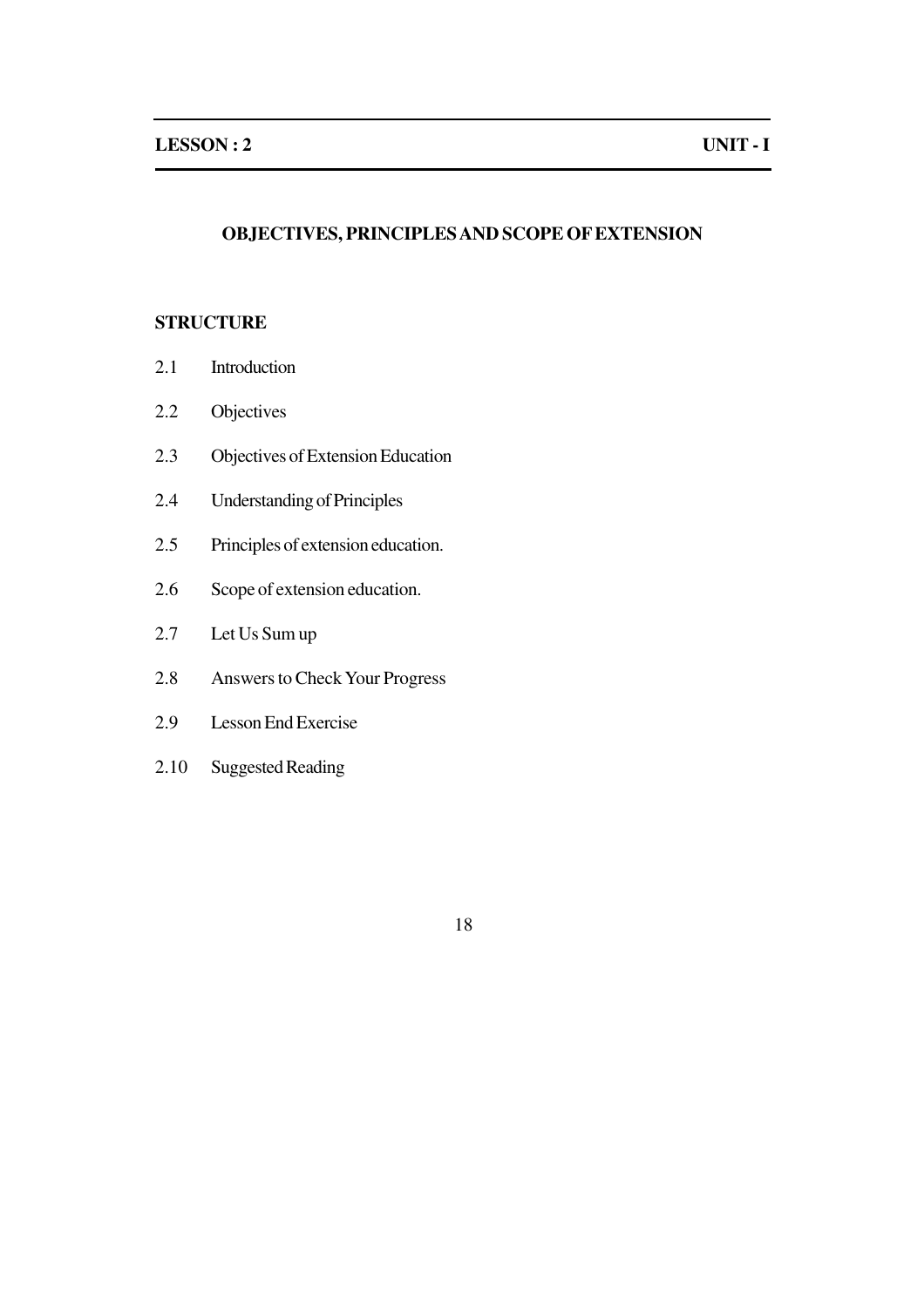**LESSON : 2** **UNIT - I**

## OBJECTIVES, PRINCIPLES AND SCOPE OF EXTENSION

### STRUCTURE

2.1 Introduction

2.2 Objectives

2.3 Objectives of Extension Education

2.4 Understanding of Principles

2.5 Principles of extension education.

2.6 Scope of extension education.

2.7 Let Us Sum up

2.8 Answers to Check Your Progress

2.9 Lesson End Exercise

2.10 Suggested Reading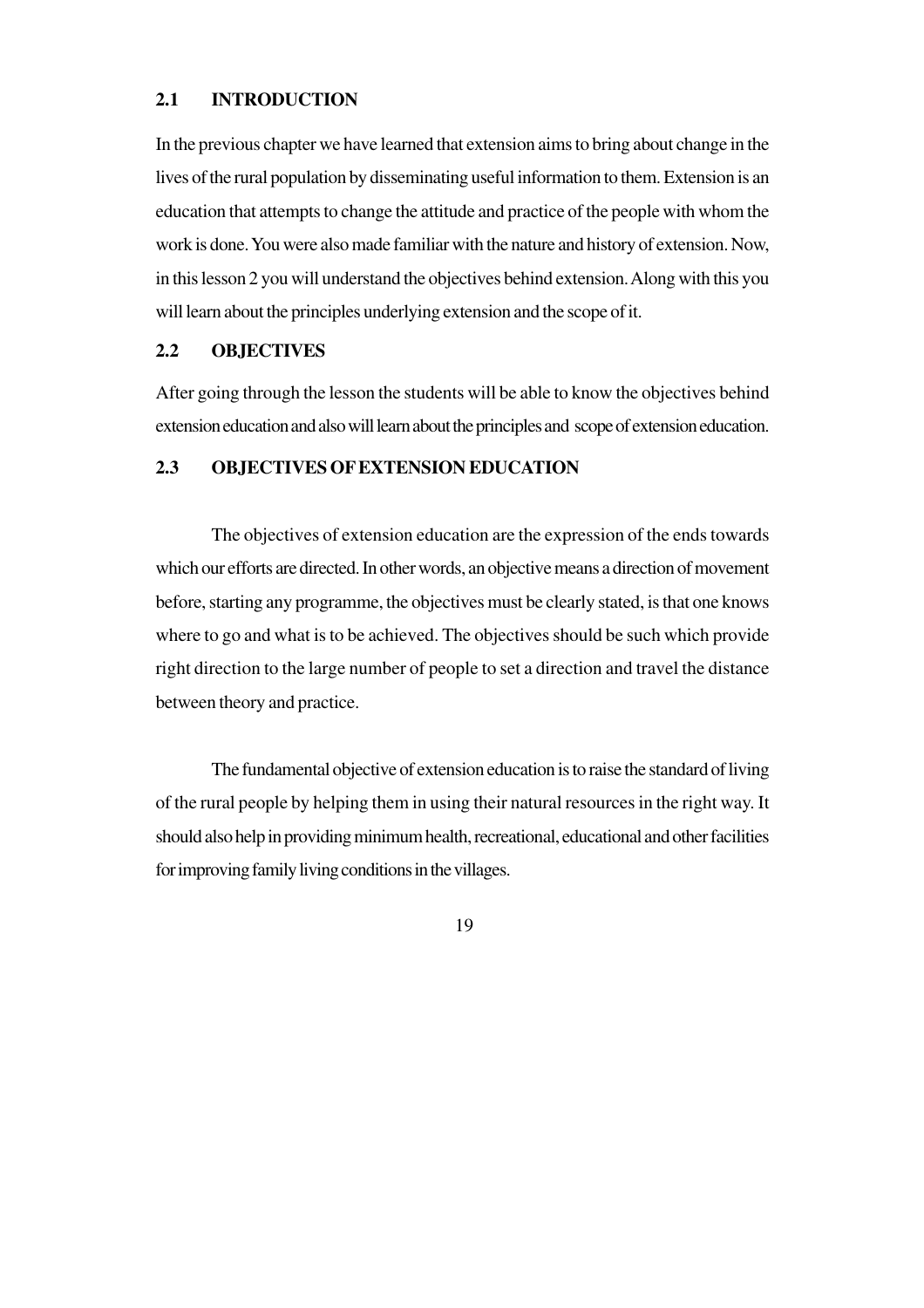## 2.1 INTRODUCTION

In the previous chapter we have learned that extension aims to bring about change in the lives of the rural population by disseminating useful information to them. Extension is an education that attempts to change the attitude and practice of the people with whom the work is done. You were also made familiar with the nature and history of extension. Now, in this lesson 2 you will understand the objectives behind extension. Along with this you will learn about the principles underlying extension and the scope of it.

## 2.2 OBJECTIVES

After going through the lesson the students will be able to know the objectives behind extension education and also will learn about the principles and scope of extension education.

## 2.3 OBJECTIVES OF EXTENSION EDUCATION

The objectives of extension education are the expression of the ends towards which our efforts are directed. In other words, an objective means a direction of movement before, starting any programme, the objectives must be clearly stated, is that one knows where to go and what is to be achieved. The objectives should be such which provide right direction to the large number of people to set a direction and travel the distance between theory and practice.

The fundamental objective of extension education is to raise the standard of living of the rural people by helping them in using their natural resources in the right way. It should also help in providing minimum health, recreational, educational and other facilities for improving family living conditions in the villages.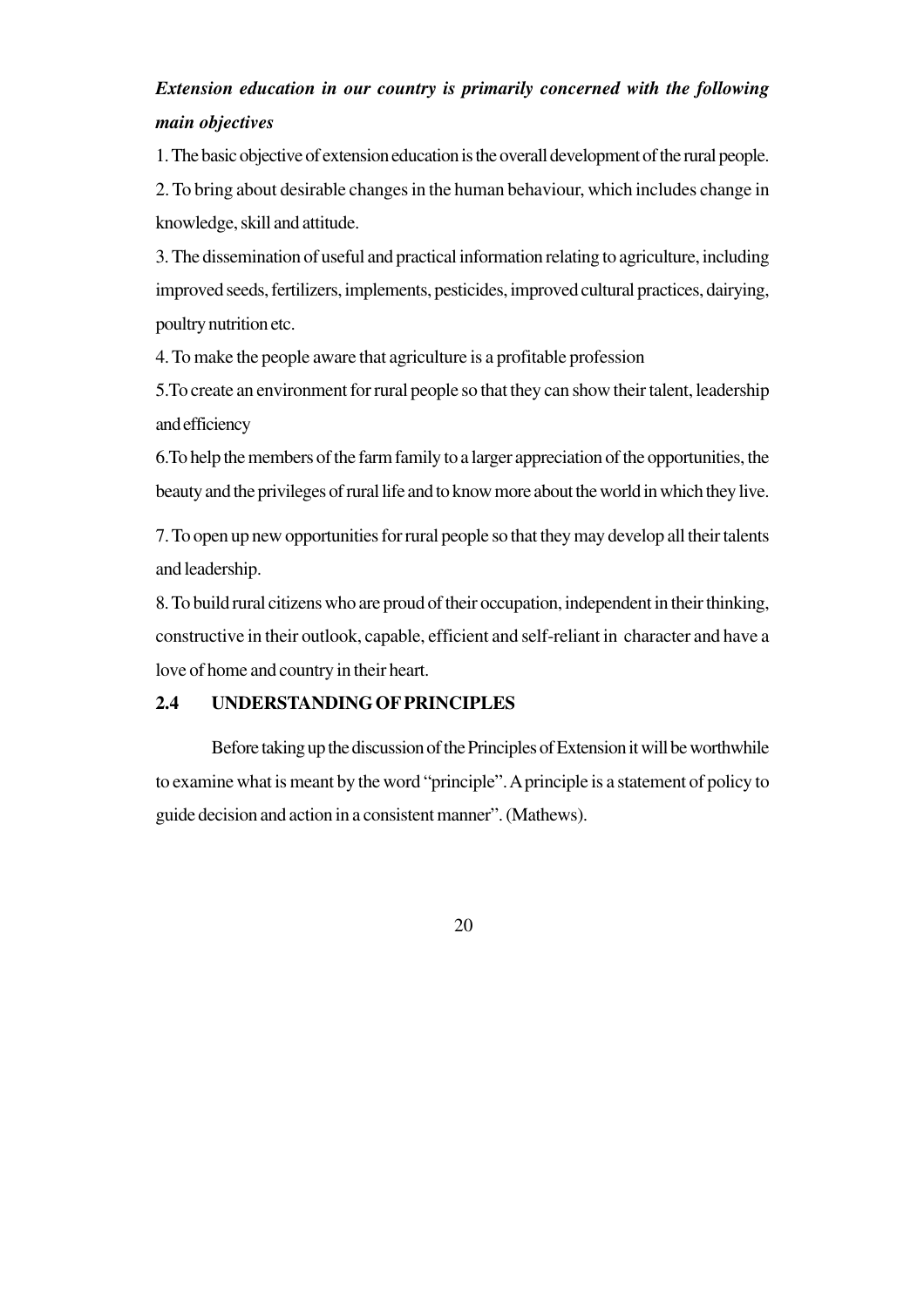***Extension education in our country is primarily concerned with the following main objectives***

1. The basic objective of extension education is the overall development of the rural people.

2. To bring about desirable changes in the human behaviour, which includes change in knowledge, skill and attitude.

3. The dissemination of useful and practical information relating to agriculture, including improved seeds, fertilizers, implements, pesticides, improved cultural practices, dairying, poultry nutrition etc.

4. To make the people aware that agriculture is a profitable profession

5.To create an environment for rural people so that they can show their talent, leadership and efficiency

6.To help the members of the farm family to a larger appreciation of the opportunities, the beauty and the privileges of rural life and to know more about the world in which they live.

7. To open up new opportunities for rural people so that they may develop all their talents and leadership.

8. To build rural citizens who are proud of their occupation, independent in their thinking, constructive in their outlook, capable, efficient and self-reliant in character and have a love of home and country in their heart.

## 2.4 UNDERSTANDING OF PRINCIPLES

Before taking up the discussion of the Principles of Extension it will be worthwhile to examine what is meant by the word "principle". A principle is a statement of policy to guide decision and action in a consistent manner". (Mathews).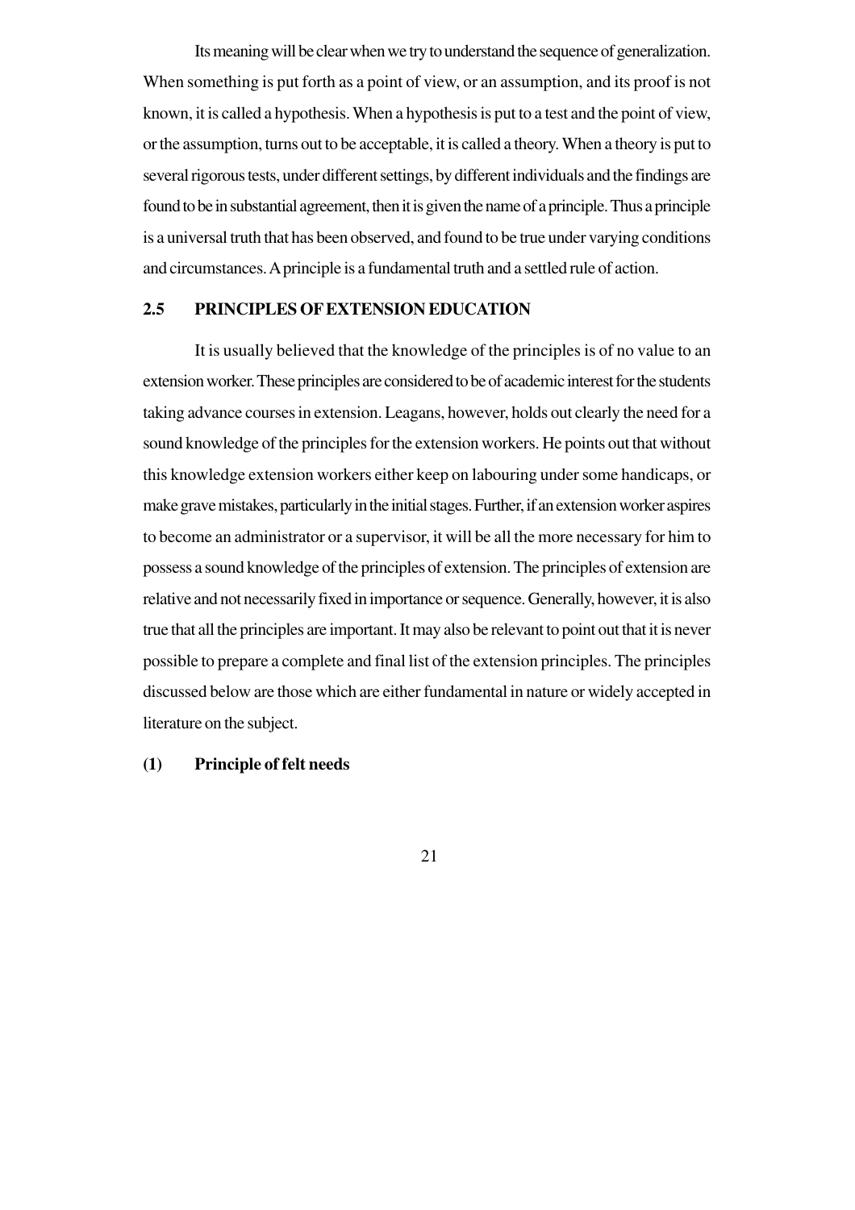Its meaning will be clear when we try to understand the sequence of generalization. When something is put forth as a point of view, or an assumption, and its proof is not known, it is called a hypothesis. When a hypothesis is put to a test and the point of view, or the assumption, turns out to be acceptable, it is called a theory. When a theory is put to several rigorous tests, under different settings, by different individuals and the findings are found to be in substantial agreement, then it is given the name of a principle. Thus a principle is a universal truth that has been observed, and found to be true under varying conditions and circumstances. A principle is a fundamental truth and a settled rule of action.

## 2.5 PRINCIPLES OF EXTENSION EDUCATION

It is usually believed that the knowledge of the principles is of no value to an extension worker. These principles are considered to be of academic interest for the students taking advance courses in extension. Leagans, however, holds out clearly the need for a sound knowledge of the principles for the extension workers. He points out that without this knowledge extension workers either keep on labouring under some handicaps, or make grave mistakes, particularly in the initial stages. Further, if an extension worker aspires to become an administrator or a supervisor, it will be all the more necessary for him to possess a sound knowledge of the principles of extension. The principles of extension are relative and not necessarily fixed in importance or sequence. Generally, however, it is also true that all the principles are important. It may also be relevant to point out that it is never possible to prepare a complete and final list of the extension principles. The principles discussed below are those which are either fundamental in nature or widely accepted in literature on the subject.

### (1) Principle of felt needs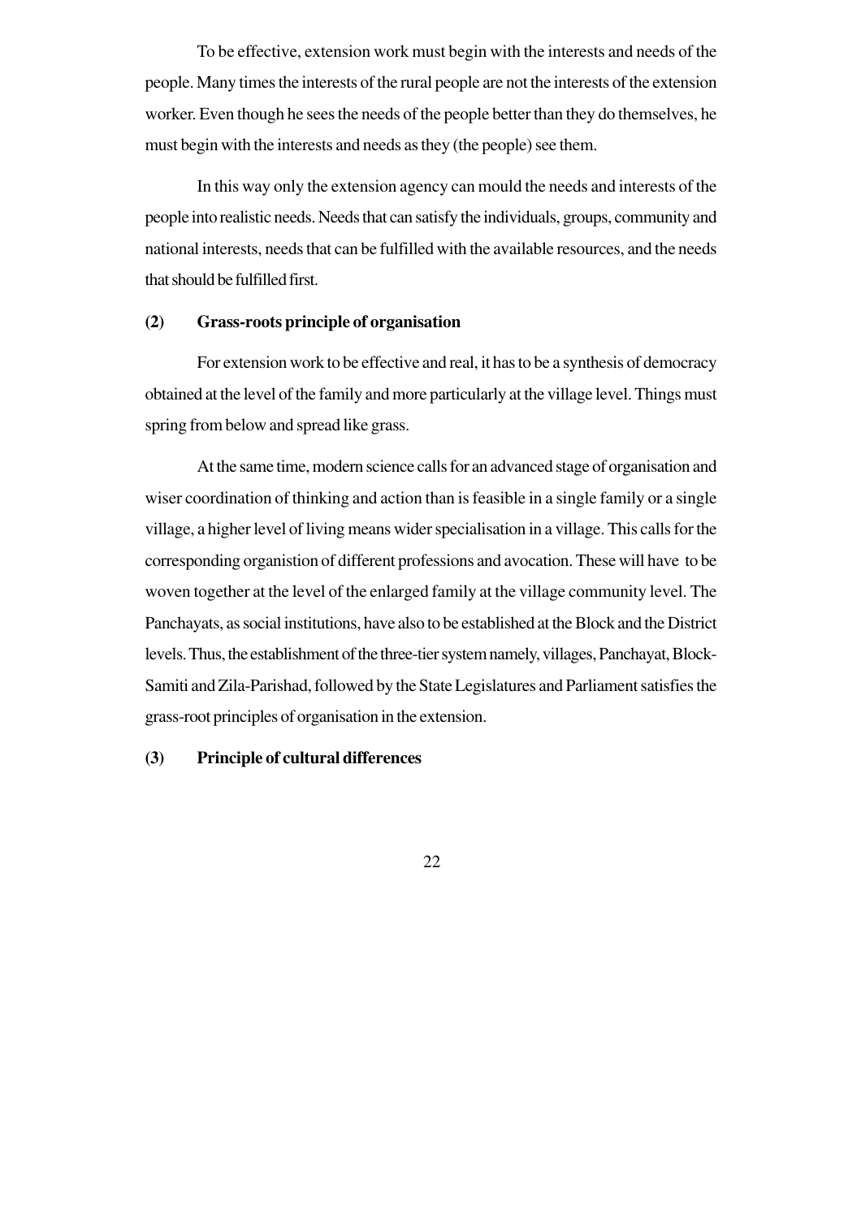To be effective, extension work must begin with the interests and needs of the people. Many times the interests of the rural people are not the interests of the extension worker. Even though he sees the needs of the people better than they do themselves, he must begin with the interests and needs as they (the people) see them.

In this way only the extension agency can mould the needs and interests of the people into realistic needs. Needs that can satisfy the individuals, groups, community and national interests, needs that can be fulfilled with the available resources, and the needs that should be fulfilled first.

**(2) Grass-roots principle of organisation**

For extension work to be effective and real, it has to be a synthesis of democracy obtained at the level of the family and more particularly at the village level. Things must spring from below and spread like grass.

At the same time, modern science calls for an advanced stage of organisation and wiser coordination of thinking and action than is feasible in a single family or a single village, a higher level of living means wider specialisation in a village. This calls for the corresponding organistion of different professions and avocation. These will have to be woven together at the level of the enlarged family at the village community level. The Panchayats, as social institutions, have also to be established at the Block and the District levels. Thus, the establishment of the three-tier system namely, villages, Panchayat, Block-Samiti and Zila-Parishad, followed by the State Legislatures and Parliament satisfies the grass-root principles of organisation in the extension.

**(3) Principle of cultural differences**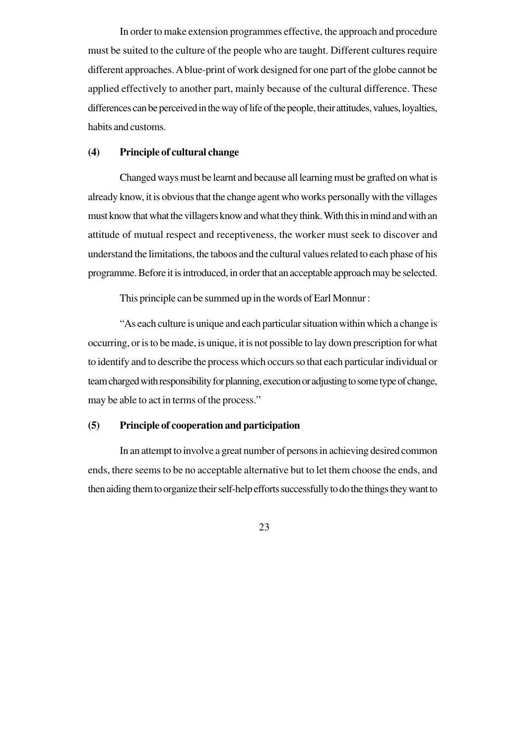In order to make extension programmes effective, the approach and procedure must be suited to the culture of the people who are taught. Different cultures require different approaches. A blue-print of work designed for one part of the globe cannot be applied effectively to another part, mainly because of the cultural difference. These differences can be perceived in the way of life of the people, their attitudes, values, loyalties, habits and customs.

### (4) Principle of cultural change

Changed ways must be learnt and because all learning must be grafted on what is already know, it is obvious that the change agent who works personally with the villages must know that what the villagers know and what they think. With this in mind and with an attitude of mutual respect and receptiveness, the worker must seek to discover and understand the limitations, the taboos and the cultural values related to each phase of his programme. Before it is introduced, in order that an acceptable approach may be selected.

This principle can be summed up in the words of Earl Monnur :

"As each culture is unique and each particular situation within which a change is occurring, or is to be made, is unique, it is not possible to lay down prescription for what to identify and to describe the process which occurs so that each particular individual or team charged with responsibility for planning, execution or adjusting to some type of change, may be able to act in terms of the process."

### (5) Principle of cooperation and participation

In an attempt to involve a great number of persons in achieving desired common ends, there seems to be no acceptable alternative but to let them choose the ends, and then aiding them to organize their self-help efforts successfully to do the things they want to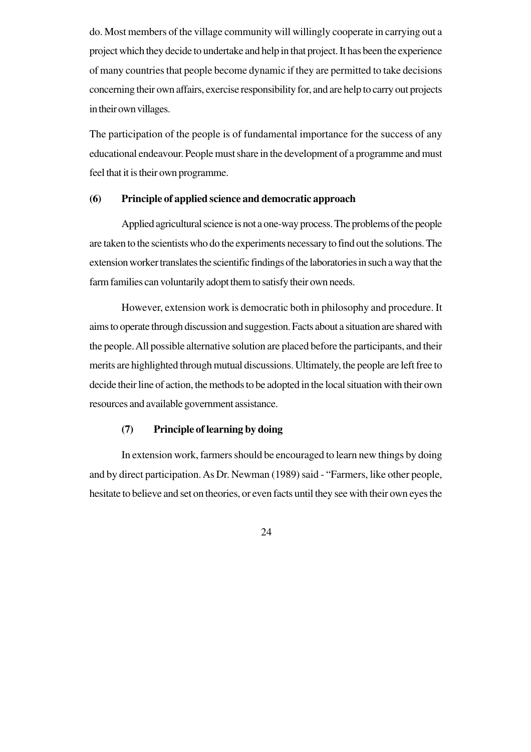do. Most members of the village community will willingly cooperate in carrying out a project which they decide to undertake and help in that project. It has been the experience of many countries that people become dynamic if they are permitted to take decisions concerning their own affairs, exercise responsibility for, and are help to carry out projects in their own villages.

The participation of the people is of fundamental importance for the success of any educational endeavour. People must share in the development of a programme and must feel that it is their own programme.

**(6) Principle of applied science and democratic approach**

Applied agricultural science is not a one-way process. The problems of the people are taken to the scientists who do the experiments necessary to find out the solutions. The extension worker translates the scientific findings of the laboratories in such a way that the farm families can voluntarily adopt them to satisfy their own needs.

However, extension work is democratic both in philosophy and procedure. It aims to operate through discussion and suggestion. Facts about a situation are shared with the people. All possible alternative solution are placed before the participants, and their merits are highlighted through mutual discussions. Ultimately, the people are left free to decide their line of action, the methods to be adopted in the local situation with their own resources and available government assistance.

**(7) Principle of learning by doing**

In extension work, farmers should be encouraged to learn new things by doing and by direct participation. As Dr. Newman (1989) said - "Farmers, like other people, hesitate to believe and set on theories, or even facts until they see with their own eyes the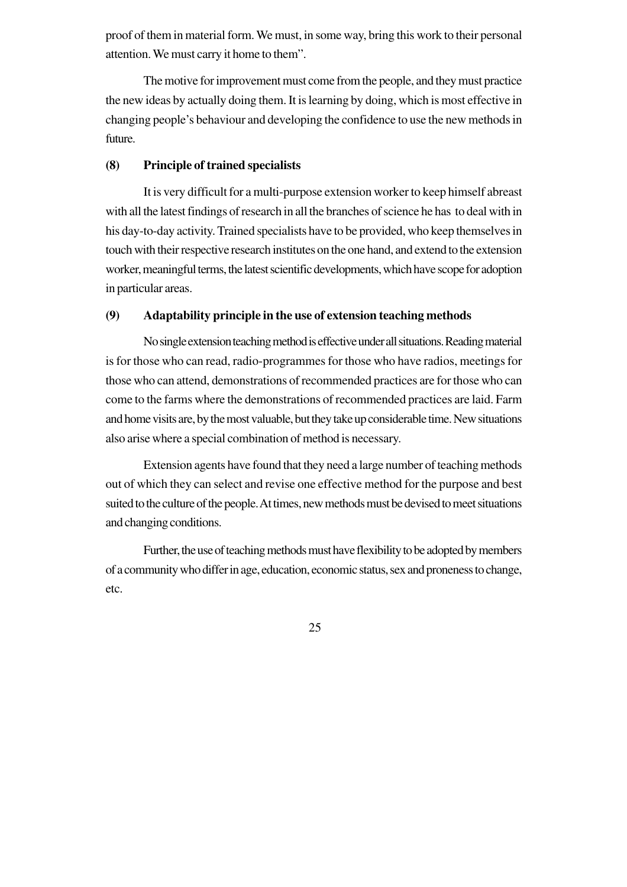proof of them in material form. We must, in some way, bring this work to their personal attention. We must carry it home to them".

The motive for improvement must come from the people, and they must practice the new ideas by actually doing them. It is learning by doing, which is most effective in changing people's behaviour and developing the confidence to use the new methods in future.

### (8) Principle of trained specialists

It is very difficult for a multi-purpose extension worker to keep himself abreast with all the latest findings of research in all the branches of science he has to deal with in his day-to-day activity. Trained specialists have to be provided, who keep themselves in touch with their respective research institutes on the one hand, and extend to the extension worker, meaningful terms, the latest scientific developments, which have scope for adoption in particular areas.

### (9) Adaptability principle in the use of extension teaching methods

No single extension teaching method is effective under all situations. Reading material is for those who can read, radio-programmes for those who have radios, meetings for those who can attend, demonstrations of recommended practices are for those who can come to the farms where the demonstrations of recommended practices are laid. Farm and home visits are, by the most valuable, but they take up considerable time. New situations also arise where a special combination of method is necessary.

Extension agents have found that they need a large number of teaching methods out of which they can select and revise one effective method for the purpose and best suited to the culture of the people. At times, new methods must be devised to meet situations and changing conditions.

Further, the use of teaching methods must have flexibility to be adopted by members of a community who differ in age, education, economic status, sex and proneness to change, etc.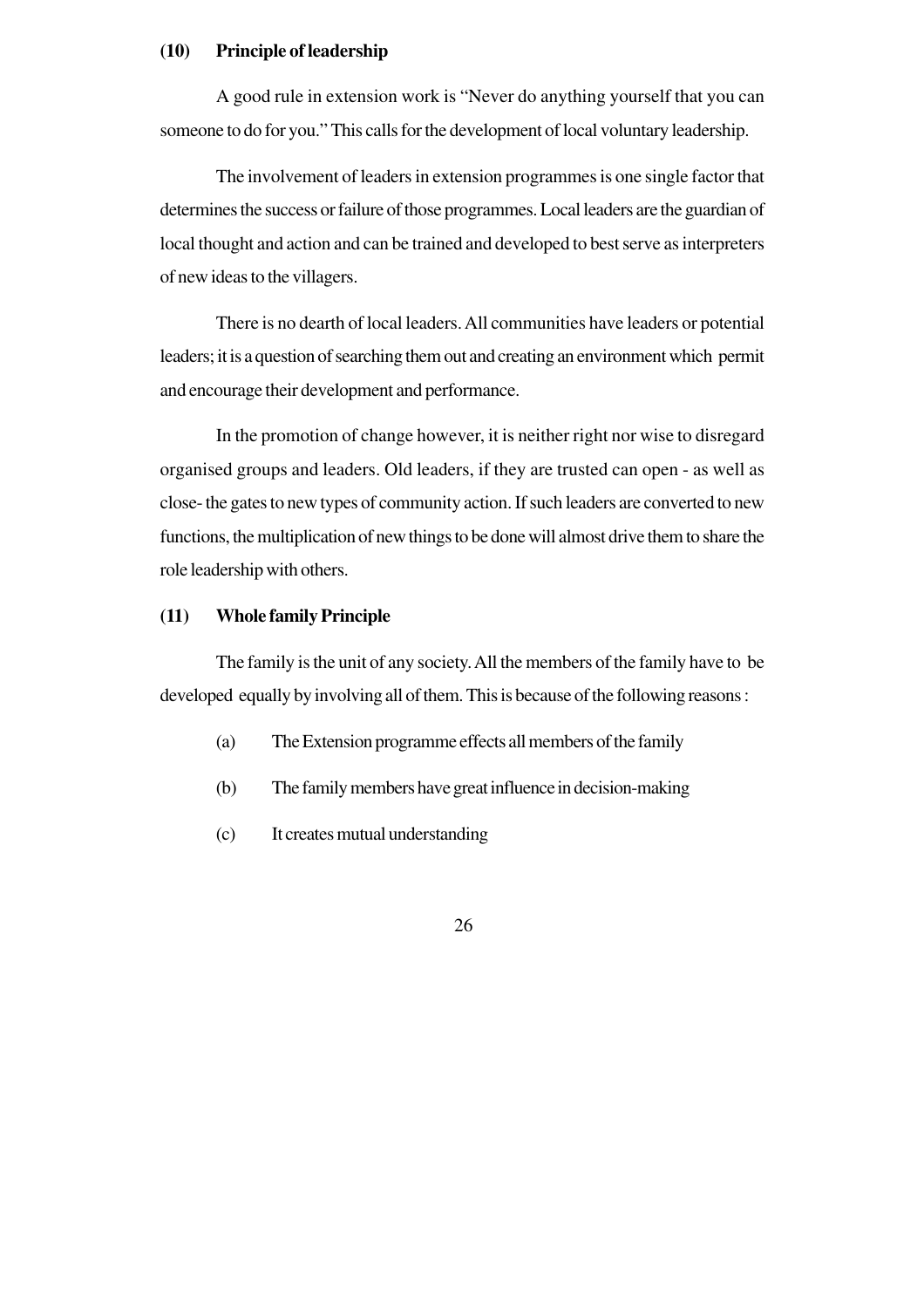**(10) Principle of leadership**

A good rule in extension work is "Never do anything yourself that you can someone to do for you." This calls for the development of local voluntary leadership.

The involvement of leaders in extension programmes is one single factor that determines the success or failure of those programmes. Local leaders are the guardian of local thought and action and can be trained and developed to best serve as interpreters of new ideas to the villagers.

There is no dearth of local leaders. All communities have leaders or potential leaders; it is a question of searching them out and creating an environment which permit and encourage their development and performance.

In the promotion of change however, it is neither right nor wise to disregard organised groups and leaders. Old leaders, if they are trusted can open - as well as close- the gates to new types of community action. If such leaders are converted to new functions, the multiplication of new things to be done will almost drive them to share the role leadership with others.

**(11) Whole family Principle**

The family is the unit of any society. All the members of the family have to be developed equally by involving all of them. This is because of the following reasons :

(a) The Extension programme effects all members of the family

(b) The family members have great influence in decision-making

(c) It creates mutual understanding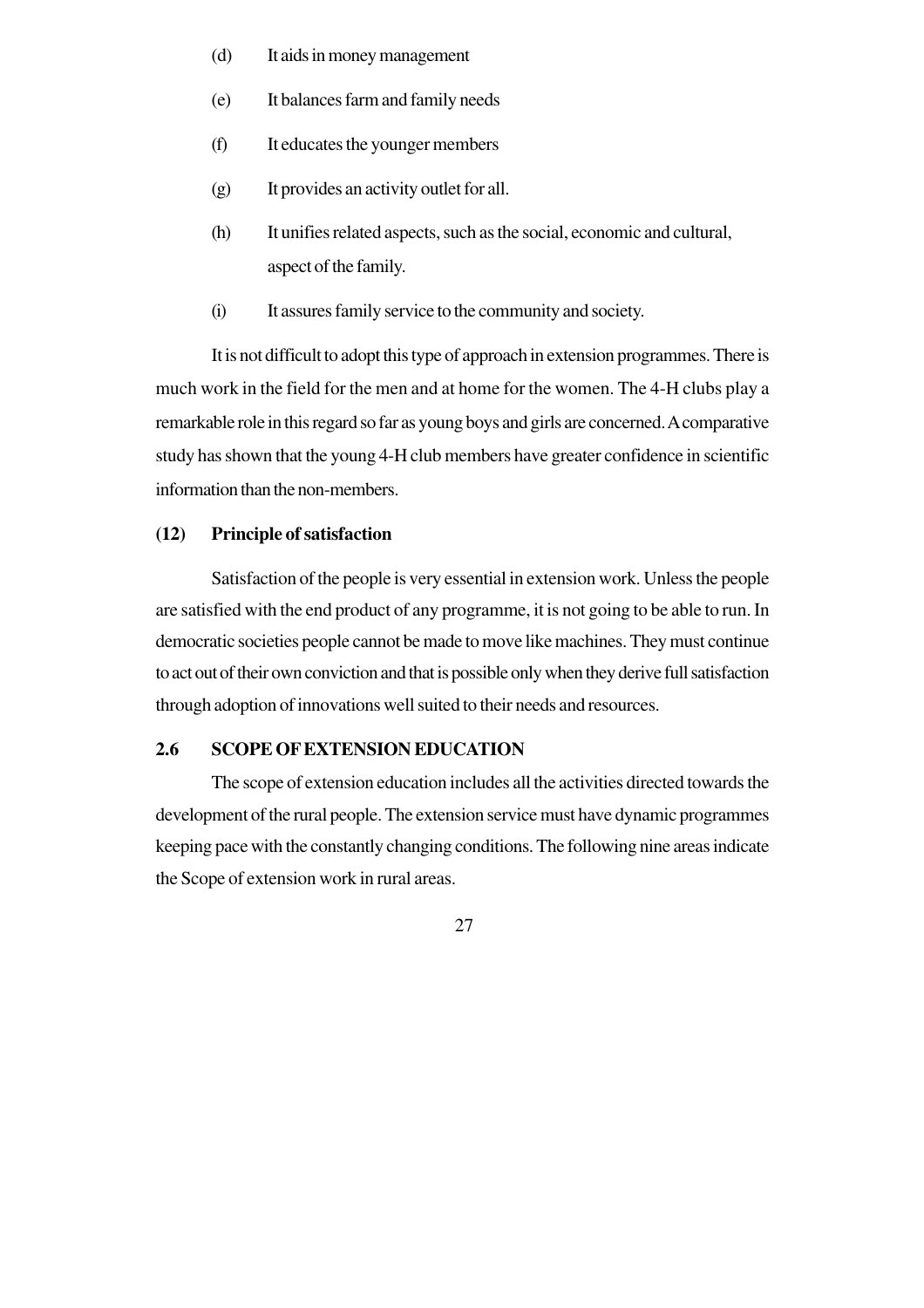(d) It aids in money management

(e) It balances farm and family needs

(f) It educates the younger members

(g) It provides an activity outlet for all.

(h) It unifies related aspects, such as the social, economic and cultural, aspect of the family.

(i) It assures family service to the community and society.

It is not difficult to adopt this type of approach in extension programmes. There is much work in the field for the men and at home for the women. The 4-H clubs play a remarkable role in this regard so far as young boys and girls are concerned. A comparative study has shown that the young 4-H club members have greater confidence in scientific information than the non-members.

**(12) Principle of satisfaction**

Satisfaction of the people is very essential in extension work. Unless the people are satisfied with the end product of any programme, it is not going to be able to run. In democratic societies people cannot be made to move like machines. They must continue to act out of their own conviction and that is possible only when they derive full satisfaction through adoption of innovations well suited to their needs and resources.

## 2.6 SCOPE OF EXTENSION EDUCATION

The scope of extension education includes all the activities directed towards the development of the rural people. The extension service must have dynamic programmes keeping pace with the constantly changing conditions. The following nine areas indicate the Scope of extension work in rural areas.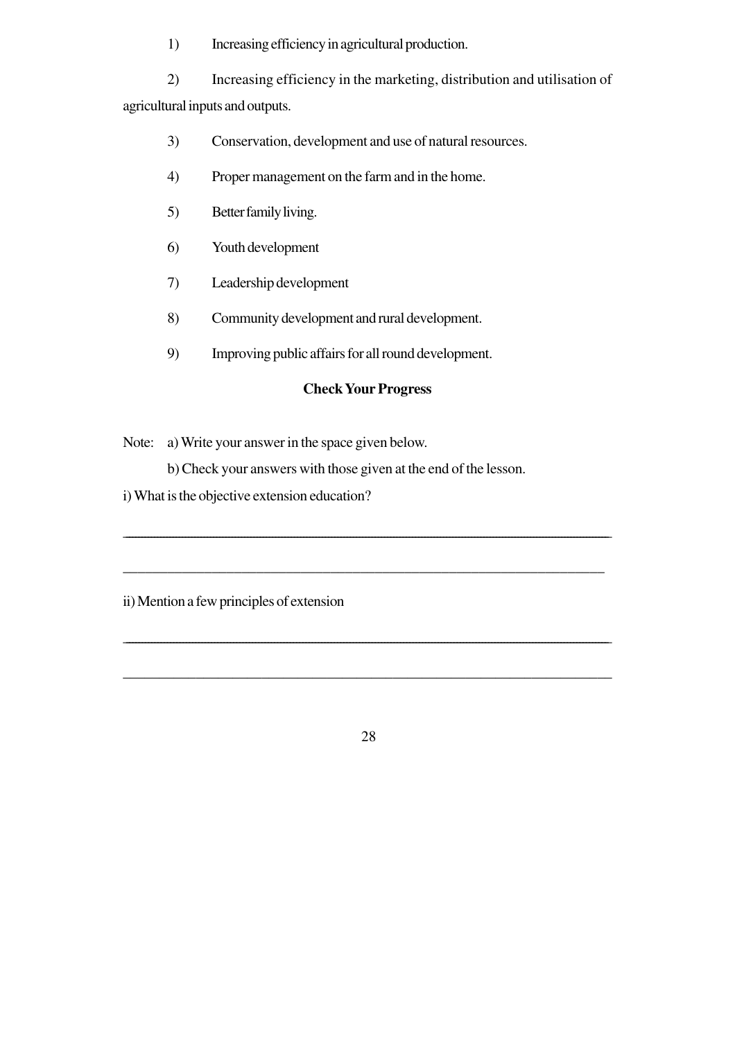1) Increasing efficiency in agricultural production.

2) Increasing efficiency in the marketing, distribution and utilisation of agricultural inputs and outputs.

3) Conservation, development and use of natural resources.

4) Proper management on the farm and in the home.

5) Better family living.

6) Youth development

7) Leadership development

8) Community development and rural development.

9) Improving public affairs for all round development.

**Check Your Progress**

Note: a) Write your answer in the space given below.

b) Check your answers with those given at the end of the lesson.

i) What is the objective extension education?

_______________________________________________________________

_______________________________________________________________

ii) Mention a few principles of extension

_______________________________________________________________

_______________________________________________________________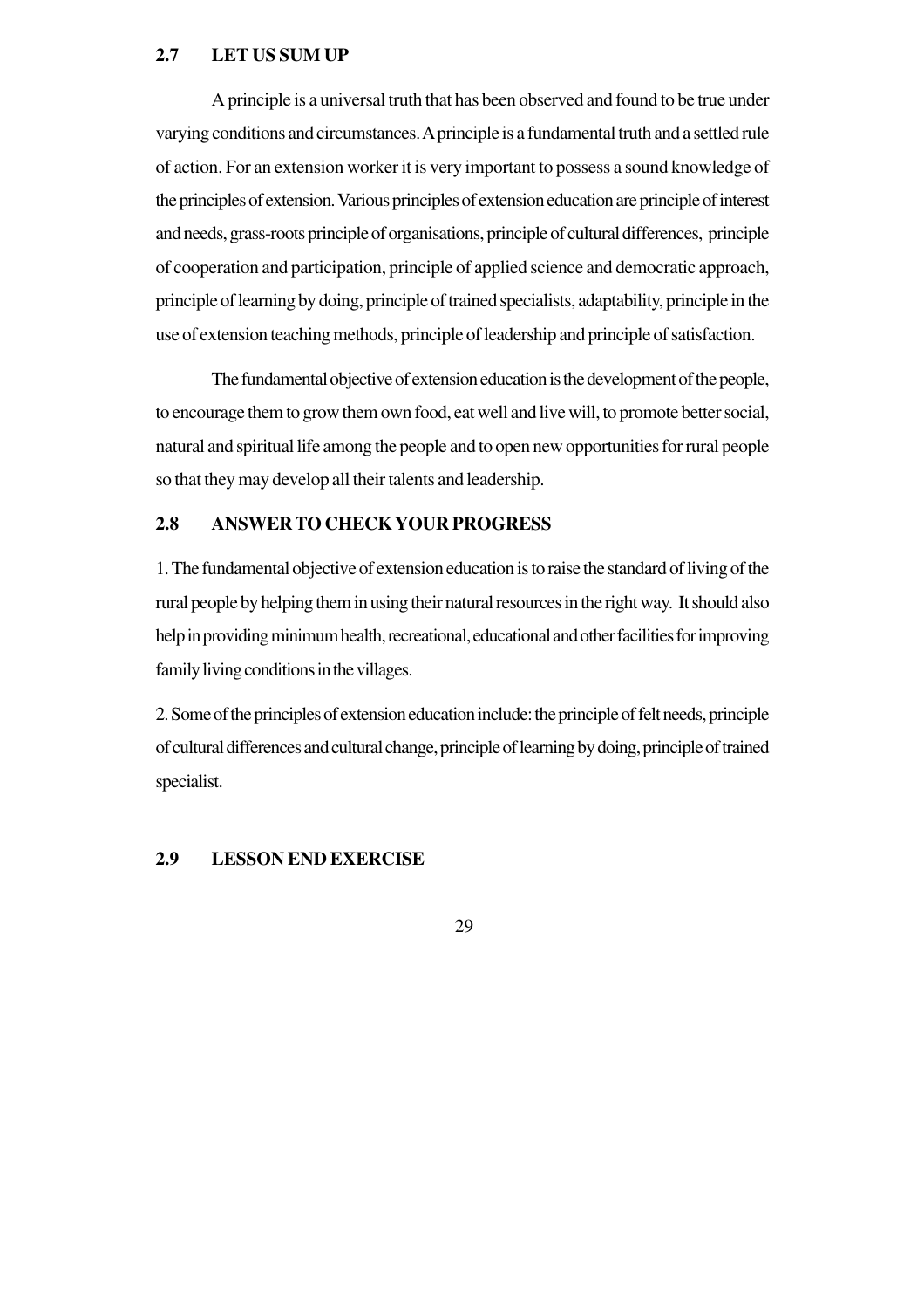## 2.7 LET US SUM UP

A principle is a universal truth that has been observed and found to be true under varying conditions and circumstances. A principle is a fundamental truth and a settled rule of action. For an extension worker it is very important to possess a sound knowledge of the principles of extension. Various principles of extension education are principle of interest and needs, grass-roots principle of organisations, principle of cultural differences, principle of cooperation and participation, principle of applied science and democratic approach, principle of learning by doing, principle of trained specialists, adaptability, principle in the use of extension teaching methods, principle of leadership and principle of satisfaction.

The fundamental objective of extension education is the development of the people, to encourage them to grow them own food, eat well and live will, to promote better social, natural and spiritual life among the people and to open new opportunities for rural people so that they may develop all their talents and leadership.

## 2.8 ANSWER TO CHECK YOUR PROGRESS

1. The fundamental objective of extension education is to raise the standard of living of the rural people by helping them in using their natural resources in the right way. It should also help in providing minimum health, recreational, educational and other facilities for improving family living conditions in the villages.

2. Some of the principles of extension education include: the principle of felt needs, principle of cultural differences and cultural change, principle of learning by doing, principle of trained specialist.

## 2.9 LESSON END EXERCISE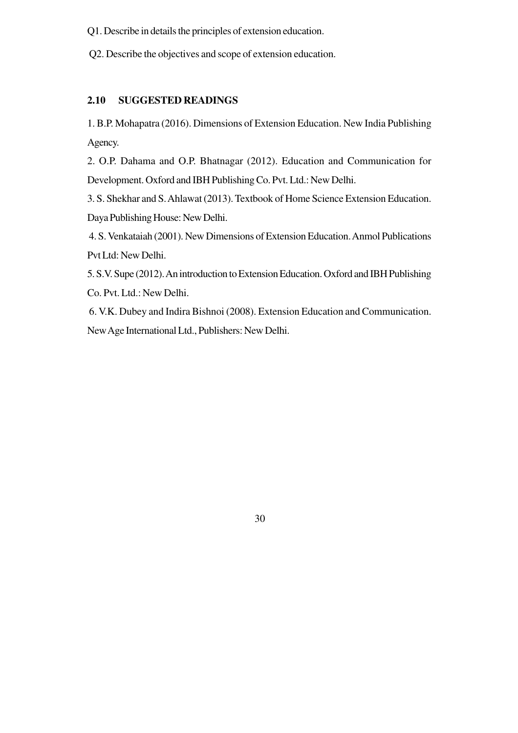Q1. Describe in details the principles of extension education.

Q2. Describe the objectives and scope of extension education.

## 2.10 SUGGESTED READINGS

1. B.P. Mohapatra (2016). Dimensions of Extension Education. New India Publishing Agency.
2. O.P. Dahama and O.P. Bhatnagar (2012). Education and Communication for Development. Oxford and IBH Publishing Co. Pvt. Ltd.: New Delhi.
3. S. Shekhar and S. Ahlawat (2013). Textbook of Home Science Extension Education. Daya Publishing House: New Delhi.
4. S. Venkataiah (2001). New Dimensions of Extension Education. Anmol Publications Pvt Ltd: New Delhi.
5. S.V. Supe (2012). An introduction to Extension Education. Oxford and IBH Publishing Co. Pvt. Ltd.: New Delhi.
6. V.K. Dubey and Indira Bishnoi (2008). Extension Education and Communication. New Age International Ltd., Publishers: New Delhi.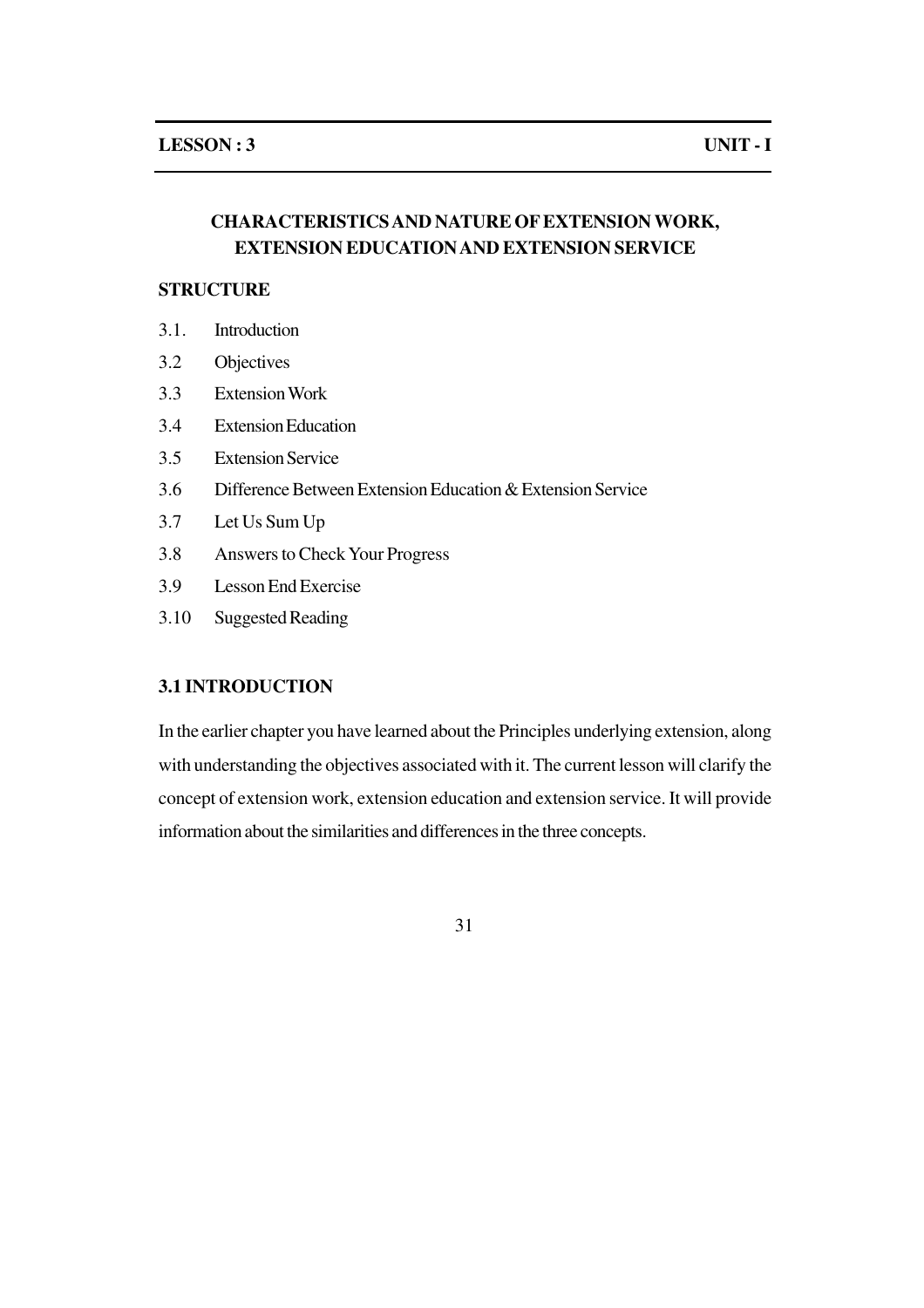**LESSON : 3** **UNIT - I**

# CHARACTERISTICS AND NATURE OF EXTENSION WORK, EXTENSION EDUCATION AND EXTENSION SERVICE

**STRUCTURE**

3.1. Introduction

3.2 Objectives

3.3 Extension Work

3.4 Extension Education

3.5 Extension Service

3.6 Difference Between Extension Education & Extension Service

3.7 Let Us Sum Up

3.8 Answers to Check Your Progress

3.9 Lesson End Exercise

3.10 Suggested Reading

## 3.1 INTRODUCTION

In the earlier chapter you have learned about the Principles underlying extension, along with understanding the objectives associated with it. The current lesson will clarify the concept of extension work, extension education and extension service. It will provide information about the similarities and differences in the three concepts.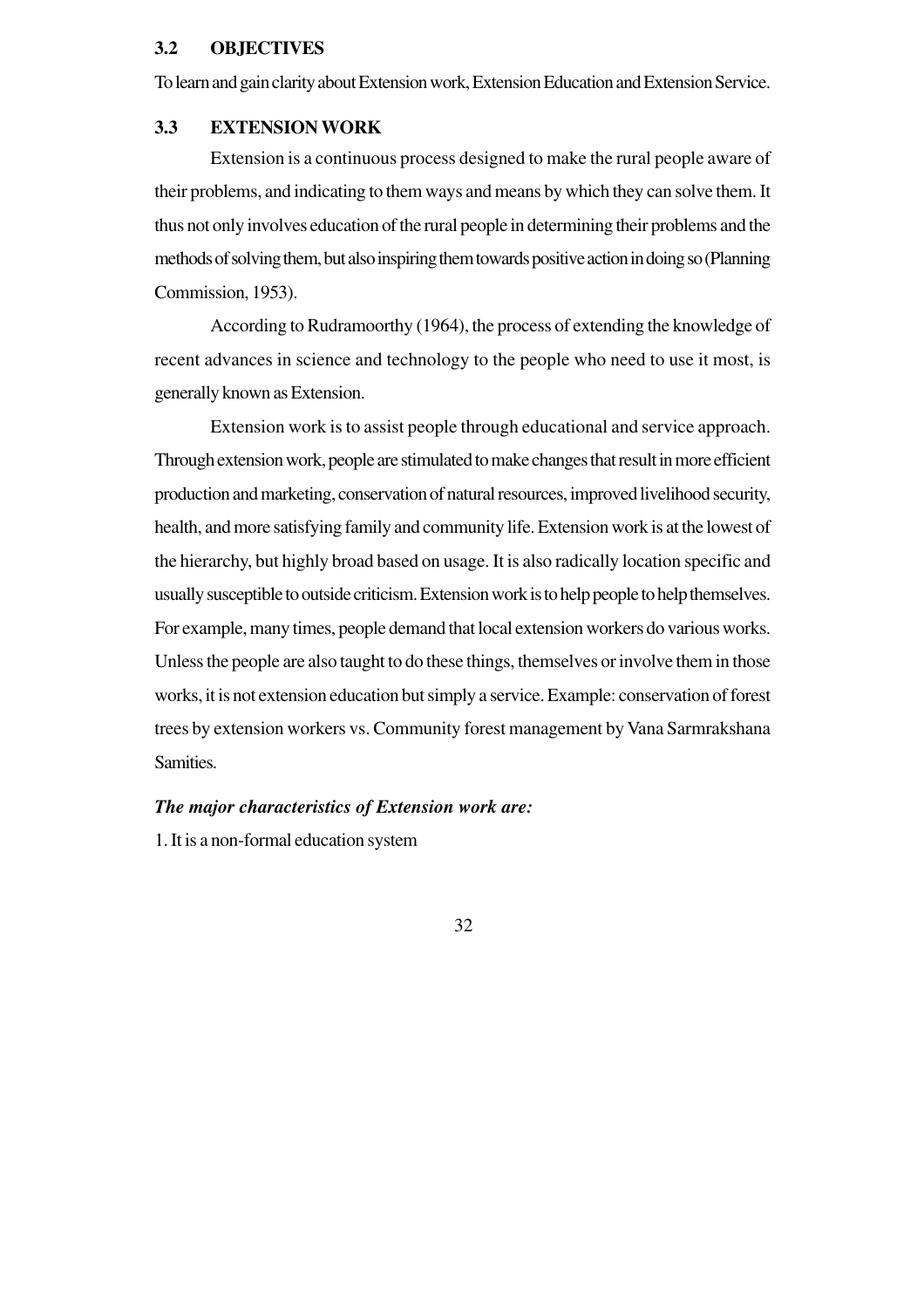## 3.2 OBJECTIVES

To learn and gain clarity about Extension work, Extension Education and Extension Service.

## 3.3 EXTENSION WORK

Extension is a continuous process designed to make the rural people aware of their problems, and indicating to them ways and means by which they can solve them. It thus not only involves education of the rural people in determining their problems and the methods of solving them, but also inspiring them towards positive action in doing so (Planning Commission, 1953).

According to Rudramoorthy (1964), the process of extending the knowledge of recent advances in science and technology to the people who need to use it most, is generally known as Extension.

Extension work is to assist people through educational and service approach. Through extension work, people are stimulated to make changes that result in more efficient production and marketing, conservation of natural resources, improved livelihood security, health, and more satisfying family and community life. Extension work is at the lowest of the hierarchy, but highly broad based on usage. It is also radically location specific and usually susceptible to outside criticism. Extension work is to help people to help themselves. For example, many times, people demand that local extension workers do various works. Unless the people are also taught to do these things, themselves or involve them in those works, it is not extension education but simply a service. Example: conservation of forest trees by extension workers vs. Community forest management by Vana Sarmrakshana Samities.

***The major characteristics of Extension work are:***

1. It is a non-formal education system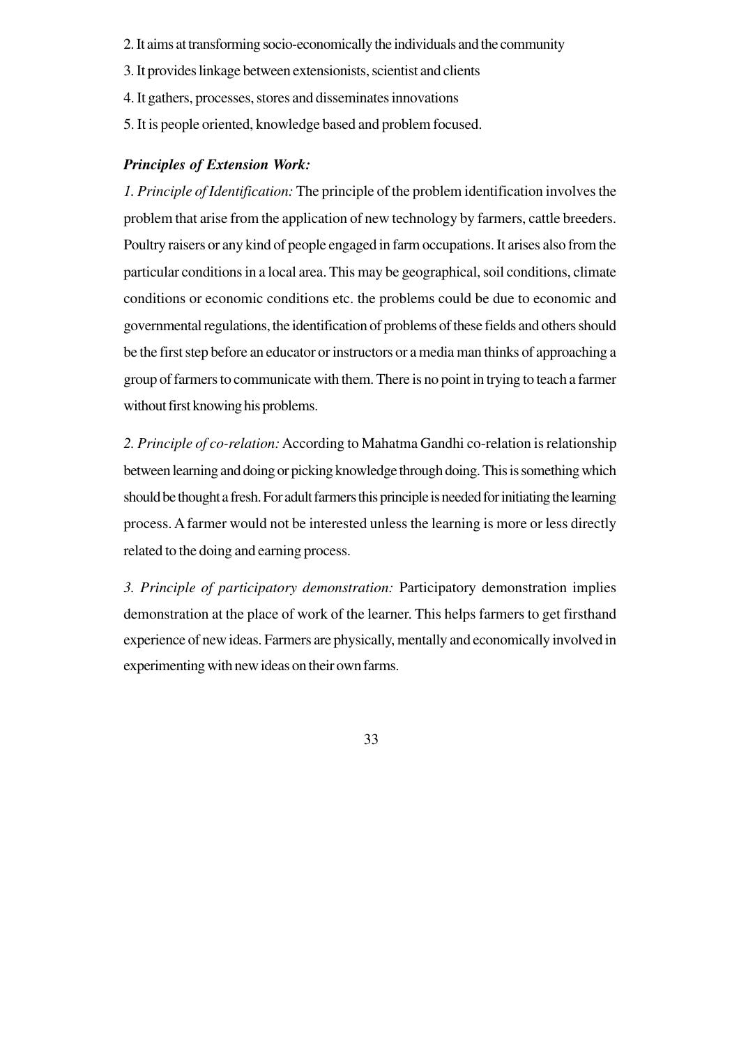2. It aims at transforming socio-economically the individuals and the community

3. It provides linkage between extensionists, scientist and clients

4. It gathers, processes, stores and disseminates innovations

5. It is people oriented, knowledge based and problem focused.

***Principles of Extension Work:***

*1. Principle of Identification:* The principle of the problem identification involves the problem that arise from the application of new technology by farmers, cattle breeders. Poultry raisers or any kind of people engaged in farm occupations. It arises also from the particular conditions in a local area. This may be geographical, soil conditions, climate conditions or economic conditions etc. the problems could be due to economic and governmental regulations, the identification of problems of these fields and others should be the first step before an educator or instructors or a media man thinks of approaching a group of farmers to communicate with them. There is no point in trying to teach a farmer without first knowing his problems.

*2. Principle of co-relation:* According to Mahatma Gandhi co-relation is relationship between learning and doing or picking knowledge through doing. This is something which should be thought a fresh. For adult farmers this principle is needed for initiating the learning process. A farmer would not be interested unless the learning is more or less directly related to the doing and earning process.

*3. Principle of participatory demonstration:* Participatory demonstration implies demonstration at the place of work of the learner. This helps farmers to get firsthand experience of new ideas. Farmers are physically, mentally and economically involved in experimenting with new ideas on their own farms.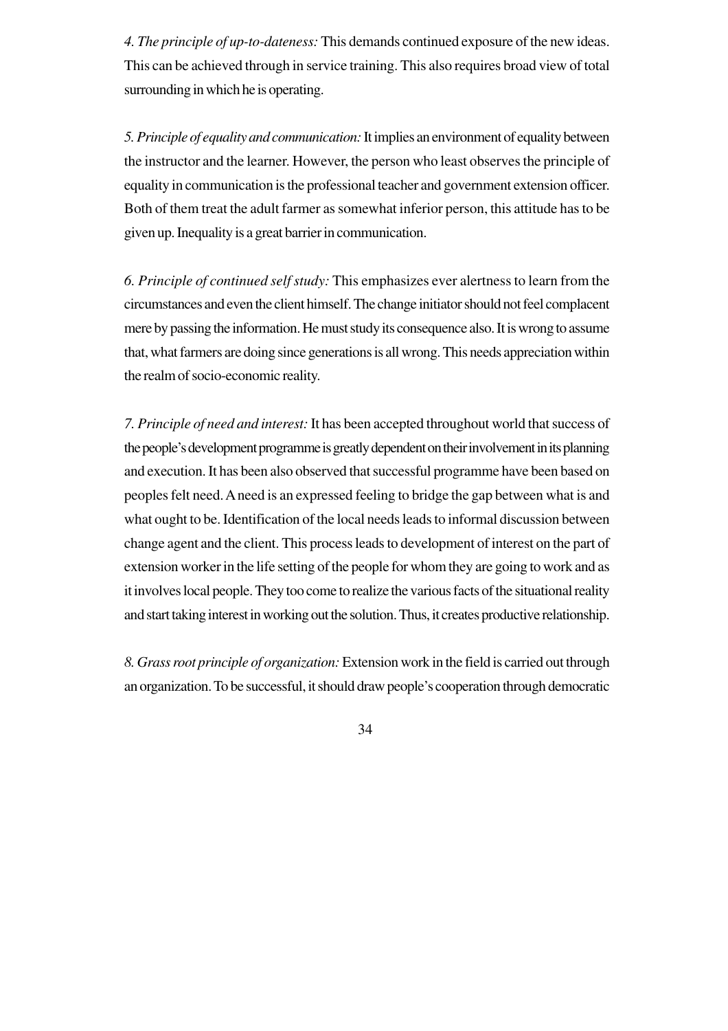*4. The principle of up-to-dateness:* This demands continued exposure of the new ideas. This can be achieved through in service training. This also requires broad view of total surrounding in which he is operating.

*5. Principle of equality and communication:* It implies an environment of equality between the instructor and the learner. However, the person who least observes the principle of equality in communication is the professional teacher and government extension officer. Both of them treat the adult farmer as somewhat inferior person, this attitude has to be given up. Inequality is a great barrier in communication.

*6. Principle of continued self study:* This emphasizes ever alertness to learn from the circumstances and even the client himself. The change initiator should not feel complacent mere by passing the information. He must study its consequence also. It is wrong to assume that, what farmers are doing since generations is all wrong. This needs appreciation within the realm of socio-economic reality.

*7. Principle of need and interest:* It has been accepted throughout world that success of the people's development programme is greatly dependent on their involvement in its planning and execution. It has been also observed that successful programme have been based on peoples felt need. A need is an expressed feeling to bridge the gap between what is and what ought to be. Identification of the local needs leads to informal discussion between change agent and the client. This process leads to development of interest on the part of extension worker in the life setting of the people for whom they are going to work and as it involves local people. They too come to realize the various facts of the situational reality and start taking interest in working out the solution. Thus, it creates productive relationship.

*8. Grass root principle of organization:* Extension work in the field is carried out through an organization. To be successful, it should draw people's cooperation through democratic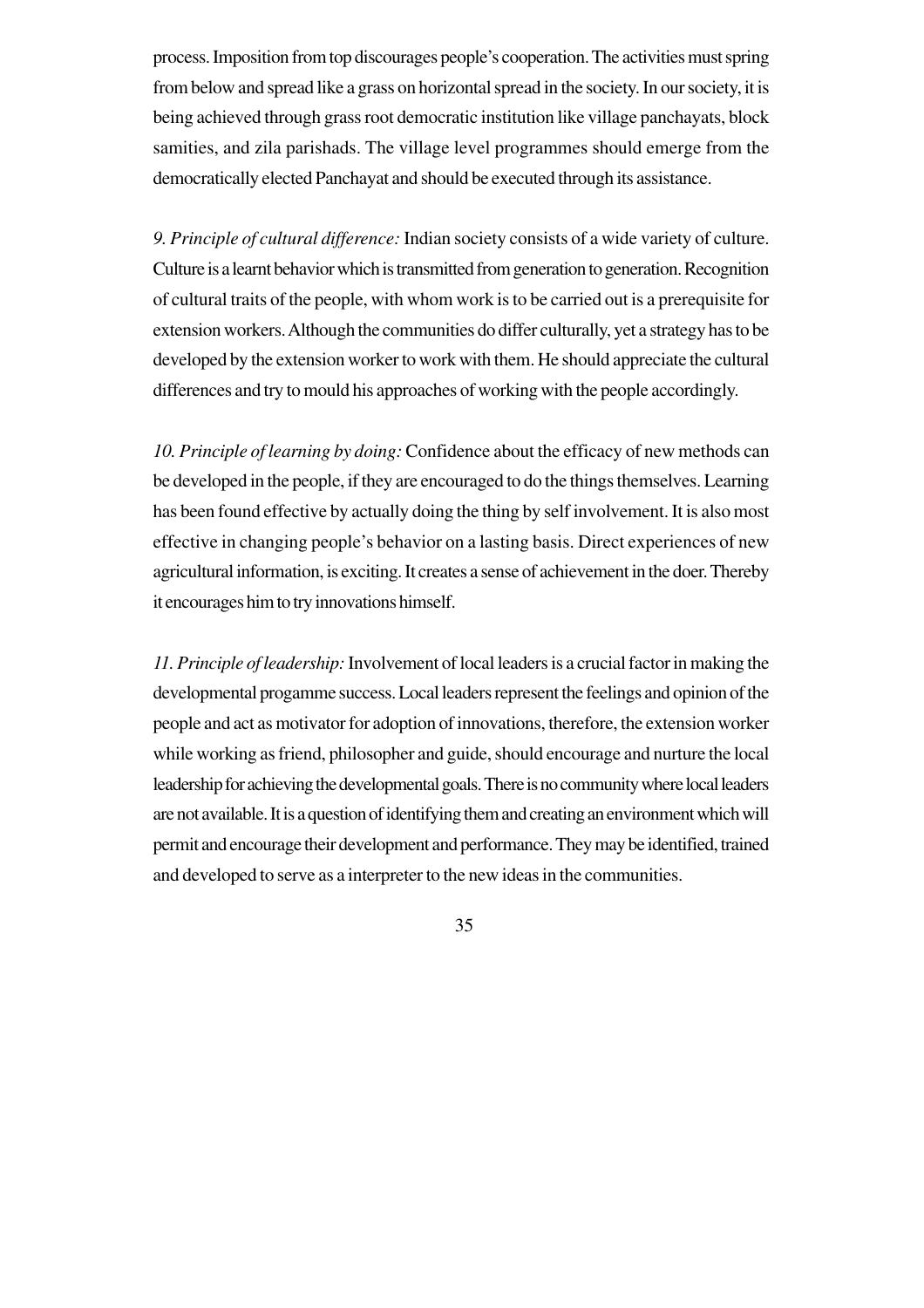process. Imposition from top discourages people's cooperation. The activities must spring from below and spread like a grass on horizontal spread in the society. In our society, it is being achieved through grass root democratic institution like village panchayats, block samities, and zila parishads. The village level programmes should emerge from the democratically elected Panchayat and should be executed through its assistance.

*9. Principle of cultural difference:* Indian society consists of a wide variety of culture. Culture is a learnt behavior which is transmitted from generation to generation. Recognition of cultural traits of the people, with whom work is to be carried out is a prerequisite for extension workers. Although the communities do differ culturally, yet a strategy has to be developed by the extension worker to work with them. He should appreciate the cultural differences and try to mould his approaches of working with the people accordingly.

*10. Principle of learning by doing:* Confidence about the efficacy of new methods can be developed in the people, if they are encouraged to do the things themselves. Learning has been found effective by actually doing the thing by self involvement. It is also most effective in changing people's behavior on a lasting basis. Direct experiences of new agricultural information, is exciting. It creates a sense of achievement in the doer. Thereby it encourages him to try innovations himself.

*11. Principle of leadership:* Involvement of local leaders is a crucial factor in making the developmental progamme success. Local leaders represent the feelings and opinion of the people and act as motivator for adoption of innovations, therefore, the extension worker while working as friend, philosopher and guide, should encourage and nurture the local leadership for achieving the developmental goals. There is no community where local leaders are not available. It is a question of identifying them and creating an environment which will permit and encourage their development and performance. They may be identified, trained and developed to serve as a interpreter to the new ideas in the communities.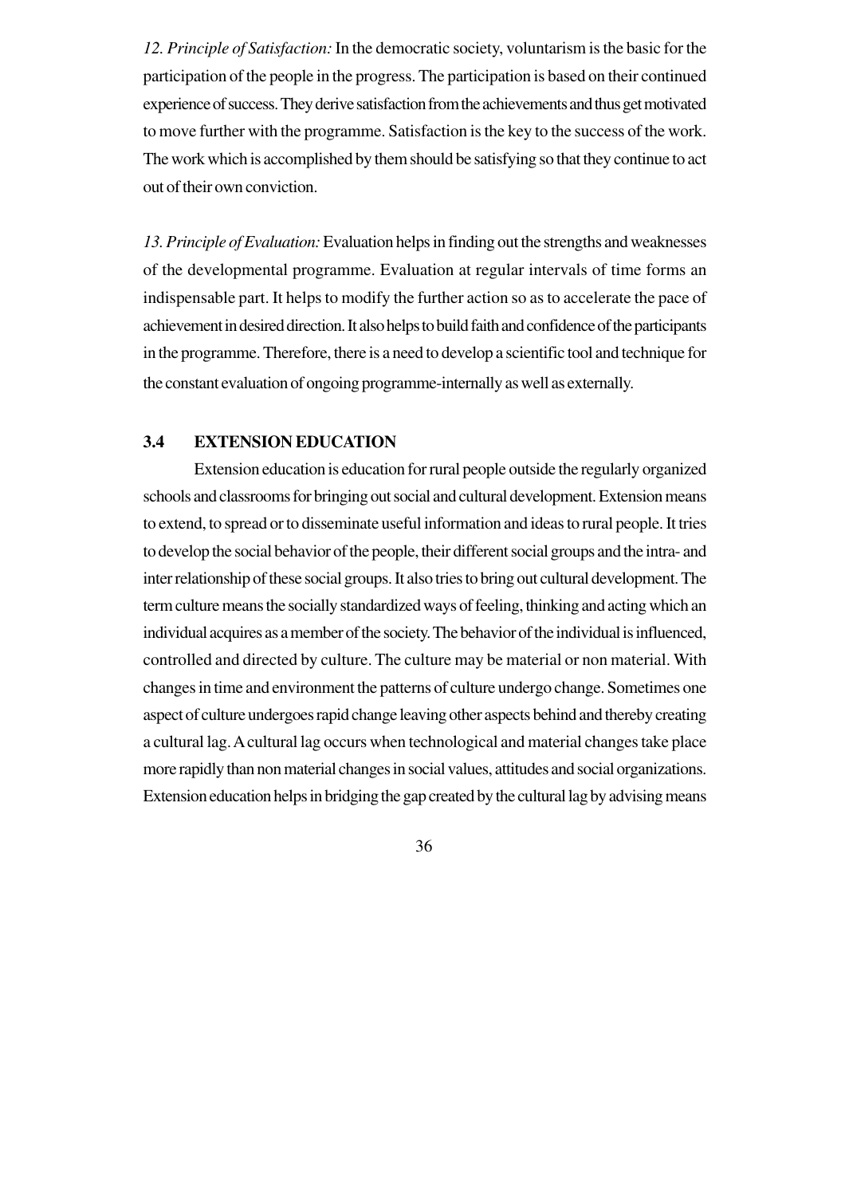*12. Principle of Satisfaction:* In the democratic society, voluntarism is the basic for the participation of the people in the progress. The participation is based on their continued experience of success. They derive satisfaction from the achievements and thus get motivated to move further with the programme. Satisfaction is the key to the success of the work. The work which is accomplished by them should be satisfying so that they continue to act out of their own conviction.

*13. Principle of Evaluation:* Evaluation helps in finding out the strengths and weaknesses of the developmental programme. Evaluation at regular intervals of time forms an indispensable part. It helps to modify the further action so as to accelerate the pace of achievement in desired direction. It also helps to build faith and confidence of the participants in the programme. Therefore, there is a need to develop a scientific tool and technique for the constant evaluation of ongoing programme-internally as well as externally.

### 3.4 EXTENSION EDUCATION

Extension education is education for rural people outside the regularly organized schools and classrooms for bringing out social and cultural development. Extension means to extend, to spread or to disseminate useful information and ideas to rural people. It tries to develop the social behavior of the people, their different social groups and the intra- and inter relationship of these social groups. It also tries to bring out cultural development. The term culture means the socially standardized ways of feeling, thinking and acting which an individual acquires as a member of the society. The behavior of the individual is influenced, controlled and directed by culture. The culture may be material or non material. With changes in time and environment the patterns of culture undergo change. Sometimes one aspect of culture undergoes rapid change leaving other aspects behind and thereby creating a cultural lag. A cultural lag occurs when technological and material changes take place more rapidly than non material changes in social values, attitudes and social organizations. Extension education helps in bridging the gap created by the cultural lag by advising means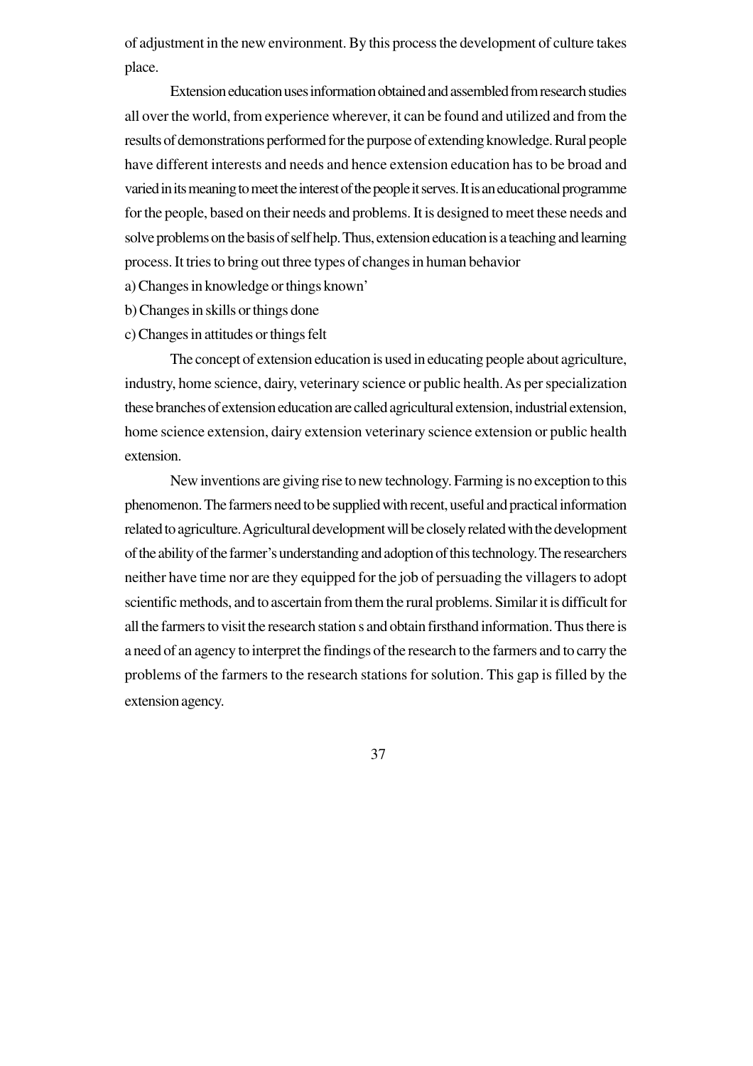of adjustment in the new environment. By this process the development of culture takes place.

Extension education uses information obtained and assembled from research studies all over the world, from experience wherever, it can be found and utilized and from the results of demonstrations performed for the purpose of extending knowledge. Rural people have different interests and needs and hence extension education has to be broad and varied in its meaning to meet the interest of the people it serves. It is an educational programme for the people, based on their needs and problems. It is designed to meet these needs and solve problems on the basis of self help. Thus, extension education is a teaching and learning process. It tries to bring out three types of changes in human behavior

a) Changes in knowledge or things known'

b) Changes in skills or things done

c) Changes in attitudes or things felt

The concept of extension education is used in educating people about agriculture, industry, home science, dairy, veterinary science or public health. As per specialization these branches of extension education are called agricultural extension, industrial extension, home science extension, dairy extension veterinary science extension or public health extension.

New inventions are giving rise to new technology. Farming is no exception to this phenomenon. The farmers need to be supplied with recent, useful and practical information related to agriculture. Agricultural development will be closely related with the development of the ability of the farmer's understanding and adoption of this technology. The researchers neither have time nor are they equipped for the job of persuading the villagers to adopt scientific methods, and to ascertain from them the rural problems. Similar it is difficult for all the farmers to visit the research station s and obtain firsthand information. Thus there is a need of an agency to interpret the findings of the research to the farmers and to carry the problems of the farmers to the research stations for solution. This gap is filled by the extension agency.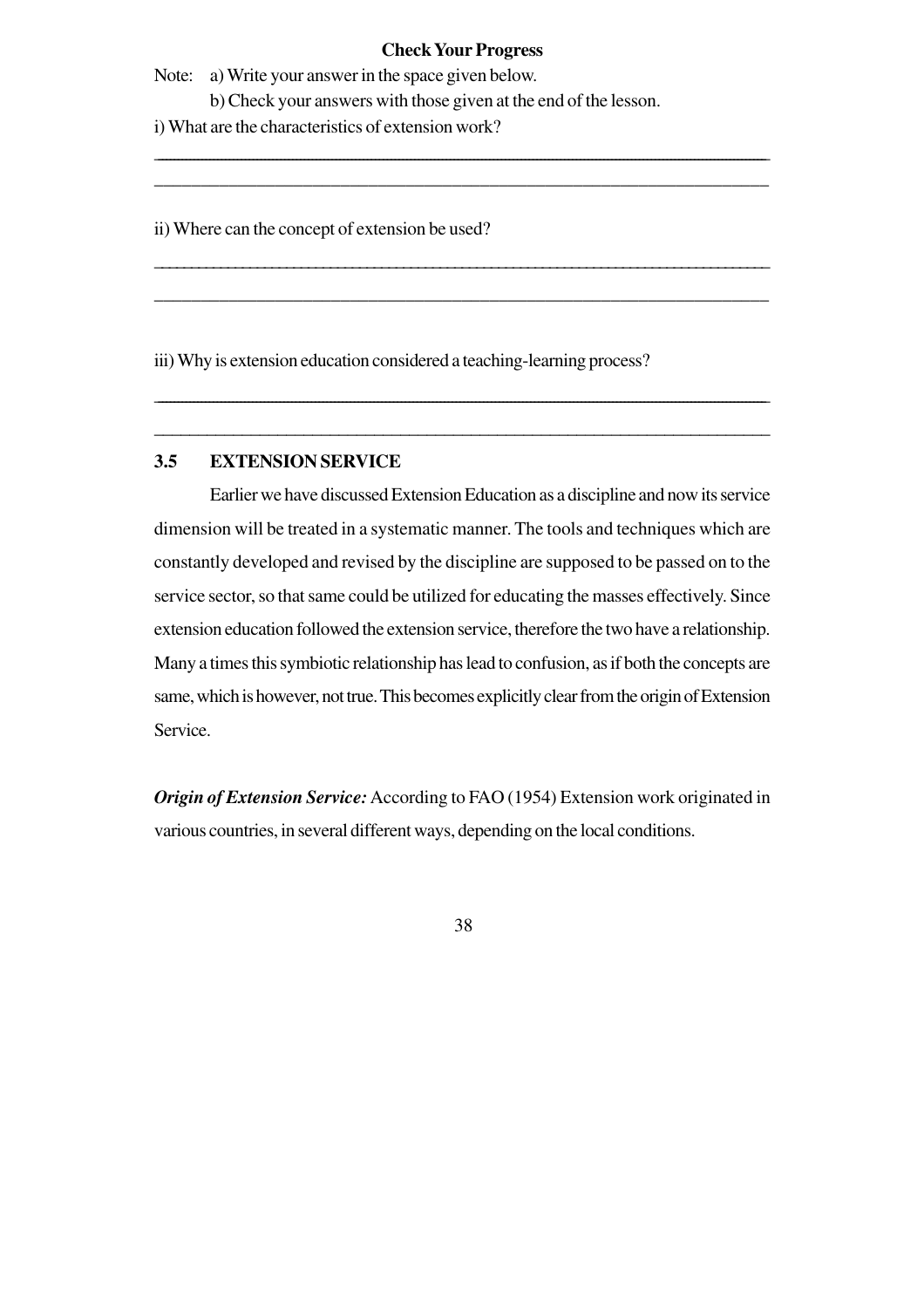**Check Your Progress**

Note: a) Write your answer in the space given below.

b) Check your answers with those given at the end of the lesson.

i) What are the characteristics of extension work?

______________________________________________________________________

______________________________________________________________________

ii) Where can the concept of extension be used?

______________________________________________________________________

______________________________________________________________________

iii) Why is extension education considered a teaching-learning process?

______________________________________________________________________

______________________________________________________________________

## 3.5 EXTENSION SERVICE

Earlier we have discussed Extension Education as a discipline and now its service dimension will be treated in a systematic manner. The tools and techniques which are constantly developed and revised by the discipline are supposed to be passed on to the service sector, so that same could be utilized for educating the masses effectively. Since extension education followed the extension service, therefore the two have a relationship. Many a times this symbiotic relationship has lead to confusion, as if both the concepts are same, which is however, not true. This becomes explicitly clear from the origin of Extension Service.

***Origin of Extension Service:*** According to FAO (1954) Extension work originated in various countries, in several different ways, depending on the local conditions.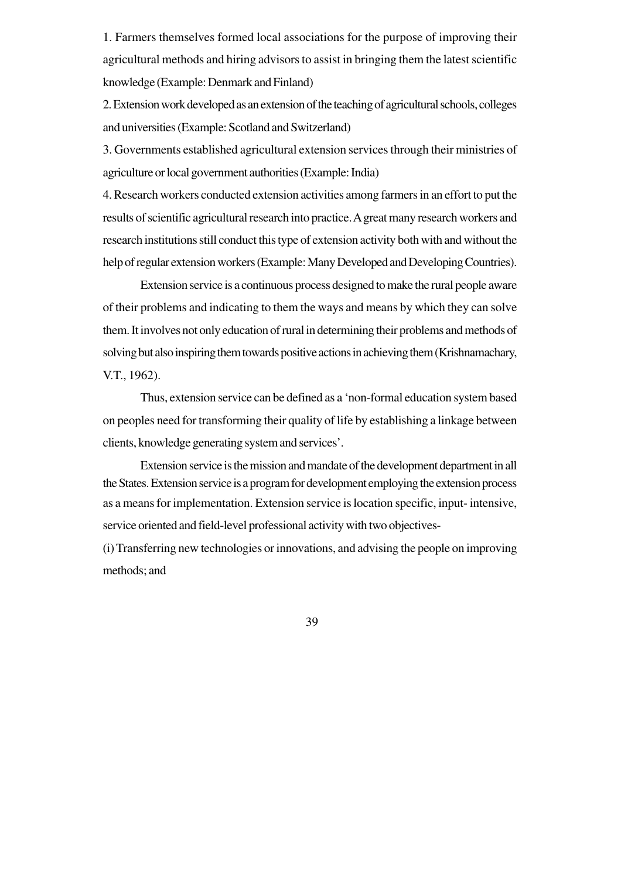1. Farmers themselves formed local associations for the purpose of improving their agricultural methods and hiring advisors to assist in bringing them the latest scientific knowledge (Example: Denmark and Finland)

2. Extension work developed as an extension of the teaching of agricultural schools, colleges and universities (Example: Scotland and Switzerland)

3. Governments established agricultural extension services through their ministries of agriculture or local government authorities (Example: India)

4. Research workers conducted extension activities among farmers in an effort to put the results of scientific agricultural research into practice. A great many research workers and research institutions still conduct this type of extension activity both with and without the help of regular extension workers (Example: Many Developed and Developing Countries).

Extension service is a continuous process designed to make the rural people aware of their problems and indicating to them the ways and means by which they can solve them. It involves not only education of rural in determining their problems and methods of solving but also inspiring them towards positive actions in achieving them (Krishnamachary, V.T., 1962).

Thus, extension service can be defined as a 'non-formal education system based on peoples need for transforming their quality of life by establishing a linkage between clients, knowledge generating system and services'.

Extension service is the mission and mandate of the development department in all the States. Extension service is a program for development employing the extension process as a means for implementation. Extension service is location specific, input- intensive, service oriented and field-level professional activity with two objectives-

(i) Transferring new technologies or innovations, and advising the people on improving methods; and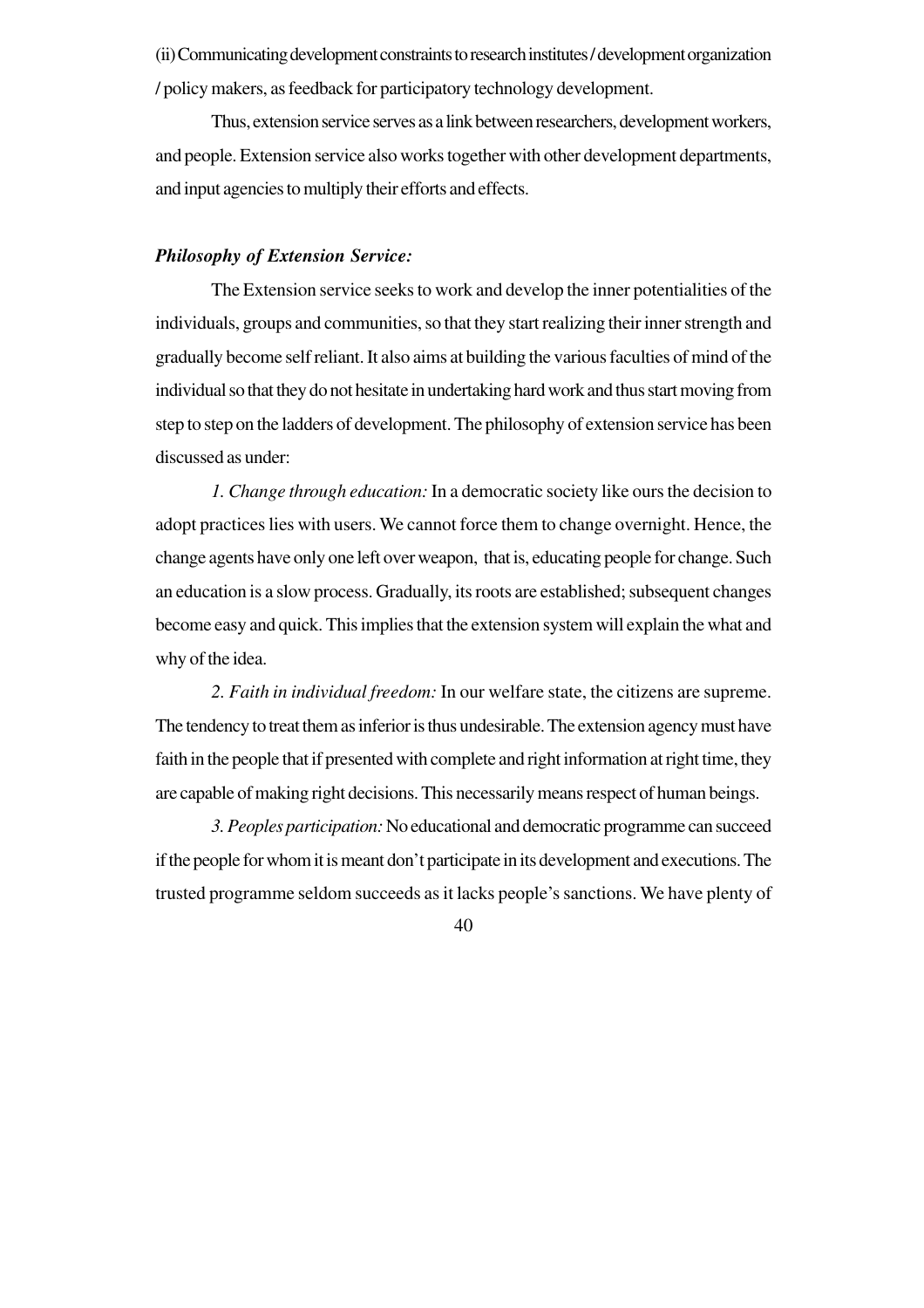(ii) Communicating development constraints to research institutes / development organization / policy makers, as feedback for participatory technology development.

Thus, extension service serves as a link between researchers, development workers, and people. Extension service also works together with other development departments, and input agencies to multiply their efforts and effects.

***Philosophy of Extension Service:***

The Extension service seeks to work and develop the inner potentialities of the individuals, groups and communities, so that they start realizing their inner strength and gradually become self reliant. It also aims at building the various faculties of mind of the individual so that they do not hesitate in undertaking hard work and thus start moving from step to step on the ladders of development. The philosophy of extension service has been discussed as under:

*1. Change through education:* In a democratic society like ours the decision to adopt practices lies with users. We cannot force them to change overnight. Hence, the change agents have only one left over weapon, that is, educating people for change. Such an education is a slow process. Gradually, its roots are established; subsequent changes become easy and quick. This implies that the extension system will explain the what and why of the idea.

*2. Faith in individual freedom:* In our welfare state, the citizens are supreme. The tendency to treat them as inferior is thus undesirable. The extension agency must have faith in the people that if presented with complete and right information at right time, they are capable of making right decisions. This necessarily means respect of human beings.

*3. Peoples participation:* No educational and democratic programme can succeed if the people for whom it is meant don't participate in its development and executions. The trusted programme seldom succeeds as it lacks people's sanctions. We have plenty of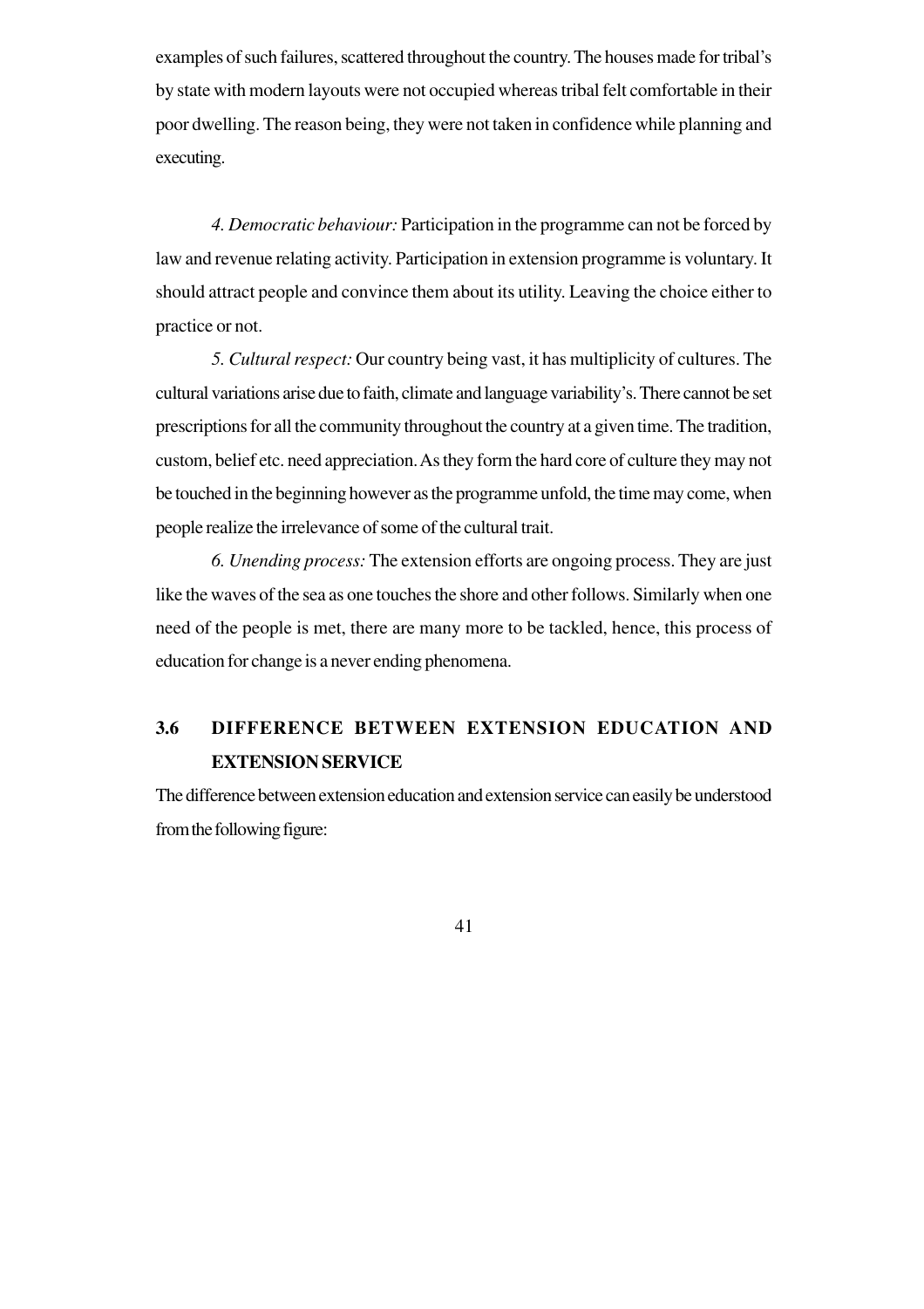examples of such failures, scattered throughout the country. The houses made for tribal's by state with modern layouts were not occupied whereas tribal felt comfortable in their poor dwelling. The reason being, they were not taken in confidence while planning and executing.

*4. Democratic behaviour:* Participation in the programme can not be forced by law and revenue relating activity. Participation in extension programme is voluntary. It should attract people and convince them about its utility. Leaving the choice either to practice or not.

*5. Cultural respect:* Our country being vast, it has multiplicity of cultures. The cultural variations arise due to faith, climate and language variability's. There cannot be set prescriptions for all the community throughout the country at a given time. The tradition, custom, belief etc. need appreciation. As they form the hard core of culture they may not be touched in the beginning however as the programme unfold, the time may come, when people realize the irrelevance of some of the cultural trait.

*6. Unending process:* The extension efforts are ongoing process. They are just like the waves of the sea as one touches the shore and other follows. Similarly when one need of the people is met, there are many more to be tackled, hence, this process of education for change is a never ending phenomena.

## 3.6 DIFFERENCE BETWEEN EXTENSION EDUCATION AND EXTENSION SERVICE

The difference between extension education and extension service can easily be understood from the following figure: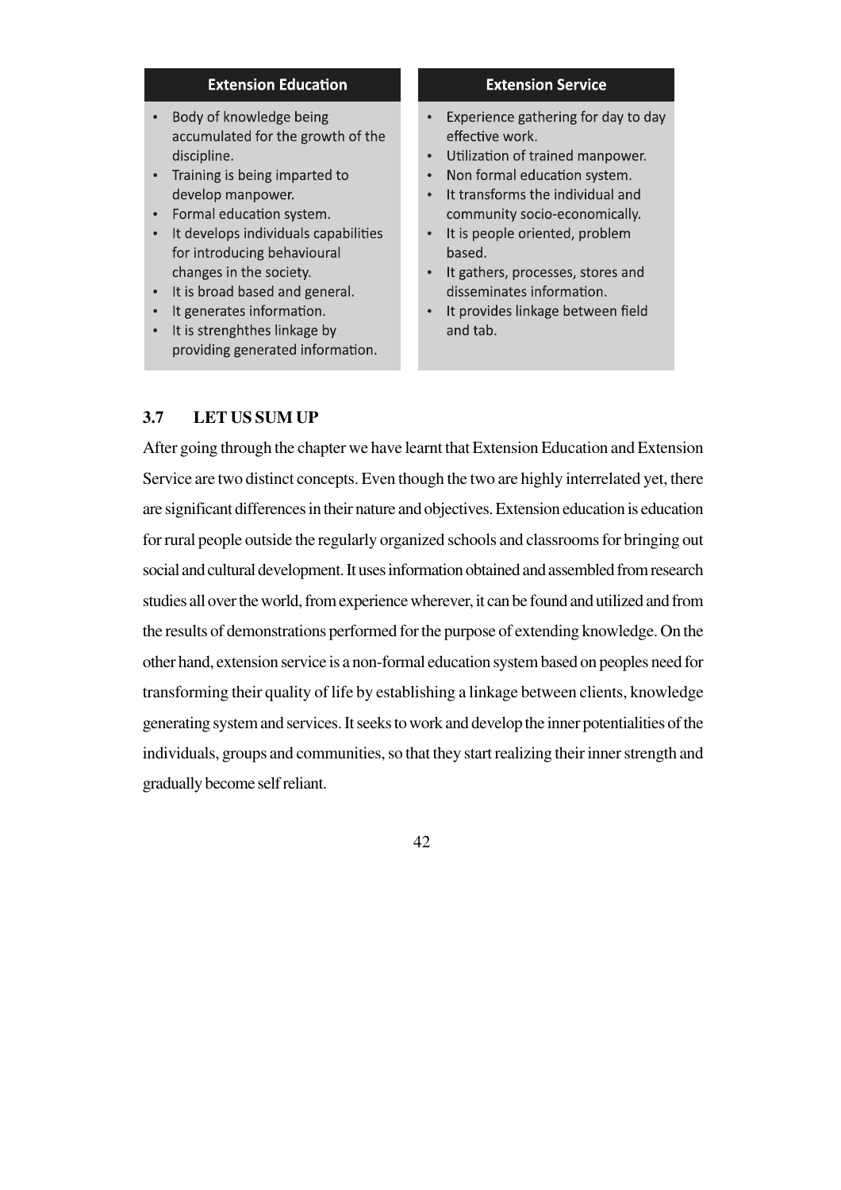| Extension Education | Extension Service |
|---|---|
| • Body of knowledge being accumulated for the growth of the discipline.<br>• Training is being imparted to develop manpower.<br>• Formal education system.<br>• It develops individuals capabilities for introducing behavioural changes in the society.<br>• It is broad based and general.<br>• It generates information.<br>• It is strenghthes linkage by providing generated information. | • Experience gathering for day to day effective work.<br>• Utilization of trained manpower.<br>• Non formal education system.<br>• It transforms the individual and community socio-economically.<br>• It is people oriented, problem based.<br>• It gathers, processes, stores and disseminates information.<br>• It provides linkage between field and tab. |

## 3.7 LET US SUM UP

After going through the chapter we have learnt that Extension Education and Extension Service are two distinct concepts. Even though the two are highly interrelated yet, there are significant differences in their nature and objectives. Extension education is education for rural people outside the regularly organized schools and classrooms for bringing out social and cultural development. It uses information obtained and assembled from research studies all over the world, from experience wherever, it can be found and utilized and from the results of demonstrations performed for the purpose of extending knowledge. On the other hand, extension service is a non-formal education system based on peoples need for transforming their quality of life by establishing a linkage between clients, knowledge generating system and services. It seeks to work and develop the inner potentialities of the individuals, groups and communities, so that they start realizing their inner strength and gradually become self reliant.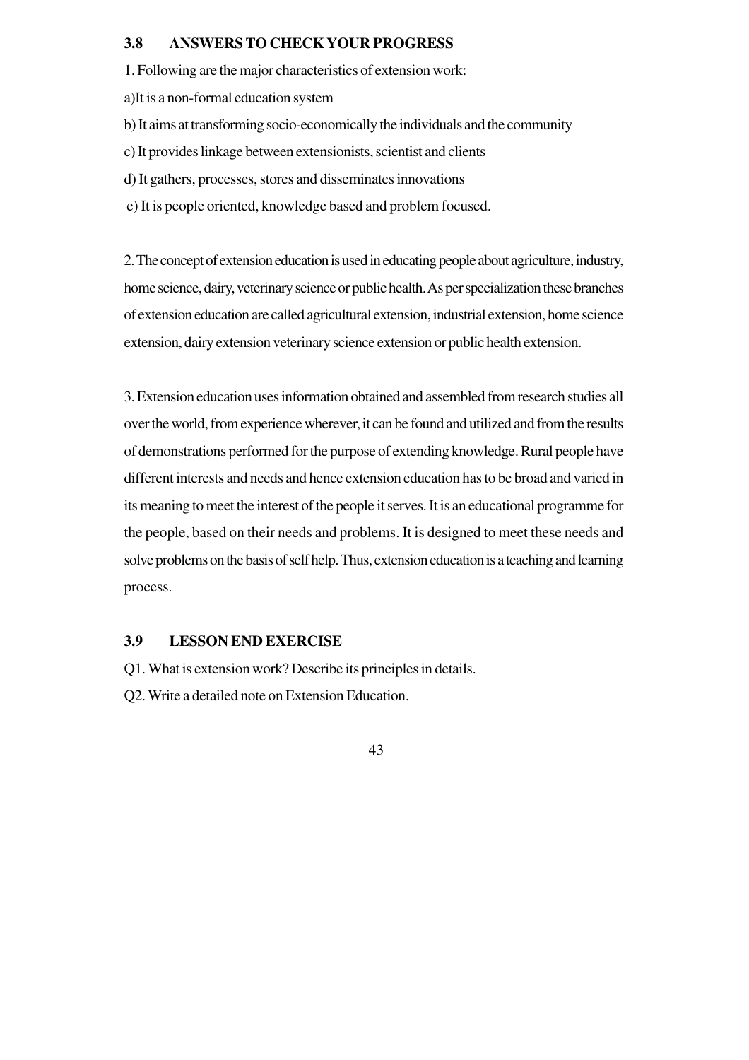## 3.8 ANSWERS TO CHECK YOUR PROGRESS

1. Following are the major characteristics of extension work:

a)It is a non-formal education system

b) It aims at transforming socio-economically the individuals and the community

c) It provides linkage between extensionists, scientist and clients

d) It gathers, processes, stores and disseminates innovations

e) It is people oriented, knowledge based and problem focused.

2. The concept of extension education is used in educating people about agriculture, industry, home science, dairy, veterinary science or public health. As per specialization these branches of extension education are called agricultural extension, industrial extension, home science extension, dairy extension veterinary science extension or public health extension.

3. Extension education uses information obtained and assembled from research studies all over the world, from experience wherever, it can be found and utilized and from the results of demonstrations performed for the purpose of extending knowledge. Rural people have different interests and needs and hence extension education has to be broad and varied in its meaning to meet the interest of the people it serves. It is an educational programme for the people, based on their needs and problems. It is designed to meet these needs and solve problems on the basis of self help. Thus, extension education is a teaching and learning process.

## 3.9 LESSON END EXERCISE

Q1. What is extension work? Describe its principles in details.

Q2. Write a detailed note on Extension Education.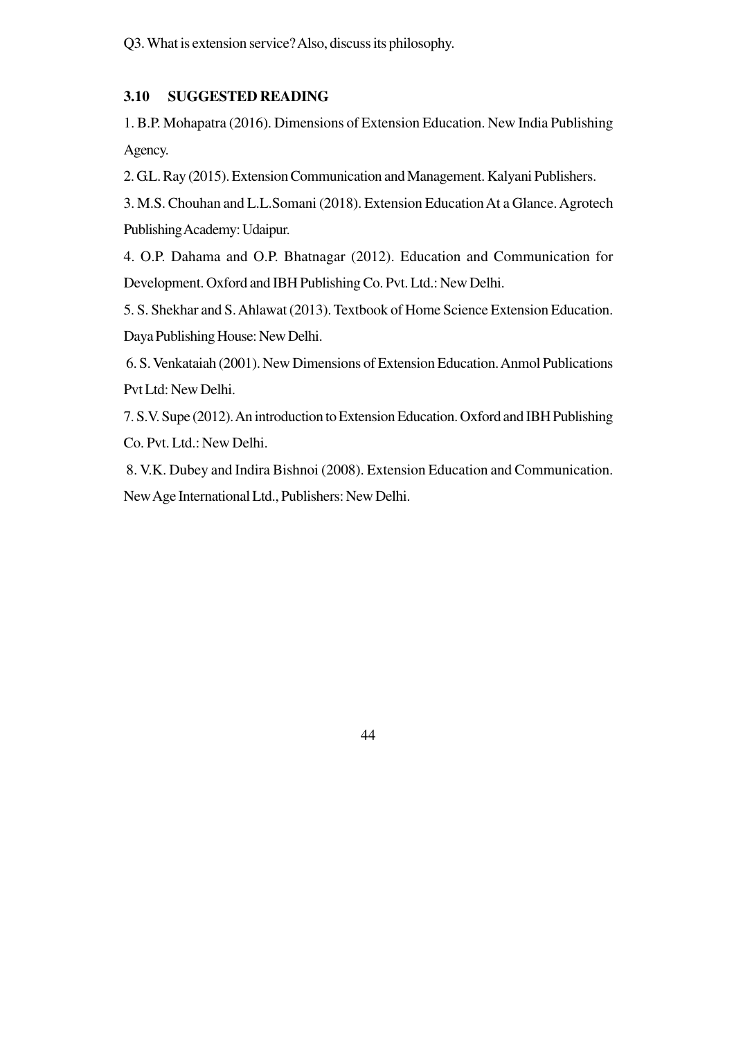Q3. What is extension service? Also, discuss its philosophy.

### 3.10 SUGGESTED READING

1. B.P. Mohapatra (2016). Dimensions of Extension Education. New India Publishing Agency.
2. G.L. Ray (2015). Extension Communication and Management. Kalyani Publishers.
3. M.S. Chouhan and L.L.Somani (2018). Extension Education At a Glance. Agrotech Publishing Academy: Udaipur.
4. O.P. Dahama and O.P. Bhatnagar (2012). Education and Communication for Development. Oxford and IBH Publishing Co. Pvt. Ltd.: New Delhi.
5. S. Shekhar and S. Ahlawat (2013). Textbook of Home Science Extension Education. Daya Publishing House: New Delhi.
6. S. Venkataiah (2001). New Dimensions of Extension Education. Anmol Publications Pvt Ltd: New Delhi.
7. S.V. Supe (2012). An introduction to Extension Education. Oxford and IBH Publishing Co. Pvt. Ltd.: New Delhi.
8. V.K. Dubey and Indira Bishnoi (2008). Extension Education and Communication. New Age International Ltd., Publishers: New Delhi.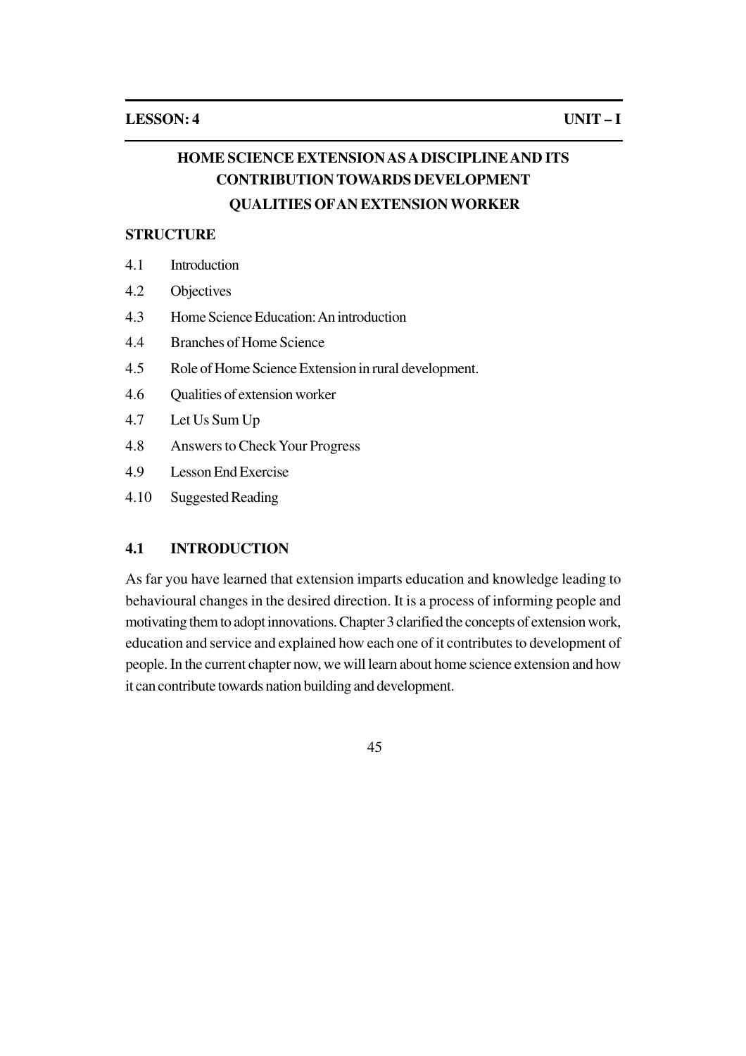**LESSON: 4** **UNIT – I**

# HOME SCIENCE EXTENSION AS A DISCIPLINE AND ITS CONTRIBUTION TOWARDS DEVELOPMENT

# QUALITIES OF AN EXTENSION WORKER

**STRUCTURE**

4.1 Introduction

4.2 Objectives

4.3 Home Science Education: An introduction

4.4 Branches of Home Science

4.5 Role of Home Science Extension in rural development.

4.6 Qualities of extension worker

4.7 Let Us Sum Up

4.8 Answers to Check Your Progress

4.9 Lesson End Exercise

4.10 Suggested Reading

## 4.1 INTRODUCTION

As far you have learned that extension imparts education and knowledge leading to behavioural changes in the desired direction. It is a process of informing people and motivating them to adopt innovations. Chapter 3 clarified the concepts of extension work, education and service and explained how each one of it contributes to development of people. In the current chapter now, we will learn about home science extension and how it can contribute towards nation building and development.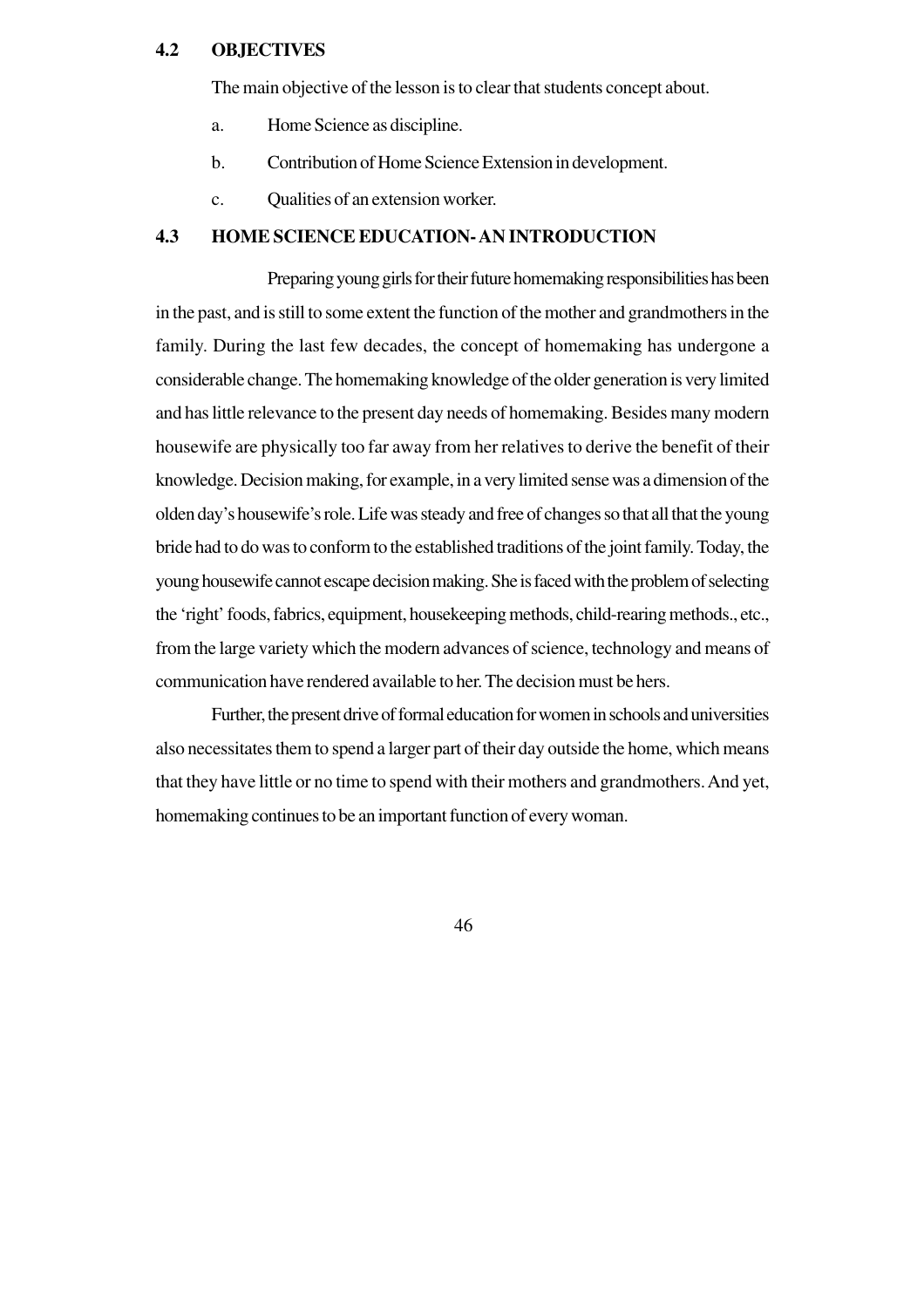## 4.2 OBJECTIVES

The main objective of the lesson is to clear that students concept about.

a. Home Science as discipline.

b. Contribution of Home Science Extension in development.

c. Qualities of an extension worker.

## 4.3 HOME SCIENCE EDUCATION- AN INTRODUCTION

Preparing young girls for their future homemaking responsibilities has been in the past, and is still to some extent the function of the mother and grandmothers in the family. During the last few decades, the concept of homemaking has undergone a considerable change. The homemaking knowledge of the older generation is very limited and has little relevance to the present day needs of homemaking. Besides many modern housewife are physically too far away from her relatives to derive the benefit of their knowledge. Decision making, for example, in a very limited sense was a dimension of the olden day's housewife's role. Life was steady and free of changes so that all that the young bride had to do was to conform to the established traditions of the joint family. Today, the young housewife cannot escape decision making. She is faced with the problem of selecting the 'right' foods, fabrics, equipment, housekeeping methods, child-rearing methods., etc., from the large variety which the modern advances of science, technology and means of communication have rendered available to her. The decision must be hers.

Further, the present drive of formal education for women in schools and universities also necessitates them to spend a larger part of their day outside the home, which means that they have little or no time to spend with their mothers and grandmothers. And yet, homemaking continues to be an important function of every woman.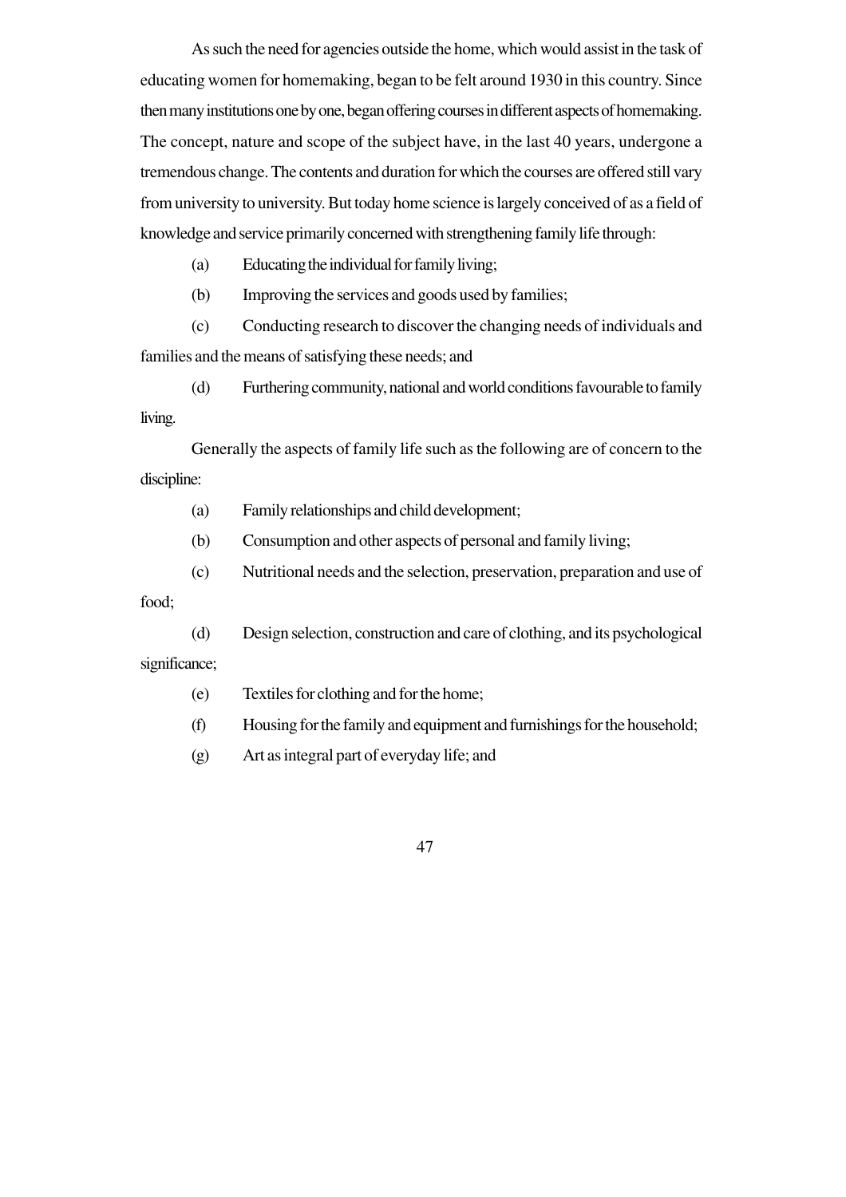As such the need for agencies outside the home, which would assist in the task of educating women for homemaking, began to be felt around 1930 in this country. Since then many institutions one by one, began offering courses in different aspects of homemaking. The concept, nature and scope of the subject have, in the last 40 years, undergone a tremendous change. The contents and duration for which the courses are offered still vary from university to university. But today home science is largely conceived of as a field of knowledge and service primarily concerned with strengthening family life through:

(a) Educating the individual for family living;

(b) Improving the services and goods used by families;

(c) Conducting research to discover the changing needs of individuals and families and the means of satisfying these needs; and

(d) Furthering community, national and world conditions favourable to family living.

Generally the aspects of family life such as the following are of concern to the discipline:

(a) Family relationships and child development;

(b) Consumption and other aspects of personal and family living;

(c) Nutritional needs and the selection, preservation, preparation and use of food;

(d) Design selection, construction and care of clothing, and its psychological significance;

(e) Textiles for clothing and for the home;

(f) Housing for the family and equipment and furnishings for the household;

(g) Art as integral part of everyday life; and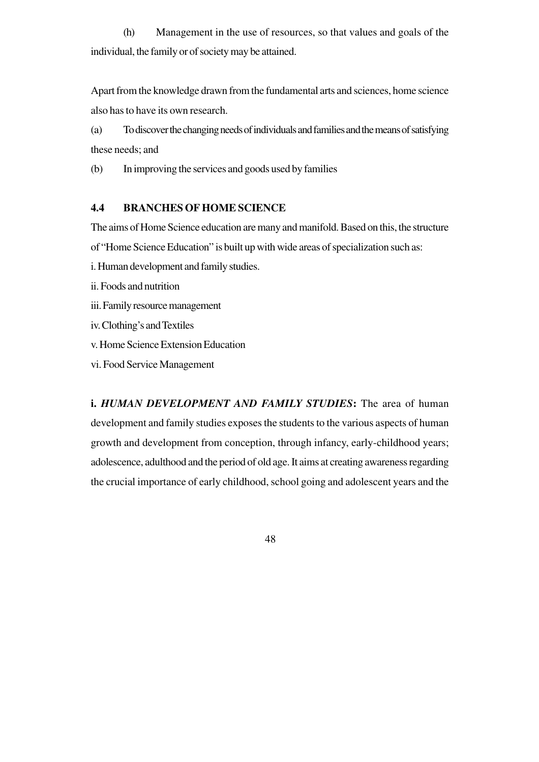(h) Management in the use of resources, so that values and goals of the individual, the family or of society may be attained.

Apart from the knowledge drawn from the fundamental arts and sciences, home science also has to have its own research.

(a) To discover the changing needs of individuals and families and the means of satisfying these needs; and

(b) In improving the services and goods used by families

### 4.4 BRANCHES OF HOME SCIENCE

The aims of Home Science education are many and manifold. Based on this, the structure of "Home Science Education" is built up with wide areas of specialization such as:

i. Human development and family studies.

ii. Foods and nutrition

iii. Family resource management

iv. Clothing's and Textiles

v. Home Science Extension Education

vi. Food Service Management

**i. *HUMAN DEVELOPMENT AND FAMILY STUDIES*:** The area of human development and family studies exposes the students to the various aspects of human growth and development from conception, through infancy, early-childhood years; adolescence, adulthood and the period of old age. It aims at creating awareness regarding the crucial importance of early childhood, school going and adolescent years and the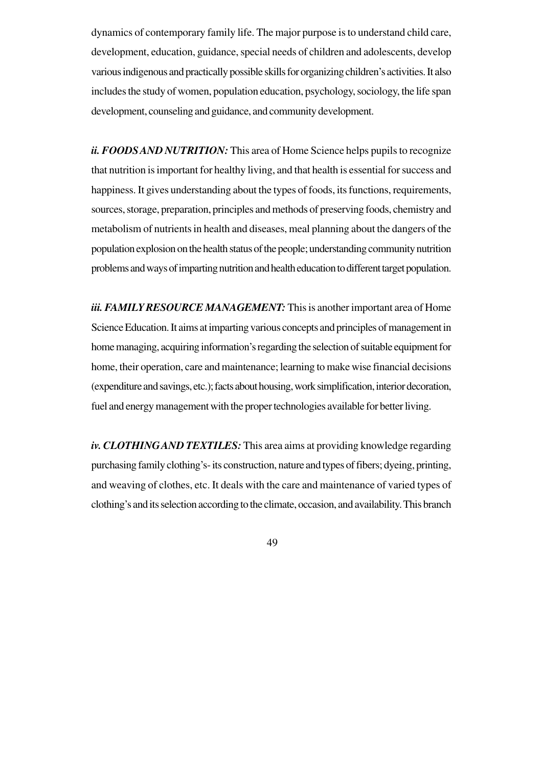dynamics of contemporary family life. The major purpose is to understand child care, development, education, guidance, special needs of children and adolescents, develop various indigenous and practically possible skills for organizing children's activities. It also includes the study of women, population education, psychology, sociology, the life span development, counseling and guidance, and community development.

***ii. FOODS AND NUTRITION:*** This area of Home Science helps pupils to recognize that nutrition is important for healthy living, and that health is essential for success and happiness. It gives understanding about the types of foods, its functions, requirements, sources, storage, preparation, principles and methods of preserving foods, chemistry and metabolism of nutrients in health and diseases, meal planning about the dangers of the population explosion on the health status of the people; understanding community nutrition problems and ways of imparting nutrition and health education to different target population.

***iii. FAMILY RESOURCE MANAGEMENT:*** This is another important area of Home Science Education. It aims at imparting various concepts and principles of management in home managing, acquiring information's regarding the selection of suitable equipment for home, their operation, care and maintenance; learning to make wise financial decisions (expenditure and savings, etc.); facts about housing, work simplification, interior decoration, fuel and energy management with the proper technologies available for better living.

***iv. CLOTHING AND TEXTILES:*** This area aims at providing knowledge regarding purchasing family clothing's- its construction, nature and types of fibers; dyeing, printing, and weaving of clothes, etc. It deals with the care and maintenance of varied types of clothing's and its selection according to the climate, occasion, and availability. This branch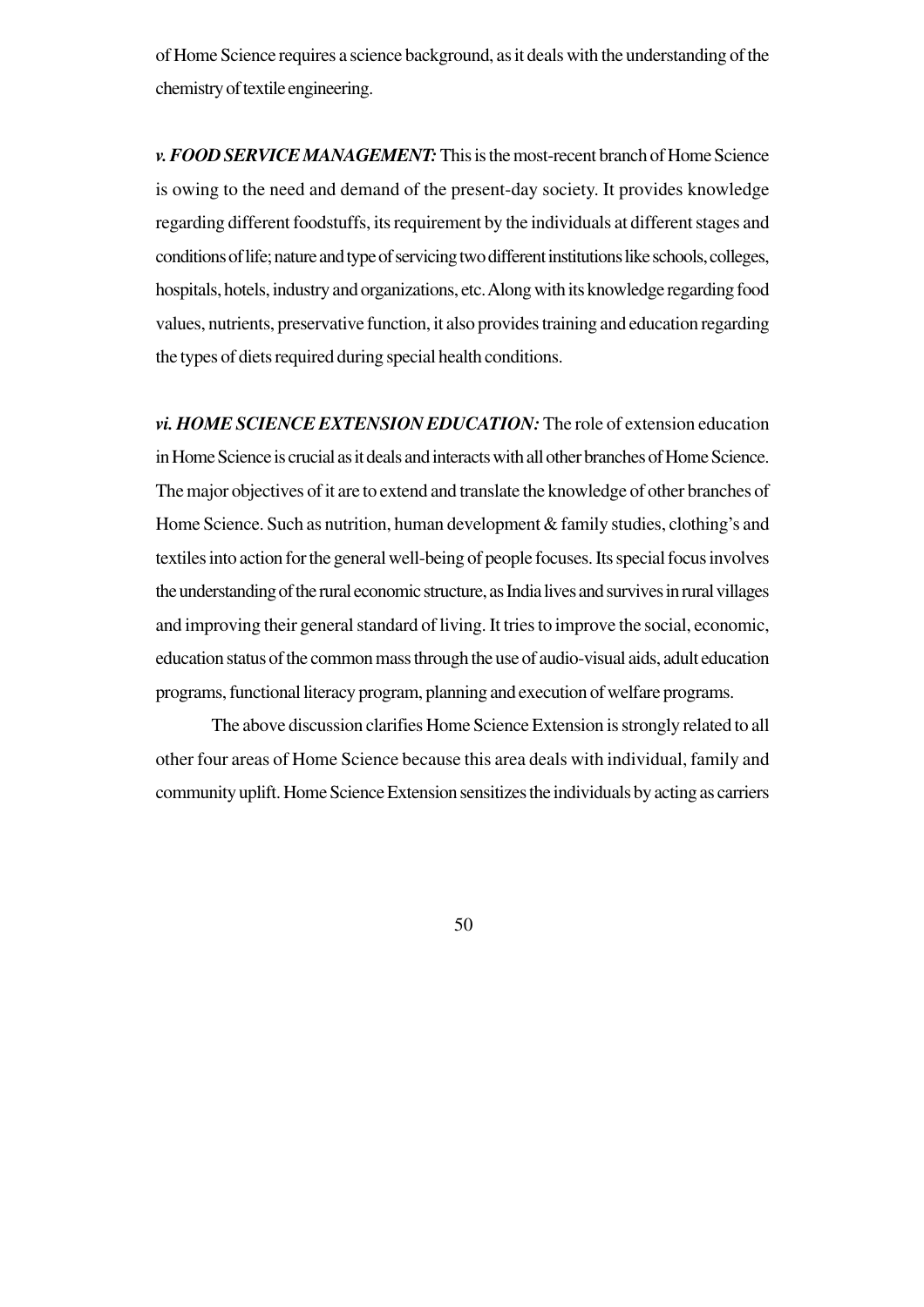of Home Science requires a science background, as it deals with the understanding of the chemistry of textile engineering.

***v. FOOD SERVICE MANAGEMENT:*** This is the most-recent branch of Home Science is owing to the need and demand of the present-day society. It provides knowledge regarding different foodstuffs, its requirement by the individuals at different stages and conditions of life; nature and type of servicing two different institutions like schools, colleges, hospitals, hotels, industry and organizations, etc. Along with its knowledge regarding food values, nutrients, preservative function, it also provides training and education regarding the types of diets required during special health conditions.

***vi. HOME SCIENCE EXTENSION EDUCATION:*** The role of extension education in Home Science is crucial as it deals and interacts with all other branches of Home Science. The major objectives of it are to extend and translate the knowledge of other branches of Home Science. Such as nutrition, human development & family studies, clothing's and textiles into action for the general well-being of people focuses. Its special focus involves the understanding of the rural economic structure, as India lives and survives in rural villages and improving their general standard of living. It tries to improve the social, economic, education status of the common mass through the use of audio-visual aids, adult education programs, functional literacy program, planning and execution of welfare programs.

The above discussion clarifies Home Science Extension is strongly related to all other four areas of Home Science because this area deals with individual, family and community uplift. Home Science Extension sensitizes the individuals by acting as carriers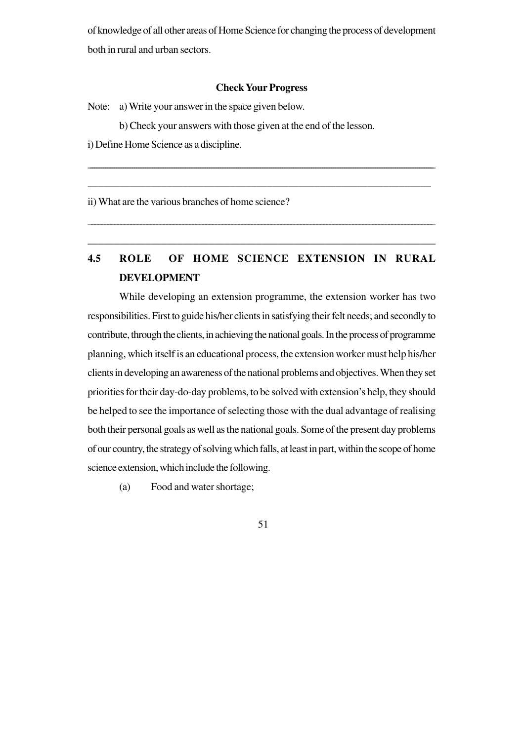of knowledge of all other areas of Home Science for changing the process of development both in rural and urban sectors.

**Check Your Progress**

Note: a) Write your answer in the space given below.

b) Check your answers with those given at the end of the lesson.

i) Define Home Science as a discipline.

_______________________________________________________________________

_______________________________________________________________________

ii) What are the various branches of home science?

-----------------------------------------------------------------------------------------------------------

_______________________________________________________________________

## 4.5 ROLE OF HOME SCIENCE EXTENSION IN RURAL DEVELOPMENT

While developing an extension programme, the extension worker has two responsibilities. First to guide his/her clients in satisfying their felt needs; and secondly to contribute, through the clients, in achieving the national goals. In the process of programme planning, which itself is an educational process, the extension worker must help his/her clients in developing an awareness of the national problems and objectives. When they set priorities for their day-do-day problems, to be solved with extension's help, they should be helped to see the importance of selecting those with the dual advantage of realising both their personal goals as well as the national goals. Some of the present day problems of our country, the strategy of solving which falls, at least in part, within the scope of home science extension, which include the following.

(a) Food and water shortage;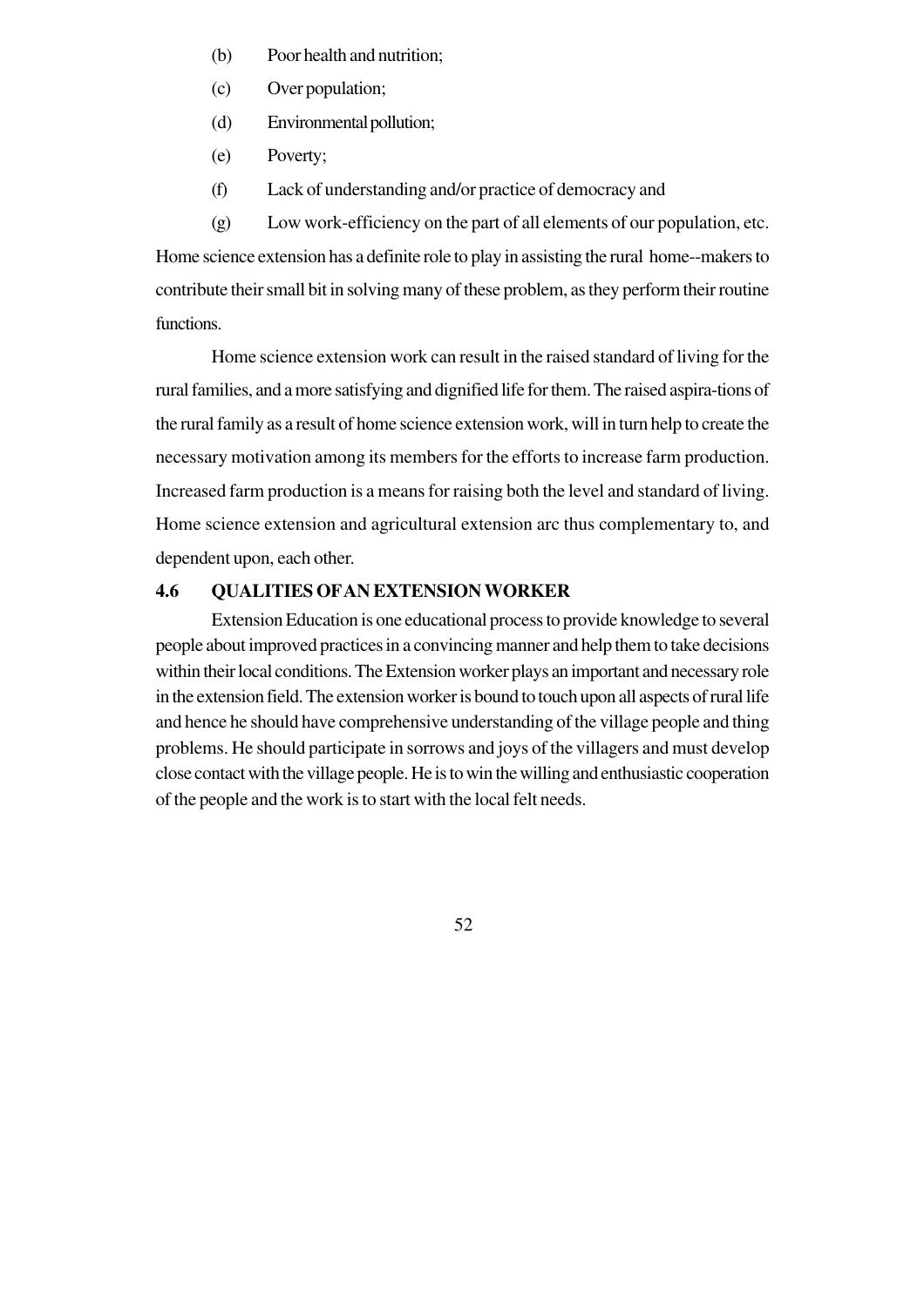(b) Poor health and nutrition;

(c) Over population;

(d) Environmental pollution;

(e) Poverty;

(f) Lack of understanding and/or practice of democracy and

(g) Low work-efficiency on the part of all elements of our population, etc.

Home science extension has a definite role to play in assisting the rural home--makers to contribute their small bit in solving many of these problem, as they perform their routine functions.

Home science extension work can result in the raised standard of living for the rural families, and a more satisfying and dignified life for them. The raised aspira-tions of the rural family as a result of home science extension work, will in turn help to create the necessary motivation among its members for the efforts to increase farm production. Increased farm production is a means for raising both the level and standard of living. Home science extension and agricultural extension arc thus complementary to, and dependent upon, each other.

## 4.6 QUALITIES OF AN EXTENSION WORKER

Extension Education is one educational process to provide knowledge to several people about improved practices in a convincing manner and help them to take decisions within their local conditions. The Extension worker plays an important and necessary role in the extension field. The extension worker is bound to touch upon all aspects of rural life and hence he should have comprehensive understanding of the village people and thing problems. He should participate in sorrows and joys of the villagers and must develop close contact with the village people. He is to win the willing and enthusiastic cooperation of the people and the work is to start with the local felt needs.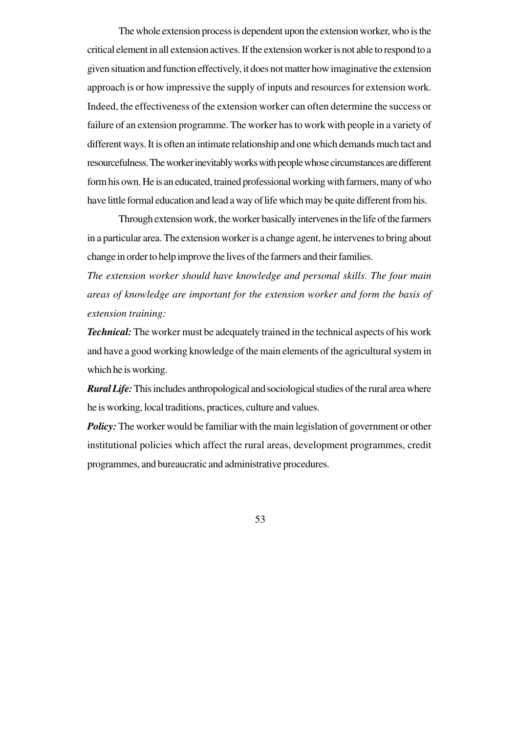The whole extension process is dependent upon the extension worker, who is the critical element in all extension actives. If the extension worker is not able to respond to a given situation and function effectively, it does not matter how imaginative the extension approach is or how impressive the supply of inputs and resources for extension work. Indeed, the effectiveness of the extension worker can often determine the success or failure of an extension programme. The worker has to work with people in a variety of different ways. It is often an intimate relationship and one which demands much tact and resourcefulness. The worker inevitably works with people whose circumstances are different form his own. He is an educated, trained professional working with farmers, many of who have little formal education and lead a way of life which may be quite different from his.

Through extension work, the worker basically intervenes in the life of the farmers in a particular area. The extension worker is a change agent, he intervenes to bring about change in order to help improve the lives of the farmers and their families.

*The extension worker should have knowledge and personal skills. The four main areas of knowledge are important for the extension worker and form the basis of extension training:*

***Technical:*** The worker must be adequately trained in the technical aspects of his work and have a good working knowledge of the main elements of the agricultural system in which he is working.

***Rural Life:*** This includes anthropological and sociological studies of the rural area where he is working, local traditions, practices, culture and values.

***Policy:*** The worker would be familiar with the main legislation of government or other institutional policies which affect the rural areas, development programmes, credit programmes, and bureaucratic and administrative procedures.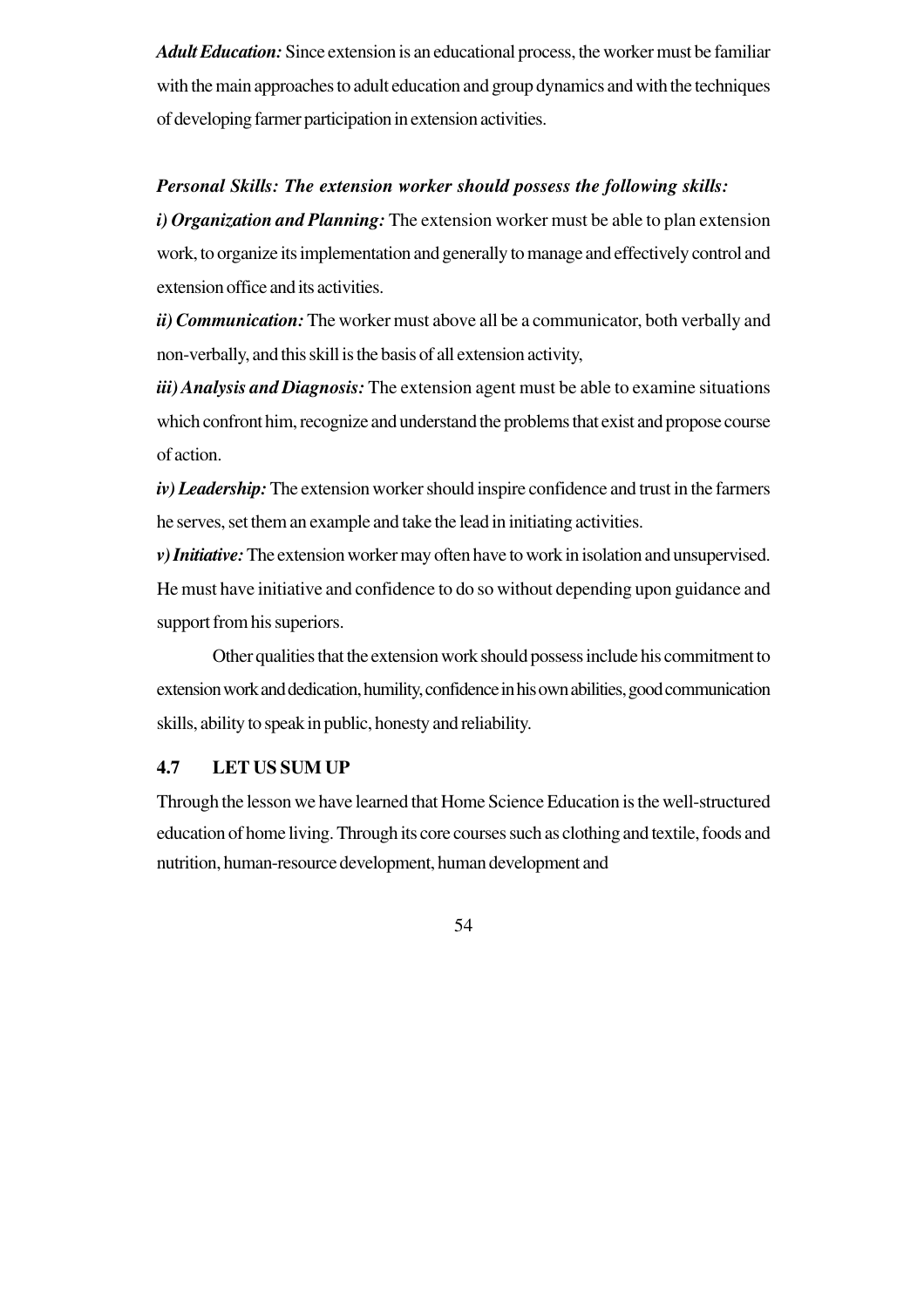***Adult Education:*** Since extension is an educational process, the worker must be familiar with the main approaches to adult education and group dynamics and with the techniques of developing farmer participation in extension activities.

***Personal Skills: The extension worker should possess the following skills:***

***i) Organization and Planning:*** The extension worker must be able to plan extension work, to organize its implementation and generally to manage and effectively control and extension office and its activities.

***ii) Communication:*** The worker must above all be a communicator, both verbally and non-verbally, and this skill is the basis of all extension activity,

***iii) Analysis and Diagnosis:*** The extension agent must be able to examine situations which confront him, recognize and understand the problems that exist and propose course of action.

***iv) Leadership:*** The extension worker should inspire confidence and trust in the farmers he serves, set them an example and take the lead in initiating activities.

***v) Initiative:*** The extension worker may often have to work in isolation and unsupervised. He must have initiative and confidence to do so without depending upon guidance and support from his superiors.

Other qualities that the extension work should possess include his commitment to extension work and dedication, humility, confidence in his own abilities, good communication skills, ability to speak in public, honesty and reliability.

## 4.7 LET US SUM UP

Through the lesson we have learned that Home Science Education is the well-structured education of home living. Through its core courses such as clothing and textile, foods and nutrition, human-resource development, human development and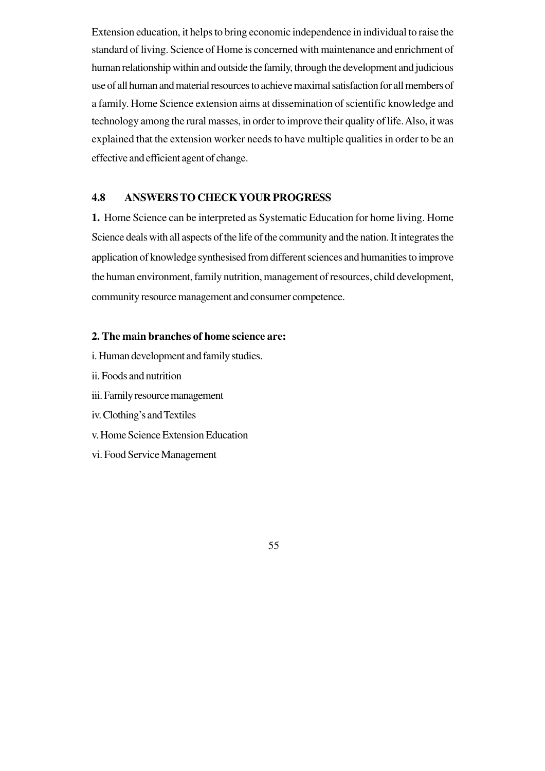Extension education, it helps to bring economic independence in individual to raise the standard of living. Science of Home is concerned with maintenance and enrichment of human relationship within and outside the family, through the development and judicious use of all human and material resources to achieve maximal satisfaction for all members of a family. Home Science extension aims at dissemination of scientific knowledge and technology among the rural masses, in order to improve their quality of life. Also, it was explained that the extension worker needs to have multiple qualities in order to be an effective and efficient agent of change.

## 4.8 ANSWERS TO CHECK YOUR PROGRESS

**1.** Home Science can be interpreted as Systematic Education for home living. Home Science deals with all aspects of the life of the community and the nation. It integrates the application of knowledge synthesised from different sciences and humanities to improve the human environment, family nutrition, management of resources, child development, community resource management and consumer competence.

**2. The main branches of home science are:**

i. Human development and family studies.

ii. Foods and nutrition

iii. Family resource management

iv. Clothing's and Textiles

v. Home Science Extension Education

vi. Food Service Management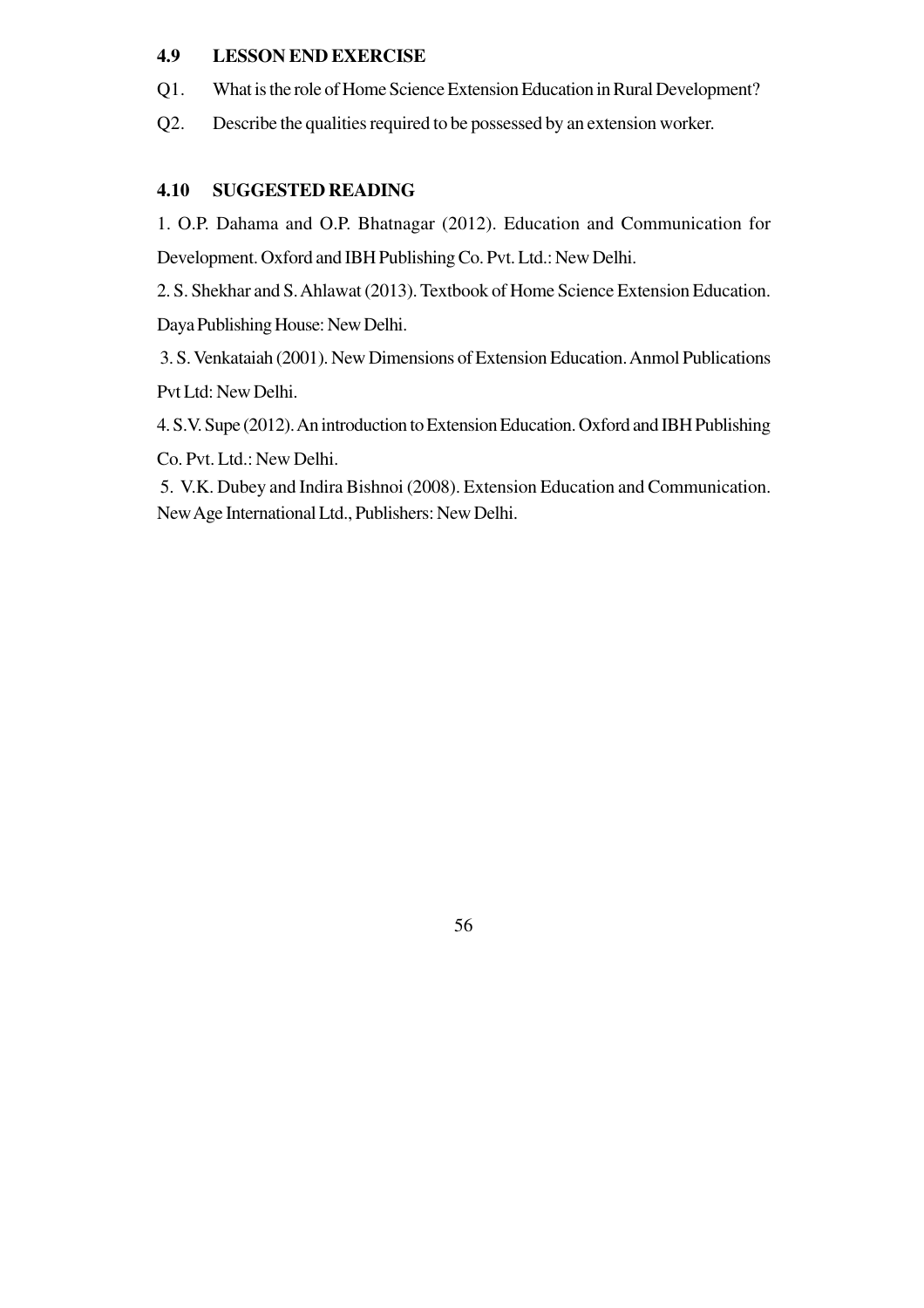## 4.9 LESSON END EXERCISE

Q1. What is the role of Home Science Extension Education in Rural Development?

Q2. Describe the qualities required to be possessed by an extension worker.

## 4.10 SUGGESTED READING

1. O.P. Dahama and O.P. Bhatnagar (2012). Education and Communication for Development. Oxford and IBH Publishing Co. Pvt. Ltd.: New Delhi.
2. S. Shekhar and S. Ahlawat (2013). Textbook of Home Science Extension Education. Daya Publishing House: New Delhi.
3. S. Venkataiah (2001). New Dimensions of Extension Education. Anmol Publications Pvt Ltd: New Delhi.
4. S.V. Supe (2012). An introduction to Extension Education. Oxford and IBH Publishing Co. Pvt. Ltd.: New Delhi.
5. V.K. Dubey and Indira Bishnoi (2008). Extension Education and Communication. New Age International Ltd., Publishers: New Delhi.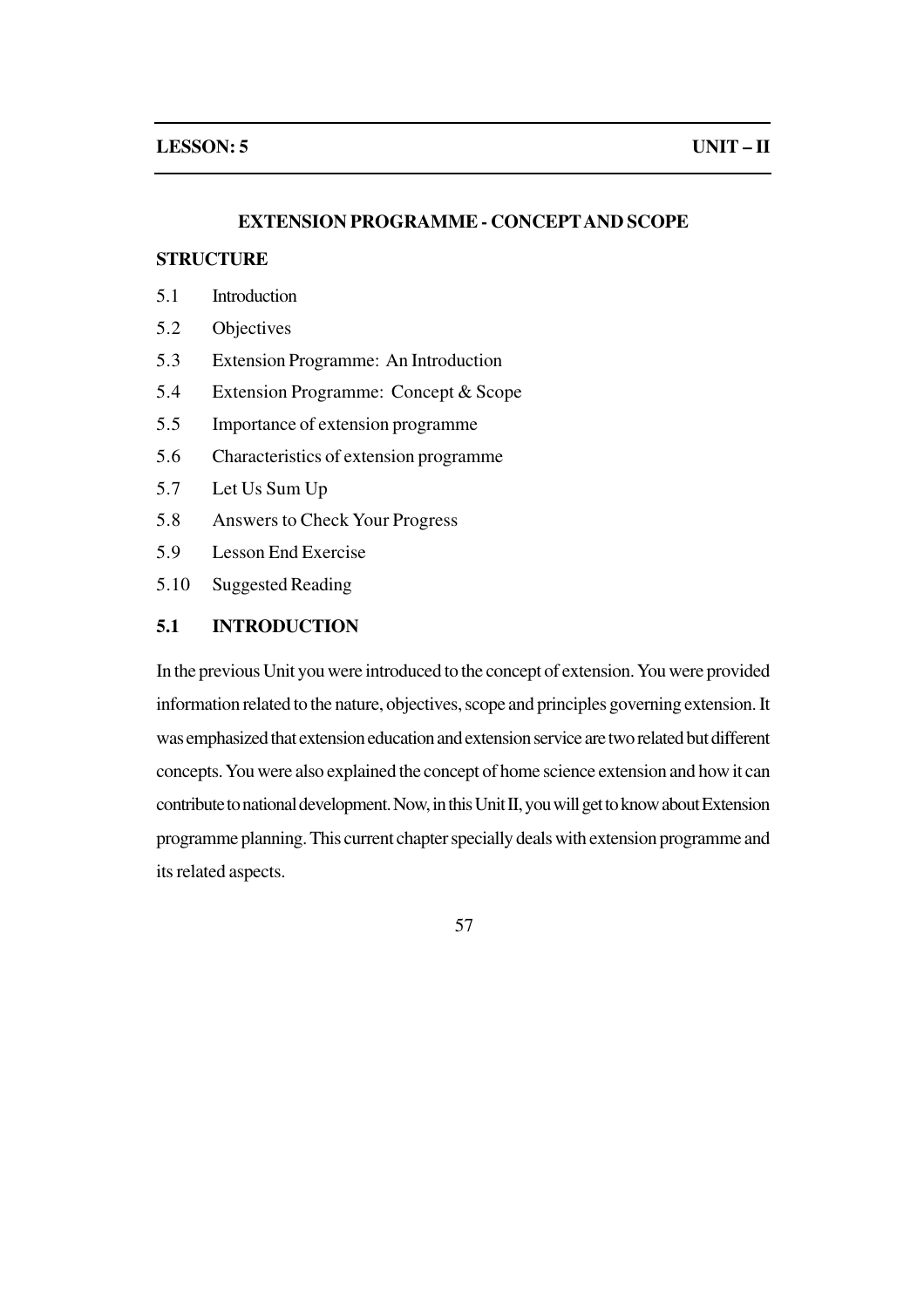**LESSON: 5** **UNIT – II**

## EXTENSION PROGRAMME - CONCEPT AND SCOPE

**STRUCTURE**

- 5.1 Introduction
- 5.2 Objectives
- 5.3 Extension Programme: An Introduction
- 5.4 Extension Programme: Concept & Scope
- 5.5 Importance of extension programme
- 5.6 Characteristics of extension programme
- 5.7 Let Us Sum Up
- 5.8 Answers to Check Your Progress
- 5.9 Lesson End Exercise
- 5.10 Suggested Reading

### 5.1 INTRODUCTION

In the previous Unit you were introduced to the concept of extension. You were provided information related to the nature, objectives, scope and principles governing extension. It was emphasized that extension education and extension service are two related but different concepts. You were also explained the concept of home science extension and how it can contribute to national development. Now, in this Unit II, you will get to know about Extension programme planning. This current chapter specially deals with extension programme and its related aspects.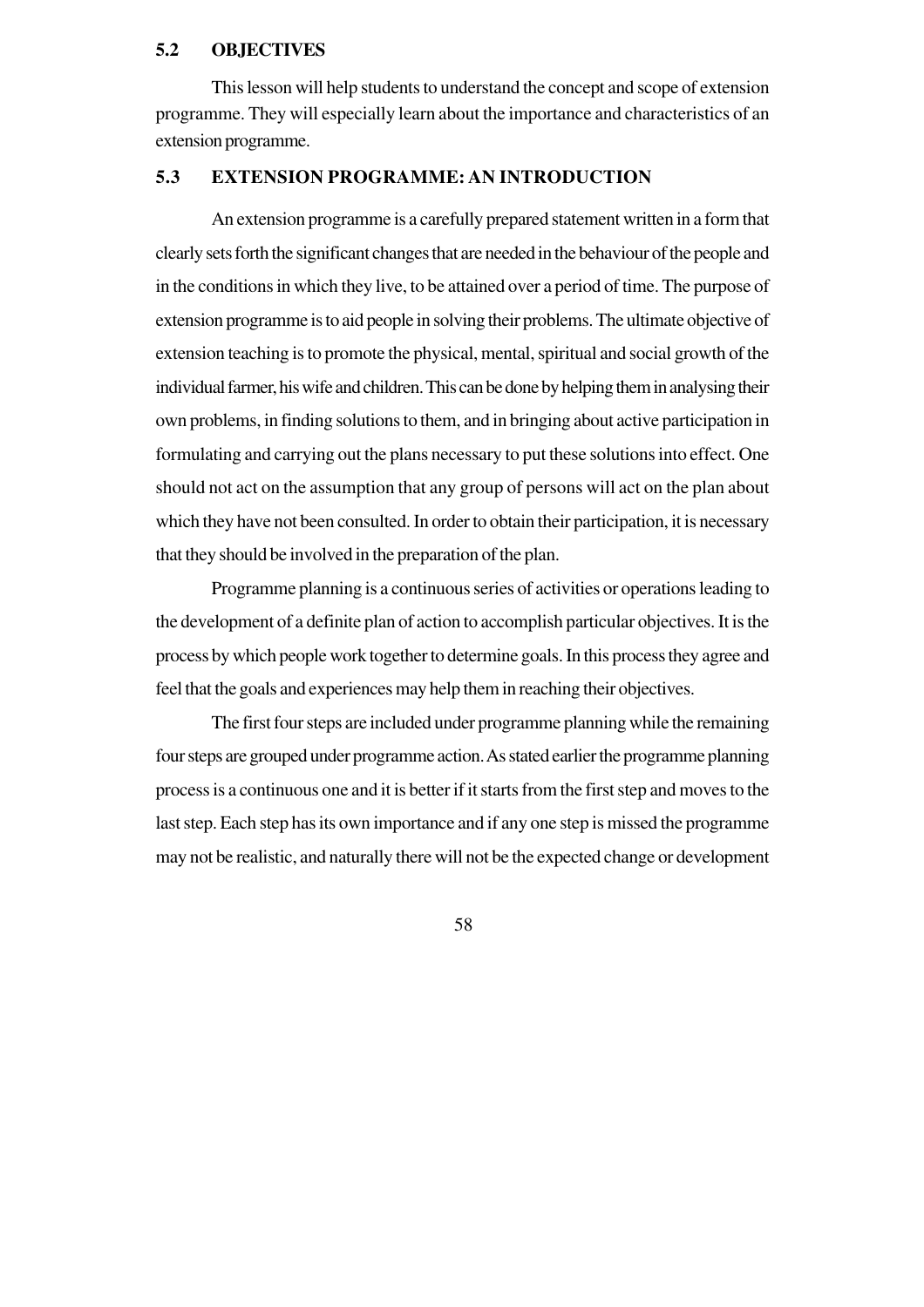## 5.2 OBJECTIVES

This lesson will help students to understand the concept and scope of extension programme. They will especially learn about the importance and characteristics of an extension programme.

## 5.3 EXTENSION PROGRAMME: AN INTRODUCTION

An extension programme is a carefully prepared statement written in a form that clearly sets forth the significant changes that are needed in the behaviour of the people and in the conditions in which they live, to be attained over a period of time. The purpose of extension programme is to aid people in solving their problems. The ultimate objective of extension teaching is to promote the physical, mental, spiritual and social growth of the individual farmer, his wife and children. This can be done by helping them in analysing their own problems, in finding solutions to them, and in bringing about active participation in formulating and carrying out the plans necessary to put these solutions into effect. One should not act on the assumption that any group of persons will act on the plan about which they have not been consulted. In order to obtain their participation, it is necessary that they should be involved in the preparation of the plan.

Programme planning is a continuous series of activities or operations leading to the development of a definite plan of action to accomplish particular objectives. It is the process by which people work together to determine goals. In this process they agree and feel that the goals and experiences may help them in reaching their objectives.

The first four steps are included under programme planning while the remaining four steps are grouped under programme action. As stated earlier the programme planning process is a continuous one and it is better if it starts from the first step and moves to the last step. Each step has its own importance and if any one step is missed the programme may not be realistic, and naturally there will not be the expected change or development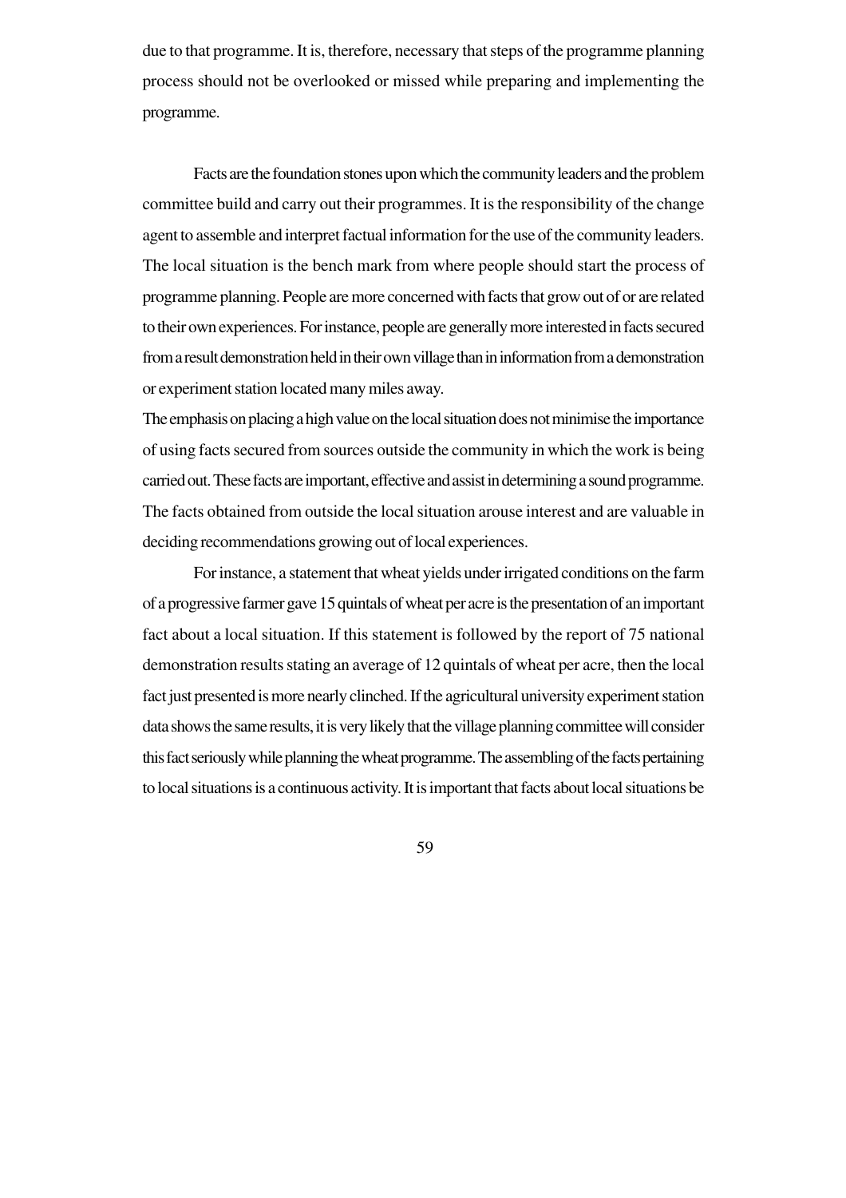due to that programme. It is, therefore, necessary that steps of the programme planning process should not be overlooked or missed while preparing and implementing the programme.

Facts are the foundation stones upon which the community leaders and the problem committee build and carry out their programmes. It is the responsibility of the change agent to assemble and interpret factual information for the use of the community leaders. The local situation is the bench mark from where people should start the process of programme planning. People are more concerned with facts that grow out of or are related to their own experiences. For instance, people are generally more interested in facts secured from a result demonstration held in their own village than in information from a demonstration or experiment station located many miles away.

The emphasis on placing a high value on the local situation does not minimise the importance of using facts secured from sources outside the community in which the work is being carried out. These facts are important, effective and assist in determining a sound programme. The facts obtained from outside the local situation arouse interest and are valuable in deciding recommendations growing out of local experiences.

For instance, a statement that wheat yields under irrigated conditions on the farm of a progressive farmer gave 15 quintals of wheat per acre is the presentation of an important fact about a local situation. If this statement is followed by the report of 75 national demonstration results stating an average of 12 quintals of wheat per acre, then the local fact just presented is more nearly clinched. If the agricultural university experiment station data shows the same results, it is very likely that the village planning committee will consider this fact seriously while planning the wheat programme. The assembling of the facts pertaining to local situations is a continuous activity. It is important that facts about local situations be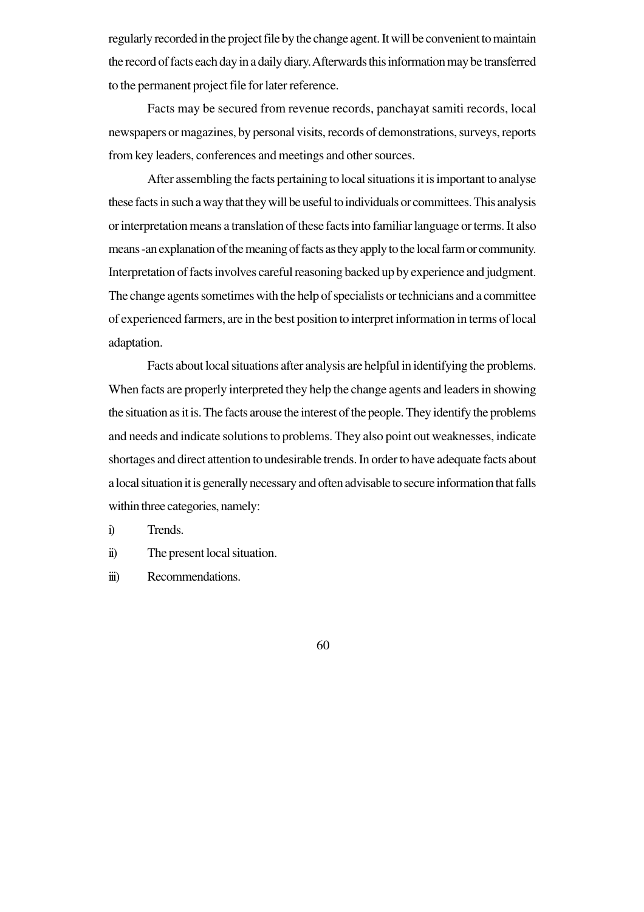regularly recorded in the project file by the change agent. It will be convenient to maintain the record of facts each day in a daily diary. Afterwards this information may be transferred to the permanent project file for later reference.

Facts may be secured from revenue records, panchayat samiti records, local newspapers or magazines, by personal visits, records of demonstrations, surveys, reports from key leaders, conferences and meetings and other sources.

After assembling the facts pertaining to local situations it is important to analyse these facts in such a way that they will be useful to individuals or committees. This analysis or interpretation means a translation of these facts into familiar language or terms. It also means -an explanation of the meaning of facts as they apply to the local farm or community. Interpretation of facts involves careful reasoning backed up by experience and judgment. The change agents sometimes with the help of specialists or technicians and a committee of experienced farmers, are in the best position to interpret information in terms of local adaptation.

Facts about local situations after analysis are helpful in identifying the problems. When facts are properly interpreted they help the change agents and leaders in showing the situation as it is. The facts arouse the interest of the people. They identify the problems and needs and indicate solutions to problems. They also point out weaknesses, indicate shortages and direct attention to undesirable trends. In order to have adequate facts about a local situation it is generally necessary and often advisable to secure information that falls within three categories, namely:

i) Trends.

ii) The present local situation.

iii) Recommendations.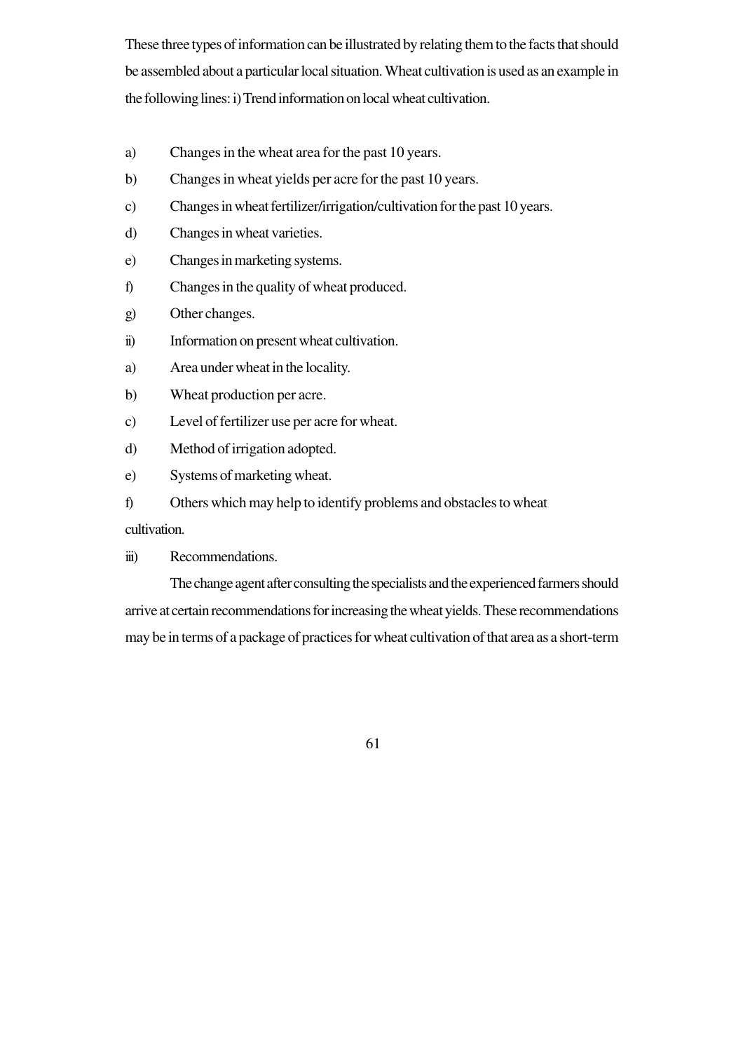These three types of information can be illustrated by relating them to the facts that should be assembled about a particular local situation. Wheat cultivation is used as an example in the following lines: i) Trend information on local wheat cultivation.

a) Changes in the wheat area for the past 10 years.

b) Changes in wheat yields per acre for the past 10 years.

c) Changes in wheat fertilizer/irrigation/cultivation for the past 10 years.

d) Changes in wheat varieties.

e) Changes in marketing systems.

f) Changes in the quality of wheat produced.

g) Other changes.

ii) Information on present wheat cultivation.

a) Area under wheat in the locality.

b) Wheat production per acre.

c) Level of fertilizer use per acre for wheat.

d) Method of irrigation adopted.

e) Systems of marketing wheat.

f) Others which may help to identify problems and obstacles to wheat cultivation.

iii) Recommendations.

The change agent after consulting the specialists and the experienced farmers should arrive at certain recommendations for increasing the wheat yields. These recommendations may be in terms of a package of practices for wheat cultivation of that area as a short-term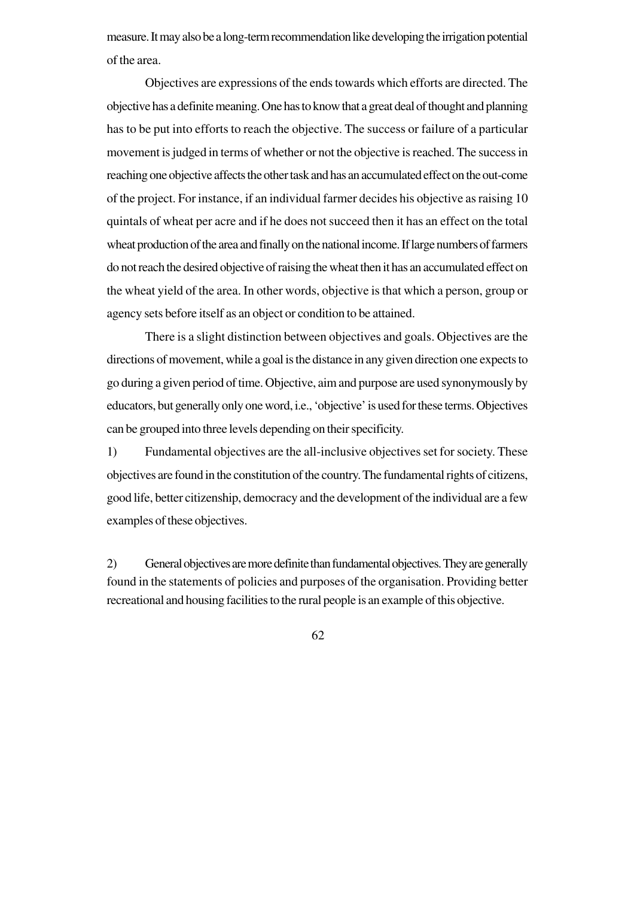measure. It may also be a long-term recommendation like developing the irrigation potential of the area.

Objectives are expressions of the ends towards which efforts are directed. The objective has a definite meaning. One has to know that a great deal of thought and planning has to be put into efforts to reach the objective. The success or failure of a particular movement is judged in terms of whether or not the objective is reached. The success in reaching one objective affects the other task and has an accumulated effect on the out-come of the project. For instance, if an individual farmer decides his objective as raising 10 quintals of wheat per acre and if he does not succeed then it has an effect on the total wheat production of the area and finally on the national income. If large numbers of farmers do not reach the desired objective of raising the wheat then it has an accumulated effect on the wheat yield of the area. In other words, objective is that which a person, group or agency sets before itself as an object or condition to be attained.

There is a slight distinction between objectives and goals. Objectives are the directions of movement, while a goal is the distance in any given direction one expects to go during a given period of time. Objective, aim and purpose are used synonymously by educators, but generally only one word, i.e., 'objective' is used for these terms. Objectives can be grouped into three levels depending on their specificity.

1) Fundamental objectives are the all-inclusive objectives set for society. These objectives are found in the constitution of the country. The fundamental rights of citizens, good life, better citizenship, democracy and the development of the individual are a few examples of these objectives.

2) General objectives are more definite than fundamental objectives. They are generally found in the statements of policies and purposes of the organisation. Providing better recreational and housing facilities to the rural people is an example of this objective.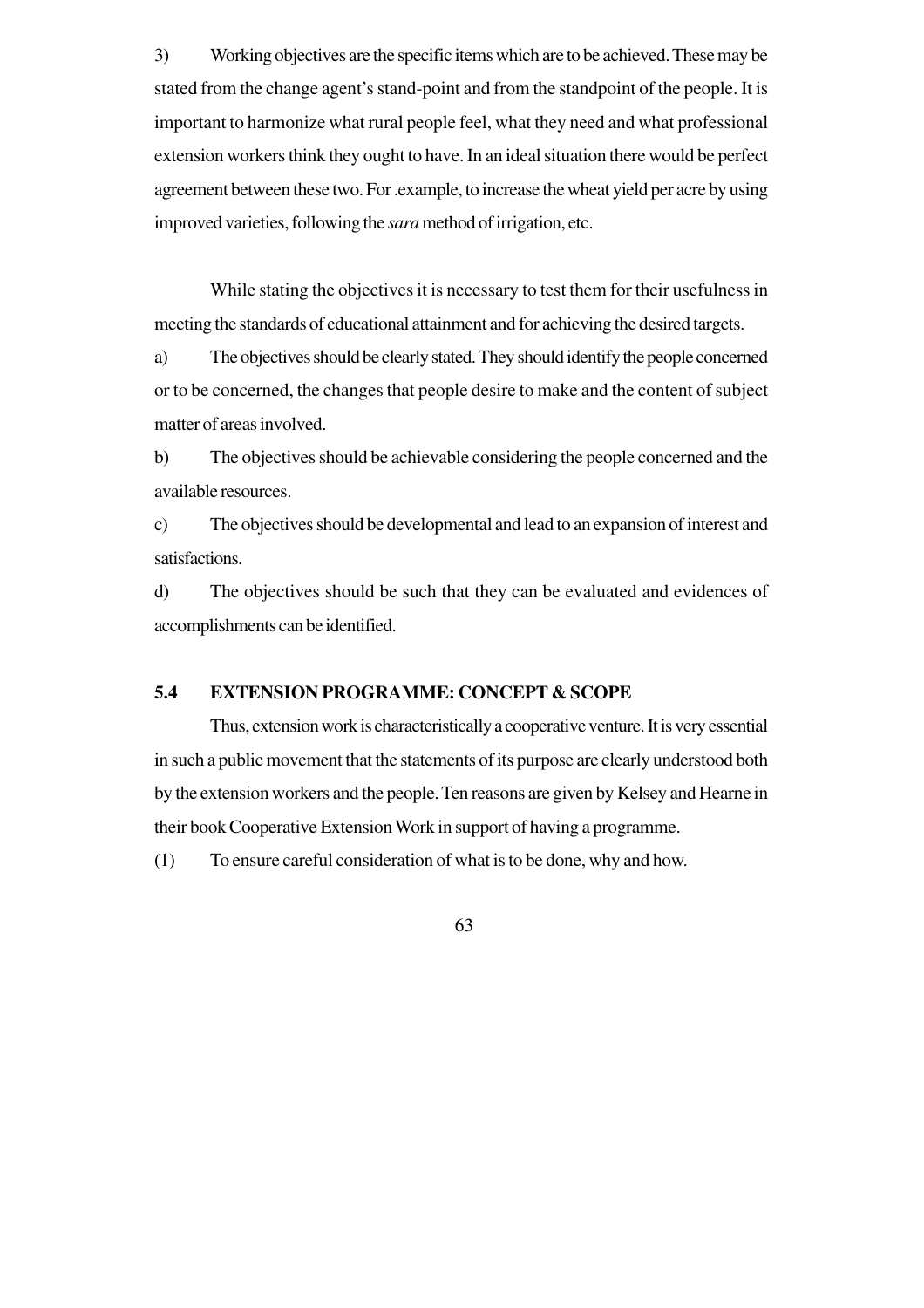3) Working objectives are the specific items which are to be achieved. These may be stated from the change agent's stand-point and from the standpoint of the people. It is important to harmonize what rural people feel, what they need and what professional extension workers think they ought to have. In an ideal situation there would be perfect agreement between these two. For .example, to increase the wheat yield per acre by using improved varieties, following the *sara* method of irrigation, etc.

While stating the objectives it is necessary to test them for their usefulness in meeting the standards of educational attainment and for achieving the desired targets.

a) The objectives should be clearly stated. They should identify the people concerned or to be concerned, the changes that people desire to make and the content of subject matter of areas involved.

b) The objectives should be achievable considering the people concerned and the available resources.

c) The objectives should be developmental and lead to an expansion of interest and satisfactions.

d) The objectives should be such that they can be evaluated and evidences of accomplishments can be identified.

## 5.4 EXTENSION PROGRAMME: CONCEPT & SCOPE

Thus, extension work is characteristically a cooperative venture. It is very essential in such a public movement that the statements of its purpose are clearly understood both by the extension workers and the people. Ten reasons are given by Kelsey and Hearne in their book Cooperative Extension Work in support of having a programme.

(1) To ensure careful consideration of what is to be done, why and how.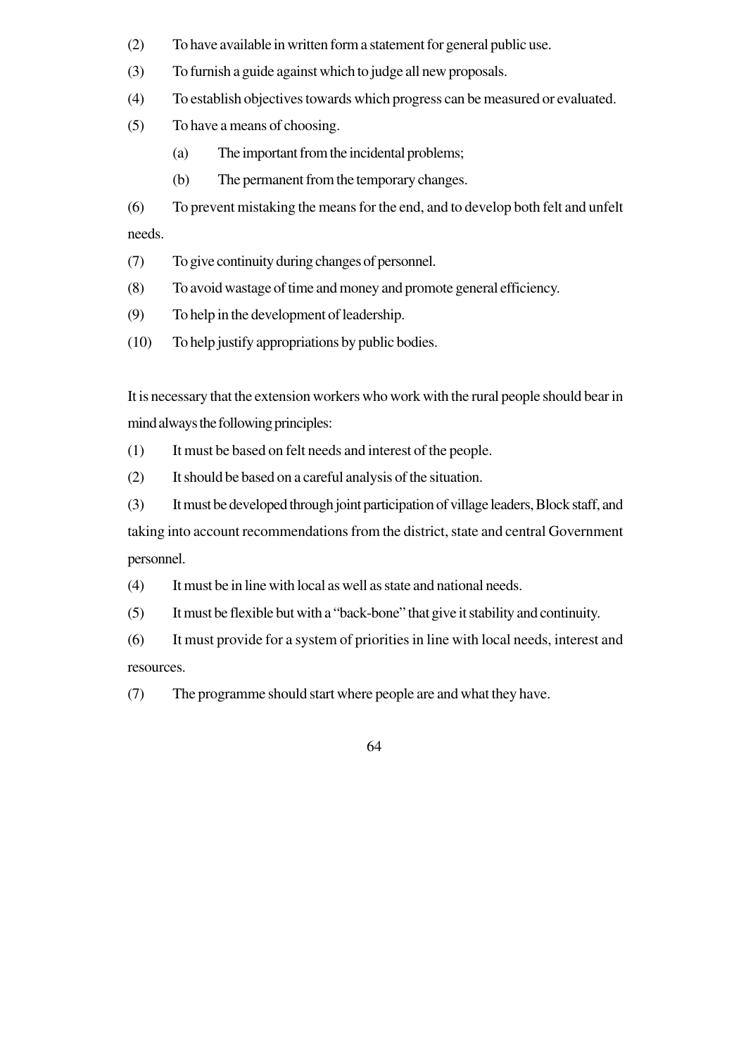(2) To have available in written form a statement for general public use.

(3) To furnish a guide against which to judge all new proposals.

(4) To establish objectives towards which progress can be measured or evaluated.

(5) To have a means of choosing.

  (a) The important from the incidental problems;

  (b) The permanent from the temporary changes.

(6) To prevent mistaking the means for the end, and to develop both felt and unfelt needs.

(7) To give continuity during changes of personnel.

(8) To avoid wastage of time and money and promote general efficiency.

(9) To help in the development of leadership.

(10) To help justify appropriations by public bodies.

It is necessary that the extension workers who work with the rural people should bear in mind always the following principles:

(1) It must be based on felt needs and interest of the people.

(2) It should be based on a careful analysis of the situation.

(3) It must be developed through joint participation of village leaders, Block staff, and taking into account recommendations from the district, state and central Government personnel.

(4) It must be in line with local as well as state and national needs.

(5) It must be flexible but with a "back-bone" that give it stability and continuity.

(6) It must provide for a system of priorities in line with local needs, interest and resources.

(7) The programme should start where people are and what they have.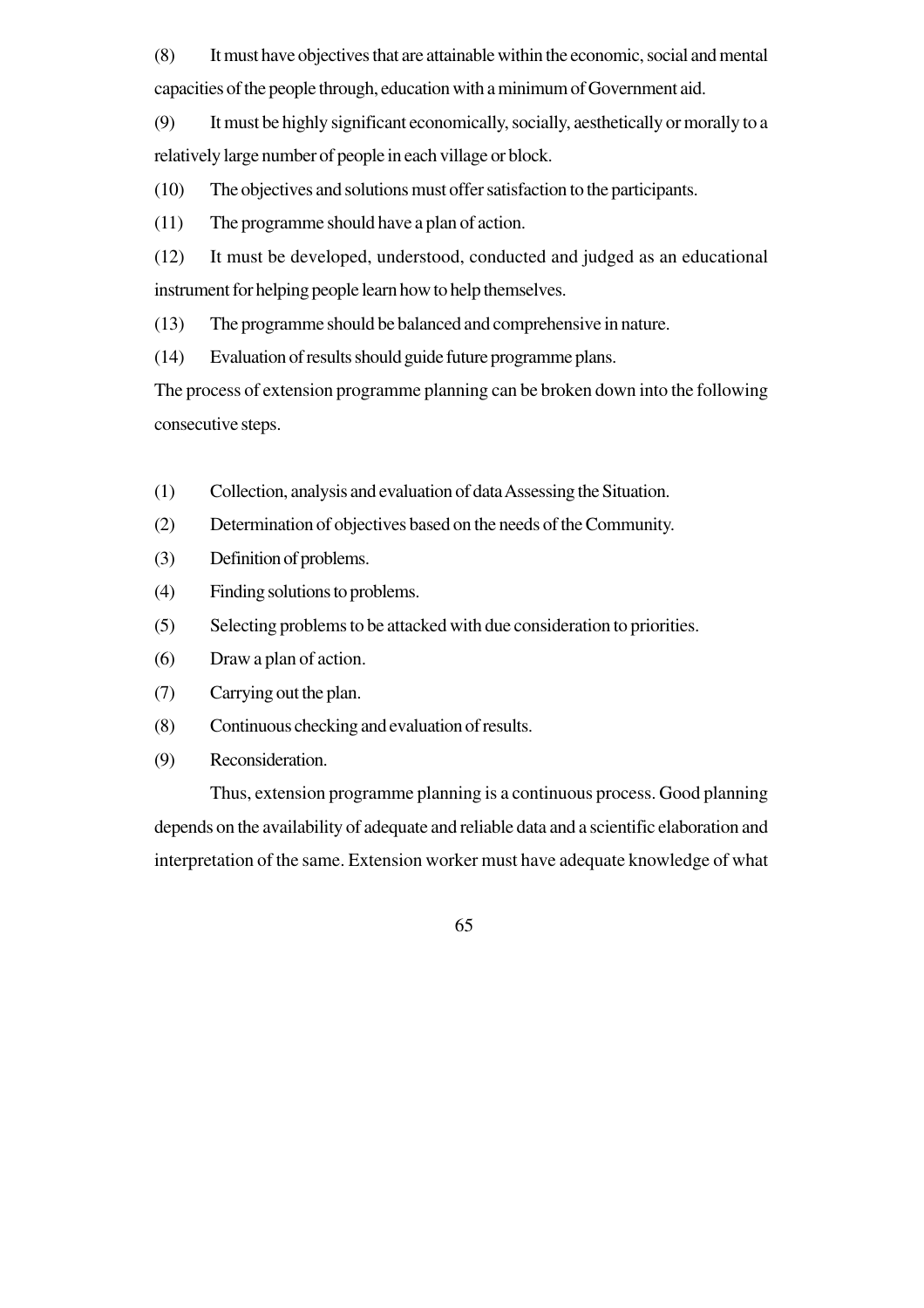(8) It must have objectives that are attainable within the economic, social and mental capacities of the people through, education with a minimum of Government aid.

(9) It must be highly significant economically, socially, aesthetically or morally to a relatively large number of people in each village or block.

(10) The objectives and solutions must offer satisfaction to the participants.

(11) The programme should have a plan of action.

(12) It must be developed, understood, conducted and judged as an educational instrument for helping people learn how to help themselves.

(13) The programme should be balanced and comprehensive in nature.

(14) Evaluation of results should guide future programme plans.

The process of extension programme planning can be broken down into the following consecutive steps.

(1) Collection, analysis and evaluation of data Assessing the Situation.

(2) Determination of objectives based on the needs of the Community.

(3) Definition of problems.

(4) Finding solutions to problems.

(5) Selecting problems to be attacked with due consideration to priorities.

(6) Draw a plan of action.

(7) Carrying out the plan.

(8) Continuous checking and evaluation of results.

(9) Reconsideration.

Thus, extension programme planning is a continuous process. Good planning depends on the availability of adequate and reliable data and a scientific elaboration and interpretation of the same. Extension worker must have adequate knowledge of what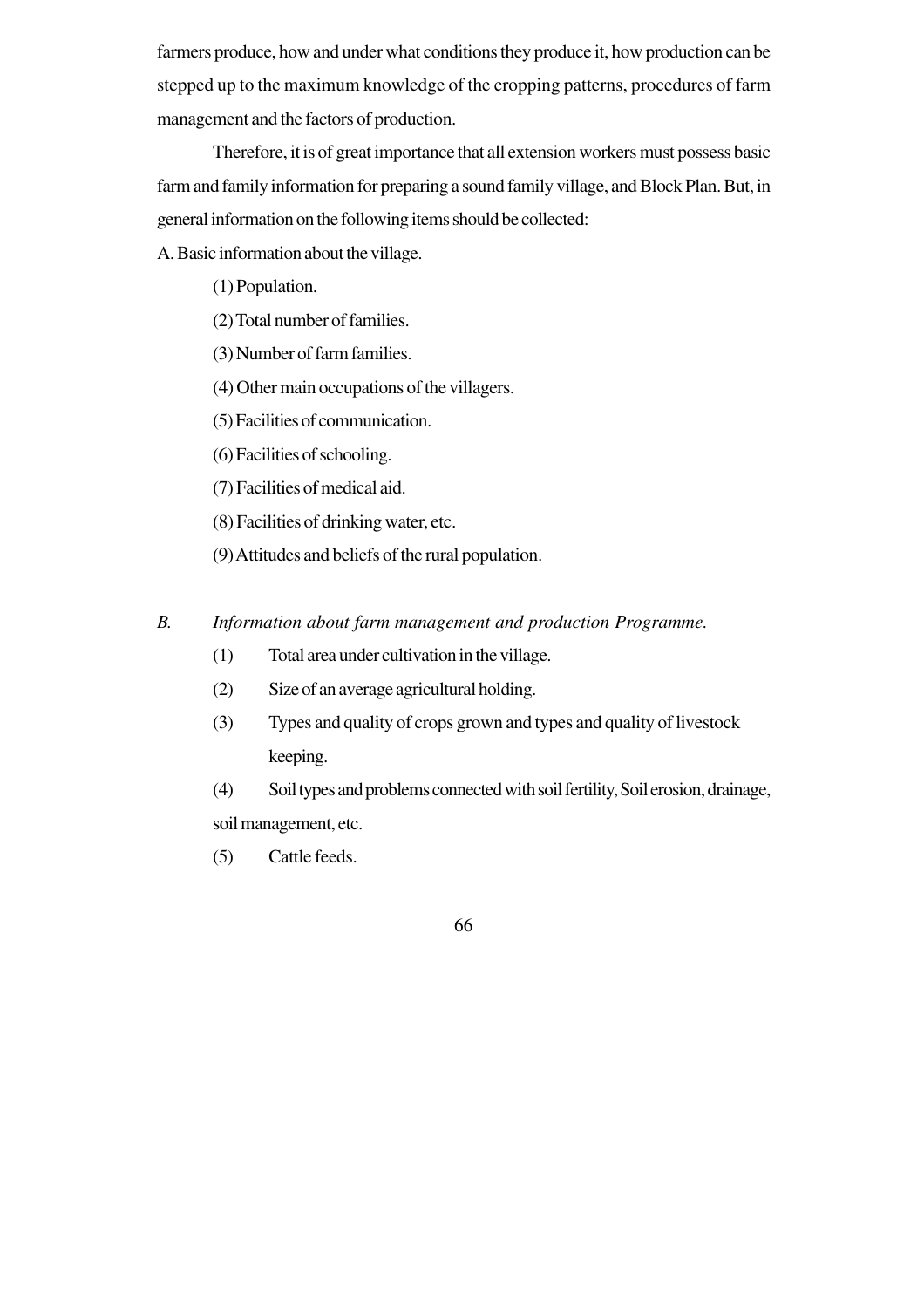farmers produce, how and under what conditions they produce it, how production can be stepped up to the maximum knowledge of the cropping patterns, procedures of farm management and the factors of production.

Therefore, it is of great importance that all extension workers must possess basic farm and family information for preparing a sound family village, and Block Plan. But, in general information on the following items should be collected:

A. Basic information about the village.

(1) Population.

(2) Total number of families.

(3) Number of farm families.

(4) Other main occupations of the villagers.

(5) Facilities of communication.

(6) Facilities of schooling.

(7) Facilities of medical aid.

(8) Facilities of drinking water, etc.

(9) Attitudes and beliefs of the rural population.

*B. Information about farm management and production Programme.*

(1) Total area under cultivation in the village.

(2) Size of an average agricultural holding.

(3) Types and quality of crops grown and types and quality of livestock keeping.

(4) Soil types and problems connected with soil fertility, Soil erosion, drainage, soil management, etc.

(5) Cattle feeds.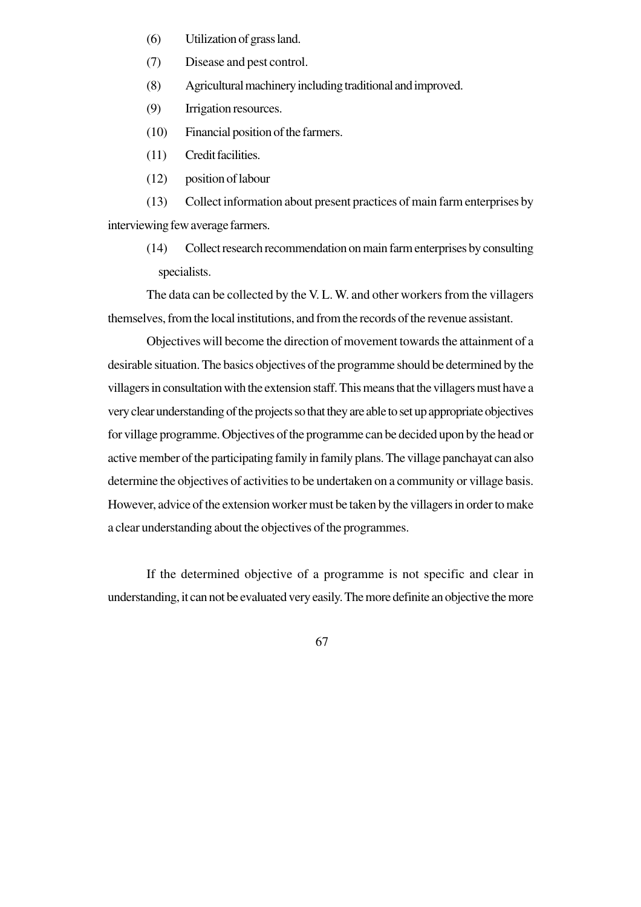(6) Utilization of grass land.

(7) Disease and pest control.

(8) Agricultural machinery including traditional and improved.

(9) Irrigation resources.

(10) Financial position of the farmers.

(11) Credit facilities.

(12) position of labour

(13) Collect information about present practices of main farm enterprises by interviewing few average farmers.

(14) Collect research recommendation on main farm enterprises by consulting specialists.

The data can be collected by the V. L. W. and other workers from the villagers themselves, from the local institutions, and from the records of the revenue assistant.

Objectives will become the direction of movement towards the attainment of a desirable situation. The basics objectives of the programme should be determined by the villagers in consultation with the extension staff. This means that the villagers must have a very clear understanding of the projects so that they are able to set up appropriate objectives for village programme. Objectives of the programme can be decided upon by the head or active member of the participating family in family plans. The village panchayat can also determine the objectives of activities to be undertaken on a community or village basis. However, advice of the extension worker must be taken by the villagers in order to make a clear understanding about the objectives of the programmes.

If the determined objective of a programme is not specific and clear in understanding, it can not be evaluated very easily. The more definite an objective the more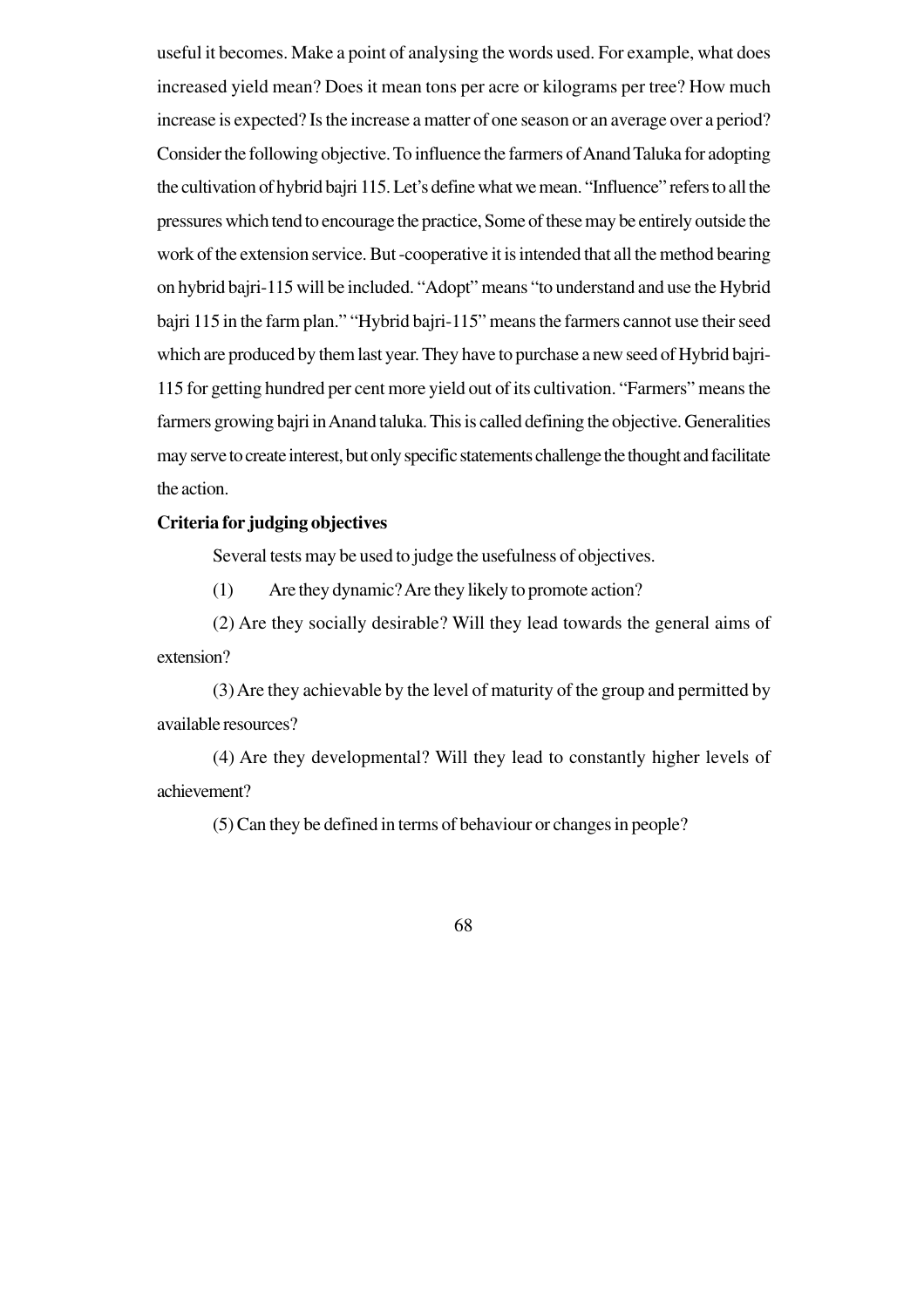useful it becomes. Make a point of analysing the words used. For example, what does increased yield mean? Does it mean tons per acre or kilograms per tree? How much increase is expected? Is the increase a matter of one season or an average over a period? Consider the following objective. To influence the farmers of Anand Taluka for adopting the cultivation of hybrid bajri 115. Let's define what we mean. "Influence" refers to all the pressures which tend to encourage the practice, Some of these may be entirely outside the work of the extension service. But -cooperative it is intended that all the method bearing on hybrid bajri-115 will be included. "Adopt" means "to understand and use the Hybrid bajri 115 in the farm plan." "Hybrid bajri-115" means the farmers cannot use their seed which are produced by them last year. They have to purchase a new seed of Hybrid bajri-115 for getting hundred per cent more yield out of its cultivation. "Farmers" means the farmers growing bajri in Anand taluka. This is called defining the objective. Generalities may serve to create interest, but only specific statements challenge the thought and facilitate the action.

**Criteria for judging objectives**

Several tests may be used to judge the usefulness of objectives.

(1) Are they dynamic? Are they likely to promote action?

(2) Are they socially desirable? Will they lead towards the general aims of extension?

(3) Are they achievable by the level of maturity of the group and permitted by available resources?

(4) Are they developmental? Will they lead to constantly higher levels of achievement?

(5) Can they be defined in terms of behaviour or changes in people?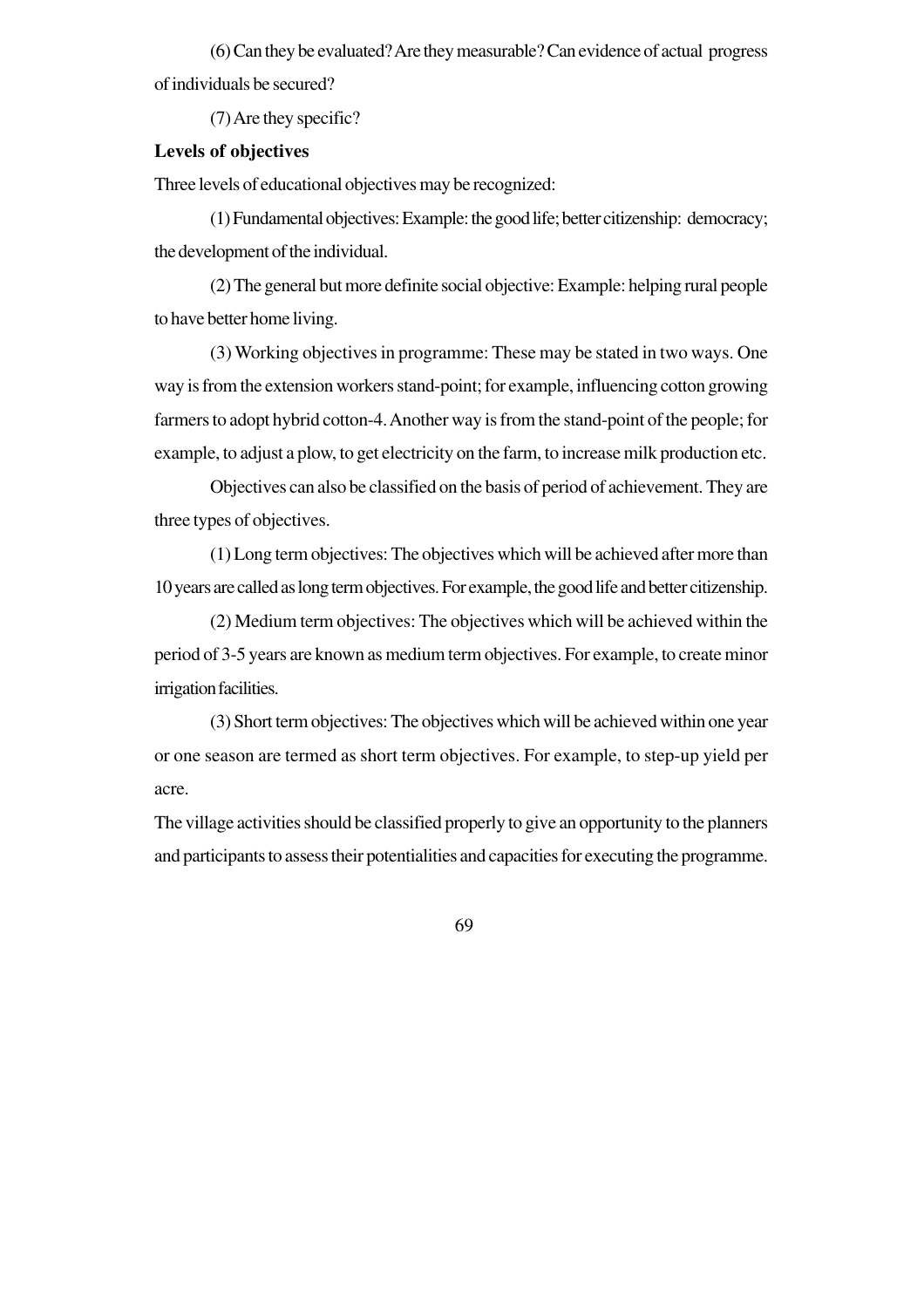(6) Can they be evaluated? Are they measurable? Can evidence of actual progress of individuals be secured?

(7) Are they specific?

**Levels of objectives**

Three levels of educational objectives may be recognized:

(1) Fundamental objectives: Example: the good life; better citizenship: democracy; the development of the individual.

(2) The general but more definite social objective: Example: helping rural people to have better home living.

(3) Working objectives in programme: These may be stated in two ways. One way is from the extension workers stand-point; for example, influencing cotton growing farmers to adopt hybrid cotton-4. Another way is from the stand-point of the people; for example, to adjust a plow, to get electricity on the farm, to increase milk production etc.

Objectives can also be classified on the basis of period of achievement. They are three types of objectives.

(1) Long term objectives: The objectives which will be achieved after more than 10 years are called as long term objectives. For example, the good life and better citizenship.

(2) Medium term objectives: The objectives which will be achieved within the period of 3-5 years are known as medium term objectives. For example, to create minor irrigation facilities.

(3) Short term objectives: The objectives which will be achieved within one year or one season are termed as short term objectives. For example, to step-up yield per acre.

The village activities should be classified properly to give an opportunity to the planners and participants to assess their potentialities and capacities for executing the programme.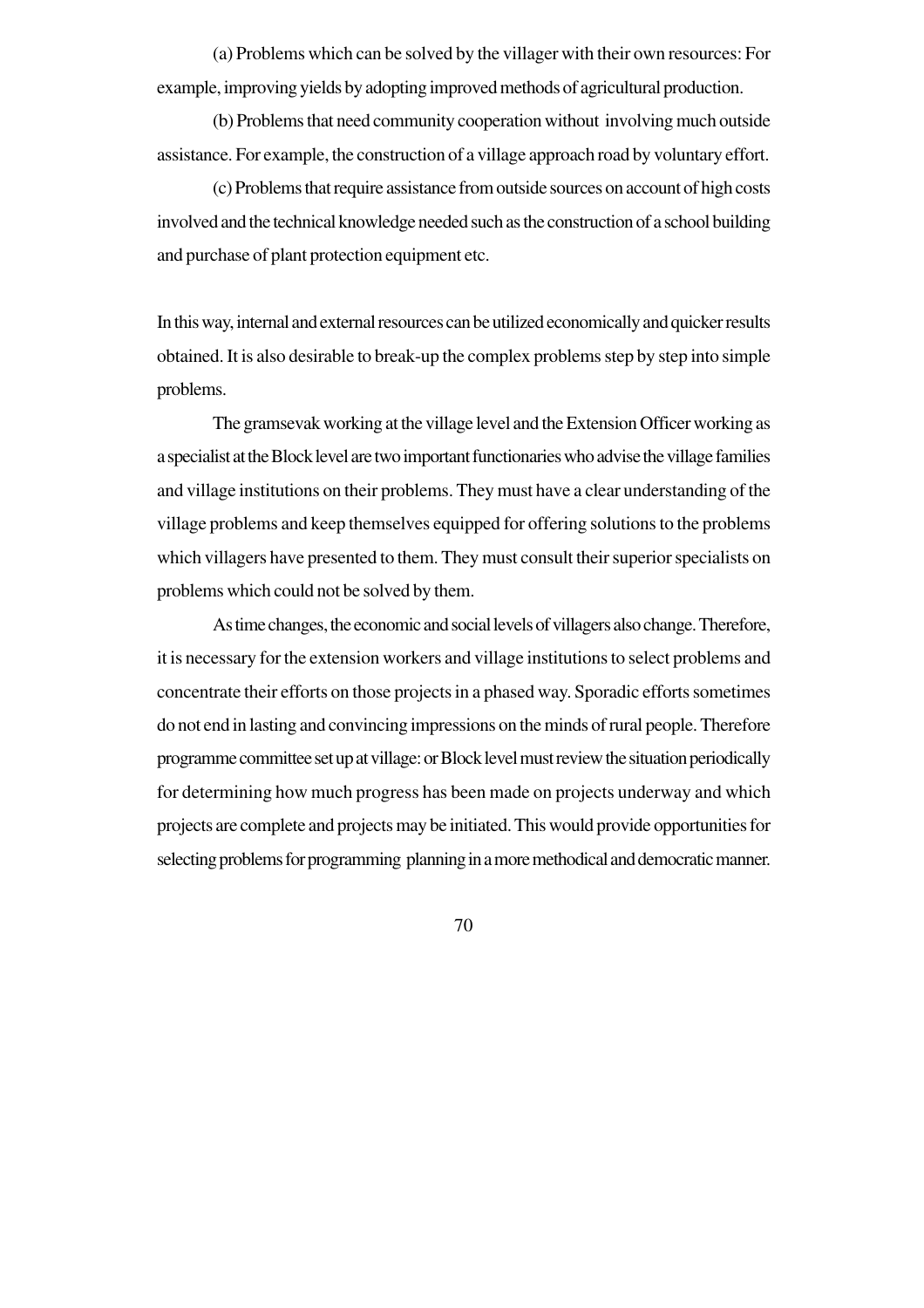(a) Problems which can be solved by the villager with their own resources: For example, improving yields by adopting improved methods of agricultural production.

(b) Problems that need community cooperation without involving much outside assistance. For example, the construction of a village approach road by voluntary effort.

(c) Problems that require assistance from outside sources on account of high costs involved and the technical knowledge needed such as the construction of a school building and purchase of plant protection equipment etc.

In this way, internal and external resources can be utilized economically and quicker results obtained. It is also desirable to break-up the complex problems step by step into simple problems.

The gramsevak working at the village level and the Extension Officer working as a specialist at the Block level are two important functionaries who advise the village families and village institutions on their problems. They must have a clear understanding of the village problems and keep themselves equipped for offering solutions to the problems which villagers have presented to them. They must consult their superior specialists on problems which could not be solved by them.

As time changes, the economic and social levels of villagers also change. Therefore, it is necessary for the extension workers and village institutions to select problems and concentrate their efforts on those projects in a phased way. Sporadic efforts sometimes do not end in lasting and convincing impressions on the minds of rural people. Therefore programme committee set up at village: or Block level must review the situation periodically for determining how much progress has been made on projects underway and which projects are complete and projects may be initiated. This would provide opportunities for selecting problems for programming planning in a more methodical and democratic manner.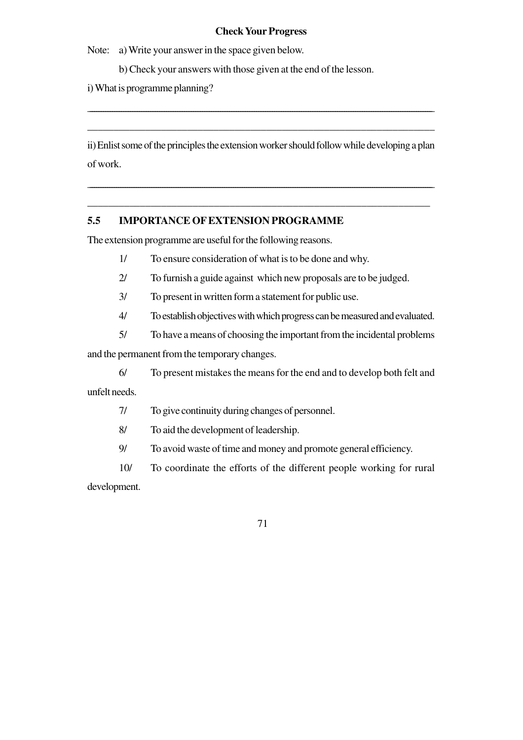**Check Your Progress**

Note: a) Write your answer in the space given below.

b) Check your answers with those given at the end of the lesson.

i) What is programme planning?

______________________________________________________________________

______________________________________________________________________

ii) Enlist some of the principles the extension worker should follow while developing a plan of work.

______________________________________________________________________

______________________________________________________________________

## 5.5 IMPORTANCE OF EXTENSION PROGRAMME

The extension programme are useful for the following reasons.

1/ To ensure consideration of what is to be done and why.

2/ To furnish a guide against which new proposals are to be judged.

3/ To present in written form a statement for public use.

4/ To establish objectives with which progress can be measured and evaluated.

5/ To have a means of choosing the important from the incidental problems and the permanent from the temporary changes.

6/ To present mistakes the means for the end and to develop both felt and unfelt needs.

7/ To give continuity during changes of personnel.

8/ To aid the development of leadership.

9/ To avoid waste of time and money and promote general efficiency.

10/ To coordinate the efforts of the different people working for rural development.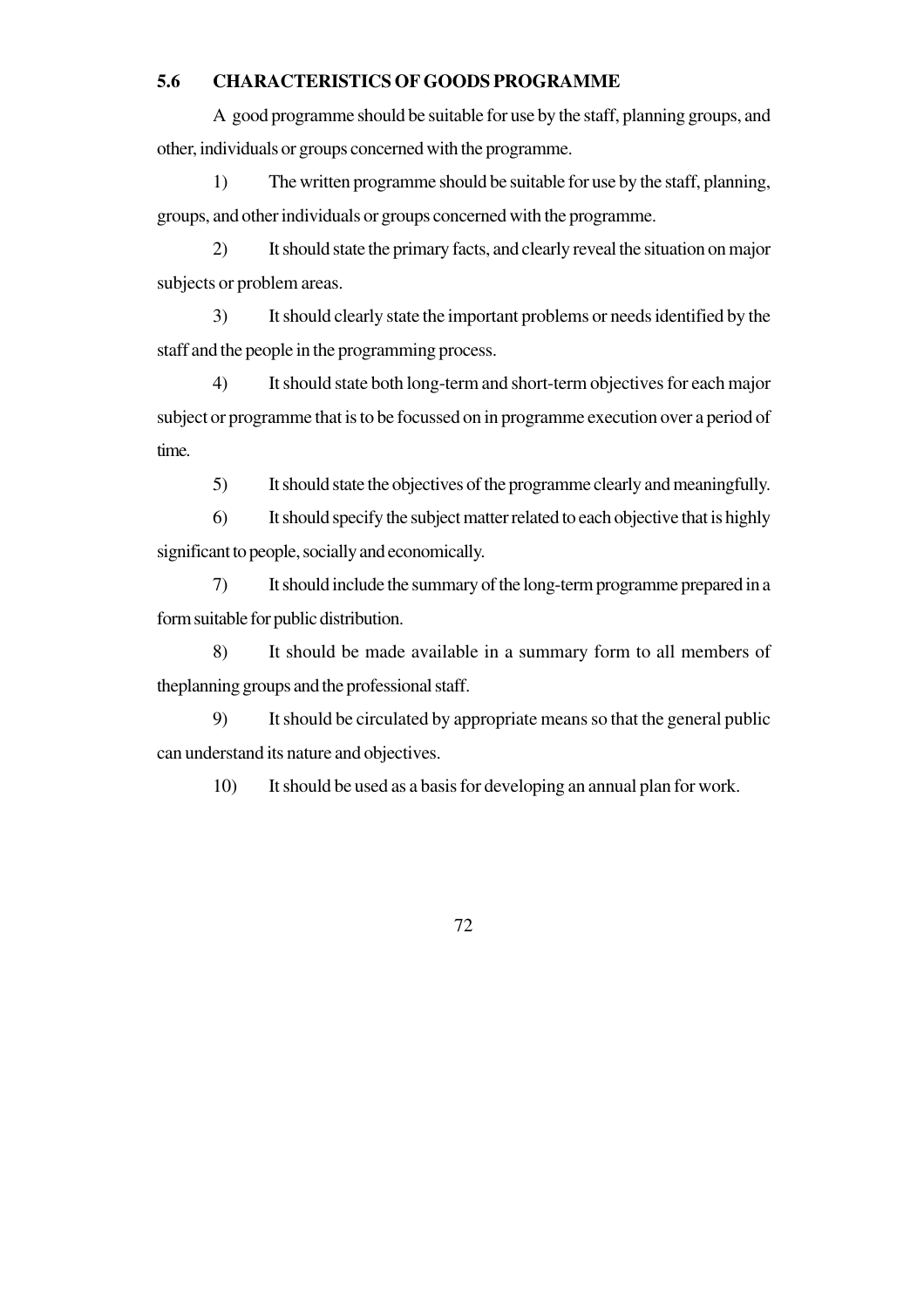## 5.6 CHARACTERISTICS OF GOODS PROGRAMME

A good programme should be suitable for use by the staff, planning groups, and other, individuals or groups concerned with the programme.

1) The written programme should be suitable for use by the staff, planning, groups, and other individuals or groups concerned with the programme.

2) It should state the primary facts, and clearly reveal the situation on major subjects or problem areas.

3) It should clearly state the important problems or needs identified by the staff and the people in the programming process.

4) It should state both long-term and short-term objectives for each major subject or programme that is to be focussed on in programme execution over a period of time.

5) It should state the objectives of the programme clearly and meaningfully.

6) It should specify the subject matter related to each objective that is highly significant to people, socially and economically.

7) It should include the summary of the long-term programme prepared in a form suitable for public distribution.

8) It should be made available in a summary form to all members of theplanning groups and the professional staff.

9) It should be circulated by appropriate means so that the general public can understand its nature and objectives.

10) It should be used as a basis for developing an annual plan for work.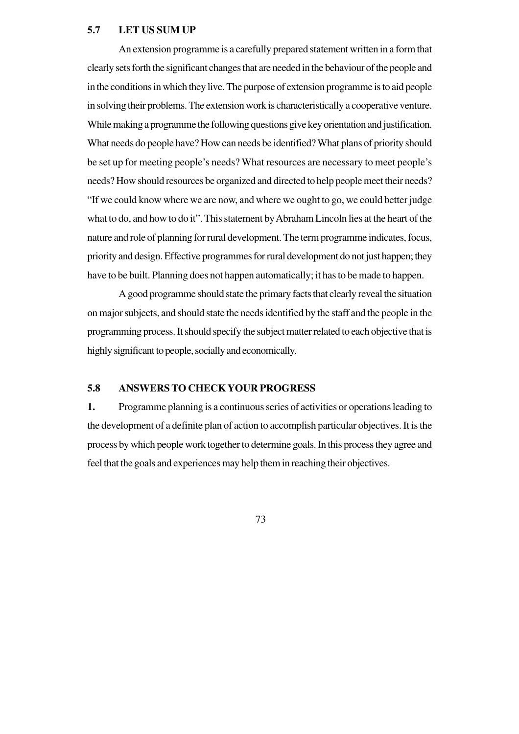## 5.7 LET US SUM UP

An extension programme is a carefully prepared statement written in a form that clearly sets forth the significant changes that are needed in the behaviour of the people and in the conditions in which they live. The purpose of extension programme is to aid people in solving their problems. The extension work is characteristically a cooperative venture. While making a programme the following questions give key orientation and justification. What needs do people have? How can needs be identified? What plans of priority should be set up for meeting people's needs? What resources are necessary to meet people's needs? How should resources be organized and directed to help people meet their needs? "If we could know where we are now, and where we ought to go, we could better judge what to do, and how to do it". This statement by Abraham Lincoln lies at the heart of the nature and role of planning for rural development. The term programme indicates, focus, priority and design. Effective programmes for rural development do not just happen; they have to be built. Planning does not happen automatically; it has to be made to happen.

A good programme should state the primary facts that clearly reveal the situation on major subjects, and should state the needs identified by the staff and the people in the programming process. It should specify the subject matter related to each objective that is highly significant to people, socially and economically.

## 5.8 ANSWERS TO CHECK YOUR PROGRESS

**1.** Programme planning is a continuous series of activities or operations leading to the development of a definite plan of action to accomplish particular objectives. It is the process by which people work together to determine goals. In this process they agree and feel that the goals and experiences may help them in reaching their objectives.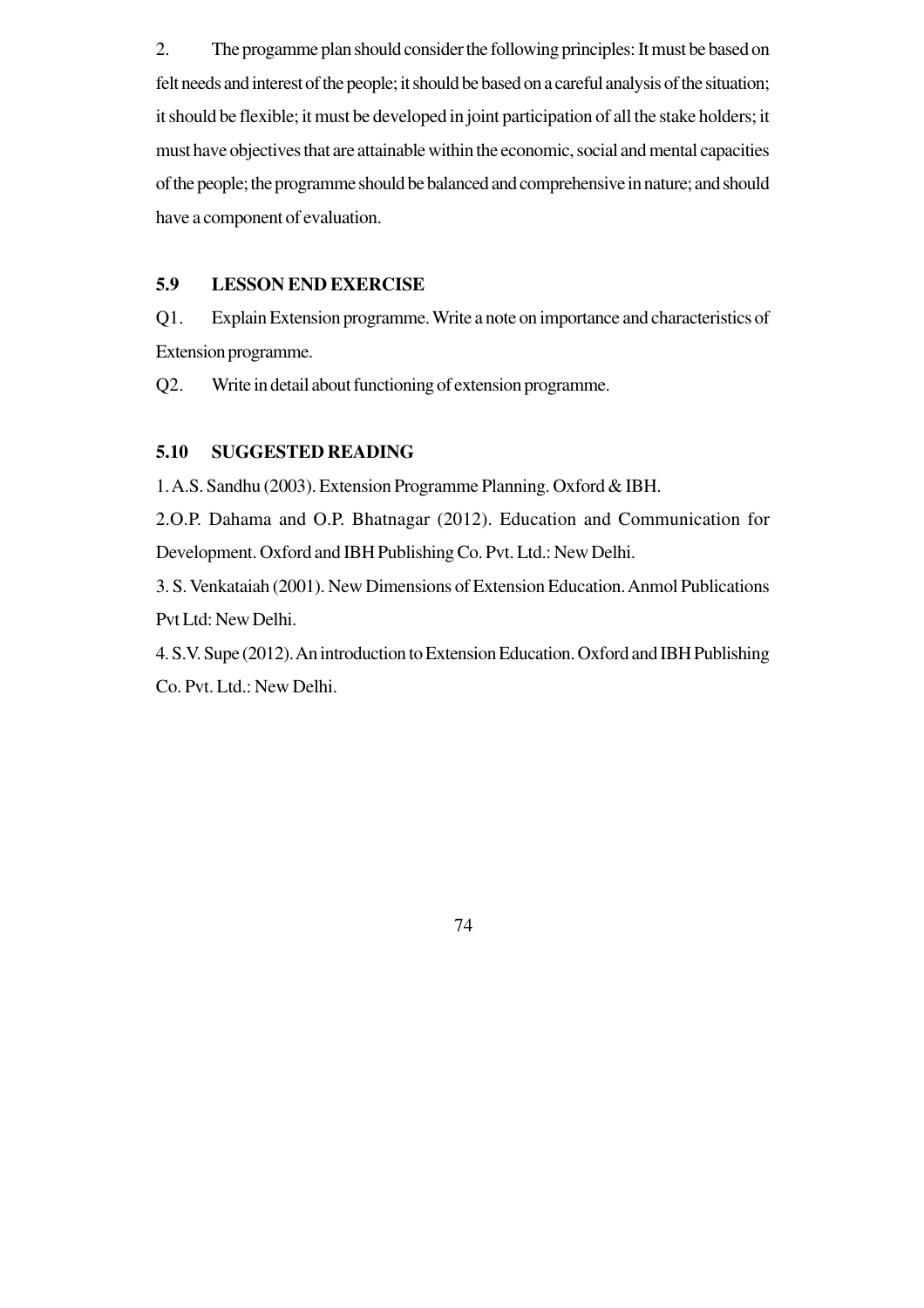2. The progamme plan should consider the following principles: It must be based on felt needs and interest of the people; it should be based on a careful analysis of the situation; it should be flexible; it must be developed in joint participation of all the stake holders; it must have objectives that are attainable within the economic, social and mental capacities of the people; the programme should be balanced and comprehensive in nature; and should have a component of evaluation.

## 5.9 LESSON END EXERCISE

Q1. Explain Extension programme. Write a note on importance and characteristics of Extension programme.

Q2. Write in detail about functioning of extension programme.

## 5.10 SUGGESTED READING

1. A.S. Sandhu (2003). Extension Programme Planning. Oxford & IBH.

2. O.P. Dahama and O.P. Bhatnagar (2012). Education and Communication for Development. Oxford and IBH Publishing Co. Pvt. Ltd.: New Delhi.

3. S. Venkataiah (2001). New Dimensions of Extension Education. Anmol Publications Pvt Ltd: New Delhi.

4. S.V. Supe (2012). An introduction to Extension Education. Oxford and IBH Publishing Co. Pvt. Ltd.: New Delhi.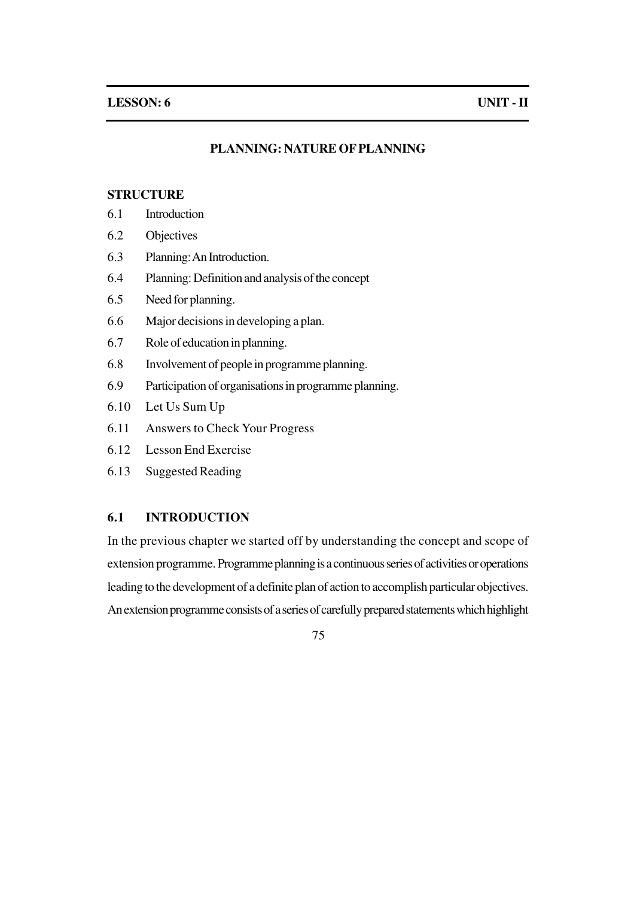**LESSON: 6** | **UNIT - II**

## PLANNING: NATURE OF PLANNING

**STRUCTURE**

- 6.1 Introduction
- 6.2 Objectives
- 6.3 Planning: An Introduction.
- 6.4 Planning: Definition and analysis of the concept
- 6.5 Need for planning.
- 6.6 Major decisions in developing a plan.
- 6.7 Role of education in planning.
- 6.8 Involvement of people in programme planning.
- 6.9 Participation of organisations in programme planning.
- 6.10 Let Us Sum Up
- 6.11 Answers to Check Your Progress
- 6.12 Lesson End Exercise
- 6.13 Suggested Reading

### 6.1 INTRODUCTION

In the previous chapter we started off by understanding the concept and scope of extension programme. Programme planning is a continuous series of activities or operations leading to the development of a definite plan of action to accomplish particular objectives. An extension programme consists of a series of carefully prepared statements which highlight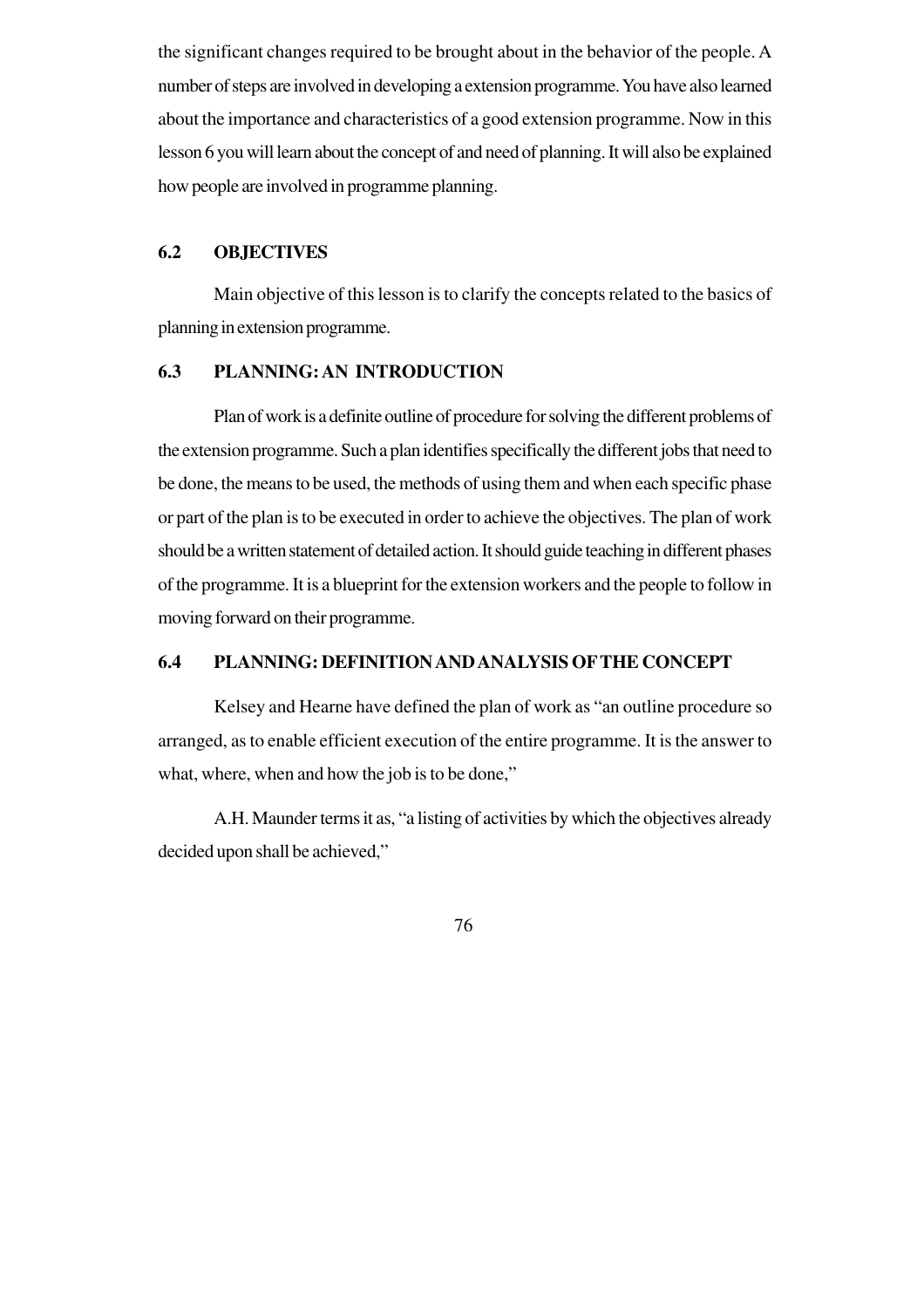the significant changes required to be brought about in the behavior of the people. A number of steps are involved in developing a extension programme. You have also learned about the importance and characteristics of a good extension programme. Now in this lesson 6 you will learn about the concept of and need of planning. It will also be explained how people are involved in programme planning.

## 6.2 OBJECTIVES

Main objective of this lesson is to clarify the concepts related to the basics of planning in extension programme.

## 6.3 PLANNING: AN INTRODUCTION

Plan of work is a definite outline of procedure for solving the different problems of the extension programme. Such a plan identifies specifically the different jobs that need to be done, the means to be used, the methods of using them and when each specific phase or part of the plan is to be executed in order to achieve the objectives. The plan of work should be a written statement of detailed action. It should guide teaching in different phases of the programme. It is a blueprint for the extension workers and the people to follow in moving forward on their programme.

## 6.4 PLANNING: DEFINITION AND ANALYSIS OF THE CONCEPT

Kelsey and Hearne have defined the plan of work as "an outline procedure so arranged, as to enable efficient execution of the entire programme. It is the answer to what, where, when and how the job is to be done,"

A.H. Maunder terms it as, "a listing of activities by which the objectives already decided upon shall be achieved,"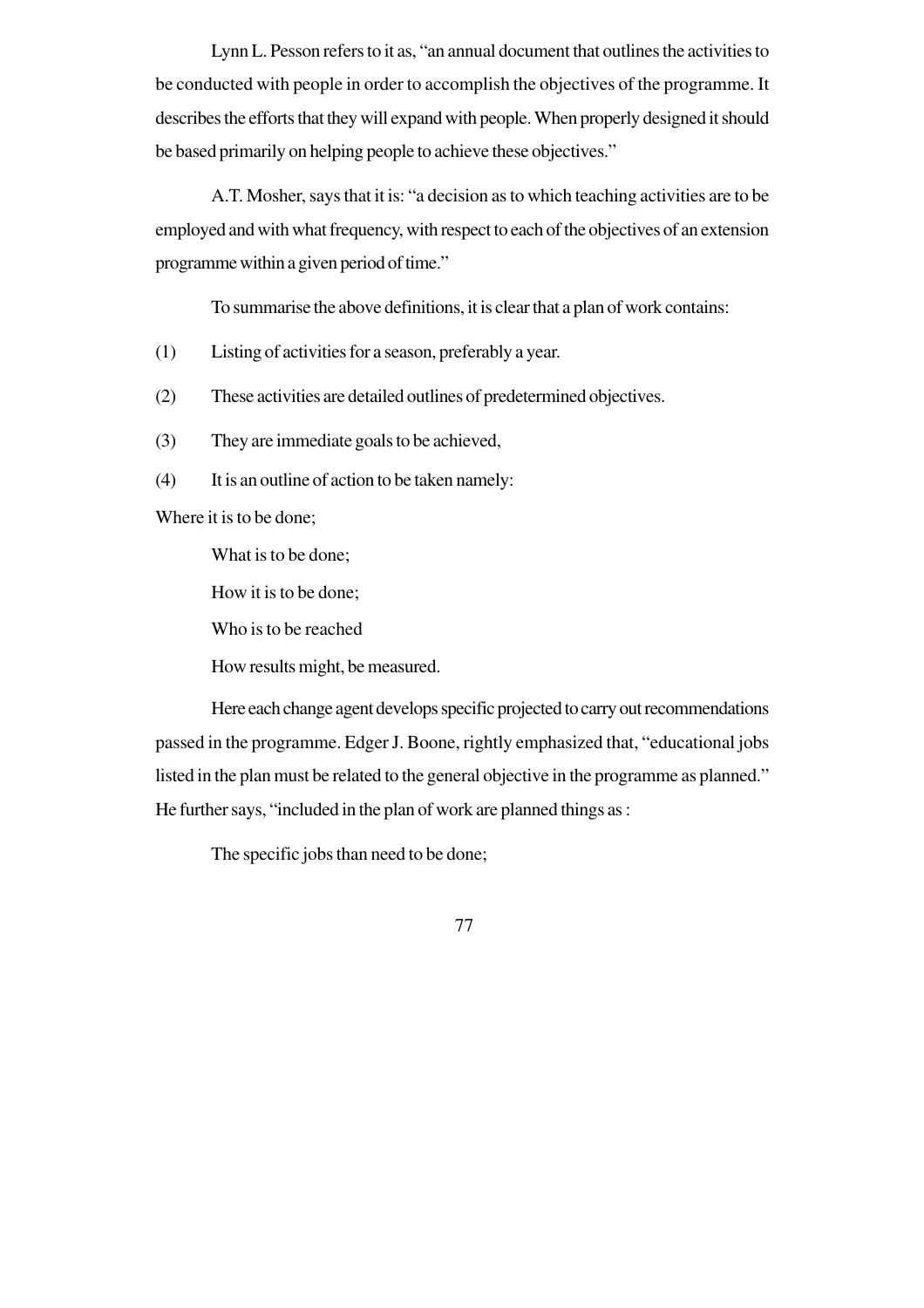Lynn L. Pesson refers to it as, "an annual document that outlines the activities to be conducted with people in order to accomplish the objectives of the programme. It describes the efforts that they will expand with people. When properly designed it should be based primarily on helping people to achieve these objectives."

A.T. Mosher, says that it is: "a decision as to which teaching activities are to be employed and with what frequency, with respect to each of the objectives of an extension programme within a given period of time."

To summarise the above definitions, it is clear that a plan of work contains:

(1) Listing of activities for a season, preferably a year.

(2) These activities are detailed outlines of predetermined objectives.

(3) They are immediate goals to be achieved,

(4) It is an outline of action to be taken namely:

Where it is to be done;

What is to be done;

How it is to be done;

Who is to be reached

How results might, be measured.

Here each change agent develops specific projected to carry out recommendations passed in the programme. Edger J. Boone, rightly emphasized that, "educational jobs listed in the plan must be related to the general objective in the programme as planned." He further says, "included in the plan of work are planned things as :

The specific jobs than need to be done;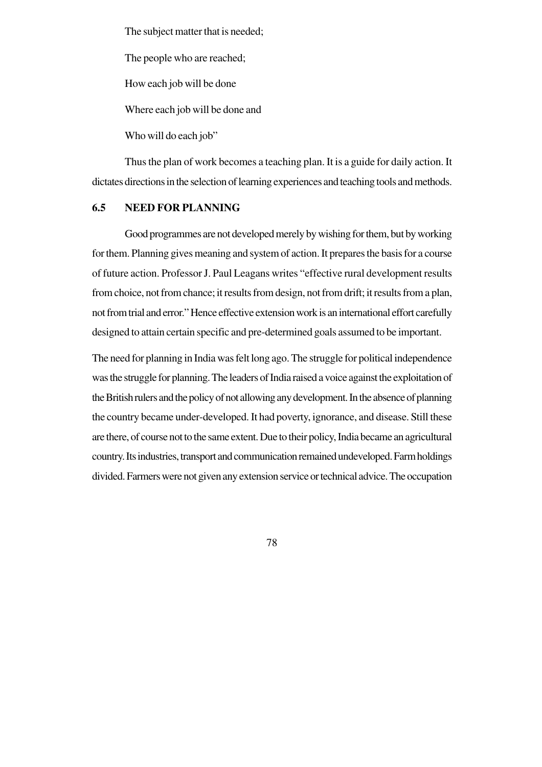The subject matter that is needed;

The people who are reached;

How each job will be done

Where each job will be done and

Who will do each job"

Thus the plan of work becomes a teaching plan. It is a guide for daily action. It dictates directions in the selection of learning experiences and teaching tools and methods.

### 6.5 NEED FOR PLANNING

Good programmes are not developed merely by wishing for them, but by working for them. Planning gives meaning and system of action. It prepares the basis for a course of future action. Professor J. Paul Leagans writes "effective rural development results from choice, not from chance; it results from design, not from drift; it results from a plan, not from trial and error." Hence effective extension work is an international effort carefully designed to attain certain specific and pre-determined goals assumed to be important.

The need for planning in India was felt long ago. The struggle for political independence was the struggle for planning. The leaders of India raised a voice against the exploitation of the British rulers and the policy of not allowing any development. In the absence of planning the country became under-developed. It had poverty, ignorance, and disease. Still these are there, of course not to the same extent. Due to their policy, India became an agricultural country. Its industries, transport and communication remained undeveloped. Farm holdings divided. Farmers were not given any extension service or technical advice. The occupation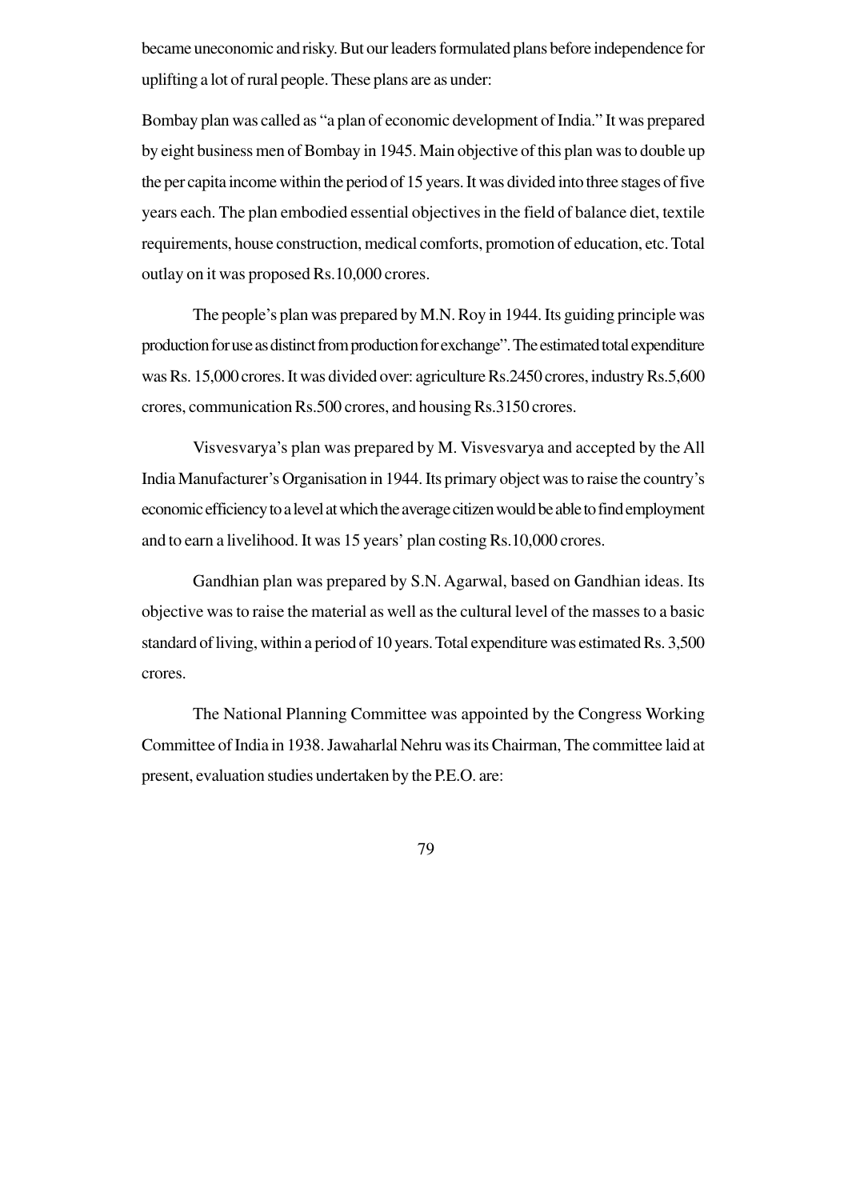became uneconomic and risky. But our leaders formulated plans before independence for uplifting a lot of rural people. These plans are as under:

Bombay plan was called as "a plan of economic development of India." It was prepared by eight business men of Bombay in 1945. Main objective of this plan was to double up the per capita income within the period of 15 years. It was divided into three stages of five years each. The plan embodied essential objectives in the field of balance diet, textile requirements, house construction, medical comforts, promotion of education, etc. Total outlay on it was proposed Rs.10,000 crores.

The people's plan was prepared by M.N. Roy in 1944. Its guiding principle was production for use as distinct from production for exchange". The estimated total expenditure was Rs. 15,000 crores. It was divided over: agriculture Rs.2450 crores, industry Rs.5,600 crores, communication Rs.500 crores, and housing Rs.3150 crores.

Visvesvarya's plan was prepared by M. Visvesvarya and accepted by the All India Manufacturer's Organisation in 1944. Its primary object was to raise the country's economic efficiency to a level at which the average citizen would be able to find employment and to earn a livelihood. It was 15 years' plan costing Rs.10,000 crores.

Gandhian plan was prepared by S.N. Agarwal, based on Gandhian ideas. Its objective was to raise the material as well as the cultural level of the masses to a basic standard of living, within a period of 10 years. Total expenditure was estimated Rs. 3,500 crores.

The National Planning Committee was appointed by the Congress Working Committee of India in 1938. Jawaharlal Nehru was its Chairman, The committee laid at present, evaluation studies undertaken by the P.E.O. are: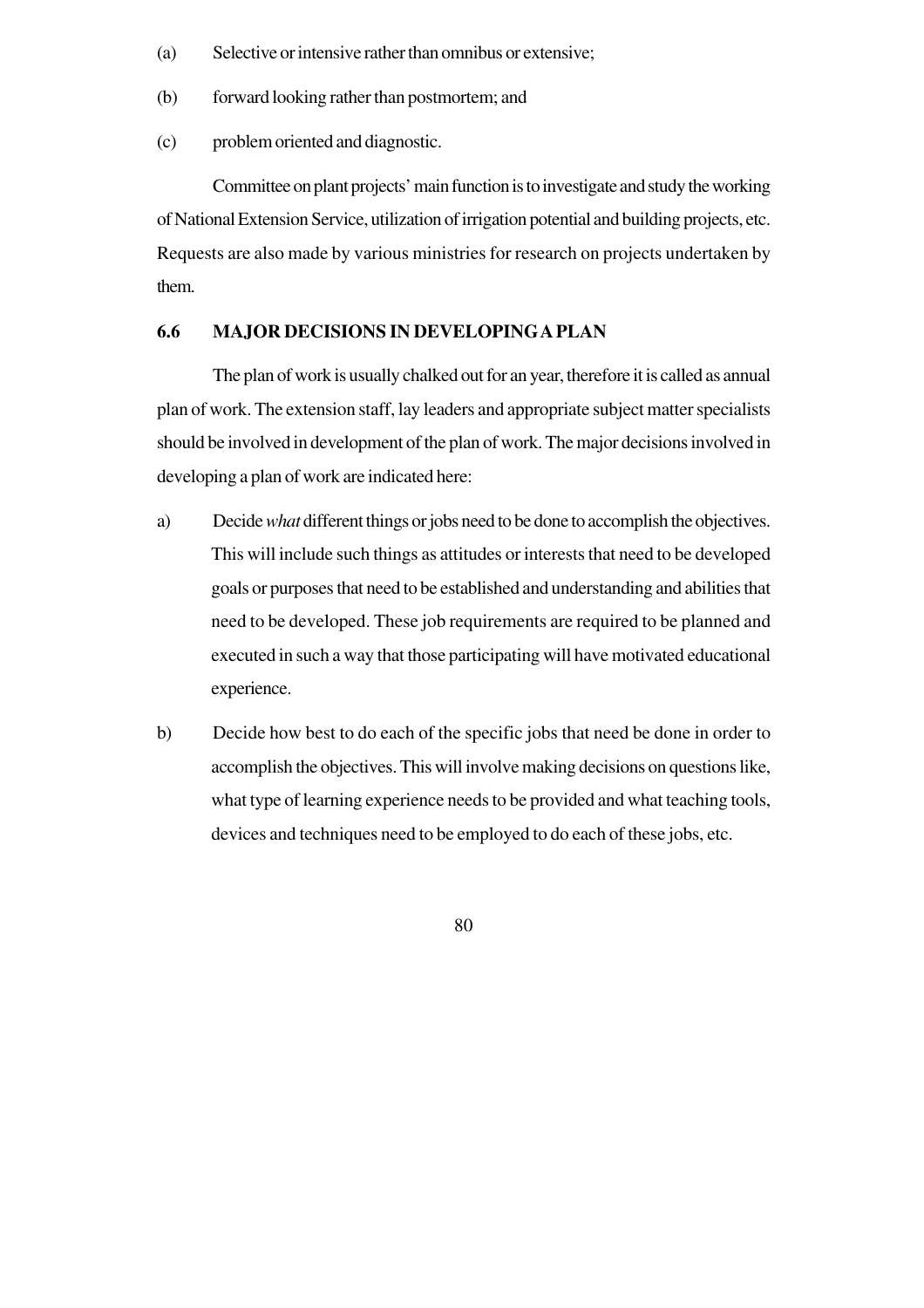(a) Selective or intensive rather than omnibus or extensive;

(b) forward looking rather than postmortem; and

(c) problem oriented and diagnostic.

Committee on plant projects' main function is to investigate and study the working of National Extension Service, utilization of irrigation potential and building projects, etc. Requests are also made by various ministries for research on projects undertaken by them.

### 6.6 MAJOR DECISIONS IN DEVELOPING A PLAN

The plan of work is usually chalked out for an year, therefore it is called as annual plan of work. The extension staff, lay leaders and appropriate subject matter specialists should be involved in development of the plan of work. The major decisions involved in developing a plan of work are indicated here:

a) Decide *what* different things or jobs need to be done to accomplish the objectives. This will include such things as attitudes or interests that need to be developed goals or purposes that need to be established and understanding and abilities that need to be developed. These job requirements are required to be planned and executed in such a way that those participating will have motivated educational experience.

b) Decide how best to do each of the specific jobs that need be done in order to accomplish the objectives. This will involve making decisions on questions like, what type of learning experience needs to be provided and what teaching tools, devices and techniques need to be employed to do each of these jobs, etc.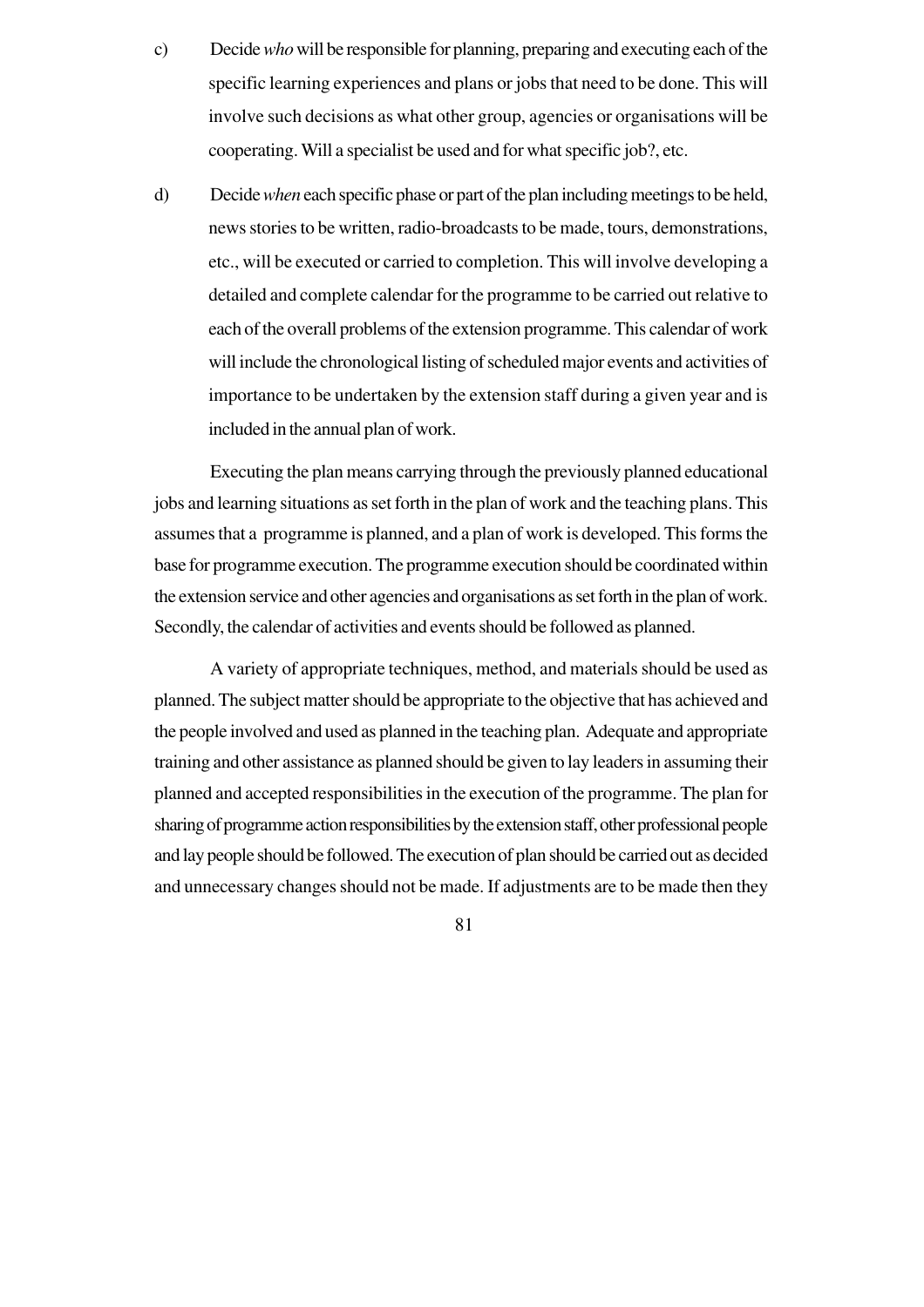c) Decide *who* will be responsible for planning, preparing and executing each of the specific learning experiences and plans or jobs that need to be done. This will involve such decisions as what other group, agencies or organisations will be cooperating. Will a specialist be used and for what specific job?, etc.

d) Decide *when* each specific phase or part of the plan including meetings to be held, news stories to be written, radio-broadcasts to be made, tours, demonstrations, etc., will be executed or carried to completion. This will involve developing a detailed and complete calendar for the programme to be carried out relative to each of the overall problems of the extension programme. This calendar of work will include the chronological listing of scheduled major events and activities of importance to be undertaken by the extension staff during a given year and is included in the annual plan of work.

Executing the plan means carrying through the previously planned educational jobs and learning situations as set forth in the plan of work and the teaching plans. This assumes that a programme is planned, and a plan of work is developed. This forms the base for programme execution. The programme execution should be coordinated within the extension service and other agencies and organisations as set forth in the plan of work. Secondly, the calendar of activities and events should be followed as planned.

A variety of appropriate techniques, method, and materials should be used as planned. The subject matter should be appropriate to the objective that has achieved and the people involved and used as planned in the teaching plan. Adequate and appropriate training and other assistance as planned should be given to lay leaders in assuming their planned and accepted responsibilities in the execution of the programme. The plan for sharing of programme action responsibilities by the extension staff, other professional people and lay people should be followed. The execution of plan should be carried out as decided and unnecessary changes should not be made. If adjustments are to be made then they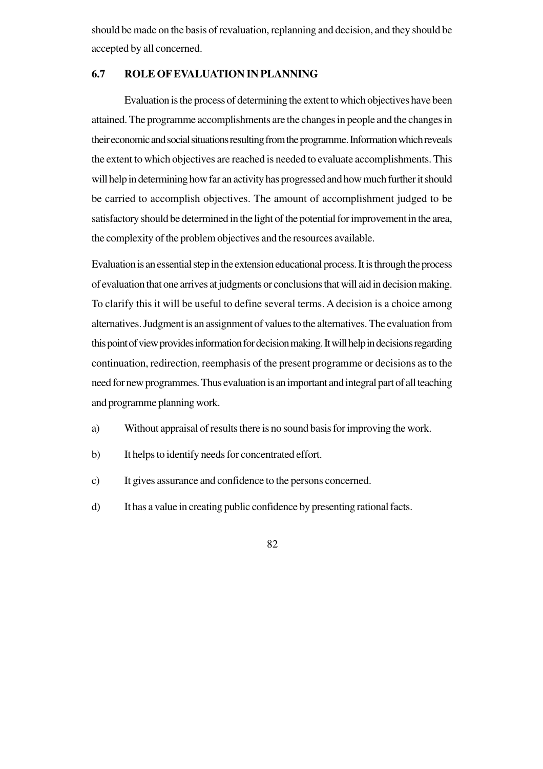should be made on the basis of revaluation, replanning and decision, and they should be accepted by all concerned.

## 6.7 ROLE OF EVALUATION IN PLANNING

Evaluation is the process of determining the extent to which objectives have been attained. The programme accomplishments are the changes in people and the changes in their economic and social situations resulting from the programme. Information which reveals the extent to which objectives are reached is needed to evaluate accomplishments. This will help in determining how far an activity has progressed and how much further it should be carried to accomplish objectives. The amount of accomplishment judged to be satisfactory should be determined in the light of the potential for improvement in the area, the complexity of the problem objectives and the resources available.

Evaluation is an essential step in the extension educational process. It is through the process of evaluation that one arrives at judgments or conclusions that will aid in decision making. To clarify this it will be useful to define several terms. A decision is a choice among alternatives. Judgment is an assignment of values to the alternatives. The evaluation from this point of view provides information for decision making. It will help in decisions regarding continuation, redirection, reemphasis of the present programme or decisions as to the need for new programmes. Thus evaluation is an important and integral part of all teaching and programme planning work.

a) Without appraisal of results there is no sound basis for improving the work.

b) It helps to identify needs for concentrated effort.

c) It gives assurance and confidence to the persons concerned.

d) It has a value in creating public confidence by presenting rational facts.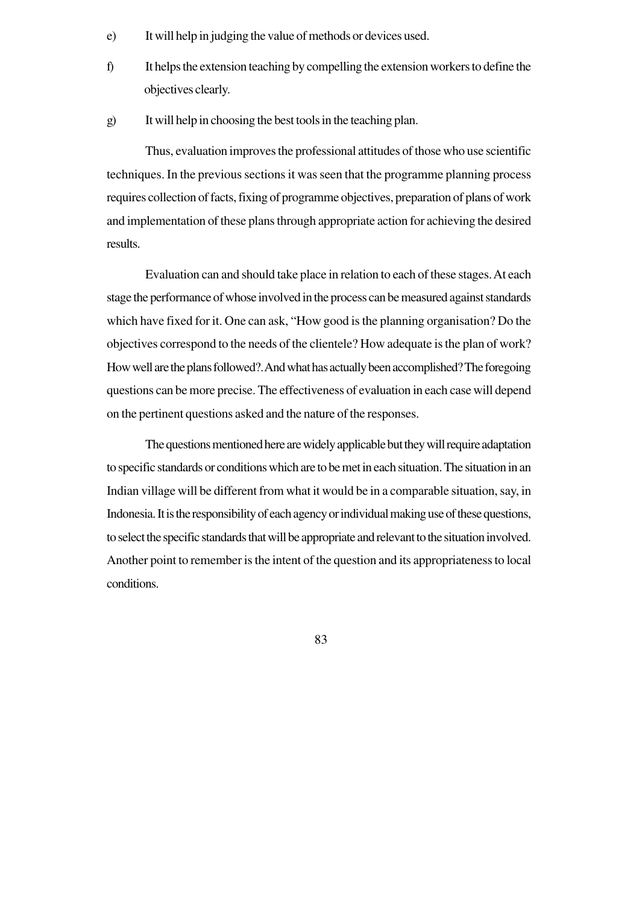e) It will help in judging the value of methods or devices used.

f) It helps the extension teaching by compelling the extension workers to define the objectives clearly.

g) It will help in choosing the best tools in the teaching plan.

Thus, evaluation improves the professional attitudes of those who use scientific techniques. In the previous sections it was seen that the programme planning process requires collection of facts, fixing of programme objectives, preparation of plans of work and implementation of these plans through appropriate action for achieving the desired results.

Evaluation can and should take place in relation to each of these stages. At each stage the performance of whose involved in the process can be measured against standards which have fixed for it. One can ask, "How good is the planning organisation? Do the objectives correspond to the needs of the clientele? How adequate is the plan of work? How well are the plans followed?. And what has actually been accomplished? The foregoing questions can be more precise. The effectiveness of evaluation in each case will depend on the pertinent questions asked and the nature of the responses.

The questions mentioned here are widely applicable but they will require adaptation to specific standards or conditions which are to be met in each situation. The situation in an Indian village will be different from what it would be in a comparable situation, say, in Indonesia. It is the responsibility of each agency or individual making use of these questions, to select the specific standards that will be appropriate and relevant to the situation involved. Another point to remember is the intent of the question and its appropriateness to local conditions.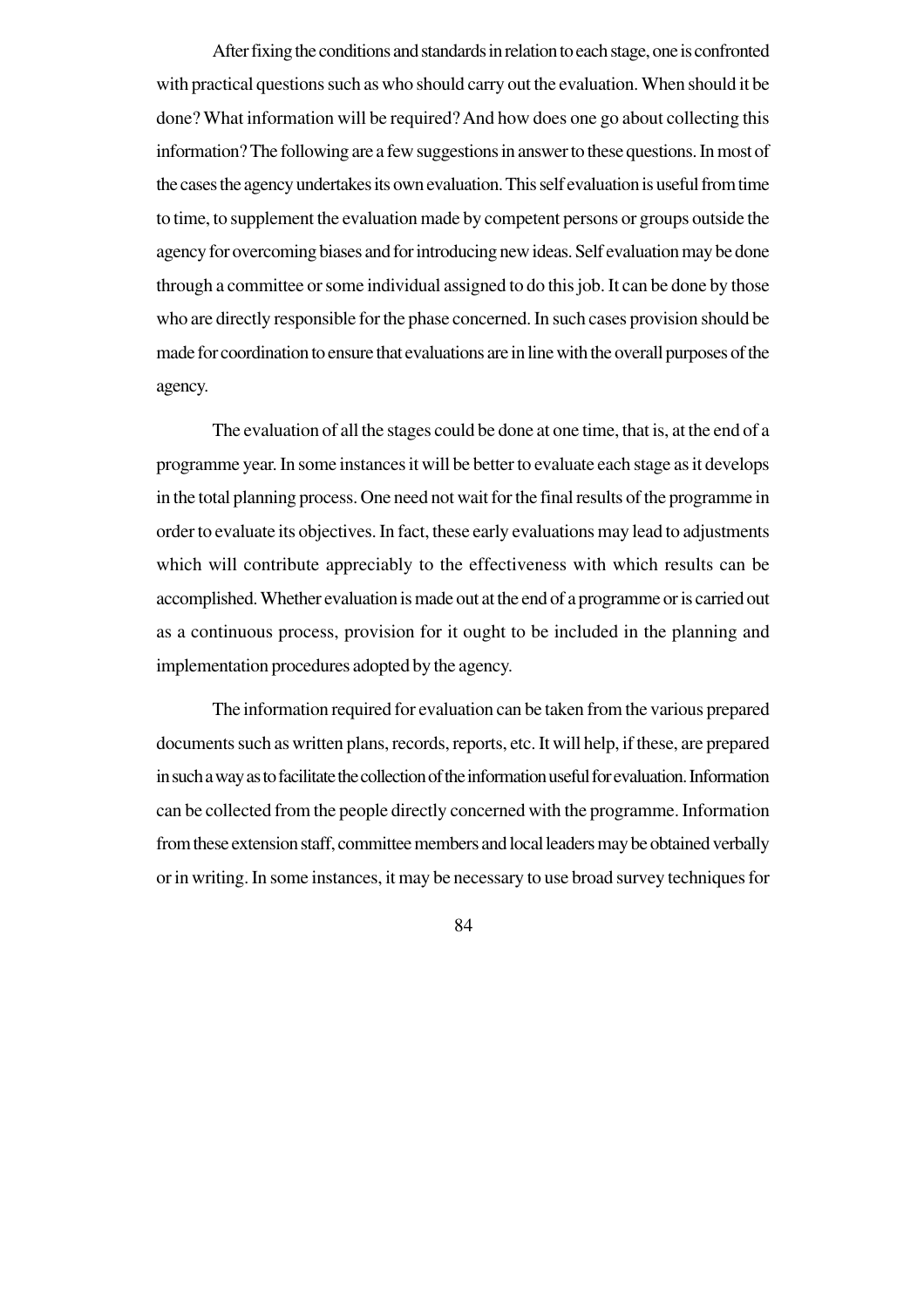After fixing the conditions and standards in relation to each stage, one is confronted with practical questions such as who should carry out the evaluation. When should it be done? What information will be required? And how does one go about collecting this information? The following are a few suggestions in answer to these questions. In most of the cases the agency undertakes its own evaluation. This self evaluation is useful from time to time, to supplement the evaluation made by competent persons or groups outside the agency for overcoming biases and for introducing new ideas. Self evaluation may be done through a committee or some individual assigned to do this job. It can be done by those who are directly responsible for the phase concerned. In such cases provision should be made for coordination to ensure that evaluations are in line with the overall purposes of the agency.

The evaluation of all the stages could be done at one time, that is, at the end of a programme year. In some instances it will be better to evaluate each stage as it develops in the total planning process. One need not wait for the final results of the programme in order to evaluate its objectives. In fact, these early evaluations may lead to adjustments which will contribute appreciably to the effectiveness with which results can be accomplished. Whether evaluation is made out at the end of a programme or is carried out as a continuous process, provision for it ought to be included in the planning and implementation procedures adopted by the agency.

The information required for evaluation can be taken from the various prepared documents such as written plans, records, reports, etc. It will help, if these, are prepared in such a way as to facilitate the collection of the information useful for evaluation. Information can be collected from the people directly concerned with the programme. Information from these extension staff, committee members and local leaders may be obtained verbally or in writing. In some instances, it may be necessary to use broad survey techniques for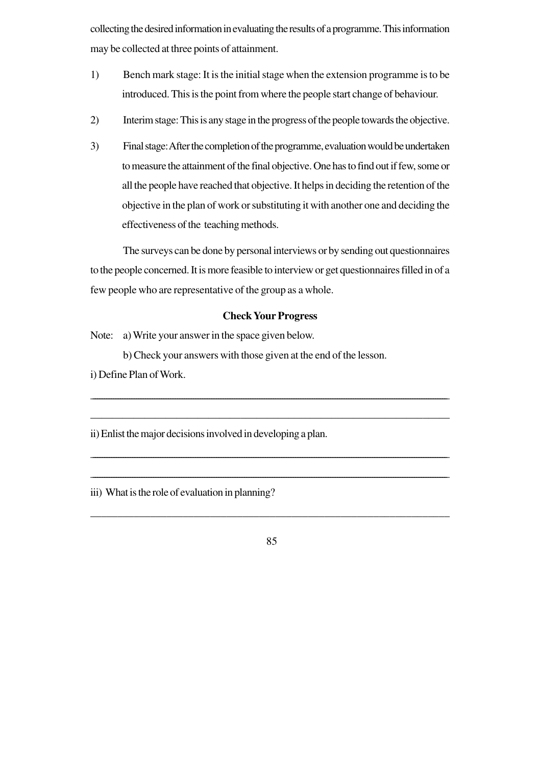collecting the desired information in evaluating the results of a programme. This information may be collected at three points of attainment.

1) Bench mark stage: It is the initial stage when the extension programme is to be introduced. This is the point from where the people start change of behaviour.

2) Interim stage: This is any stage in the progress of the people towards the objective.

3) Final stage: After the completion of the programme, evaluation would be undertaken to measure the attainment of the final objective. One has to find out if few, some or all the people have reached that objective. It helps in deciding the retention of the objective in the plan of work or substituting it with another one and deciding the effectiveness of the teaching methods.

The surveys can be done by personal interviews or by sending out questionnaires to the people concerned. It is more feasible to interview or get questionnaires filled in of a few people who are representative of the group as a whole.

**Check Your Progress**

Note: a) Write your answer in the space given below.

b) Check your answers with those given at the end of the lesson.

i) Define Plan of Work.

______________________________________________________________________

______________________________________________________________________

ii) Enlist the major decisions involved in developing a plan.

______________________________________________________________________

______________________________________________________________________

iii) What is the role of evaluation in planning?

______________________________________________________________________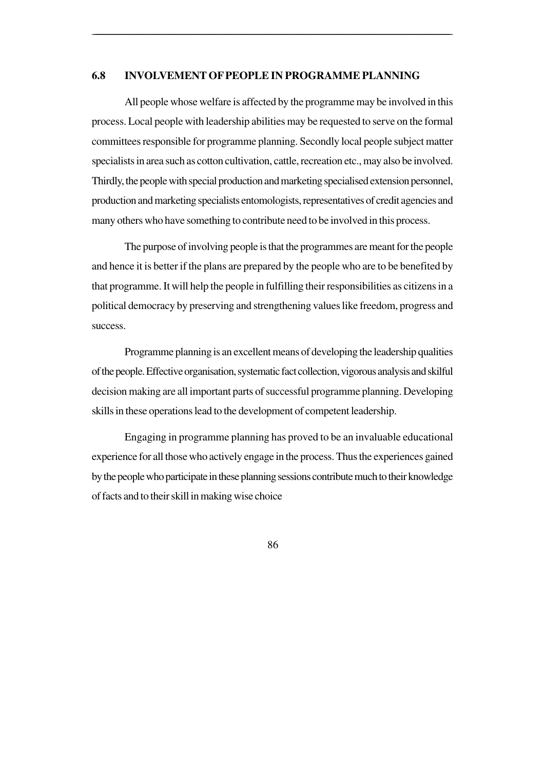## 6.8 INVOLVEMENT OF PEOPLE IN PROGRAMME PLANNING

All people whose welfare is affected by the programme may be involved in this process. Local people with leadership abilities may be requested to serve on the formal committees responsible for programme planning. Secondly local people subject matter specialists in area such as cotton cultivation, cattle, recreation etc., may also be involved. Thirdly, the people with special production and marketing specialised extension personnel, production and marketing specialists entomologists, representatives of credit agencies and many others who have something to contribute need to be involved in this process.

The purpose of involving people is that the programmes are meant for the people and hence it is better if the plans are prepared by the people who are to be benefited by that programme. It will help the people in fulfilling their responsibilities as citizens in a political democracy by preserving and strengthening values like freedom, progress and success.

Programme planning is an excellent means of developing the leadership qualities of the people. Effective organisation, systematic fact collection, vigorous analysis and skilful decision making are all important parts of successful programme planning. Developing skills in these operations lead to the development of competent leadership.

Engaging in programme planning has proved to be an invaluable educational experience for all those who actively engage in the process. Thus the experiences gained by the people who participate in these planning sessions contribute much to their knowledge of facts and to their skill in making wise choice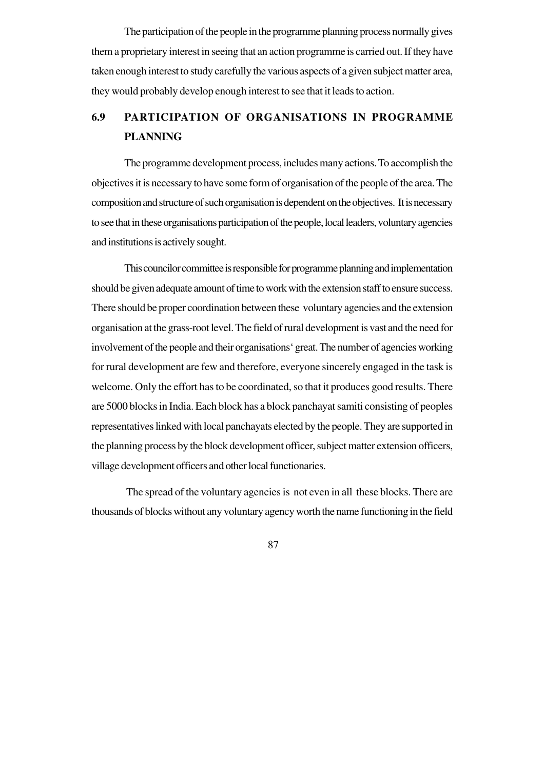The participation of the people in the programme planning process normally gives them a proprietary interest in seeing that an action programme is carried out. If they have taken enough interest to study carefully the various aspects of a given subject matter area, they would probably develop enough interest to see that it leads to action.

## 6.9 PARTICIPATION OF ORGANISATIONS IN PROGRAMME PLANNING

The programme development process, includes many actions. To accomplish the objectives it is necessary to have some form of organisation of the people of the area. The composition and structure of such organisation is dependent on the objectives. It is necessary to see that in these organisations participation of the people, local leaders, voluntary agencies and institutions is actively sought.

This councilor committee is responsible for programme planning and implementation should be given adequate amount of time to work with the extension staff to ensure success. There should be proper coordination between these voluntary agencies and the extension organisation at the grass-root level. The field of rural development is vast and the need for involvement of the people and their organisations' great. The number of agencies working for rural development are few and therefore, everyone sincerely engaged in the task is welcome. Only the effort has to be coordinated, so that it produces good results. There are 5000 blocks in India. Each block has a block panchayat samiti consisting of peoples representatives linked with local panchayats elected by the people. They are supported in the planning process by the block development officer, subject matter extension officers, village development officers and other local functionaries.

The spread of the voluntary agencies is not even in all these blocks. There are thousands of blocks without any voluntary agency worth the name functioning in the field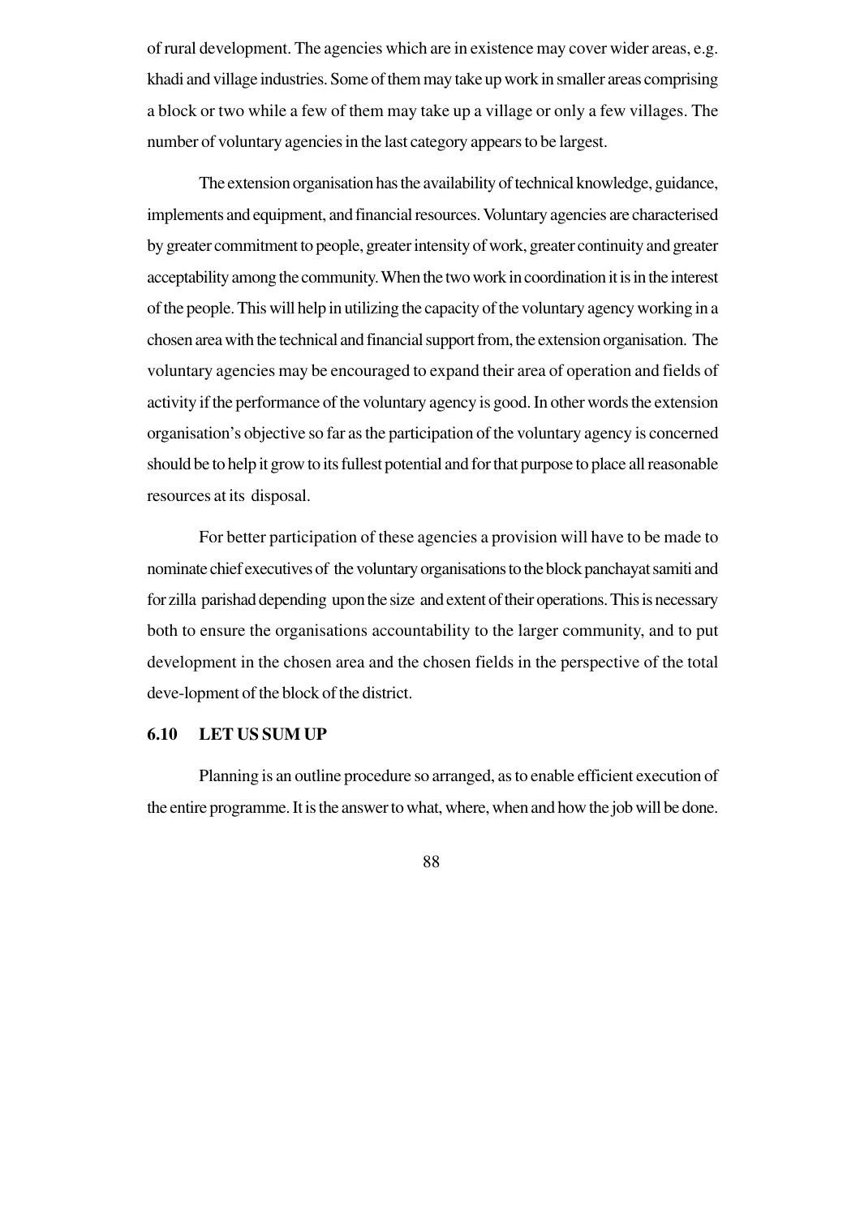of rural development. The agencies which are in existence may cover wider areas, e.g. khadi and village industries. Some of them may take up work in smaller areas comprising a block or two while a few of them may take up a village or only a few villages. The number of voluntary agencies in the last category appears to be largest.

The extension organisation has the availability of technical knowledge, guidance, implements and equipment, and financial resources. Voluntary agencies are characterised by greater commitment to people, greater intensity of work, greater continuity and greater acceptability among the community. When the two work in coordination it is in the interest of the people. This will help in utilizing the capacity of the voluntary agency working in a chosen area with the technical and financial support from, the extension organisation. The voluntary agencies may be encouraged to expand their area of operation and fields of activity if the performance of the voluntary agency is good. In other words the extension organisation's objective so far as the participation of the voluntary agency is concerned should be to help it grow to its fullest potential and for that purpose to place all reasonable resources at its disposal.

For better participation of these agencies a provision will have to be made to nominate chief executives of the voluntary organisations to the block panchayat samiti and for zilla parishad depending upon the size and extent of their operations. This is necessary both to ensure the organisations accountability to the larger community, and to put development in the chosen area and the chosen fields in the perspective of the total deve-lopment of the block of the district.

## 6.10 LET US SUM UP

Planning is an outline procedure so arranged, as to enable efficient execution of the entire programme. It is the answer to what, where, when and how the job will be done.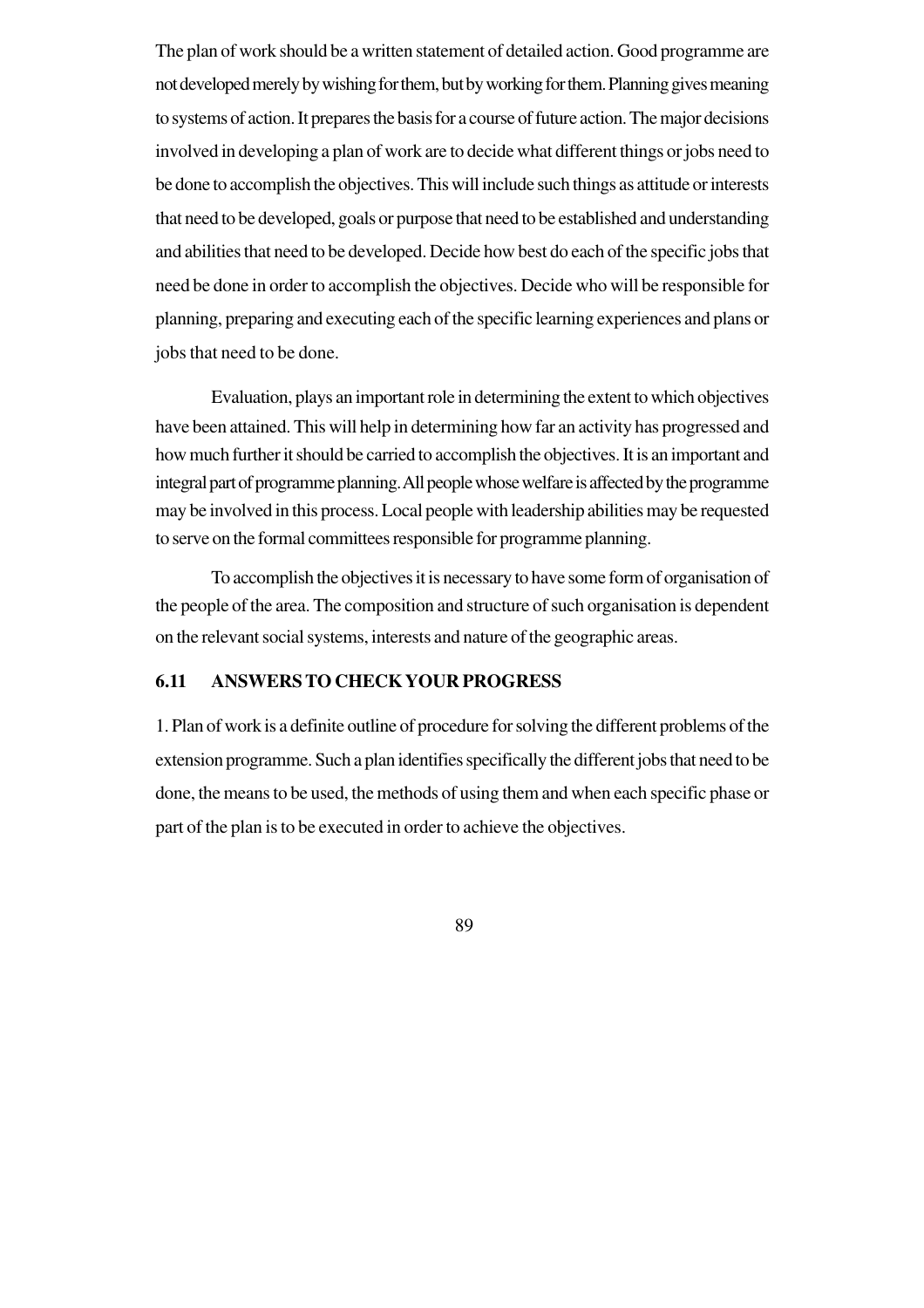The plan of work should be a written statement of detailed action. Good programme are not developed merely by wishing for them, but by working for them. Planning gives meaning to systems of action. It prepares the basis for a course of future action. The major decisions involved in developing a plan of work are to decide what different things or jobs need to be done to accomplish the objectives. This will include such things as attitude or interests that need to be developed, goals or purpose that need to be established and understanding and abilities that need to be developed. Decide how best do each of the specific jobs that need be done in order to accomplish the objectives. Decide who will be responsible for planning, preparing and executing each of the specific learning experiences and plans or jobs that need to be done.

Evaluation, plays an important role in determining the extent to which objectives have been attained. This will help in determining how far an activity has progressed and how much further it should be carried to accomplish the objectives. It is an important and integral part of programme planning. All people whose welfare is affected by the programme may be involved in this process. Local people with leadership abilities may be requested to serve on the formal committees responsible for programme planning.

To accomplish the objectives it is necessary to have some form of organisation of the people of the area. The composition and structure of such organisation is dependent on the relevant social systems, interests and nature of the geographic areas.

## 6.11 ANSWERS TO CHECK YOUR PROGRESS

1. Plan of work is a definite outline of procedure for solving the different problems of the extension programme. Such a plan identifies specifically the different jobs that need to be done, the means to be used, the methods of using them and when each specific phase or part of the plan is to be executed in order to achieve the objectives.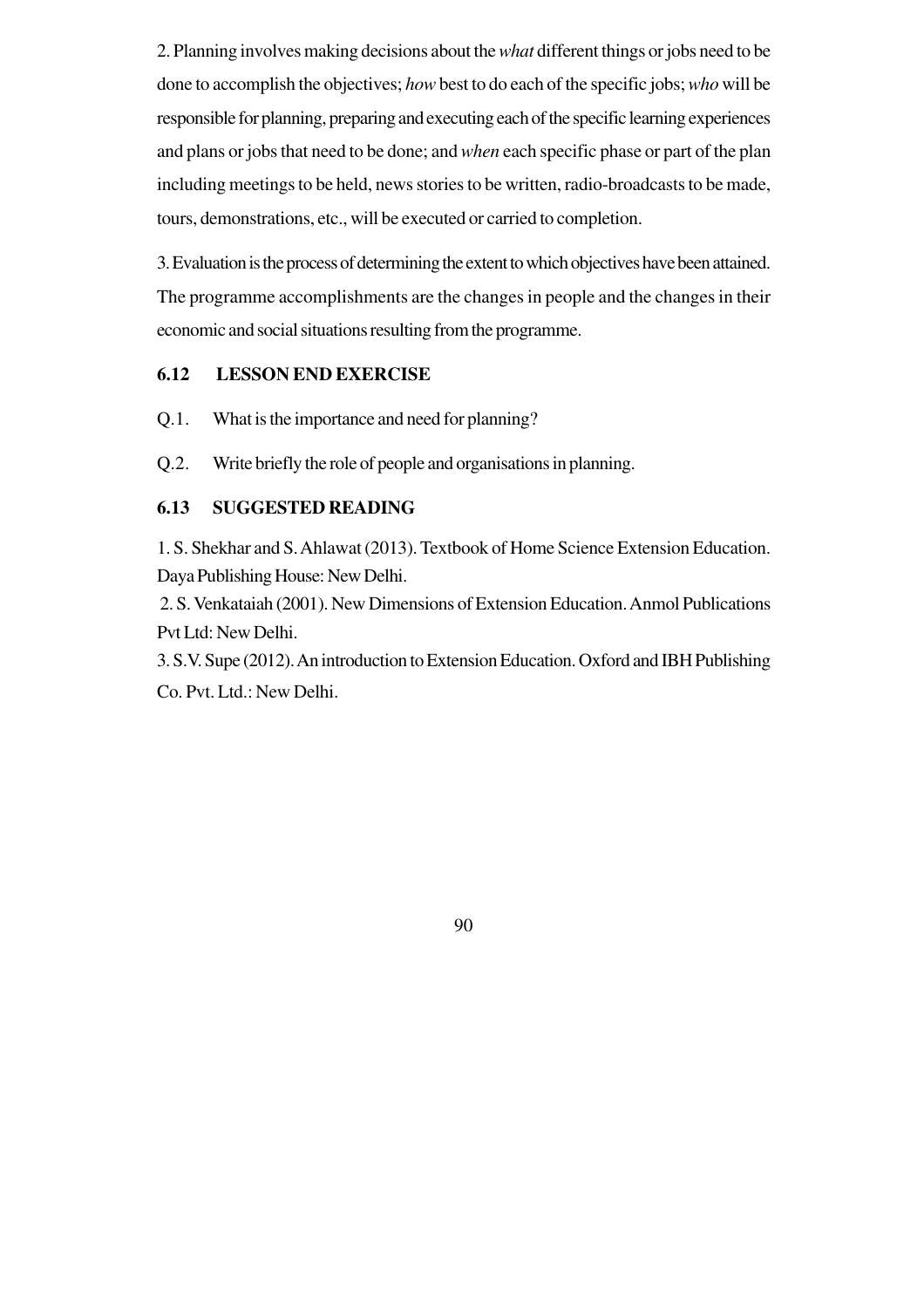2. Planning involves making decisions about the *what* different things or jobs need to be done to accomplish the objectives; *how* best to do each of the specific jobs; *who* will be responsible for planning, preparing and executing each of the specific learning experiences and plans or jobs that need to be done; and *when* each specific phase or part of the plan including meetings to be held, news stories to be written, radio-broadcasts to be made, tours, demonstrations, etc., will be executed or carried to completion.

3. Evaluation is the process of determining the extent to which objectives have been attained. The programme accomplishments are the changes in people and the changes in their economic and social situations resulting from the programme.

## 6.12 LESSON END EXERCISE

Q.1. What is the importance and need for planning?

Q.2. Write briefly the role of people and organisations in planning.

## 6.13 SUGGESTED READING

1. S. Shekhar and S. Ahlawat (2013). Textbook of Home Science Extension Education. Daya Publishing House: New Delhi.

2. S. Venkataiah (2001). New Dimensions of Extension Education. Anmol Publications Pvt Ltd: New Delhi.

3. S.V. Supe (2012). An introduction to Extension Education. Oxford and IBH Publishing Co. Pvt. Ltd.: New Delhi.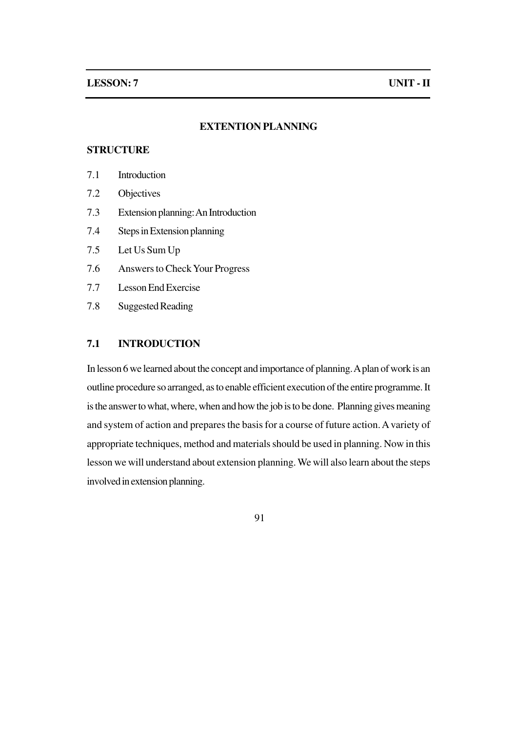**LESSON: 7** **UNIT - II**

# EXTENTION PLANNING

**STRUCTURE**

7.1 Introduction

7.2 Objectives

7.3 Extension planning: An Introduction

7.4 Steps in Extension planning

7.5 Let Us Sum Up

7.6 Answers to Check Your Progress

7.7 Lesson End Exercise

7.8 Suggested Reading

## 7.1 INTRODUCTION

In lesson 6 we learned about the concept and importance of planning. A plan of work is an outline procedure so arranged, as to enable efficient execution of the entire programme. It is the answer to what, where, when and how the job is to be done. Planning gives meaning and system of action and prepares the basis for a course of future action. A variety of appropriate techniques, method and materials should be used in planning. Now in this lesson we will understand about extension planning. We will also learn about the steps involved in extension planning.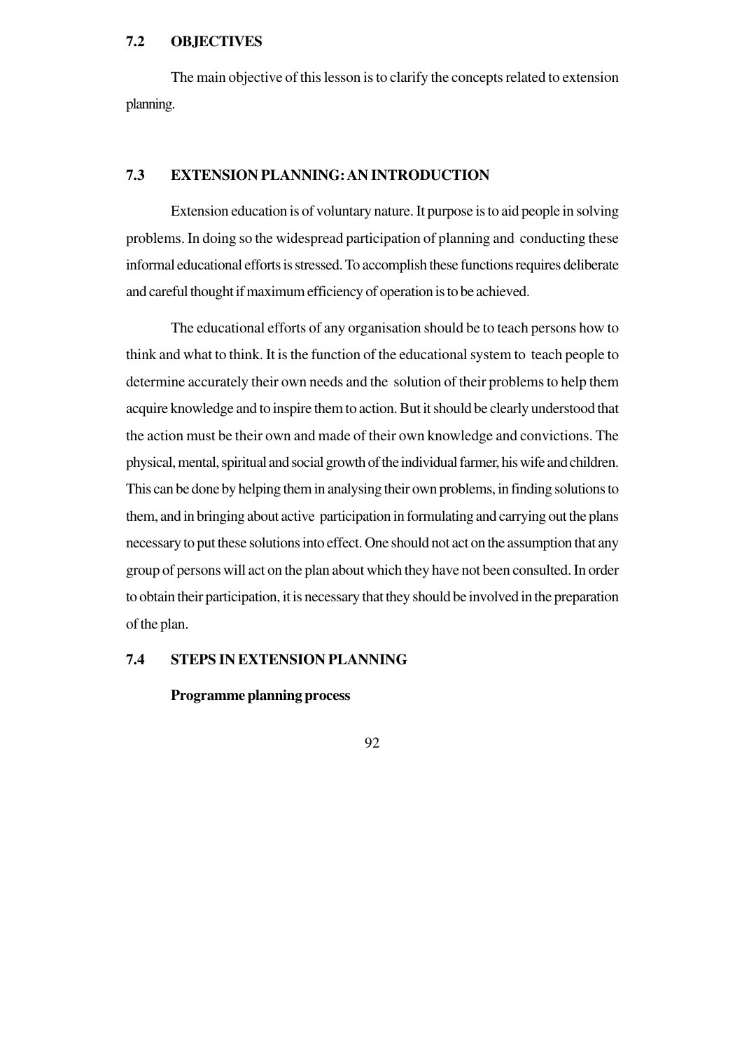## 7.2 OBJECTIVES

The main objective of this lesson is to clarify the concepts related to extension planning.

## 7.3 EXTENSION PLANNING: AN INTRODUCTION

Extension education is of voluntary nature. It purpose is to aid people in solving problems. In doing so the widespread participation of planning and conducting these informal educational efforts is stressed. To accomplish these functions requires deliberate and careful thought if maximum efficiency of operation is to be achieved.

The educational efforts of any organisation should be to teach persons how to think and what to think. It is the function of the educational system to teach people to determine accurately their own needs and the solution of their problems to help them acquire knowledge and to inspire them to action. But it should be clearly understood that the action must be their own and made of their own knowledge and convictions. The physical, mental, spiritual and social growth of the individual farmer, his wife and children. This can be done by helping them in analysing their own problems, in finding solutions to them, and in bringing about active participation in formulating and carrying out the plans necessary to put these solutions into effect. One should not act on the assumption that any group of persons will act on the plan about which they have not been consulted. In order to obtain their participation, it is necessary that they should be involved in the preparation of the plan.

## 7.4 STEPS IN EXTENSION PLANNING

**Programme planning process**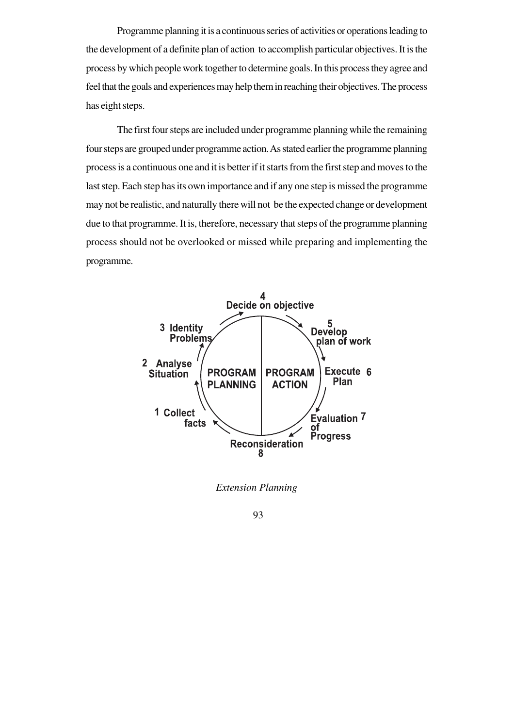Programme planning it is a continuous series of activities or operations leading to the development of a definite plan of action to accomplish particular objectives. It is the process by which people work together to determine goals. In this process they agree and feel that the goals and experiences may help them in reaching their objectives. The process has eight steps.

The first four steps are included under programme planning while the remaining four steps are grouped under programme action. As stated earlier the programme planning process is a continuous one and it is better if it starts from the first step and moves to the last step. Each step has its own importance and if any one step is missed the programme may not be realistic, and naturally there will not be the expected change or development due to that programme. It is, therefore, necessary that steps of the programme planning process should not be overlooked or missed while preparing and implementing the programme.

PROGRAM PLANNING:
1. Collect facts
2. Analyse Situation
3. Identity Problems
4. Decide on objective

PROGRAM ACTION:
5. Develop plan of work
6. Execute Plan
7. Evaluation of Progress
8. Reconsideration

*Extension Planning*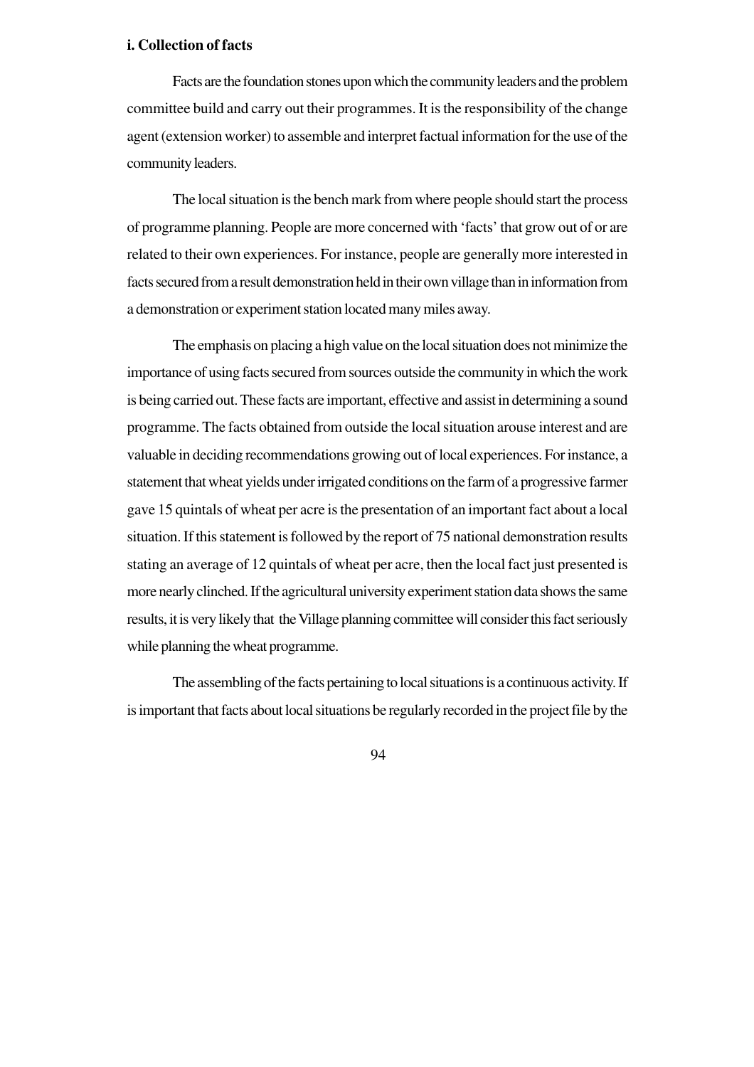**i. Collection of facts**

Facts are the foundation stones upon which the community leaders and the problem committee build and carry out their programmes. It is the responsibility of the change agent (extension worker) to assemble and interpret factual information for the use of the community leaders.

The local situation is the bench mark from where people should start the process of programme planning. People are more concerned with 'facts' that grow out of or are related to their own experiences. For instance, people are generally more interested in facts secured from a result demonstration held in their own village than in information from a demonstration or experiment station located many miles away.

The emphasis on placing a high value on the local situation does not minimize the importance of using facts secured from sources outside the community in which the work is being carried out. These facts are important, effective and assist in determining a sound programme. The facts obtained from outside the local situation arouse interest and are valuable in deciding recommendations growing out of local experiences. For instance, a statement that wheat yields under irrigated conditions on the farm of a progressive farmer gave 15 quintals of wheat per acre is the presentation of an important fact about a local situation. If this statement is followed by the report of 75 national demonstration results stating an average of 12 quintals of wheat per acre, then the local fact just presented is more nearly clinched. If the agricultural university experiment station data shows the same results, it is very likely that the Village planning committee will consider this fact seriously while planning the wheat programme.

The assembling of the facts pertaining to local situations is a continuous activity. If is important that facts about local situations be regularly recorded in the project file by the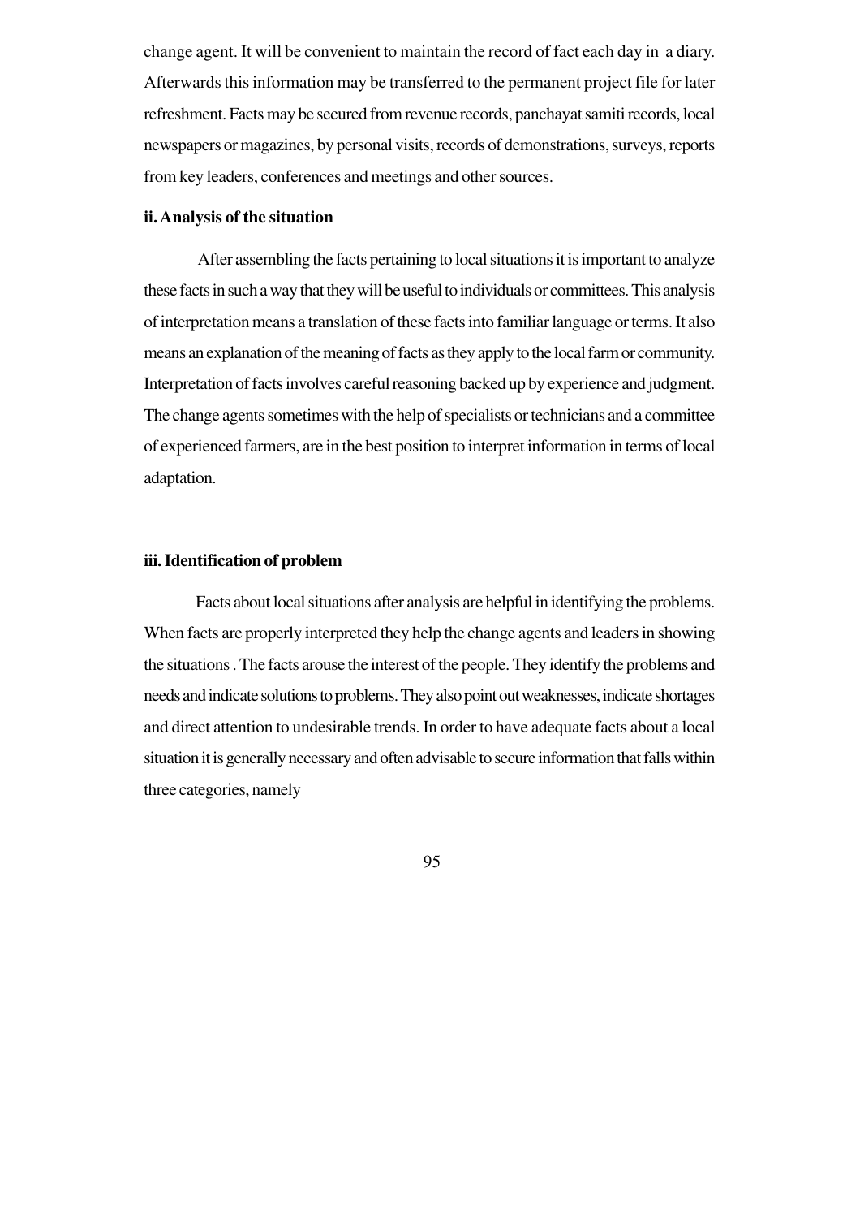change agent. It will be convenient to maintain the record of fact each day in a diary. Afterwards this information may be transferred to the permanent project file for later refreshment. Facts may be secured from revenue records, panchayat samiti records, local newspapers or magazines, by personal visits, records of demonstrations, surveys, reports from key leaders, conferences and meetings and other sources.

**ii. Analysis of the situation**

After assembling the facts pertaining to local situations it is important to analyze these facts in such a way that they will be useful to individuals or committees. This analysis of interpretation means a translation of these facts into familiar language or terms. It also means an explanation of the meaning of facts as they apply to the local farm or community. Interpretation of facts involves careful reasoning backed up by experience and judgment. The change agents sometimes with the help of specialists or technicians and a committee of experienced farmers, are in the best position to interpret information in terms of local adaptation.

**iii. Identification of problem**

Facts about local situations after analysis are helpful in identifying the problems. When facts are properly interpreted they help the change agents and leaders in showing the situations . The facts arouse the interest of the people. They identify the problems and needs and indicate solutions to problems. They also point out weaknesses, indicate shortages and direct attention to undesirable trends. In order to have adequate facts about a local situation it is generally necessary and often advisable to secure information that falls within three categories, namely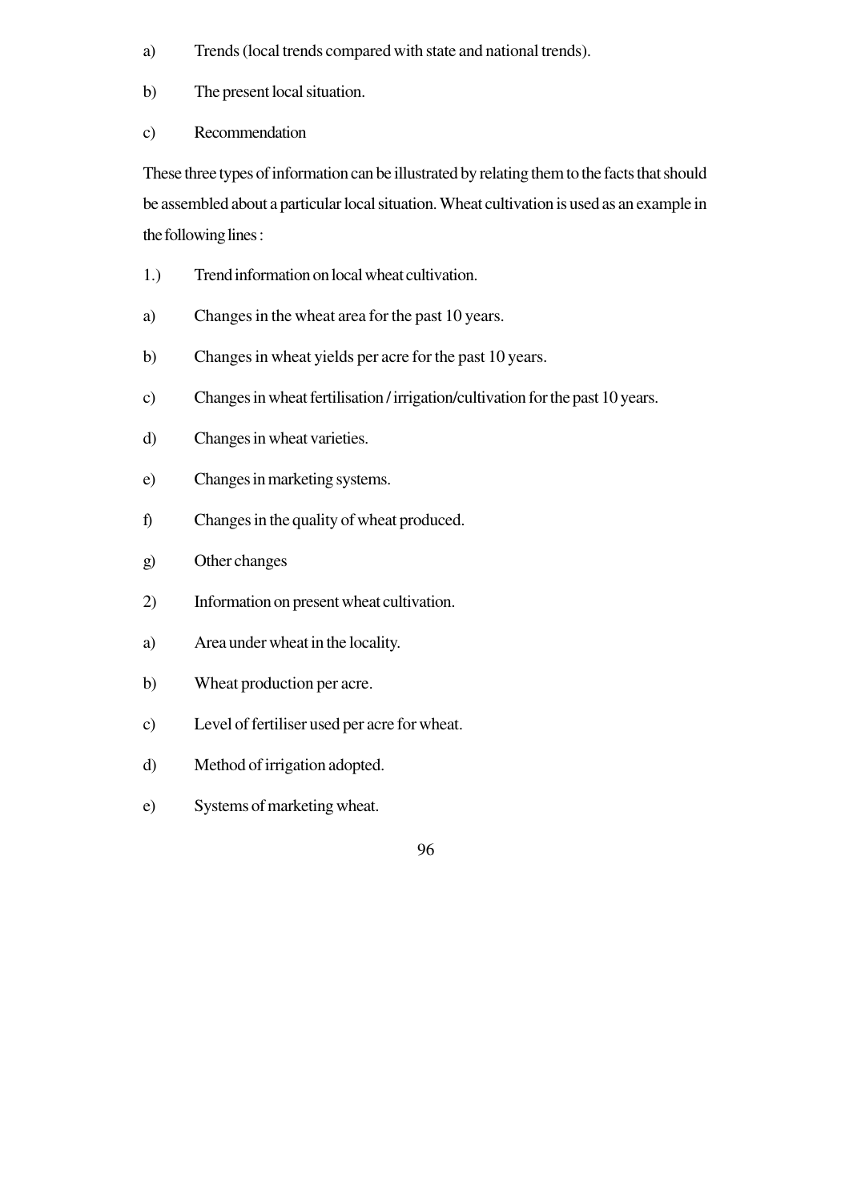a) Trends (local trends compared with state and national trends).

b) The present local situation.

c) Recommendation

These three types of information can be illustrated by relating them to the facts that should be assembled about a particular local situation. Wheat cultivation is used as an example in the following lines :

1.) Trend information on local wheat cultivation.

a) Changes in the wheat area for the past 10 years.

b) Changes in wheat yields per acre for the past 10 years.

c) Changes in wheat fertilisation / irrigation/cultivation for the past 10 years.

d) Changes in wheat varieties.

e) Changes in marketing systems.

f) Changes in the quality of wheat produced.

g) Other changes

2) Information on present wheat cultivation.

a) Area under wheat in the locality.

b) Wheat production per acre.

c) Level of fertiliser used per acre for wheat.

d) Method of irrigation adopted.

e) Systems of marketing wheat.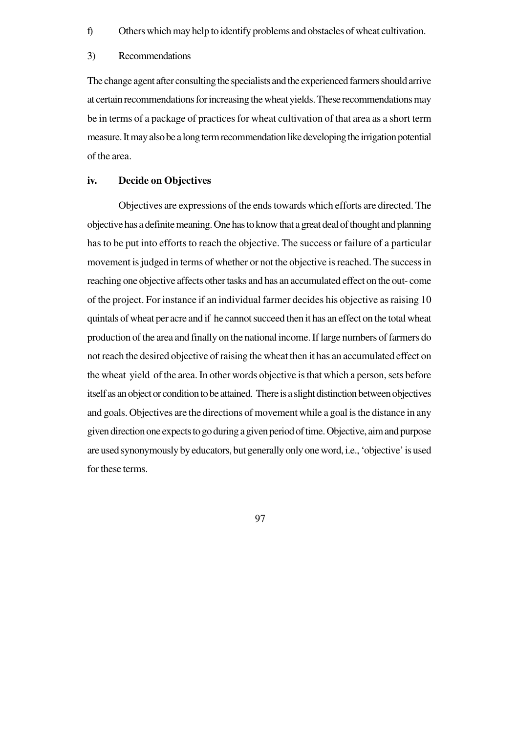f) Others which may help to identify problems and obstacles of wheat cultivation.

3) Recommendations

The change agent after consulting the specialists and the experienced farmers should arrive at certain recommendations for increasing the wheat yields. These recommendations may be in terms of a package of practices for wheat cultivation of that area as a short term measure. It may also be a long term recommendation like developing the irrigation potential of the area.

**iv. Decide on Objectives**

Objectives are expressions of the ends towards which efforts are directed. The objective has a definite meaning. One has to know that a great deal of thought and planning has to be put into efforts to reach the objective. The success or failure of a particular movement is judged in terms of whether or not the objective is reached. The success in reaching one objective affects other tasks and has an accumulated effect on the out- come of the project. For instance if an individual farmer decides his objective as raising 10 quintals of wheat per acre and if he cannot succeed then it has an effect on the total wheat production of the area and finally on the national income. If large numbers of farmers do not reach the desired objective of raising the wheat then it has an accumulated effect on the wheat yield of the area. In other words objective is that which a person, sets before itself as an object or condition to be attained. There is a slight distinction between objectives and goals. Objectives are the directions of movement while a goal is the distance in any given direction one expects to go during a given period of time. Objective, aim and purpose are used synonymously by educators, but generally only one word, i.e., 'objective' is used for these terms.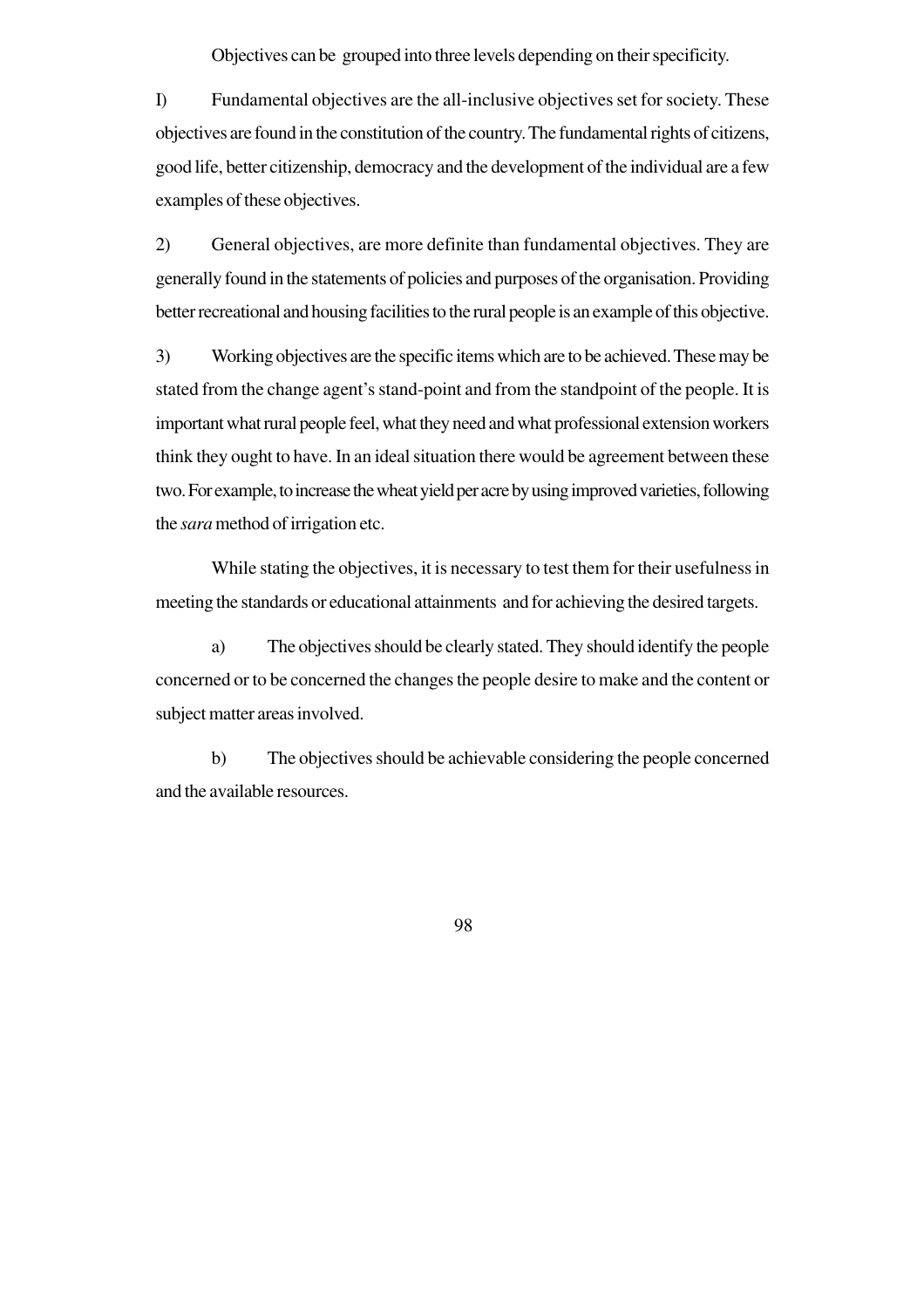Objectives can be grouped into three levels depending on their specificity.

I) Fundamental objectives are the all-inclusive objectives set for society. These objectives are found in the constitution of the country. The fundamental rights of citizens, good life, better citizenship, democracy and the development of the individual are a few examples of these objectives.

2) General objectives, are more definite than fundamental objectives. They are generally found in the statements of policies and purposes of the organisation. Providing better recreational and housing facilities to the rural people is an example of this objective.

3) Working objectives are the specific items which are to be achieved. These may be stated from the change agent's stand-point and from the standpoint of the people. It is important what rural people feel, what they need and what professional extension workers think they ought to have. In an ideal situation there would be agreement between these two. For example, to increase the wheat yield per acre by using improved varieties, following the *sara* method of irrigation etc.

While stating the objectives, it is necessary to test them for their usefulness in meeting the standards or educational attainments and for achieving the desired targets.

a) The objectives should be clearly stated. They should identify the people concerned or to be concerned the changes the people desire to make and the content or subject matter areas involved.

b) The objectives should be achievable considering the people concerned and the available resources.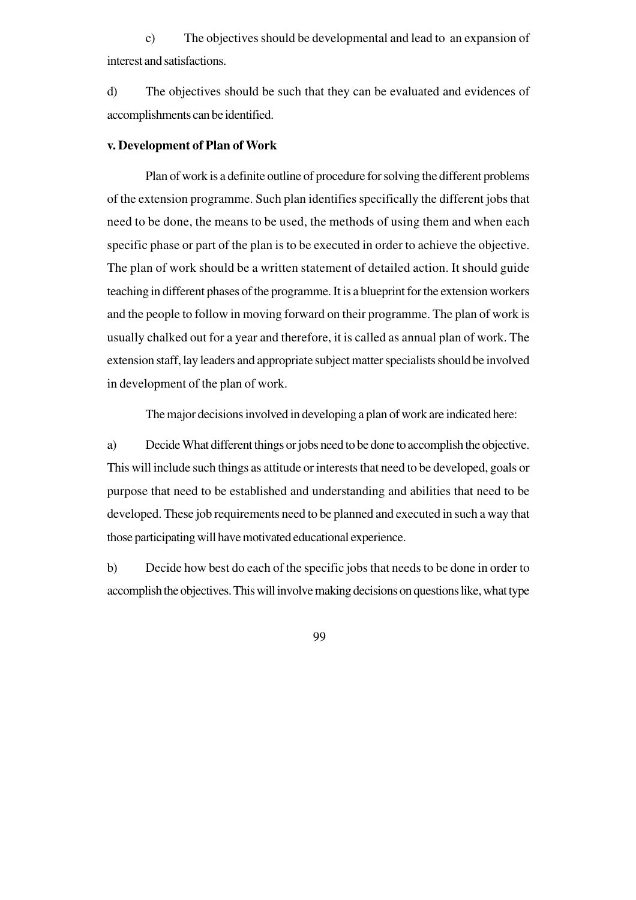c) The objectives should be developmental and lead to an expansion of interest and satisfactions.

d) The objectives should be such that they can be evaluated and evidences of accomplishments can be identified.

**v. Development of Plan of Work**

Plan of work is a definite outline of procedure for solving the different problems of the extension programme. Such plan identifies specifically the different jobs that need to be done, the means to be used, the methods of using them and when each specific phase or part of the plan is to be executed in order to achieve the objective. The plan of work should be a written statement of detailed action. It should guide teaching in different phases of the programme. It is a blueprint for the extension workers and the people to follow in moving forward on their programme. The plan of work is usually chalked out for a year and therefore, it is called as annual plan of work. The extension staff, lay leaders and appropriate subject matter specialists should be involved in development of the plan of work.

The major decisions involved in developing a plan of work are indicated here:

a) Decide What different things or jobs need to be done to accomplish the objective. This will include such things as attitude or interests that need to be developed, goals or purpose that need to be established and understanding and abilities that need to be developed. These job requirements need to be planned and executed in such a way that those participating will have motivated educational experience.

b) Decide how best do each of the specific jobs that needs to be done in order to accomplish the objectives. This will involve making decisions on questions like, what type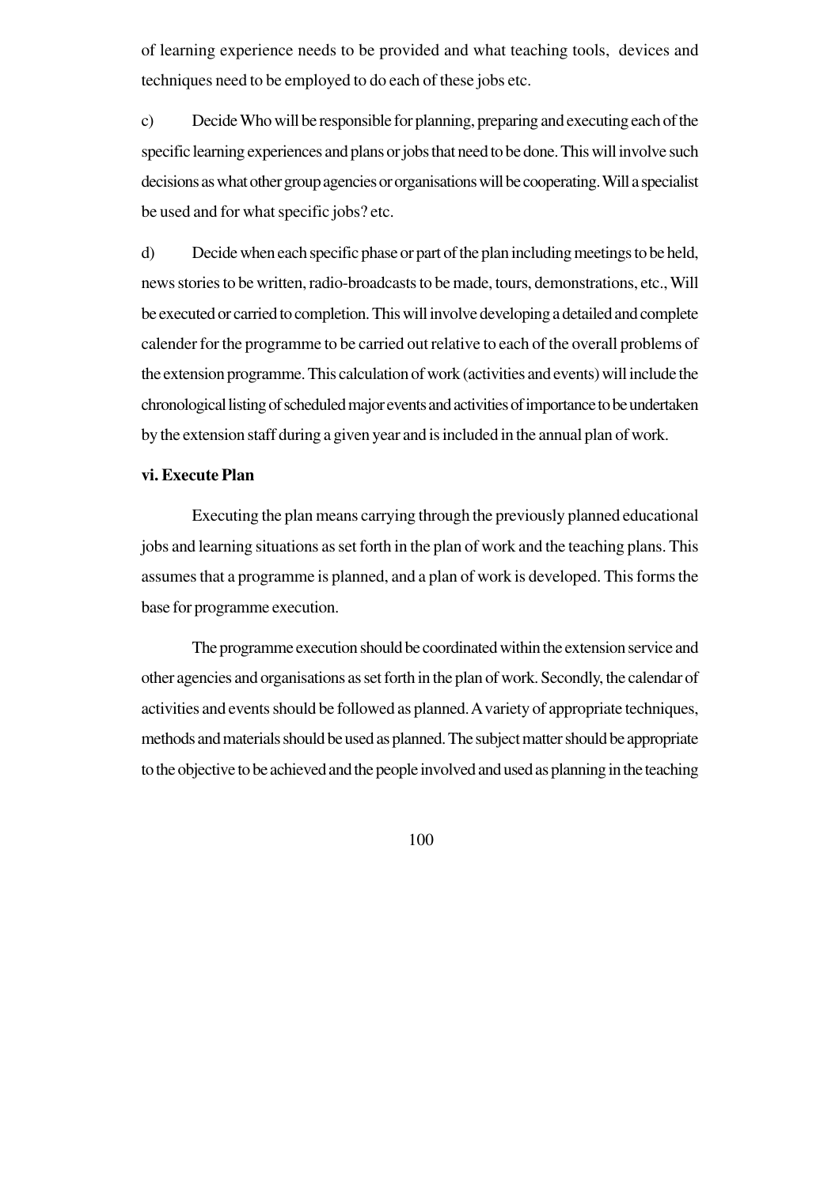of learning experience needs to be provided and what teaching tools, devices and techniques need to be employed to do each of these jobs etc.

c) Decide Who will be responsible for planning, preparing and executing each of the specific learning experiences and plans or jobs that need to be done. This will involve such decisions as what other group agencies or organisations will be cooperating. Will a specialist be used and for what specific jobs? etc.

d) Decide when each specific phase or part of the plan including meetings to be held, news stories to be written, radio-broadcasts to be made, tours, demonstrations, etc., Will be executed or carried to completion. This will involve developing a detailed and complete calender for the programme to be carried out relative to each of the overall problems of the extension programme. This calculation of work (activities and events) will include the chronological listing of scheduled major events and activities of importance to be undertaken by the extension staff during a given year and is included in the annual plan of work.

**vi. Execute Plan**

Executing the plan means carrying through the previously planned educational jobs and learning situations as set forth in the plan of work and the teaching plans. This assumes that a programme is planned, and a plan of work is developed. This forms the base for programme execution.

The programme execution should be coordinated within the extension service and other agencies and organisations as set forth in the plan of work. Secondly, the calendar of activities and events should be followed as planned. A variety of appropriate techniques, methods and materials should be used as planned. The subject matter should be appropriate to the objective to be achieved and the people involved and used as planning in the teaching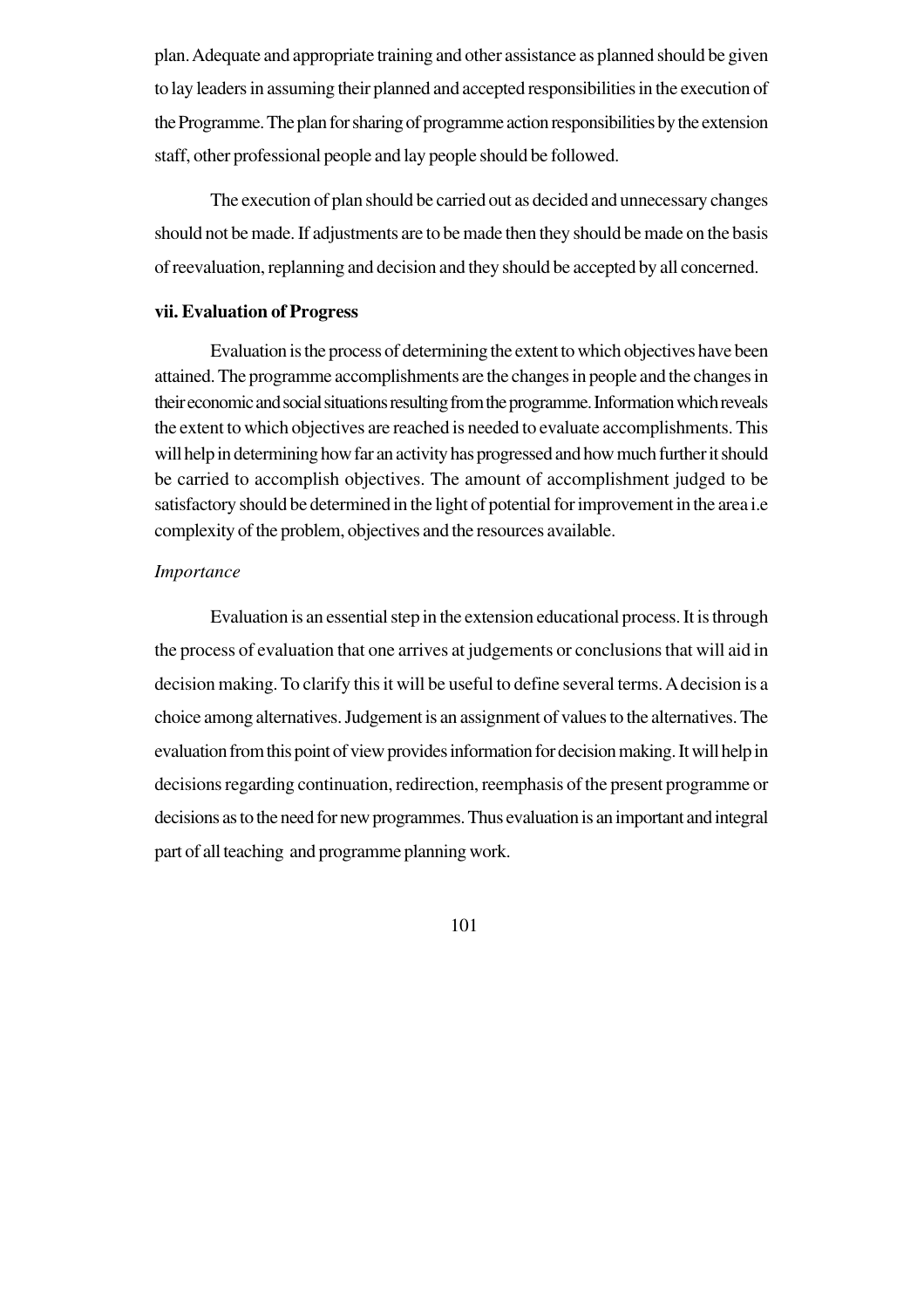plan. Adequate and appropriate training and other assistance as planned should be given to lay leaders in assuming their planned and accepted responsibilities in the execution of the Programme. The plan for sharing of programme action responsibilities by the extension staff, other professional people and lay people should be followed.

The execution of plan should be carried out as decided and unnecessary changes should not be made. If adjustments are to be made then they should be made on the basis of reevaluation, replanning and decision and they should be accepted by all concerned.

**vii. Evaluation of Progress**

Evaluation is the process of determining the extent to which objectives have been attained. The programme accomplishments are the changes in people and the changes in their economic and social situations resulting from the programme. Information which reveals the extent to which objectives are reached is needed to evaluate accomplishments. This will help in determining how far an activity has progressed and how much further it should be carried to accomplish objectives. The amount of accomplishment judged to be satisfactory should be determined in the light of potential for improvement in the area i.e complexity of the problem, objectives and the resources available.

*Importance*

Evaluation is an essential step in the extension educational process. It is through the process of evaluation that one arrives at judgements or conclusions that will aid in decision making. To clarify this it will be useful to define several terms. A decision is a choice among alternatives. Judgement is an assignment of values to the alternatives. The evaluation from this point of view provides information for decision making. It will help in decisions regarding continuation, redirection, reemphasis of the present programme or decisions as to the need for new programmes. Thus evaluation is an important and integral part of all teaching and programme planning work.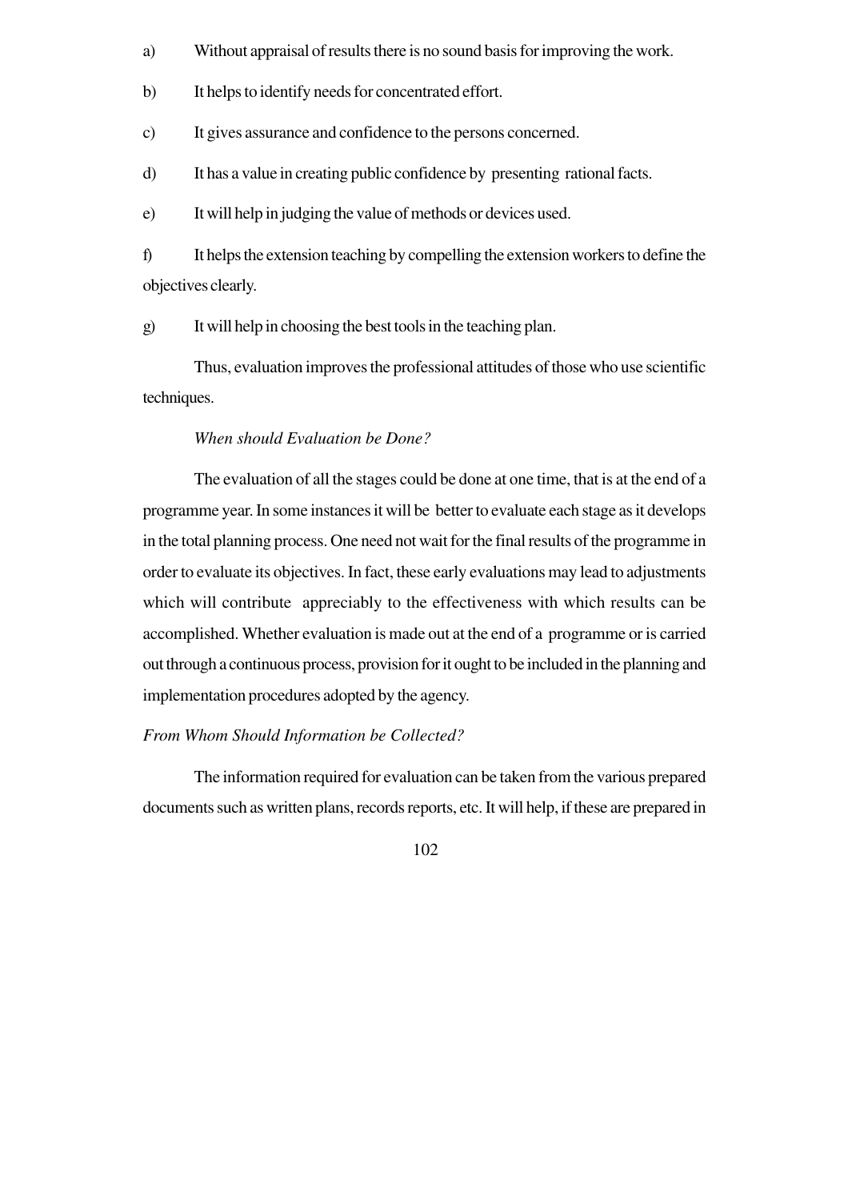a) Without appraisal of results there is no sound basis for improving the work.

b) It helps to identify needs for concentrated effort.

c) It gives assurance and confidence to the persons concerned.

d) It has a value in creating public confidence by presenting rational facts.

e) It will help in judging the value of methods or devices used.

f) It helps the extension teaching by compelling the extension workers to define the objectives clearly.

g) It will help in choosing the best tools in the teaching plan.

Thus, evaluation improves the professional attitudes of those who use scientific techniques.

*When should Evaluation be Done?*

The evaluation of all the stages could be done at one time, that is at the end of a programme year. In some instances it will be better to evaluate each stage as it develops in the total planning process. One need not wait for the final results of the programme in order to evaluate its objectives. In fact, these early evaluations may lead to adjustments which will contribute appreciably to the effectiveness with which results can be accomplished. Whether evaluation is made out at the end of a programme or is carried out through a continuous process, provision for it ought to be included in the planning and implementation procedures adopted by the agency.

*From Whom Should Information be Collected?*

The information required for evaluation can be taken from the various prepared documents such as written plans, records reports, etc. It will help, if these are prepared in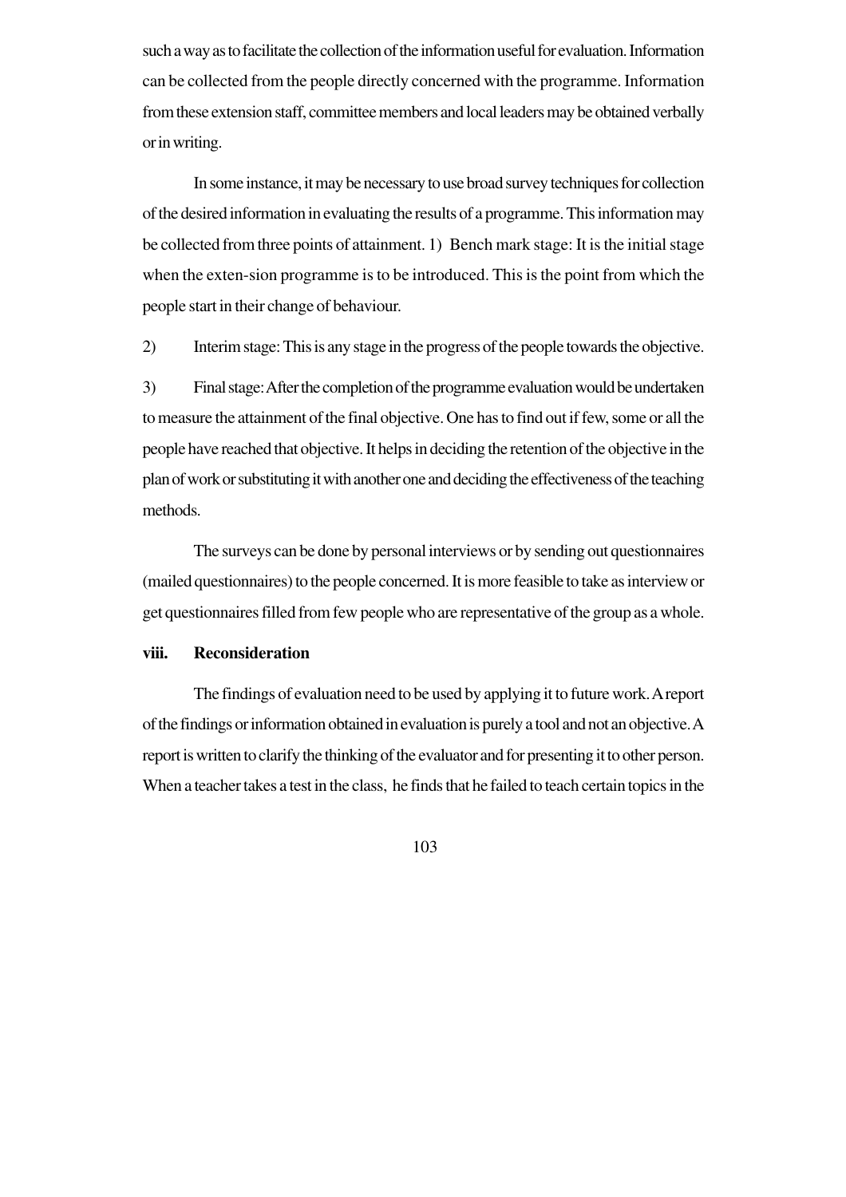such a way as to facilitate the collection of the information useful for evaluation. Information can be collected from the people directly concerned with the programme. Information from these extension staff, committee members and local leaders may be obtained verbally or in writing.

In some instance, it may be necessary to use broad survey techniques for collection of the desired information in evaluating the results of a programme. This information may be collected from three points of attainment. 1) Bench mark stage: It is the initial stage when the exten-sion programme is to be introduced. This is the point from which the people start in their change of behaviour.

2) Interim stage: This is any stage in the progress of the people towards the objective.

3) Final stage: After the completion of the programme evaluation would be undertaken to measure the attainment of the final objective. One has to find out if few, some or all the people have reached that objective. It helps in deciding the retention of the objective in the plan of work or substituting it with another one and deciding the effectiveness of the teaching methods.

The surveys can be done by personal interviews or by sending out questionnaires (mailed questionnaires) to the people concerned. It is more feasible to take as interview or get questionnaires filled from few people who are representative of the group as a whole.

**viii. Reconsideration**

The findings of evaluation need to be used by applying it to future work. A report of the findings or information obtained in evaluation is purely a tool and not an objective. A report is written to clarify the thinking of the evaluator and for presenting it to other person. When a teacher takes a test in the class, he finds that he failed to teach certain topics in the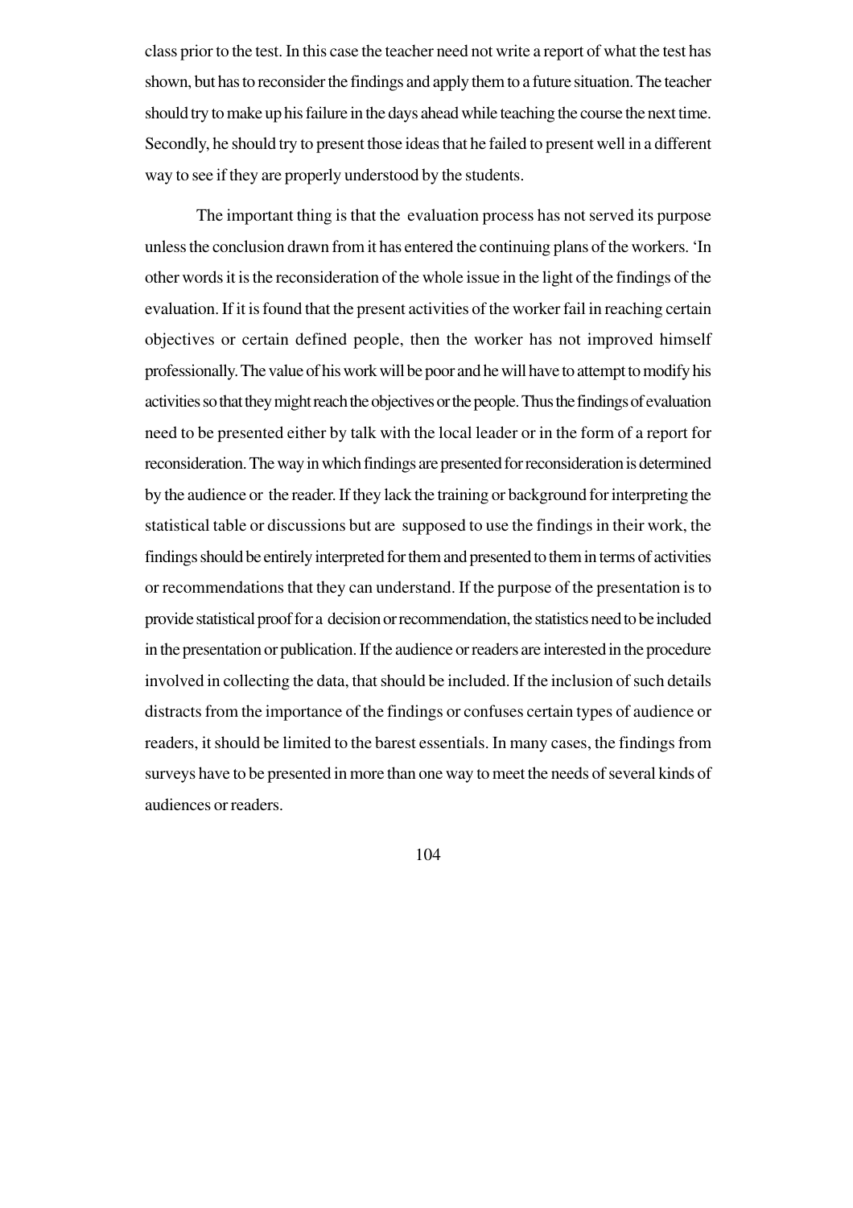class prior to the test. In this case the teacher need not write a report of what the test has shown, but has to reconsider the findings and apply them to a future situation. The teacher should try to make up his failure in the days ahead while teaching the course the next time. Secondly, he should try to present those ideas that he failed to present well in a different way to see if they are properly understood by the students.

The important thing is that the evaluation process has not served its purpose unless the conclusion drawn from it has entered the continuing plans of the workers. 'In other words it is the reconsideration of the whole issue in the light of the findings of the evaluation. If it is found that the present activities of the worker fail in reaching certain objectives or certain defined people, then the worker has not improved himself professionally. The value of his work will be poor and he will have to attempt to modify his activities so that they might reach the objectives or the people. Thus the findings of evaluation need to be presented either by talk with the local leader or in the form of a report for reconsideration. The way in which findings are presented for reconsideration is determined by the audience or the reader. If they lack the training or background for interpreting the statistical table or discussions but are supposed to use the findings in their work, the findings should be entirely interpreted for them and presented to them in terms of activities or recommendations that they can understand. If the purpose of the presentation is to provide statistical proof for a decision or recommendation, the statistics need to be included in the presentation or publication. If the audience or readers are interested in the procedure involved in collecting the data, that should be included. If the inclusion of such details distracts from the importance of the findings or confuses certain types of audience or readers, it should be limited to the barest essentials. In many cases, the findings from surveys have to be presented in more than one way to meet the needs of several kinds of audiences or readers.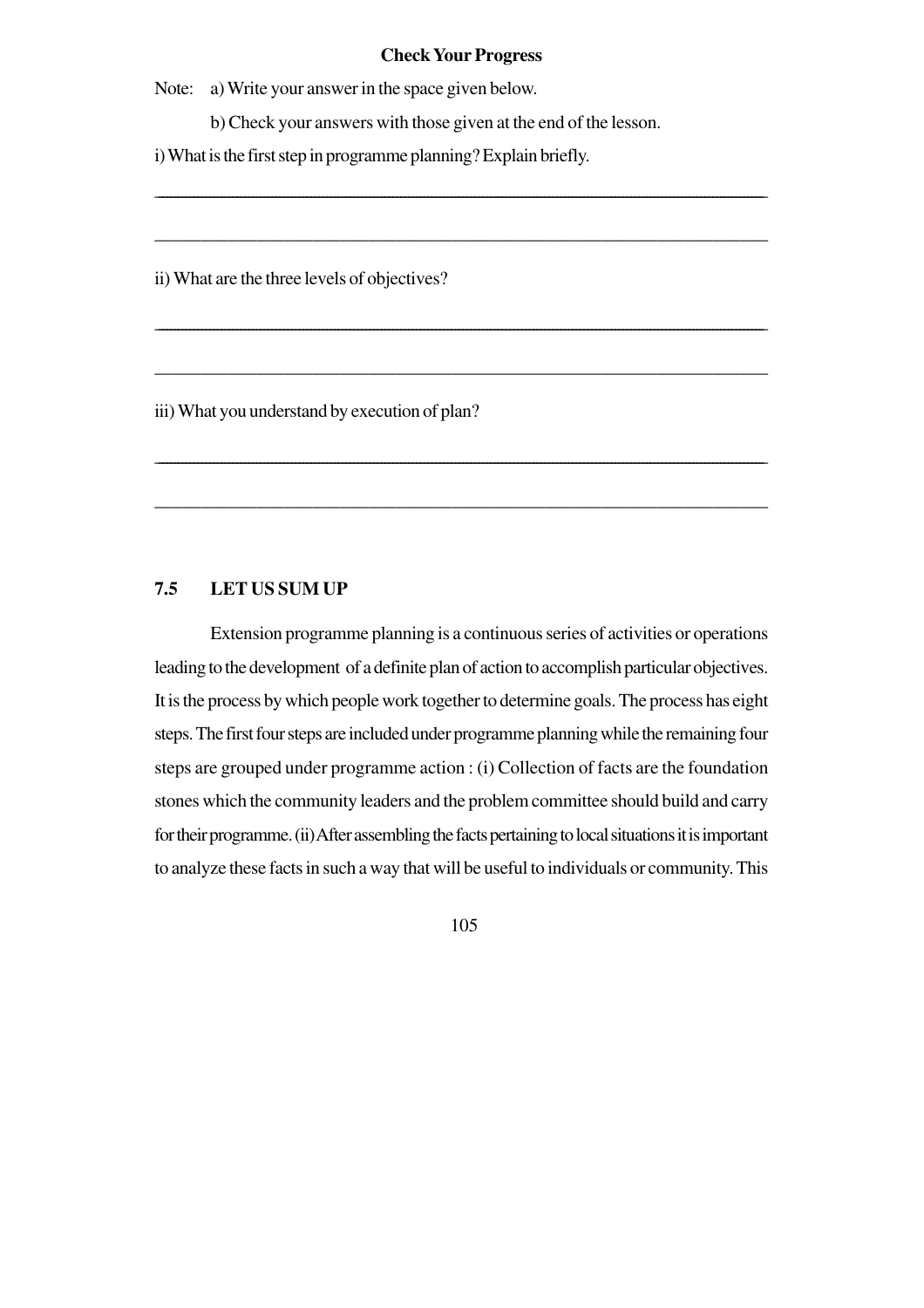**Check Your Progress**

Note: a) Write your answer in the space given below.

b) Check your answers with those given at the end of the lesson.

i) What is the first step in programme planning? Explain briefly.

______________________________________________________________________

______________________________________________________________________

ii) What are the three levels of objectives?

______________________________________________________________________

______________________________________________________________________

iii) What you understand by execution of plan?

______________________________________________________________________

______________________________________________________________________

## 7.5 LET US SUM UP

Extension programme planning is a continuous series of activities or operations leading to the development of a definite plan of action to accomplish particular objectives. It is the process by which people work together to determine goals. The process has eight steps. The first four steps are included under programme planning while the remaining four steps are grouped under programme action : (i) Collection of facts are the foundation stones which the community leaders and the problem committee should build and carry for their programme. (ii) After assembling the facts pertaining to local situations it is important to analyze these facts in such a way that will be useful to individuals or community. This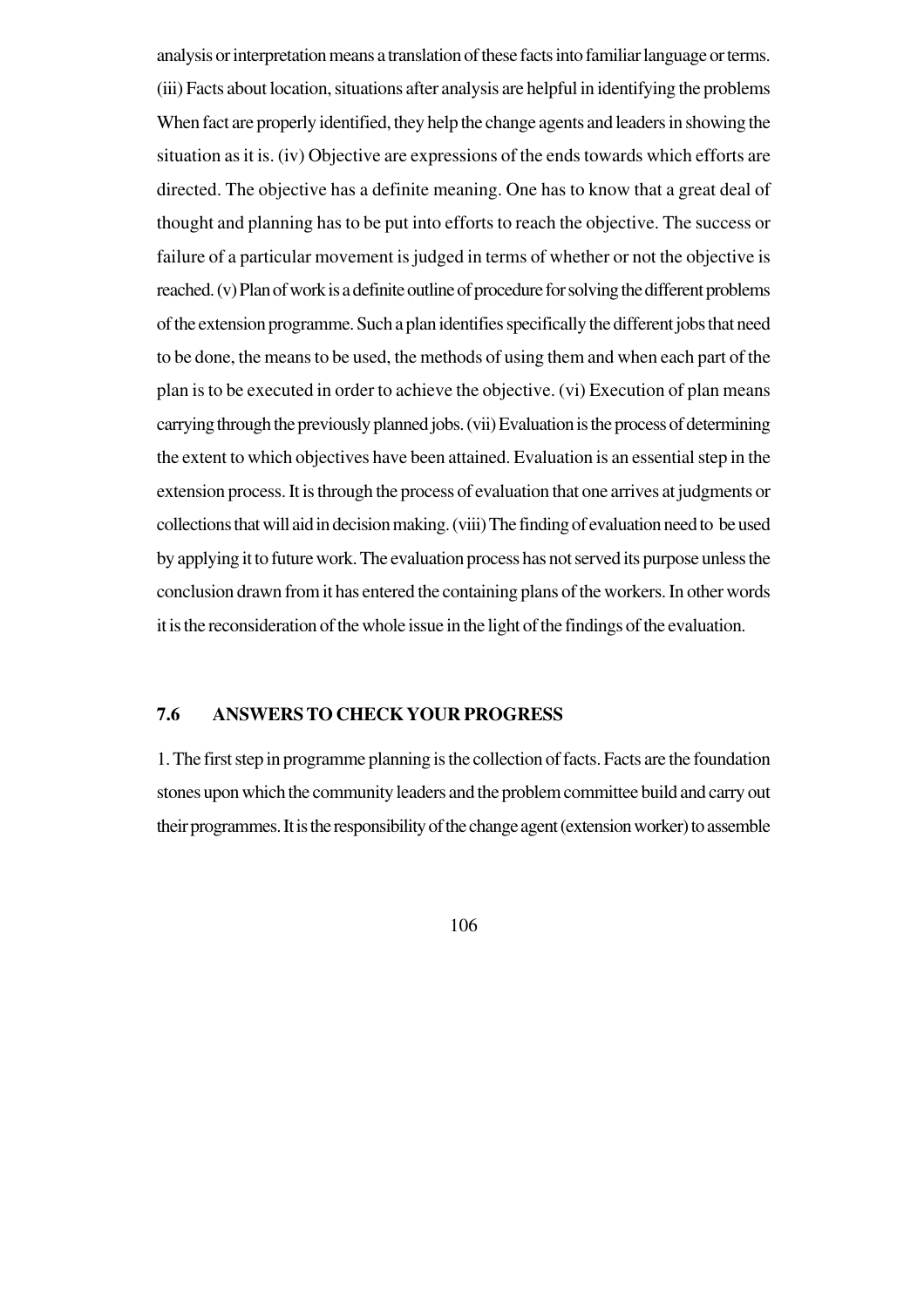analysis or interpretation means a translation of these facts into familiar language or terms. (iii) Facts about location, situations after analysis are helpful in identifying the problems When fact are properly identified, they help the change agents and leaders in showing the situation as it is. (iv) Objective are expressions of the ends towards which efforts are directed. The objective has a definite meaning. One has to know that a great deal of thought and planning has to be put into efforts to reach the objective. The success or failure of a particular movement is judged in terms of whether or not the objective is reached. (v) Plan of work is a definite outline of procedure for solving the different problems of the extension programme. Such a plan identifies specifically the different jobs that need to be done, the means to be used, the methods of using them and when each part of the plan is to be executed in order to achieve the objective. (vi) Execution of plan means carrying through the previously planned jobs. (vii) Evaluation is the process of determining the extent to which objectives have been attained. Evaluation is an essential step in the extension process. It is through the process of evaluation that one arrives at judgments or collections that will aid in decision making. (viii) The finding of evaluation need to be used by applying it to future work. The evaluation process has not served its purpose unless the conclusion drawn from it has entered the containing plans of the workers. In other words it is the reconsideration of the whole issue in the light of the findings of the evaluation.

## 7.6 ANSWERS TO CHECK YOUR PROGRESS

1. The first step in programme planning is the collection of facts. Facts are the foundation stones upon which the community leaders and the problem committee build and carry out their programmes. It is the responsibility of the change agent (extension worker) to assemble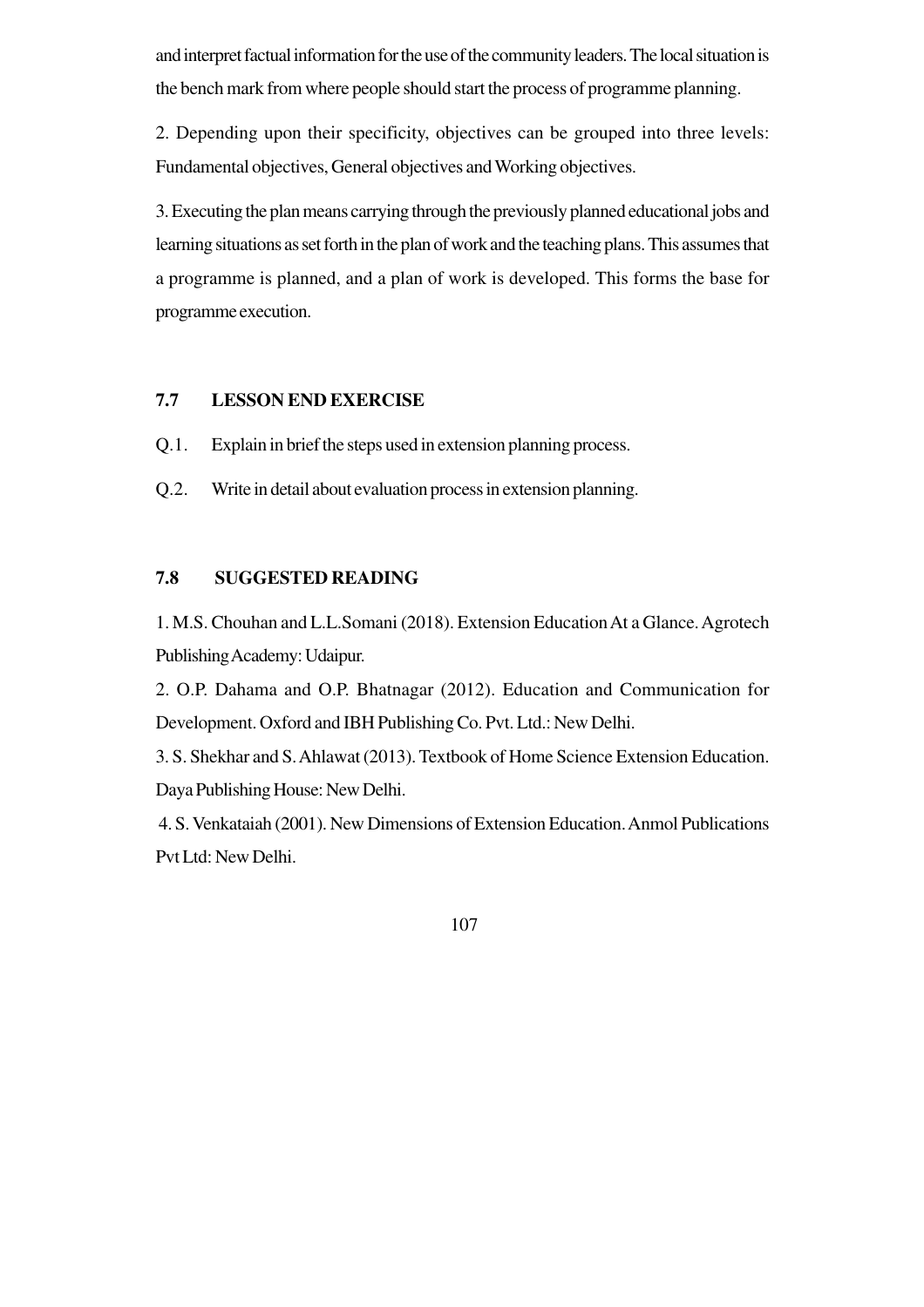and interpret factual information for the use of the community leaders. The local situation is the bench mark from where people should start the process of programme planning.

2. Depending upon their specificity, objectives can be grouped into three levels: Fundamental objectives, General objectives and Working objectives.

3. Executing the plan means carrying through the previously planned educational jobs and learning situations as set forth in the plan of work and the teaching plans. This assumes that a programme is planned, and a plan of work is developed. This forms the base for programme execution.

## 7.7 LESSON END EXERCISE

Q.1. Explain in brief the steps used in extension planning process.

Q.2. Write in detail about evaluation process in extension planning.

## 7.8 SUGGESTED READING

1. M.S. Chouhan and L.L.Somani (2018). Extension Education At a Glance. Agrotech Publishing Academy: Udaipur.

2. O.P. Dahama and O.P. Bhatnagar (2012). Education and Communication for Development. Oxford and IBH Publishing Co. Pvt. Ltd.: New Delhi.

3. S. Shekhar and S. Ahlawat (2013). Textbook of Home Science Extension Education. Daya Publishing House: New Delhi.

4. S. Venkataiah (2001). New Dimensions of Extension Education. Anmol Publications Pvt Ltd: New Delhi.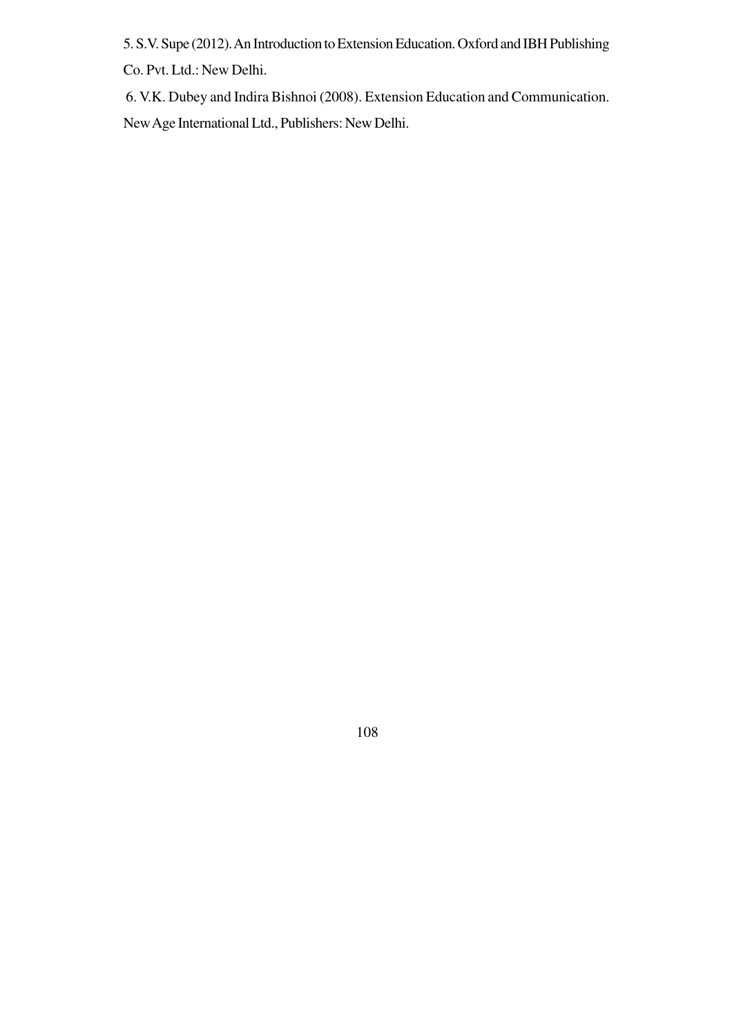5. S.V. Supe (2012). An Introduction to Extension Education. Oxford and IBH Publishing Co. Pvt. Ltd.: New Delhi.

6. V.K. Dubey and Indira Bishnoi (2008). Extension Education and Communication. New Age International Ltd., Publishers: New Delhi.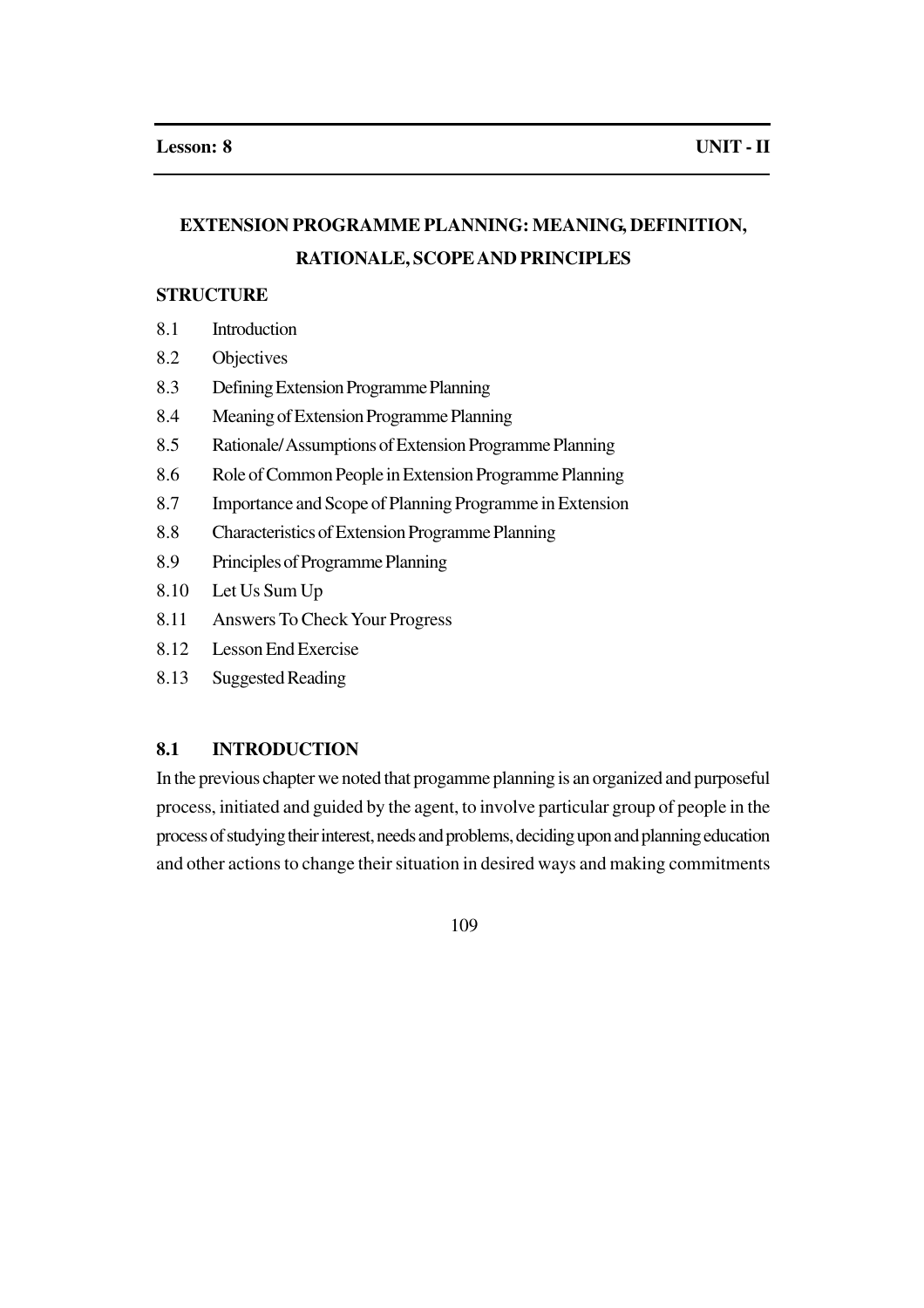**Lesson: 8** **UNIT - II**

# EXTENSION PROGRAMME PLANNING: MEANING, DEFINITION, RATIONALE, SCOPE AND PRINCIPLES

**STRUCTURE**

- 8.1 Introduction
- 8.2 Objectives
- 8.3 Defining Extension Programme Planning
- 8.4 Meaning of Extension Programme Planning
- 8.5 Rationale/Assumptions of Extension Programme Planning
- 8.6 Role of Common People in Extension Programme Planning
- 8.7 Importance and Scope of Planning Programme in Extension
- 8.8 Characteristics of Extension Programme Planning
- 8.9 Principles of Programme Planning
- 8.10 Let Us Sum Up
- 8.11 Answers To Check Your Progress
- 8.12 Lesson End Exercise
- 8.13 Suggested Reading

## 8.1 INTRODUCTION

In the previous chapter we noted that progamme planning is an organized and purposeful process, initiated and guided by the agent, to involve particular group of people in the process of studying their interest, needs and problems, deciding upon and planning education and other actions to change their situation in desired ways and making commitments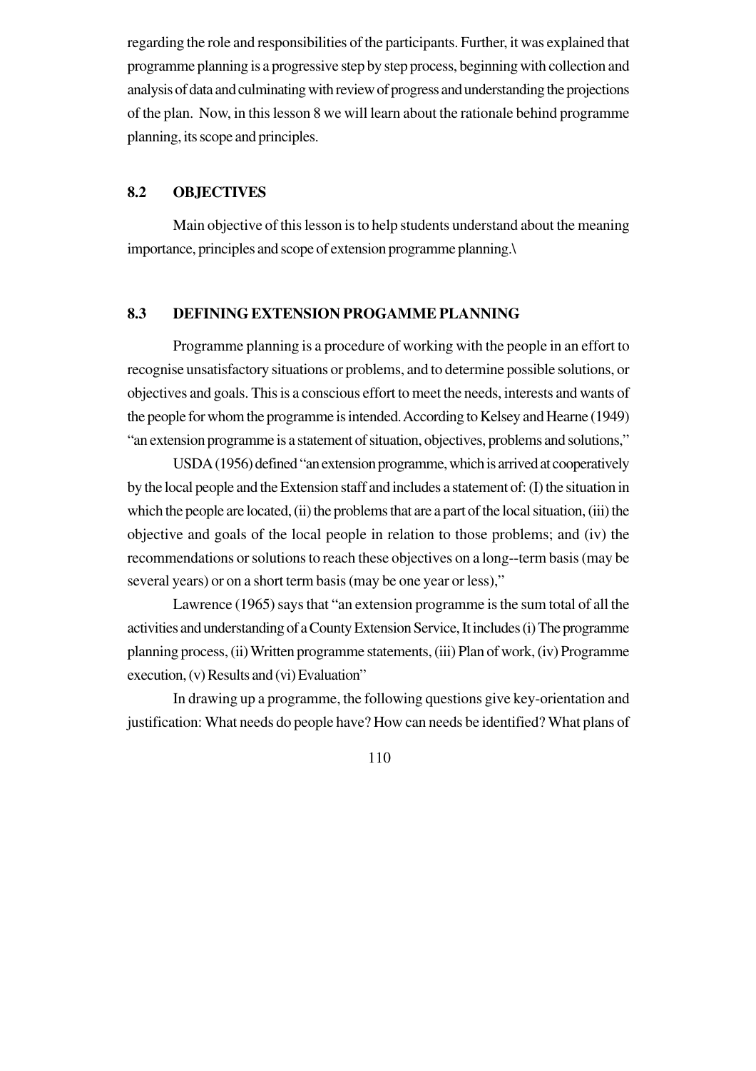regarding the role and responsibilities of the participants. Further, it was explained that programme planning is a progressive step by step process, beginning with collection and analysis of data and culminating with review of progress and understanding the projections of the plan. Now, in this lesson 8 we will learn about the rationale behind programme planning, its scope and principles.

## 8.2 OBJECTIVES

Main objective of this lesson is to help students understand about the meaning importance, principles and scope of extension programme planning.\

## 8.3 DEFINING EXTENSION PROGAMME PLANNING

Programme planning is a procedure of working with the people in an effort to recognise unsatisfactory situations or problems, and to determine possible solutions, or objectives and goals. This is a conscious effort to meet the needs, interests and wants of the people for whom the programme is intended. According to Kelsey and Hearne (1949) "an extension programme is a statement of situation, objectives, problems and solutions,"

USDA (1956) defined "an extension programme, which is arrived at cooperatively by the local people and the Extension staff and includes a statement of: (I) the situation in which the people are located, (ii) the problems that are a part of the local situation, (iii) the objective and goals of the local people in relation to those problems; and (iv) the recommendations or solutions to reach these objectives on a long--term basis (may be several years) or on a short term basis (may be one year or less),"

Lawrence (1965) says that "an extension programme is the sum total of all the activities and understanding of a County Extension Service, It includes (i) The programme planning process, (ii) Written programme statements, (iii) Plan of work, (iv) Programme execution, (v) Results and (vi) Evaluation"

In drawing up a programme, the following questions give key-orientation and justification: What needs do people have? How can needs be identified? What plans of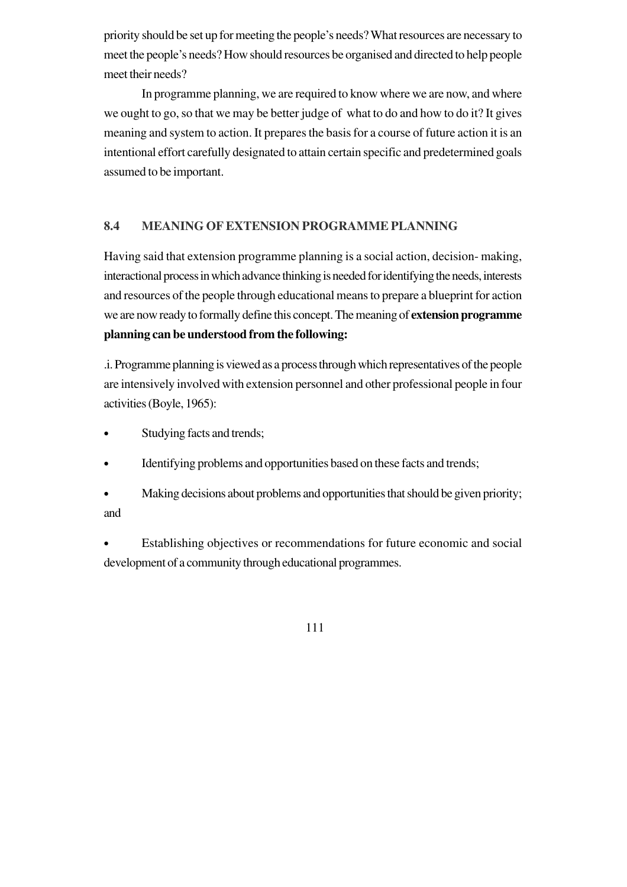priority should be set up for meeting the people's needs? What resources are necessary to meet the people's needs? How should resources be organised and directed to help people meet their needs?

In programme planning, we are required to know where we are now, and where we ought to go, so that we may be better judge of what to do and how to do it? It gives meaning and system to action. It prepares the basis for a course of future action it is an intentional effort carefully designated to attain certain specific and predetermined goals assumed to be important.

## 8.4 MEANING OF EXTENSION PROGRAMME PLANNING

Having said that extension programme planning is a social action, decision- making, interactional process in which advance thinking is needed for identifying the needs, interests and resources of the people through educational means to prepare a blueprint for action we are now ready to formally define this concept. The meaning of **extension programme planning can be understood from the following:**

.i. Programme planning is viewed as a process through which representatives of the people are intensively involved with extension personnel and other professional people in four activities (Boyle, 1965):

- Studying facts and trends;
- Identifying problems and opportunities based on these facts and trends;
- Making decisions about problems and opportunities that should be given priority; and
- Establishing objectives or recommendations for future economic and social development of a community through educational programmes.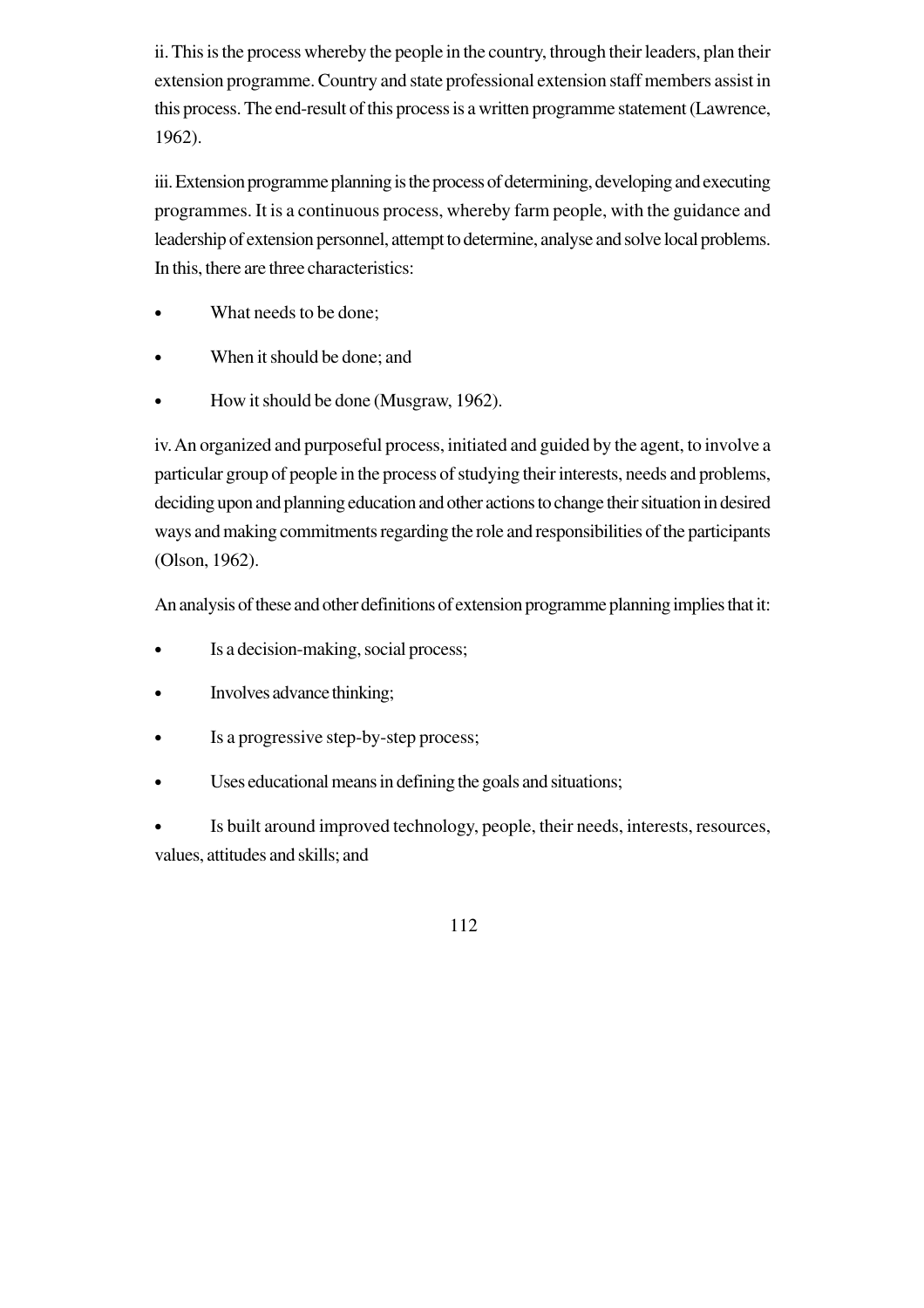ii. This is the process whereby the people in the country, through their leaders, plan their extension programme. Country and state professional extension staff members assist in this process. The end-result of this process is a written programme statement (Lawrence, 1962).

iii. Extension programme planning is the process of determining, developing and executing programmes. It is a continuous process, whereby farm people, with the guidance and leadership of extension personnel, attempt to determine, analyse and solve local problems. In this, there are three characteristics:

- What needs to be done;
- When it should be done; and
- How it should be done (Musgraw, 1962).

iv. An organized and purposeful process, initiated and guided by the agent, to involve a particular group of people in the process of studying their interests, needs and problems, deciding upon and planning education and other actions to change their situation in desired ways and making commitments regarding the role and responsibilities of the participants (Olson, 1962).

An analysis of these and other definitions of extension programme planning implies that it:

- Is a decision-making, social process;
- Involves advance thinking;
- Is a progressive step-by-step process;
- Uses educational means in defining the goals and situations;
- Is built around improved technology, people, their needs, interests, resources, values, attitudes and skills; and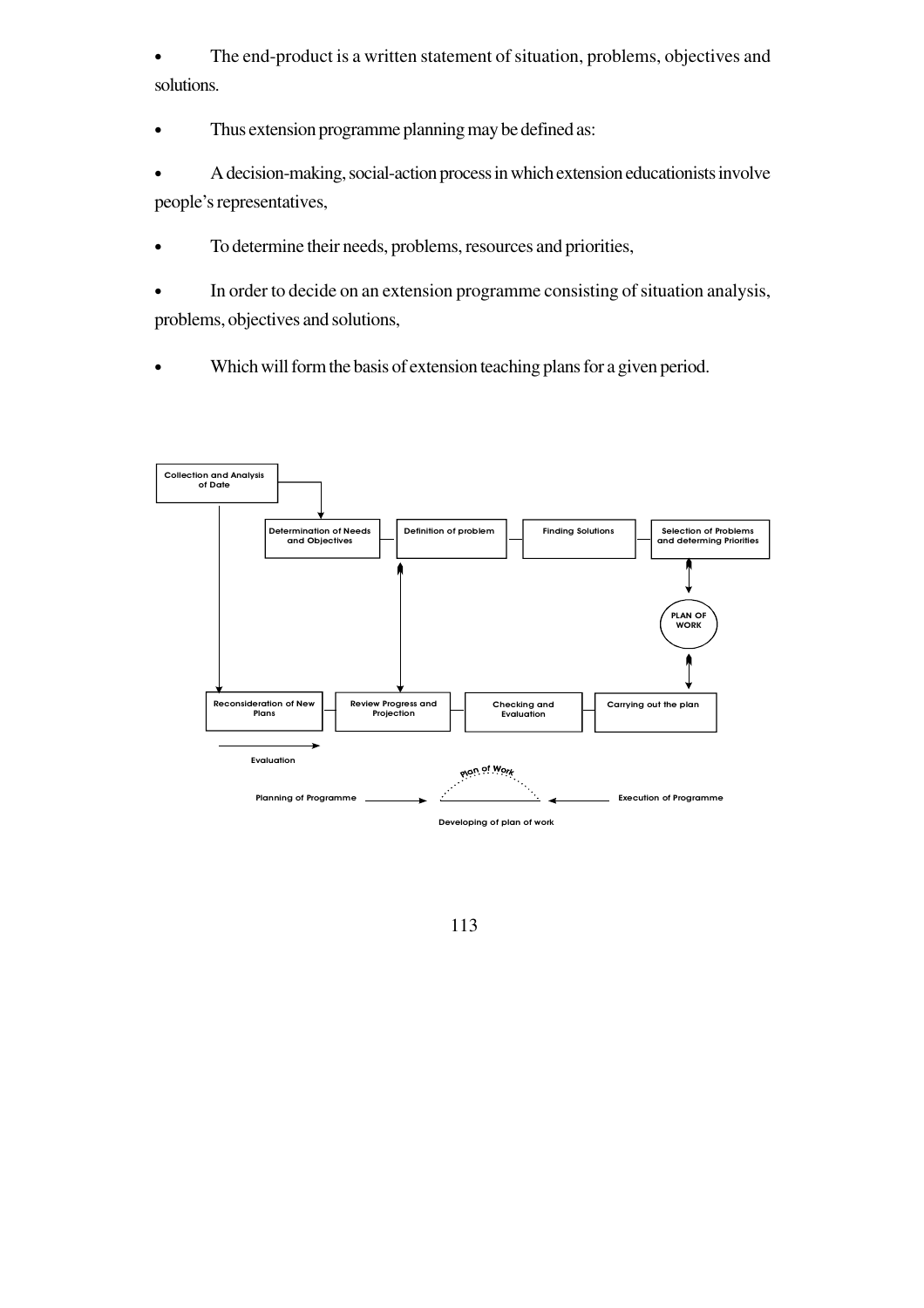- The end-product is a written statement of situation, problems, objectives and solutions.
- Thus extension programme planning may be defined as:
- A decision-making, social-action process in which extension educationists involve people's representatives,
- To determine their needs, problems, resources and priorities,
- In order to decide on an extension programme consisting of situation analysis, problems, objectives and solutions,
- Which will form the basis of extension teaching plans for a given period.

Collection and Analysis of Date

Determination of Needs and Objectives — Definition of problem — Finding Solutions — Selection of Problems and determing Priorities

PLAN OF WORK

Reconsideration of New Plans — Review Progress and Projection — Checking and Evaluation — Carrying out the plan

Evaluation

Plan of Work

Planning of Programme → ← Execution of Programme

Developing of plan of work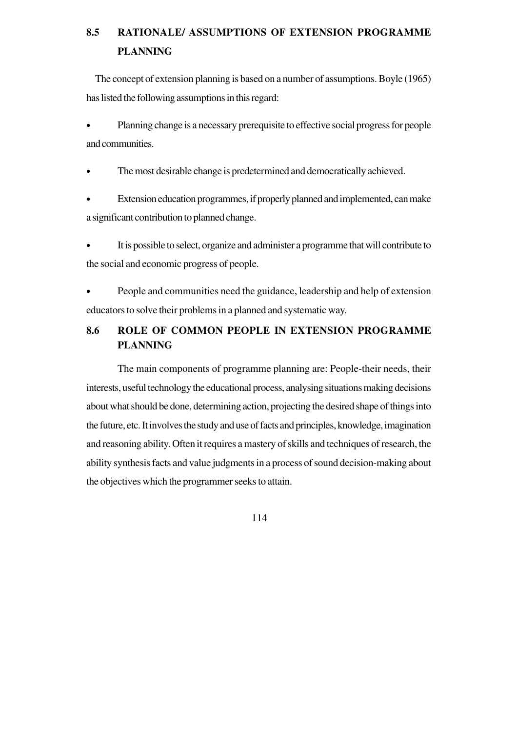## 8.5 RATIONALE/ ASSUMPTIONS OF EXTENSION PROGRAMME PLANNING

The concept of extension planning is based on a number of assumptions. Boyle (1965) has listed the following assumptions in this regard:

- Planning change is a necessary prerequisite to effective social progress for people and communities.
- The most desirable change is predetermined and democratically achieved.
- Extension education programmes, if properly planned and implemented, can make a significant contribution to planned change.
- It is possible to select, organize and administer a programme that will contribute to the social and economic progress of people.
- People and communities need the guidance, leadership and help of extension educators to solve their problems in a planned and systematic way.

## 8.6 ROLE OF COMMON PEOPLE IN EXTENSION PROGRAMME PLANNING

The main components of programme planning are: People-their needs, their interests, useful technology the educational process, analysing situations making decisions about what should be done, determining action, projecting the desired shape of things into the future, etc. It involves the study and use of facts and principles, knowledge, imagination and reasoning ability. Often it requires a mastery of skills and techniques of research, the ability synthesis facts and value judgments in a process of sound decision-making about the objectives which the programmer seeks to attain.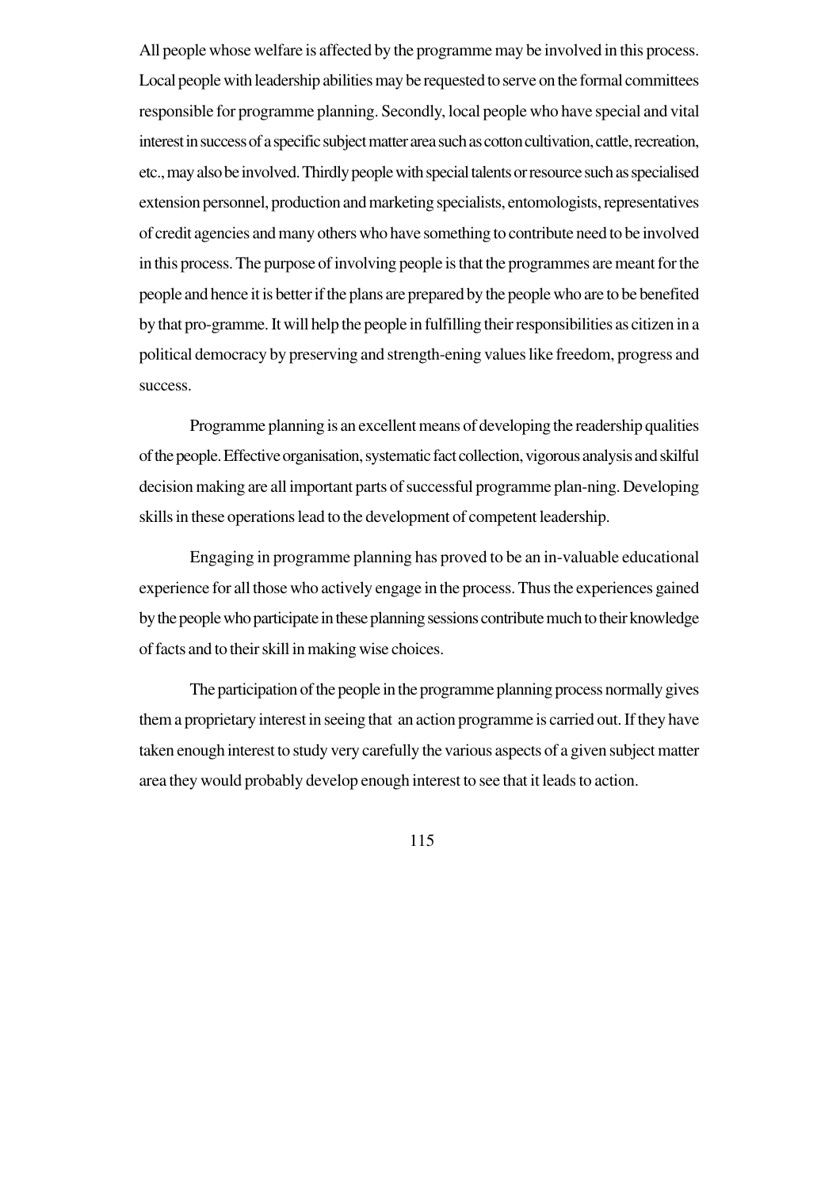All people whose welfare is affected by the programme may be involved in this process. Local people with leadership abilities may be requested to serve on the formal committees responsible for programme planning. Secondly, local people who have special and vital interest in success of a specific subject matter area such as cotton cultivation, cattle, recreation, etc., may also be involved. Thirdly people with special talents or resource such as specialised extension personnel, production and marketing specialists, entomologists, representatives of credit agencies and many others who have something to contribute need to be involved in this process. The purpose of involving people is that the programmes are meant for the people and hence it is better if the plans are prepared by the people who are to be benefited by that pro-gramme. It will help the people in fulfilling their responsibilities as citizen in a political democracy by preserving and strength-ening values like freedom, progress and success.

Programme planning is an excellent means of developing the readership qualities of the people. Effective organisation, systematic fact collection, vigorous analysis and skilful decision making are all important parts of successful programme plan-ning. Developing skills in these operations lead to the development of competent leadership.

Engaging in programme planning has proved to be an in-valuable educational experience for all those who actively engage in the process. Thus the experiences gained by the people who participate in these planning sessions contribute much to their knowledge of facts and to their skill in making wise choices.

The participation of the people in the programme planning process normally gives them a proprietary interest in seeing that an action programme is carried out. If they have taken enough interest to study very carefully the various aspects of a given subject matter area they would probably develop enough interest to see that it leads to action.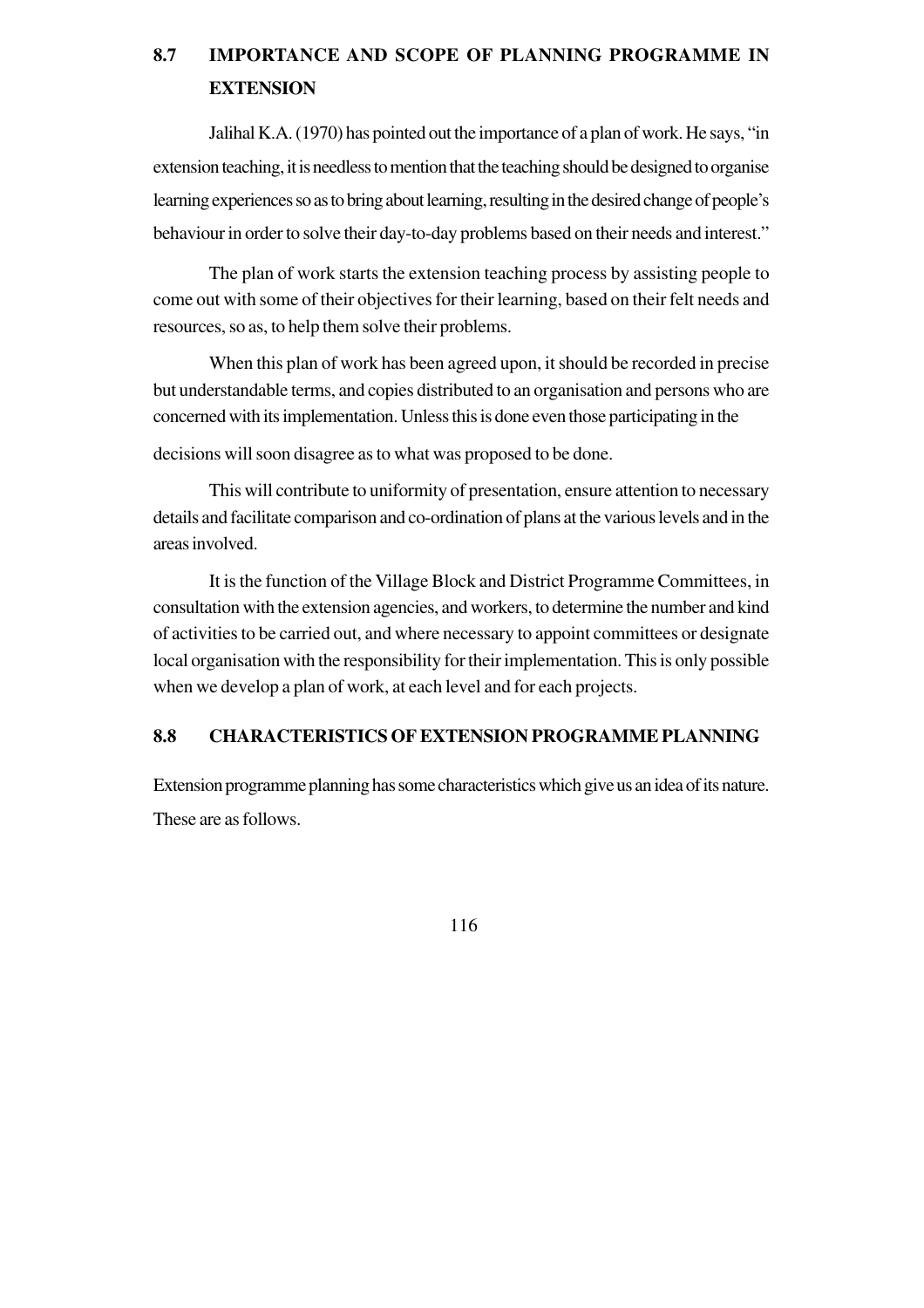## 8.7 IMPORTANCE AND SCOPE OF PLANNING PROGRAMME IN EXTENSION

Jalihal K.A. (1970) has pointed out the importance of a plan of work. He says, "in extension teaching, it is needless to mention that the teaching should be designed to organise learning experiences so as to bring about learning, resulting in the desired change of people's behaviour in order to solve their day-to-day problems based on their needs and interest."

The plan of work starts the extension teaching process by assisting people to come out with some of their objectives for their learning, based on their felt needs and resources, so as, to help them solve their problems.

When this plan of work has been agreed upon, it should be recorded in precise but understandable terms, and copies distributed to an organisation and persons who are concerned with its implementation. Unless this is done even those participating in the decisions will soon disagree as to what was proposed to be done.

This will contribute to uniformity of presentation, ensure attention to necessary details and facilitate comparison and co-ordination of plans at the various levels and in the areas involved.

It is the function of the Village Block and District Programme Committees, in consultation with the extension agencies, and workers, to determine the number and kind of activities to be carried out, and where necessary to appoint committees or designate local organisation with the responsibility for their implementation. This is only possible when we develop a plan of work, at each level and for each projects.

## 8.8 CHARACTERISTICS OF EXTENSION PROGRAMME PLANNING

Extension programme planning has some characteristics which give us an idea of its nature. These are as follows.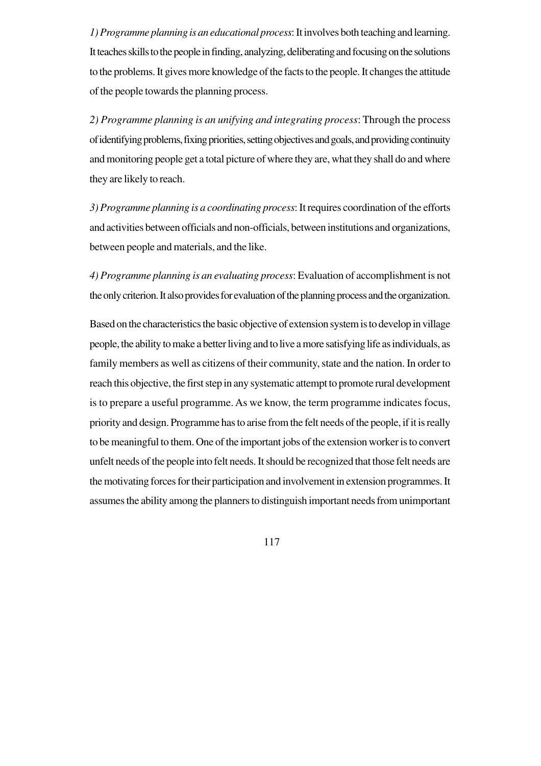*1) Programme planning is an educational process*: It involves both teaching and learning. It teaches skills to the people in finding, analyzing, deliberating and focusing on the solutions to the problems. It gives more knowledge of the facts to the people. It changes the attitude of the people towards the planning process.

*2) Programme planning is an unifying and integrating process*: Through the process of identifying problems, fixing priorities, setting objectives and goals, and providing continuity and monitoring people get a total picture of where they are, what they shall do and where they are likely to reach.

*3) Programme planning is a coordinating process*: It requires coordination of the efforts and activities between officials and non-officials, between institutions and organizations, between people and materials, and the like.

*4) Programme planning is an evaluating process*: Evaluation of accomplishment is not the only criterion. It also provides for evaluation of the planning process and the organization.

Based on the characteristics the basic objective of extension system is to develop in village people, the ability to make a better living and to live a more satisfying life as individuals, as family members as well as citizens of their community, state and the nation. In order to reach this objective, the first step in any systematic attempt to promote rural development is to prepare a useful programme. As we know, the term programme indicates focus, priority and design. Programme has to arise from the felt needs of the people, if it is really to be meaningful to them. One of the important jobs of the extension worker is to convert unfelt needs of the people into felt needs. It should be recognized that those felt needs are the motivating forces for their participation and involvement in extension programmes. It assumes the ability among the planners to distinguish important needs from unimportant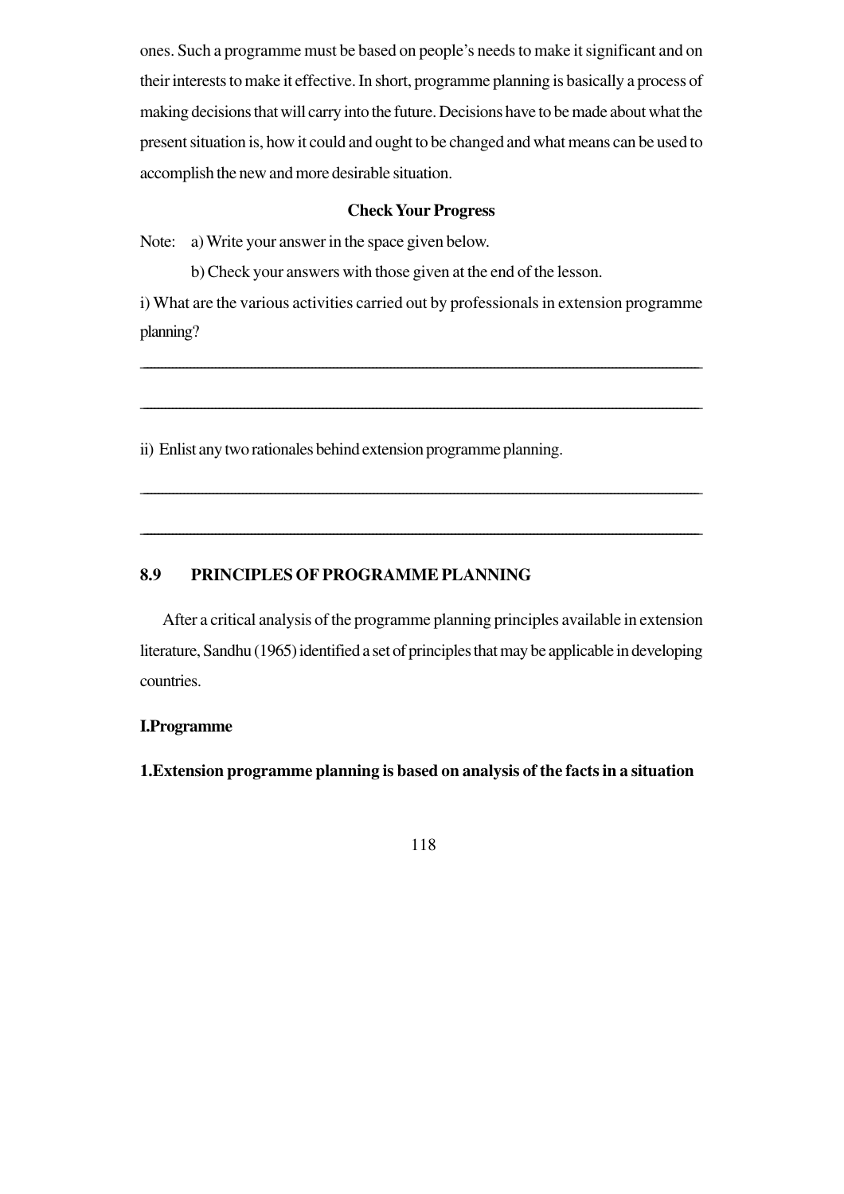ones. Such a programme must be based on people's needs to make it significant and on their interests to make it effective. In short, programme planning is basically a process of making decisions that will carry into the future. Decisions have to be made about what the present situation is, how it could and ought to be changed and what means can be used to accomplish the new and more desirable situation.

**Check Your Progress**

Note: a) Write your answer in the space given below.

b) Check your answers with those given at the end of the lesson.

i) What are the various activities carried out by professionals in extension programme planning?

______________________________________________________________________

______________________________________________________________________

ii) Enlist any two rationales behind extension programme planning.

______________________________________________________________________

______________________________________________________________________

## 8.9 PRINCIPLES OF PROGRAMME PLANNING

After a critical analysis of the programme planning principles available in extension literature, Sandhu (1965) identified a set of principles that may be applicable in developing countries.

**I.Programme**

**1.Extension programme planning is based on analysis of the facts in a situation**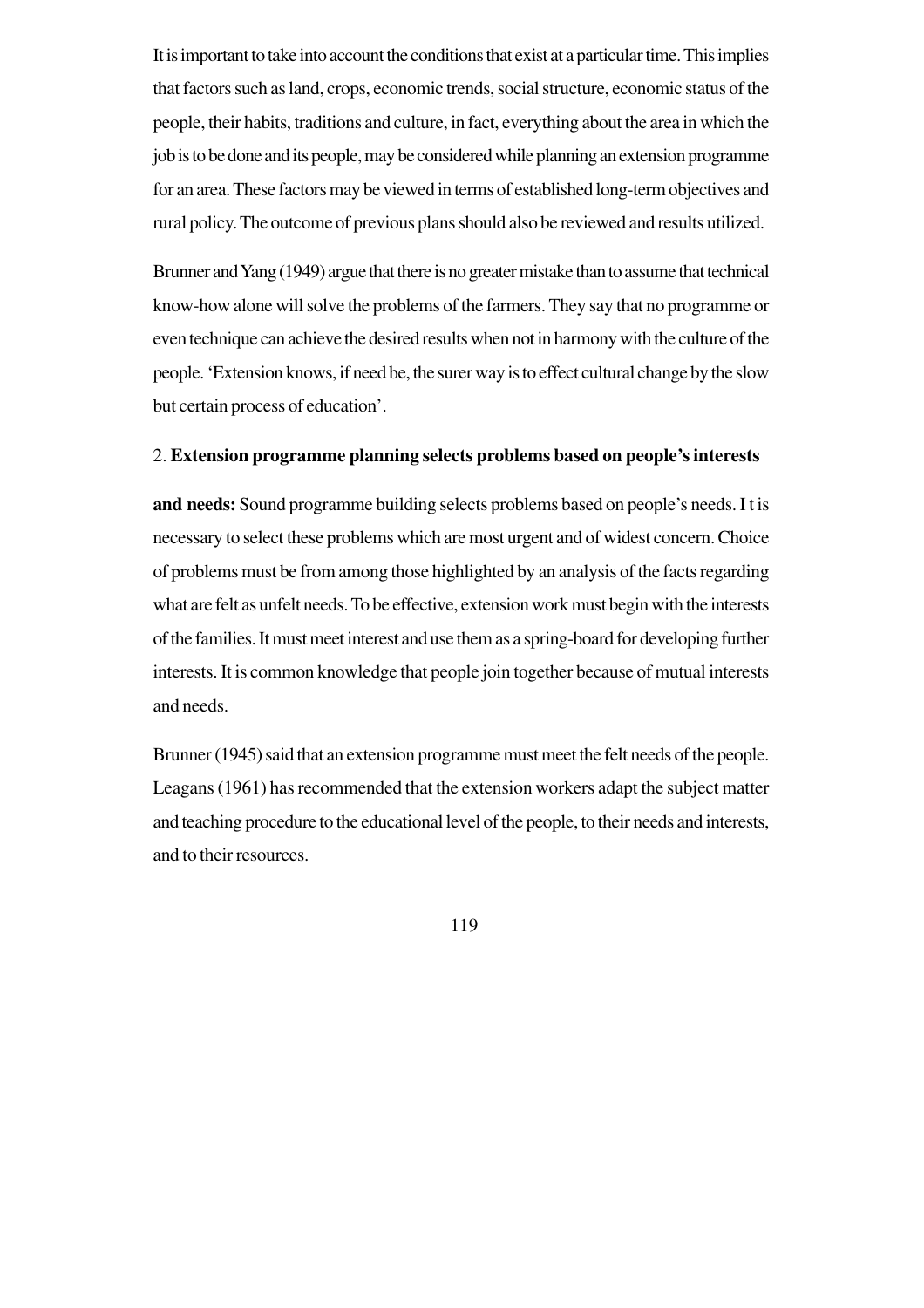It is important to take into account the conditions that exist at a particular time. This implies that factors such as land, crops, economic trends, social structure, economic status of the people, their habits, traditions and culture, in fact, everything about the area in which the job is to be done and its people, may be considered while planning an extension programme for an area. These factors may be viewed in terms of established long-term objectives and rural policy. The outcome of previous plans should also be reviewed and results utilized.

Brunner and Yang (1949) argue that there is no greater mistake than to assume that technical know-how alone will solve the problems of the farmers. They say that no programme or even technique can achieve the desired results when not in harmony with the culture of the people. 'Extension knows, if need be, the surer way is to effect cultural change by the slow but certain process of education'.

2. **Extension programme planning selects problems based on people's interests and needs:** Sound programme building selects problems based on people's needs. I t is necessary to select these problems which are most urgent and of widest concern. Choice of problems must be from among those highlighted by an analysis of the facts regarding what are felt as unfelt needs. To be effective, extension work must begin with the interests of the families. It must meet interest and use them as a spring-board for developing further interests. It is common knowledge that people join together because of mutual interests and needs.

Brunner (1945) said that an extension programme must meet the felt needs of the people. Leagans (1961) has recommended that the extension workers adapt the subject matter and teaching procedure to the educational level of the people, to their needs and interests, and to their resources.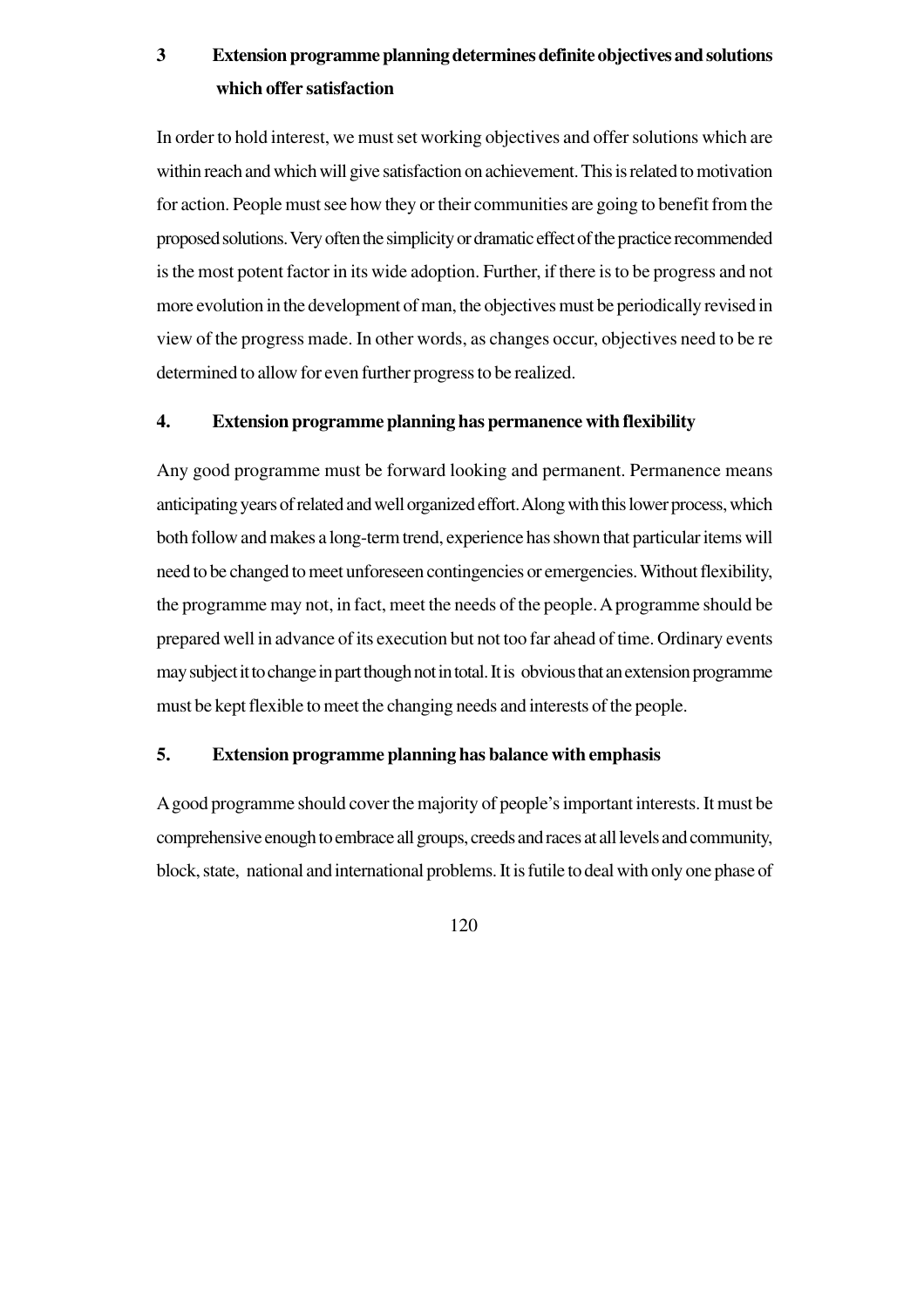### 3 Extension programme planning determines definite objectives and solutions which offer satisfaction

In order to hold interest, we must set working objectives and offer solutions which are within reach and which will give satisfaction on achievement. This is related to motivation for action. People must see how they or their communities are going to benefit from the proposed solutions. Very often the simplicity or dramatic effect of the practice recommended is the most potent factor in its wide adoption. Further, if there is to be progress and not more evolution in the development of man, the objectives must be periodically revised in view of the progress made. In other words, as changes occur, objectives need to be re determined to allow for even further progress to be realized.

### 4. Extension programme planning has permanence with flexibility

Any good programme must be forward looking and permanent. Permanence means anticipating years of related and well organized effort. Along with this lower process, which both follow and makes a long-term trend, experience has shown that particular items will need to be changed to meet unforeseen contingencies or emergencies. Without flexibility, the programme may not, in fact, meet the needs of the people. A programme should be prepared well in advance of its execution but not too far ahead of time. Ordinary events may subject it to change in part though not in total. It is obvious that an extension programme must be kept flexible to meet the changing needs and interests of the people.

### 5. Extension programme planning has balance with emphasis

A good programme should cover the majority of people's important interests. It must be comprehensive enough to embrace all groups, creeds and races at all levels and community, block, state, national and international problems. It is futile to deal with only one phase of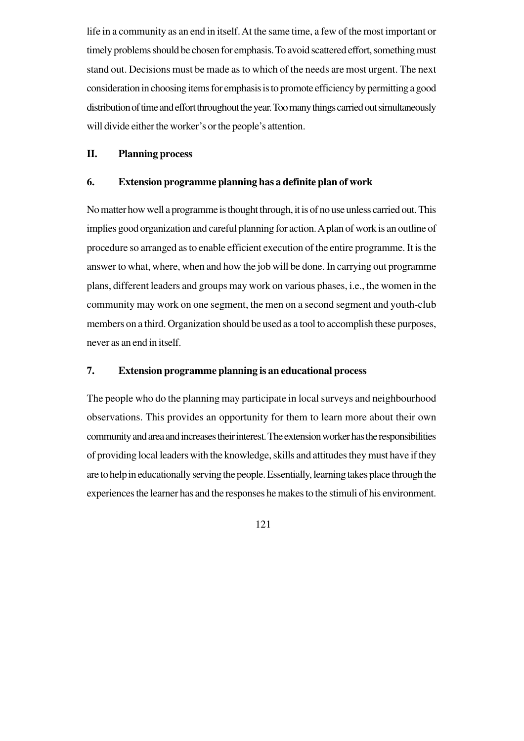life in a community as an end in itself. At the same time, a few of the most important or timely problems should be chosen for emphasis. To avoid scattered effort, something must stand out. Decisions must be made as to which of the needs are most urgent. The next consideration in choosing items for emphasis is to promote efficiency by permitting a good distribution of time and effort throughout the year. Too many things carried out simultaneously will divide either the worker's or the people's attention.

## II. Planning process

### 6. Extension programme planning has a definite plan of work

No matter how well a programme is thought through, it is of no use unless carried out. This implies good organization and careful planning for action. A plan of work is an outline of procedure so arranged as to enable efficient execution of the entire programme. It is the answer to what, where, when and how the job will be done. In carrying out programme plans, different leaders and groups may work on various phases, i.e., the women in the community may work on one segment, the men on a second segment and youth-club members on a third. Organization should be used as a tool to accomplish these purposes, never as an end in itself.

### 7. Extension programme planning is an educational process

The people who do the planning may participate in local surveys and neighbourhood observations. This provides an opportunity for them to learn more about their own community and area and increases their interest. The extension worker has the responsibilities of providing local leaders with the knowledge, skills and attitudes they must have if they are to help in educationally serving the people. Essentially, learning takes place through the experiences the learner has and the responses he makes to the stimuli of his environment.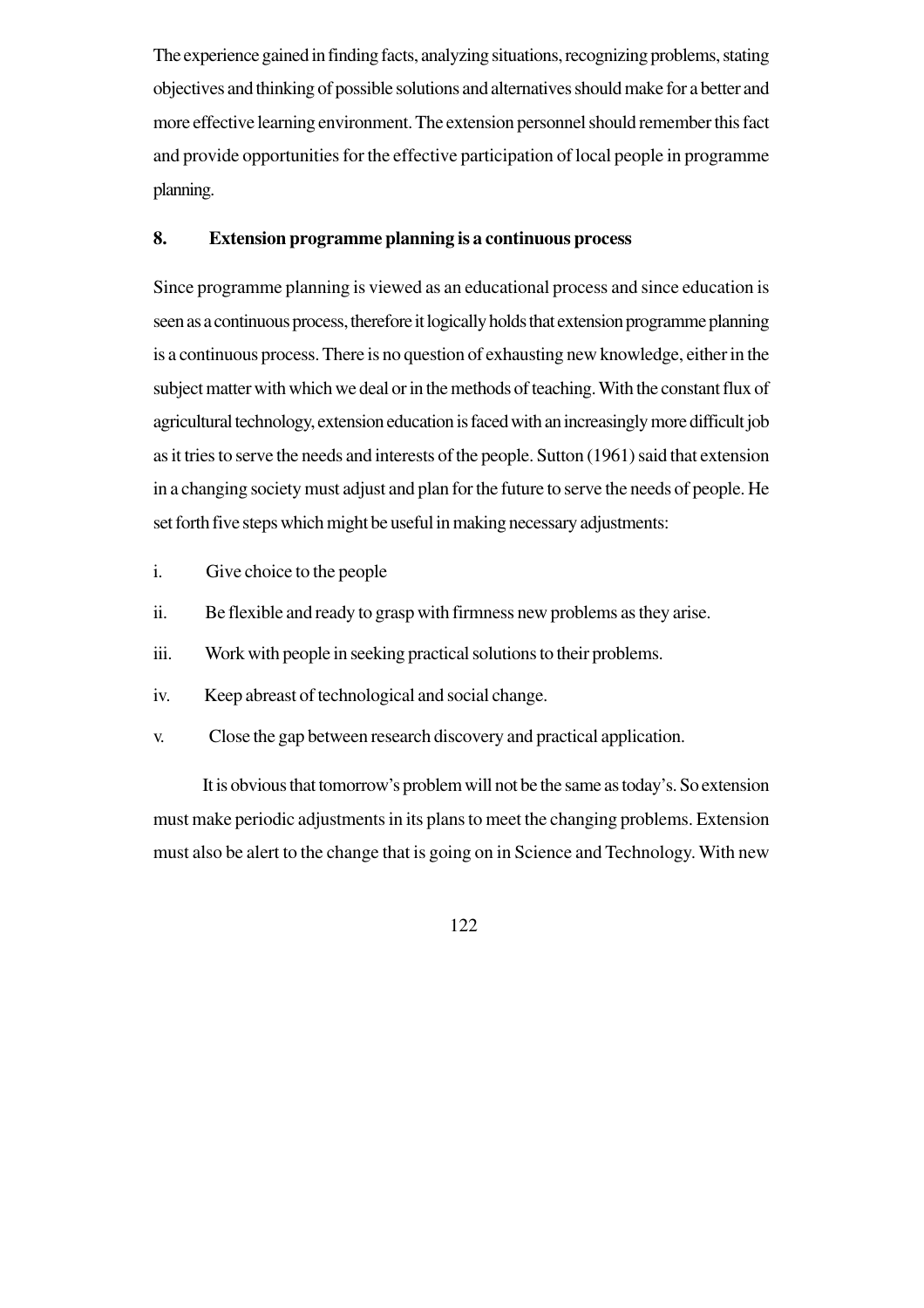The experience gained in finding facts, analyzing situations, recognizing problems, stating objectives and thinking of possible solutions and alternatives should make for a better and more effective learning environment. The extension personnel should remember this fact and provide opportunities for the effective participation of local people in programme planning.

**8. Extension programme planning is a continuous process**

Since programme planning is viewed as an educational process and since education is seen as a continuous process, therefore it logically holds that extension programme planning is a continuous process. There is no question of exhausting new knowledge, either in the subject matter with which we deal or in the methods of teaching. With the constant flux of agricultural technology, extension education is faced with an increasingly more difficult job as it tries to serve the needs and interests of the people. Sutton (1961) said that extension in a changing society must adjust and plan for the future to serve the needs of people. He set forth five steps which might be useful in making necessary adjustments:

i. Give choice to the people

ii. Be flexible and ready to grasp with firmness new problems as they arise.

iii. Work with people in seeking practical solutions to their problems.

iv. Keep abreast of technological and social change.

v. Close the gap between research discovery and practical application.

It is obvious that tomorrow's problem will not be the same as today's. So extension must make periodic adjustments in its plans to meet the changing problems. Extension must also be alert to the change that is going on in Science and Technology. With new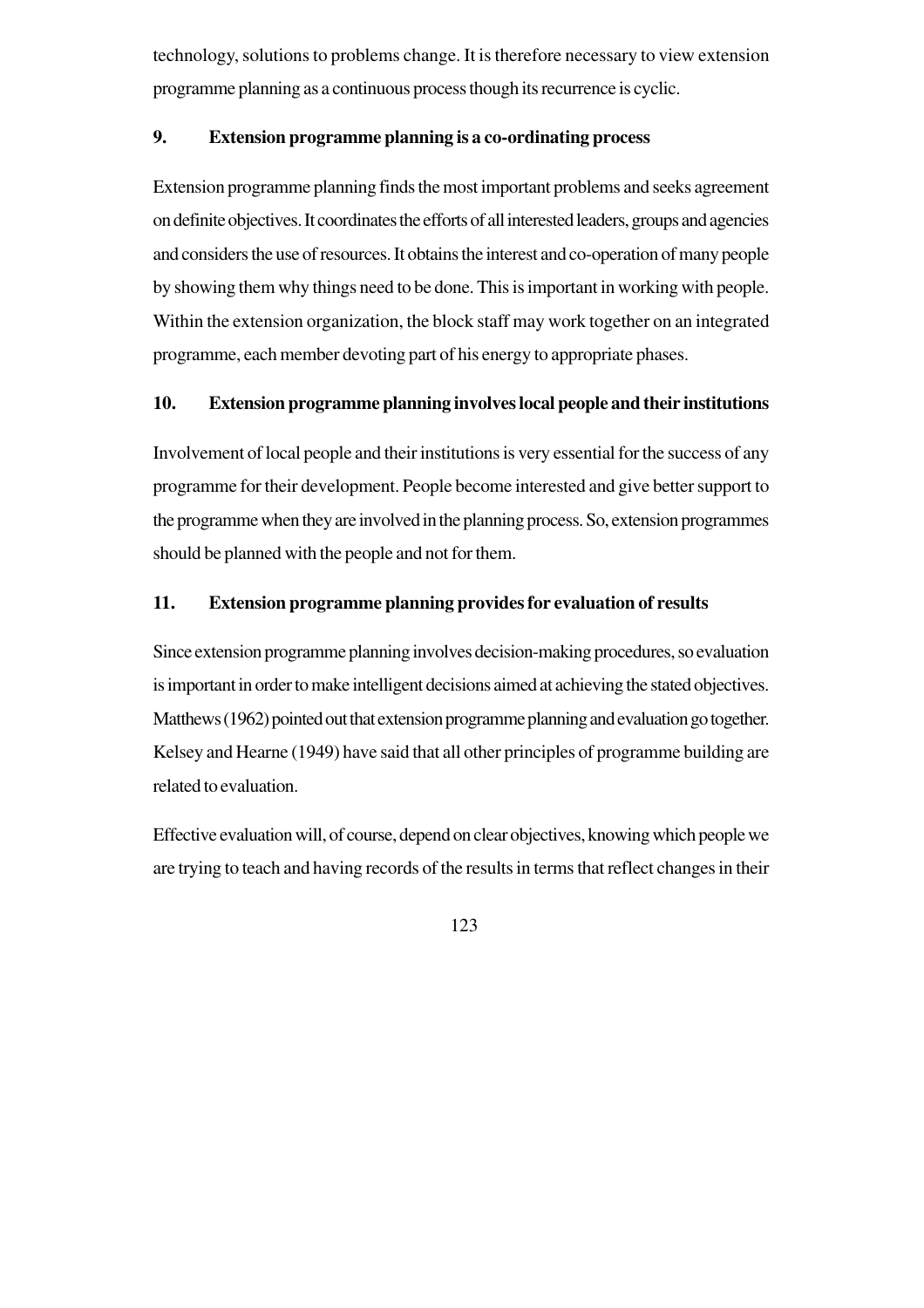technology, solutions to problems change. It is therefore necessary to view extension programme planning as a continuous process though its recurrence is cyclic.

### 9. Extension programme planning is a co-ordinating process

Extension programme planning finds the most important problems and seeks agreement on definite objectives. It coordinates the efforts of all interested leaders, groups and agencies and considers the use of resources. It obtains the interest and co-operation of many people by showing them why things need to be done. This is important in working with people. Within the extension organization, the block staff may work together on an integrated programme, each member devoting part of his energy to appropriate phases.

### 10. Extension programme planning involves local people and their institutions

Involvement of local people and their institutions is very essential for the success of any programme for their development. People become interested and give better support to the programme when they are involved in the planning process. So, extension programmes should be planned with the people and not for them.

### 11. Extension programme planning provides for evaluation of results

Since extension programme planning involves decision-making procedures, so evaluation is important in order to make intelligent decisions aimed at achieving the stated objectives. Matthews (1962) pointed out that extension programme planning and evaluation go together. Kelsey and Hearne (1949) have said that all other principles of programme building are related to evaluation.

Effective evaluation will, of course, depend on clear objectives, knowing which people we are trying to teach and having records of the results in terms that reflect changes in their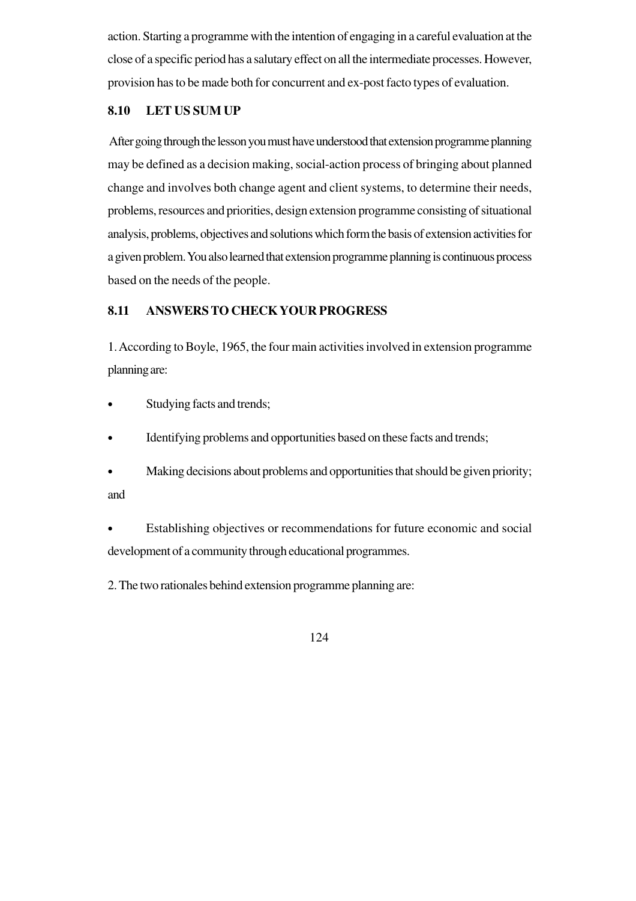action. Starting a programme with the intention of engaging in a careful evaluation at the close of a specific period has a salutary effect on all the intermediate processes. However, provision has to be made both for concurrent and ex-post facto types of evaluation.

### 8.10 LET US SUM UP

After going through the lesson you must have understood that extension programme planning may be defined as a decision making, social-action process of bringing about planned change and involves both change agent and client systems, to determine their needs, problems, resources and priorities, design extension programme consisting of situational analysis, problems, objectives and solutions which form the basis of extension activities for a given problem. You also learned that extension programme planning is continuous process based on the needs of the people.

### 8.11 ANSWERS TO CHECK YOUR PROGRESS

1. According to Boyle, 1965, the four main activities involved in extension programme planning are:

- Studying facts and trends;
- Identifying problems and opportunities based on these facts and trends;
- Making decisions about problems and opportunities that should be given priority; and
- Establishing objectives or recommendations for future economic and social development of a community through educational programmes.

2. The two rationales behind extension programme planning are: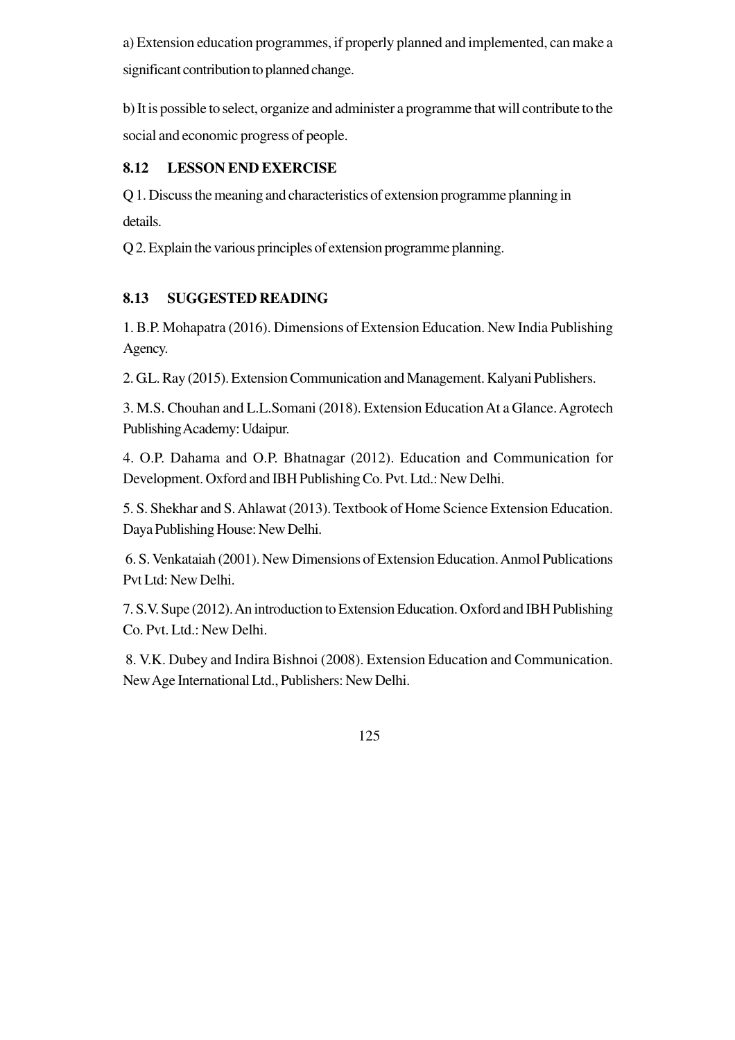a) Extension education programmes, if properly planned and implemented, can make a significant contribution to planned change.

b) It is possible to select, organize and administer a programme that will contribute to the social and economic progress of people.

## 8.12 LESSON END EXERCISE

Q 1. Discuss the meaning and characteristics of extension programme planning in details.

Q 2. Explain the various principles of extension programme planning.

## 8.13 SUGGESTED READING

1. B.P. Mohapatra (2016). Dimensions of Extension Education. New India Publishing Agency.

2. G.L. Ray (2015). Extension Communication and Management. Kalyani Publishers.

3. M.S. Chouhan and L.L.Somani (2018). Extension Education At a Glance. Agrotech Publishing Academy: Udaipur.

4. O.P. Dahama and O.P. Bhatnagar (2012). Education and Communication for Development. Oxford and IBH Publishing Co. Pvt. Ltd.: New Delhi.

5. S. Shekhar and S. Ahlawat (2013). Textbook of Home Science Extension Education. Daya Publishing House: New Delhi.

6. S. Venkataiah (2001). New Dimensions of Extension Education. Anmol Publications Pvt Ltd: New Delhi.

7. S.V. Supe (2012). An introduction to Extension Education. Oxford and IBH Publishing Co. Pvt. Ltd.: New Delhi.

8. V.K. Dubey and Indira Bishnoi (2008). Extension Education and Communication. New Age International Ltd., Publishers: New Delhi.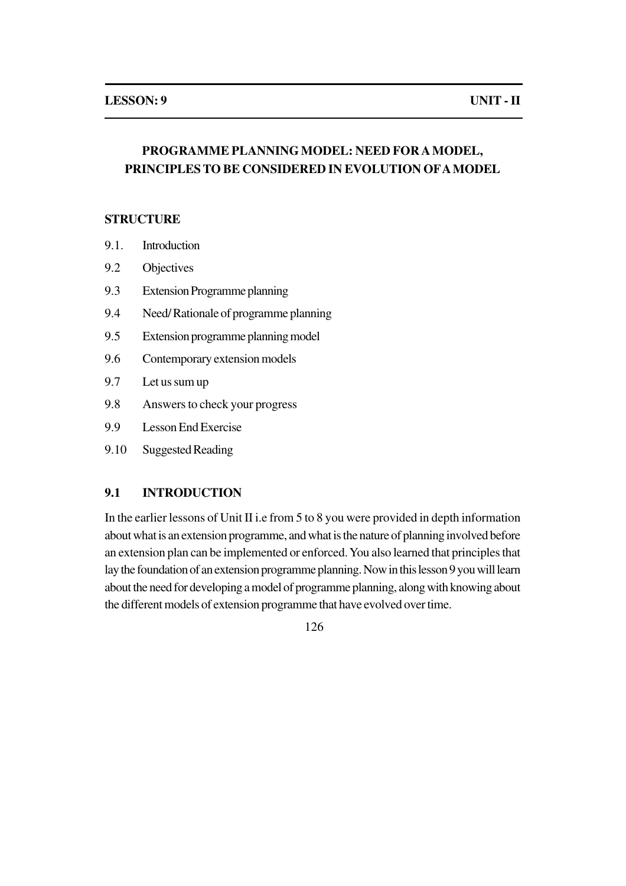**LESSON: 9** **UNIT - II**

# PROGRAMME PLANNING MODEL: NEED FOR A MODEL, PRINCIPLES TO BE CONSIDERED IN EVOLUTION OF A MODEL

**STRUCTURE**

9.1. Introduction

9.2 Objectives

9.3 Extension Programme planning

9.4 Need/ Rationale of programme planning

9.5 Extension programme planning model

9.6 Contemporary extension models

9.7 Let us sum up

9.8 Answers to check your progress

9.9 Lesson End Exercise

9.10 Suggested Reading

## 9.1 INTRODUCTION

In the earlier lessons of Unit II i.e from 5 to 8 you were provided in depth information about what is an extension programme, and what is the nature of planning involved before an extension plan can be implemented or enforced. You also learned that principles that lay the foundation of an extension programme planning. Now in this lesson 9 you will learn about the need for developing a model of programme planning, along with knowing about the different models of extension programme that have evolved over time.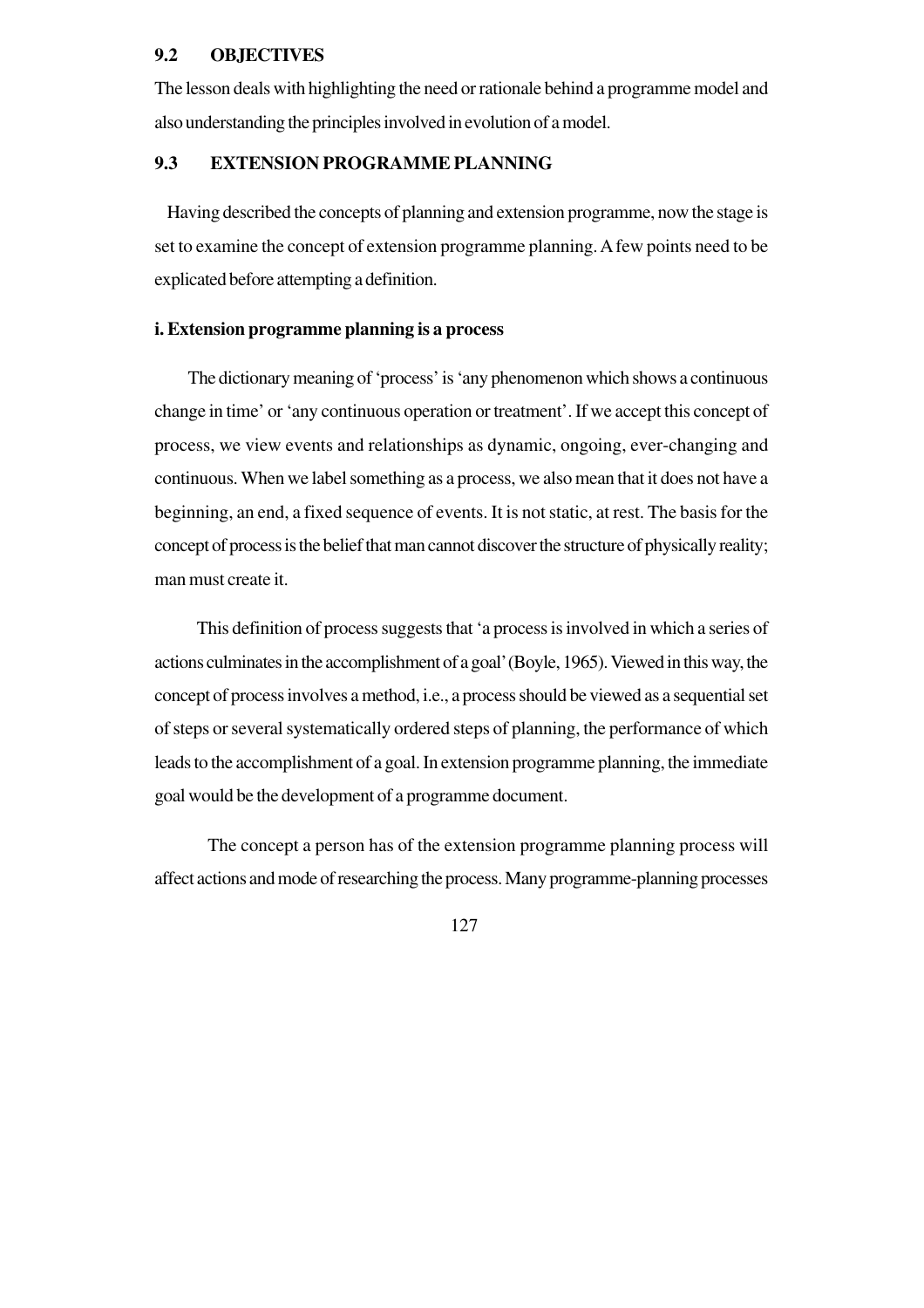## 9.2 OBJECTIVES

The lesson deals with highlighting the need or rationale behind a programme model and also understanding the principles involved in evolution of a model.

## 9.3 EXTENSION PROGRAMME PLANNING

Having described the concepts of planning and extension programme, now the stage is set to examine the concept of extension programme planning. A few points need to be explicated before attempting a definition.

### i. Extension programme planning is a process

The dictionary meaning of 'process' is 'any phenomenon which shows a continuous change in time' or 'any continuous operation or treatment'. If we accept this concept of process, we view events and relationships as dynamic, ongoing, ever-changing and continuous. When we label something as a process, we also mean that it does not have a beginning, an end, a fixed sequence of events. It is not static, at rest. The basis for the concept of process is the belief that man cannot discover the structure of physically reality; man must create it.

This definition of process suggests that 'a process is involved in which a series of actions culminates in the accomplishment of a goal' (Boyle, 1965). Viewed in this way, the concept of process involves a method, i.e., a process should be viewed as a sequential set of steps or several systematically ordered steps of planning, the performance of which leads to the accomplishment of a goal. In extension programme planning, the immediate goal would be the development of a programme document.

The concept a person has of the extension programme planning process will affect actions and mode of researching the process. Many programme-planning processes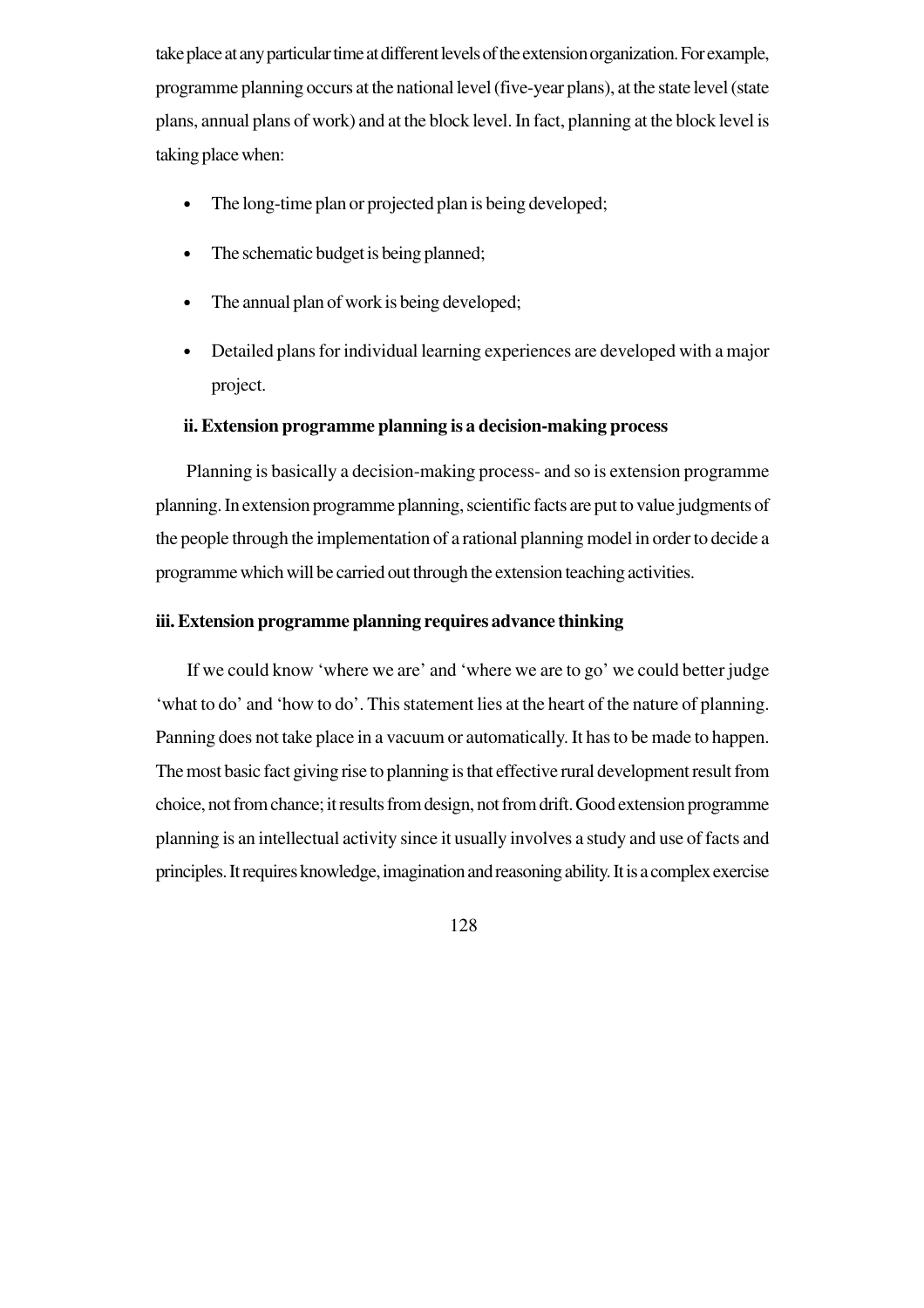take place at any particular time at different levels of the extension organization. For example, programme planning occurs at the national level (five-year plans), at the state level (state plans, annual plans of work) and at the block level. In fact, planning at the block level is taking place when:

- The long-time plan or projected plan is being developed;
- The schematic budget is being planned;
- The annual plan of work is being developed;
- Detailed plans for individual learning experiences are developed with a major project.

**ii. Extension programme planning is a decision-making process**

Planning is basically a decision-making process- and so is extension programme planning. In extension programme planning, scientific facts are put to value judgments of the people through the implementation of a rational planning model in order to decide a programme which will be carried out through the extension teaching activities.

**iii. Extension programme planning requires advance thinking**

If we could know 'where we are' and 'where we are to go' we could better judge 'what to do' and 'how to do'. This statement lies at the heart of the nature of planning. Panning does not take place in a vacuum or automatically. It has to be made to happen. The most basic fact giving rise to planning is that effective rural development result from choice, not from chance; it results from design, not from drift. Good extension programme planning is an intellectual activity since it usually involves a study and use of facts and principles. It requires knowledge, imagination and reasoning ability. It is a complex exercise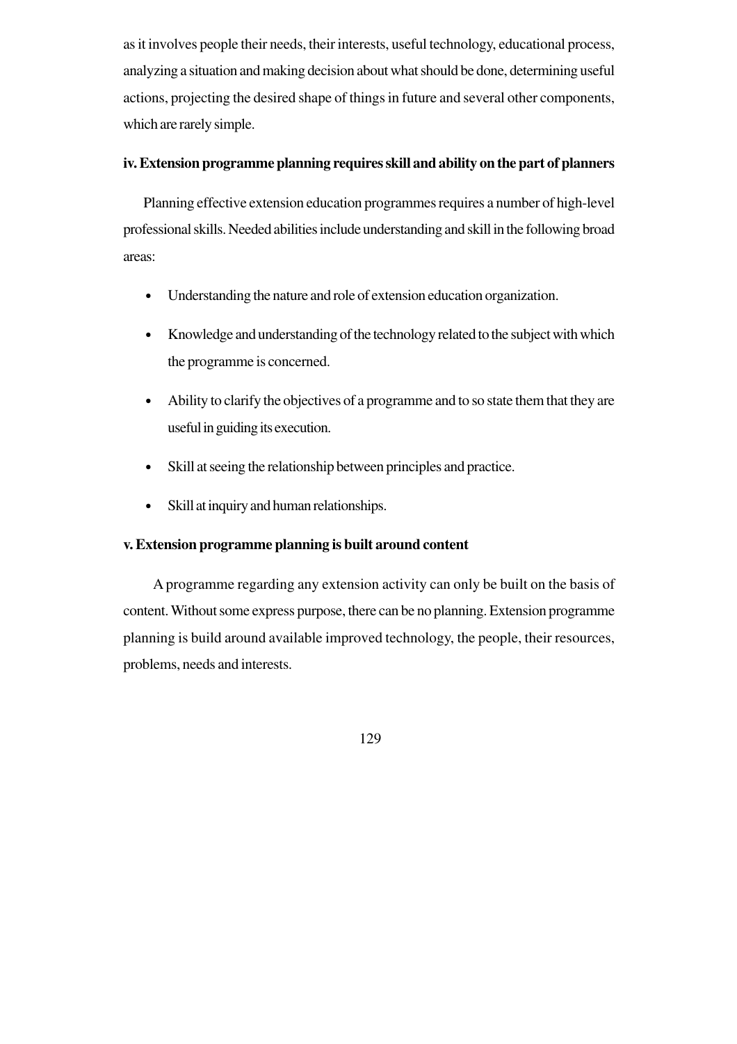as it involves people their needs, their interests, useful technology, educational process, analyzing a situation and making decision about what should be done, determining useful actions, projecting the desired shape of things in future and several other components, which are rarely simple.

**iv. Extension programme planning requires skill and ability on the part of planners**

Planning effective extension education programmes requires a number of high-level professional skills. Needed abilities include understanding and skill in the following broad areas:

- Understanding the nature and role of extension education organization.
- Knowledge and understanding of the technology related to the subject with which the programme is concerned.
- Ability to clarify the objectives of a programme and to so state them that they are useful in guiding its execution.
- Skill at seeing the relationship between principles and practice.
- Skill at inquiry and human relationships.

**v. Extension programme planning is built around content**

A programme regarding any extension activity can only be built on the basis of content. Without some express purpose, there can be no planning. Extension programme planning is build around available improved technology, the people, their resources, problems, needs and interests.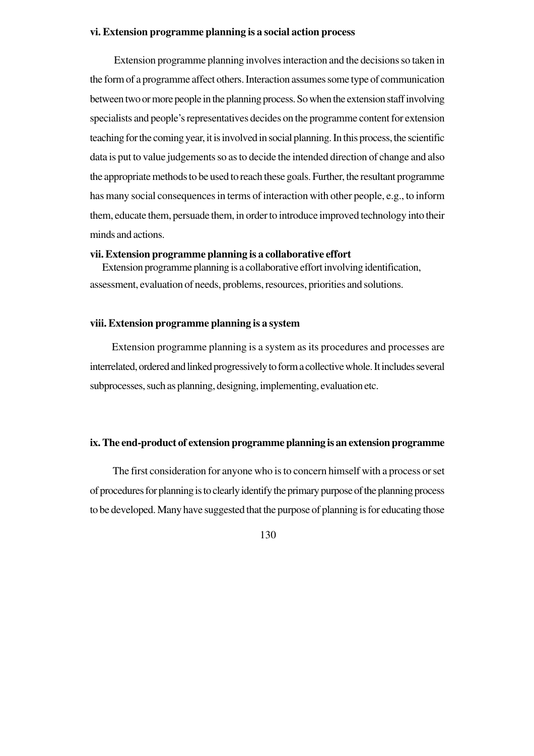**vi. Extension programme planning is a social action process**

Extension programme planning involves interaction and the decisions so taken in the form of a programme affect others. Interaction assumes some type of communication between two or more people in the planning process. So when the extension staff involving specialists and people's representatives decides on the programme content for extension teaching for the coming year, it is involved in social planning. In this process, the scientific data is put to value judgements so as to decide the intended direction of change and also the appropriate methods to be used to reach these goals. Further, the resultant programme has many social consequences in terms of interaction with other people, e.g., to inform them, educate them, persuade them, in order to introduce improved technology into their minds and actions.

**vii. Extension programme planning is a collaborative effort**

Extension programme planning is a collaborative effort involving identification, assessment, evaluation of needs, problems, resources, priorities and solutions.

**viii. Extension programme planning is a system**

Extension programme planning is a system as its procedures and processes are interrelated, ordered and linked progressively to form a collective whole. It includes several subprocesses, such as planning, designing, implementing, evaluation etc.

**ix. The end-product of extension programme planning is an extension programme**

The first consideration for anyone who is to concern himself with a process or set of procedures for planning is to clearly identify the primary purpose of the planning process to be developed. Many have suggested that the purpose of planning is for educating those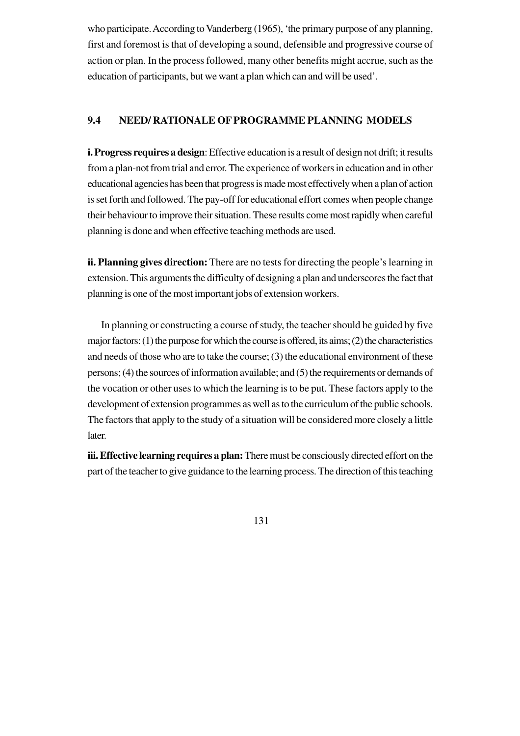who participate. According to Vanderberg (1965), 'the primary purpose of any planning, first and foremost is that of developing a sound, defensible and progressive course of action or plan. In the process followed, many other benefits might accrue, such as the education of participants, but we want a plan which can and will be used'.

## 9.4 NEED/ RATIONALE OF PROGRAMME PLANNING MODELS

**i. Progress requires a design**: Effective education is a result of design not drift; it results from a plan-not from trial and error. The experience of workers in education and in other educational agencies has been that progress is made most effectively when a plan of action is set forth and followed. The pay-off for educational effort comes when people change their behaviour to improve their situation. These results come most rapidly when careful planning is done and when effective teaching methods are used.

**ii. Planning gives direction:** There are no tests for directing the people's learning in extension. This arguments the difficulty of designing a plan and underscores the fact that planning is one of the most important jobs of extension workers.

In planning or constructing a course of study, the teacher should be guided by five major factors: (1) the purpose for which the course is offered, its aims; (2) the characteristics and needs of those who are to take the course; (3) the educational environment of these persons; (4) the sources of information available; and (5) the requirements or demands of the vocation or other uses to which the learning is to be put. These factors apply to the development of extension programmes as well as to the curriculum of the public schools. The factors that apply to the study of a situation will be considered more closely a little later.

**iii. Effective learning requires a plan:** There must be consciously directed effort on the part of the teacher to give guidance to the learning process. The direction of this teaching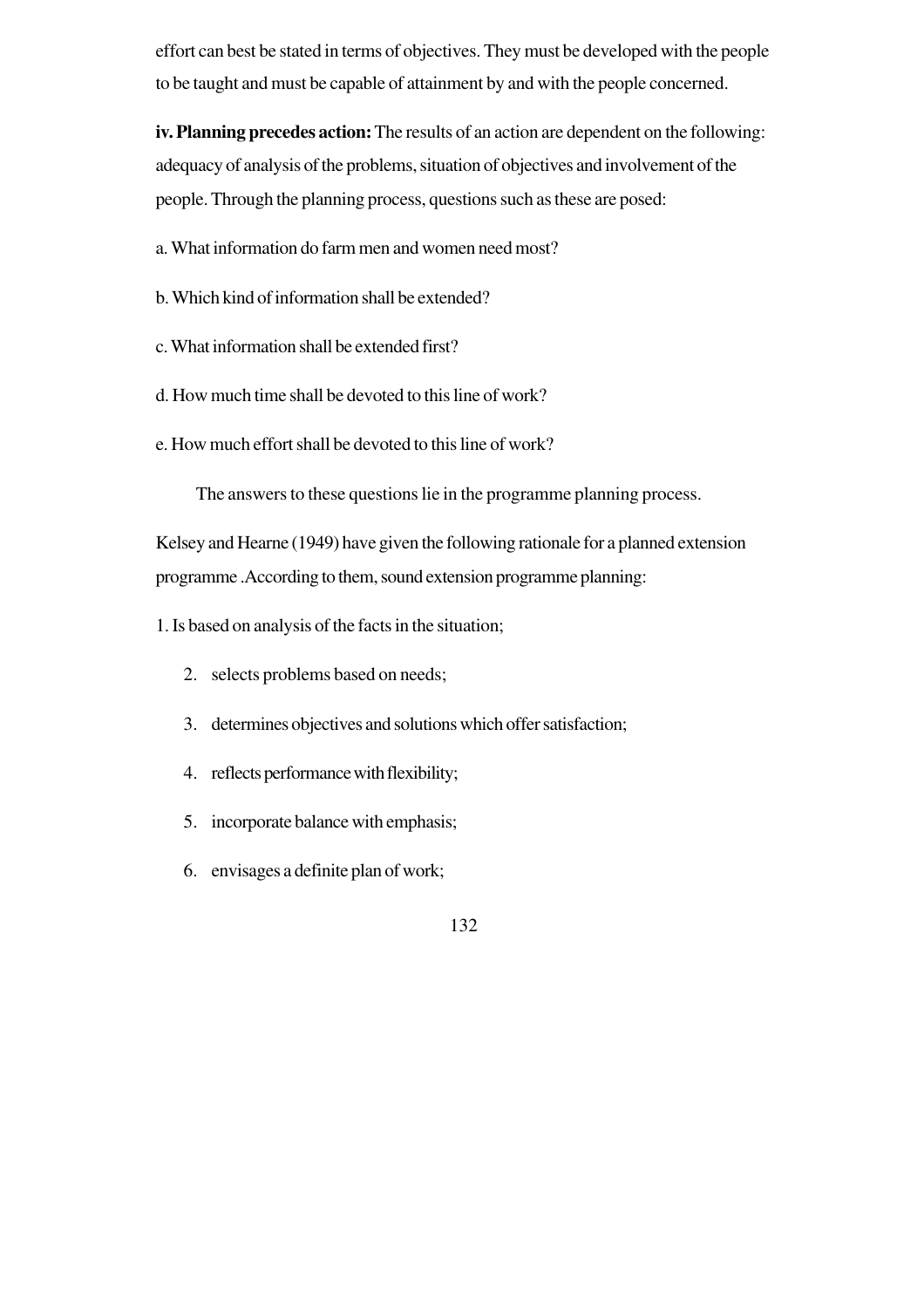effort can best be stated in terms of objectives. They must be developed with the people to be taught and must be capable of attainment by and with the people concerned.

**iv. Planning precedes action:** The results of an action are dependent on the following: adequacy of analysis of the problems, situation of objectives and involvement of the people. Through the planning process, questions such as these are posed:

a. What information do farm men and women need most?

b. Which kind of information shall be extended?

c. What information shall be extended first?

d. How much time shall be devoted to this line of work?

e. How much effort shall be devoted to this line of work?

The answers to these questions lie in the programme planning process.

Kelsey and Hearne (1949) have given the following rationale for a planned extension programme .According to them, sound extension programme planning:

1. Is based on analysis of the facts in the situation;
2. selects problems based on needs;
3. determines objectives and solutions which offer satisfaction;
4. reflects performance with flexibility;
5. incorporate balance with emphasis;
6. envisages a definite plan of work;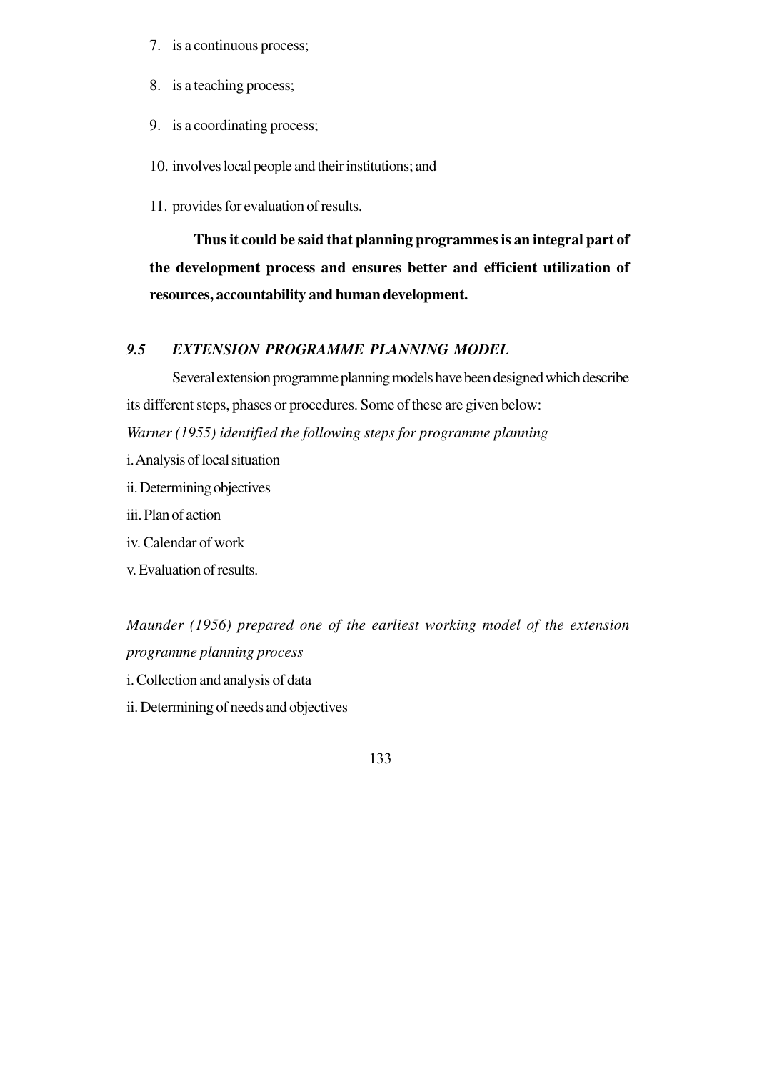7. is a continuous process;
8. is a teaching process;
9. is a coordinating process;
10. involves local people and their institutions; and
11. provides for evaluation of results.

**Thus it could be said that planning programmes is an integral part of the development process and ensures better and efficient utilization of resources, accountability and human development.**

### *9.5 EXTENSION PROGRAMME PLANNING MODEL*

Several extension programme planning models have been designed which describe its different steps, phases or procedures. Some of these are given below:

*Warner (1955) identified the following steps for programme planning*

i. Analysis of local situation

ii. Determining objectives

iii. Plan of action

iv. Calendar of work

v. Evaluation of results.

*Maunder (1956) prepared one of the earliest working model of the extension programme planning process*

i. Collection and analysis of data

ii. Determining of needs and objectives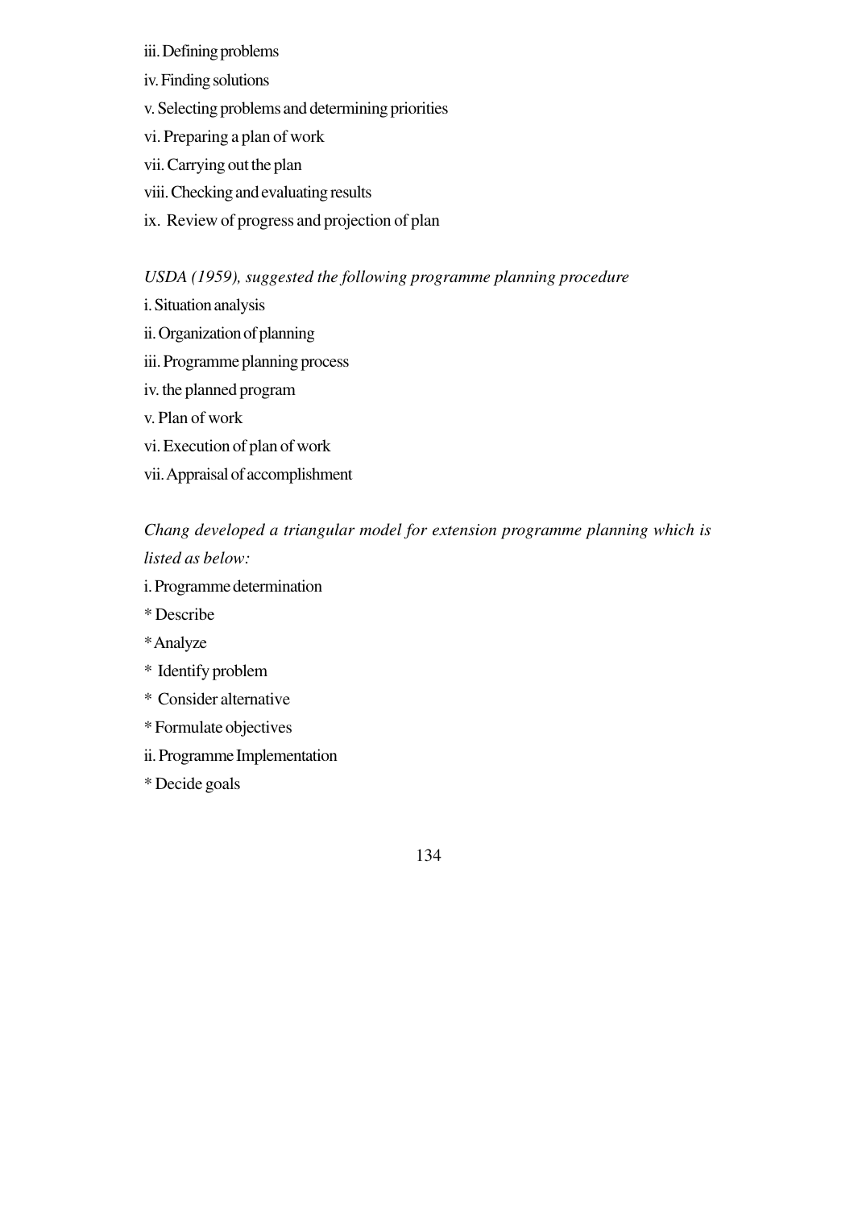iii. Defining problems

iv. Finding solutions

v. Selecting problems and determining priorities

vi. Preparing a plan of work

vii. Carrying out the plan

viii. Checking and evaluating results

ix. Review of progress and projection of plan

*USDA (1959), suggested the following programme planning procedure*

i. Situation analysis

ii. Organization of planning

iii. Programme planning process

iv. the planned program

v. Plan of work

vi. Execution of plan of work

vii. Appraisal of accomplishment

*Chang developed a triangular model for extension programme planning which is listed as below:*

i. Programme determination

* Describe

* Analyze

* Identify problem

* Consider alternative

* Formulate objectives

ii. Programme Implementation

* Decide goals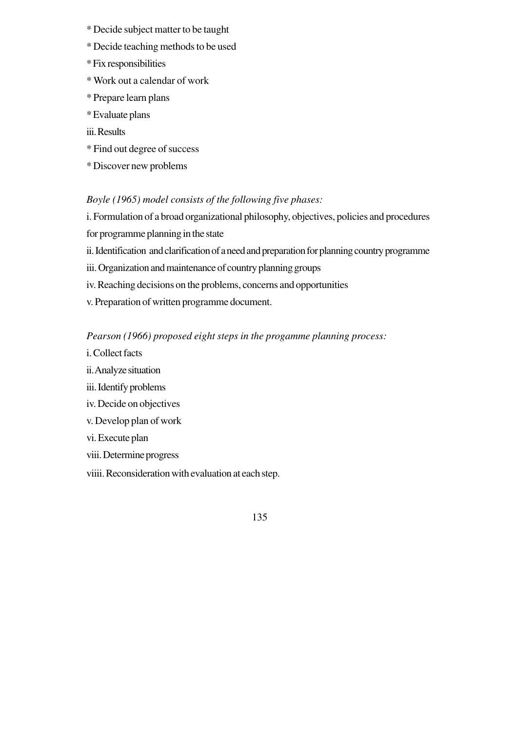* Decide subject matter to be taught

* Decide teaching methods to be used

* Fix responsibilities

* Work out a calendar of work

* Prepare learn plans

* Evaluate plans

iii. Results

* Find out degree of success

* Discover new problems

*Boyle (1965) model consists of the following five phases:*

i. Formulation of a broad organizational philosophy, objectives, policies and procedures for programme planning in the state

ii. Identification and clarification of a need and preparation for planning country programme

iii. Organization and maintenance of country planning groups

iv. Reaching decisions on the problems, concerns and opportunities

v. Preparation of written programme document.

*Pearson (1966) proposed eight steps in the progamme planning process:*

i. Collect facts

ii. Analyze situation

iii. Identify problems

iv. Decide on objectives

v. Develop plan of work

vi. Execute plan

viii. Determine progress

viiii. Reconsideration with evaluation at each step.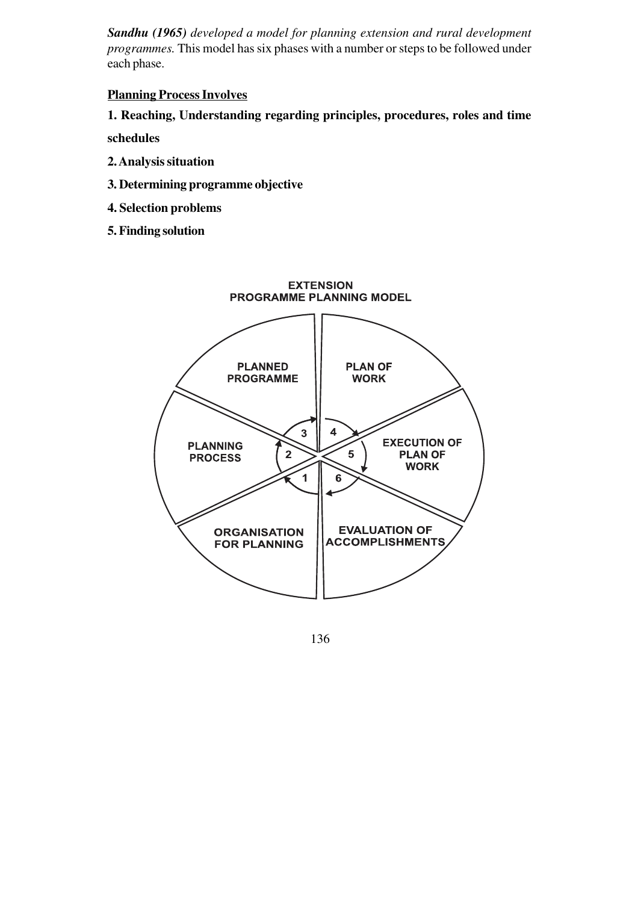***Sandhu (1965)** developed a model for planning extension and rural development programmes.* This model has six phases with a number or steps to be followed under each phase.

**<u>Planning Process Involves</u>**

**1. Reaching, Understanding regarding principles, procedures, roles and time schedules**

**2. Analysis situation**

**3. Determining programme objective**

**4. Selection problems**

**5. Finding solution**

**EXTENSION PROGRAMME PLANNING MODEL**

1. ORGANISATION FOR PLANNING
2. PLANNING PROCESS
3. PLANNED PROGRAMME
4. PLAN OF WORK
5. EXECUTION OF PLAN OF WORK
6. EVALUATION OF ACCOMPLISHMENTS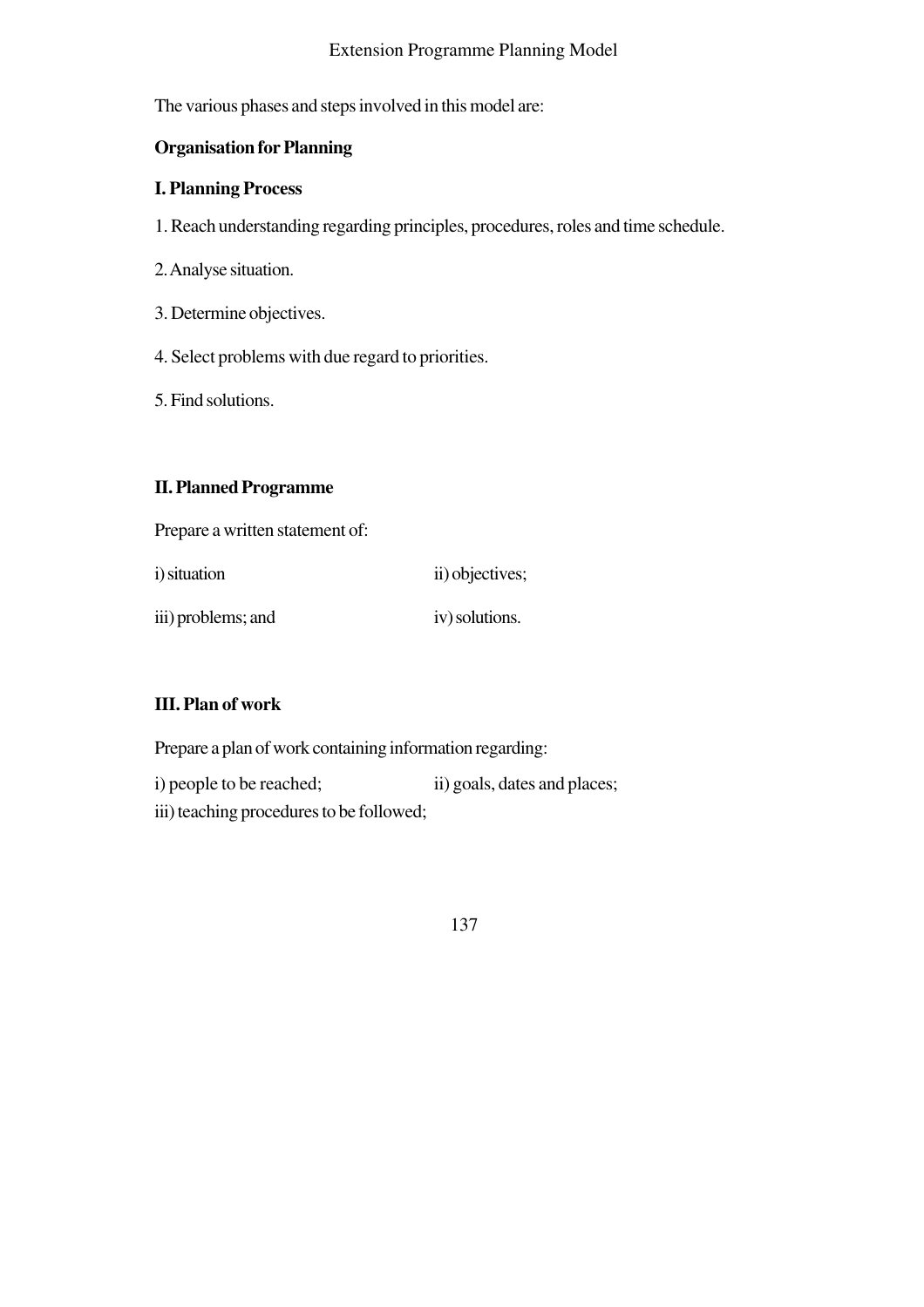The various phases and steps involved in this model are:

**Organisation for Planning**

**I. Planning Process**

1. Reach understanding regarding principles, procedures, roles and time schedule.

2. Analyse situation.

3. Determine objectives.

4. Select problems with due regard to priorities.

5. Find solutions.

**II. Planned Programme**

Prepare a written statement of:

i) situation  ii) objectives;

iii) problems; and  iv) solutions.

**III. Plan of work**

Prepare a plan of work containing information regarding:

i) people to be reached;  ii) goals, dates and places;

iii) teaching procedures to be followed;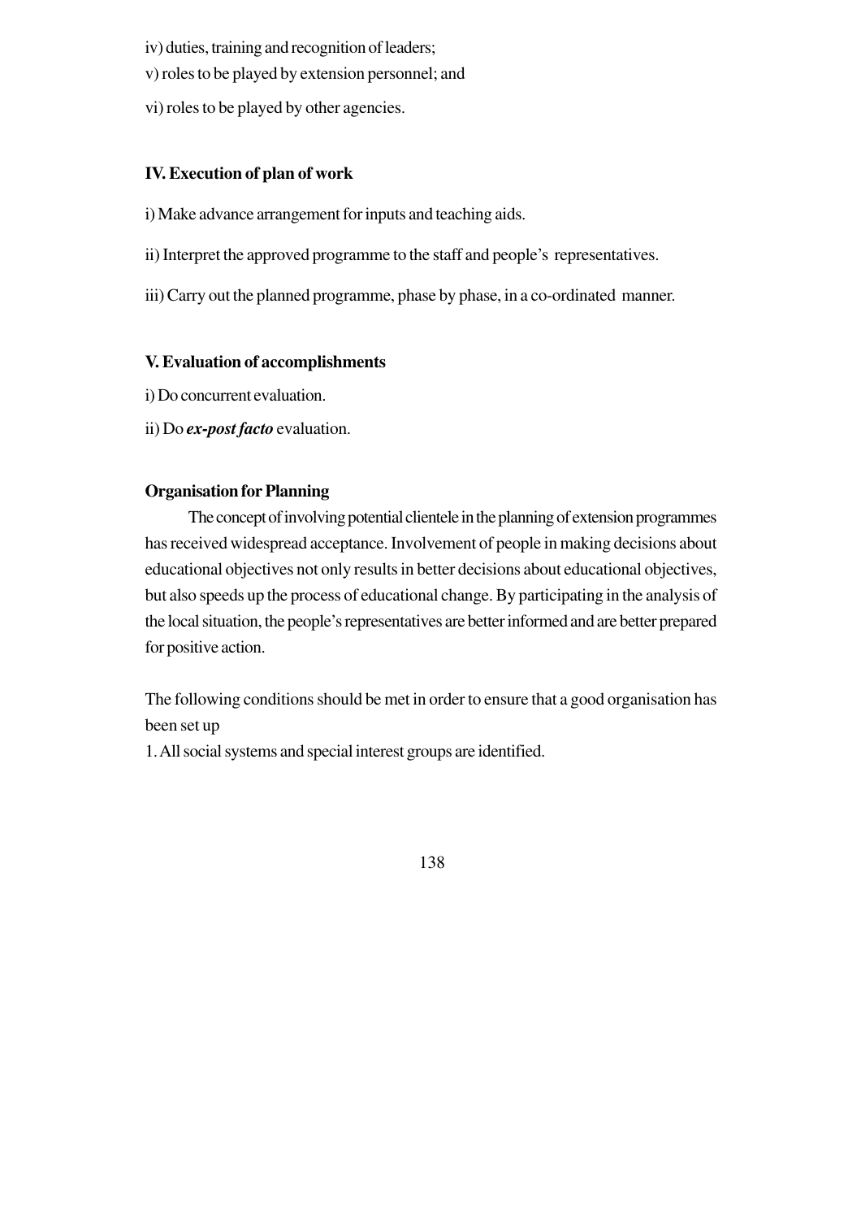iv) duties, training and recognition of leaders;

v) roles to be played by extension personnel; and

vi) roles to be played by other agencies.

**IV. Execution of plan of work**

i) Make advance arrangement for inputs and teaching aids.

ii) Interpret the approved programme to the staff and people's representatives.

iii) Carry out the planned programme, phase by phase, in a co-ordinated manner.

**V. Evaluation of accomplishments**

i) Do concurrent evaluation.

ii) Do ***ex-post facto*** evaluation.

**Organisation for Planning**

The concept of involving potential clientele in the planning of extension programmes has received widespread acceptance. Involvement of people in making decisions about educational objectives not only results in better decisions about educational objectives, but also speeds up the process of educational change. By participating in the analysis of the local situation, the people's representatives are better informed and are better prepared for positive action.

The following conditions should be met in order to ensure that a good organisation has been set up

1. All social systems and special interest groups are identified.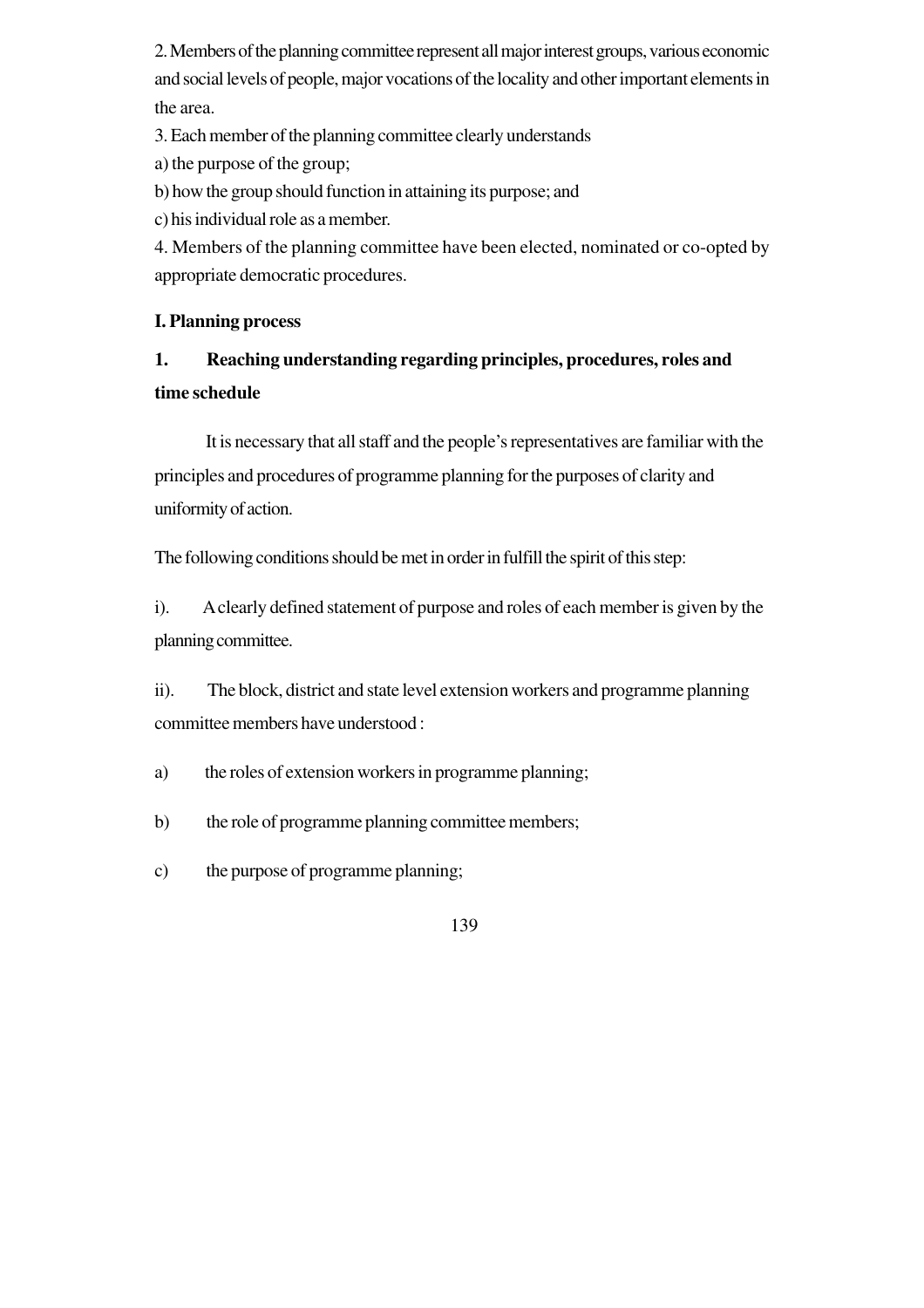2. Members of the planning committee represent all major interest groups, various economic and social levels of people, major vocations of the locality and other important elements in the area.

3. Each member of the planning committee clearly understands

a) the purpose of the group;

b) how the group should function in attaining its purpose; and

c) his individual role as a member.

4. Members of the planning committee have been elected, nominated or co-opted by appropriate democratic procedures.

**I. Planning process**

**1. Reaching understanding regarding principles, procedures, roles and time schedule**

It is necessary that all staff and the people's representatives are familiar with the principles and procedures of programme planning for the purposes of clarity and uniformity of action.

The following conditions should be met in order in fulfill the spirit of this step:

i). A clearly defined statement of purpose and roles of each member is given by the planning committee.

ii). The block, district and state level extension workers and programme planning committee members have understood :

a) the roles of extension workers in programme planning;

b) the role of programme planning committee members;

c) the purpose of programme planning;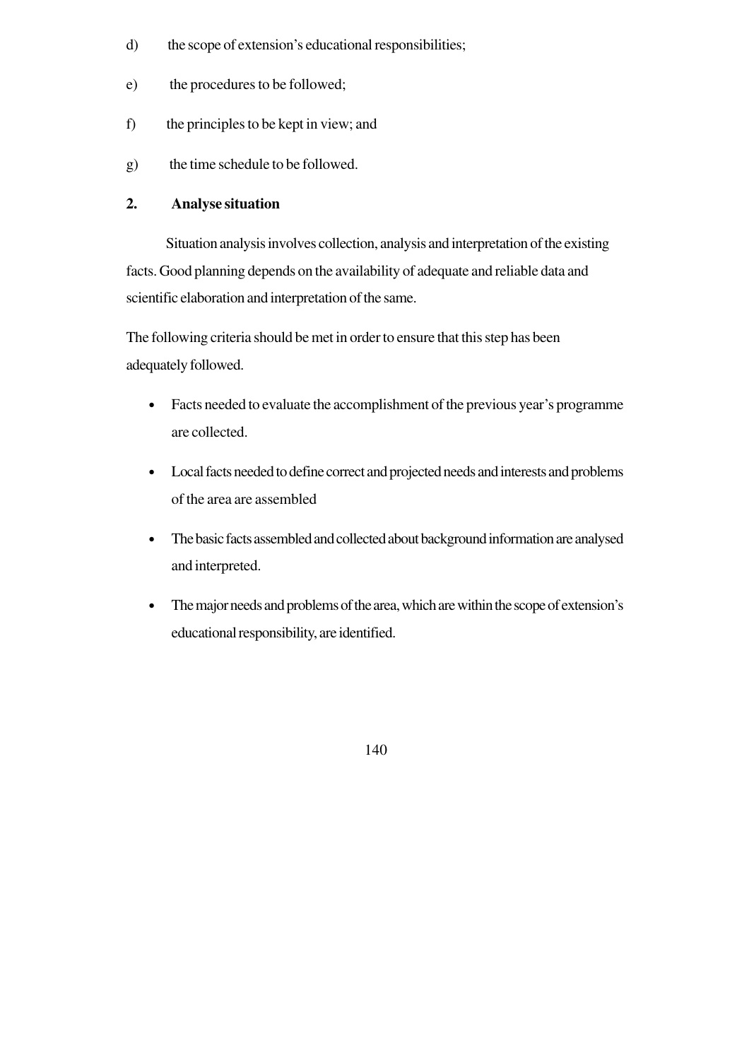d) the scope of extension's educational responsibilities;

e) the procedures to be followed;

f) the principles to be kept in view; and

g) the time schedule to be followed.

**2. Analyse situation**

Situation analysis involves collection, analysis and interpretation of the existing facts. Good planning depends on the availability of adequate and reliable data and scientific elaboration and interpretation of the same.

The following criteria should be met in order to ensure that this step has been adequately followed.

- Facts needed to evaluate the accomplishment of the previous year's programme are collected.
- Local facts needed to define correct and projected needs and interests and problems of the area are assembled
- The basic facts assembled and collected about background information are analysed and interpreted.
- The major needs and problems of the area, which are within the scope of extension's educational responsibility, are identified.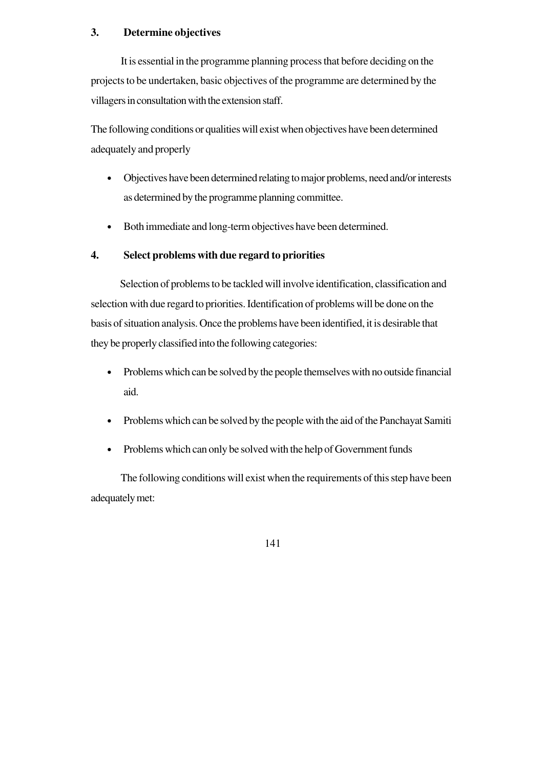### 3. Determine objectives

It is essential in the programme planning process that before deciding on the projects to be undertaken, basic objectives of the programme are determined by the villagers in consultation with the extension staff.

The following conditions or qualities will exist when objectives have been determined adequately and properly

- Objectives have been determined relating to major problems, need and/or interests as determined by the programme planning committee.
- Both immediate and long-term objectives have been determined.

### 4. Select problems with due regard to priorities

Selection of problems to be tackled will involve identification, classification and selection with due regard to priorities. Identification of problems will be done on the basis of situation analysis. Once the problems have been identified, it is desirable that they be properly classified into the following categories:

- Problems which can be solved by the people themselves with no outside financial aid.
- Problems which can be solved by the people with the aid of the Panchayat Samiti
- Problems which can only be solved with the help of Government funds

The following conditions will exist when the requirements of this step have been adequately met: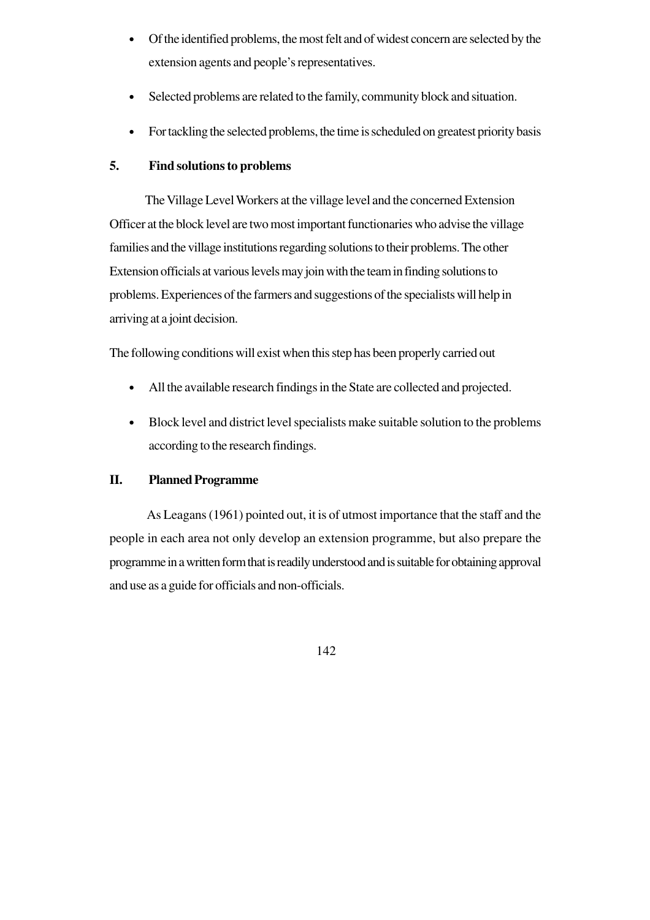- Of the identified problems, the most felt and of widest concern are selected by the extension agents and people's representatives.
- Selected problems are related to the family, community block and situation.
- For tackling the selected problems, the time is scheduled on greatest priority basis

### 5. Find solutions to problems

The Village Level Workers at the village level and the concerned Extension Officer at the block level are two most important functionaries who advise the village families and the village institutions regarding solutions to their problems. The other Extension officials at various levels may join with the team in finding solutions to problems. Experiences of the farmers and suggestions of the specialists will help in arriving at a joint decision.

The following conditions will exist when this step has been properly carried out

- All the available research findings in the State are collected and projected.
- Block level and district level specialists make suitable solution to the problems according to the research findings.

## II. Planned Programme

As Leagans (1961) pointed out, it is of utmost importance that the staff and the people in each area not only develop an extension programme, but also prepare the programme in a written form that is readily understood and is suitable for obtaining approval and use as a guide for officials and non-officials.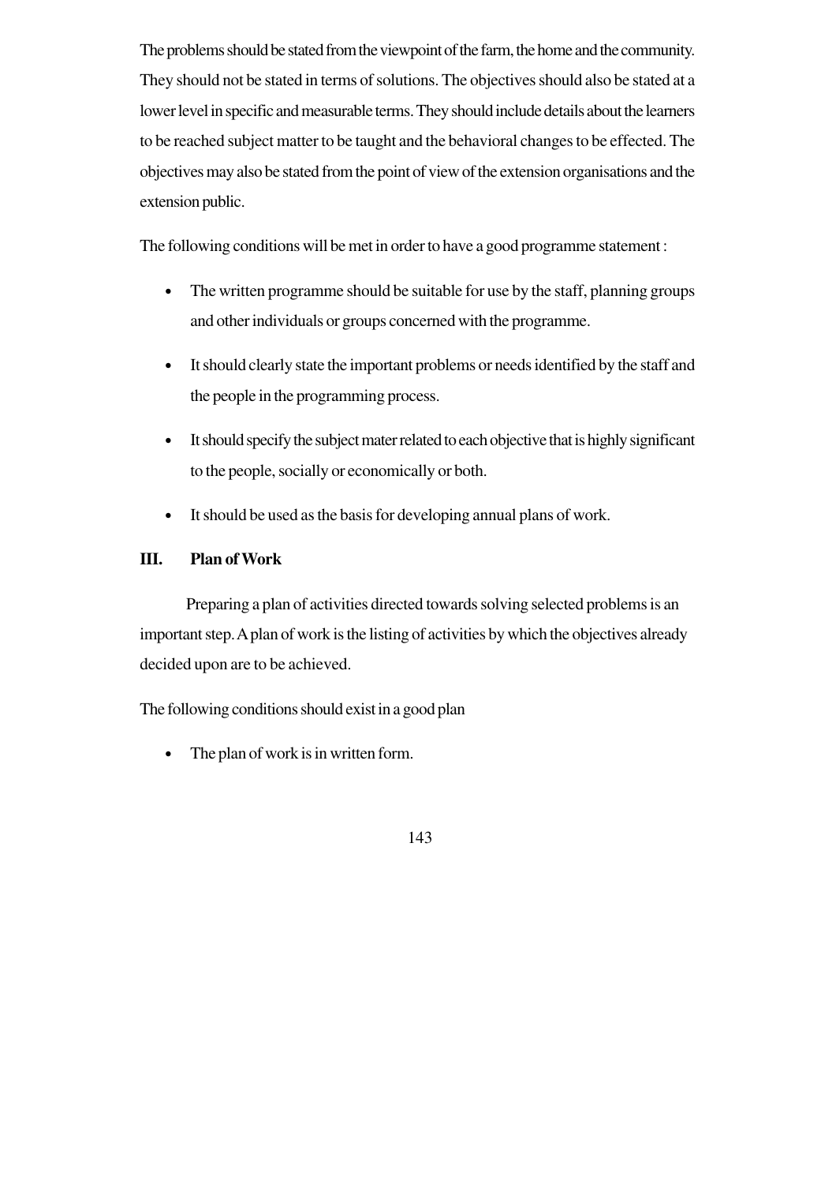The problems should be stated from the viewpoint of the farm, the home and the community. They should not be stated in terms of solutions. The objectives should also be stated at a lower level in specific and measurable terms. They should include details about the learners to be reached subject matter to be taught and the behavioral changes to be effected. The objectives may also be stated from the point of view of the extension organisations and the extension public.

The following conditions will be met in order to have a good programme statement :

- The written programme should be suitable for use by the staff, planning groups and other individuals or groups concerned with the programme.
- It should clearly state the important problems or needs identified by the staff and the people in the programming process.
- It should specify the subject mater related to each objective that is highly significant to the people, socially or economically or both.
- It should be used as the basis for developing annual plans of work.

**III. Plan of Work**

Preparing a plan of activities directed towards solving selected problems is an important step. A plan of work is the listing of activities by which the objectives already decided upon are to be achieved.

The following conditions should exist in a good plan

- The plan of work is in written form.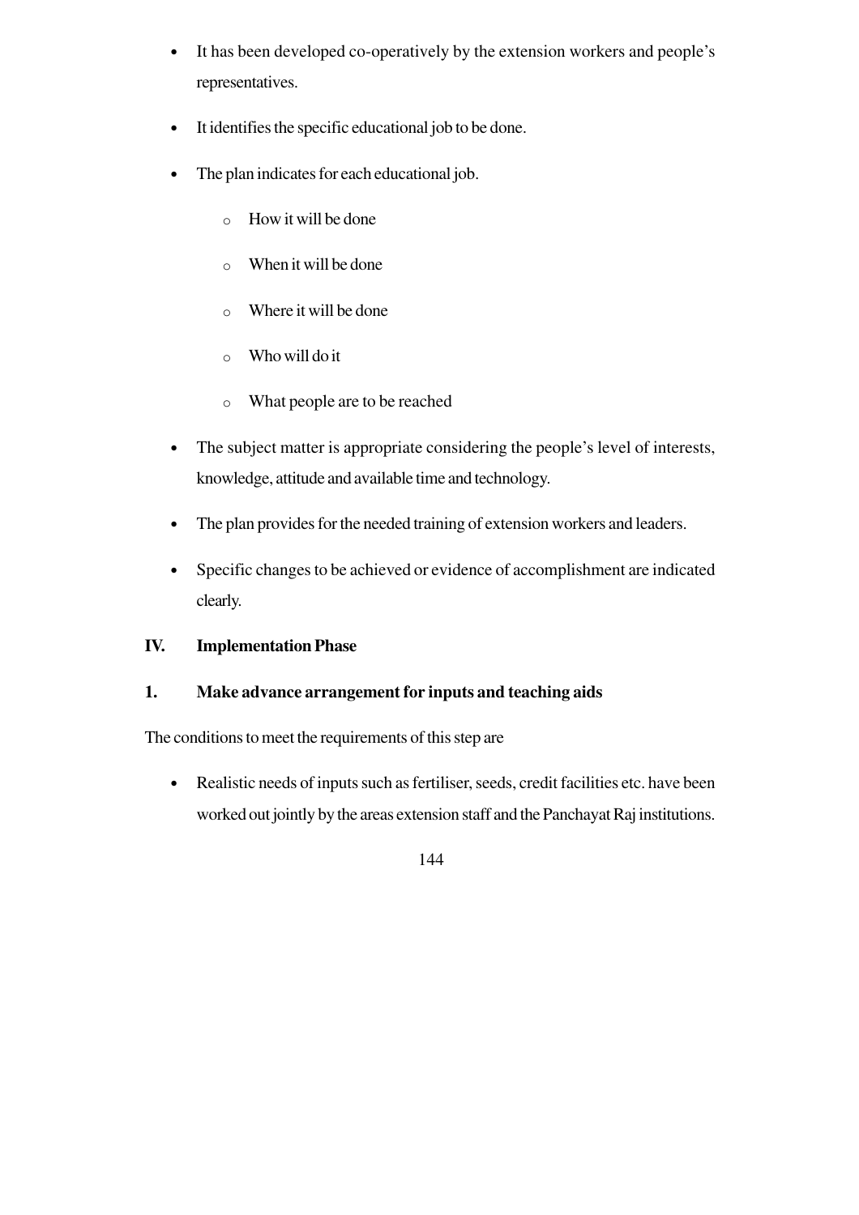- It has been developed co-operatively by the extension workers and people's representatives.
- It identifies the specific educational job to be done.
- The plan indicates for each educational job.
  - How it will be done
  - When it will be done
  - Where it will be done
  - Who will do it
  - What people are to be reached
- The subject matter is appropriate considering the people's level of interests, knowledge, attitude and available time and technology.
- The plan provides for the needed training of extension workers and leaders.
- Specific changes to be achieved or evidence of accomplishment are indicated clearly.

**IV. Implementation Phase**

**1. Make advance arrangement for inputs and teaching aids**

The conditions to meet the requirements of this step are

- Realistic needs of inputs such as fertiliser, seeds, credit facilities etc. have been worked out jointly by the areas extension staff and the Panchayat Raj institutions.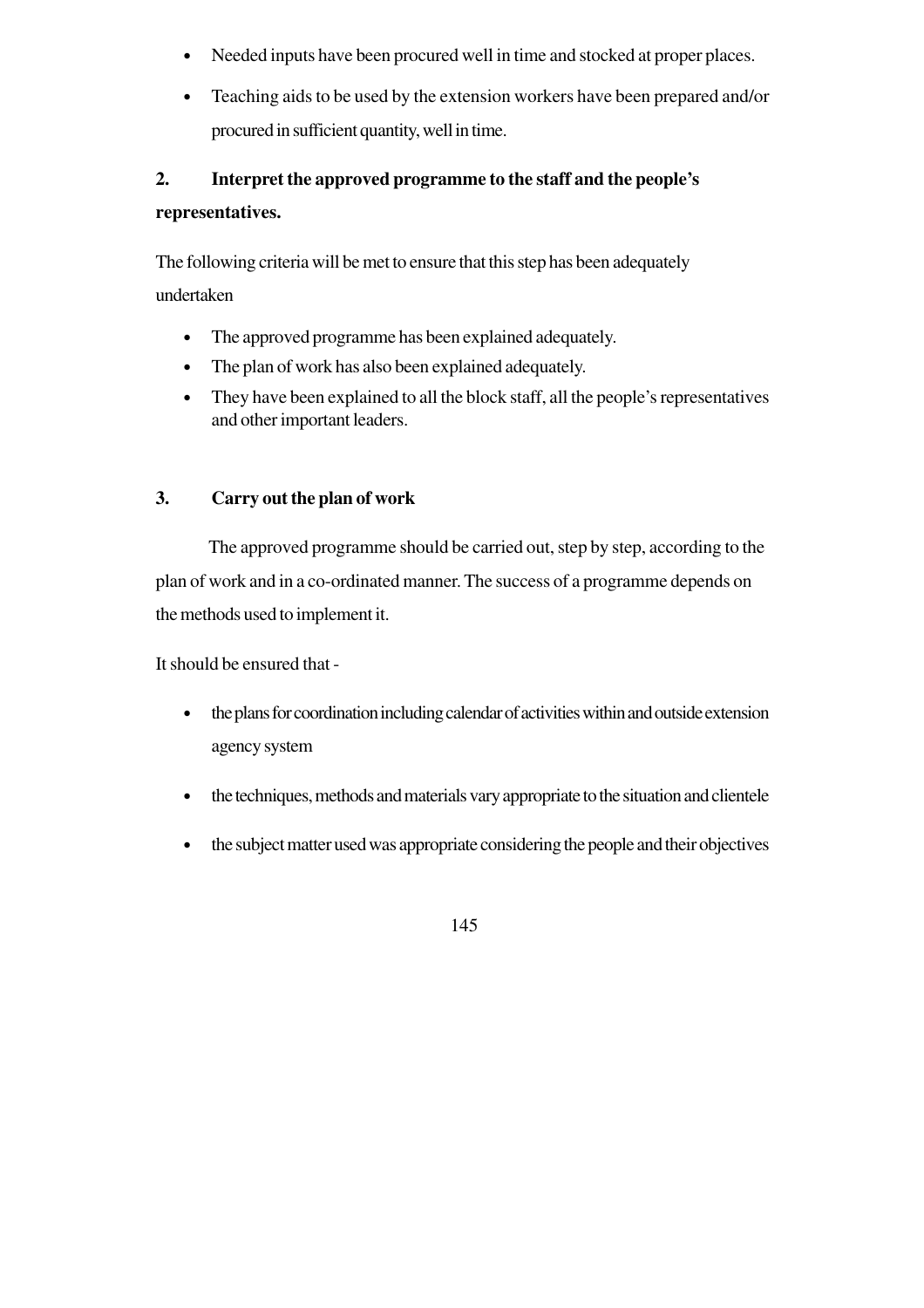- Needed inputs have been procured well in time and stocked at proper places.
- Teaching aids to be used by the extension workers have been prepared and/or procured in sufficient quantity, well in time.

**2. Interpret the approved programme to the staff and the people's representatives.**

The following criteria will be met to ensure that this step has been adequately undertaken

- The approved programme has been explained adequately.
- The plan of work has also been explained adequately.
- They have been explained to all the block staff, all the people's representatives and other important leaders.

**3. Carry out the plan of work**

The approved programme should be carried out, step by step, according to the plan of work and in a co-ordinated manner. The success of a programme depends on the methods used to implement it.

It should be ensured that -

- the plans for coordination including calendar of activities within and outside extension agency system
- the techniques, methods and materials vary appropriate to the situation and clientele
- the subject matter used was appropriate considering the people and their objectives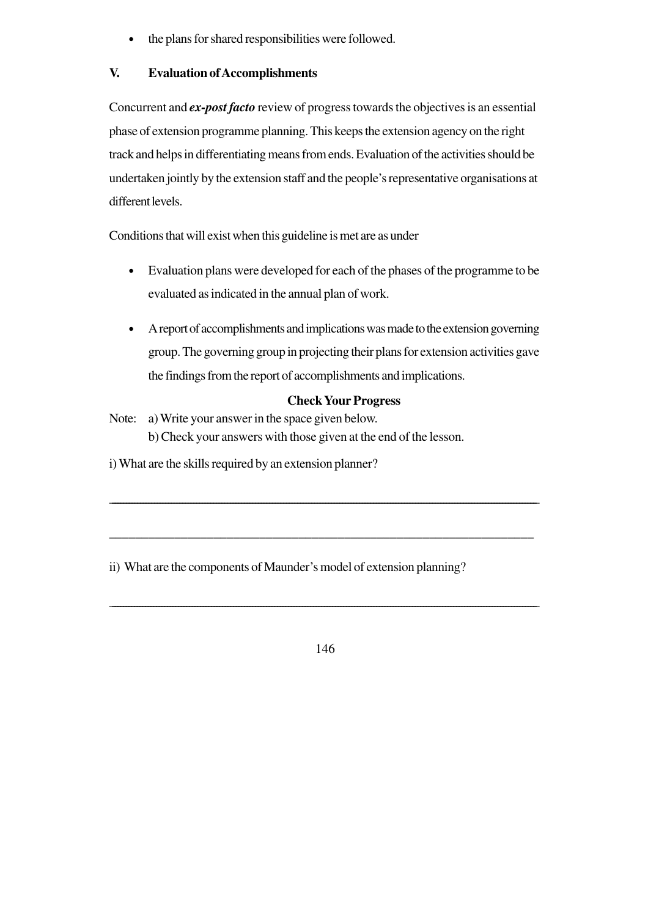- the plans for shared responsibilities were followed.

### V. Evaluation of Accomplishments

Concurrent and ***ex-post facto*** review of progress towards the objectives is an essential phase of extension programme planning. This keeps the extension agency on the right track and helps in differentiating means from ends. Evaluation of the activities should be undertaken jointly by the extension staff and the people's representative organisations at different levels.

Conditions that will exist when this guideline is met are as under

- Evaluation plans were developed for each of the phases of the programme to be evaluated as indicated in the annual plan of work.
- A report of accomplishments and implications was made to the extension governing group. The governing group in projecting their plans for extension activities gave the findings from the report of accomplishments and implications.

**Check Your Progress**

Note: a) Write your answer in the space given below.
b) Check your answers with those given at the end of the lesson.

i) What are the skills required by an extension planner?

\_\_\_\_\_\_\_\_\_\_\_\_\_\_\_\_\_\_\_\_\_\_\_\_\_\_\_\_\_\_\_\_\_\_\_\_\_\_\_\_\_\_\_\_\_\_\_\_\_\_\_\_\_\_\_\_\_\_\_\_\_\_\_\_\_\_\_\_

\_\_\_\_\_\_\_\_\_\_\_\_\_\_\_\_\_\_\_\_\_\_\_\_\_\_\_\_\_\_\_\_\_\_\_\_\_\_\_\_\_\_\_\_\_\_\_\_\_\_\_\_\_\_\_\_\_\_\_\_\_\_\_\_\_\_\_\_

ii) What are the components of Maunder's model of extension planning?

\_\_\_\_\_\_\_\_\_\_\_\_\_\_\_\_\_\_\_\_\_\_\_\_\_\_\_\_\_\_\_\_\_\_\_\_\_\_\_\_\_\_\_\_\_\_\_\_\_\_\_\_\_\_\_\_\_\_\_\_\_\_\_\_\_\_\_\_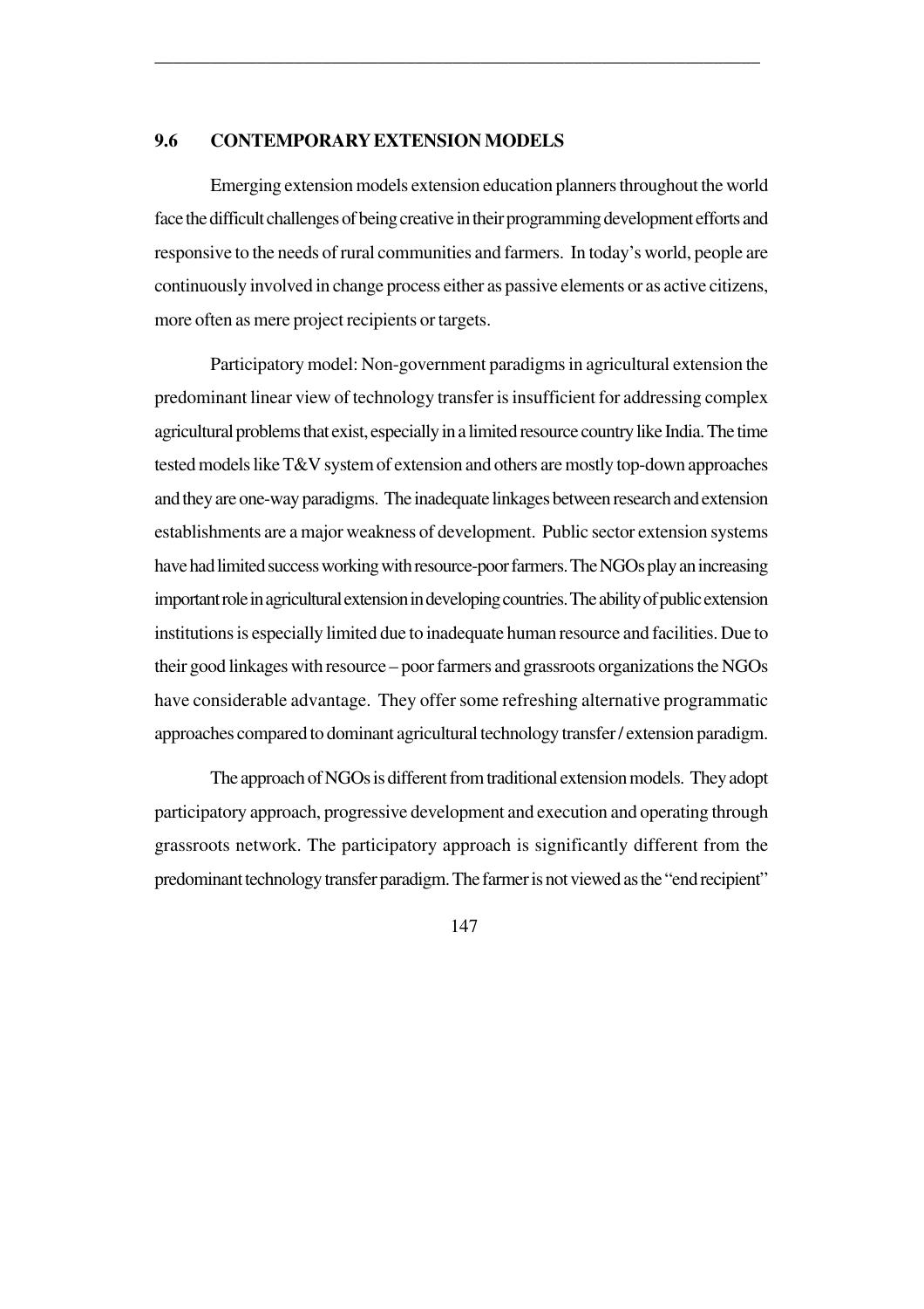## 9.6 CONTEMPORARY EXTENSION MODELS

Emerging extension models extension education planners throughout the world face the difficult challenges of being creative in their programming development efforts and responsive to the needs of rural communities and farmers. In today's world, people are continuously involved in change process either as passive elements or as active citizens, more often as mere project recipients or targets.

Participatory model: Non-government paradigms in agricultural extension the predominant linear view of technology transfer is insufficient for addressing complex agricultural problems that exist, especially in a limited resource country like India. The time tested models like T&V system of extension and others are mostly top-down approaches and they are one-way paradigms. The inadequate linkages between research and extension establishments are a major weakness of development. Public sector extension systems have had limited success working with resource-poor farmers. The NGOs play an increasing important role in agricultural extension in developing countries. The ability of public extension institutions is especially limited due to inadequate human resource and facilities. Due to their good linkages with resource – poor farmers and grassroots organizations the NGOs have considerable advantage. They offer some refreshing alternative programmatic approaches compared to dominant agricultural technology transfer / extension paradigm.

The approach of NGOs is different from traditional extension models. They adopt participatory approach, progressive development and execution and operating through grassroots network. The participatory approach is significantly different from the predominant technology transfer paradigm. The farmer is not viewed as the "end recipient"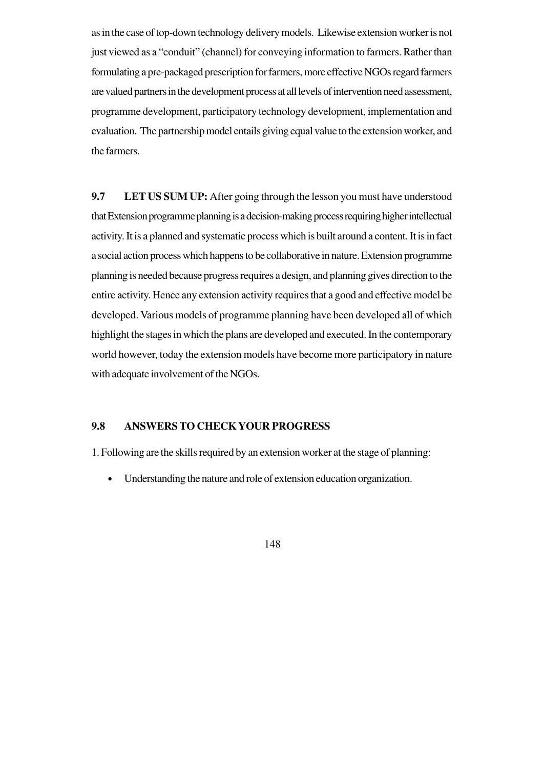as in the case of top-down technology delivery models. Likewise extension worker is not just viewed as a "conduit" (channel) for conveying information to farmers. Rather than formulating a pre-packaged prescription for farmers, more effective NGOs regard farmers are valued partners in the development process at all levels of intervention need assessment, programme development, participatory technology development, implementation and evaluation. The partnership model entails giving equal value to the extension worker, and the farmers.

**9.7 LET US SUM UP:** After going through the lesson you must have understood that Extension programme planning is a decision-making process requiring higher intellectual activity. It is a planned and systematic process which is built around a content. It is in fact a social action process which happens to be collaborative in nature. Extension programme planning is needed because progress requires a design, and planning gives direction to the entire activity. Hence any extension activity requires that a good and effective model be developed. Various models of programme planning have been developed all of which highlight the stages in which the plans are developed and executed. In the contemporary world however, today the extension models have become more participatory in nature with adequate involvement of the NGOs.

## 9.8 ANSWERS TO CHECK YOUR PROGRESS

1. Following are the skills required by an extension worker at the stage of planning:

- Understanding the nature and role of extension education organization.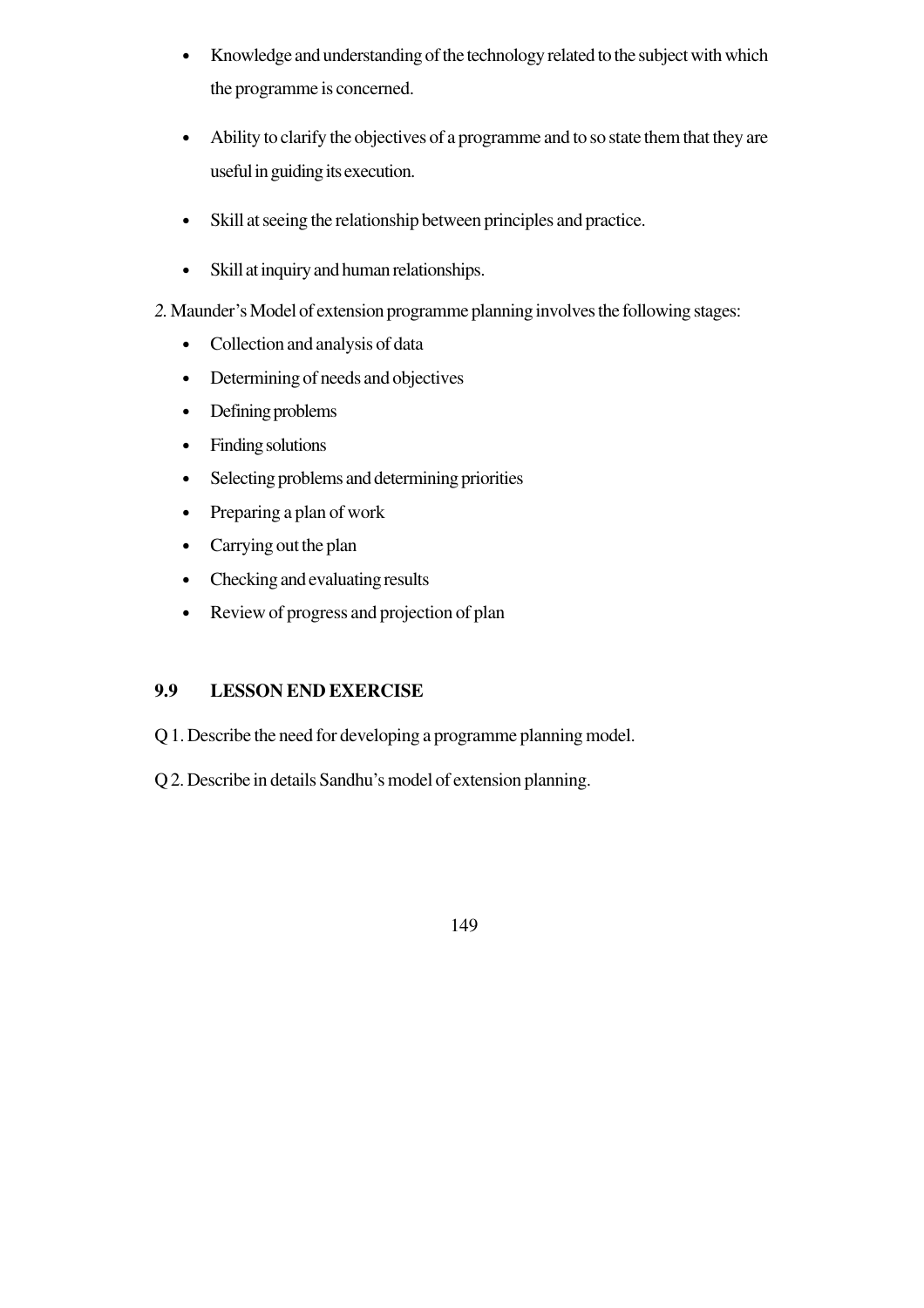- Knowledge and understanding of the technology related to the subject with which the programme is concerned.

- Ability to clarify the objectives of a programme and to so state them that they are useful in guiding its execution.

- Skill at seeing the relationship between principles and practice.

- Skill at inquiry and human relationships.

*2.* Maunder's Model of extension programme planning involves the following stages:

- Collection and analysis of data
- Determining of needs and objectives
- Defining problems
- Finding solutions
- Selecting problems and determining priorities
- Preparing a plan of work
- Carrying out the plan
- Checking and evaluating results
- Review of progress and projection of plan

## 9.9 LESSON END EXERCISE

Q 1. Describe the need for developing a programme planning model.

Q 2. Describe in details Sandhu's model of extension planning.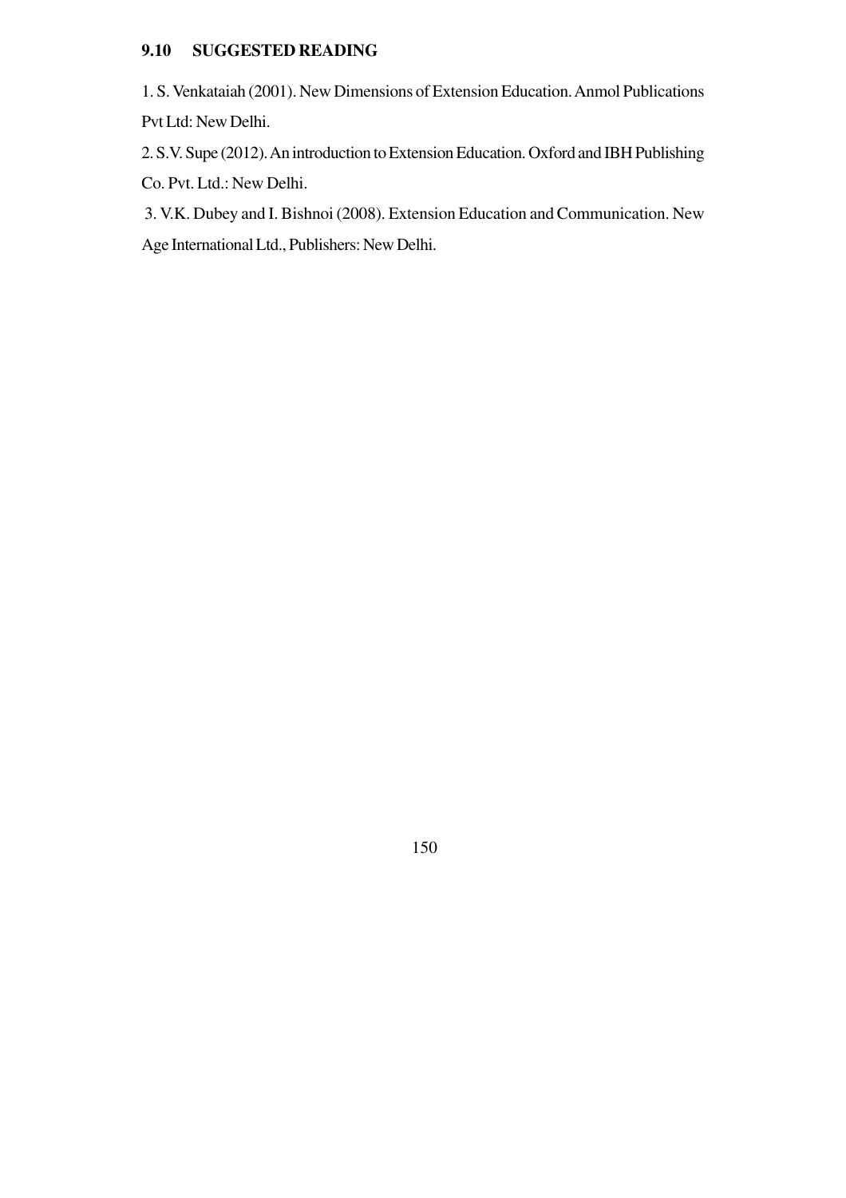## 9.10 SUGGESTED READING

1. S. Venkataiah (2001). New Dimensions of Extension Education. Anmol Publications Pvt Ltd: New Delhi.
2. S.V. Supe (2012). An introduction to Extension Education. Oxford and IBH Publishing Co. Pvt. Ltd.: New Delhi.
3. V.K. Dubey and I. Bishnoi (2008). Extension Education and Communication. New Age International Ltd., Publishers: New Delhi.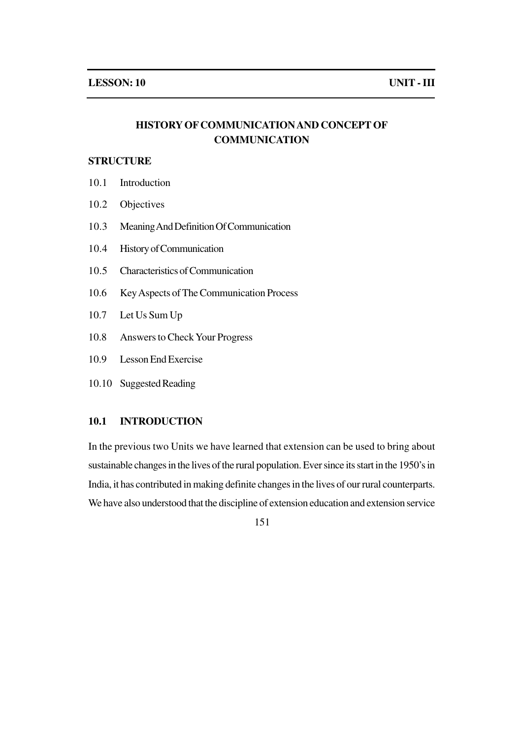**LESSON: 10** **UNIT - III**

# HISTORY OF COMMUNICATION AND CONCEPT OF COMMUNICATION

**STRUCTURE**

10.1 Introduction

10.2 Objectives

10.3 Meaning And Definition Of Communication

10.4 History of Communication

10.5 Characteristics of Communication

10.6 Key Aspects of The Communication Process

10.7 Let Us Sum Up

10.8 Answers to Check Your Progress

10.9 Lesson End Exercise

10.10 Suggested Reading

## 10.1 INTRODUCTION

In the previous two Units we have learned that extension can be used to bring about sustainable changes in the lives of the rural population. Ever since its start in the 1950's in India, it has contributed in making definite changes in the lives of our rural counterparts. We have also understood that the discipline of extension education and extension service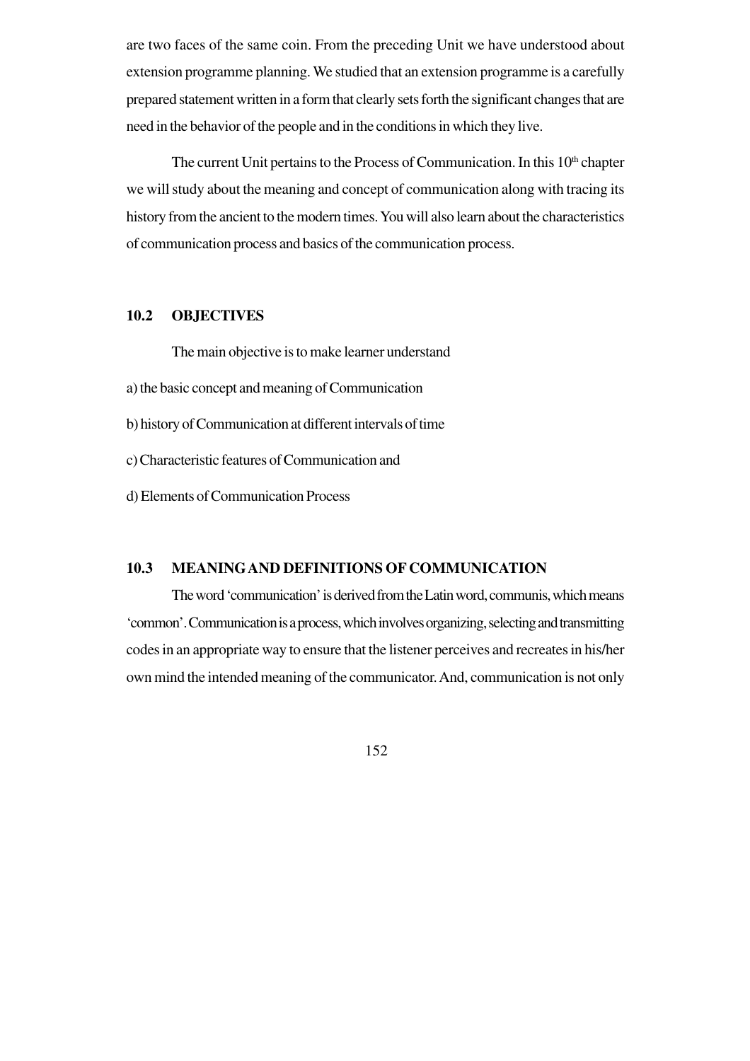are two faces of the same coin. From the preceding Unit we have understood about extension programme planning. We studied that an extension programme is a carefully prepared statement written in a form that clearly sets forth the significant changes that are need in the behavior of the people and in the conditions in which they live.

The current Unit pertains to the Process of Communication. In this 10th chapter we will study about the meaning and concept of communication along with tracing its history from the ancient to the modern times. You will also learn about the characteristics of communication process and basics of the communication process.

## 10.2 OBJECTIVES

The main objective is to make learner understand

a) the basic concept and meaning of Communication

b) history of Communication at different intervals of time

c) Characteristic features of Communication and

d) Elements of Communication Process

## 10.3 MEANING AND DEFINITIONS OF COMMUNICATION

The word 'communication' is derived from the Latin word, communis, which means 'common'. Communication is a process, which involves organizing, selecting and transmitting codes in an appropriate way to ensure that the listener perceives and recreates in his/her own mind the intended meaning of the communicator. And, communication is not only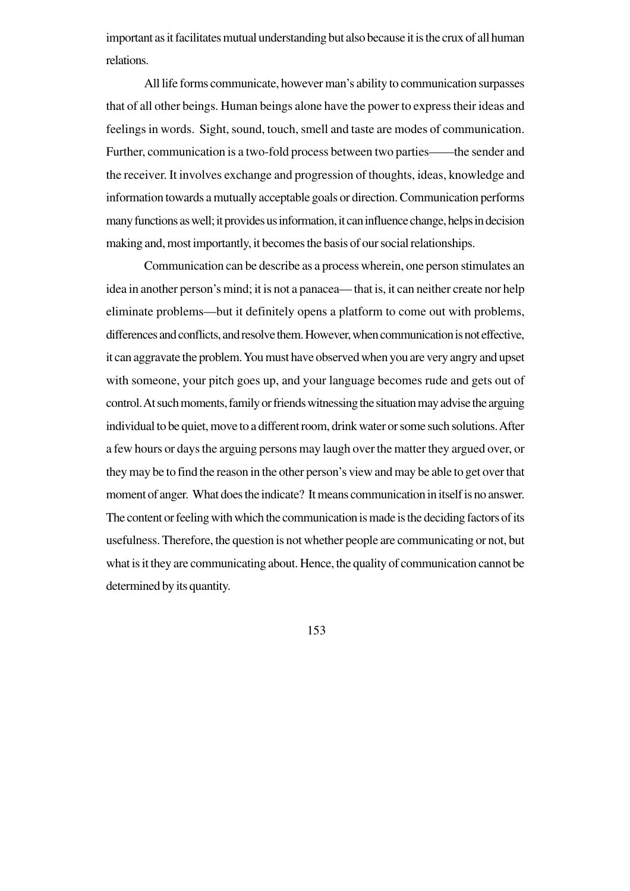important as it facilitates mutual understanding but also because it is the crux of all human relations.

All life forms communicate, however man's ability to communication surpasses that of all other beings. Human beings alone have the power to express their ideas and feelings in words. Sight, sound, touch, smell and taste are modes of communication. Further, communication is a two-fold process between two parties——the sender and the receiver. It involves exchange and progression of thoughts, ideas, knowledge and information towards a mutually acceptable goals or direction. Communication performs many functions as well; it provides us information, it can influence change, helps in decision making and, most importantly, it becomes the basis of our social relationships.

Communication can be describe as a process wherein, one person stimulates an idea in another person's mind; it is not a panacea— that is, it can neither create nor help eliminate problems—but it definitely opens a platform to come out with problems, differences and conflicts, and resolve them. However, when communication is not effective, it can aggravate the problem. You must have observed when you are very angry and upset with someone, your pitch goes up, and your language becomes rude and gets out of control. At such moments, family or friends witnessing the situation may advise the arguing individual to be quiet, move to a different room, drink water or some such solutions. After a few hours or days the arguing persons may laugh over the matter they argued over, or they may be to find the reason in the other person's view and may be able to get over that moment of anger. What does the indicate? It means communication in itself is no answer. The content or feeling with which the communication is made is the deciding factors of its usefulness. Therefore, the question is not whether people are communicating or not, but what is it they are communicating about. Hence, the quality of communication cannot be determined by its quantity.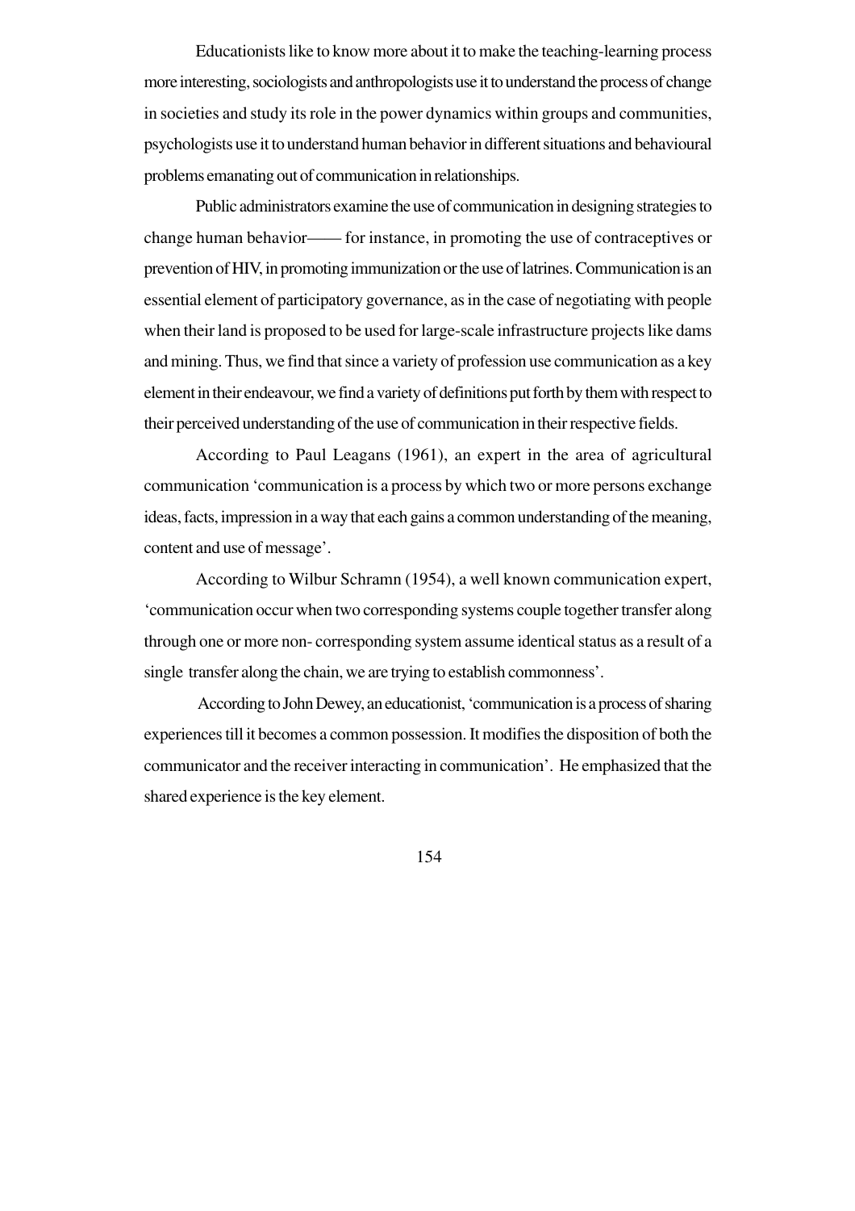Educationists like to know more about it to make the teaching-learning process more interesting, sociologists and anthropologists use it to understand the process of change in societies and study its role in the power dynamics within groups and communities, psychologists use it to understand human behavior in different situations and behavioural problems emanating out of communication in relationships.

Public administrators examine the use of communication in designing strategies to change human behavior—— for instance, in promoting the use of contraceptives or prevention of HIV, in promoting immunization or the use of latrines. Communication is an essential element of participatory governance, as in the case of negotiating with people when their land is proposed to be used for large-scale infrastructure projects like dams and mining. Thus, we find that since a variety of profession use communication as a key element in their endeavour, we find a variety of definitions put forth by them with respect to their perceived understanding of the use of communication in their respective fields.

According to Paul Leagans (1961), an expert in the area of agricultural communication 'communication is a process by which two or more persons exchange ideas, facts, impression in a way that each gains a common understanding of the meaning, content and use of message'.

According to Wilbur Schramn (1954), a well known communication expert, 'communication occur when two corresponding systems couple together transfer along through one or more non- corresponding system assume identical status as a result of a single transfer along the chain, we are trying to establish commonness'.

According to John Dewey, an educationist, 'communication is a process of sharing experiences till it becomes a common possession. It modifies the disposition of both the communicator and the receiver interacting in communication'. He emphasized that the shared experience is the key element.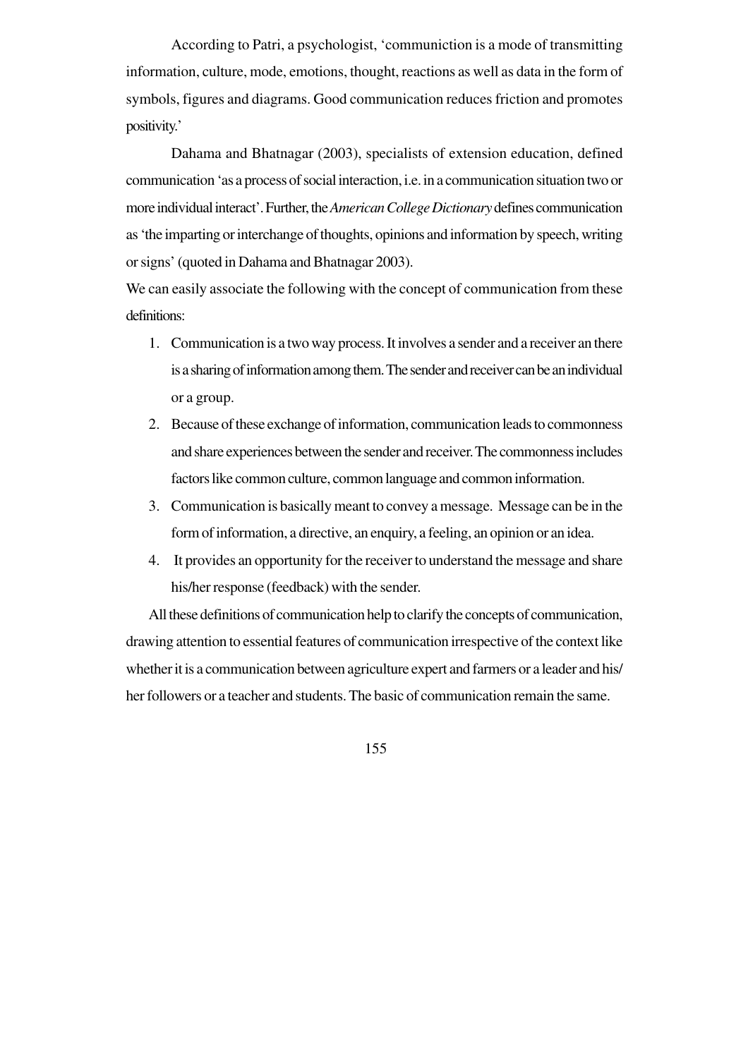According to Patri, a psychologist, 'communiction is a mode of transmitting information, culture, mode, emotions, thought, reactions as well as data in the form of symbols, figures and diagrams. Good communication reduces friction and promotes positivity.'

Dahama and Bhatnagar (2003), specialists of extension education, defined communication 'as a process of social interaction, i.e. in a communication situation two or more individual interact'. Further, the *American College Dictionary* defines communication as 'the imparting or interchange of thoughts, opinions and information by speech, writing or signs' (quoted in Dahama and Bhatnagar 2003).

We can easily associate the following with the concept of communication from these definitions:

1. Communication is a two way process. It involves a sender and a receiver an there is a sharing of information among them. The sender and receiver can be an individual or a group.
2. Because of these exchange of information, communication leads to commonness and share experiences between the sender and receiver. The commonness includes factors like common culture, common language and common information.
3. Communication is basically meant to convey a message. Message can be in the form of information, a directive, an enquiry, a feeling, an opinion or an idea.
4. It provides an opportunity for the receiver to understand the message and share his/her response (feedback) with the sender.

All these definitions of communication help to clarify the concepts of communication, drawing attention to essential features of communication irrespective of the context like whether it is a communication between agriculture expert and farmers or a leader and his/her followers or a teacher and students. The basic of communication remain the same.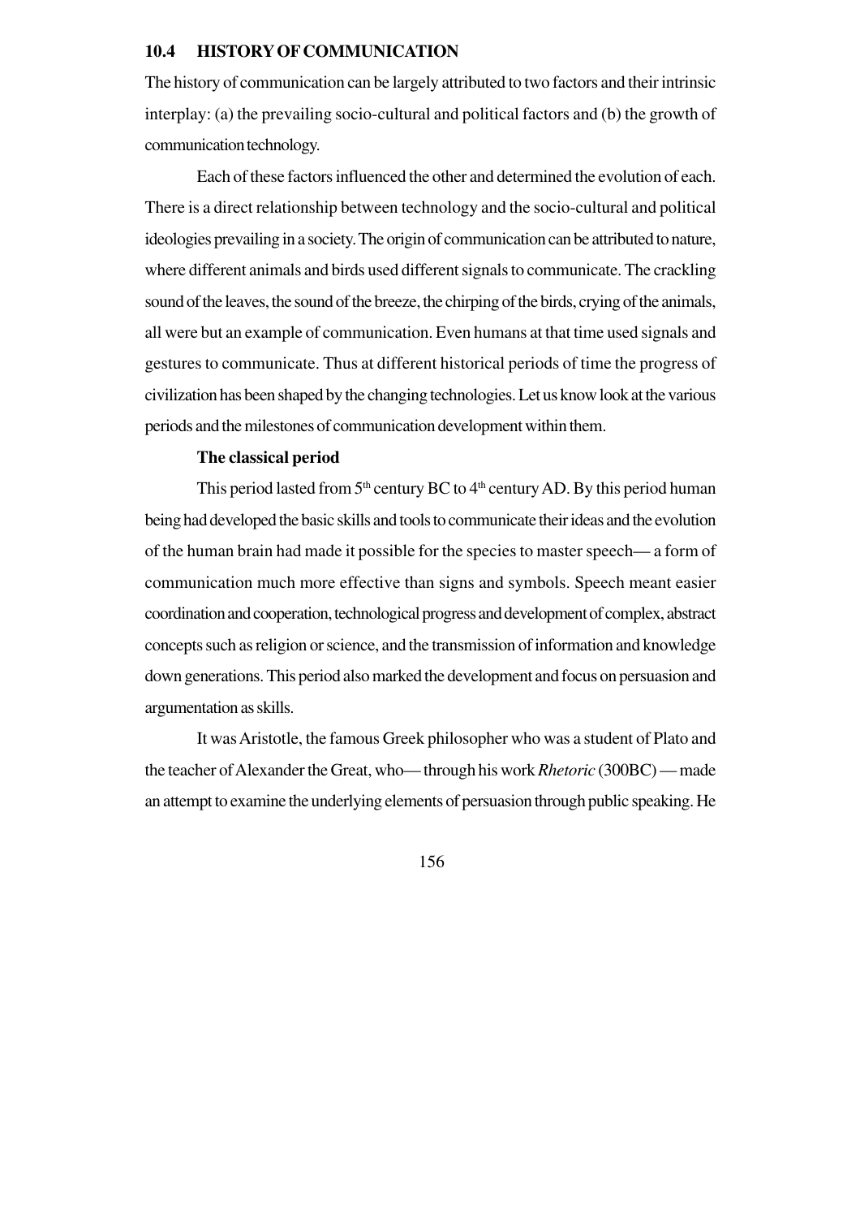## 10.4 HISTORY OF COMMUNICATION

The history of communication can be largely attributed to two factors and their intrinsic interplay: (a) the prevailing socio-cultural and political factors and (b) the growth of communication technology.

Each of these factors influenced the other and determined the evolution of each. There is a direct relationship between technology and the socio-cultural and political ideologies prevailing in a society. The origin of communication can be attributed to nature, where different animals and birds used different signals to communicate. The crackling sound of the leaves, the sound of the breeze, the chirping of the birds, crying of the animals, all were but an example of communication. Even humans at that time used signals and gestures to communicate. Thus at different historical periods of time the progress of civilization has been shaped by the changing technologies. Let us know look at the various periods and the milestones of communication development within them.

**The classical period**

This period lasted from 5th century BC to 4th century AD. By this period human being had developed the basic skills and tools to communicate their ideas and the evolution of the human brain had made it possible for the species to master speech— a form of communication much more effective than signs and symbols. Speech meant easier coordination and cooperation, technological progress and development of complex, abstract concepts such as religion or science, and the transmission of information and knowledge down generations. This period also marked the development and focus on persuasion and argumentation as skills.

It was Aristotle, the famous Greek philosopher who was a student of Plato and the teacher of Alexander the Great, who— through his work *Rhetoric* (300BC) — made an attempt to examine the underlying elements of persuasion through public speaking. He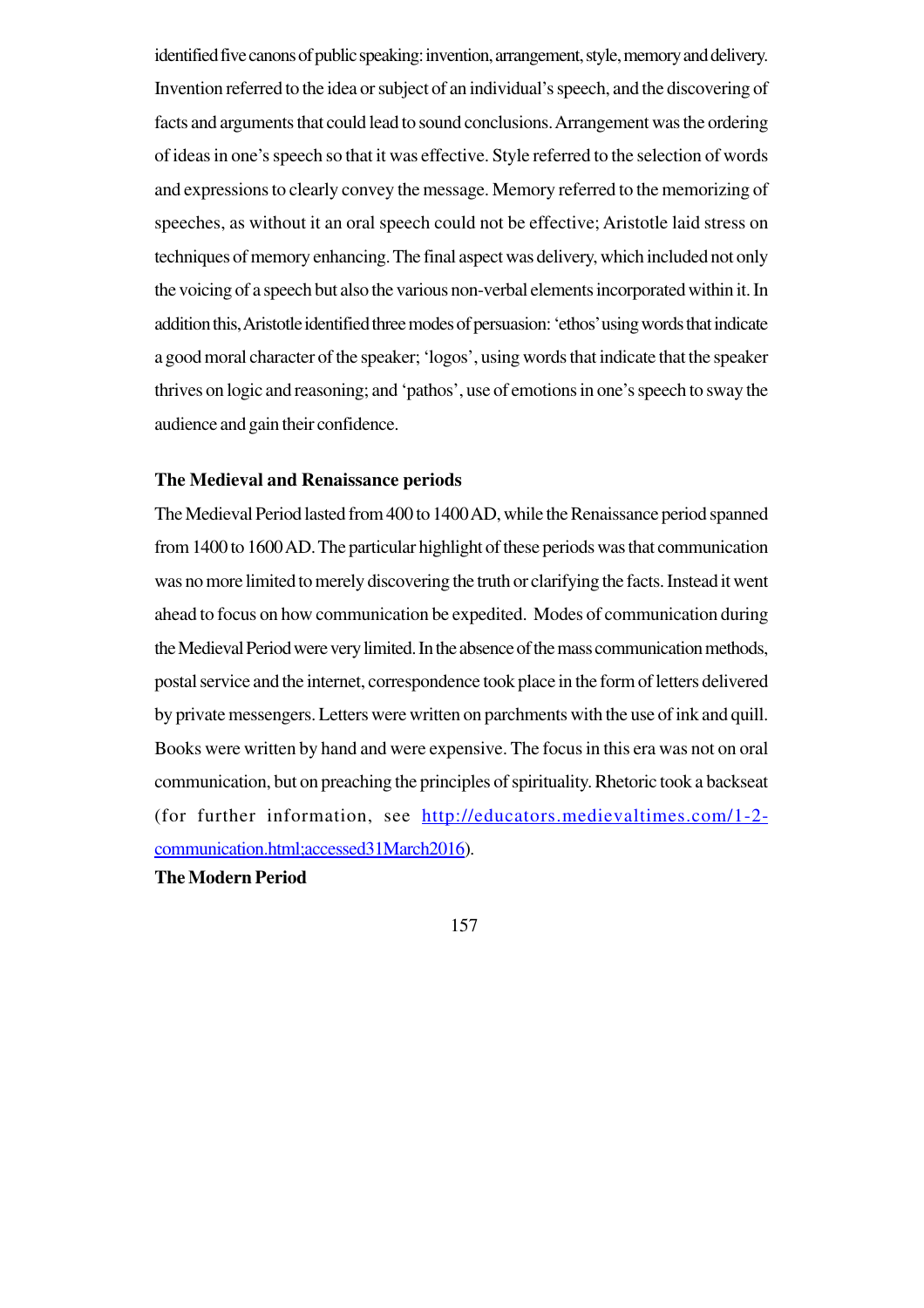identified five canons of public speaking: invention, arrangement, style, memory and delivery. Invention referred to the idea or subject of an individual's speech, and the discovering of facts and arguments that could lead to sound conclusions. Arrangement was the ordering of ideas in one's speech so that it was effective. Style referred to the selection of words and expressions to clearly convey the message. Memory referred to the memorizing of speeches, as without it an oral speech could not be effective; Aristotle laid stress on techniques of memory enhancing. The final aspect was delivery, which included not only the voicing of a speech but also the various non-verbal elements incorporated within it. In addition this, Aristotle identified three modes of persuasion: 'ethos' using words that indicate a good moral character of the speaker; 'logos', using words that indicate that the speaker thrives on logic and reasoning; and 'pathos', use of emotions in one's speech to sway the audience and gain their confidence.

**The Medieval and Renaissance periods**

The Medieval Period lasted from 400 to 1400 AD, while the Renaissance period spanned from 1400 to 1600 AD. The particular highlight of these periods was that communication was no more limited to merely discovering the truth or clarifying the facts. Instead it went ahead to focus on how communication be expedited. Modes of communication during the Medieval Period were very limited. In the absence of the mass communication methods, postal service and the internet, correspondence took place in the form of letters delivered by private messengers. Letters were written on parchments with the use of ink and quill. Books were written by hand and were expensive. The focus in this era was not on oral communication, but on preaching the principles of spirituality. Rhetoric took a backseat (for further information, see http://educators.medievaltimes.com/1-2-communication.html;accessed31March2016).

**The Modern Period**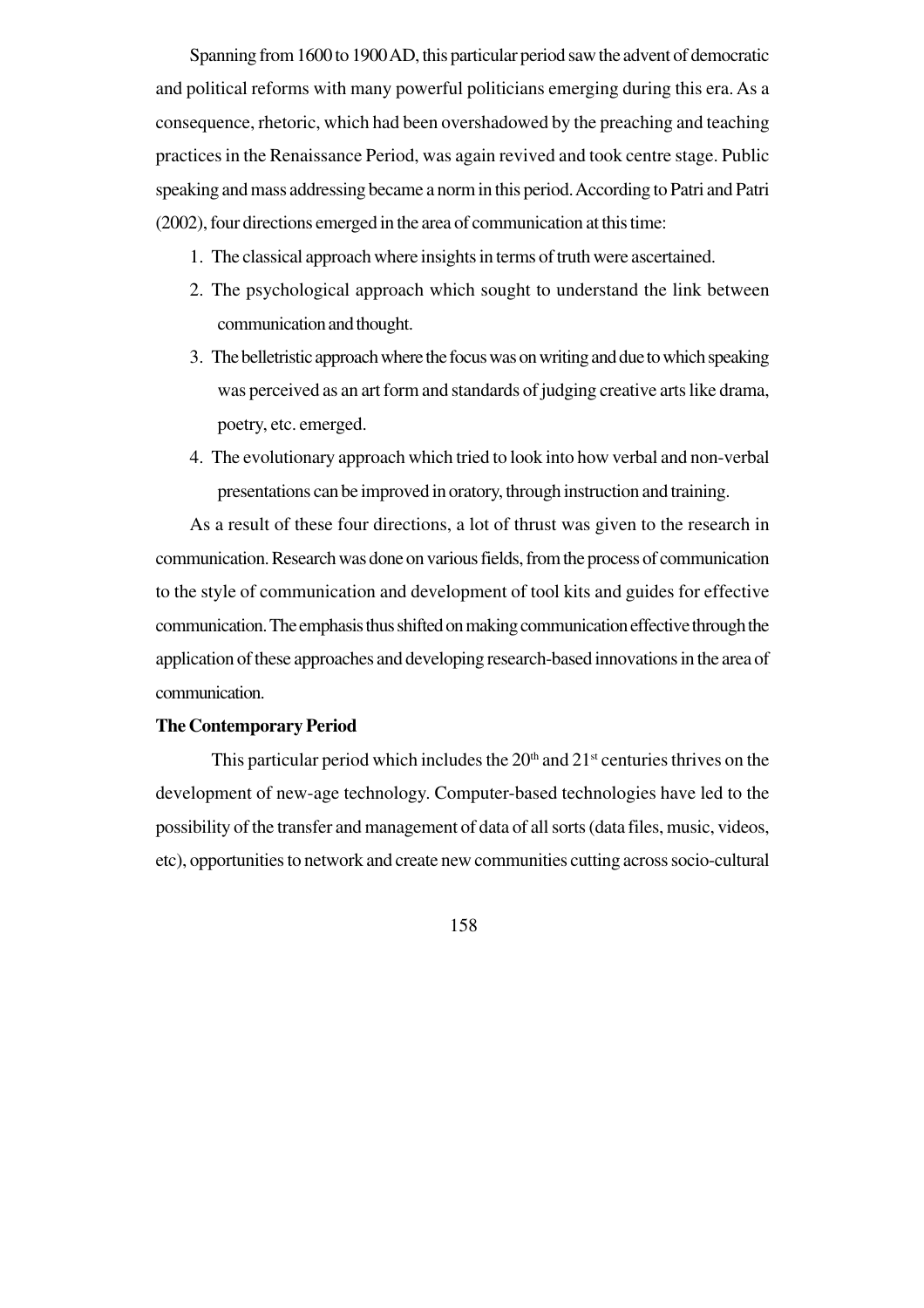Spanning from 1600 to 1900 AD, this particular period saw the advent of democratic and political reforms with many powerful politicians emerging during this era. As a consequence, rhetoric, which had been overshadowed by the preaching and teaching practices in the Renaissance Period, was again revived and took centre stage. Public speaking and mass addressing became a norm in this period. According to Patri and Patri (2002), four directions emerged in the area of communication at this time:

1. The classical approach where insights in terms of truth were ascertained.
2. The psychological approach which sought to understand the link between communication and thought.
3. The belletristic approach where the focus was on writing and due to which speaking was perceived as an art form and standards of judging creative arts like drama, poetry, etc. emerged.
4. The evolutionary approach which tried to look into how verbal and non-verbal presentations can be improved in oratory, through instruction and training.

As a result of these four directions, a lot of thrust was given to the research in communication. Research was done on various fields, from the process of communication to the style of communication and development of tool kits and guides for effective communication. The emphasis thus shifted on making communication effective through the application of these approaches and developing research-based innovations in the area of communication.

**The Contemporary Period**

This particular period which includes the 20th and 21st centuries thrives on the development of new-age technology. Computer-based technologies have led to the possibility of the transfer and management of data of all sorts (data files, music, videos, etc), opportunities to network and create new communities cutting across socio-cultural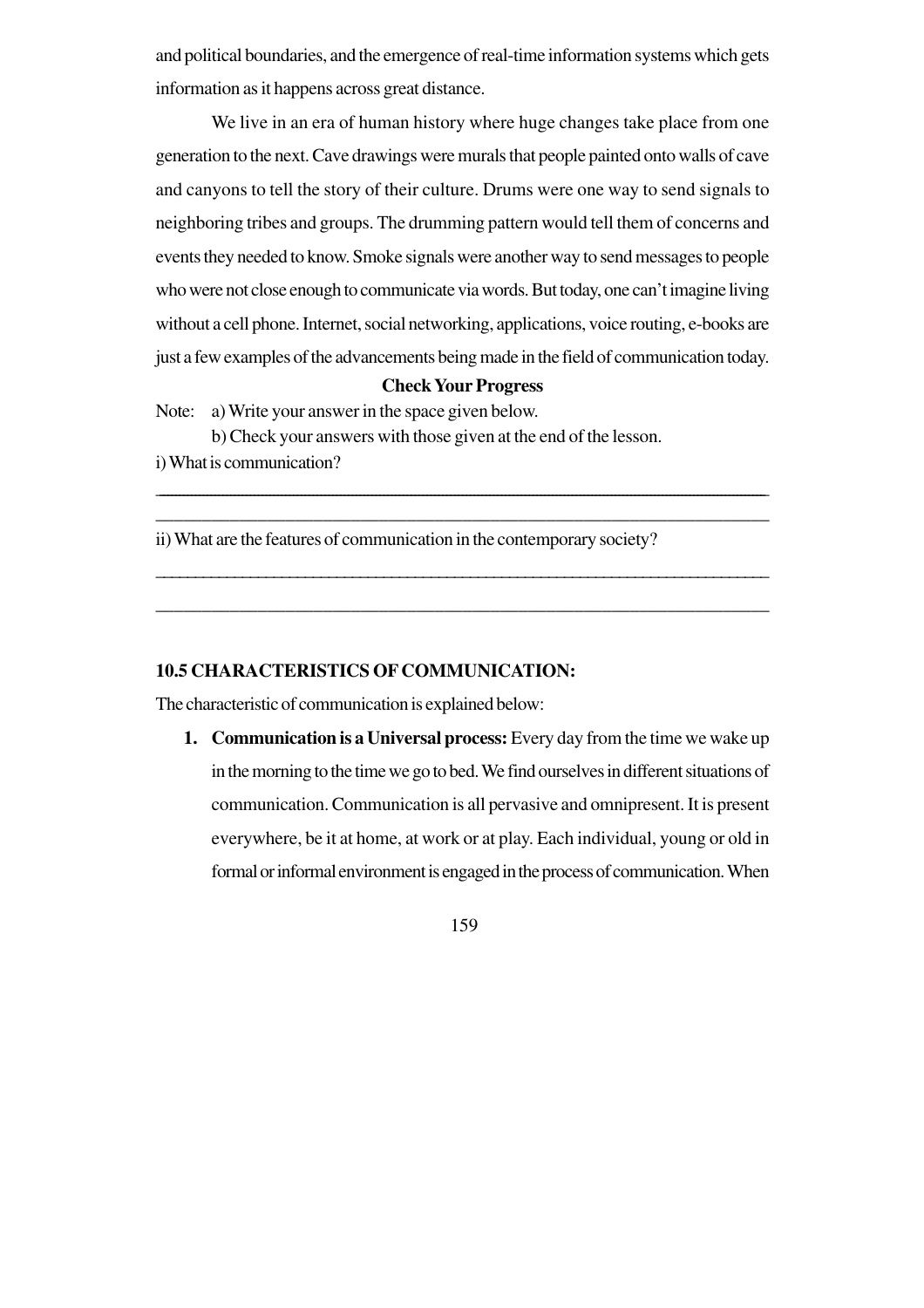and political boundaries, and the emergence of real-time information systems which gets information as it happens across great distance.

We live in an era of human history where huge changes take place from one generation to the next. Cave drawings were murals that people painted onto walls of cave and canyons to tell the story of their culture. Drums were one way to send signals to neighboring tribes and groups. The drumming pattern would tell them of concerns and events they needed to know. Smoke signals were another way to send messages to people who were not close enough to communicate via words. But today, one can't imagine living without a cell phone. Internet, social networking, applications, voice routing, e-books are just a few examples of the advancements being made in the field of communication today.

**Check Your Progress**

Note: a) Write your answer in the space given below.

b) Check your answers with those given at the end of the lesson.

i) What is communication?

\_\_\_\_\_\_\_\_\_\_\_\_\_\_\_\_\_\_\_\_\_\_\_\_\_\_\_\_\_\_\_\_\_\_\_\_\_\_\_\_\_\_\_\_\_\_\_\_\_\_\_\_\_\_\_\_\_\_\_\_\_\_\_\_\_\_\_\_\_\_\_\_

\_\_\_\_\_\_\_\_\_\_\_\_\_\_\_\_\_\_\_\_\_\_\_\_\_\_\_\_\_\_\_\_\_\_\_\_\_\_\_\_\_\_\_\_\_\_\_\_\_\_\_\_\_\_\_\_\_\_\_\_\_\_\_\_\_\_\_\_\_\_\_\_

ii) What are the features of communication in the contemporary society?

\_\_\_\_\_\_\_\_\_\_\_\_\_\_\_\_\_\_\_\_\_\_\_\_\_\_\_\_\_\_\_\_\_\_\_\_\_\_\_\_\_\_\_\_\_\_\_\_\_\_\_\_\_\_\_\_\_\_\_\_\_\_\_\_\_\_\_\_\_\_\_\_

\_\_\_\_\_\_\_\_\_\_\_\_\_\_\_\_\_\_\_\_\_\_\_\_\_\_\_\_\_\_\_\_\_\_\_\_\_\_\_\_\_\_\_\_\_\_\_\_\_\_\_\_\_\_\_\_\_\_\_\_\_\_\_\_\_\_\_\_\_\_\_\_

### 10.5 CHARACTERISTICS OF COMMUNICATION:

The characteristic of communication is explained below:

1. **Communication is a Universal process:** Every day from the time we wake up in the morning to the time we go to bed. We find ourselves in different situations of communication. Communication is all pervasive and omnipresent. It is present everywhere, be it at home, at work or at play. Each individual, young or old in formal or informal environment is engaged in the process of communication. When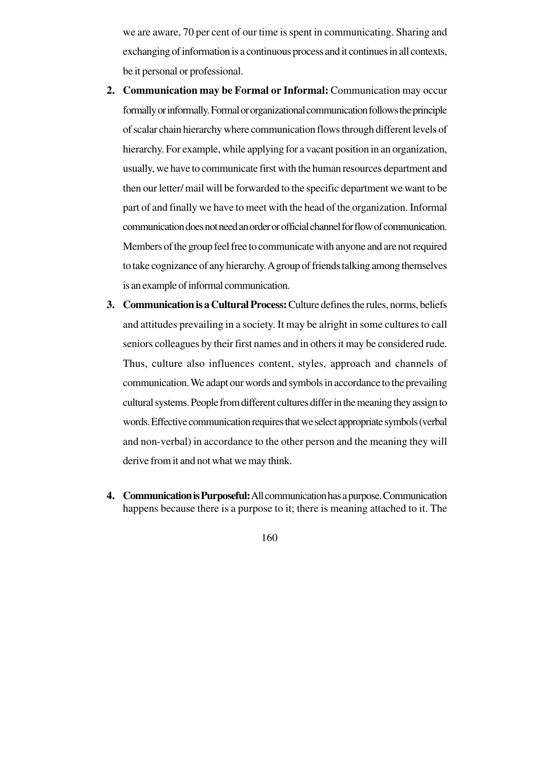we are aware, 70 per cent of our time is spent in communicating. Sharing and exchanging of information is a continuous process and it continues in all contexts, be it personal or professional.

2. **Communication may be Formal or Informal:** Communication may occur formally or informally. Formal or organizational communication follows the principle of scalar chain hierarchy where communication flows through different levels of hierarchy. For example, while applying for a vacant position in an organization, usually, we have to communicate first with the human resources department and then our letter/ mail will be forwarded to the specific department we want to be part of and finally we have to meet with the head of the organization. Informal communication does not need an order or official channel for flow of communication. Members of the group feel free to communicate with anyone and are not required to take cognizance of any hierarchy. A group of friends talking among themselves is an example of informal communication.

3. **Communication is a Cultural Process:** Culture defines the rules, norms, beliefs and attitudes prevailing in a society. It may be alright in some cultures to call seniors colleagues by their first names and in others it may be considered rude. Thus, culture also influences content, styles, approach and channels of communication. We adapt our words and symbols in accordance to the prevailing cultural systems. People from different cultures differ in the meaning they assign to words. Effective communication requires that we select appropriate symbols (verbal and non-verbal) in accordance to the other person and the meaning they will derive from it and not what we may think.

4. **Communication is Purposeful:** All communication has a purpose. Communication happens because there is a purpose to it; there is meaning attached to it. The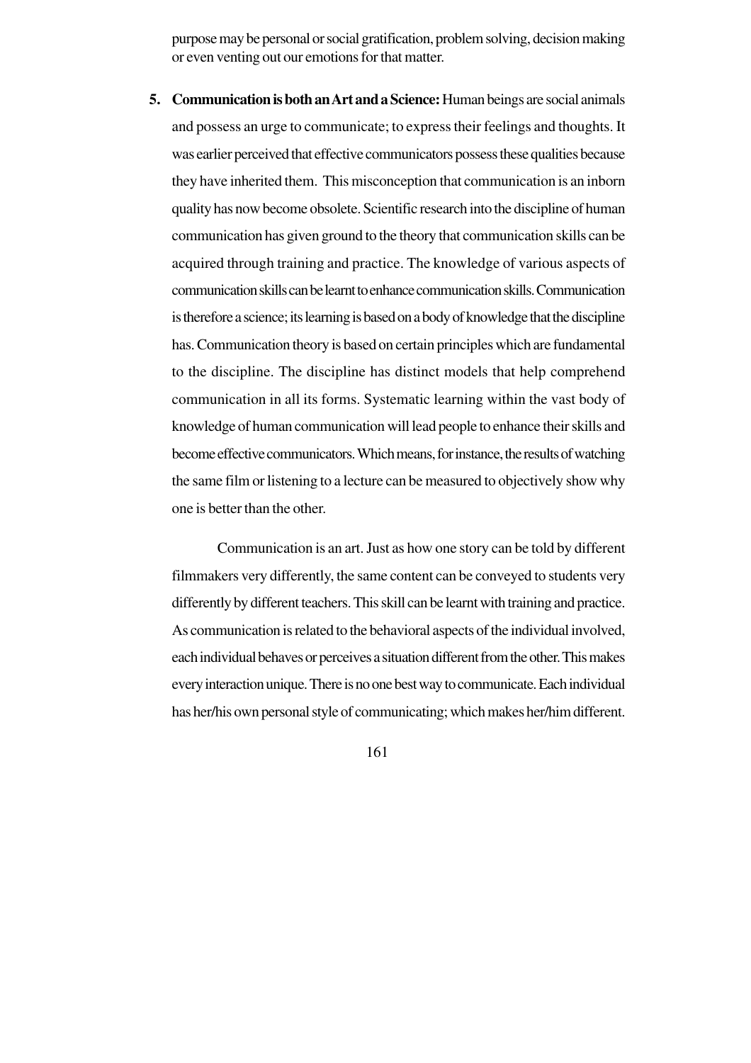purpose may be personal or social gratification, problem solving, decision making or even venting out our emotions for that matter.

5. **Communication is both an Art and a Science:** Human beings are social animals and possess an urge to communicate; to express their feelings and thoughts. It was earlier perceived that effective communicators possess these qualities because they have inherited them. This misconception that communication is an inborn quality has now become obsolete. Scientific research into the discipline of human communication has given ground to the theory that communication skills can be acquired through training and practice. The knowledge of various aspects of communication skills can be learnt to enhance communication skills. Communication is therefore a science; its learning is based on a body of knowledge that the discipline has. Communication theory is based on certain principles which are fundamental to the discipline. The discipline has distinct models that help comprehend communication in all its forms. Systematic learning within the vast body of knowledge of human communication will lead people to enhance their skills and become effective communicators. Which means, for instance, the results of watching the same film or listening to a lecture can be measured to objectively show why one is better than the other.

   Communication is an art. Just as how one story can be told by different filmmakers very differently, the same content can be conveyed to students very differently by different teachers. This skill can be learnt with training and practice. As communication is related to the behavioral aspects of the individual involved, each individual behaves or perceives a situation different from the other. This makes every interaction unique. There is no one best way to communicate. Each individual has her/his own personal style of communicating; which makes her/him different.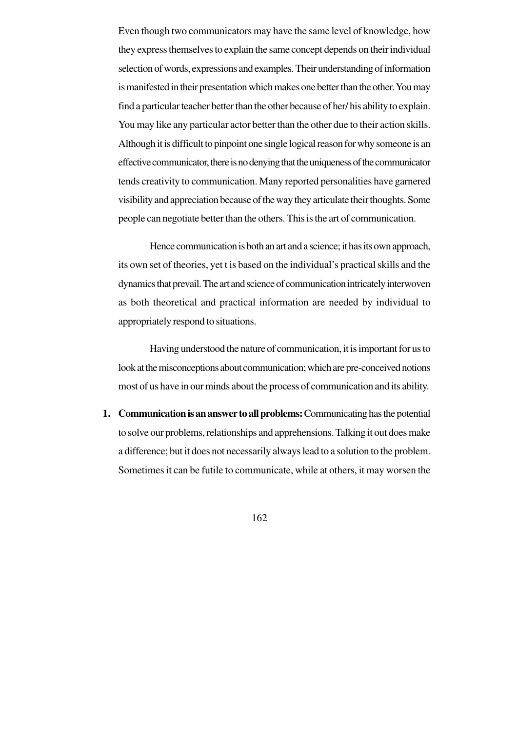Even though two communicators may have the same level of knowledge, how they express themselves to explain the same concept depends on their individual selection of words, expressions and examples. Their understanding of information is manifested in their presentation which makes one better than the other. You may find a particular teacher better than the other because of her/ his ability to explain. You may like any particular actor better than the other due to their action skills. Although it is difficult to pinpoint one single logical reason for why someone is an effective communicator, there is no denying that the uniqueness of the communicator tends creativity to communication. Many reported personalities have garnered visibility and appreciation because of the way they articulate their thoughts. Some people can negotiate better than the others. This is the art of communication.

Hence communication is both an art and a science; it has its own approach, its own set of theories, yet t is based on the individual's practical skills and the dynamics that prevail. The art and science of communication intricately interwoven as both theoretical and practical information are needed by individual to appropriately respond to situations.

Having understood the nature of communication, it is important for us to look at the misconceptions about communication; which are pre-conceived notions most of us have in our minds about the process of communication and its ability.

1. **Communication is an answer to all problems:** Communicating has the potential to solve our problems, relationships and apprehensions. Talking it out does make a difference; but it does not necessarily always lead to a solution to the problem. Sometimes it can be futile to communicate, while at others, it may worsen the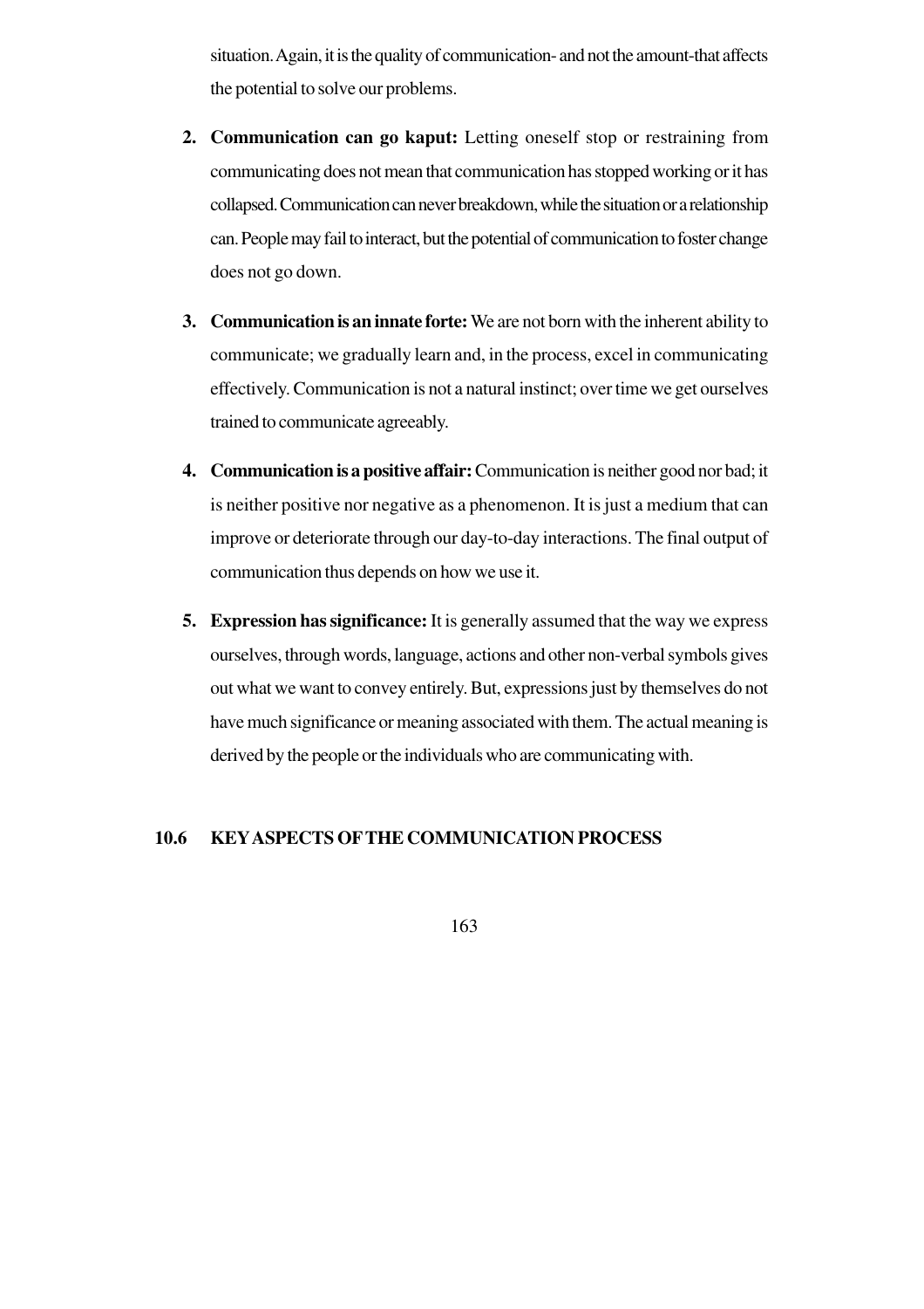situation. Again, it is the quality of communication- and not the amount-that affects the potential to solve our problems.

2. **Communication can go kaput:** Letting oneself stop or restraining from communicating does not mean that communication has stopped working or it has collapsed. Communication can never breakdown, while the situation or a relationship can. People may fail to interact, but the potential of communication to foster change does not go down.

3. **Communication is an innate forte:** We are not born with the inherent ability to communicate; we gradually learn and, in the process, excel in communicating effectively. Communication is not a natural instinct; over time we get ourselves trained to communicate agreeably.

4. **Communication is a positive affair:** Communication is neither good nor bad; it is neither positive nor negative as a phenomenon. It is just a medium that can improve or deteriorate through our day-to-day interactions. The final output of communication thus depends on how we use it.

5. **Expression has significance:** It is generally assumed that the way we express ourselves, through words, language, actions and other non-verbal symbols gives out what we want to convey entirely. But, expressions just by themselves do not have much significance or meaning associated with them. The actual meaning is derived by the people or the individuals who are communicating with.

## 10.6 KEY ASPECTS OF THE COMMUNICATION PROCESS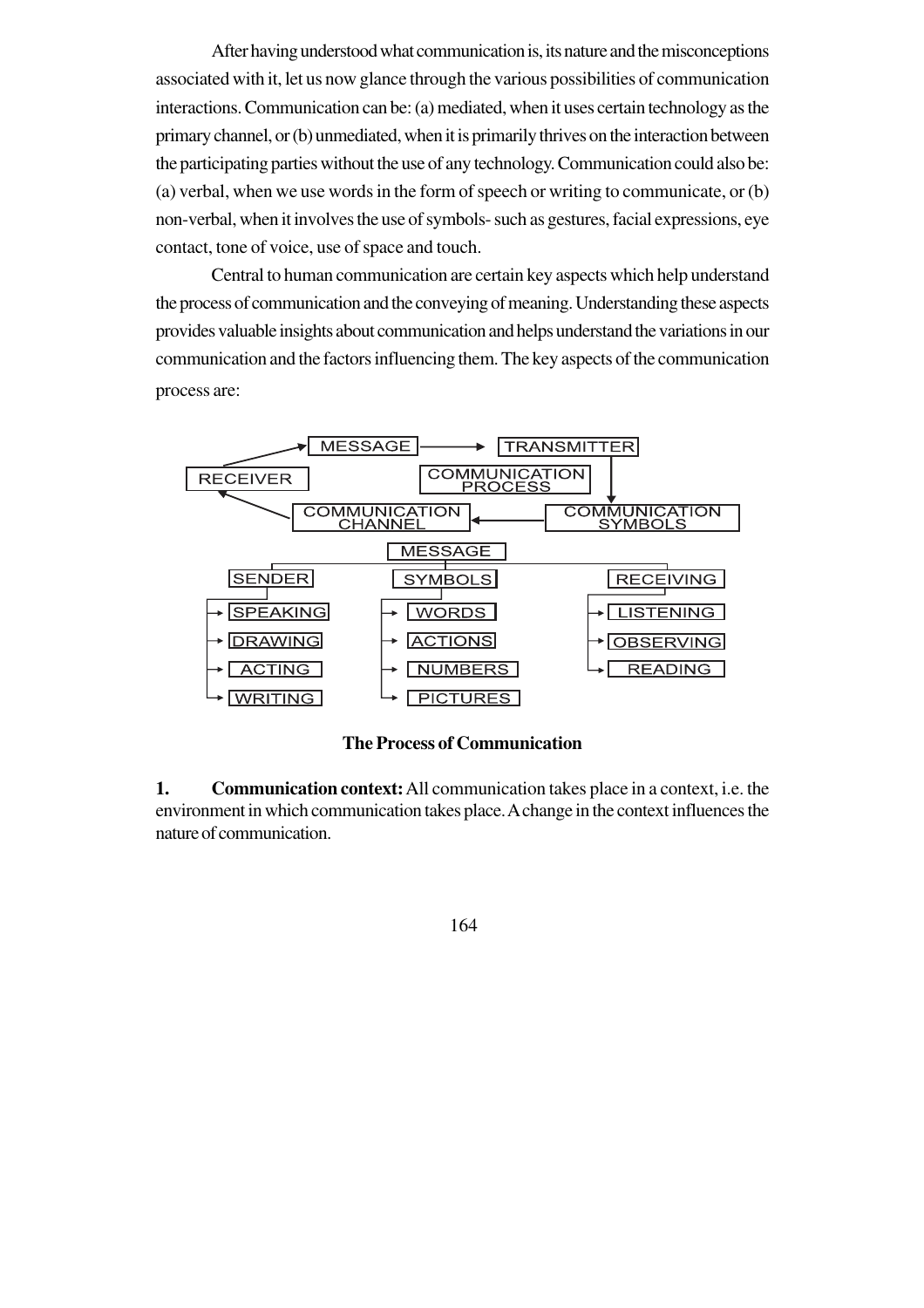After having understood what communication is, its nature and the misconceptions associated with it, let us now glance through the various possibilities of communication interactions. Communication can be: (a) mediated, when it uses certain technology as the primary channel, or (b) unmediated, when it is primarily thrives on the interaction between the participating parties without the use of any technology. Communication could also be: (a) verbal, when we use words in the form of speech or writing to communicate, or (b) non-verbal, when it involves the use of symbols- such as gestures, facial expressions, eye contact, tone of voice, use of space and touch.

Central to human communication are certain key aspects which help understand the process of communication and the conveying of meaning. Understanding these aspects provides valuable insights about communication and helps understand the variations in our communication and the factors influencing them. The key aspects of the communication process are:

MESSAGE → TRANSMITTER → COMMUNICATION SYMBOLS → COMMUNICATION CHANNEL → RECEIVER → MESSAGE

COMMUNICATION PROCESS

MESSAGE

- SENDER
  - SPEAKING
  - DRAWING
  - ACTING
  - WRITING
- SYMBOLS
  - WORDS
  - ACTIONS
  - NUMBERS
  - PICTURES
- RECEIVING
  - LISTENING
  - OBSERVING
  - READING

**The Process of Communication**

**1. Communication context:** All communication takes place in a context, i.e. the environment in which communication takes place. A change in the context influences the nature of communication.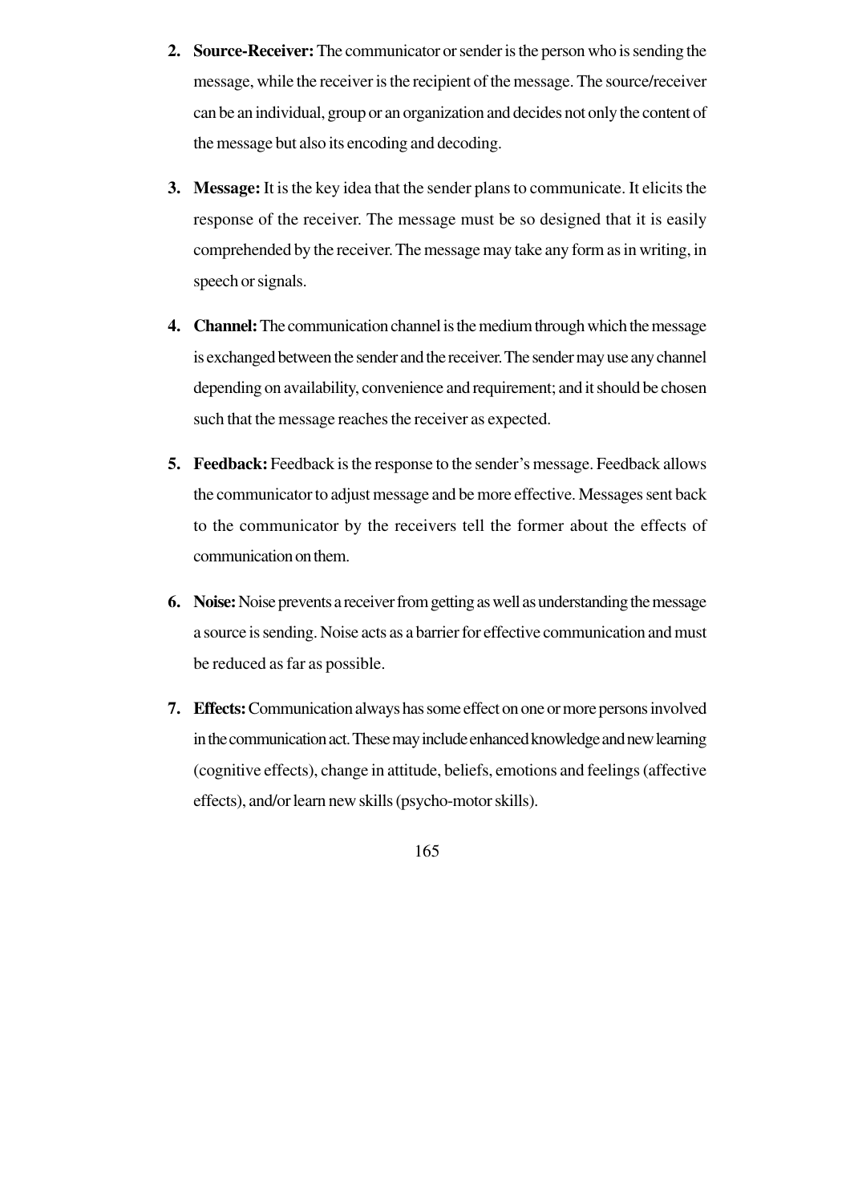2. **Source-Receiver:** The communicator or sender is the person who is sending the message, while the receiver is the recipient of the message. The source/receiver can be an individual, group or an organization and decides not only the content of the message but also its encoding and decoding.

3. **Message:** It is the key idea that the sender plans to communicate. It elicits the response of the receiver. The message must be so designed that it is easily comprehended by the receiver. The message may take any form as in writing, in speech or signals.

4. **Channel:** The communication channel is the medium through which the message is exchanged between the sender and the receiver. The sender may use any channel depending on availability, convenience and requirement; and it should be chosen such that the message reaches the receiver as expected.

5. **Feedback:** Feedback is the response to the sender's message. Feedback allows the communicator to adjust message and be more effective. Messages sent back to the communicator by the receivers tell the former about the effects of communication on them.

6. **Noise:** Noise prevents a receiver from getting as well as understanding the message a source is sending. Noise acts as a barrier for effective communication and must be reduced as far as possible.

7. **Effects:** Communication always has some effect on one or more persons involved in the communication act. These may include enhanced knowledge and new learning (cognitive effects), change in attitude, beliefs, emotions and feelings (affective effects), and/or learn new skills (psycho-motor skills).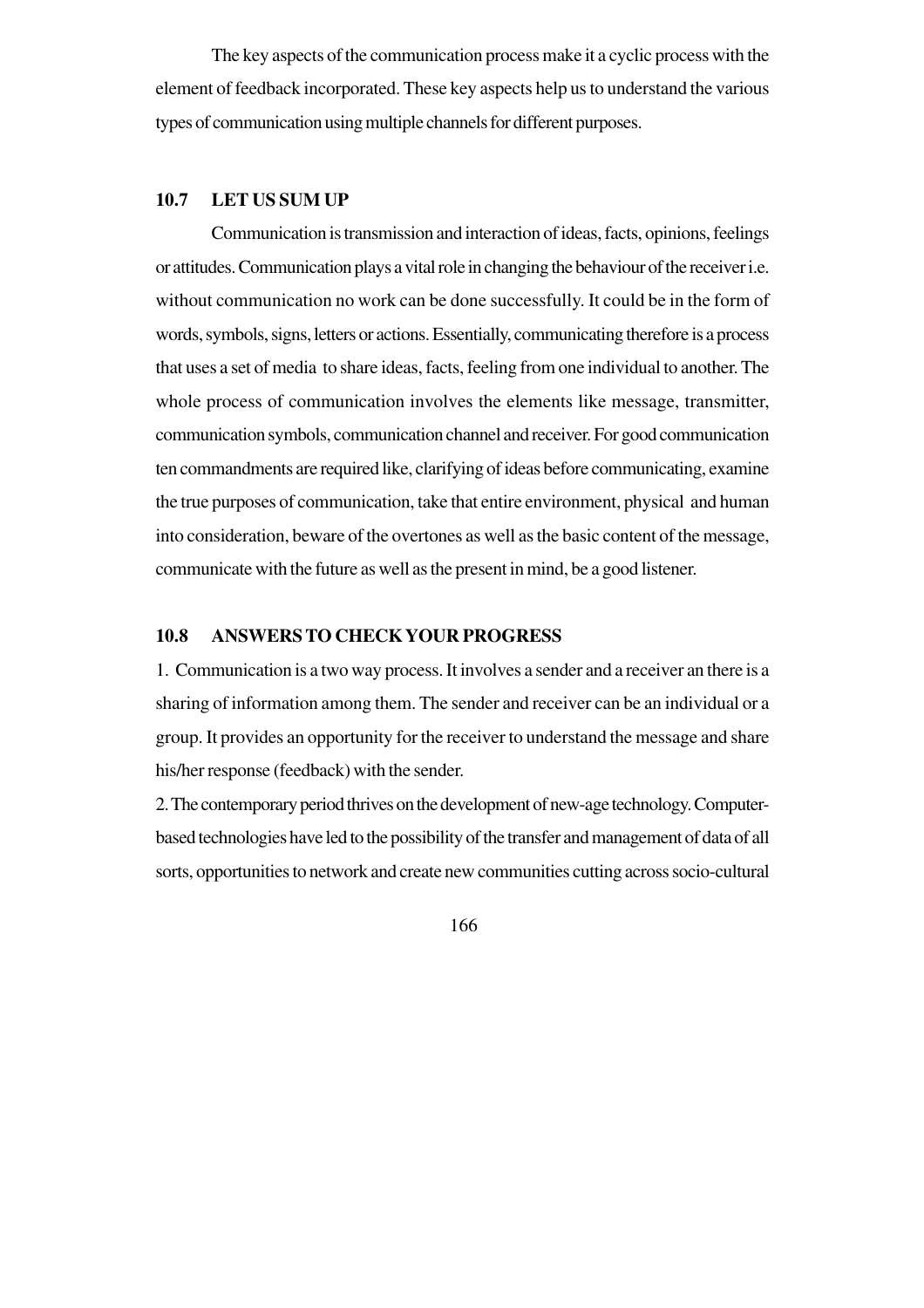The key aspects of the communication process make it a cyclic process with the element of feedback incorporated. These key aspects help us to understand the various types of communication using multiple channels for different purposes.

## 10.7 LET US SUM UP

Communication is transmission and interaction of ideas, facts, opinions, feelings or attitudes. Communication plays a vital role in changing the behaviour of the receiver i.e. without communication no work can be done successfully. It could be in the form of words, symbols, signs, letters or actions. Essentially, communicating therefore is a process that uses a set of media to share ideas, facts, feeling from one individual to another. The whole process of communication involves the elements like message, transmitter, communication symbols, communication channel and receiver. For good communication ten commandments are required like, clarifying of ideas before communicating, examine the true purposes of communication, take that entire environment, physical and human into consideration, beware of the overtones as well as the basic content of the message, communicate with the future as well as the present in mind, be a good listener.

## 10.8 ANSWERS TO CHECK YOUR PROGRESS

1. Communication is a two way process. It involves a sender and a receiver an there is a sharing of information among them. The sender and receiver can be an individual or a group. It provides an opportunity for the receiver to understand the message and share his/her response (feedback) with the sender.

2. The contemporary period thrives on the development of new-age technology. Computer-based technologies have led to the possibility of the transfer and management of data of all sorts, opportunities to network and create new communities cutting across socio-cultural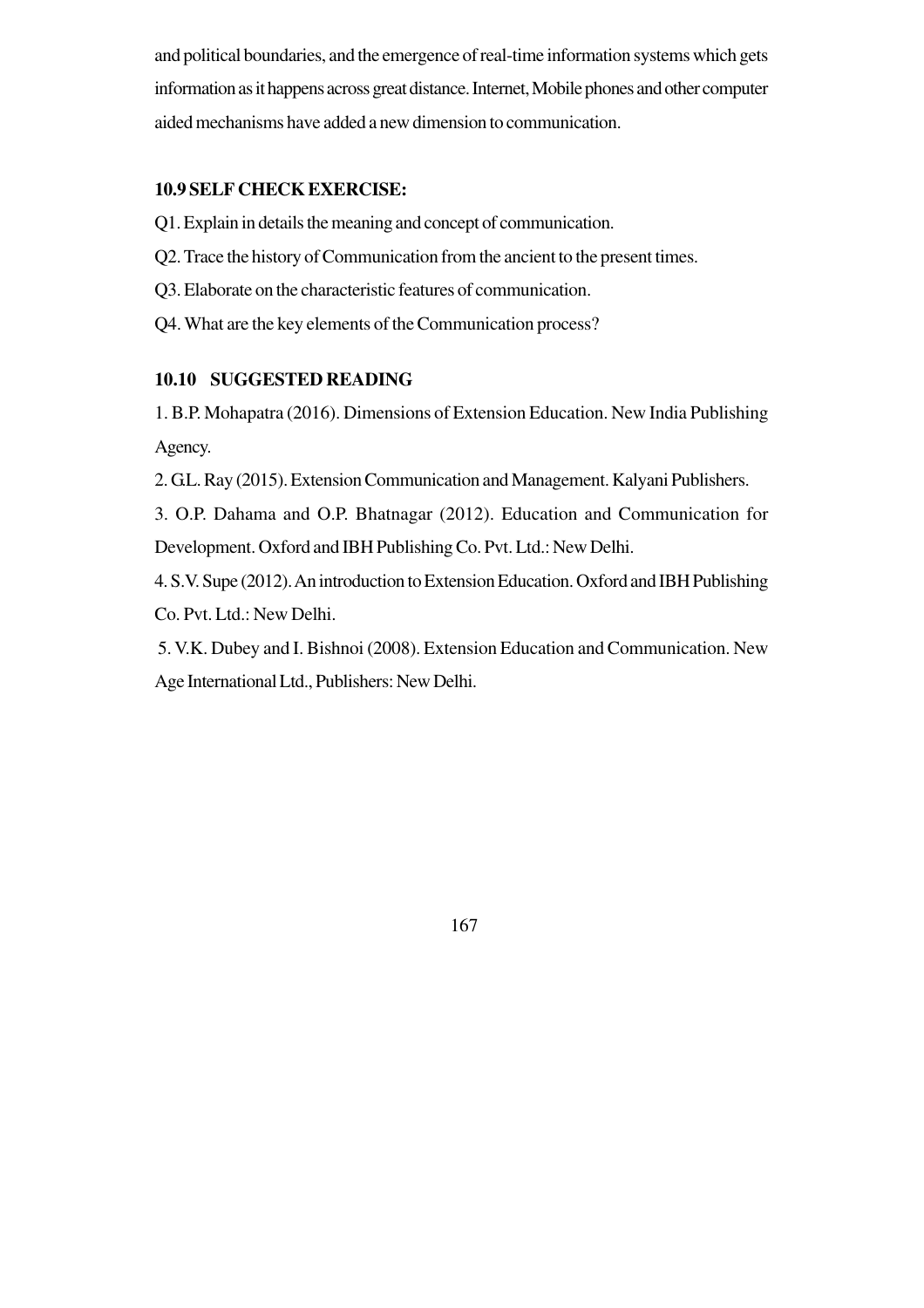and political boundaries, and the emergence of real-time information systems which gets information as it happens across great distance. Internet, Mobile phones and other computer aided mechanisms have added a new dimension to communication.

### 10.9 SELF CHECK EXERCISE:

Q1. Explain in details the meaning and concept of communication.

Q2. Trace the history of Communication from the ancient to the present times.

Q3. Elaborate on the characteristic features of communication.

Q4. What are the key elements of the Communication process?

### 10.10 SUGGESTED READING

1. B.P. Mohapatra (2016). Dimensions of Extension Education. New India Publishing Agency.

2. G.L. Ray (2015). Extension Communication and Management. Kalyani Publishers.

3. O.P. Dahama and O.P. Bhatnagar (2012). Education and Communication for Development. Oxford and IBH Publishing Co. Pvt. Ltd.: New Delhi.

4. S.V. Supe (2012). An introduction to Extension Education. Oxford and IBH Publishing Co. Pvt. Ltd.: New Delhi.

5. V.K. Dubey and I. Bishnoi (2008). Extension Education and Communication. New Age International Ltd., Publishers: New Delhi.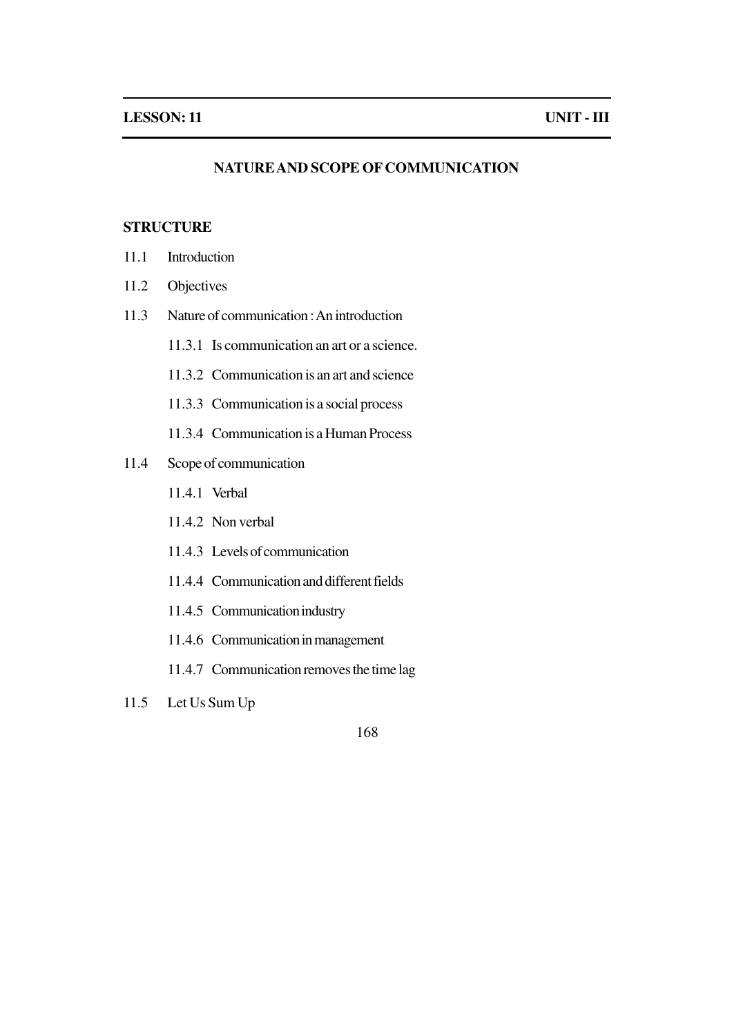**LESSON: 11** **UNIT - III**

## NATURE AND SCOPE OF COMMUNICATION

### STRUCTURE

11.1 Introduction

11.2 Objectives

11.3 Nature of communication : An introduction

- 11.3.1 Is communication an art or a science.
- 11.3.2 Communication is an art and science
- 11.3.3 Communication is a social process
- 11.3.4 Communication is a Human Process

11.4 Scope of communication

- 11.4.1 Verbal
- 11.4.2 Non verbal
- 11.4.3 Levels of communication
- 11.4.4 Communication and different fields
- 11.4.5 Communication industry
- 11.4.6 Communication in management
- 11.4.7 Communication removes the time lag

11.5 Let Us Sum Up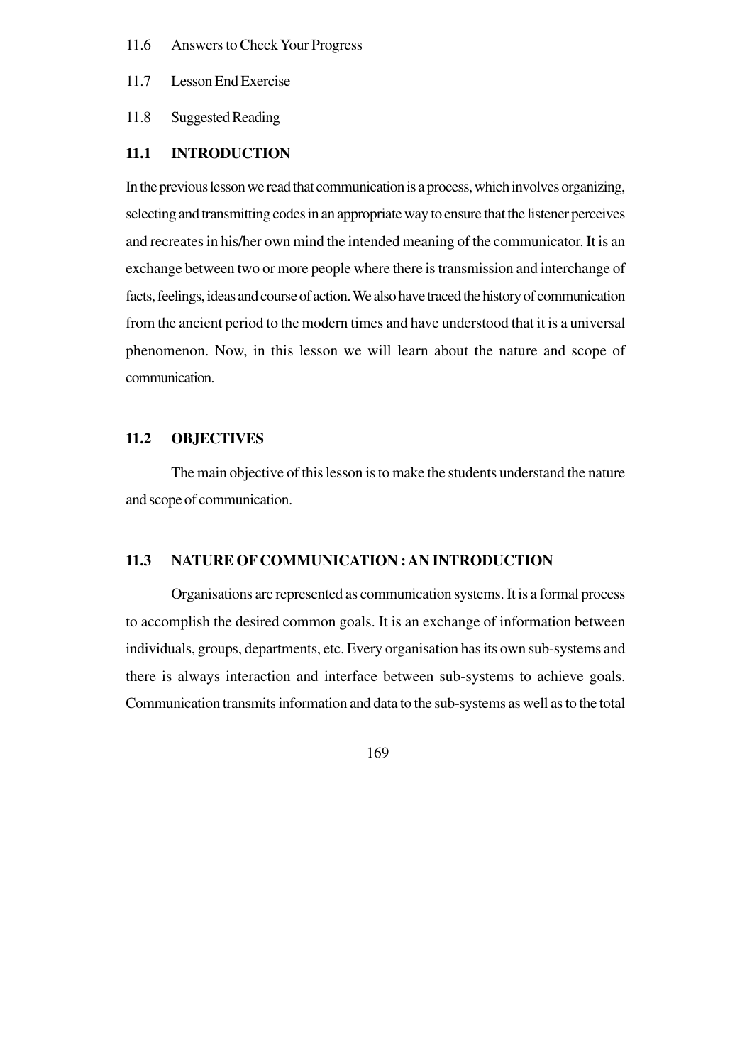11.6 Answers to Check Your Progress

11.7 Lesson End Exercise

11.8 Suggested Reading

## 11.1 INTRODUCTION

In the previous lesson we read that communication is a process, which involves organizing, selecting and transmitting codes in an appropriate way to ensure that the listener perceives and recreates in his/her own mind the intended meaning of the communicator. It is an exchange between two or more people where there is transmission and interchange of facts, feelings, ideas and course of action. We also have traced the history of communication from the ancient period to the modern times and have understood that it is a universal phenomenon. Now, in this lesson we will learn about the nature and scope of communication.

## 11.2 OBJECTIVES

The main objective of this lesson is to make the students understand the nature and scope of communication.

## 11.3 NATURE OF COMMUNICATION : AN INTRODUCTION

Organisations arc represented as communication systems. It is a formal process to accomplish the desired common goals. It is an exchange of information between individuals, groups, departments, etc. Every organisation has its own sub-systems and there is always interaction and interface between sub-systems to achieve goals. Communication transmits information and data to the sub-systems as well as to the total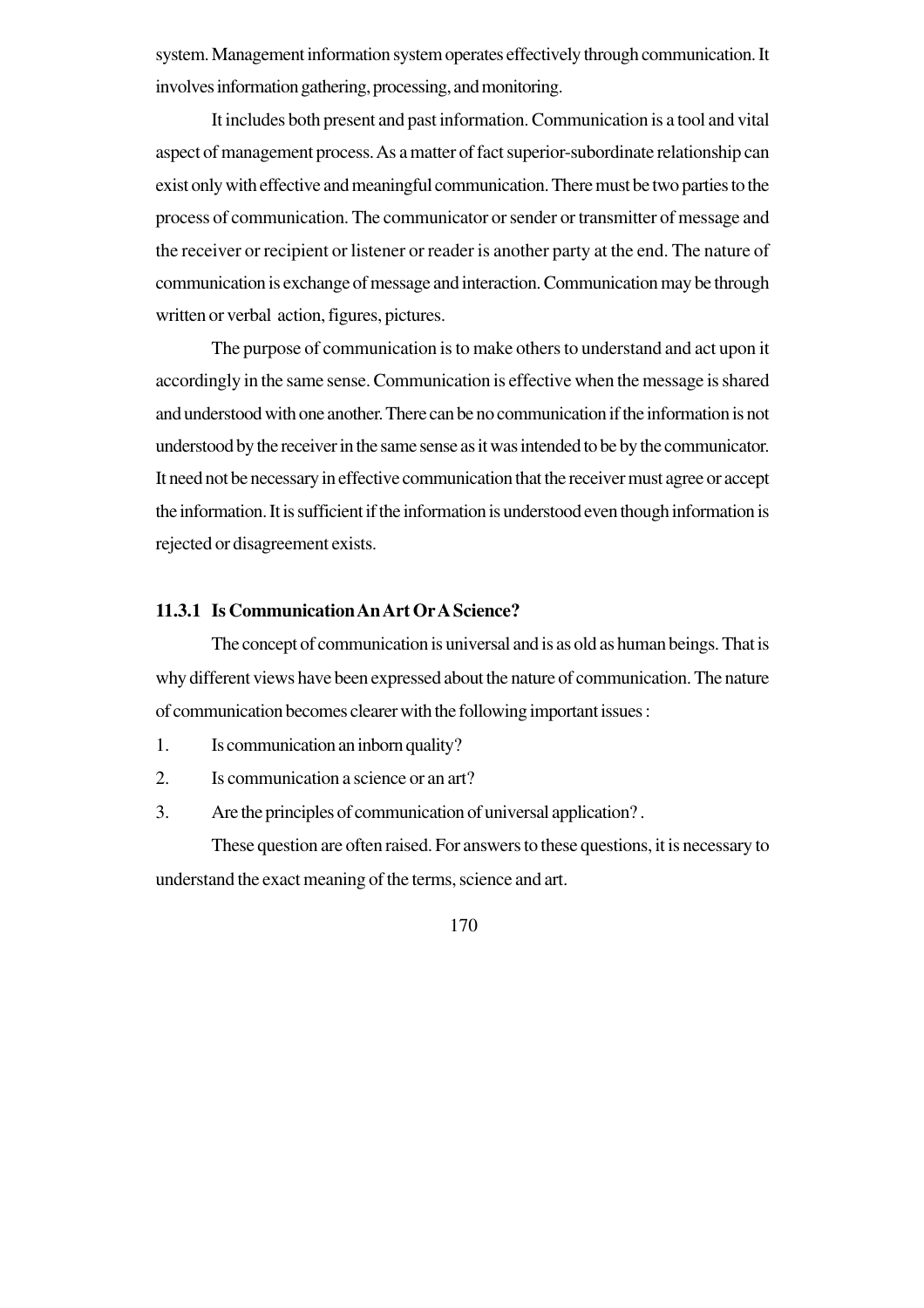system. Management information system operates effectively through communication. It involves information gathering, processing, and monitoring.

It includes both present and past information. Communication is a tool and vital aspect of management process. As a matter of fact superior-subordinate relationship can exist only with effective and meaningful communication. There must be two parties to the process of communication. The communicator or sender or transmitter of message and the receiver or recipient or listener or reader is another party at the end. The nature of communication is exchange of message and interaction. Communication may be through written or verbal action, figures, pictures.

The purpose of communication is to make others to understand and act upon it accordingly in the same sense. Communication is effective when the message is shared and understood with one another. There can be no communication if the information is not understood by the receiver in the same sense as it was intended to be by the communicator. It need not be necessary in effective communication that the receiver must agree or accept the information. It is sufficient if the information is understood even though information is rejected or disagreement exists.

### 11.3.1 Is Communication An Art Or A Science?

The concept of communication is universal and is as old as human beings. That is why different views have been expressed about the nature of communication. The nature of communication becomes clearer with the following important issues :

1. Is communication an inborn quality?
2. Is communication a science or an art?
3. Are the principles of communication of universal application? .

These question are often raised. For answers to these questions, it is necessary to understand the exact meaning of the terms, science and art.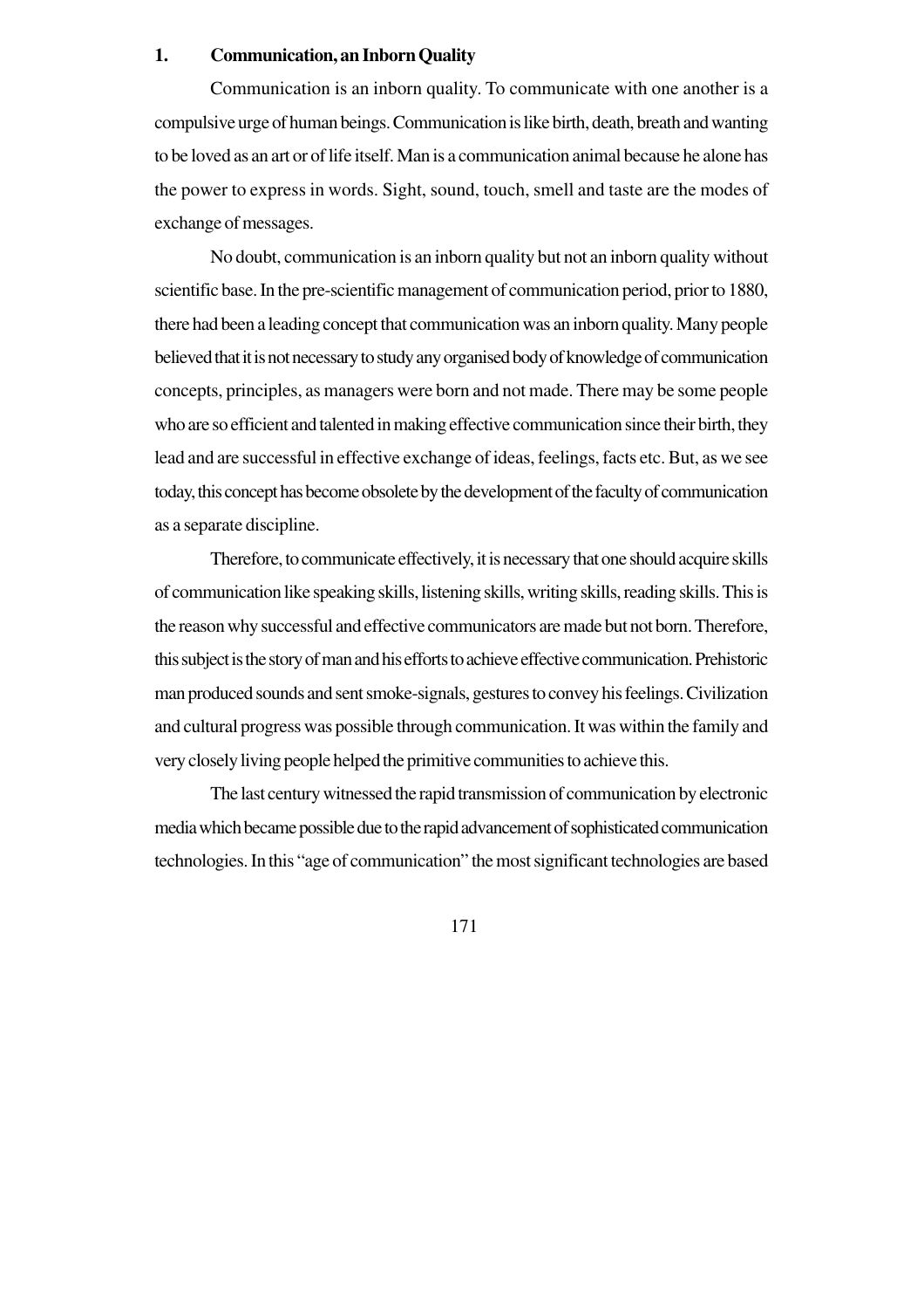## 1. Communication, an Inborn Quality

Communication is an inborn quality. To communicate with one another is a compulsive urge of human beings. Communication is like birth, death, breath and wanting to be loved as an art or of life itself. Man is a communication animal because he alone has the power to express in words. Sight, sound, touch, smell and taste are the modes of exchange of messages.

No doubt, communication is an inborn quality but not an inborn quality without scientific base. In the pre-scientific management of communication period, prior to 1880, there had been a leading concept that communication was an inborn quality. Many people believed that it is not necessary to study any organised body of knowledge of communication concepts, principles, as managers were born and not made. There may be some people who are so efficient and talented in making effective communication since their birth, they lead and are successful in effective exchange of ideas, feelings, facts etc. But, as we see today, this concept has become obsolete by the development of the faculty of communication as a separate discipline.

Therefore, to communicate effectively, it is necessary that one should acquire skills of communication like speaking skills, listening skills, writing skills, reading skills. This is the reason why successful and effective communicators are made but not born. Therefore, this subject is the story of man and his efforts to achieve effective communication. Prehistoric man produced sounds and sent smoke-signals, gestures to convey his feelings. Civilization and cultural progress was possible through communication. It was within the family and very closely living people helped the primitive communities to achieve this.

The last century witnessed the rapid transmission of communication by electronic media which became possible due to the rapid advancement of sophisticated communication technologies. In this "age of communication" the most significant technologies are based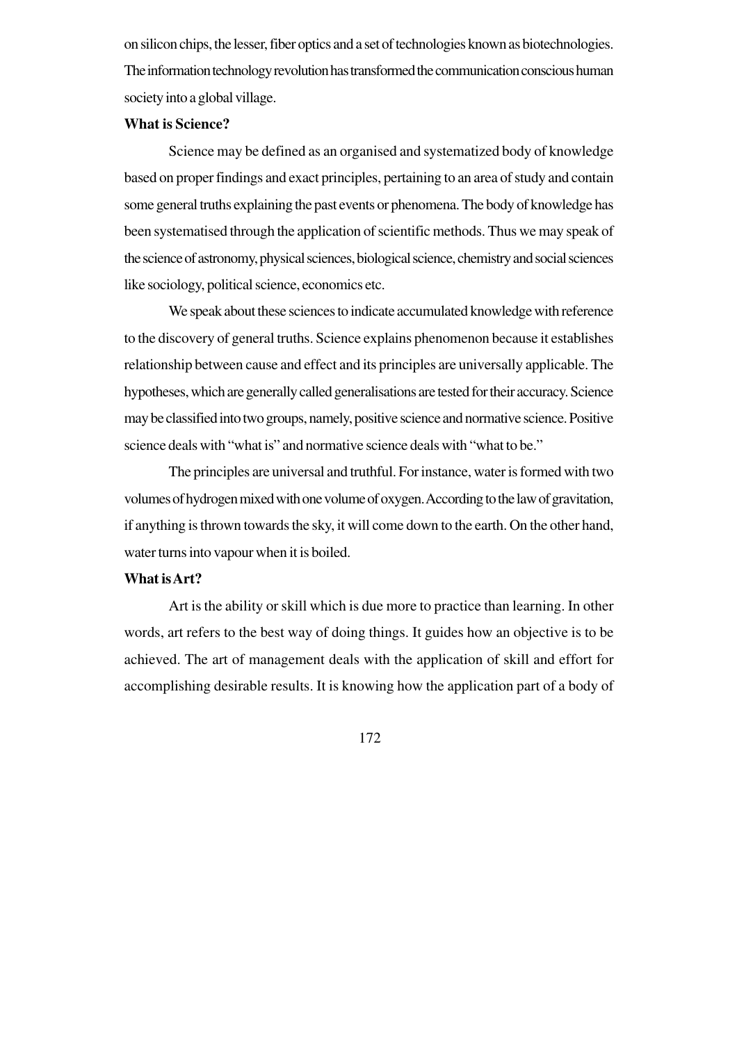on silicon chips, the lesser, fiber optics and a set of technologies known as biotechnologies. The information technology revolution has transformed the communication conscious human society into a global village.

**What is Science?**

Science may be defined as an organised and systematized body of knowledge based on proper findings and exact principles, pertaining to an area of study and contain some general truths explaining the past events or phenomena. The body of knowledge has been systematised through the application of scientific methods. Thus we may speak of the science of astronomy, physical sciences, biological science, chemistry and social sciences like sociology, political science, economics etc.

We speak about these sciences to indicate accumulated knowledge with reference to the discovery of general truths. Science explains phenomenon because it establishes relationship between cause and effect and its principles are universally applicable. The hypotheses, which are generally called generalisations are tested for their accuracy. Science may be classified into two groups, namely, positive science and normative science. Positive science deals with "what is" and normative science deals with "what to be."

The principles are universal and truthful. For instance, water is formed with two volumes of hydrogen mixed with one volume of oxygen. According to the law of gravitation, if anything is thrown towards the sky, it will come down to the earth. On the other hand, water turns into vapour when it is boiled.

**What is Art?**

Art is the ability or skill which is due more to practice than learning. In other words, art refers to the best way of doing things. It guides how an objective is to be achieved. The art of management deals with the application of skill and effort for accomplishing desirable results. It is knowing how the application part of a body of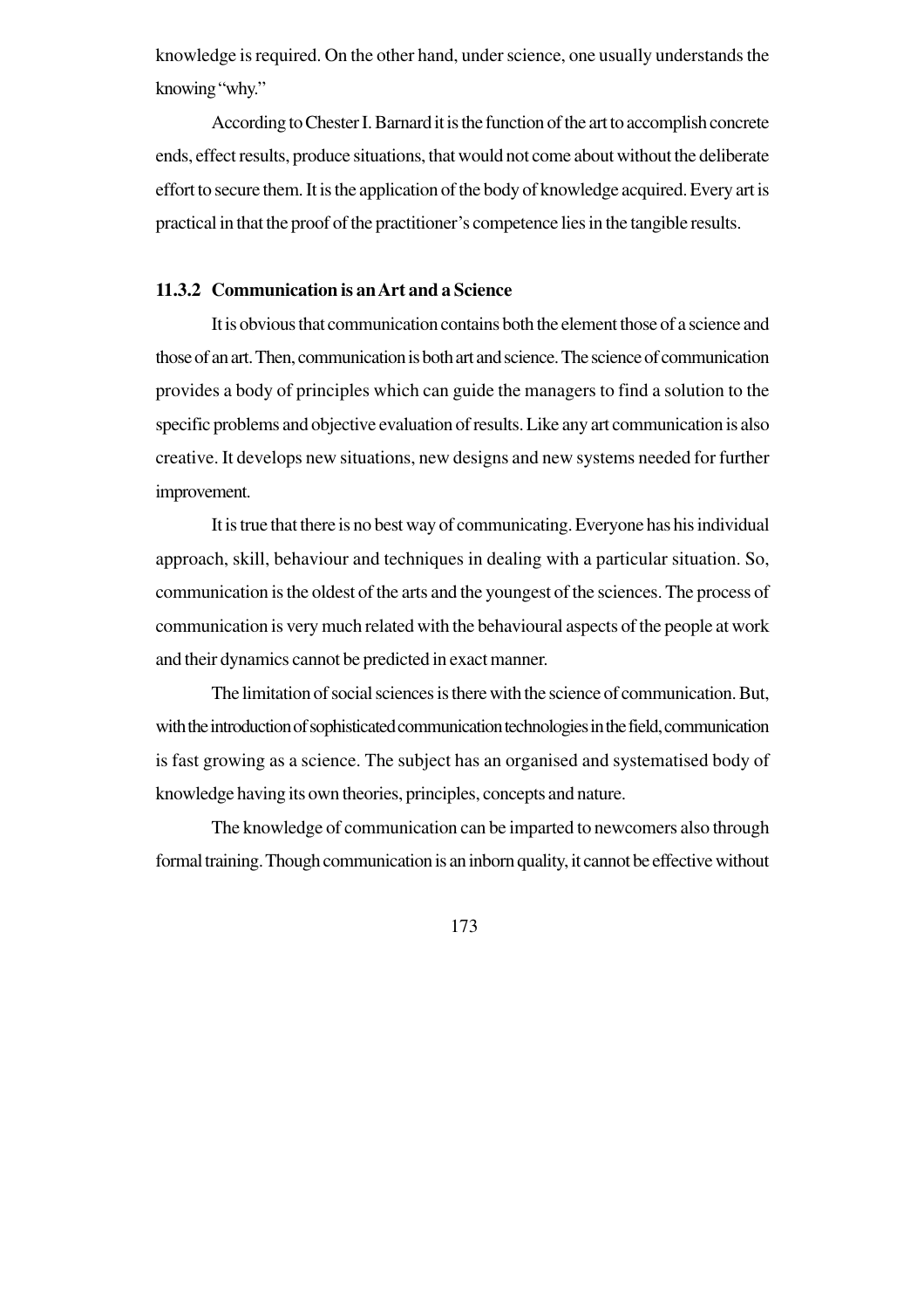knowledge is required. On the other hand, under science, one usually understands the knowing "why."

According to Chester I. Barnard it is the function of the art to accomplish concrete ends, effect results, produce situations, that would not come about without the deliberate effort to secure them. It is the application of the body of knowledge acquired. Every art is practical in that the proof of the practitioner's competence lies in the tangible results.

### 11.3.2 Communication is an Art and a Science

It is obvious that communication contains both the element those of a science and those of an art. Then, communication is both art and science. The science of communication provides a body of principles which can guide the managers to find a solution to the specific problems and objective evaluation of results. Like any art communication is also creative. It develops new situations, new designs and new systems needed for further improvement.

It is true that there is no best way of communicating. Everyone has his individual approach, skill, behaviour and techniques in dealing with a particular situation. So, communication is the oldest of the arts and the youngest of the sciences. The process of communication is very much related with the behavioural aspects of the people at work and their dynamics cannot be predicted in exact manner.

The limitation of social sciences is there with the science of communication. But, with the introduction of sophisticated communication technologies in the field, communication is fast growing as a science. The subject has an organised and systematised body of knowledge having its own theories, principles, concepts and nature.

The knowledge of communication can be imparted to newcomers also through formal training. Though communication is an inborn quality, it cannot be effective without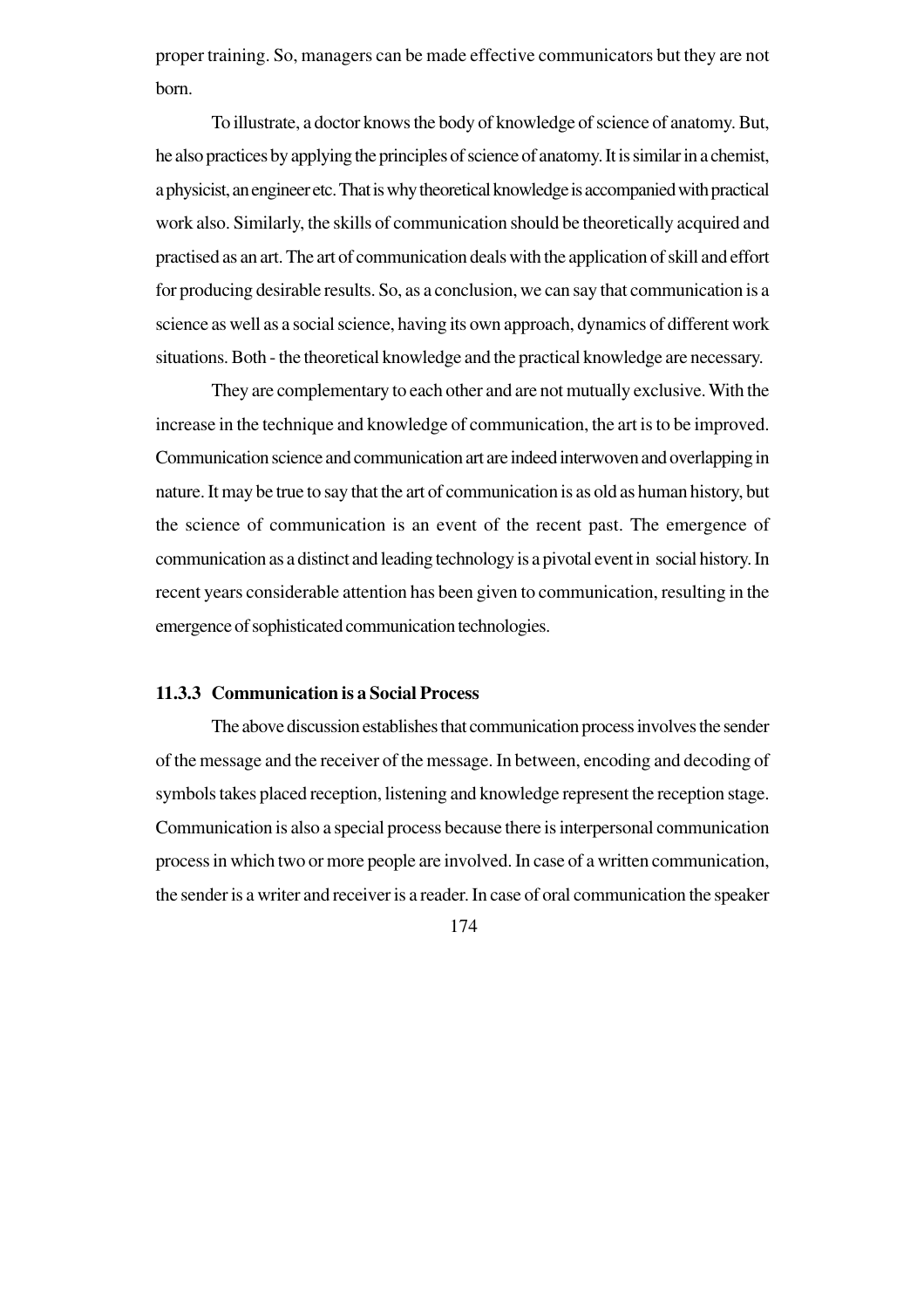proper training. So, managers can be made effective communicators but they are not born.

To illustrate, a doctor knows the body of knowledge of science of anatomy. But, he also practices by applying the principles of science of anatomy. It is similar in a chemist, a physicist, an engineer etc. That is why theoretical knowledge is accompanied with practical work also. Similarly, the skills of communication should be theoretically acquired and practised as an art. The art of communication deals with the application of skill and effort for producing desirable results. So, as a conclusion, we can say that communication is a science as well as a social science, having its own approach, dynamics of different work situations. Both - the theoretical knowledge and the practical knowledge are necessary.

They are complementary to each other and are not mutually exclusive. With the increase in the technique and knowledge of communication, the art is to be improved. Communication science and communication art are indeed interwoven and overlapping in nature. It may be true to say that the art of communication is as old as human history, but the science of communication is an event of the recent past. The emergence of communication as a distinct and leading technology is a pivotal event in social history. In recent years considerable attention has been given to communication, resulting in the emergence of sophisticated communication technologies.

### 11.3.3 Communication is a Social Process

The above discussion establishes that communication process involves the sender of the message and the receiver of the message. In between, encoding and decoding of symbols takes placed reception, listening and knowledge represent the reception stage. Communication is also a special process because there is interpersonal communication process in which two or more people are involved. In case of a written communication, the sender is a writer and receiver is a reader. In case of oral communication the speaker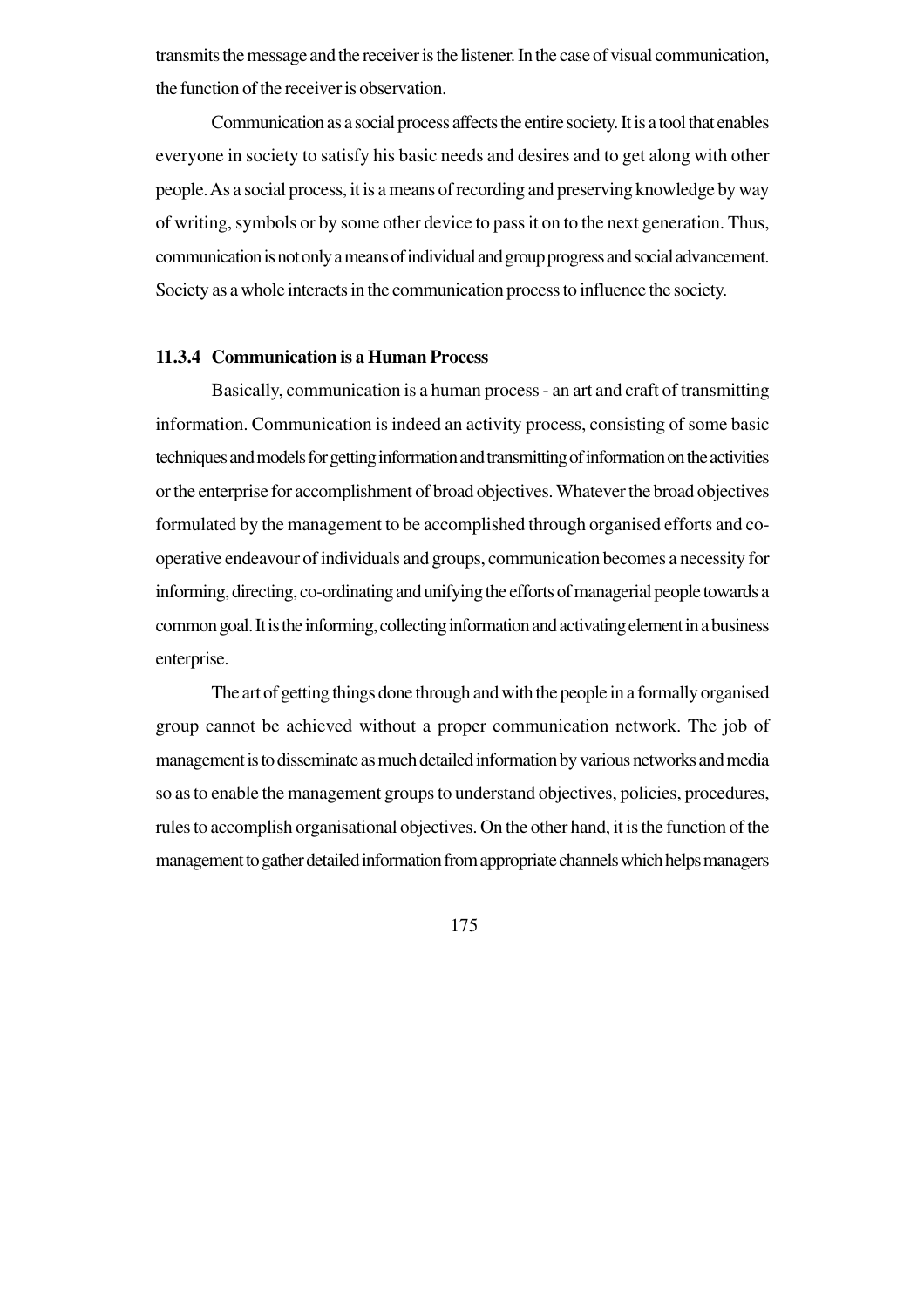transmits the message and the receiver is the listener. In the case of visual communication, the function of the receiver is observation.

Communication as a social process affects the entire society. It is a tool that enables everyone in society to satisfy his basic needs and desires and to get along with other people. As a social process, it is a means of recording and preserving knowledge by way of writing, symbols or by some other device to pass it on to the next generation. Thus, communication is not only a means of individual and group progress and social advancement. Society as a whole interacts in the communication process to influence the society.

### 11.3.4 Communication is a Human Process

Basically, communication is a human process - an art and craft of transmitting information. Communication is indeed an activity process, consisting of some basic techniques and models for getting information and transmitting of information on the activities or the enterprise for accomplishment of broad objectives. Whatever the broad objectives formulated by the management to be accomplished through organised efforts and co-operative endeavour of individuals and groups, communication becomes a necessity for informing, directing, co-ordinating and unifying the efforts of managerial people towards a common goal. It is the informing, collecting information and activating element in a business enterprise.

The art of getting things done through and with the people in a formally organised group cannot be achieved without a proper communication network. The job of management is to disseminate as much detailed information by various networks and media so as to enable the management groups to understand objectives, policies, procedures, rules to accomplish organisational objectives. On the other hand, it is the function of the management to gather detailed information from appropriate channels which helps managers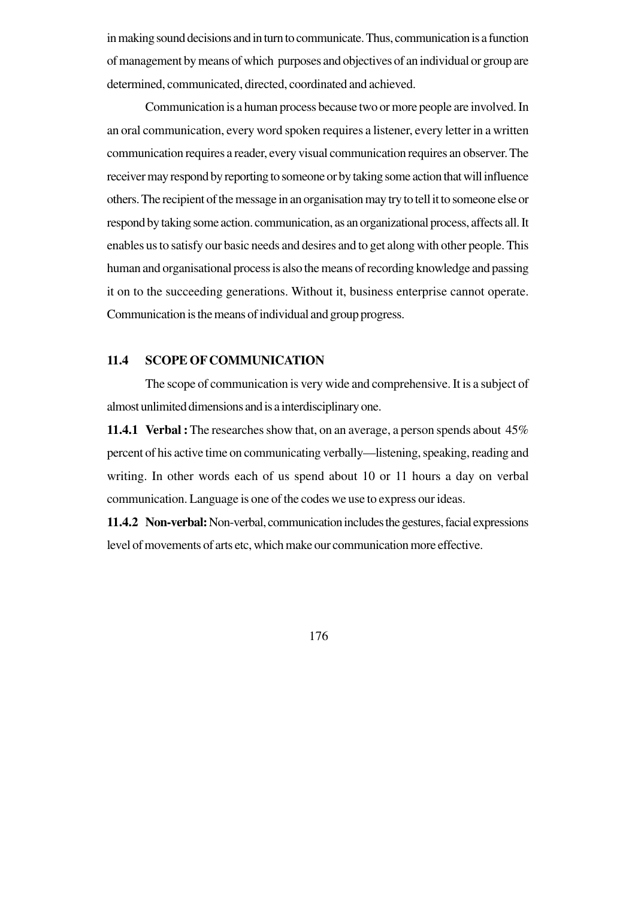in making sound decisions and in turn to communicate. Thus, communication is a function of management by means of which purposes and objectives of an individual or group are determined, communicated, directed, coordinated and achieved.

Communication is a human process because two or more people are involved. In an oral communication, every word spoken requires a listener, every letter in a written communication requires a reader, every visual communication requires an observer. The receiver may respond by reporting to someone or by taking some action that will influence others. The recipient of the message in an organisation may try to tell it to someone else or respond by taking some action. communication, as an organizational process, affects all. It enables us to satisfy our basic needs and desires and to get along with other people. This human and organisational process is also the means of recording knowledge and passing it on to the succeeding generations. Without it, business enterprise cannot operate. Communication is the means of individual and group progress.

## 11.4 SCOPE OF COMMUNICATION

The scope of communication is very wide and comprehensive. It is a subject of almost unlimited dimensions and is a interdisciplinary one.

**11.4.1 Verbal :** The researches show that, on an average, a person spends about 45% percent of his active time on communicating verbally—listening, speaking, reading and writing. In other words each of us spend about 10 or 11 hours a day on verbal communication. Language is one of the codes we use to express our ideas.

**11.4.2 Non-verbal:** Non-verbal, communication includes the gestures, facial expressions level of movements of arts etc, which make our communication more effective.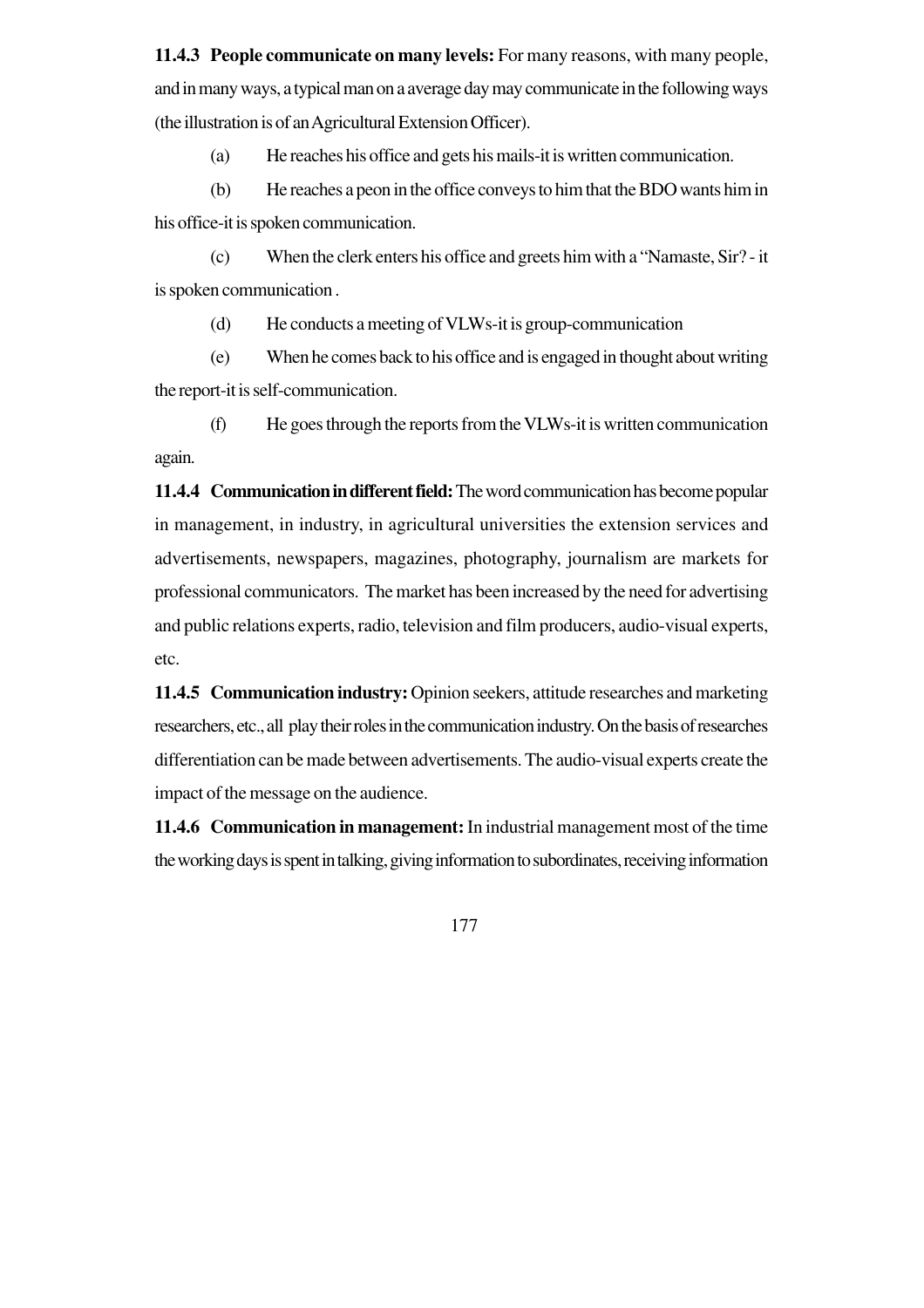**11.4.3 People communicate on many levels:** For many reasons, with many people, and in many ways, a typical man on a average day may communicate in the following ways (the illustration is of an Agricultural Extension Officer).

(a) He reaches his office and gets his mails-it is written communication.

(b) He reaches a peon in the office conveys to him that the BDO wants him in his office-it is spoken communication.

(c) When the clerk enters his office and greets him with a "Namaste, Sir? - it is spoken communication .

(d) He conducts a meeting of VLWs-it is group-communication

(e) When he comes back to his office and is engaged in thought about writing the report-it is self-communication.

(f) He goes through the reports from the VLWs-it is written communication again.

**11.4.4 Communication in different field:** The word communication has become popular in management, in industry, in agricultural universities the extension services and advertisements, newspapers, magazines, photography, journalism are markets for professional communicators. The market has been increased by the need for advertising and public relations experts, radio, television and film producers, audio-visual experts, etc.

**11.4.5 Communication industry:** Opinion seekers, attitude researches and marketing researchers, etc., all play their roles in the communication industry. On the basis of researches differentiation can be made between advertisements. The audio-visual experts create the impact of the message on the audience.

**11.4.6 Communication in management:** In industrial management most of the time the working days is spent in talking, giving information to subordinates, receiving information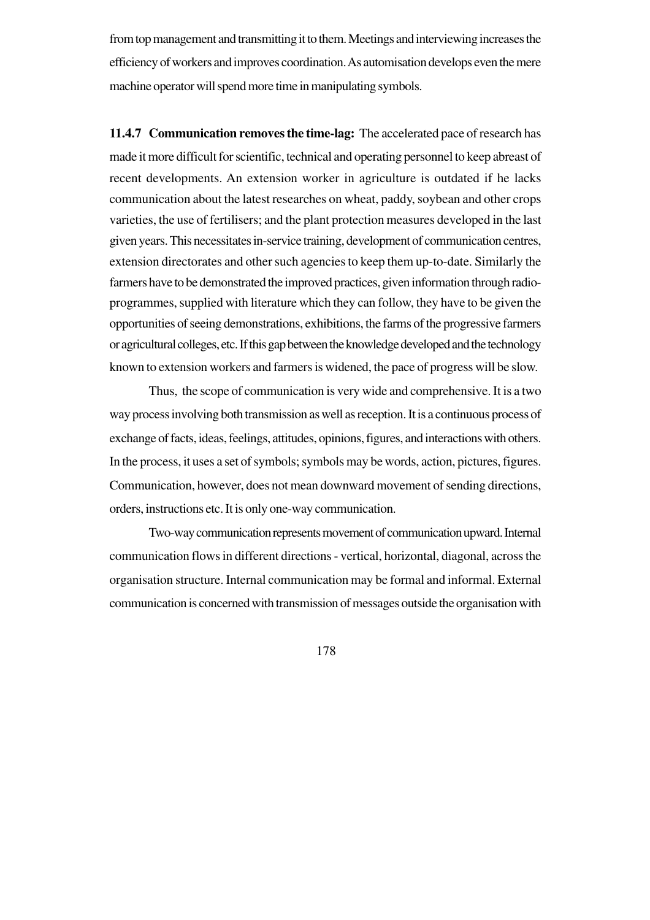from top management and transmitting it to them. Meetings and interviewing increases the efficiency of workers and improves coordination. As automisation develops even the mere machine operator will spend more time in manipulating symbols.

**11.4.7 Communication removes the time-lag:** The accelerated pace of research has made it more difficult for scientific, technical and operating personnel to keep abreast of recent developments. An extension worker in agriculture is outdated if he lacks communication about the latest researches on wheat, paddy, soybean and other crops varieties, the use of fertilisers; and the plant protection measures developed in the last given years. This necessitates in-service training, development of communication centres, extension directorates and other such agencies to keep them up-to-date. Similarly the farmers have to be demonstrated the improved practices, given information through radio-programmes, supplied with literature which they can follow, they have to be given the opportunities of seeing demonstrations, exhibitions, the farms of the progressive farmers or agricultural colleges, etc. If this gap between the knowledge developed and the technology known to extension workers and farmers is widened, the pace of progress will be slow.

Thus, the scope of communication is very wide and comprehensive. It is a two way process involving both transmission as well as reception. It is a continuous process of exchange of facts, ideas, feelings, attitudes, opinions, figures, and interactions with others. In the process, it uses a set of symbols; symbols may be words, action, pictures, figures. Communication, however, does not mean downward movement of sending directions, orders, instructions etc. It is only one-way communication.

Two-way communication represents movement of communication upward. Internal communication flows in different directions - vertical, horizontal, diagonal, across the organisation structure. Internal communication may be formal and informal. External communication is concerned with transmission of messages outside the organisation with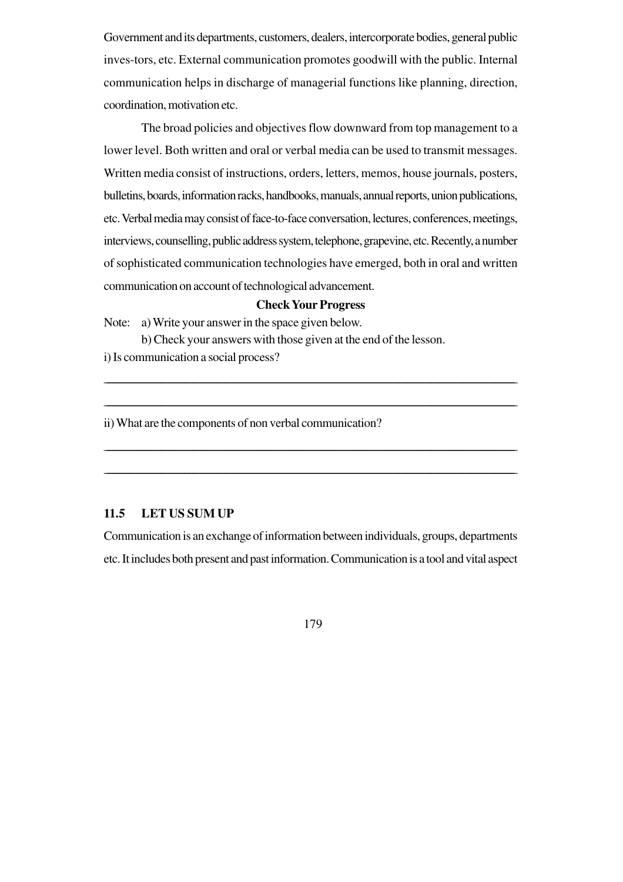Government and its departments, customers, dealers, intercorporate bodies, general public inves-tors, etc. External communication promotes goodwill with the public. Internal communication helps in discharge of managerial functions like planning, direction, coordination, motivation etc.

The broad policies and objectives flow downward from top management to a lower level. Both written and oral or verbal media can be used to transmit messages. Written media consist of instructions, orders, letters, memos, house journals, posters, bulletins, boards, information racks, handbooks, manuals, annual reports, union publications, etc. Verbal media may consist of face-to-face conversation, lectures, conferences, meetings, interviews, counselling, public address system, telephone, grapevine, etc. Recently, a number of sophisticated communication technologies have emerged, both in oral and written communication on account of technological advancement.

**Check Your Progress**

Note: a) Write your answer in the space given below.

b) Check your answers with those given at the end of the lesson.

i) Is communication a social process?

______________________________________________________________________

______________________________________________________________________

ii) What are the components of non verbal communication?

______________________________________________________________________

______________________________________________________________________

## 11.5 LET US SUM UP

Communication is an exchange of information between individuals, groups, departments etc. It includes both present and past information. Communication is a tool and vital aspect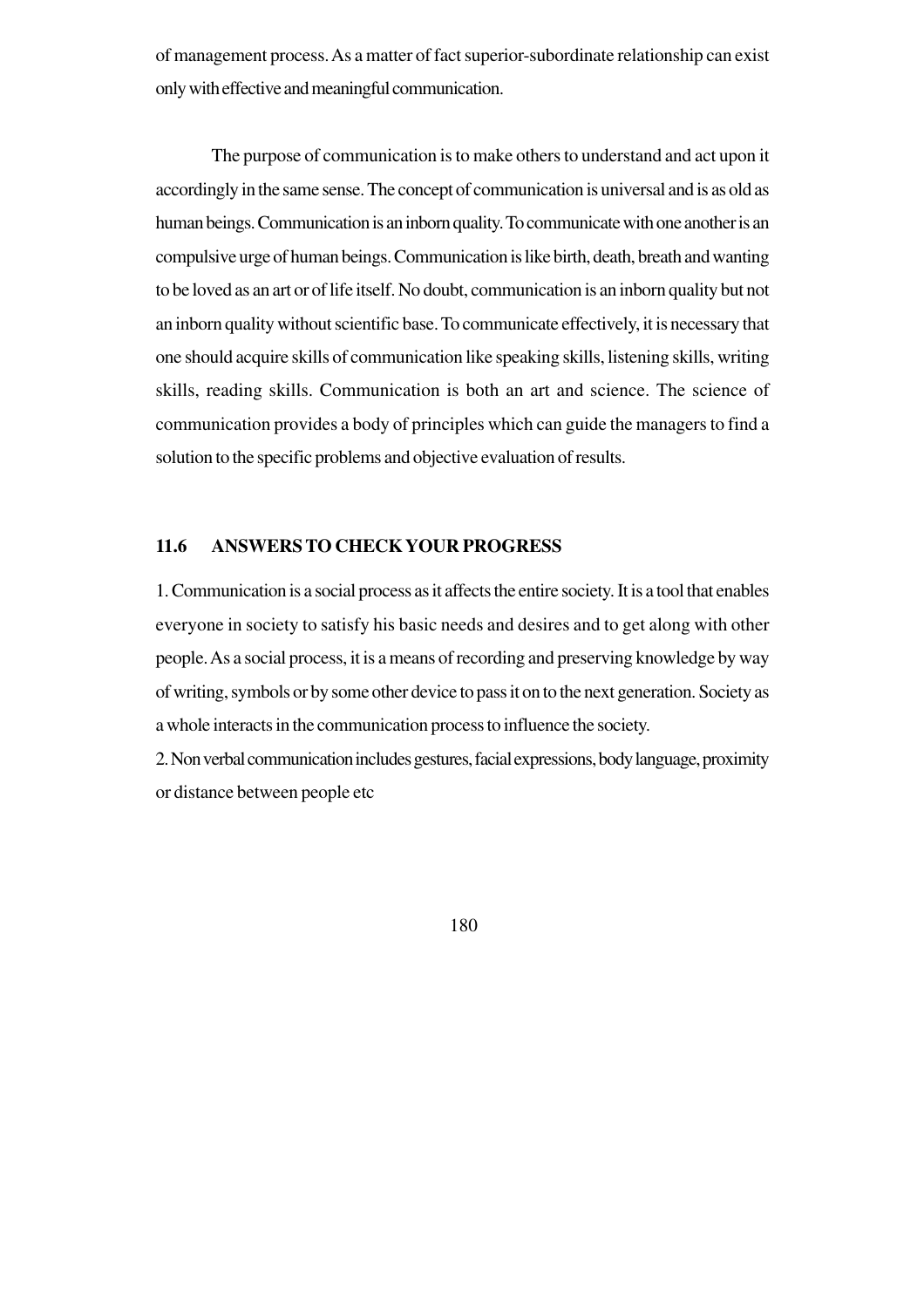of management process. As a matter of fact superior-subordinate relationship can exist only with effective and meaningful communication.

The purpose of communication is to make others to understand and act upon it accordingly in the same sense. The concept of communication is universal and is as old as human beings. Communication is an inborn quality. To communicate with one another is an compulsive urge of human beings. Communication is like birth, death, breath and wanting to be loved as an art or of life itself. No doubt, communication is an inborn quality but not an inborn quality without scientific base. To communicate effectively, it is necessary that one should acquire skills of communication like speaking skills, listening skills, writing skills, reading skills. Communication is both an art and science. The science of communication provides a body of principles which can guide the managers to find a solution to the specific problems and objective evaluation of results.

## 11.6 ANSWERS TO CHECK YOUR PROGRESS

1. Communication is a social process as it affects the entire society. It is a tool that enables everyone in society to satisfy his basic needs and desires and to get along with other people. As a social process, it is a means of recording and preserving knowledge by way of writing, symbols or by some other device to pass it on to the next generation. Society as a whole interacts in the communication process to influence the society.

2. Non verbal communication includes gestures, facial expressions, body language, proximity or distance between people etc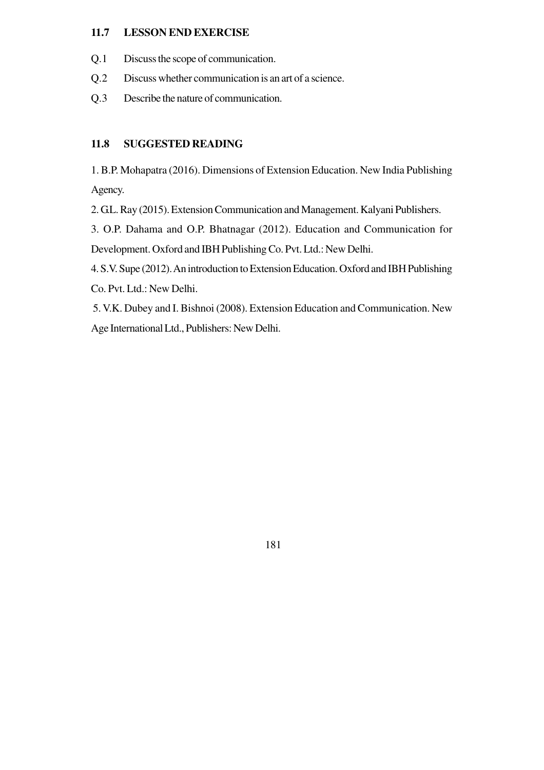## 11.7 LESSON END EXERCISE

Q.1 Discuss the scope of communication.

Q.2 Discuss whether communication is an art of a science.

Q.3 Describe the nature of communication.

## 11.8 SUGGESTED READING

1. B.P. Mohapatra (2016). Dimensions of Extension Education. New India Publishing Agency.

2. G.L. Ray (2015). Extension Communication and Management. Kalyani Publishers.

3. O.P. Dahama and O.P. Bhatnagar (2012). Education and Communication for Development. Oxford and IBH Publishing Co. Pvt. Ltd.: New Delhi.

4. S.V. Supe (2012). An introduction to Extension Education. Oxford and IBH Publishing Co. Pvt. Ltd.: New Delhi.

5. V.K. Dubey and I. Bishnoi (2008). Extension Education and Communication. New Age International Ltd., Publishers: New Delhi.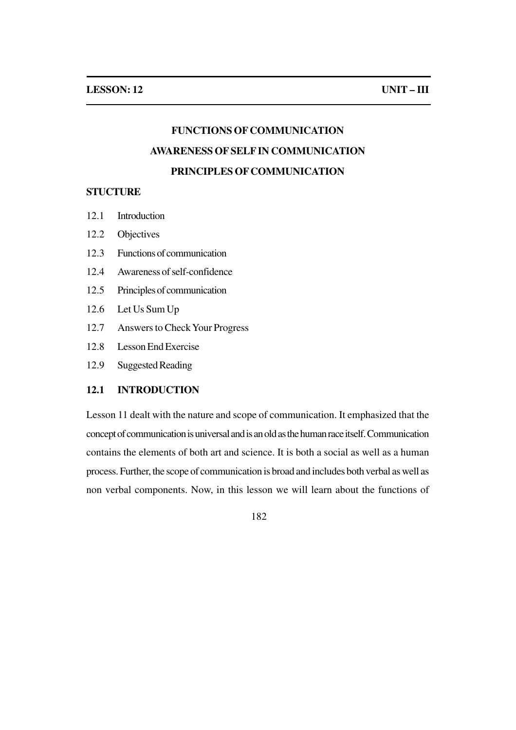**LESSON: 12** **UNIT – III**

# FUNCTIONS OF COMMUNICATION

# AWARENESS OF SELF IN COMMUNICATION

# PRINCIPLES OF COMMUNICATION

**STUCTURE**

12.1 Introduction

12.2 Objectives

12.3 Functions of communication

12.4 Awareness of self-confidence

12.5 Principles of communication

12.6 Let Us Sum Up

12.7 Answers to Check Your Progress

12.8 Lesson End Exercise

12.9 Suggested Reading

## 12.1 INTRODUCTION

Lesson 11 dealt with the nature and scope of communication. It emphasized that the concept of communication is universal and is an old as the human race itself. Communication contains the elements of both art and science. It is both a social as well as a human process. Further, the scope of communication is broad and includes both verbal as well as non verbal components. Now, in this lesson we will learn about the functions of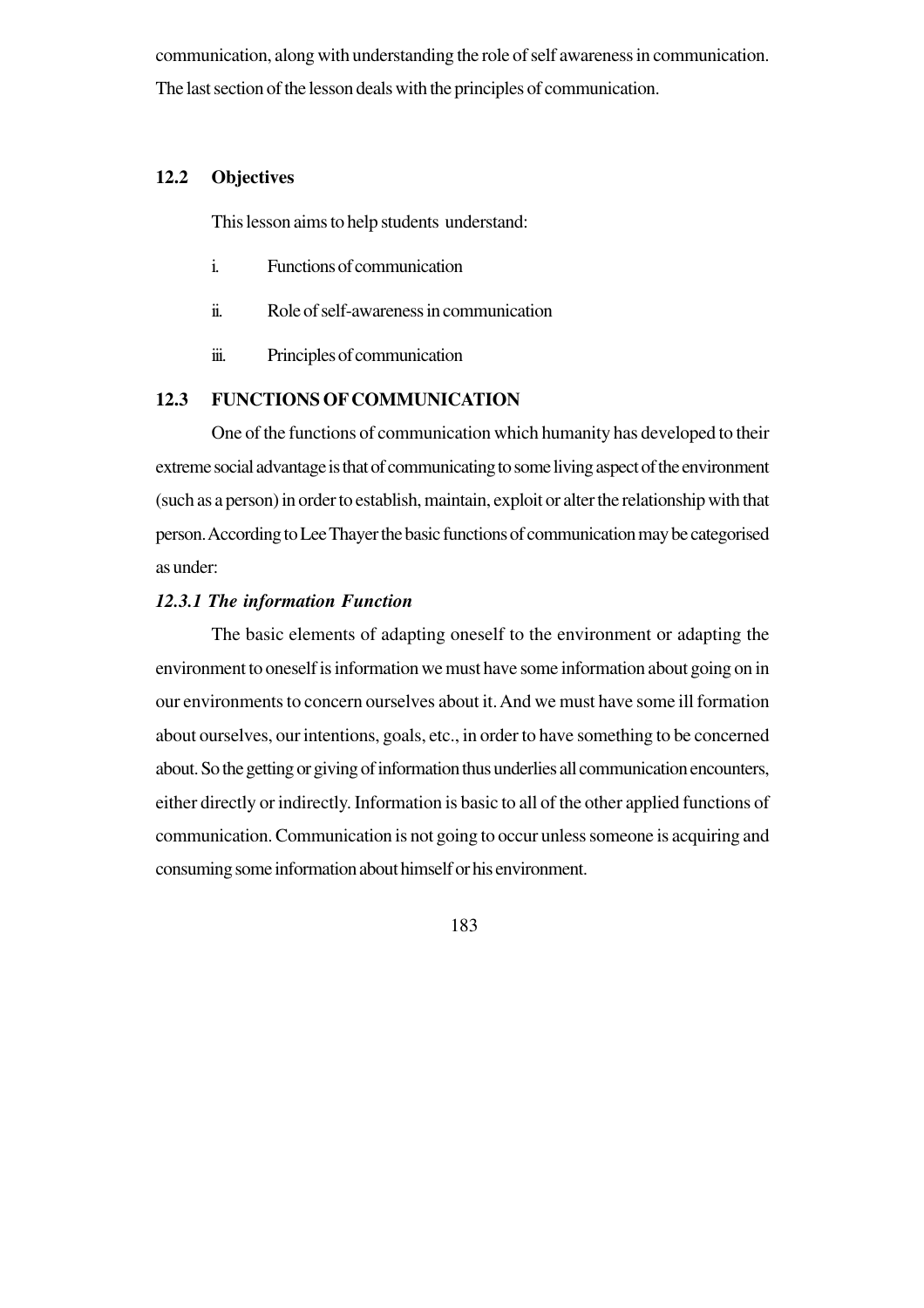communication, along with understanding the role of self awareness in communication. The last section of the lesson deals with the principles of communication.

## 12.2 Objectives

This lesson aims to help students understand:

i. Functions of communication

ii. Role of self-awareness in communication

iii. Principles of communication

## 12.3 FUNCTIONS OF COMMUNICATION

One of the functions of communication which humanity has developed to their extreme social advantage is that of communicating to some living aspect of the environment (such as a person) in order to establish, maintain, exploit or alter the relationship with that person. According to Lee Thayer the basic functions of communication may be categorised as under:

### *12.3.1 The information Function*

The basic elements of adapting oneself to the environment or adapting the environment to oneself is information we must have some information about going on in our environments to concern ourselves about it. And we must have some ill formation about ourselves, our intentions, goals, etc., in order to have something to be concerned about. So the getting or giving of information thus underlies all communication encounters, either directly or indirectly. Information is basic to all of the other applied functions of communication. Communication is not going to occur unless someone is acquiring and consuming some information about himself or his environment.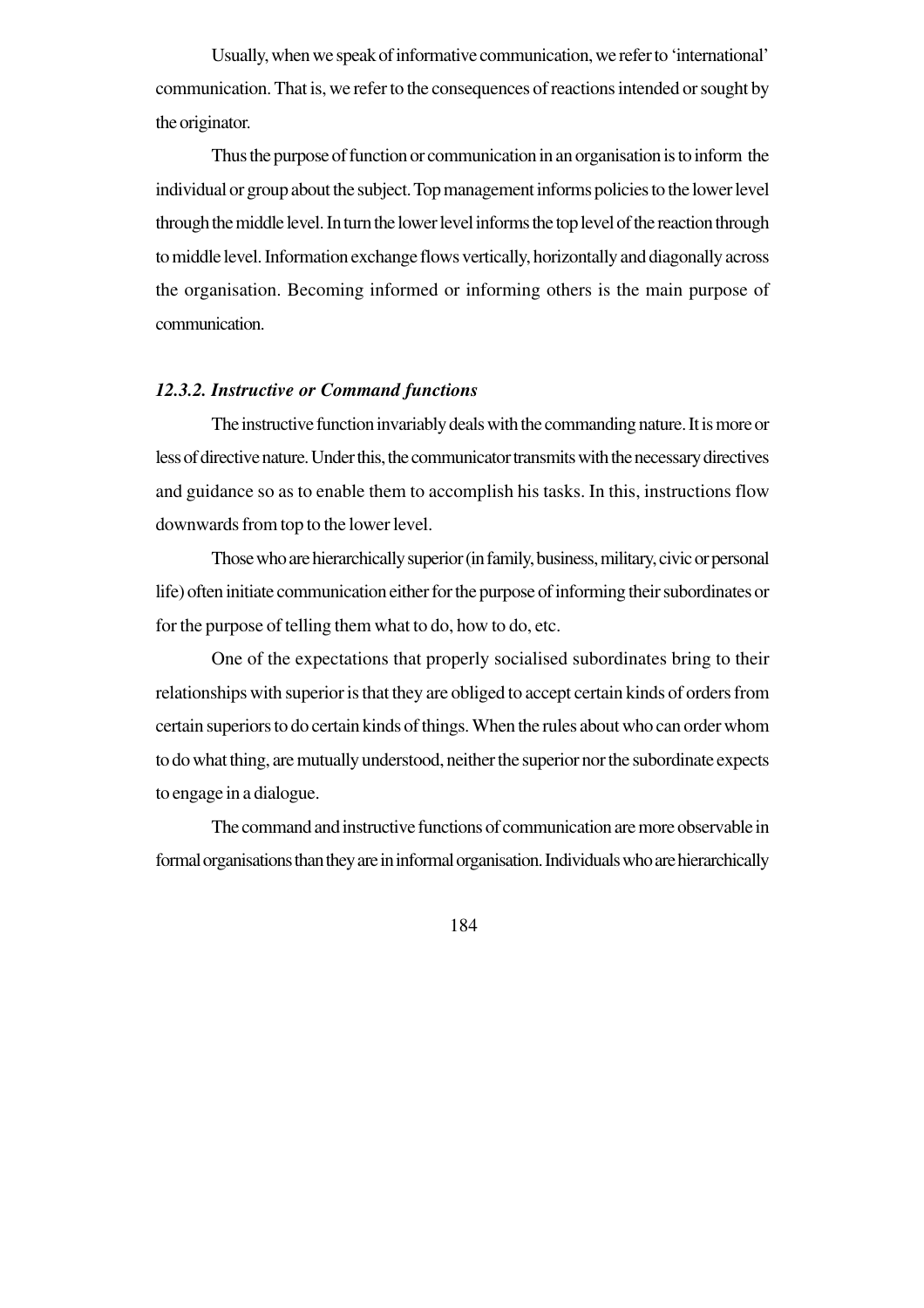Usually, when we speak of informative communication, we refer to 'international' communication. That is, we refer to the consequences of reactions intended or sought by the originator.

Thus the purpose of function or communication in an organisation is to inform the individual or group about the subject. Top management informs policies to the lower level through the middle level. In turn the lower level informs the top level of the reaction through to middle level. Information exchange flows vertically, horizontally and diagonally across the organisation. Becoming informed or informing others is the main purpose of communication.

### *12.3.2. Instructive or Command functions*

The instructive function invariably deals with the commanding nature. It is more or less of directive nature. Under this, the communicator transmits with the necessary directives and guidance so as to enable them to accomplish his tasks. In this, instructions flow downwards from top to the lower level.

Those who are hierarchically superior (in family, business, military, civic or personal life) often initiate communication either for the purpose of informing their subordinates or for the purpose of telling them what to do, how to do, etc.

One of the expectations that properly socialised subordinates bring to their relationships with superior is that they are obliged to accept certain kinds of orders from certain superiors to do certain kinds of things. When the rules about who can order whom to do what thing, are mutually understood, neither the superior nor the subordinate expects to engage in a dialogue.

The command and instructive functions of communication are more observable in formal organisations than they are in informal organisation. Individuals who are hierarchically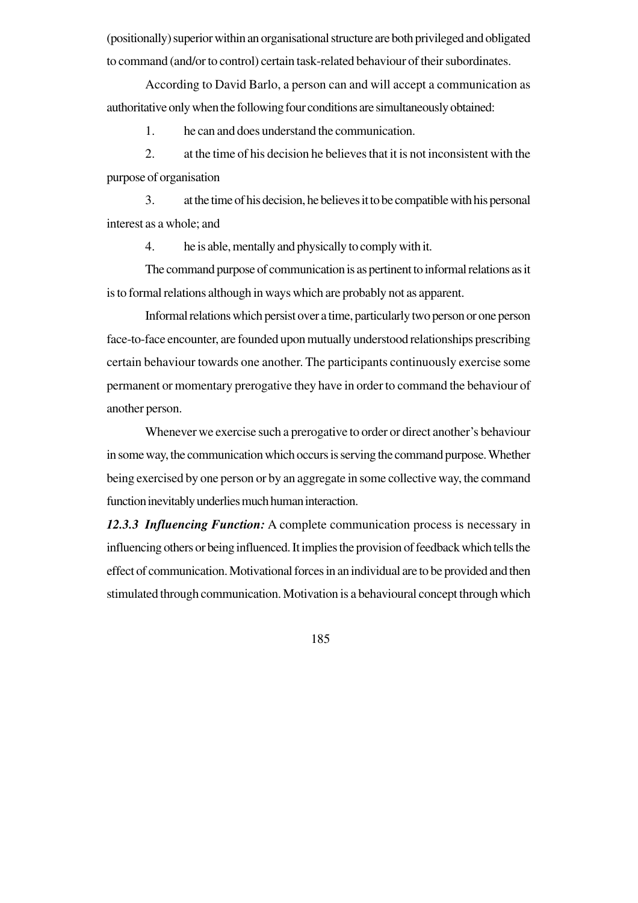(positionally) superior within an organisational structure are both privileged and obligated to command (and/or to control) certain task-related behaviour of their subordinates.

According to David Barlo, a person can and will accept a communication as authoritative only when the following four conditions are simultaneously obtained:

1. he can and does understand the communication.
2. at the time of his decision he believes that it is not inconsistent with the purpose of organisation
3. at the time of his decision, he believes it to be compatible with his personal interest as a whole; and
4. he is able, mentally and physically to comply with it.

The command purpose of communication is as pertinent to informal relations as it is to formal relations although in ways which are probably not as apparent.

Informal relations which persist over a time, particularly two person or one person face-to-face encounter, are founded upon mutually understood relationships prescribing certain behaviour towards one another. The participants continuously exercise some permanent or momentary prerogative they have in order to command the behaviour of another person.

Whenever we exercise such a prerogative to order or direct another's behaviour in some way, the communication which occurs is serving the command purpose. Whether being exercised by one person or by an aggregate in some collective way, the command function inevitably underlies much human interaction.

***12.3.3 Influencing Function:*** A complete communication process is necessary in influencing others or being influenced. It implies the provision of feedback which tells the effect of communication. Motivational forces in an individual are to be provided and then stimulated through communication. Motivation is a behavioural concept through which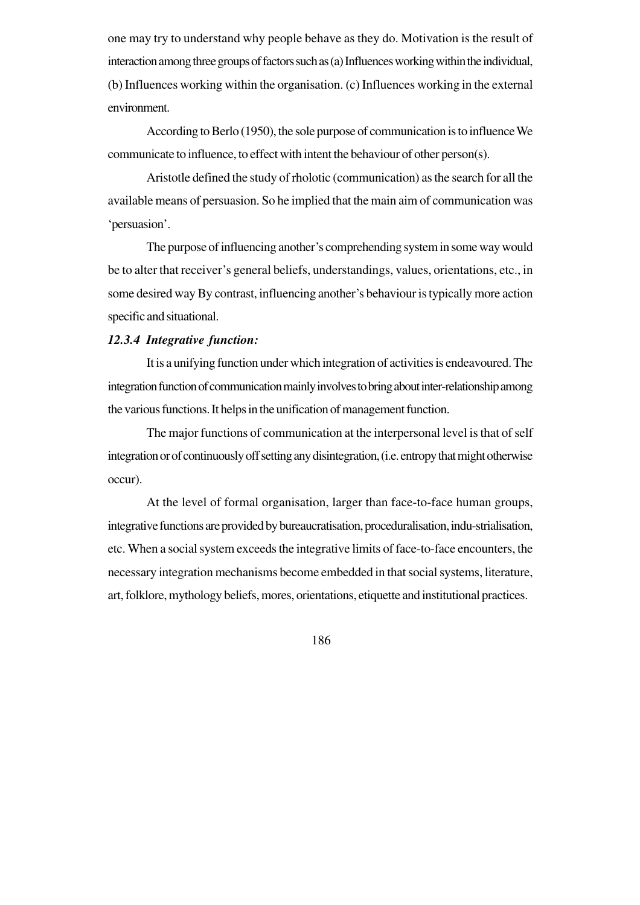one may try to understand why people behave as they do. Motivation is the result of interaction among three groups of factors such as (a) Influences working within the individual, (b) Influences working within the organisation. (c) Influences working in the external environment.

According to Berlo (1950), the sole purpose of communication is to influence We communicate to influence, to effect with intent the behaviour of other person(s).

Aristotle defined the study of rholotic (communication) as the search for all the available means of persuasion. So he implied that the main aim of communication was 'persuasion'.

The purpose of influencing another's comprehending system in some way would be to alter that receiver's general beliefs, understandings, values, orientations, etc., in some desired way By contrast, influencing another's behaviour is typically more action specific and situational.

### *12.3.4 Integrative function:*

It is a unifying function under which integration of activities is endeavoured. The integration function of communication mainly involves to bring about inter-relationship among the various functions. It helps in the unification of management function.

The major functions of communication at the interpersonal level is that of self integration or of continuously off setting any disintegration, (i.e. entropy that might otherwise occur).

At the level of formal organisation, larger than face-to-face human groups, integrative functions are provided by bureaucratisation, proceduralisation, indu-strialisation, etc. When a social system exceeds the integrative limits of face-to-face encounters, the necessary integration mechanisms become embedded in that social systems, literature, art, folklore, mythology beliefs, mores, orientations, etiquette and institutional practices.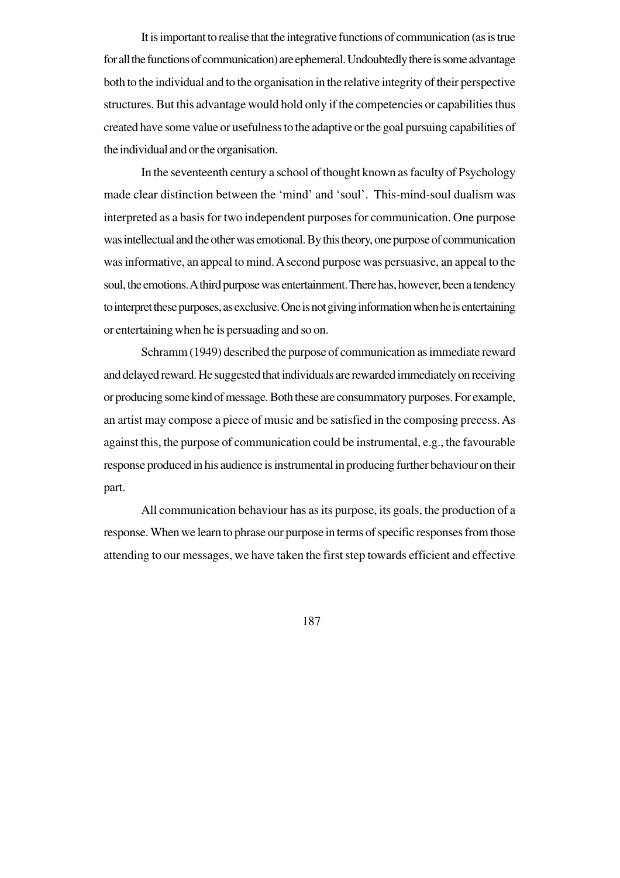It is important to realise that the integrative functions of communication (as is true for all the functions of communication) are ephemeral. Undoubtedly there is some advantage both to the individual and to the organisation in the relative integrity of their perspective structures. But this advantage would hold only if the competencies or capabilities thus created have some value or usefulness to the adaptive or the goal pursuing capabilities of the individual and or the organisation.

In the seventeenth century a school of thought known as faculty of Psychology made clear distinction between the 'mind' and 'soul'. This-mind-soul dualism was interpreted as a basis for two independent purposes for communication. One purpose was intellectual and the other was emotional. By this theory, one purpose of communication was informative, an appeal to mind. A second purpose was persuasive, an appeal to the soul, the emotions. A third purpose was entertainment. There has, however, been a tendency to interpret these purposes, as exclusive. One is not giving information when he is entertaining or entertaining when he is persuading and so on.

Schramm (1949) described the purpose of communication as immediate reward and delayed reward. He suggested that individuals are rewarded immediately on receiving or producing some kind of message. Both these are consummatory purposes. For example, an artist may compose a piece of music and be satisfied in the composing precess. As against this, the purpose of communication could be instrumental, e.g., the favourable response produced in his audience is instrumental in producing further behaviour on their part.

All communication behaviour has as its purpose, its goals, the production of a response. When we learn to phrase our purpose in terms of specific responses from those attending to our messages, we have taken the first step towards efficient and effective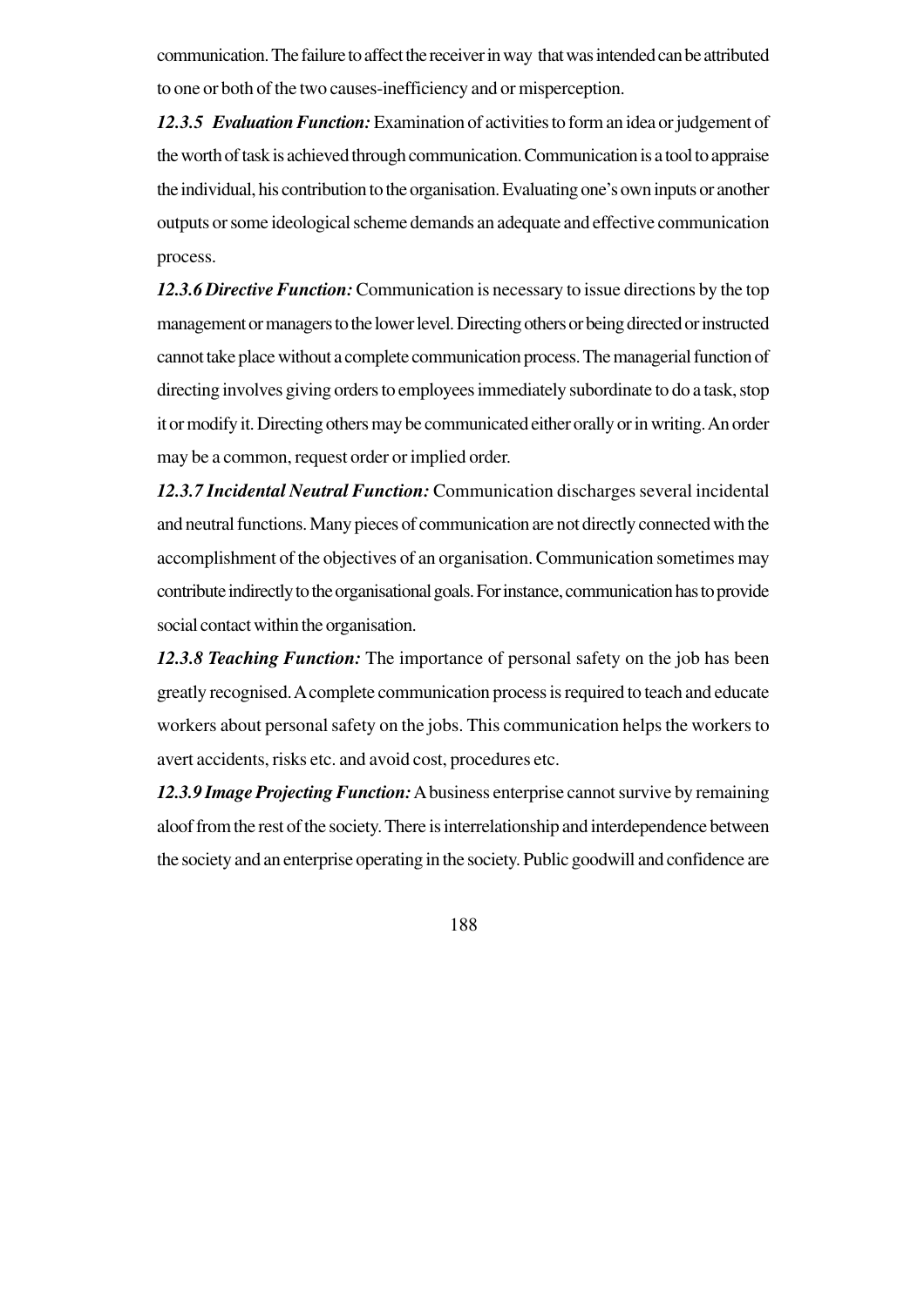communication. The failure to affect the receiver in way that was intended can be attributed to one or both of the two causes-inefficiency and or misperception.

***12.3.5 Evaluation Function:*** Examination of activities to form an idea or judgement of the worth of task is achieved through communication. Communication is a tool to appraise the individual, his contribution to the organisation. Evaluating one's own inputs or another outputs or some ideological scheme demands an adequate and effective communication process.

***12.3.6 Directive Function:*** Communication is necessary to issue directions by the top management or managers to the lower level. Directing others or being directed or instructed cannot take place without a complete communication process. The managerial function of directing involves giving orders to employees immediately subordinate to do a task, stop it or modify it. Directing others may be communicated either orally or in writing. An order may be a common, request order or implied order.

***12.3.7 Incidental Neutral Function:*** Communication discharges several incidental and neutral functions. Many pieces of communication are not directly connected with the accomplishment of the objectives of an organisation. Communication sometimes may contribute indirectly to the organisational goals. For instance, communication has to provide social contact within the organisation.

***12.3.8 Teaching Function:*** The importance of personal safety on the job has been greatly recognised. A complete communication process is required to teach and educate workers about personal safety on the jobs. This communication helps the workers to avert accidents, risks etc. and avoid cost, procedures etc.

***12.3.9 Image Projecting Function:*** A business enterprise cannot survive by remaining aloof from the rest of the society. There is interrelationship and interdependence between the society and an enterprise operating in the society. Public goodwill and confidence are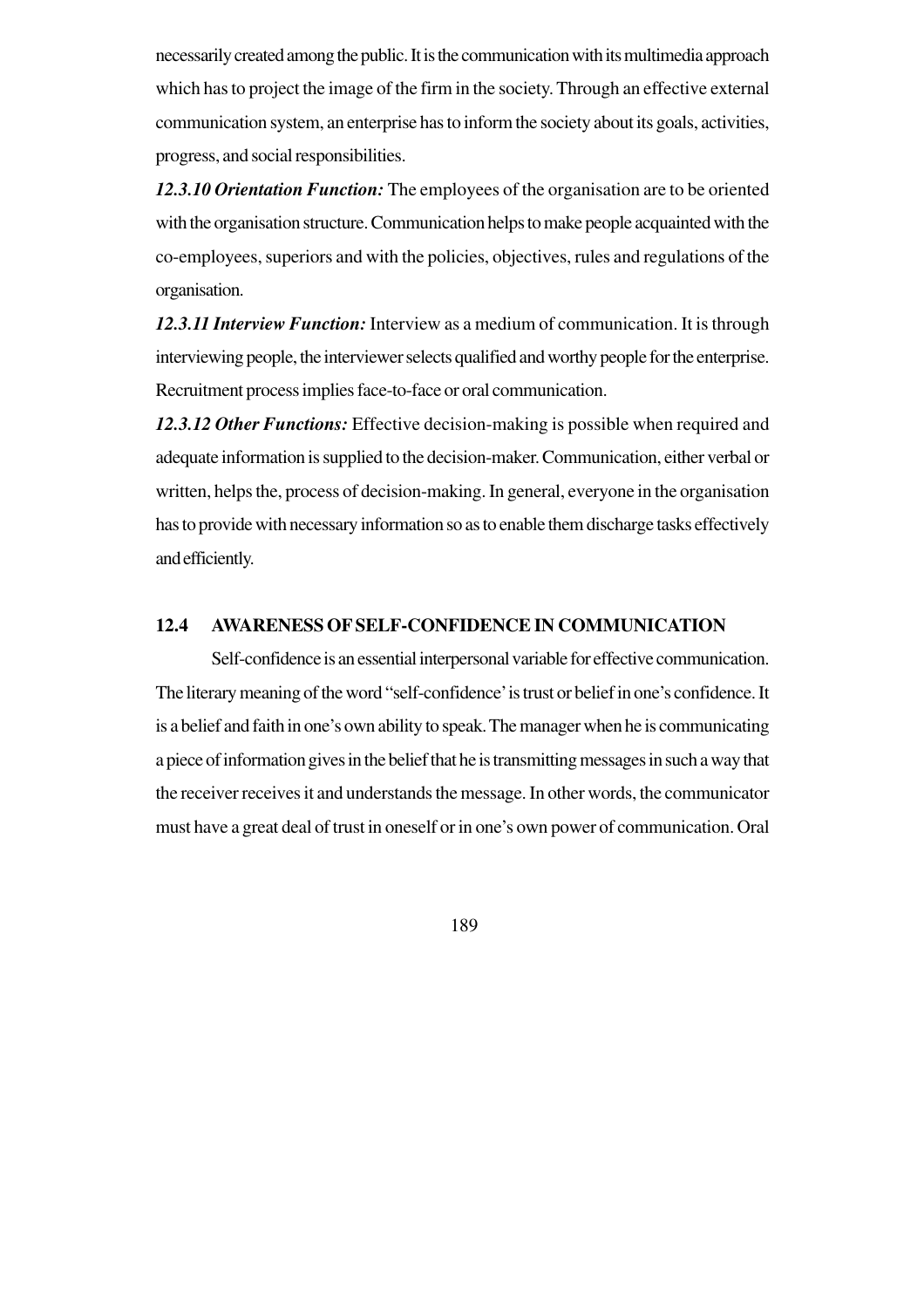necessarily created among the public. It is the communication with its multimedia approach which has to project the image of the firm in the society. Through an effective external communication system, an enterprise has to inform the society about its goals, activities, progress, and social responsibilities.

***12.3.10 Orientation Function:*** The employees of the organisation are to be oriented with the organisation structure. Communication helps to make people acquainted with the co-employees, superiors and with the policies, objectives, rules and regulations of the organisation.

***12.3.11 Interview Function:*** Interview as a medium of communication. It is through interviewing people, the interviewer selects qualified and worthy people for the enterprise. Recruitment process implies face-to-face or oral communication.

***12.3.12 Other Functions:*** Effective decision-making is possible when required and adequate information is supplied to the decision-maker. Communication, either verbal or written, helps the, process of decision-making. In general, everyone in the organisation has to provide with necessary information so as to enable them discharge tasks effectively and efficiently.

## 12.4 AWARENESS OF SELF-CONFIDENCE IN COMMUNICATION

Self-confidence is an essential interpersonal variable for effective communication. The literary meaning of the word "self-confidence' is trust or belief in one's confidence. It is a belief and faith in one's own ability to speak. The manager when he is communicating a piece of information gives in the belief that he is transmitting messages in such a way that the receiver receives it and understands the message. In other words, the communicator must have a great deal of trust in oneself or in one's own power of communication. Oral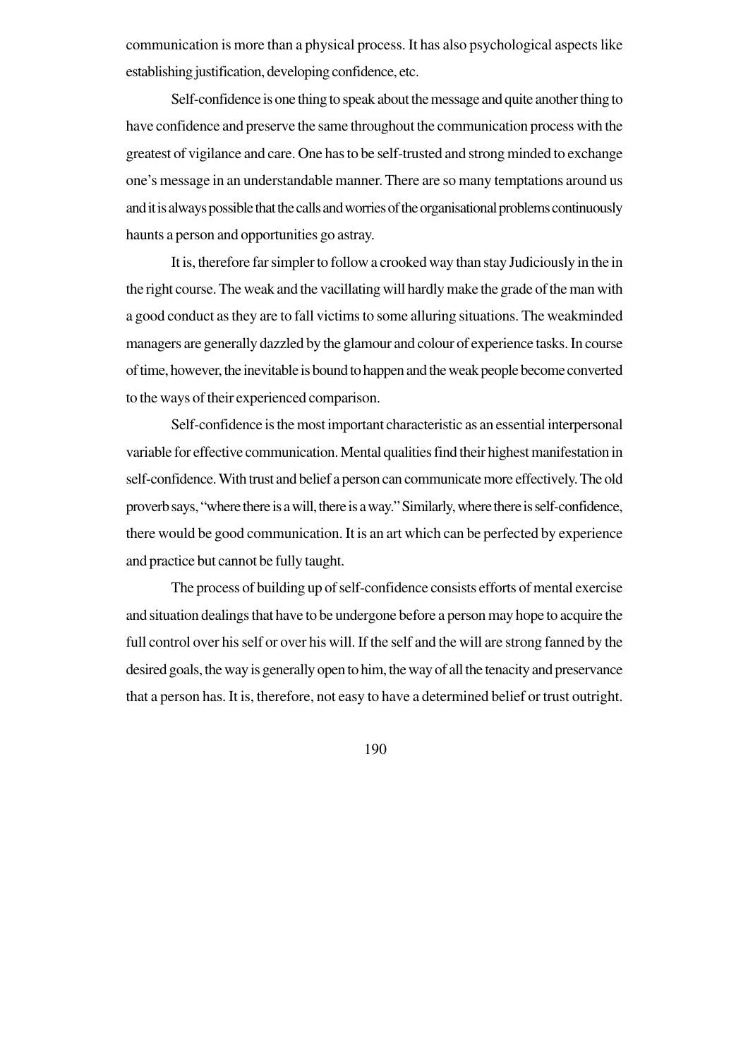communication is more than a physical process. It has also psychological aspects like establishing justification, developing confidence, etc.

Self-confidence is one thing to speak about the message and quite another thing to have confidence and preserve the same throughout the communication process with the greatest of vigilance and care. One has to be self-trusted and strong minded to exchange one's message in an understandable manner. There are so many temptations around us and it is always possible that the calls and worries of the organisational problems continuously haunts a person and opportunities go astray.

It is, therefore far simpler to follow a crooked way than stay Judiciously in the in the right course. The weak and the vacillating will hardly make the grade of the man with a good conduct as they are to fall victims to some alluring situations. The weakminded managers are generally dazzled by the glamour and colour of experience tasks. In course of time, however, the inevitable is bound to happen and the weak people become converted to the ways of their experienced comparison.

Self-confidence is the most important characteristic as an essential interpersonal variable for effective communication. Mental qualities find their highest manifestation in self-confidence. With trust and belief a person can communicate more effectively. The old proverb says, "where there is a will, there is a way." Similarly, where there is self-confidence, there would be good communication. It is an art which can be perfected by experience and practice but cannot be fully taught.

The process of building up of self-confidence consists efforts of mental exercise and situation dealings that have to be undergone before a person may hope to acquire the full control over his self or over his will. If the self and the will are strong fanned by the desired goals, the way is generally open to him, the way of all the tenacity and preservance that a person has. It is, therefore, not easy to have a determined belief or trust outright.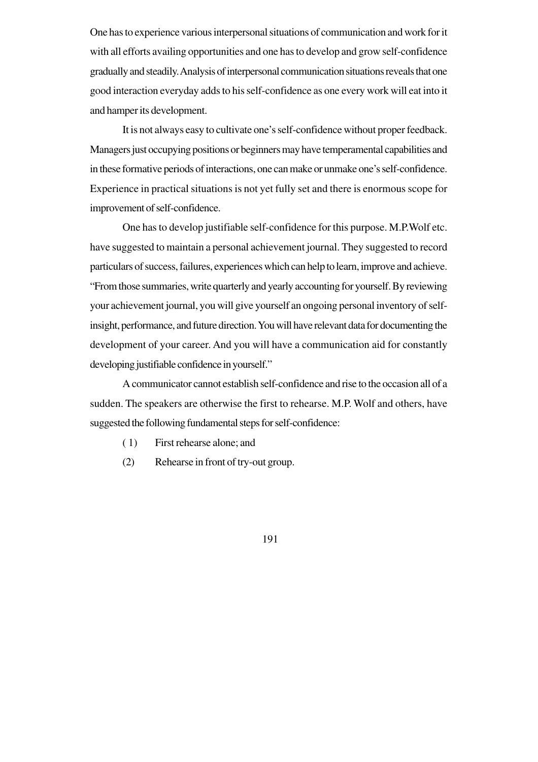One has to experience various interpersonal situations of communication and work for it with all efforts availing opportunities and one has to develop and grow self-confidence gradually and steadily. Analysis of interpersonal communication situations reveals that one good interaction everyday adds to his self-confidence as one every work will eat into it and hamper its development.

It is not always easy to cultivate one's self-confidence without proper feedback. Managers just occupying positions or beginners may have temperamental capabilities and in these formative periods of interactions, one can make or unmake one's self-confidence. Experience in practical situations is not yet fully set and there is enormous scope for improvement of self-confidence.

One has to develop justifiable self-confidence for this purpose. M.P.Wolf etc. have suggested to maintain a personal achievement journal. They suggested to record particulars of success, failures, experiences which can help to learn, improve and achieve. "From those summaries, write quarterly and yearly accounting for yourself. By reviewing your achievement journal, you will give yourself an ongoing personal inventory of self-insight, performance, and future direction. You will have relevant data for documenting the development of your career. And you will have a communication aid for constantly developing justifiable confidence in yourself."

A communicator cannot establish self-confidence and rise to the occasion all of a sudden. The speakers are otherwise the first to rehearse. M.P. Wolf and others, have suggested the following fundamental steps for self-confidence:

( 1) First rehearse alone; and

(2) Rehearse in front of try-out group.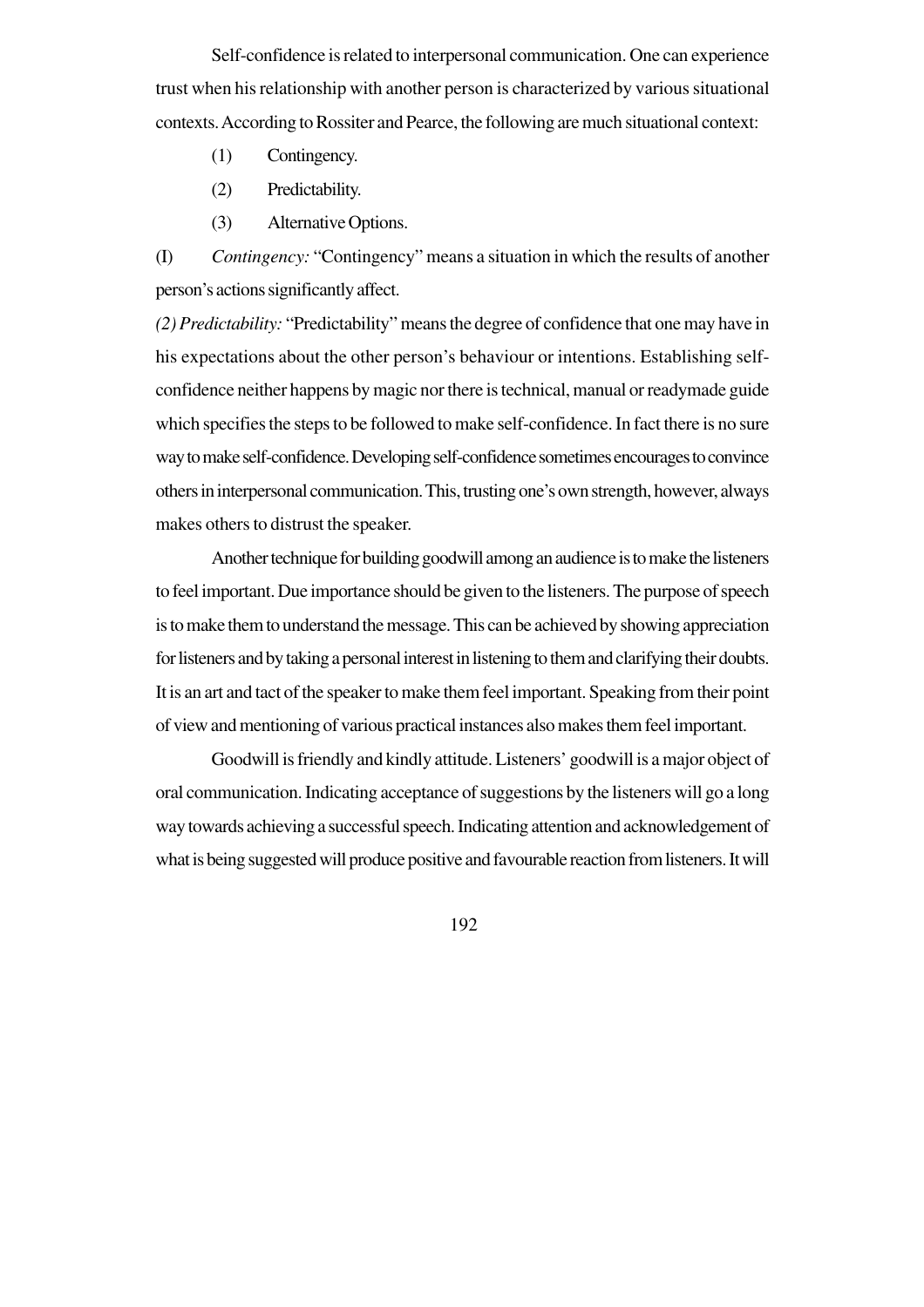Self-confidence is related to interpersonal communication. One can experience trust when his relationship with another person is characterized by various situational contexts. According to Rossiter and Pearce, the following are much situational context:

(1) Contingency.

(2) Predictability.

(3) Alternative Options.

(I) *Contingency:* "Contingency" means a situation in which the results of another person's actions significantly affect.

*(2) Predictability:* "Predictability" means the degree of confidence that one may have in his expectations about the other person's behaviour or intentions. Establishing self-confidence neither happens by magic nor there is technical, manual or readymade guide which specifies the steps to be followed to make self-confidence. In fact there is no sure way to make self-confidence. Developing self-confidence sometimes encourages to convince others in interpersonal communication. This, trusting one's own strength, however, always makes others to distrust the speaker.

Another technique for building goodwill among an audience is to make the listeners to feel important. Due importance should be given to the listeners. The purpose of speech is to make them to understand the message. This can be achieved by showing appreciation for listeners and by taking a personal interest in listening to them and clarifying their doubts. It is an art and tact of the speaker to make them feel important. Speaking from their point of view and mentioning of various practical instances also makes them feel important.

Goodwill is friendly and kindly attitude. Listeners' goodwill is a major object of oral communication. Indicating acceptance of suggestions by the listeners will go a long way towards achieving a successful speech. Indicating attention and acknowledgement of what is being suggested will produce positive and favourable reaction from listeners. It will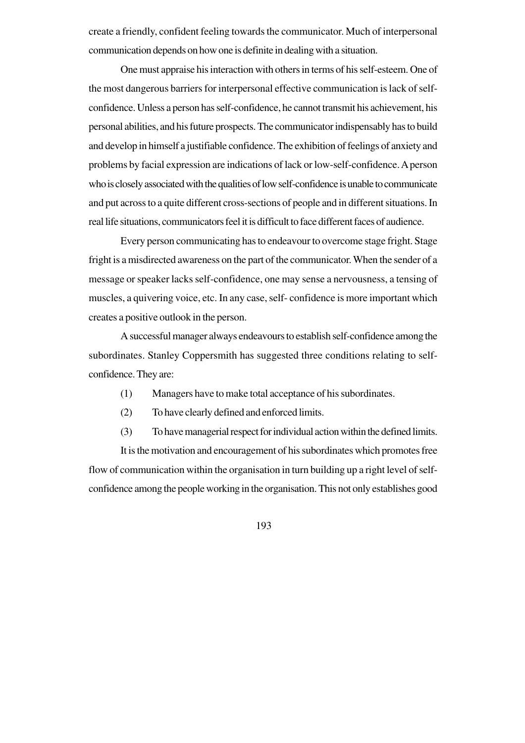create a friendly, confident feeling towards the communicator. Much of interpersonal communication depends on how one is definite in dealing with a situation.

One must appraise his interaction with others in terms of his self-esteem. One of the most dangerous barriers for interpersonal effective communication is lack of self-confidence. Unless a person has self-confidence, he cannot transmit his achievement, his personal abilities, and his future prospects. The communicator indispensably has to build and develop in himself a justifiable confidence. The exhibition of feelings of anxiety and problems by facial expression are indications of lack or low-self-confidence. A person who is closely associated with the qualities of low self-confidence is unable to communicate and put across to a quite different cross-sections of people and in different situations. In real life situations, communicators feel it is difficult to face different faces of audience.

Every person communicating has to endeavour to overcome stage fright. Stage fright is a misdirected awareness on the part of the communicator. When the sender of a message or speaker lacks self-confidence, one may sense a nervousness, a tensing of muscles, a quivering voice, etc. In any case, self- confidence is more important which creates a positive outlook in the person.

A successful manager always endeavours to establish self-confidence among the subordinates. Stanley Coppersmith has suggested three conditions relating to self-confidence. They are:

(1) Managers have to make total acceptance of his subordinates.

(2) To have clearly defined and enforced limits.

(3) To have managerial respect for individual action within the defined limits.

It is the motivation and encouragement of his subordinates which promotes free flow of communication within the organisation in turn building up a right level of self-confidence among the people working in the organisation. This not only establishes good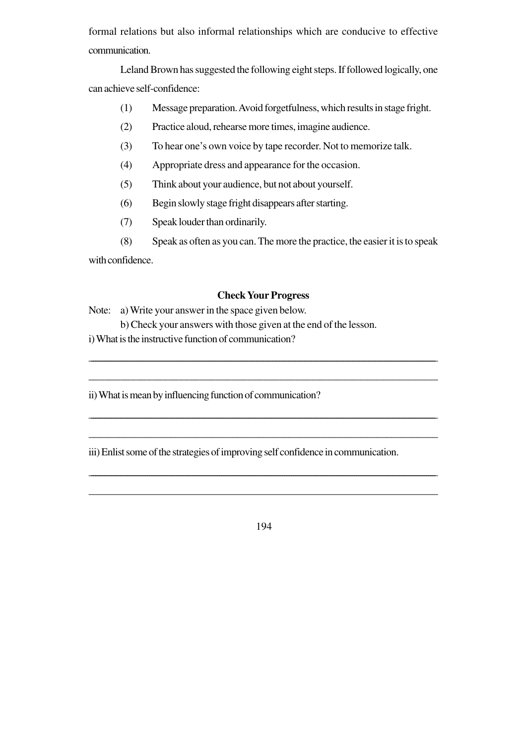formal relations but also informal relationships which are conducive to effective communication.

Leland Brown has suggested the following eight steps. If followed logically, one can achieve self-confidence:

(1) Message preparation. Avoid forgetfulness, which results in stage fright.

(2) Practice aloud, rehearse more times, imagine audience.

(3) To hear one's own voice by tape recorder. Not to memorize talk.

(4) Appropriate dress and appearance for the occasion.

(5) Think about your audience, but not about yourself.

(6) Begin slowly stage fright disappears after starting.

(7) Speak louder than ordinarily.

(8) Speak as often as you can. The more the practice, the easier it is to speak with confidence.

**Check Your Progress**

Note: a) Write your answer in the space given below.

b) Check your answers with those given at the end of the lesson.

i) What is the instructive function of communication?

\_\_\_\_\_\_\_\_\_\_\_\_\_\_\_\_\_\_\_\_\_\_\_\_\_\_\_\_\_\_\_\_\_\_\_\_\_\_\_\_\_\_\_\_\_\_\_\_\_\_\_\_\_\_\_\_\_\_\_\_\_\_\_\_\_\_\_\_

\_\_\_\_\_\_\_\_\_\_\_\_\_\_\_\_\_\_\_\_\_\_\_\_\_\_\_\_\_\_\_\_\_\_\_\_\_\_\_\_\_\_\_\_\_\_\_\_\_\_\_\_\_\_\_\_\_\_\_\_\_\_\_\_\_\_\_\_

ii) What is mean by influencing function of communication?

\_\_\_\_\_\_\_\_\_\_\_\_\_\_\_\_\_\_\_\_\_\_\_\_\_\_\_\_\_\_\_\_\_\_\_\_\_\_\_\_\_\_\_\_\_\_\_\_\_\_\_\_\_\_\_\_\_\_\_\_\_\_\_\_\_\_\_\_

\_\_\_\_\_\_\_\_\_\_\_\_\_\_\_\_\_\_\_\_\_\_\_\_\_\_\_\_\_\_\_\_\_\_\_\_\_\_\_\_\_\_\_\_\_\_\_\_\_\_\_\_\_\_\_\_\_\_\_\_\_\_\_\_\_\_\_\_

iii) Enlist some of the strategies of improving self confidence in communication.

\_\_\_\_\_\_\_\_\_\_\_\_\_\_\_\_\_\_\_\_\_\_\_\_\_\_\_\_\_\_\_\_\_\_\_\_\_\_\_\_\_\_\_\_\_\_\_\_\_\_\_\_\_\_\_\_\_\_\_\_\_\_\_\_\_\_\_\_

\_\_\_\_\_\_\_\_\_\_\_\_\_\_\_\_\_\_\_\_\_\_\_\_\_\_\_\_\_\_\_\_\_\_\_\_\_\_\_\_\_\_\_\_\_\_\_\_\_\_\_\_\_\_\_\_\_\_\_\_\_\_\_\_\_\_\_\_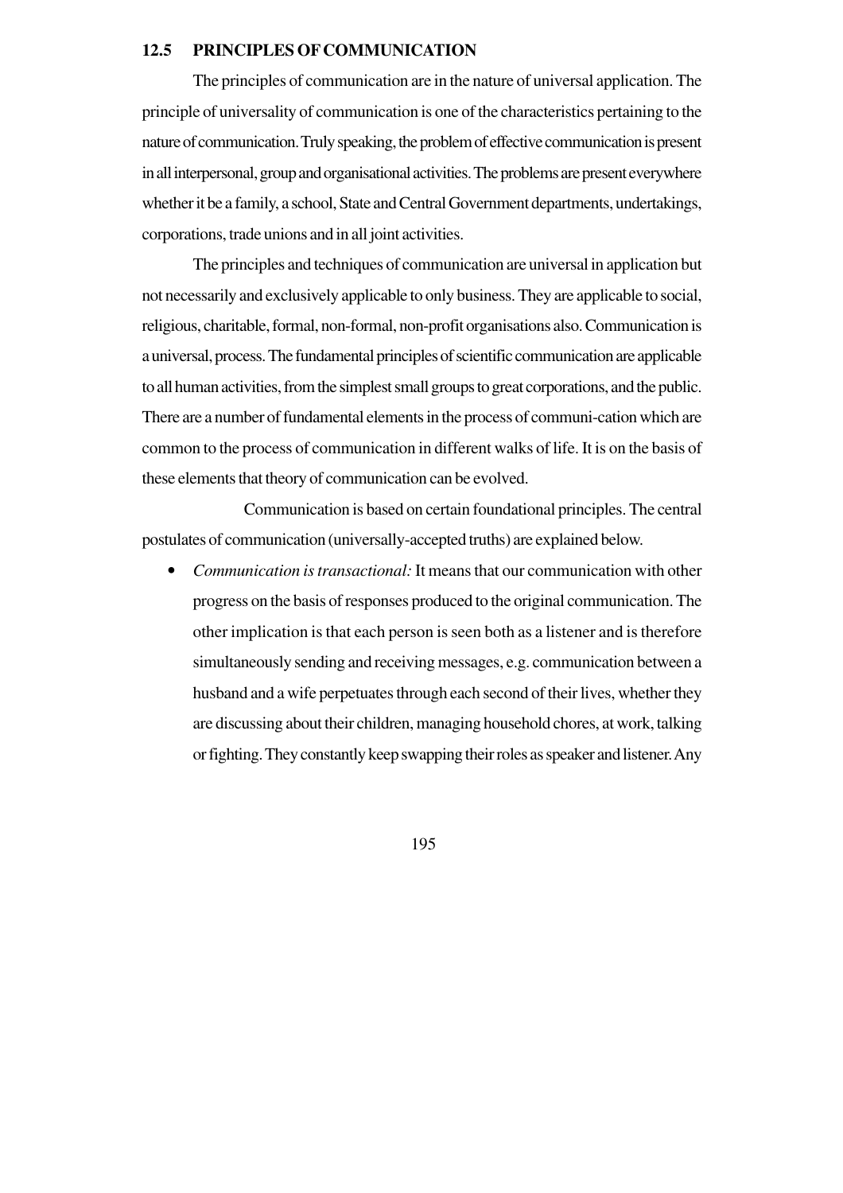## 12.5 PRINCIPLES OF COMMUNICATION

The principles of communication are in the nature of universal application. The principle of universality of communication is one of the characteristics pertaining to the nature of communication. Truly speaking, the problem of effective communication is present in all interpersonal, group and organisational activities. The problems are present everywhere whether it be a family, a school, State and Central Government departments, undertakings, corporations, trade unions and in all joint activities.

The principles and techniques of communication are universal in application but not necessarily and exclusively applicable to only business. They are applicable to social, religious, charitable, formal, non-formal, non-profit organisations also. Communication is a universal, process. The fundamental principles of scientific communication are applicable to all human activities, from the simplest small groups to great corporations, and the public. There are a number of fundamental elements in the process of communi-cation which are common to the process of communication in different walks of life. It is on the basis of these elements that theory of communication can be evolved.

Communication is based on certain foundational principles. The central postulates of communication (universally-accepted truths) are explained below.

- *Communication is transactional:* It means that our communication with other progress on the basis of responses produced to the original communication. The other implication is that each person is seen both as a listener and is therefore simultaneously sending and receiving messages, e.g. communication between a husband and a wife perpetuates through each second of their lives, whether they are discussing about their children, managing household chores, at work, talking or fighting. They constantly keep swapping their roles as speaker and listener. Any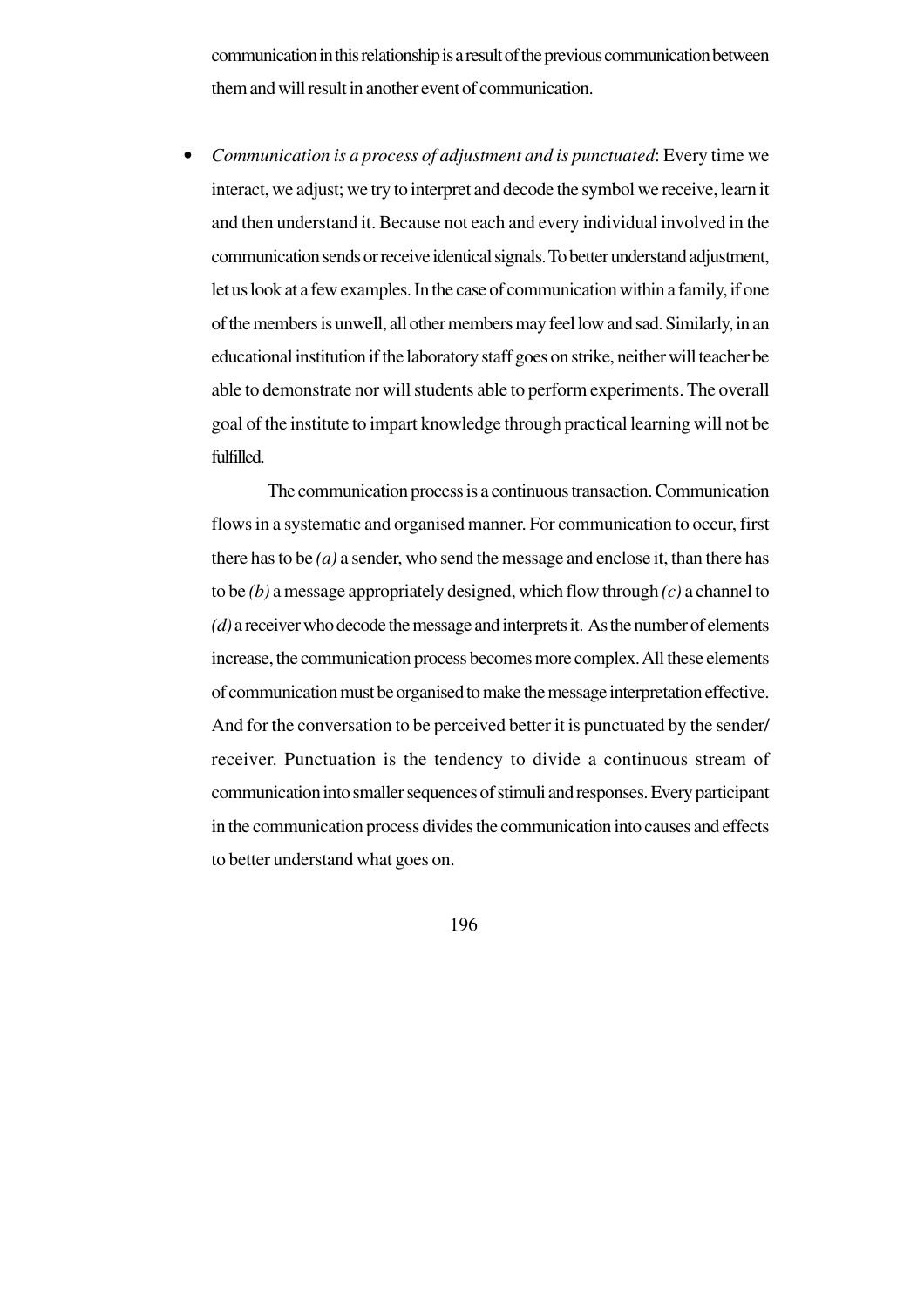communication in this relationship is a result of the previous communication between them and will result in another event of communication.

- *Communication is a process of adjustment and is punctuated*: Every time we interact, we adjust; we try to interpret and decode the symbol we receive, learn it and then understand it. Because not each and every individual involved in the communication sends or receive identical signals. To better understand adjustment, let us look at a few examples. In the case of communication within a family, if one of the members is unwell, all other members may feel low and sad. Similarly, in an educational institution if the laboratory staff goes on strike, neither will teacher be able to demonstrate nor will students able to perform experiments. The overall goal of the institute to impart knowledge through practical learning will not be fulfilled.

  The communication process is a continuous transaction. Communication flows in a systematic and organised manner. For communication to occur, first there has to be *(a)* a sender, who send the message and enclose it, than there has to be *(b)* a message appropriately designed, which flow through *(c)* a channel to *(d)* a receiver who decode the message and interprets it. As the number of elements increase, the communication process becomes more complex. All these elements of communication must be organised to make the message interpretation effective. And for the conversation to be perceived better it is punctuated by the sender/ receiver. Punctuation is the tendency to divide a continuous stream of communication into smaller sequences of stimuli and responses. Every participant in the communication process divides the communication into causes and effects to better understand what goes on.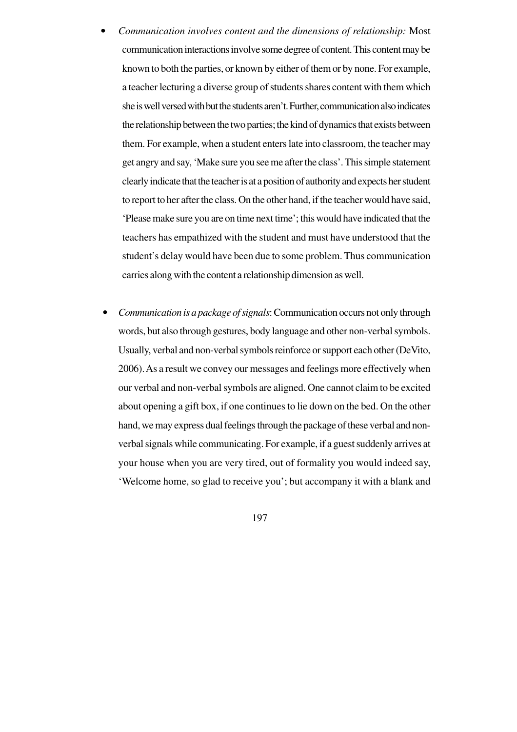- *Communication involves content and the dimensions of relationship:* Most communication interactions involve some degree of content. This content may be known to both the parties, or known by either of them or by none. For example, a teacher lecturing a diverse group of students shares content with them which she is well versed with but the students aren't. Further, communication also indicates the relationship between the two parties; the kind of dynamics that exists between them. For example, when a student enters late into classroom, the teacher may get angry and say, 'Make sure you see me after the class'. This simple statement clearly indicate that the teacher is at a position of authority and expects her student to report to her after the class. On the other hand, if the teacher would have said, 'Please make sure you are on time next time'; this would have indicated that the teachers has empathized with the student and must have understood that the student's delay would have been due to some problem. Thus communication carries along with the content a relationship dimension as well.

- *Communication is a package of signals*: Communication occurs not only through words, but also through gestures, body language and other non-verbal symbols. Usually, verbal and non-verbal symbols reinforce or support each other (DeVito, 2006). As a result we convey our messages and feelings more effectively when our verbal and non-verbal symbols are aligned. One cannot claim to be excited about opening a gift box, if one continues to lie down on the bed. On the other hand, we may express dual feelings through the package of these verbal and non-verbal signals while communicating. For example, if a guest suddenly arrives at your house when you are very tired, out of formality you would indeed say, 'Welcome home, so glad to receive you'; but accompany it with a blank and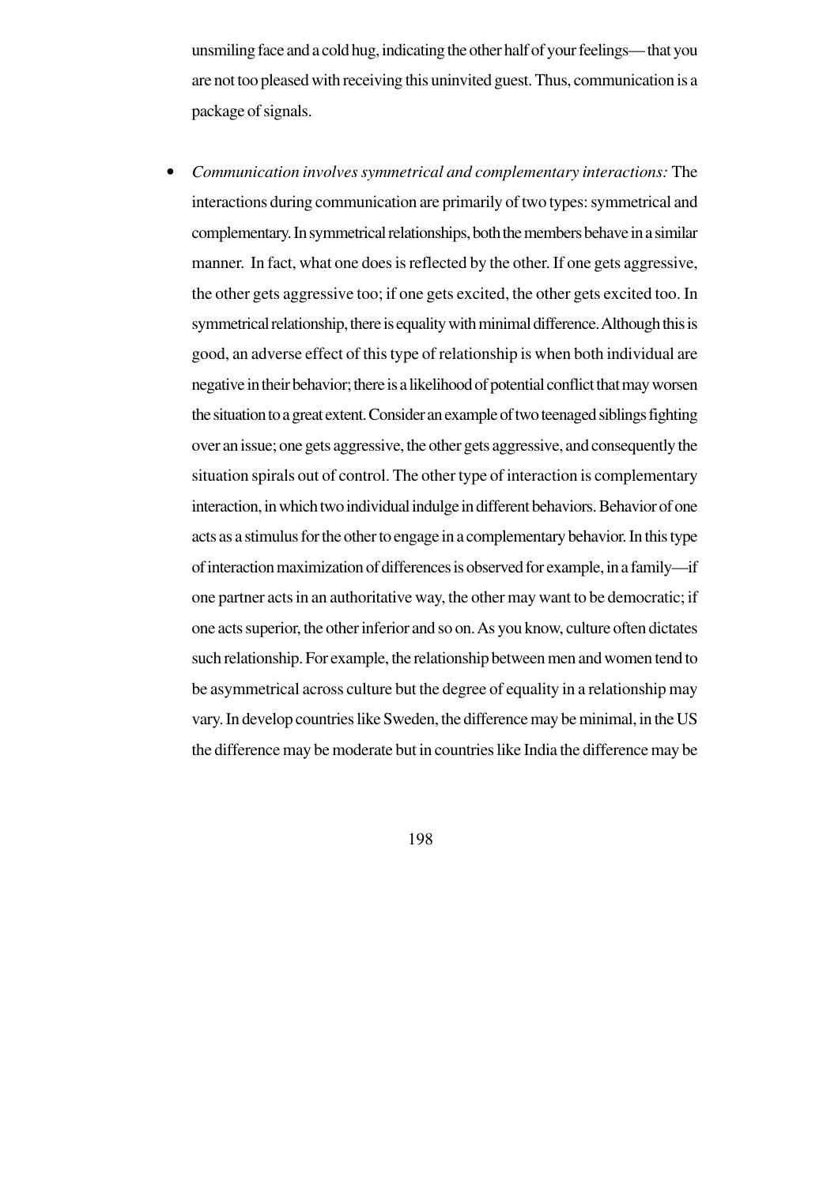unsmiling face and a cold hug, indicating the other half of your feelings— that you are not too pleased with receiving this uninvited guest. Thus, communication is a package of signals.

- *Communication involves symmetrical and complementary interactions:* The interactions during communication are primarily of two types: symmetrical and complementary. In symmetrical relationships, both the members behave in a similar manner. In fact, what one does is reflected by the other. If one gets aggressive, the other gets aggressive too; if one gets excited, the other gets excited too. In symmetrical relationship, there is equality with minimal difference. Although this is good, an adverse effect of this type of relationship is when both individual are negative in their behavior; there is a likelihood of potential conflict that may worsen the situation to a great extent. Consider an example of two teenaged siblings fighting over an issue; one gets aggressive, the other gets aggressive, and consequently the situation spirals out of control. The other type of interaction is complementary interaction, in which two individual indulge in different behaviors. Behavior of one acts as a stimulus for the other to engage in a complementary behavior. In this type of interaction maximization of differences is observed for example, in a family—if one partner acts in an authoritative way, the other may want to be democratic; if one acts superior, the other inferior and so on. As you know, culture often dictates such relationship. For example, the relationship between men and women tend to be asymmetrical across culture but the degree of equality in a relationship may vary. In develop countries like Sweden, the difference may be minimal, in the US the difference may be moderate but in countries like India the difference may be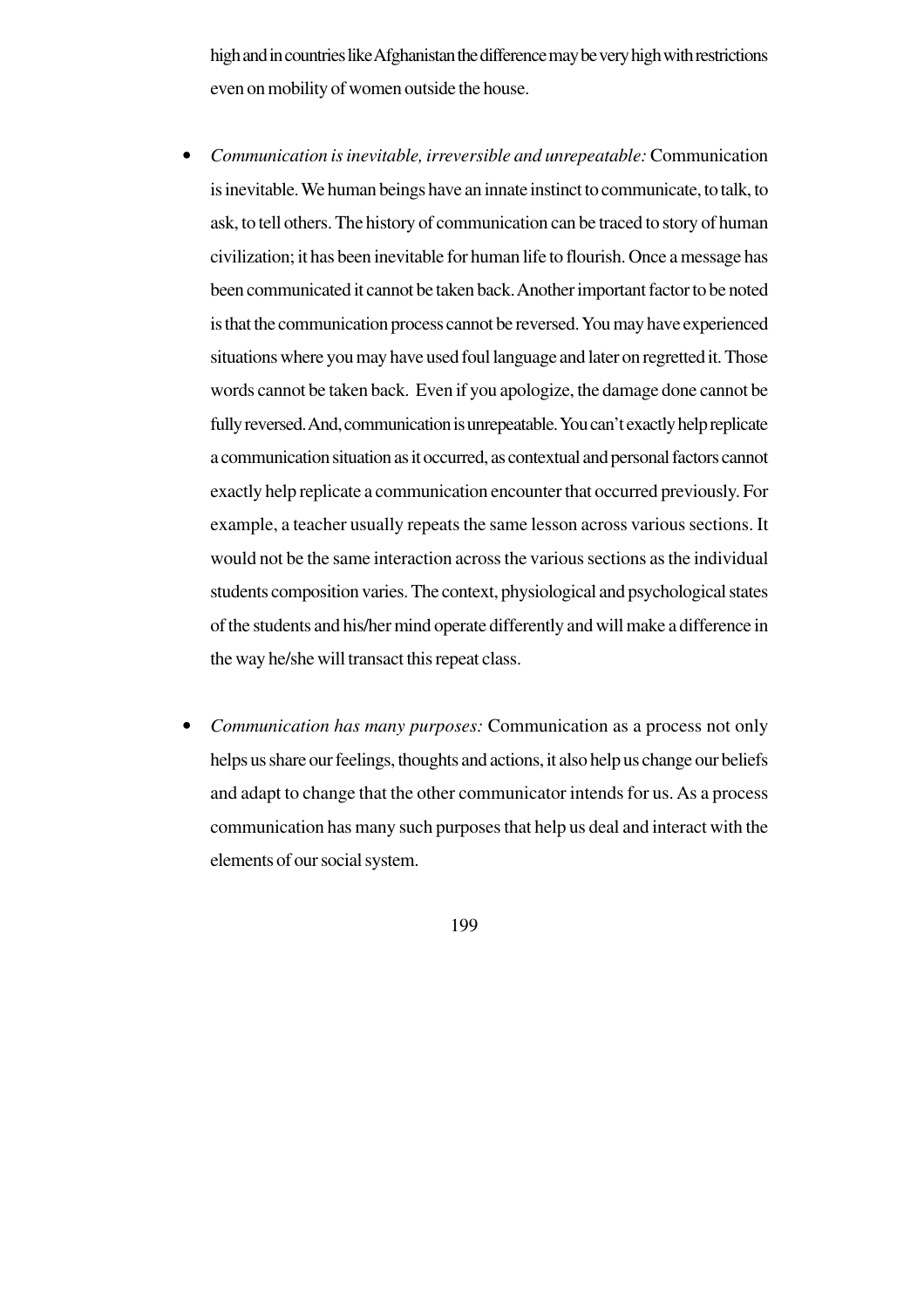high and in countries like Afghanistan the difference may be very high with restrictions even on mobility of women outside the house.

- *Communication is inevitable, irreversible and unrepeatable:* Communication is inevitable. We human beings have an innate instinct to communicate, to talk, to ask, to tell others. The history of communication can be traced to story of human civilization; it has been inevitable for human life to flourish. Once a message has been communicated it cannot be taken back. Another important factor to be noted is that the communication process cannot be reversed. You may have experienced situations where you may have used foul language and later on regretted it. Those words cannot be taken back. Even if you apologize, the damage done cannot be fully reversed. And, communication is unrepeatable. You can't exactly help replicate a communication situation as it occurred, as contextual and personal factors cannot exactly help replicate a communication encounter that occurred previously. For example, a teacher usually repeats the same lesson across various sections. It would not be the same interaction across the various sections as the individual students composition varies. The context, physiological and psychological states of the students and his/her mind operate differently and will make a difference in the way he/she will transact this repeat class.

- *Communication has many purposes:* Communication as a process not only helps us share our feelings, thoughts and actions, it also help us change our beliefs and adapt to change that the other communicator intends for us. As a process communication has many such purposes that help us deal and interact with the elements of our social system.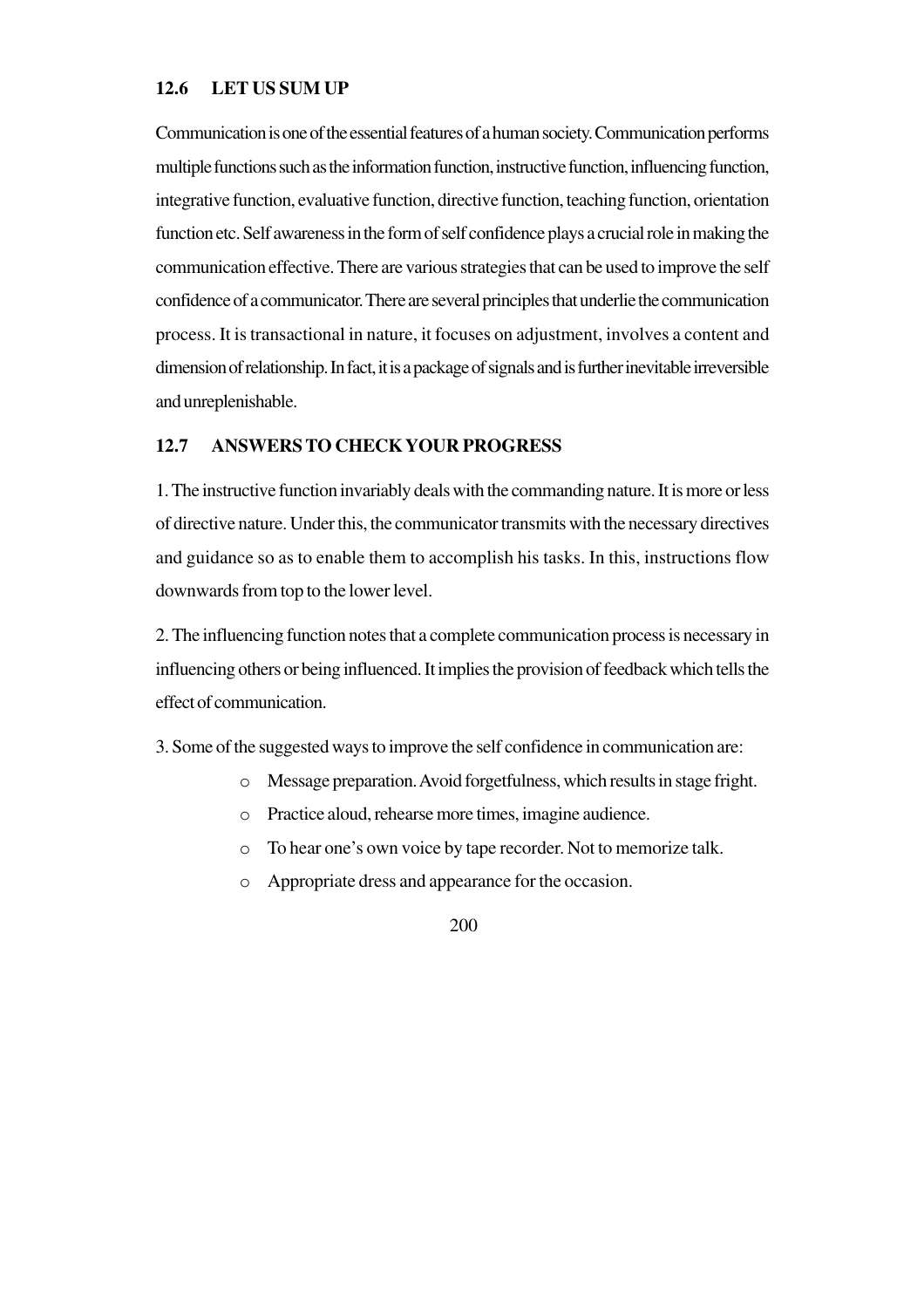## 12.6 LET US SUM UP

Communication is one of the essential features of a human society. Communication performs multiple functions such as the information function, instructive function, influencing function, integrative function, evaluative function, directive function, teaching function, orientation function etc. Self awareness in the form of self confidence plays a crucial role in making the communication effective. There are various strategies that can be used to improve the self confidence of a communicator. There are several principles that underlie the communication process. It is transactional in nature, it focuses on adjustment, involves a content and dimension of relationship. In fact, it is a package of signals and is further inevitable irreversible and unreplenishable.

## 12.7 ANSWERS TO CHECK YOUR PROGRESS

1. The instructive function invariably deals with the commanding nature. It is more or less of directive nature. Under this, the communicator transmits with the necessary directives and guidance so as to enable them to accomplish his tasks. In this, instructions flow downwards from top to the lower level.

2. The influencing function notes that a complete communication process is necessary in influencing others or being influenced. It implies the provision of feedback which tells the effect of communication.

3. Some of the suggested ways to improve the self confidence in communication are:

- Message preparation. Avoid forgetfulness, which results in stage fright.
- Practice aloud, rehearse more times, imagine audience.
- To hear one's own voice by tape recorder. Not to memorize talk.
- Appropriate dress and appearance for the occasion.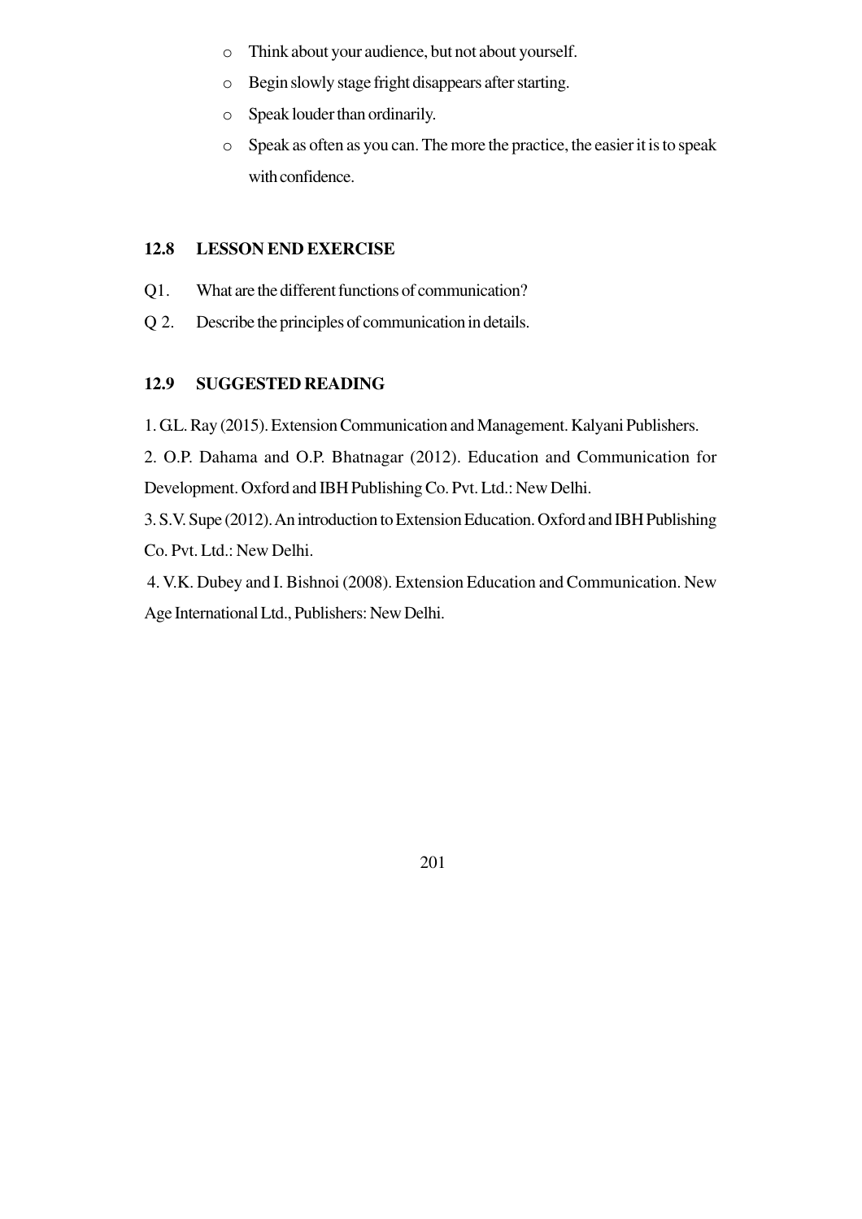- Think about your audience, but not about yourself.
- Begin slowly stage fright disappears after starting.
- Speak louder than ordinarily.
- Speak as often as you can. The more the practice, the easier it is to speak with confidence.

## 12.8 LESSON END EXERCISE

Q1. What are the different functions of communication?

Q 2. Describe the principles of communication in details.

## 12.9 SUGGESTED READING

1. G.L. Ray (2015). Extension Communication and Management. Kalyani Publishers.

2. O.P. Dahama and O.P. Bhatnagar (2012). Education and Communication for Development. Oxford and IBH Publishing Co. Pvt. Ltd.: New Delhi.

3. S.V. Supe (2012). An introduction to Extension Education. Oxford and IBH Publishing Co. Pvt. Ltd.: New Delhi.

4. V.K. Dubey and I. Bishnoi (2008). Extension Education and Communication. New Age International Ltd., Publishers: New Delhi.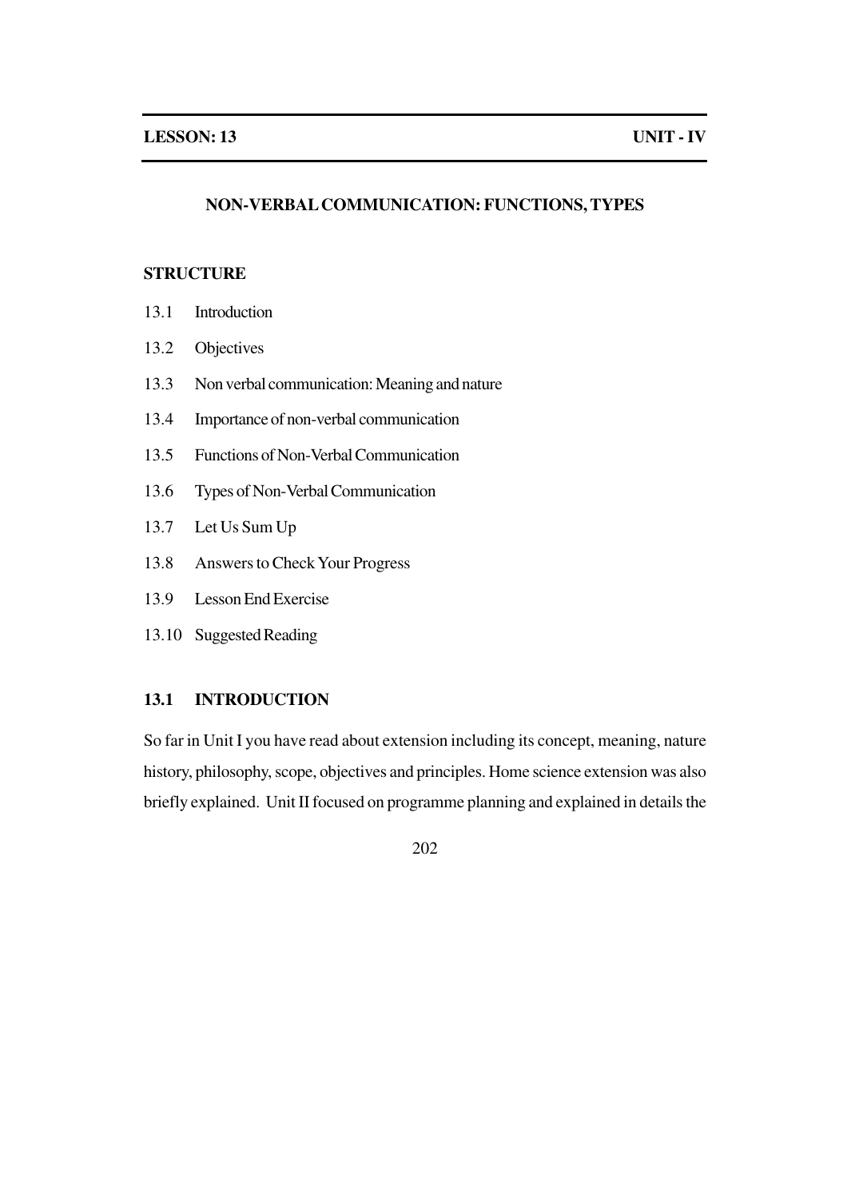**LESSON: 13** **UNIT - IV**

## NON-VERBAL COMMUNICATION: FUNCTIONS, TYPES

**STRUCTURE**

13.1 Introduction

13.2 Objectives

13.3 Non verbal communication: Meaning and nature

13.4 Importance of non-verbal communication

13.5 Functions of Non-Verbal Communication

13.6 Types of Non-Verbal Communication

13.7 Let Us Sum Up

13.8 Answers to Check Your Progress

13.9 Lesson End Exercise

13.10 Suggested Reading

### 13.1 INTRODUCTION

So far in Unit I you have read about extension including its concept, meaning, nature history, philosophy, scope, objectives and principles. Home science extension was also briefly explained. Unit II focused on programme planning and explained in details the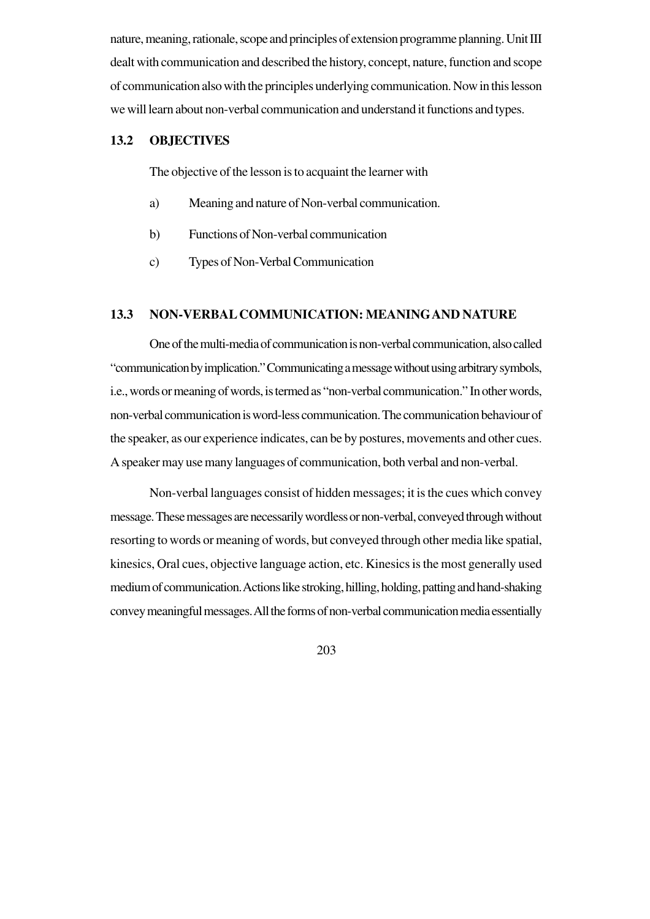nature, meaning, rationale, scope and principles of extension programme planning. Unit III dealt with communication and described the history, concept, nature, function and scope of communication also with the principles underlying communication. Now in this lesson we will learn about non-verbal communication and understand it functions and types.

## 13.2 OBJECTIVES

The objective of the lesson is to acquaint the learner with

a) Meaning and nature of Non-verbal communication.

b) Functions of Non-verbal communication

c) Types of Non-Verbal Communication

## 13.3 NON-VERBAL COMMUNICATION: MEANING AND NATURE

One of the multi-media of communication is non-verbal communication, also called "communication by implication." Communicating a message without using arbitrary symbols, i.e., words or meaning of words, is termed as "non-verbal communication." In other words, non-verbal communication is word-less communication. The communication behaviour of the speaker, as our experience indicates, can be by postures, movements and other cues. A speaker may use many languages of communication, both verbal and non-verbal.

Non-verbal languages consist of hidden messages; it is the cues which convey message. These messages are necessarily wordless or non-verbal, conveyed through without resorting to words or meaning of words, but conveyed through other media like spatial, kinesics, Oral cues, objective language action, etc. Kinesics is the most generally used medium of communication. Actions like stroking, hilling, holding, patting and hand-shaking convey meaningful messages. All the forms of non-verbal communication media essentially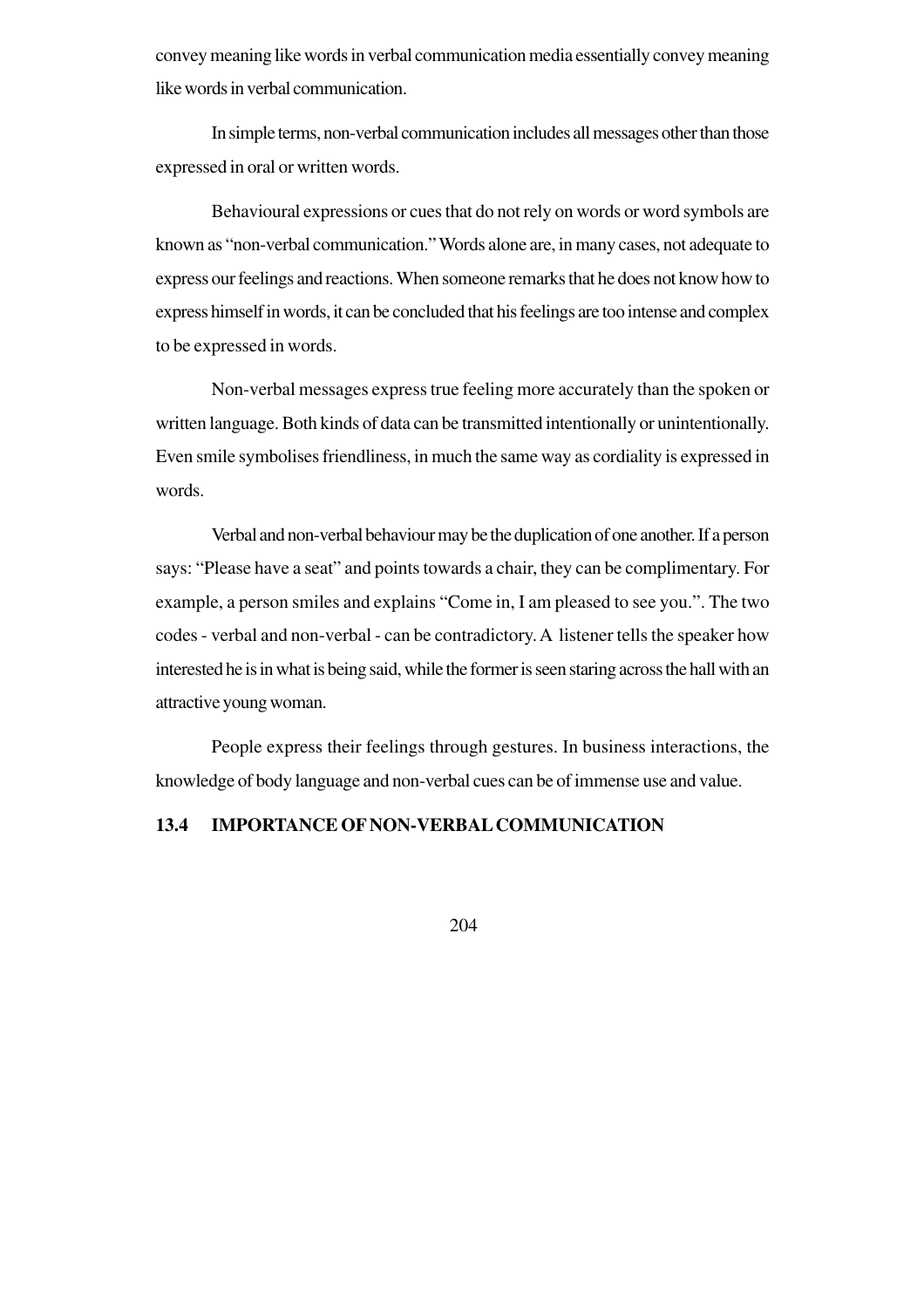convey meaning like words in verbal communication media essentially convey meaning like words in verbal communication.

In simple terms, non-verbal communication includes all messages other than those expressed in oral or written words.

Behavioural expressions or cues that do not rely on words or word symbols are known as "non-verbal communication." Words alone are, in many cases, not adequate to express our feelings and reactions. When someone remarks that he does not know how to express himself in words, it can be concluded that his feelings are too intense and complex to be expressed in words.

Non-verbal messages express true feeling more accurately than the spoken or written language. Both kinds of data can be transmitted intentionally or unintentionally. Even smile symbolises friendliness, in much the same way as cordiality is expressed in words.

Verbal and non-verbal behaviour may be the duplication of one another. If a person says: "Please have a seat" and points towards a chair, they can be complimentary. For example, a person smiles and explains "Come in, I am pleased to see you.". The two codes - verbal and non-verbal - can be contradictory. A listener tells the speaker how interested he is in what is being said, while the former is seen staring across the hall with an attractive young woman.

People express their feelings through gestures. In business interactions, the knowledge of body language and non-verbal cues can be of immense use and value.

## 13.4 IMPORTANCE OF NON-VERBAL COMMUNICATION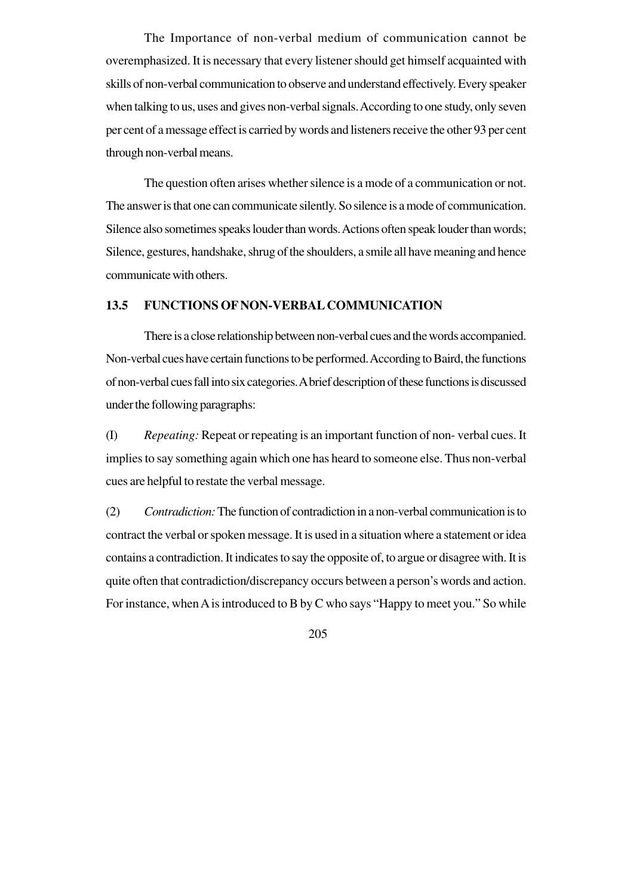The Importance of non-verbal medium of communication cannot be overemphasized. It is necessary that every listener should get himself acquainted with skills of non-verbal communication to observe and understand effectively. Every speaker when talking to us, uses and gives non-verbal signals. According to one study, only seven per cent of a message effect is carried by words and listeners receive the other 93 per cent through non-verbal means.

The question often arises whether silence is a mode of a communication or not. The answer is that one can communicate silently. So silence is a mode of communication. Silence also sometimes speaks louder than words. Actions often speak louder than words; Silence, gestures, handshake, shrug of the shoulders, a smile all have meaning and hence communicate with others.

## 13.5 FUNCTIONS OF NON-VERBAL COMMUNICATION

There is a close relationship between non-verbal cues and the words accompanied. Non-verbal cues have certain functions to be performed. According to Baird, the functions of non-verbal cues fall into six categories. A brief description of these functions is discussed under the following paragraphs:

(I) *Repeating:* Repeat or repeating is an important function of non- verbal cues. It implies to say something again which one has heard to someone else. Thus non-verbal cues are helpful to restate the verbal message.

(2) *Contradiction:* The function of contradiction in a non-verbal communication is to contract the verbal or spoken message. It is used in a situation where a statement or idea contains a contradiction. It indicates to say the opposite of, to argue or disagree with. It is quite often that contradiction/discrepancy occurs between a person's words and action. For instance, when A is introduced to B by C who says "Happy to meet you." So while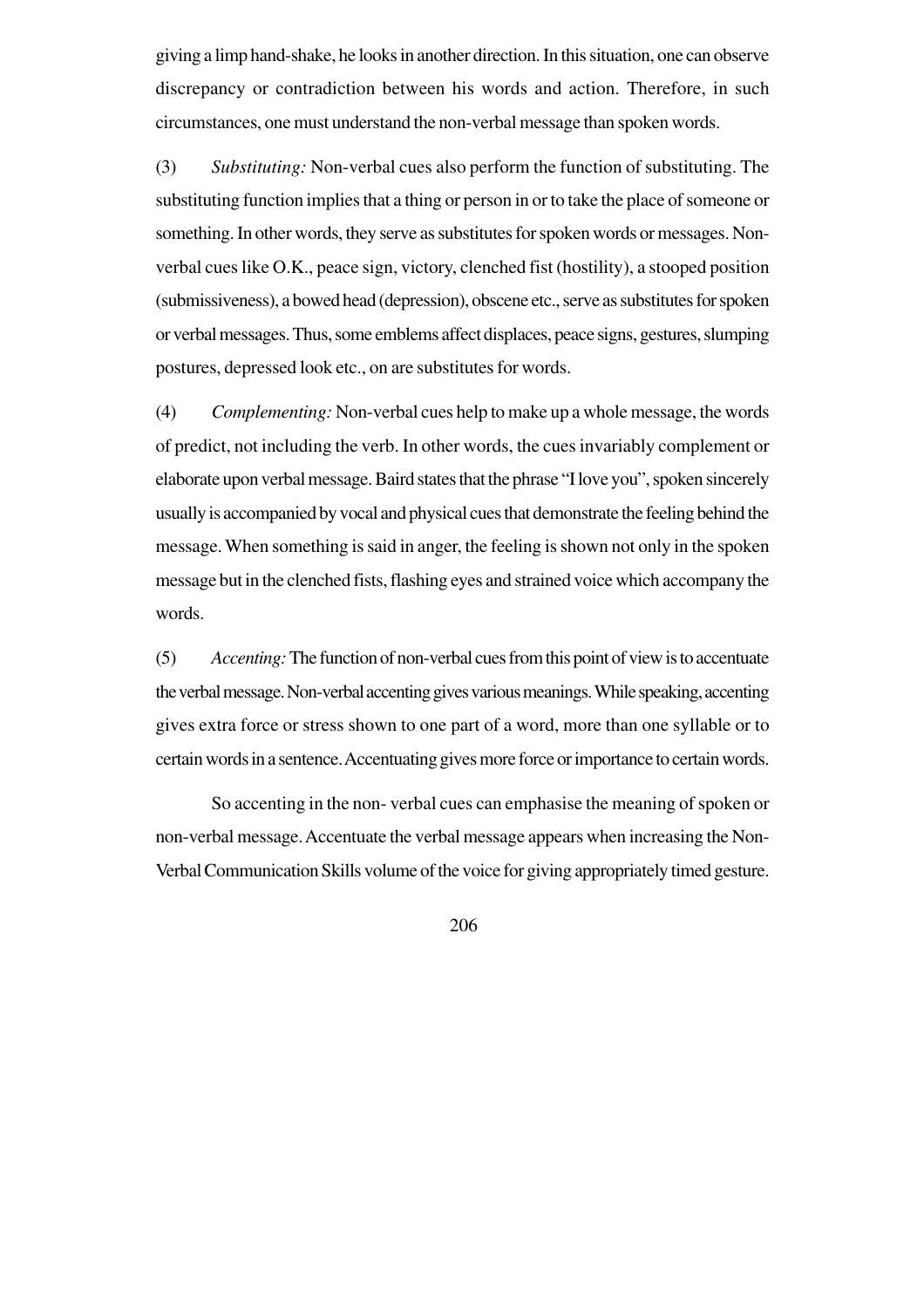giving a limp hand-shake, he looks in another direction. In this situation, one can observe discrepancy or contradiction between his words and action. Therefore, in such circumstances, one must understand the non-verbal message than spoken words.

(3) *Substituting:* Non-verbal cues also perform the function of substituting. The substituting function implies that a thing or person in or to take the place of someone or something. In other words, they serve as substitutes for spoken words or messages. Non-verbal cues like O.K., peace sign, victory, clenched fist (hostility), a stooped position (submissiveness), a bowed head (depression), obscene etc., serve as substitutes for spoken or verbal messages. Thus, some emblems affect displaces, peace signs, gestures, slumping postures, depressed look etc., on are substitutes for words.

(4) *Complementing:* Non-verbal cues help to make up a whole message, the words of predict, not including the verb. In other words, the cues invariably complement or elaborate upon verbal message. Baird states that the phrase "I love you", spoken sincerely usually is accompanied by vocal and physical cues that demonstrate the feeling behind the message. When something is said in anger, the feeling is shown not only in the spoken message but in the clenched fists, flashing eyes and strained voice which accompany the words.

(5) *Accenting:* The function of non-verbal cues from this point of view is to accentuate the verbal message. Non-verbal accenting gives various meanings. While speaking, accenting gives extra force or stress shown to one part of a word, more than one syllable or to certain words in a sentence. Accentuating gives more force or importance to certain words.

So accenting in the non- verbal cues can emphasise the meaning of spoken or non-verbal message. Accentuate the verbal message appears when increasing the Non-Verbal Communication Skills volume of the voice for giving appropriately timed gesture.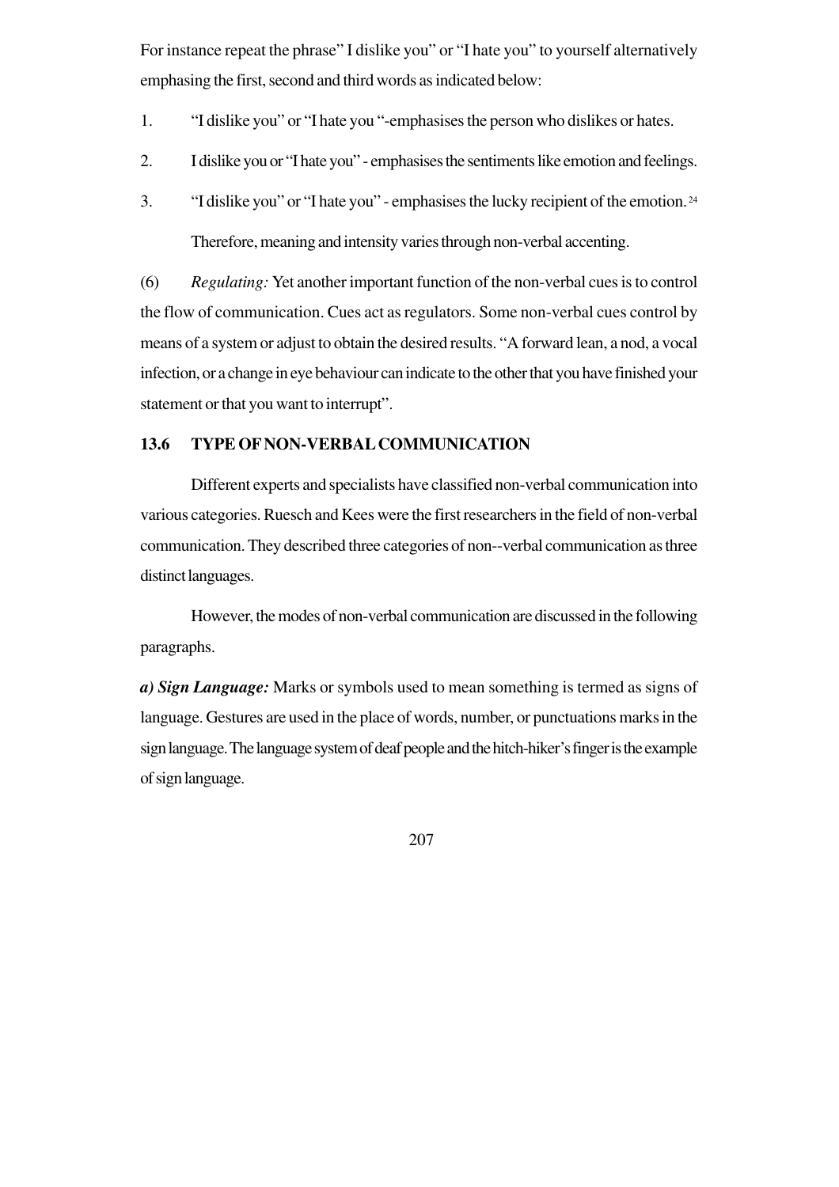For instance repeat the phrase" I dislike you" or "I hate you" to yourself alternatively emphasing the first, second and third words as indicated below:

1. "I dislike you" or "I hate you "-emphasises the person who dislikes or hates.
2. I dislike you or "I hate you" - emphasises the sentiments like emotion and feelings.
3. "I dislike you" or "I hate you" - emphasises the lucky recipient of the emotion.[24]

   Therefore, meaning and intensity varies through non-verbal accenting.

(6) *Regulating:* Yet another important function of the non-verbal cues is to control the flow of communication. Cues act as regulators. Some non-verbal cues control by means of a system or adjust to obtain the desired results. "A forward lean, a nod, a vocal infection, or a change in eye behaviour can indicate to the other that you have finished your statement or that you want to interrupt".

### 13.6 TYPE OF NON-VERBAL COMMUNICATION

Different experts and specialists have classified non-verbal communication into various categories. Ruesch and Kees were the first researchers in the field of non-verbal communication. They described three categories of non--verbal communication as three distinct languages.

However, the modes of non-verbal communication are discussed in the following paragraphs.

***a) Sign Language:*** Marks or symbols used to mean something is termed as signs of language. Gestures are used in the place of words, number, or punctuations marks in the sign language. The language system of deaf people and the hitch-hiker's finger is the example of sign language.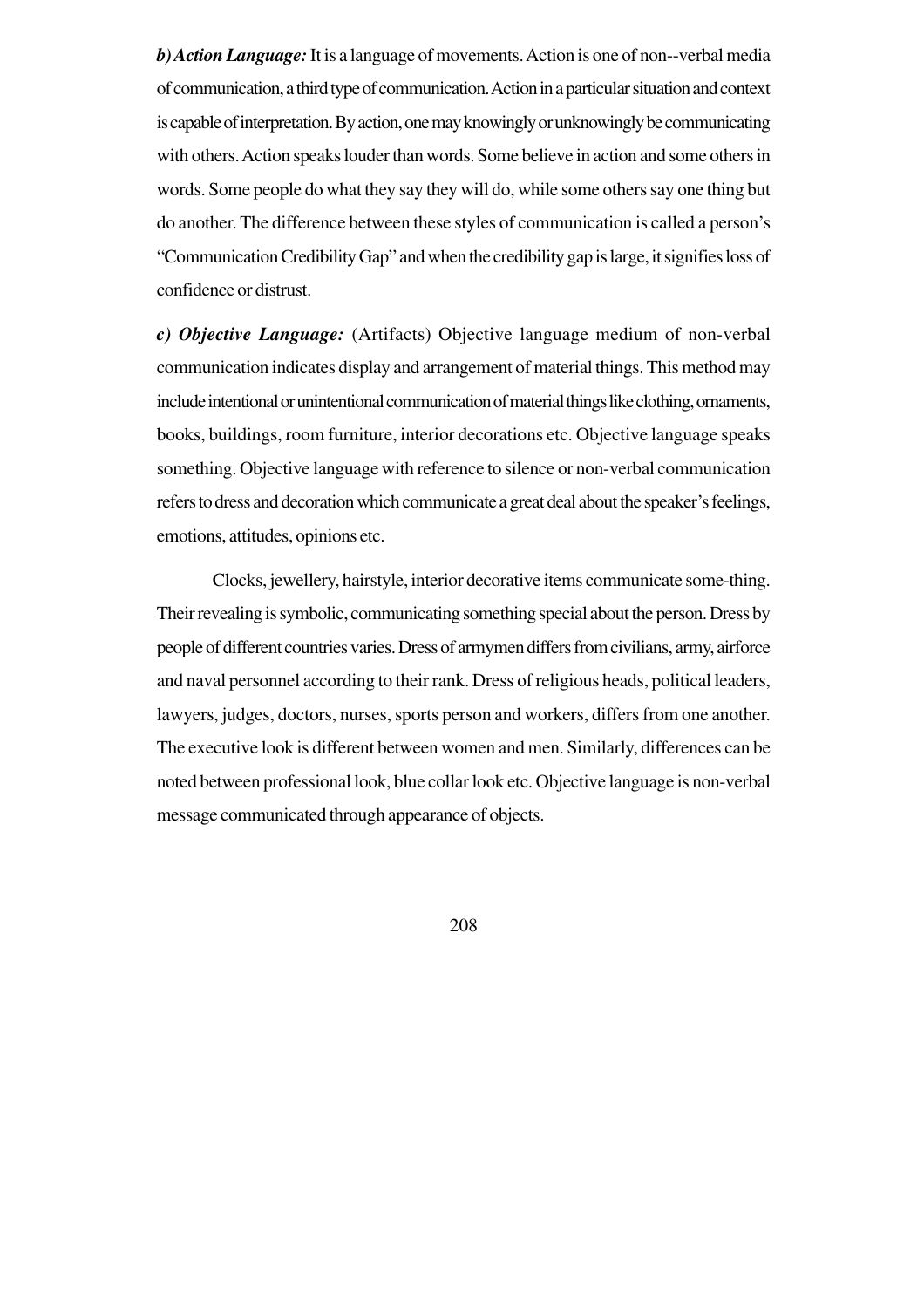***b) Action Language:*** It is a language of movements. Action is one of non--verbal media of communication, a third type of communication. Action in a particular situation and context is capable of interpretation. By action, one may knowingly or unknowingly be communicating with others. Action speaks louder than words. Some believe in action and some others in words. Some people do what they say they will do, while some others say one thing but do another. The difference between these styles of communication is called a person's "Communication Credibility Gap" and when the credibility gap is large, it signifies loss of confidence or distrust.

***c) Objective Language:*** (Artifacts) Objective language medium of non-verbal communication indicates display and arrangement of material things. This method may include intentional or unintentional communication of material things like clothing, ornaments, books, buildings, room furniture, interior decorations etc. Objective language speaks something. Objective language with reference to silence or non-verbal communication refers to dress and decoration which communicate a great deal about the speaker's feelings, emotions, attitudes, opinions etc.

Clocks, jewellery, hairstyle, interior decorative items communicate some-thing. Their revealing is symbolic, communicating something special about the person. Dress by people of different countries varies. Dress of armymen differs from civilians, army, airforce and naval personnel according to their rank. Dress of religious heads, political leaders, lawyers, judges, doctors, nurses, sports person and workers, differs from one another. The executive look is different between women and men. Similarly, differences can be noted between professional look, blue collar look etc. Objective language is non-verbal message communicated through appearance of objects.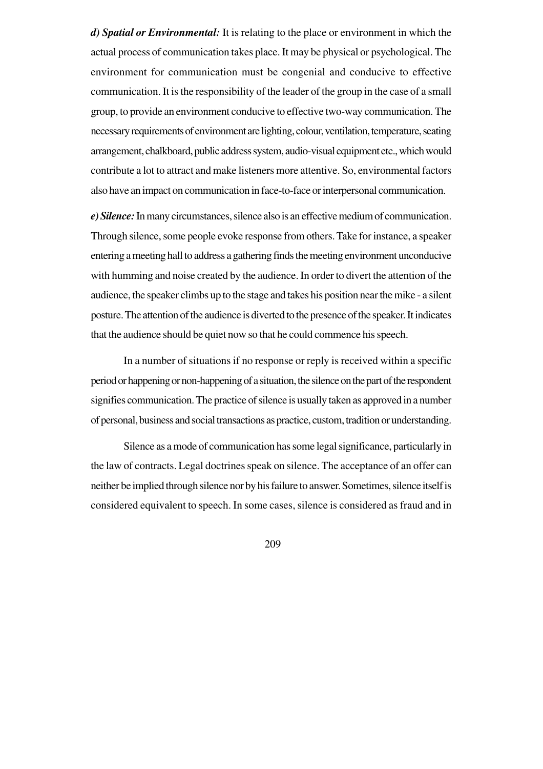***d) Spatial or Environmental:*** It is relating to the place or environment in which the actual process of communication takes place. It may be physical or psychological. The environment for communication must be congenial and conducive to effective communication. It is the responsibility of the leader of the group in the case of a small group, to provide an environment conducive to effective two-way communication. The necessary requirements of environment are lighting, colour, ventilation, temperature, seating arrangement, chalkboard, public address system, audio-visual equipment etc., which would contribute a lot to attract and make listeners more attentive. So, environmental factors also have an impact on communication in face-to-face or interpersonal communication.

***e) Silence:*** In many circumstances, silence also is an effective medium of communication. Through silence, some people evoke response from others. Take for instance, a speaker entering a meeting hall to address a gathering finds the meeting environment unconducive with humming and noise created by the audience. In order to divert the attention of the audience, the speaker climbs up to the stage and takes his position near the mike - a silent posture. The attention of the audience is diverted to the presence of the speaker. It indicates that the audience should be quiet now so that he could commence his speech.

In a number of situations if no response or reply is received within a specific period or happening or non-happening of a situation, the silence on the part of the respondent signifies communication. The practice of silence is usually taken as approved in a number of personal, business and social transactions as practice, custom, tradition or understanding.

Silence as a mode of communication has some legal significance, particularly in the law of contracts. Legal doctrines speak on silence. The acceptance of an offer can neither be implied through silence nor by his failure to answer. Sometimes, silence itself is considered equivalent to speech. In some cases, silence is considered as fraud and in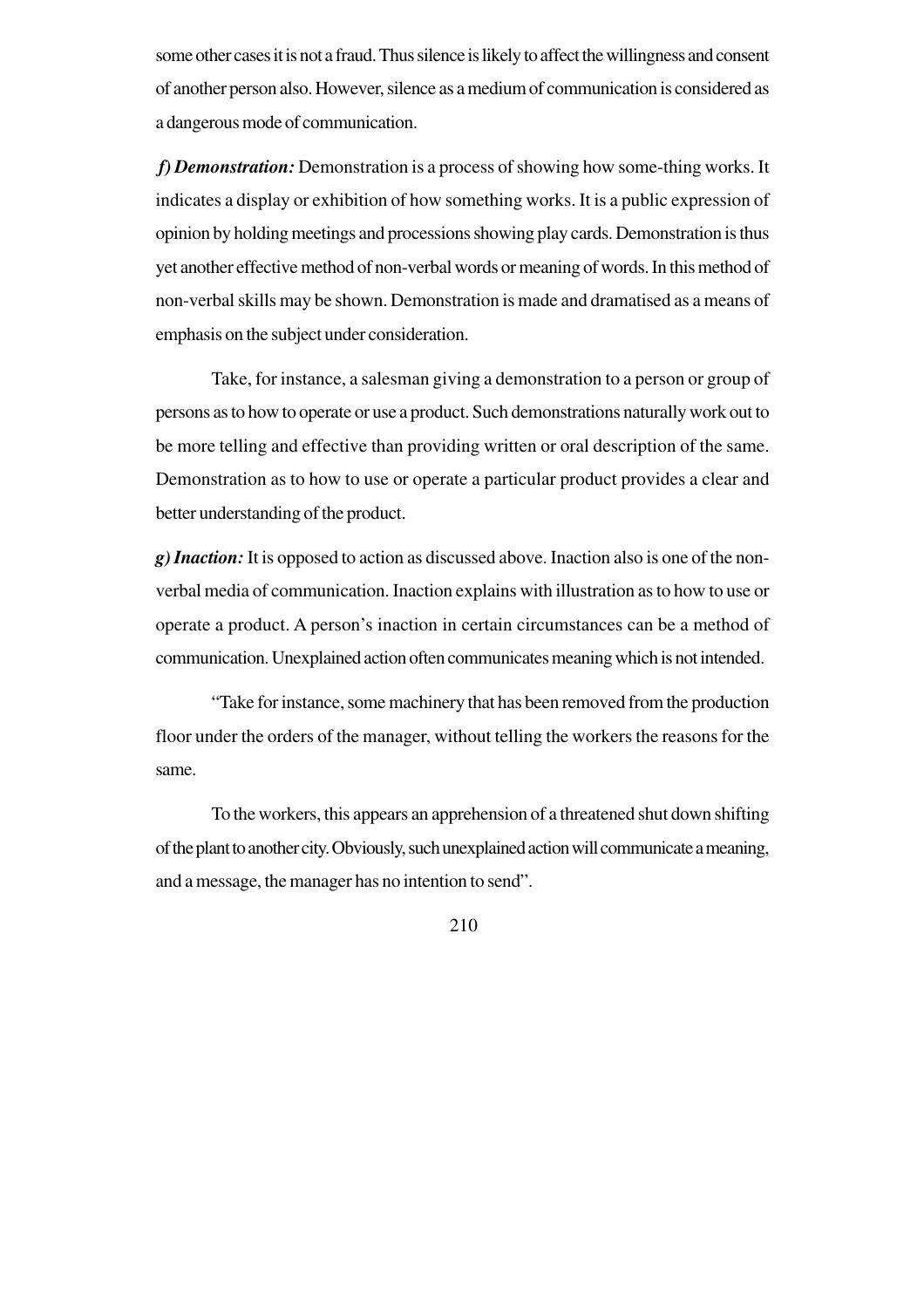some other cases it is not a fraud. Thus silence is likely to affect the willingness and consent of another person also. However, silence as a medium of communication is considered as a dangerous mode of communication.

***f) Demonstration:*** Demonstration is a process of showing how some-thing works. It indicates a display or exhibition of how something works. It is a public expression of opinion by holding meetings and processions showing play cards. Demonstration is thus yet another effective method of non-verbal words or meaning of words. In this method of non-verbal skills may be shown. Demonstration is made and dramatised as a means of emphasis on the subject under consideration.

Take, for instance, a salesman giving a demonstration to a person or group of persons as to how to operate or use a product. Such demonstrations naturally work out to be more telling and effective than providing written or oral description of the same. Demonstration as to how to use or operate a particular product provides a clear and better understanding of the product.

***g) Inaction:*** It is opposed to action as discussed above. Inaction also is one of the non-verbal media of communication. Inaction explains with illustration as to how to use or operate a product. A person's inaction in certain circumstances can be a method of communication. Unexplained action often communicates meaning which is not intended.

"Take for instance, some machinery that has been removed from the production floor under the orders of the manager, without telling the workers the reasons for the same.

To the workers, this appears an apprehension of a threatened shut down shifting of the plant to another city. Obviously, such unexplained action will communicate a meaning, and a message, the manager has no intention to send".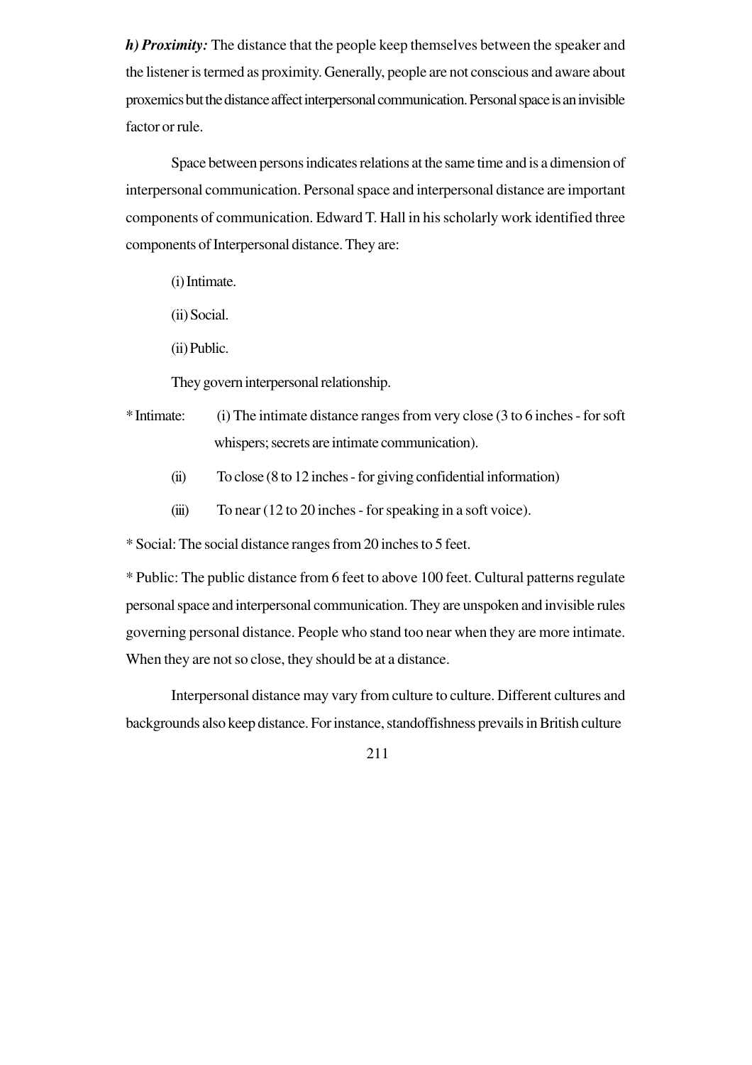***h) Proximity:*** The distance that the people keep themselves between the speaker and the listener is termed as proximity. Generally, people are not conscious and aware about proxemics but the distance affect interpersonal communication. Personal space is an invisible factor or rule.

Space between persons indicates relations at the same time and is a dimension of interpersonal communication. Personal space and interpersonal distance are important components of communication. Edward T. Hall in his scholarly work identified three components of Interpersonal distance. They are:

(i) Intimate.

(ii) Social.

(ii) Public.

They govern interpersonal relationship.

* Intimate: (i) The intimate distance ranges from very close (3 to 6 inches - for soft whispers; secrets are intimate communication).

(ii) To close (8 to 12 inches - for giving confidential information)

(iii) To near (12 to 20 inches - for speaking in a soft voice).

* Social: The social distance ranges from 20 inches to 5 feet.

* Public: The public distance from 6 feet to above 100 feet. Cultural patterns regulate personal space and interpersonal communication. They are unspoken and invisible rules governing personal distance. People who stand too near when they are more intimate. When they are not so close, they should be at a distance.

Interpersonal distance may vary from culture to culture. Different cultures and backgrounds also keep distance. For instance, standoffishness prevails in British culture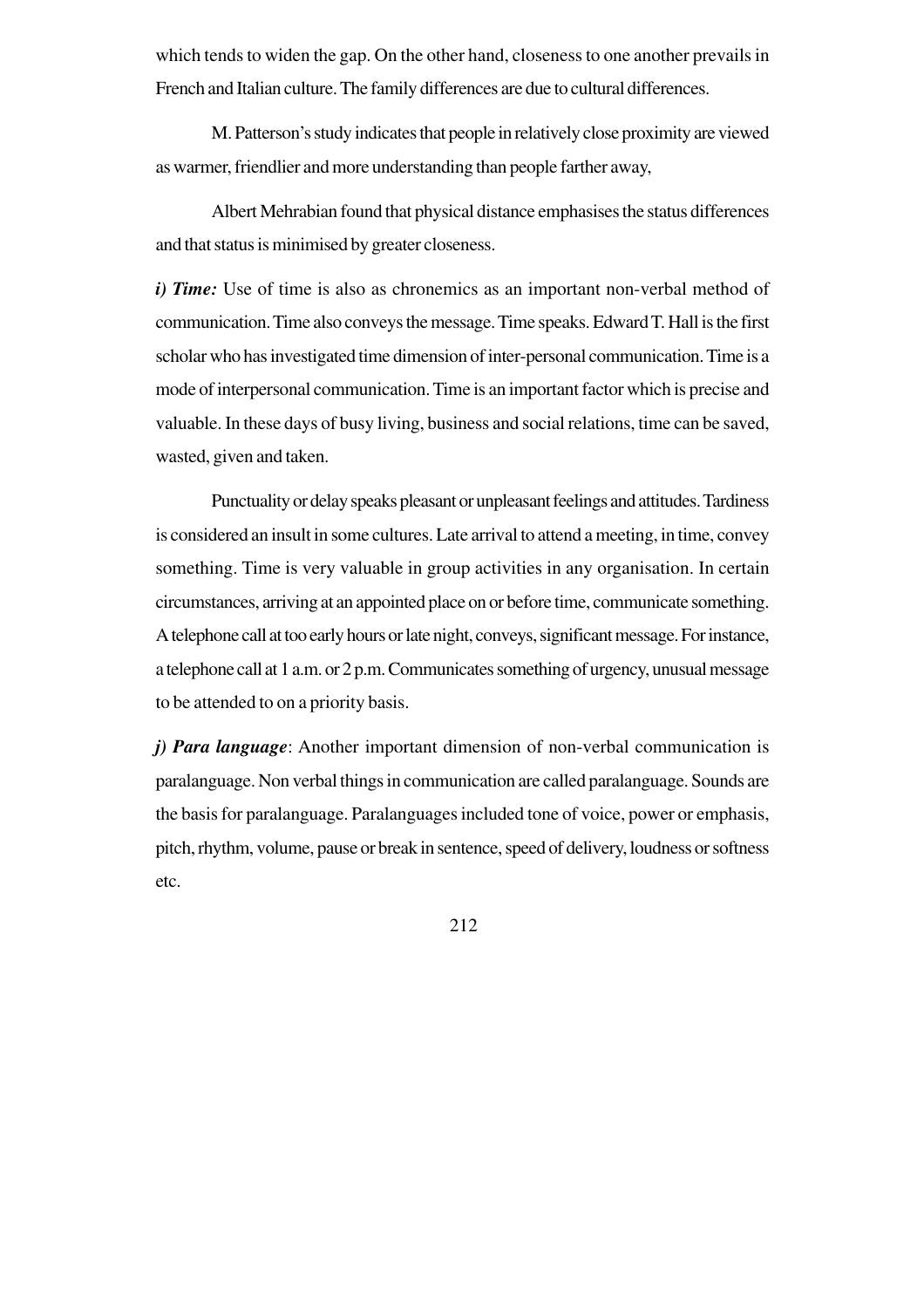which tends to widen the gap. On the other hand, closeness to one another prevails in French and Italian culture. The family differences are due to cultural differences.

M. Patterson's study indicates that people in relatively close proximity are viewed as warmer, friendlier and more understanding than people farther away,

Albert Mehrabian found that physical distance emphasises the status differences and that status is minimised by greater closeness.

***i) Time:*** Use of time is also as chronemics as an important non-verbal method of communication. Time also conveys the message. Time speaks. Edward T. Hall is the first scholar who has investigated time dimension of inter-personal communication. Time is a mode of interpersonal communication. Time is an important factor which is precise and valuable. In these days of busy living, business and social relations, time can be saved, wasted, given and taken.

Punctuality or delay speaks pleasant or unpleasant feelings and attitudes. Tardiness is considered an insult in some cultures. Late arrival to attend a meeting, in time, convey something. Time is very valuable in group activities in any organisation. In certain circumstances, arriving at an appointed place on or before time, communicate something. A telephone call at too early hours or late night, conveys, significant message. For instance, a telephone call at 1 a.m. or 2 p.m. Communicates something of urgency, unusual message to be attended to on a priority basis.

***j) Para language***: Another important dimension of non-verbal communication is paralanguage. Non verbal things in communication are called paralanguage. Sounds are the basis for paralanguage. Paralanguages included tone of voice, power or emphasis, pitch, rhythm, volume, pause or break in sentence, speed of delivery, loudness or softness etc.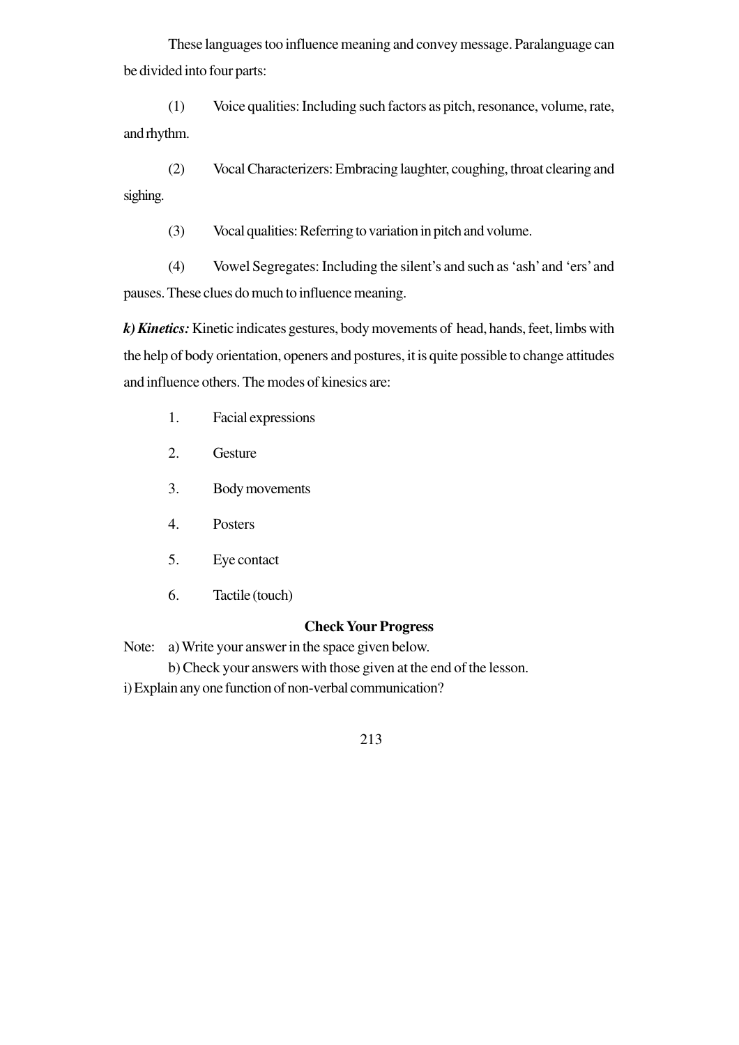These languages too influence meaning and convey message. Paralanguage can be divided into four parts:

(1) Voice qualities: Including such factors as pitch, resonance, volume, rate, and rhythm.

(2) Vocal Characterizers: Embracing laughter, coughing, throat clearing and sighing.

(3) Vocal qualities: Referring to variation in pitch and volume.

(4) Vowel Segregates: Including the silent's and such as 'ash' and 'ers' and pauses. These clues do much to influence meaning.

***k) Kinetics:*** Kinetic indicates gestures, body movements of head, hands, feet, limbs with the help of body orientation, openers and postures, it is quite possible to change attitudes and influence others. The modes of kinesics are:

1. Facial expressions
2. Gesture
3. Body movements
4. Posters
5. Eye contact
6. Tactile (touch)

**Check Your Progress**

Note: a) Write your answer in the space given below.

b) Check your answers with those given at the end of the lesson.

i) Explain any one function of non-verbal communication?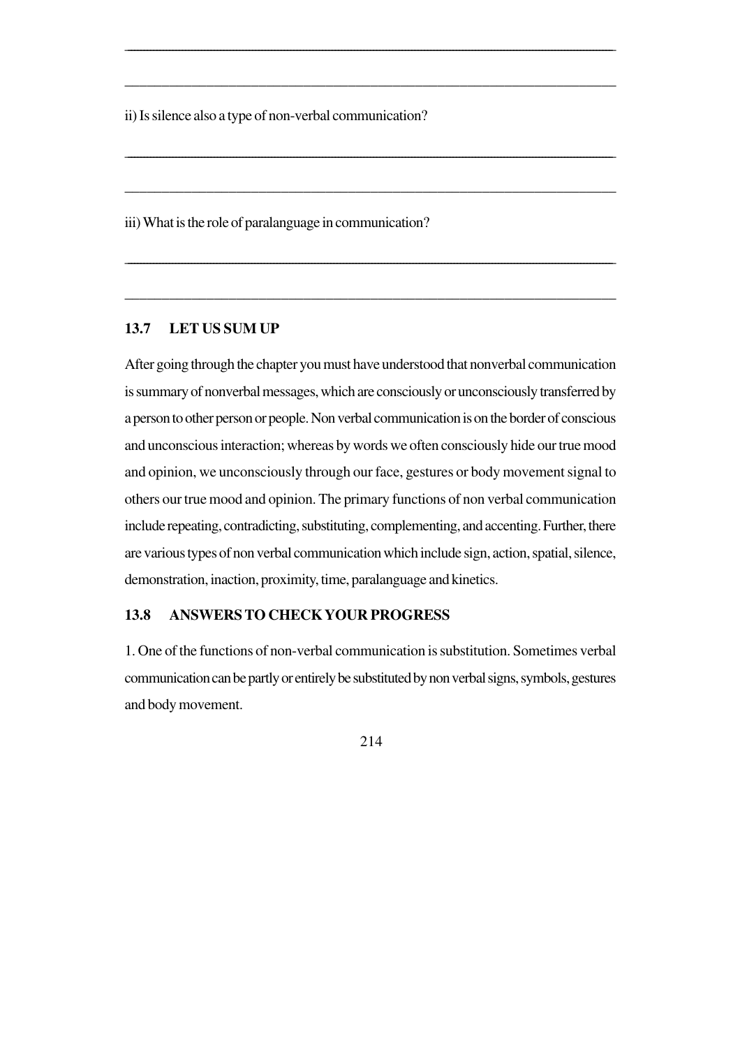_______________________________________________________________________________

_______________________________________________________________________________

ii) Is silence also a type of non-verbal communication?

_______________________________________________________________________________

_______________________________________________________________________________

iii) What is the role of paralanguage in communication?

_______________________________________________________________________________

_______________________________________________________________________________

## 13.7 LET US SUM UP

After going through the chapter you must have understood that nonverbal communication is summary of nonverbal messages, which are consciously or unconsciously transferred by a person to other person or people. Non verbal communication is on the border of conscious and unconscious interaction; whereas by words we often consciously hide our true mood and opinion, we unconsciously through our face, gestures or body movement signal to others our true mood and opinion. The primary functions of non verbal communication include repeating, contradicting, substituting, complementing, and accenting. Further, there are various types of non verbal communication which include sign, action, spatial, silence, demonstration, inaction, proximity, time, paralanguage and kinetics.

## 13.8 ANSWERS TO CHECK YOUR PROGRESS

1. One of the functions of non-verbal communication is substitution. Sometimes verbal communication can be partly or entirely be substituted by non verbal signs, symbols, gestures and body movement.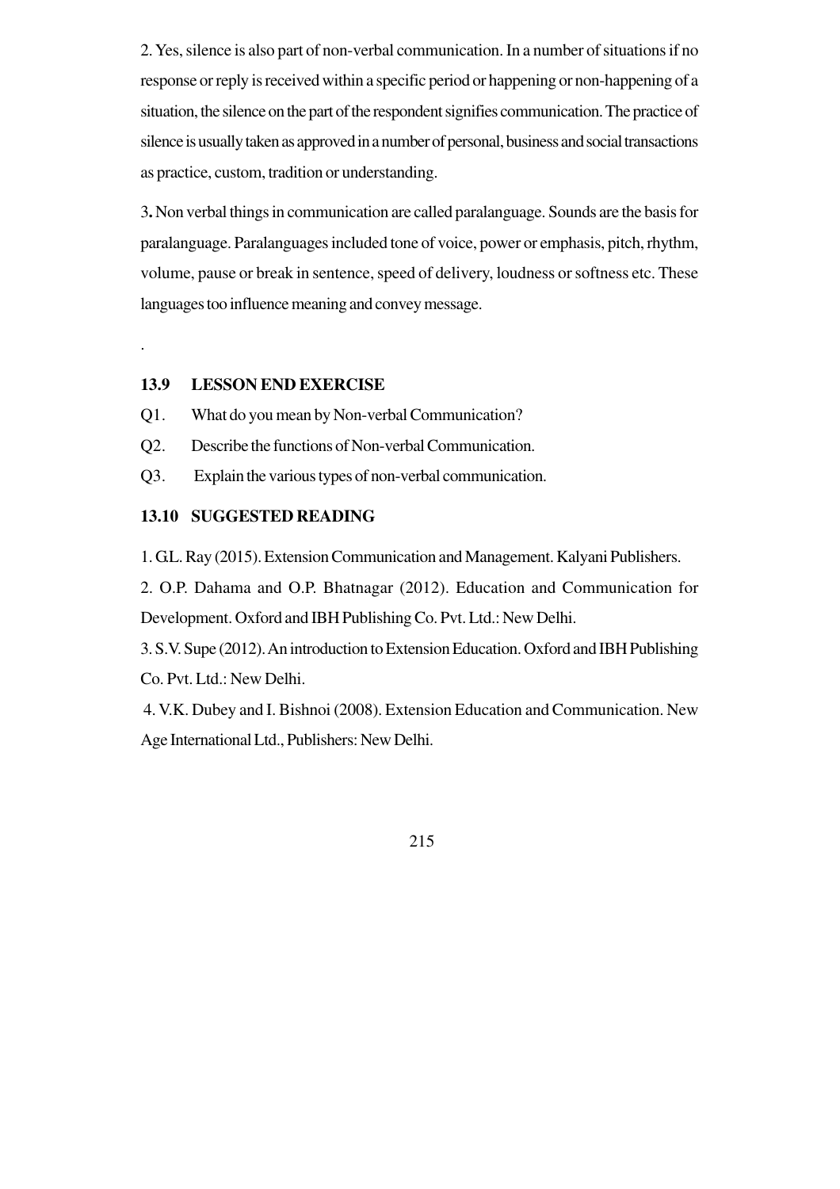2. Yes, silence is also part of non-verbal communication. In a number of situations if no response or reply is received within a specific period or happening or non-happening of a situation, the silence on the part of the respondent signifies communication. The practice of silence is usually taken as approved in a number of personal, business and social transactions as practice, custom, tradition or understanding.

3**.** Non verbal things in communication are called paralanguage. Sounds are the basis for paralanguage. Paralanguages included tone of voice, power or emphasis, pitch, rhythm, volume, pause or break in sentence, speed of delivery, loudness or softness etc. These languages too influence meaning and convey message.

.

### 13.9 LESSON END EXERCISE

Q1. What do you mean by Non-verbal Communication?

Q2. Describe the functions of Non-verbal Communication.

Q3. Explain the various types of non-verbal communication.

### 13.10 SUGGESTED READING

1. G.L. Ray (2015). Extension Communication and Management. Kalyani Publishers.

2. O.P. Dahama and O.P. Bhatnagar (2012). Education and Communication for Development. Oxford and IBH Publishing Co. Pvt. Ltd.: New Delhi.

3. S.V. Supe (2012). An introduction to Extension Education. Oxford and IBH Publishing Co. Pvt. Ltd.: New Delhi.

4. V.K. Dubey and I. Bishnoi (2008). Extension Education and Communication. New Age International Ltd., Publishers: New Delhi.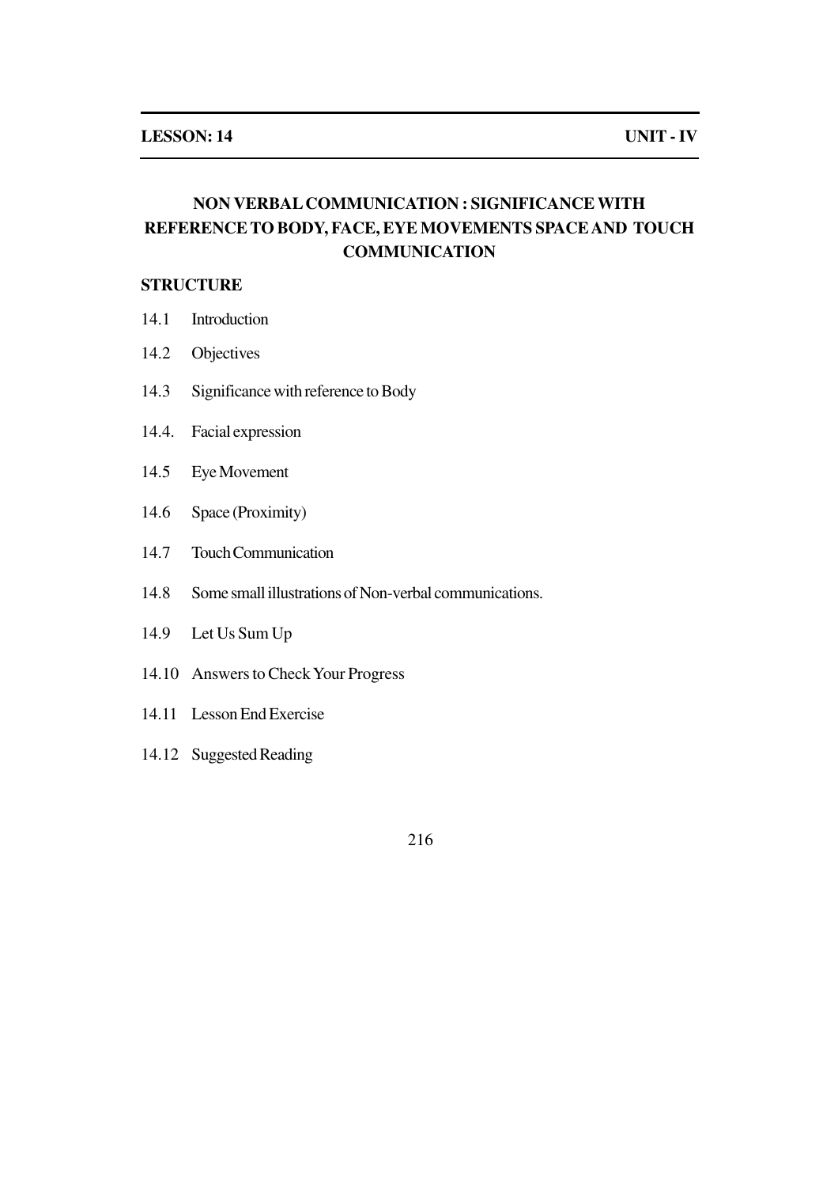**LESSON: 14** **UNIT - IV**

# NON VERBAL COMMUNICATION : SIGNIFICANCE WITH REFERENCE TO BODY, FACE, EYE MOVEMENTS SPACE AND TOUCH COMMUNICATION

## STRUCTURE

14.1 Introduction

14.2 Objectives

14.3 Significance with reference to Body

14.4. Facial expression

14.5 Eye Movement

14.6 Space (Proximity)

14.7 Touch Communication

14.8 Some small illustrations of Non-verbal communications.

14.9 Let Us Sum Up

14.10 Answers to Check Your Progress

14.11 Lesson End Exercise

14.12 Suggested Reading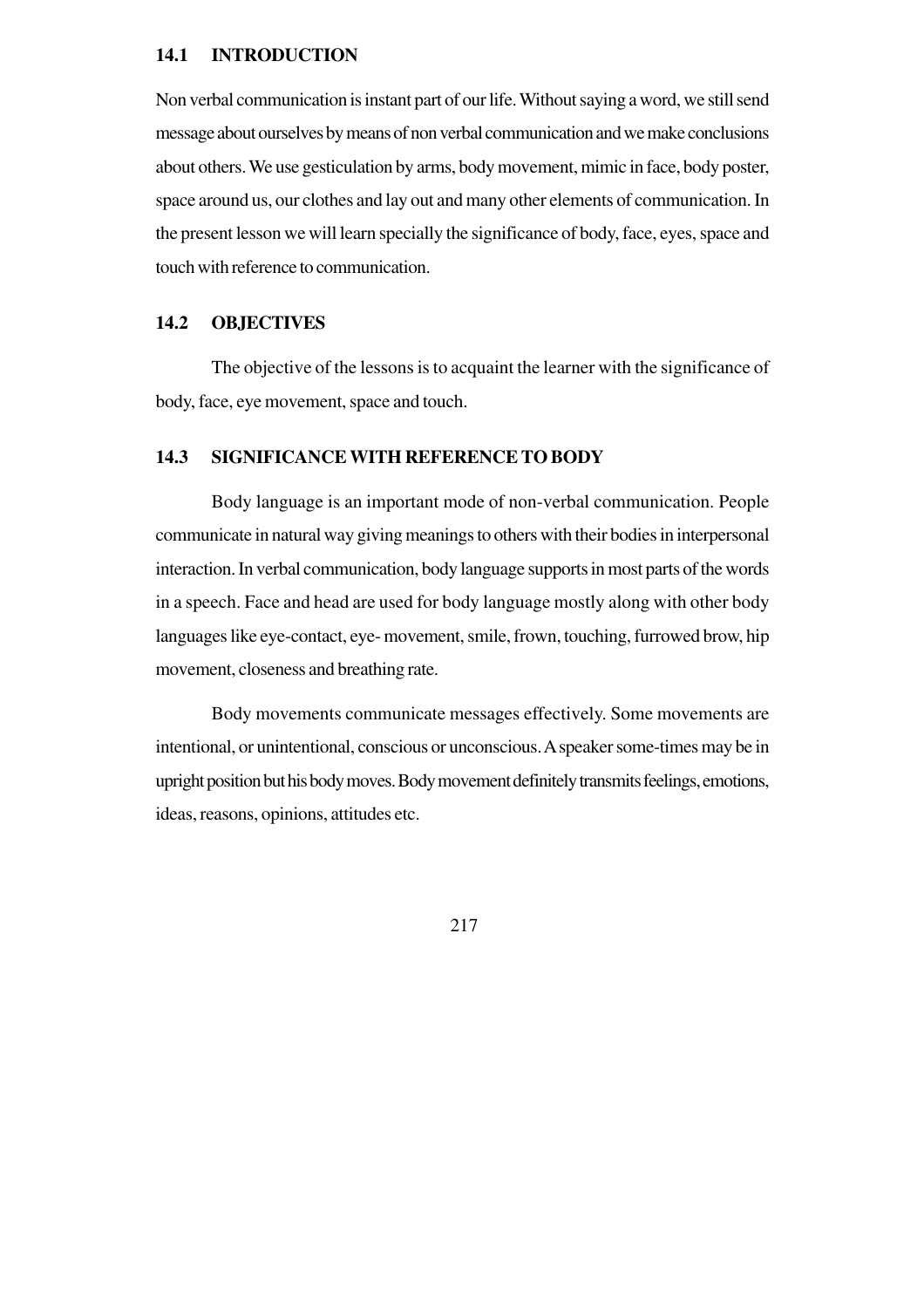## 14.1 INTRODUCTION

Non verbal communication is instant part of our life. Without saying a word, we still send message about ourselves by means of non verbal communication and we make conclusions about others. We use gesticulation by arms, body movement, mimic in face, body poster, space around us, our clothes and lay out and many other elements of communication. In the present lesson we will learn specially the significance of body, face, eyes, space and touch with reference to communication.

## 14.2 OBJECTIVES

The objective of the lessons is to acquaint the learner with the significance of body, face, eye movement, space and touch.

## 14.3 SIGNIFICANCE WITH REFERENCE TO BODY

Body language is an important mode of non-verbal communication. People communicate in natural way giving meanings to others with their bodies in interpersonal interaction. In verbal communication, body language supports in most parts of the words in a speech. Face and head are used for body language mostly along with other body languages like eye-contact, eye- movement, smile, frown, touching, furrowed brow, hip movement, closeness and breathing rate.

Body movements communicate messages effectively. Some movements are intentional, or unintentional, conscious or unconscious. A speaker some-times may be in upright position but his body moves. Body movement definitely transmits feelings, emotions, ideas, reasons, opinions, attitudes etc.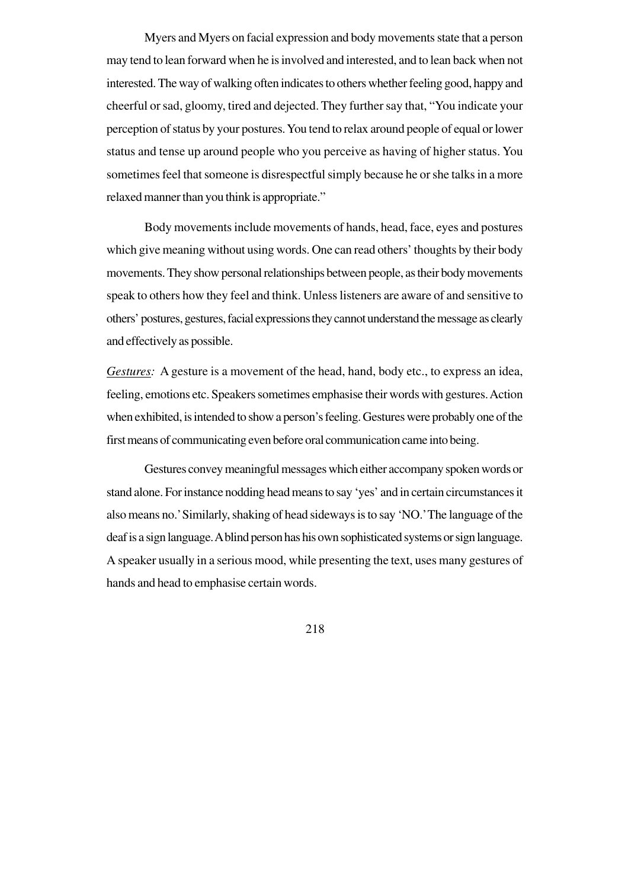Myers and Myers on facial expression and body movements state that a person may tend to lean forward when he is involved and interested, and to lean back when not interested. The way of walking often indicates to others whether feeling good, happy and cheerful or sad, gloomy, tired and dejected. They further say that, "You indicate your perception of status by your postures. You tend to relax around people of equal or lower status and tense up around people who you perceive as having of higher status. You sometimes feel that someone is disrespectful simply because he or she talks in a more relaxed manner than you think is appropriate."

Body movements include movements of hands, head, face, eyes and postures which give meaning without using words. One can read others' thoughts by their body movements. They show personal relationships between people, as their body movements speak to others how they feel and think. Unless listeners are aware of and sensitive to others' postures, gestures, facial expressions they cannot understand the message as clearly and effectively as possible.

*Gestures:* A gesture is a movement of the head, hand, body etc., to express an idea, feeling, emotions etc. Speakers sometimes emphasise their words with gestures. Action when exhibited, is intended to show a person's feeling. Gestures were probably one of the first means of communicating even before oral communication came into being.

Gestures convey meaningful messages which either accompany spoken words or stand alone. For instance nodding head means to say 'yes' and in certain circumstances it also means no.' Similarly, shaking of head sideways is to say 'NO.' The language of the deaf is a sign language. A blind person has his own sophisticated systems or sign language. A speaker usually in a serious mood, while presenting the text, uses many gestures of hands and head to emphasise certain words.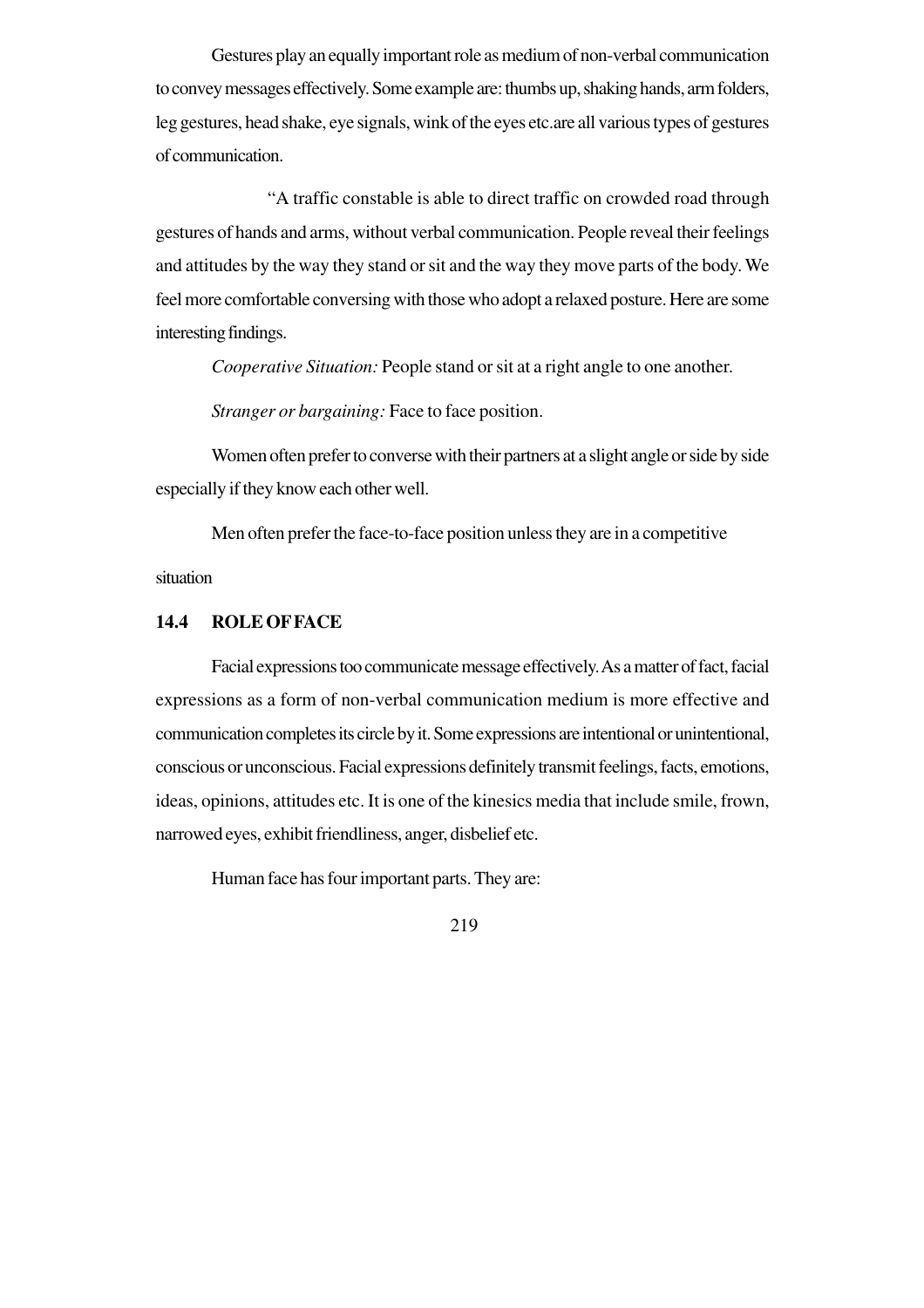Gestures play an equally important role as medium of non-verbal communication to convey messages effectively. Some example are: thumbs up, shaking hands, arm folders, leg gestures, head shake, eye signals, wink of the eyes etc.are all various types of gestures of communication.

"A traffic constable is able to direct traffic on crowded road through gestures of hands and arms, without verbal communication. People reveal their feelings and attitudes by the way they stand or sit and the way they move parts of the body. We feel more comfortable conversing with those who adopt a relaxed posture. Here are some interesting findings.

*Cooperative Situation:* People stand or sit at a right angle to one another.

*Stranger or bargaining:* Face to face position.

Women often prefer to converse with their partners at a slight angle or side by side especially if they know each other well.

Men often prefer the face-to-face position unless they are in a competitive situation

## 14.4 ROLE OF FACE

Facial expressions too communicate message effectively. As a matter of fact, facial expressions as a form of non-verbal communication medium is more effective and communication completes its circle by it. Some expressions are intentional or unintentional, conscious or unconscious. Facial expressions definitely transmit feelings, facts, emotions, ideas, opinions, attitudes etc. It is one of the kinesics media that include smile, frown, narrowed eyes, exhibit friendliness, anger, disbelief etc.

Human face has four important parts. They are: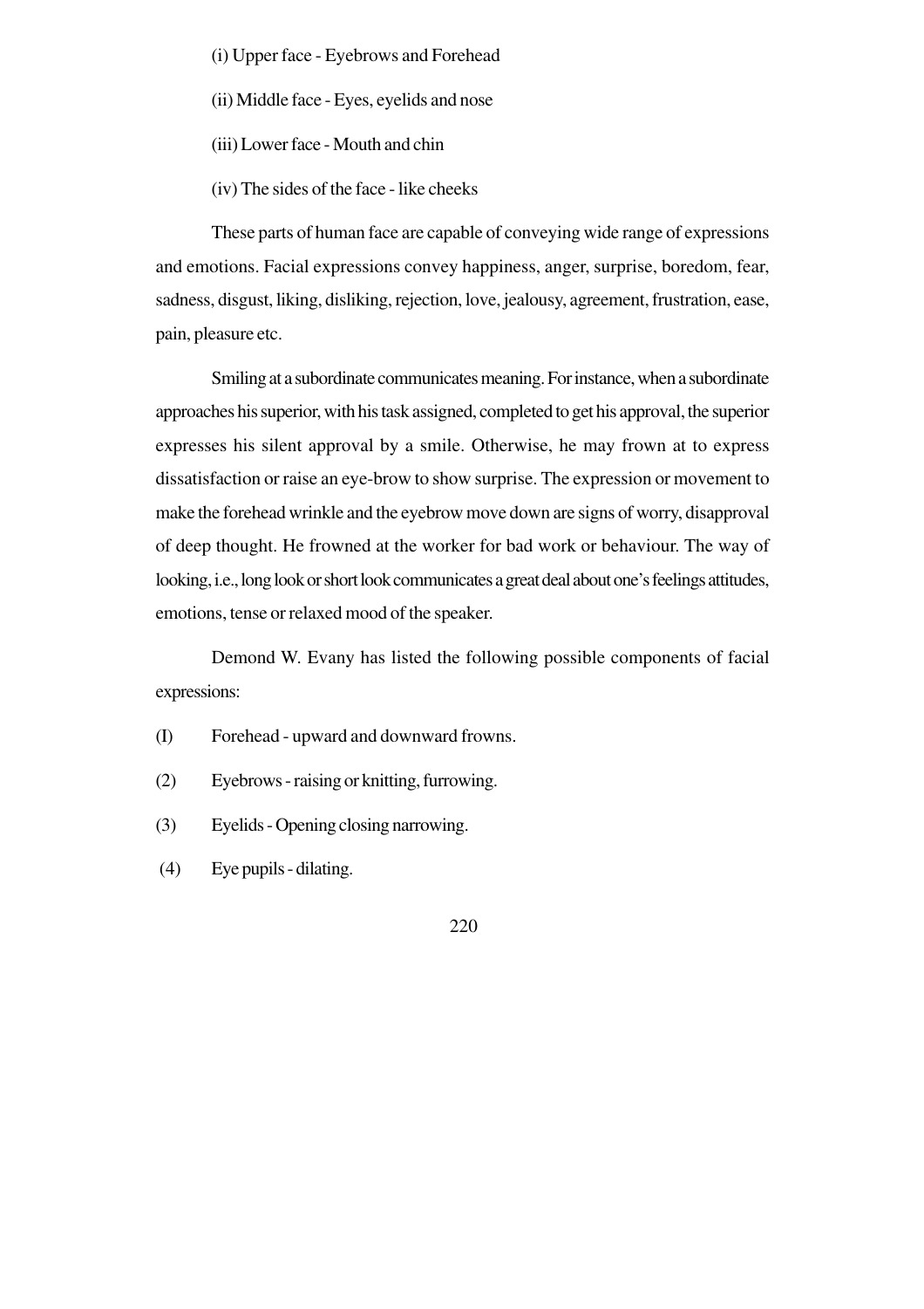(i) Upper face - Eyebrows and Forehead

(ii) Middle face - Eyes, eyelids and nose

(iii) Lower face - Mouth and chin

(iv) The sides of the face - like cheeks

These parts of human face are capable of conveying wide range of expressions and emotions. Facial expressions convey happiness, anger, surprise, boredom, fear, sadness, disgust, liking, disliking, rejection, love, jealousy, agreement, frustration, ease, pain, pleasure etc.

Smiling at a subordinate communicates meaning. For instance, when a subordinate approaches his superior, with his task assigned, completed to get his approval, the superior expresses his silent approval by a smile. Otherwise, he may frown at to express dissatisfaction or raise an eye-brow to show surprise. The expression or movement to make the forehead wrinkle and the eyebrow move down are signs of worry, disapproval of deep thought. He frowned at the worker for bad work or behaviour. The way of looking, i.e., long look or short look communicates a great deal about one's feelings attitudes, emotions, tense or relaxed mood of the speaker.

Demond W. Evany has listed the following possible components of facial expressions:

(I) Forehead - upward and downward frowns.

(2) Eyebrows - raising or knitting, furrowing.

(3) Eyelids - Opening closing narrowing.

(4) Eye pupils - dilating.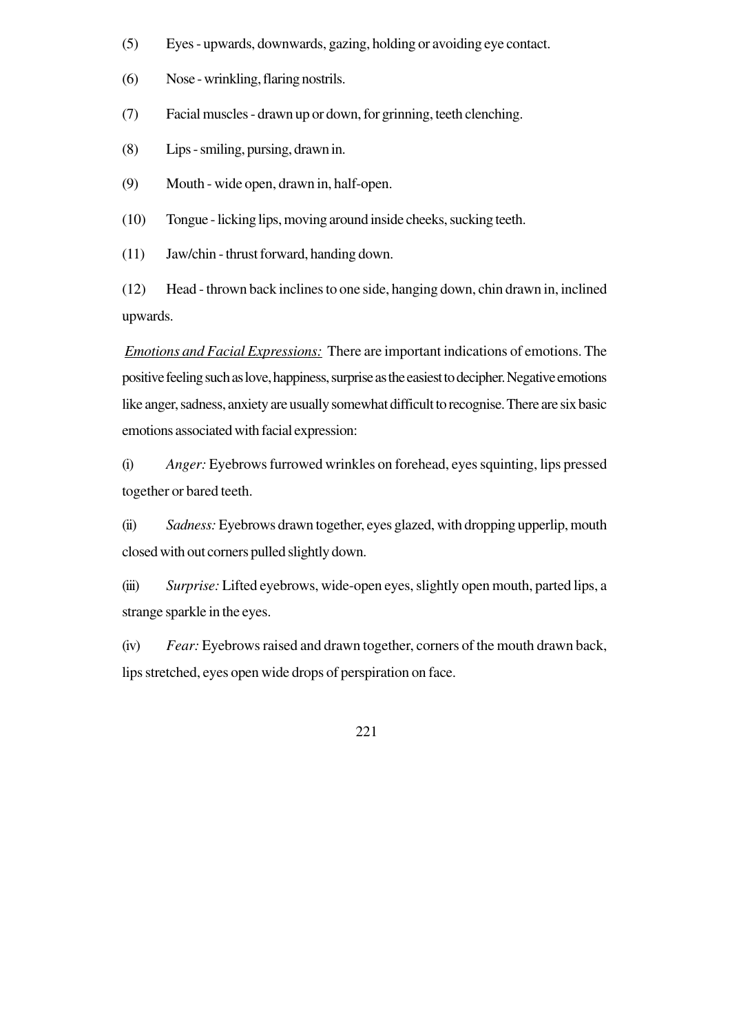(5) Eyes - upwards, downwards, gazing, holding or avoiding eye contact.

(6) Nose - wrinkling, flaring nostrils.

(7) Facial muscles - drawn up or down, for grinning, teeth clenching.

(8) Lips - smiling, pursing, drawn in.

(9) Mouth - wide open, drawn in, half-open.

(10) Tongue - licking lips, moving around inside cheeks, sucking teeth.

(11) Jaw/chin - thrust forward, handing down.

(12) Head - thrown back inclines to one side, hanging down, chin drawn in, inclined upwards.

<u>*Emotions and Facial Expressions:*</u> There are important indications of emotions. The positive feeling such as love, happiness, surprise as the easiest to decipher. Negative emotions like anger, sadness, anxiety are usually somewhat difficult to recognise. There are six basic emotions associated with facial expression:

(i) *Anger:* Eyebrows furrowed wrinkles on forehead, eyes squinting, lips pressed together or bared teeth.

(ii) *Sadness:* Eyebrows drawn together, eyes glazed, with dropping upperlip, mouth closed with out corners pulled slightly down.

(iii) *Surprise:* Lifted eyebrows, wide-open eyes, slightly open mouth, parted lips, a strange sparkle in the eyes.

(iv) *Fear:* Eyebrows raised and drawn together, corners of the mouth drawn back, lips stretched, eyes open wide drops of perspiration on face.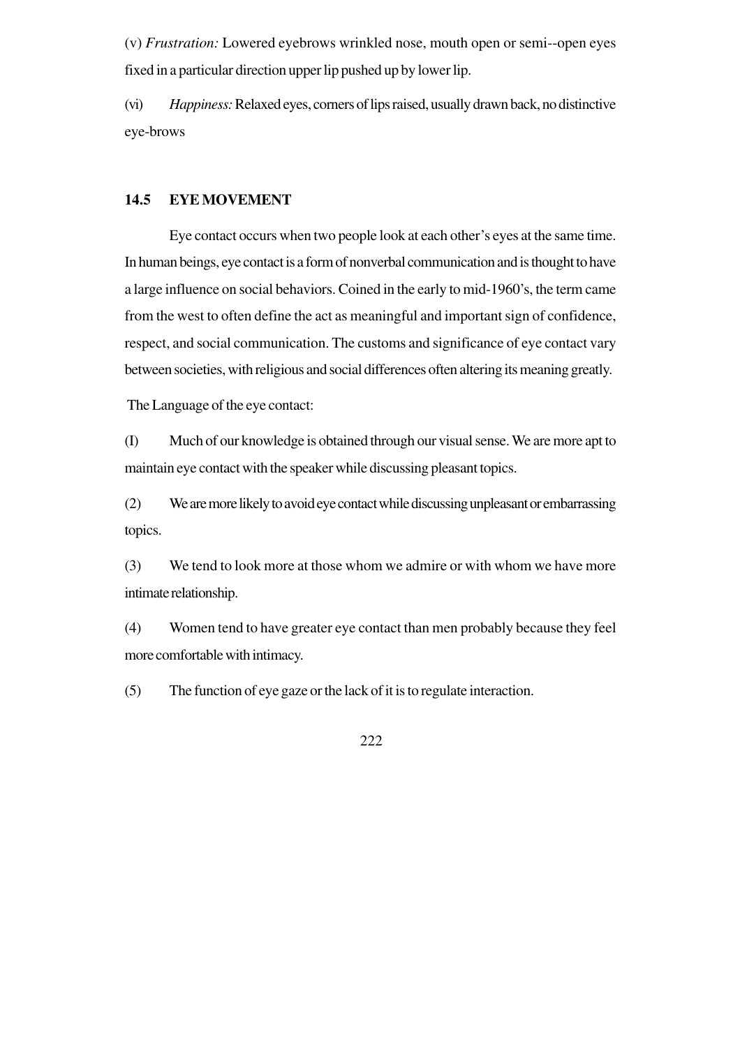(v) *Frustration:* Lowered eyebrows wrinkled nose, mouth open or semi--open eyes fixed in a particular direction upper lip pushed up by lower lip.

(vi) *Happiness:* Relaxed eyes, corners of lips raised, usually drawn back, no distinctive eye-brows

## 14.5 EYE MOVEMENT

Eye contact occurs when two people look at each other's eyes at the same time. In human beings, eye contact is a form of nonverbal communication and is thought to have a large influence on social behaviors. Coined in the early to mid-1960's, the term came from the west to often define the act as meaningful and important sign of confidence, respect, and social communication. The customs and significance of eye contact vary between societies, with religious and social differences often altering its meaning greatly.

The Language of the eye contact:

(I) Much of our knowledge is obtained through our visual sense. We are more apt to maintain eye contact with the speaker while discussing pleasant topics.

(2) We are more likely to avoid eye contact while discussing unpleasant or embarrassing topics.

(3) We tend to look more at those whom we admire or with whom we have more intimate relationship.

(4) Women tend to have greater eye contact than men probably because they feel more comfortable with intimacy.

(5) The function of eye gaze or the lack of it is to regulate interaction.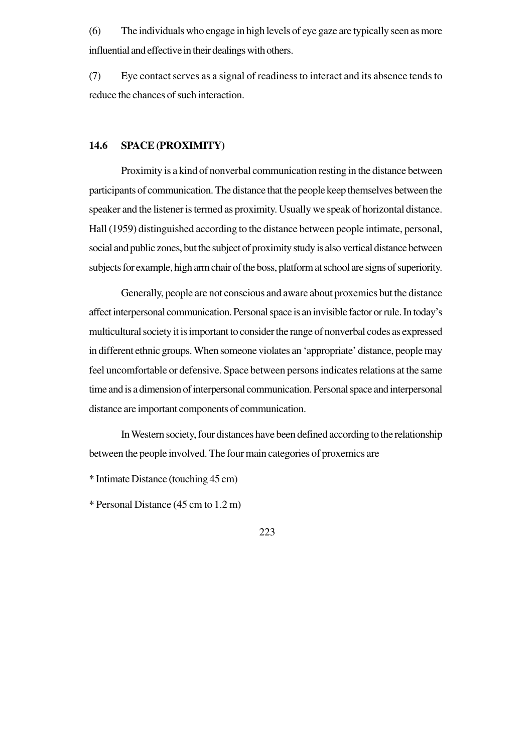(6) The individuals who engage in high levels of eye gaze are typically seen as more influential and effective in their dealings with others.

(7) Eye contact serves as a signal of readiness to interact and its absence tends to reduce the chances of such interaction.

## 14.6 SPACE (PROXIMITY)

Proximity is a kind of nonverbal communication resting in the distance between participants of communication. The distance that the people keep themselves between the speaker and the listener is termed as proximity. Usually we speak of horizontal distance. Hall (1959) distinguished according to the distance between people intimate, personal, social and public zones, but the subject of proximity study is also vertical distance between subjects for example, high arm chair of the boss, platform at school are signs of superiority.

Generally, people are not conscious and aware about proxemics but the distance affect interpersonal communication. Personal space is an invisible factor or rule. In today's multicultural society it is important to consider the range of nonverbal codes as expressed in different ethnic groups. When someone violates an 'appropriate' distance, people may feel uncomfortable or defensive. Space between persons indicates relations at the same time and is a dimension of interpersonal communication. Personal space and interpersonal distance are important components of communication.

In Western society, four distances have been defined according to the relationship between the people involved. The four main categories of proxemics are

* Intimate Distance (touching 45 cm)

* Personal Distance (45 cm to 1.2 m)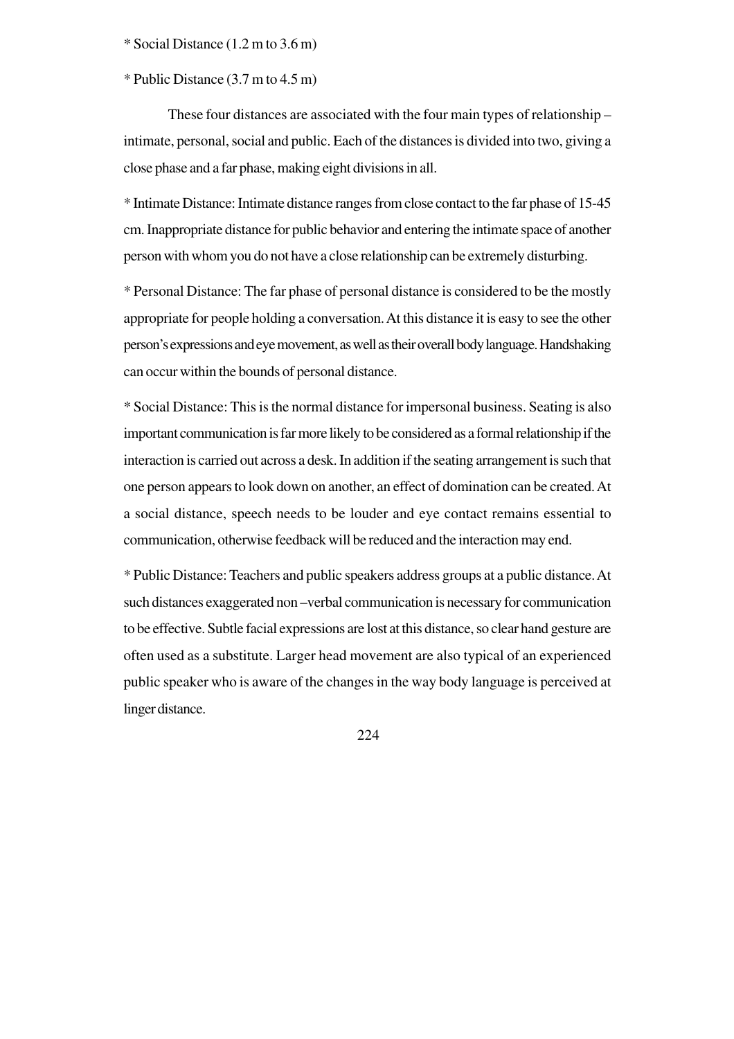* Social Distance (1.2 m to 3.6 m)

* Public Distance (3.7 m to 4.5 m)

These four distances are associated with the four main types of relationship – intimate, personal, social and public. Each of the distances is divided into two, giving a close phase and a far phase, making eight divisions in all.

* Intimate Distance: Intimate distance ranges from close contact to the far phase of 15-45 cm. Inappropriate distance for public behavior and entering the intimate space of another person with whom you do not have a close relationship can be extremely disturbing.

* Personal Distance: The far phase of personal distance is considered to be the mostly appropriate for people holding a conversation. At this distance it is easy to see the other person's expressions and eye movement, as well as their overall body language. Handshaking can occur within the bounds of personal distance.

* Social Distance: This is the normal distance for impersonal business. Seating is also important communication is far more likely to be considered as a formal relationship if the interaction is carried out across a desk. In addition if the seating arrangement is such that one person appears to look down on another, an effect of domination can be created. At a social distance, speech needs to be louder and eye contact remains essential to communication, otherwise feedback will be reduced and the interaction may end.

* Public Distance: Teachers and public speakers address groups at a public distance. At such distances exaggerated non –verbal communication is necessary for communication to be effective. Subtle facial expressions are lost at this distance, so clear hand gesture are often used as a substitute. Larger head movement are also typical of an experienced public speaker who is aware of the changes in the way body language is perceived at linger distance.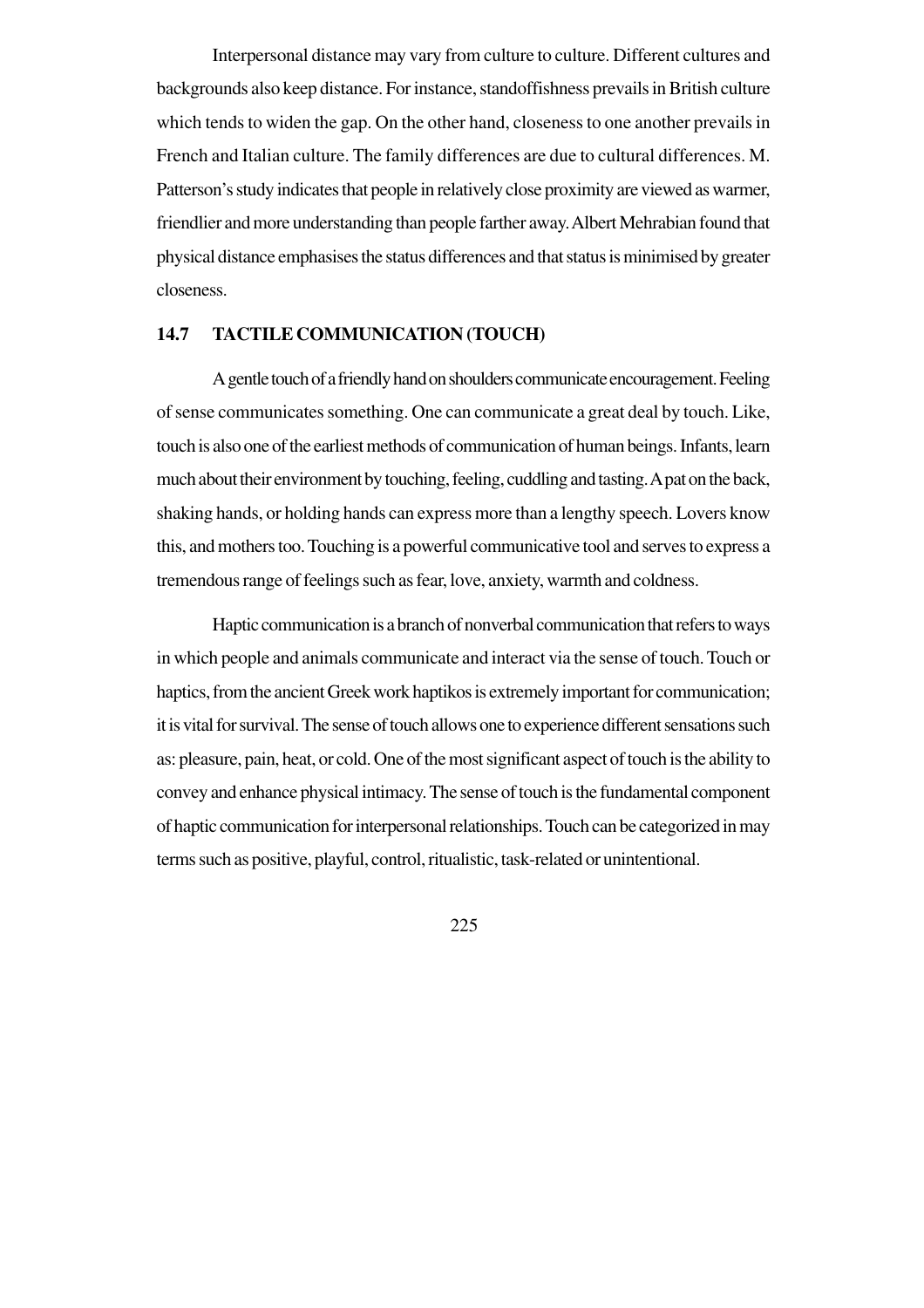Interpersonal distance may vary from culture to culture. Different cultures and backgrounds also keep distance. For instance, standoffishness prevails in British culture which tends to widen the gap. On the other hand, closeness to one another prevails in French and Italian culture. The family differences are due to cultural differences. M. Patterson's study indicates that people in relatively close proximity are viewed as warmer, friendlier and more understanding than people farther away. Albert Mehrabian found that physical distance emphasises the status differences and that status is minimised by greater closeness.

## 14.7 TACTILE COMMUNICATION (TOUCH)

A gentle touch of a friendly hand on shoulders communicate encouragement. Feeling of sense communicates something. One can communicate a great deal by touch. Like, touch is also one of the earliest methods of communication of human beings. Infants, learn much about their environment by touching, feeling, cuddling and tasting. A pat on the back, shaking hands, or holding hands can express more than a lengthy speech. Lovers know this, and mothers too. Touching is a powerful communicative tool and serves to express a tremendous range of feelings such as fear, love, anxiety, warmth and coldness.

Haptic communication is a branch of nonverbal communication that refers to ways in which people and animals communicate and interact via the sense of touch. Touch or haptics, from the ancient Greek work haptikos is extremely important for communication; it is vital for survival. The sense of touch allows one to experience different sensations such as: pleasure, pain, heat, or cold. One of the most significant aspect of touch is the ability to convey and enhance physical intimacy. The sense of touch is the fundamental component of haptic communication for interpersonal relationships. Touch can be categorized in may terms such as positive, playful, control, ritualistic, task-related or unintentional.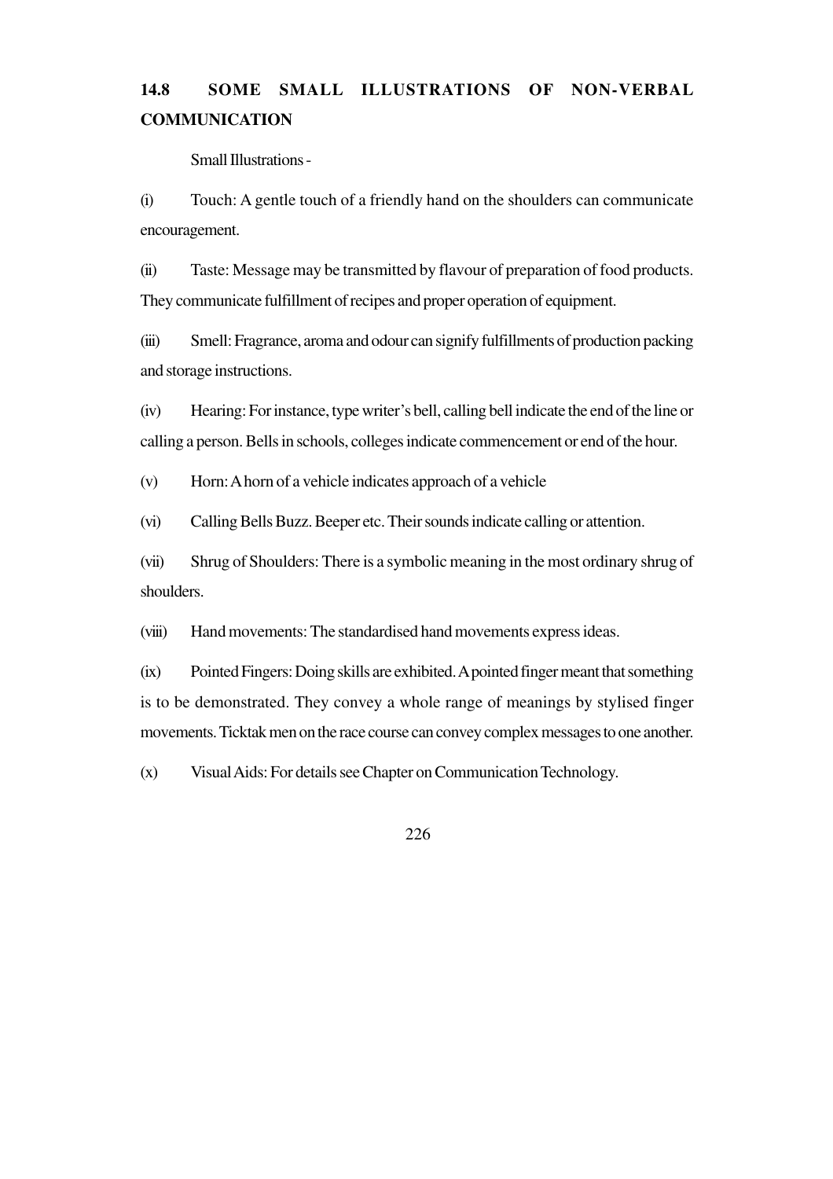## 14.8 SOME SMALL ILLUSTRATIONS OF NON-VERBAL COMMUNICATION

Small Illustrations -

(i) Touch: A gentle touch of a friendly hand on the shoulders can communicate encouragement.

(ii) Taste: Message may be transmitted by flavour of preparation of food products. They communicate fulfillment of recipes and proper operation of equipment.

(iii) Smell: Fragrance, aroma and odour can signify fulfillments of production packing and storage instructions.

(iv) Hearing: For instance, type writer's bell, calling bell indicate the end of the line or calling a person. Bells in schools, colleges indicate commencement or end of the hour.

(v) Horn: A horn of a vehicle indicates approach of a vehicle

(vi) Calling Bells Buzz. Beeper etc. Their sounds indicate calling or attention.

(vii) Shrug of Shoulders: There is a symbolic meaning in the most ordinary shrug of shoulders.

(viii) Hand movements: The standardised hand movements express ideas.

(ix) Pointed Fingers: Doing skills are exhibited. A pointed finger meant that something is to be demonstrated. They convey a whole range of meanings by stylised finger movements. Ticktak men on the race course can convey complex messages to one another.

(x) Visual Aids: For details see Chapter on Communication Technology.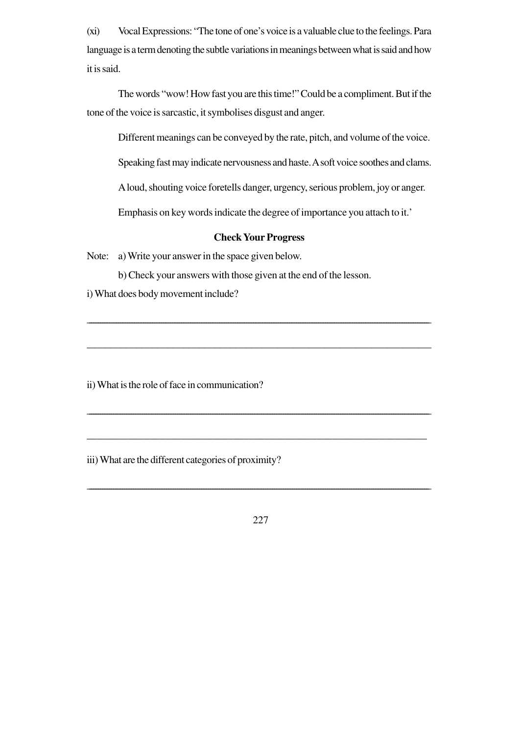(xi) Vocal Expressions: "The tone of one's voice is a valuable clue to the feelings. Para language is a term denoting the subtle variations in meanings between what is said and how it is said.

The words "wow! How fast you are this time!" Could be a compliment. But if the tone of the voice is sarcastic, it symbolises disgust and anger.

Different meanings can be conveyed by the rate, pitch, and volume of the voice.

Speaking fast may indicate nervousness and haste. A soft voice soothes and clams.

A loud, shouting voice foretells danger, urgency, serious problem, joy or anger.

Emphasis on key words indicate the degree of importance you attach to it.'

**Check Your Progress**

Note: a) Write your answer in the space given below.

b) Check your answers with those given at the end of the lesson.

i) What does body movement include?

\_\_\_\_\_\_\_\_\_\_\_\_\_\_\_\_\_\_\_\_\_\_\_\_\_\_\_\_\_\_\_\_\_\_\_\_\_\_\_\_\_\_\_\_\_\_\_\_\_\_\_\_\_\_\_\_\_\_\_\_\_\_\_\_\_\_\_\_\_\_

\_\_\_\_\_\_\_\_\_\_\_\_\_\_\_\_\_\_\_\_\_\_\_\_\_\_\_\_\_\_\_\_\_\_\_\_\_\_\_\_\_\_\_\_\_\_\_\_\_\_\_\_\_\_\_\_\_\_\_\_\_\_\_\_\_\_\_\_\_\_

ii) What is the role of face in communication?

\_\_\_\_\_\_\_\_\_\_\_\_\_\_\_\_\_\_\_\_\_\_\_\_\_\_\_\_\_\_\_\_\_\_\_\_\_\_\_\_\_\_\_\_\_\_\_\_\_\_\_\_\_\_\_\_\_\_\_\_\_\_\_\_\_\_\_\_\_\_

\_\_\_\_\_\_\_\_\_\_\_\_\_\_\_\_\_\_\_\_\_\_\_\_\_\_\_\_\_\_\_\_\_\_\_\_\_\_\_\_\_\_\_\_\_\_\_\_\_\_\_\_\_\_\_\_\_\_\_\_\_\_\_\_\_\_\_\_\_\_

iii) What are the different categories of proximity?

\_\_\_\_\_\_\_\_\_\_\_\_\_\_\_\_\_\_\_\_\_\_\_\_\_\_\_\_\_\_\_\_\_\_\_\_\_\_\_\_\_\_\_\_\_\_\_\_\_\_\_\_\_\_\_\_\_\_\_\_\_\_\_\_\_\_\_\_\_\_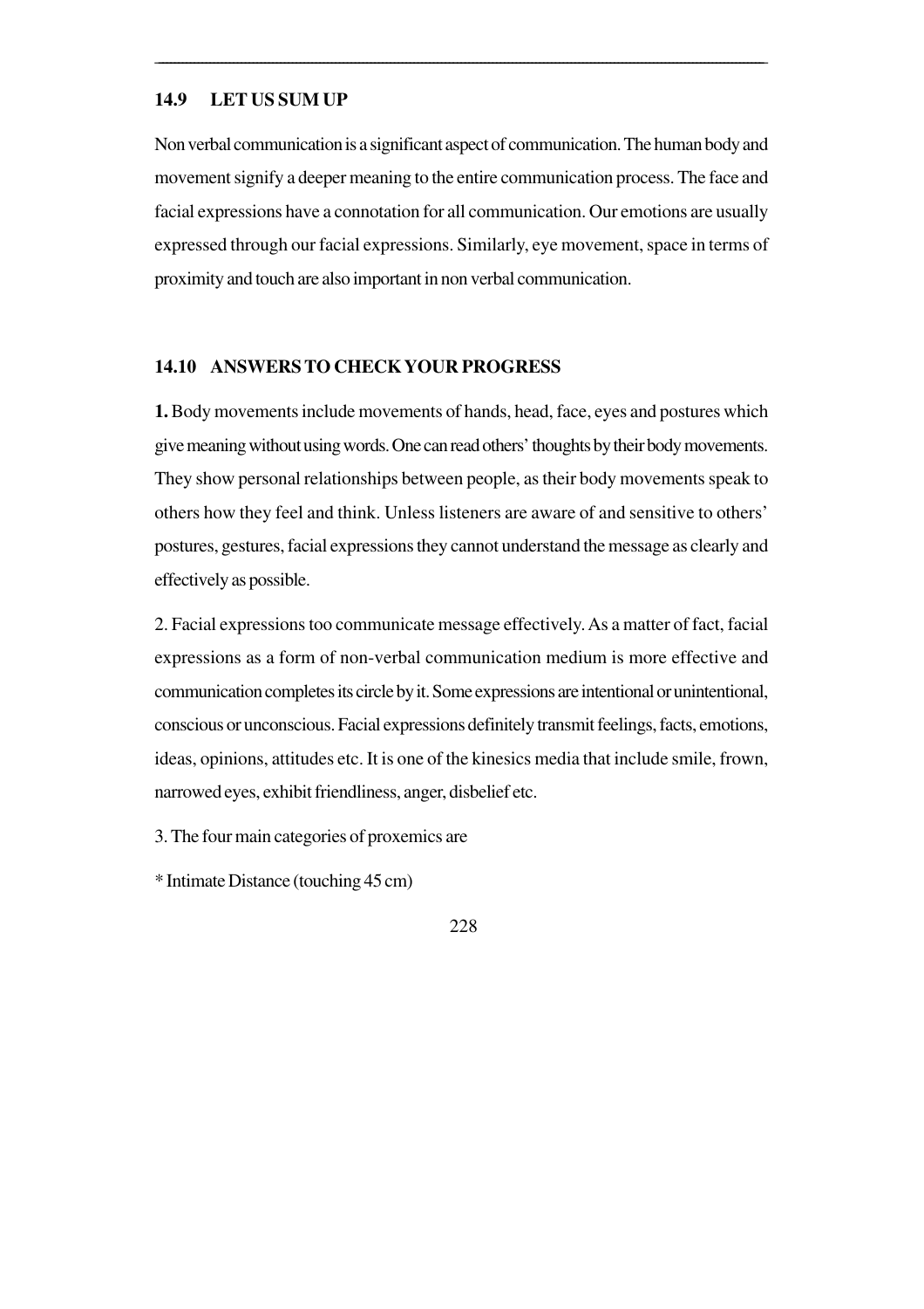## 14.9 LET US SUM UP

Non verbal communication is a significant aspect of communication. The human body and movement signify a deeper meaning to the entire communication process. The face and facial expressions have a connotation for all communication. Our emotions are usually expressed through our facial expressions. Similarly, eye movement, space in terms of proximity and touch are also important in non verbal communication.

## 14.10 ANSWERS TO CHECK YOUR PROGRESS

**1.** Body movements include movements of hands, head, face, eyes and postures which give meaning without using words. One can read others' thoughts by their body movements. They show personal relationships between people, as their body movements speak to others how they feel and think. Unless listeners are aware of and sensitive to others' postures, gestures, facial expressions they cannot understand the message as clearly and effectively as possible.

2. Facial expressions too communicate message effectively. As a matter of fact, facial expressions as a form of non-verbal communication medium is more effective and communication completes its circle by it. Some expressions are intentional or unintentional, conscious or unconscious. Facial expressions definitely transmit feelings, facts, emotions, ideas, opinions, attitudes etc. It is one of the kinesics media that include smile, frown, narrowed eyes, exhibit friendliness, anger, disbelief etc.

3. The four main categories of proxemics are

* Intimate Distance (touching 45 cm)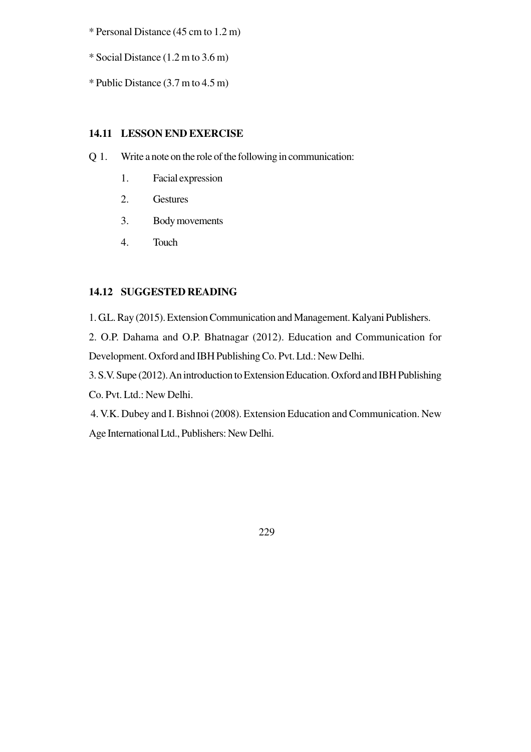* Personal Distance (45 cm to 1.2 m)

* Social Distance (1.2 m to 3.6 m)

* Public Distance (3.7 m to 4.5 m)

## 14.11 LESSON END EXERCISE

Q 1. Write a note on the role of the following in communication:

1. Facial expression
2. Gestures
3. Body movements
4. Touch

## 14.12 SUGGESTED READING

1. G.L. Ray (2015). Extension Communication and Management. Kalyani Publishers.

2. O.P. Dahama and O.P. Bhatnagar (2012). Education and Communication for Development. Oxford and IBH Publishing Co. Pvt. Ltd.: New Delhi.

3. S.V. Supe (2012). An introduction to Extension Education. Oxford and IBH Publishing Co. Pvt. Ltd.: New Delhi.

4. V.K. Dubey and I. Bishnoi (2008). Extension Education and Communication. New Age International Ltd., Publishers: New Delhi.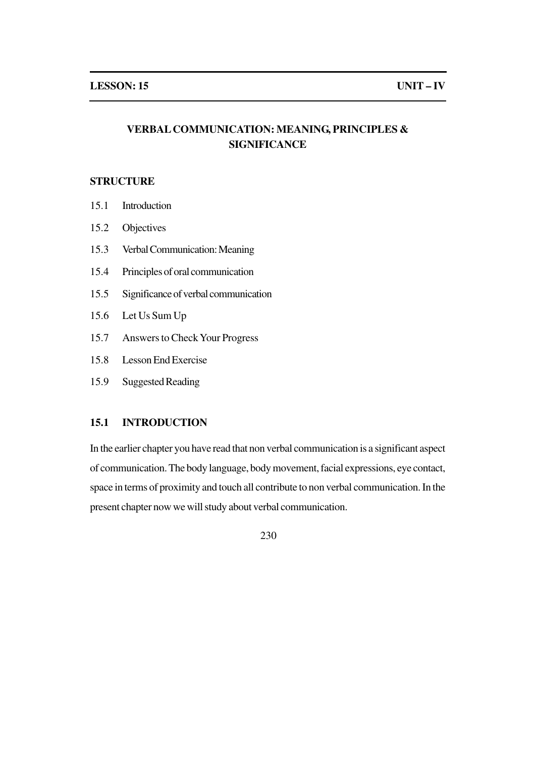**LESSON: 15** **UNIT – IV**

# VERBAL COMMUNICATION: MEANING, PRINCIPLES & SIGNIFICANCE

## STRUCTURE

15.1 Introduction

15.2 Objectives

15.3 Verbal Communication: Meaning

15.4 Principles of oral communication

15.5 Significance of verbal communication

15.6 Let Us Sum Up

15.7 Answers to Check Your Progress

15.8 Lesson End Exercise

15.9 Suggested Reading

## 15.1 INTRODUCTION

In the earlier chapter you have read that non verbal communication is a significant aspect of communication. The body language, body movement, facial expressions, eye contact, space in terms of proximity and touch all contribute to non verbal communication. In the present chapter now we will study about verbal communication.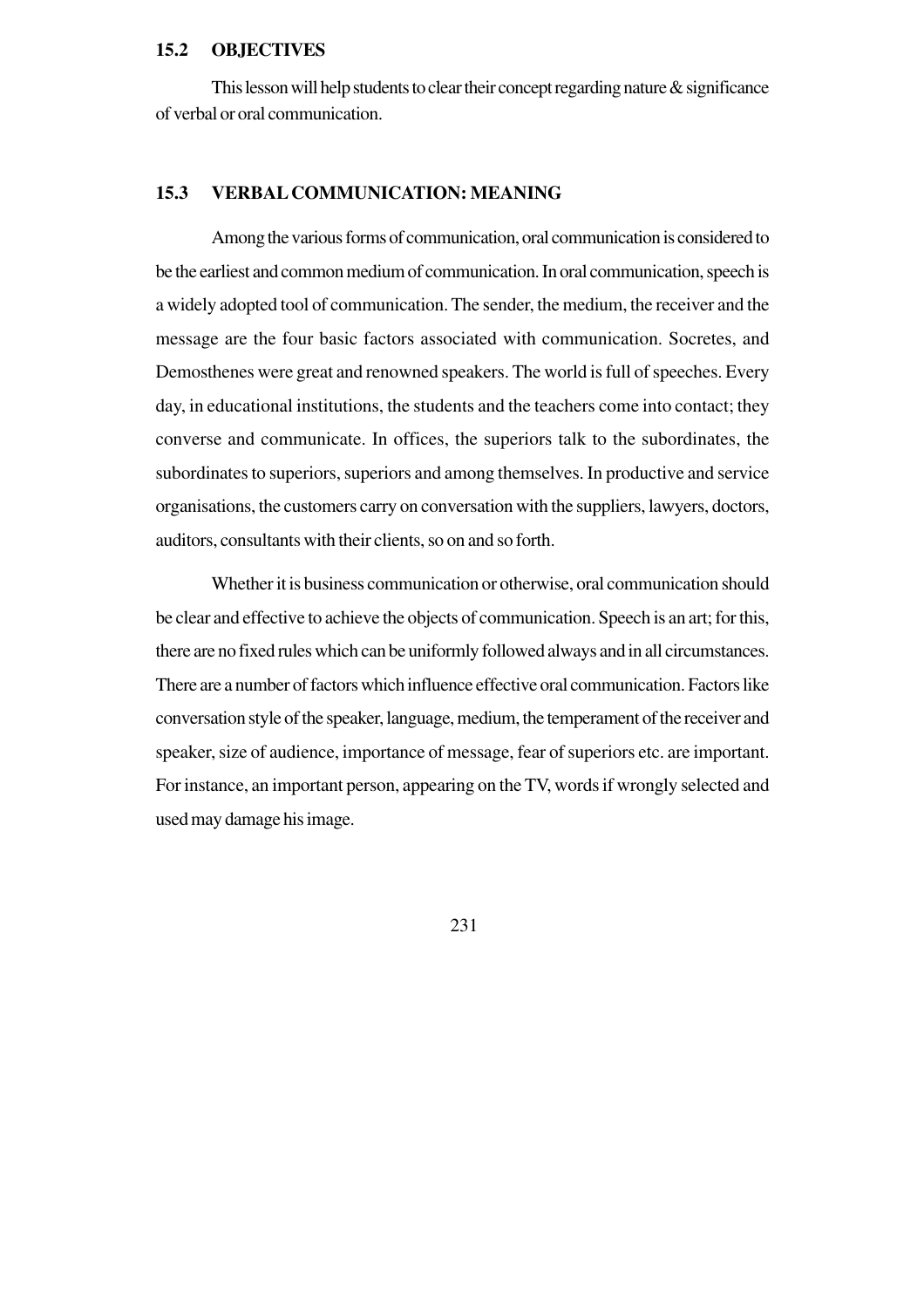## 15.2 OBJECTIVES

This lesson will help students to clear their concept regarding nature & significance of verbal or oral communication.

## 15.3 VERBAL COMMUNICATION: MEANING

Among the various forms of communication, oral communication is considered to be the earliest and common medium of communication. In oral communication, speech is a widely adopted tool of communication. The sender, the medium, the receiver and the message are the four basic factors associated with communication. Socretes, and Demosthenes were great and renowned speakers. The world is full of speeches. Every day, in educational institutions, the students and the teachers come into contact; they converse and communicate. In offices, the superiors talk to the subordinates, the subordinates to superiors, superiors and among themselves. In productive and service organisations, the customers carry on conversation with the suppliers, lawyers, doctors, auditors, consultants with their clients, so on and so forth.

Whether it is business communication or otherwise, oral communication should be clear and effective to achieve the objects of communication. Speech is an art; for this, there are no fixed rules which can be uniformly followed always and in all circumstances. There are a number of factors which influence effective oral communication. Factors like conversation style of the speaker, language, medium, the temperament of the receiver and speaker, size of audience, importance of message, fear of superiors etc. are important. For instance, an important person, appearing on the TV, words if wrongly selected and used may damage his image.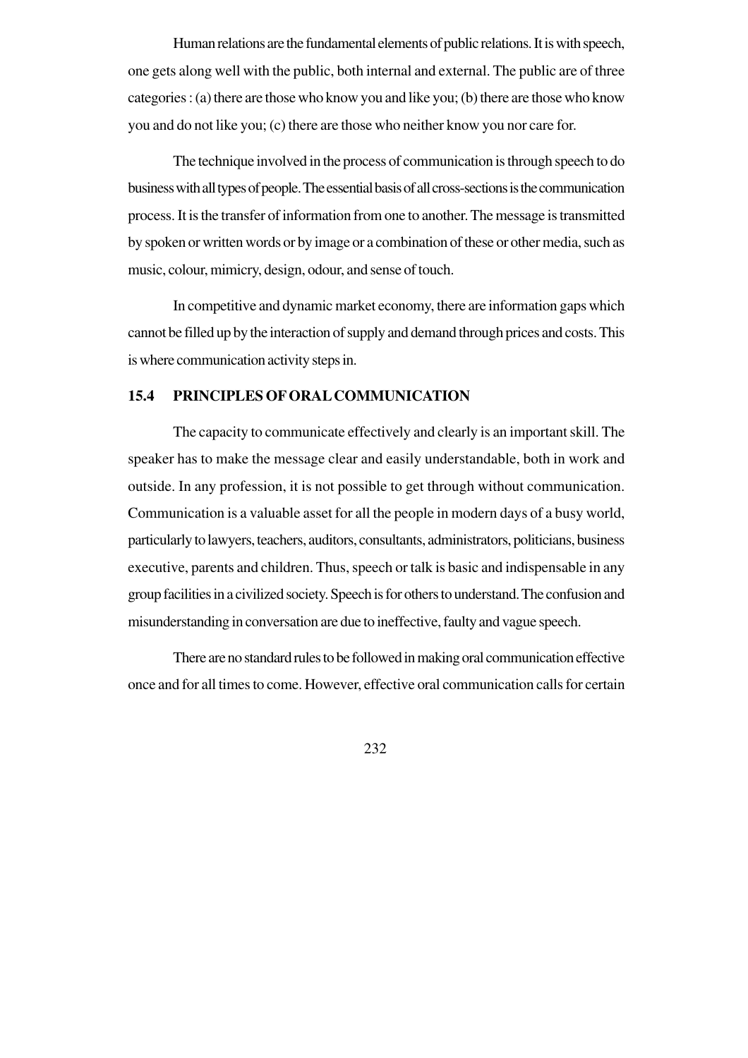Human relations are the fundamental elements of public relations. It is with speech, one gets along well with the public, both internal and external. The public are of three categories : (a) there are those who know you and like you; (b) there are those who know you and do not like you; (c) there are those who neither know you nor care for.

The technique involved in the process of communication is through speech to do business with all types of people. The essential basis of all cross-sections is the communication process. It is the transfer of information from one to another. The message is transmitted by spoken or written words or by image or a combination of these or other media, such as music, colour, mimicry, design, odour, and sense of touch.

In competitive and dynamic market economy, there are information gaps which cannot be filled up by the interaction of supply and demand through prices and costs. This is where communication activity steps in.

## 15.4 PRINCIPLES OF ORAL COMMUNICATION

The capacity to communicate effectively and clearly is an important skill. The speaker has to make the message clear and easily understandable, both in work and outside. In any profession, it is not possible to get through without communication. Communication is a valuable asset for all the people in modern days of a busy world, particularly to lawyers, teachers, auditors, consultants, administrators, politicians, business executive, parents and children. Thus, speech or talk is basic and indispensable in any group facilities in a civilized society. Speech is for others to understand. The confusion and misunderstanding in conversation are due to ineffective, faulty and vague speech.

There are no standard rules to be followed in making oral communication effective once and for all times to come. However, effective oral communication calls for certain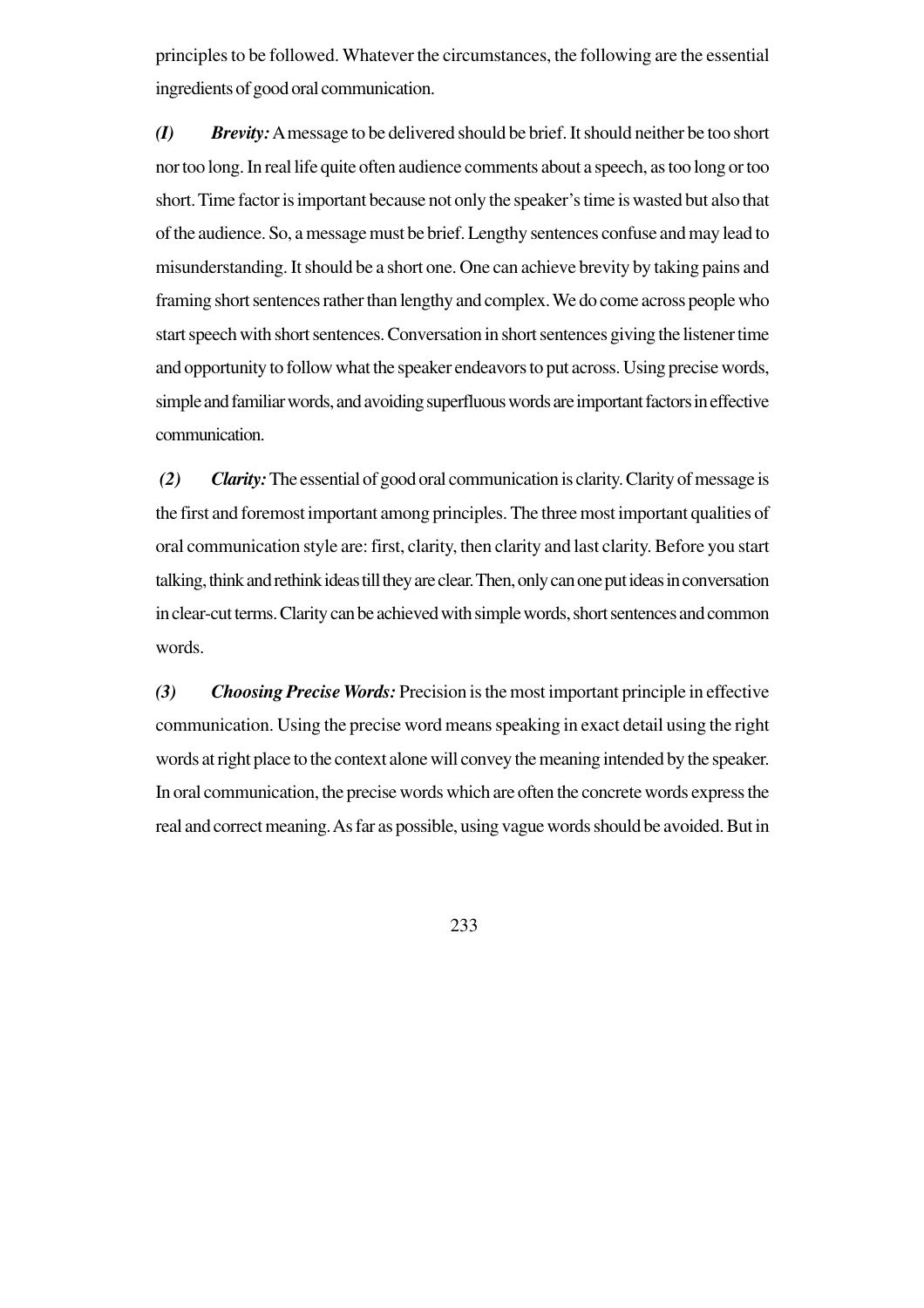principles to be followed. Whatever the circumstances, the following are the essential ingredients of good oral communication.

***(I) Brevity:*** A message to be delivered should be brief. It should neither be too short nor too long. In real life quite often audience comments about a speech, as too long or too short. Time factor is important because not only the speaker's time is wasted but also that of the audience. So, a message must be brief. Lengthy sentences confuse and may lead to misunderstanding. It should be a short one. One can achieve brevity by taking pains and framing short sentences rather than lengthy and complex. We do come across people who start speech with short sentences. Conversation in short sentences giving the listener time and opportunity to follow what the speaker endeavors to put across. Using precise words, simple and familiar words, and avoiding superfluous words are important factors in effective communication.

***(2) Clarity:*** The essential of good oral communication is clarity. Clarity of message is the first and foremost important among principles. The three most important qualities of oral communication style are: first, clarity, then clarity and last clarity. Before you start talking, think and rethink ideas till they are clear. Then, only can one put ideas in conversation in clear-cut terms. Clarity can be achieved with simple words, short sentences and common words.

***(3) Choosing Precise Words:*** Precision is the most important principle in effective communication. Using the precise word means speaking in exact detail using the right words at right place to the context alone will convey the meaning intended by the speaker. In oral communication, the precise words which are often the concrete words express the real and correct meaning. As far as possible, using vague words should be avoided. But in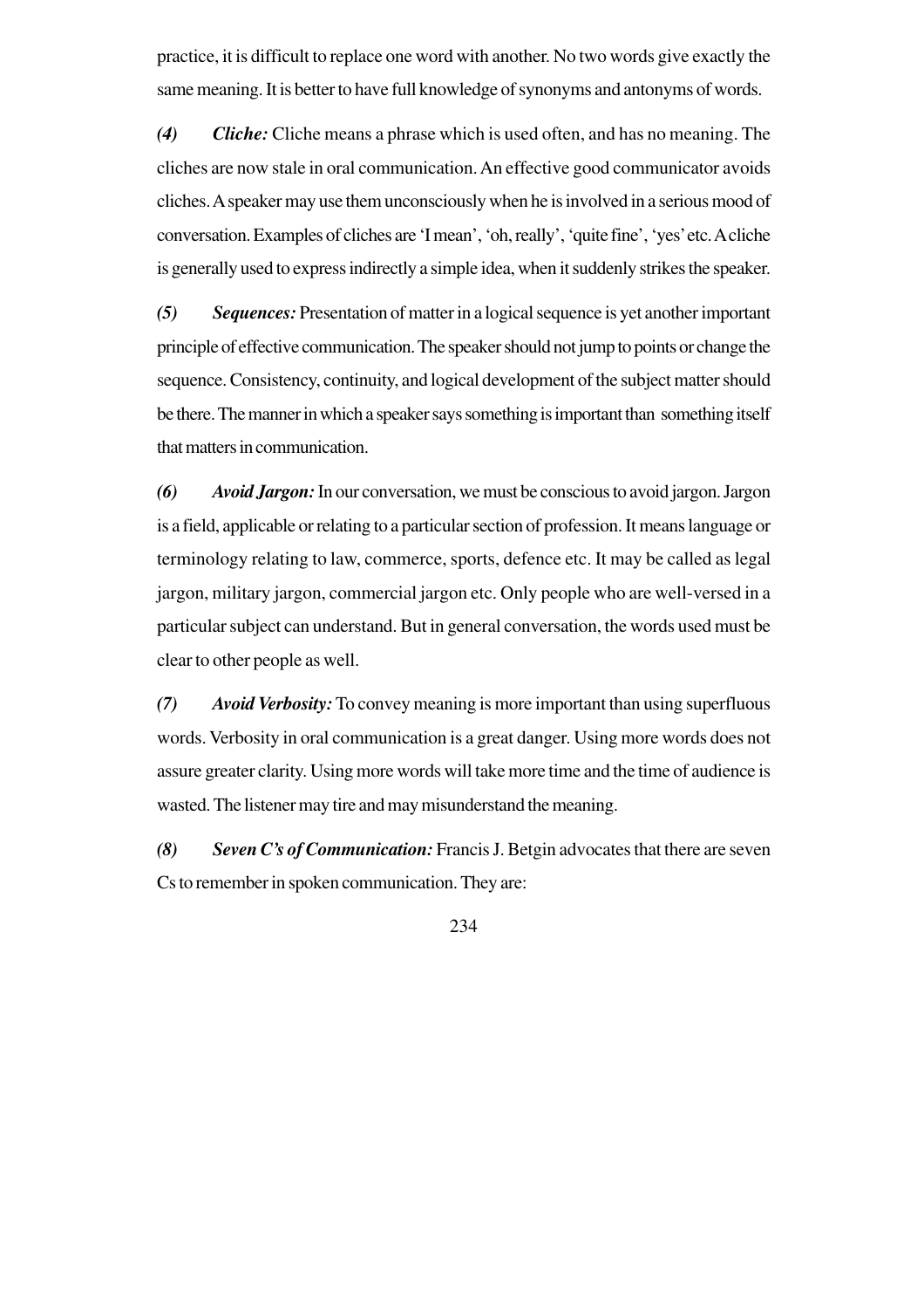practice, it is difficult to replace one word with another. No two words give exactly the same meaning. It is better to have full knowledge of synonyms and antonyms of words.

*(4)* ***Cliche:*** Cliche means a phrase which is used often, and has no meaning. The cliches are now stale in oral communication. An effective good communicator avoids cliches. A speaker may use them unconsciously when he is involved in a serious mood of conversation. Examples of cliches are 'I mean', 'oh, really', 'quite fine', 'yes' etc. A cliche is generally used to express indirectly a simple idea, when it suddenly strikes the speaker.

*(5)* ***Sequences:*** Presentation of matter in a logical sequence is yet another important principle of effective communication. The speaker should not jump to points or change the sequence. Consistency, continuity, and logical development of the subject matter should be there. The manner in which a speaker says something is important than something itself that matters in communication.

*(6)* ***Avoid Jargon:*** In our conversation, we must be conscious to avoid jargon. Jargon is a field, applicable or relating to a particular section of profession. It means language or terminology relating to law, commerce, sports, defence etc. It may be called as legal jargon, military jargon, commercial jargon etc. Only people who are well-versed in a particular subject can understand. But in general conversation, the words used must be clear to other people as well.

*(7)* ***Avoid Verbosity:*** To convey meaning is more important than using superfluous words. Verbosity in oral communication is a great danger. Using more words does not assure greater clarity. Using more words will take more time and the time of audience is wasted. The listener may tire and may misunderstand the meaning.

*(8)* ***Seven C's of Communication:*** Francis J. Betgin advocates that there are seven Cs to remember in spoken communication. They are: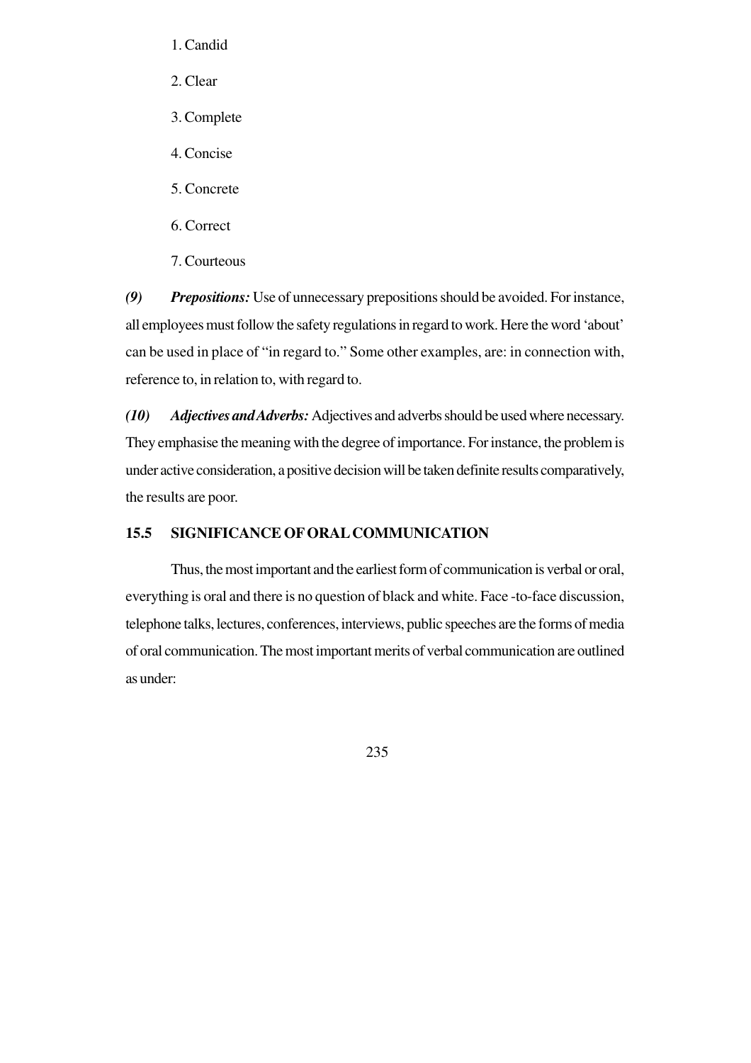1. Candid
2. Clear
3. Complete
4. Concise
5. Concrete
6. Correct
7. Courteous

***(9) Prepositions:*** Use of unnecessary prepositions should be avoided. For instance, all employees must follow the safety regulations in regard to work. Here the word 'about' can be used in place of "in regard to." Some other examples, are: in connection with, reference to, in relation to, with regard to.

***(10) Adjectives and Adverbs:*** Adjectives and adverbs should be used where necessary. They emphasise the meaning with the degree of importance. For instance, the problem is under active consideration, a positive decision will be taken definite results comparatively, the results are poor.

## 15.5 SIGNIFICANCE OF ORAL COMMUNICATION

Thus, the most important and the earliest form of communication is verbal or oral, everything is oral and there is no question of black and white. Face -to-face discussion, telephone talks, lectures, conferences, interviews, public speeches are the forms of media of oral communication. The most important merits of verbal communication are outlined as under: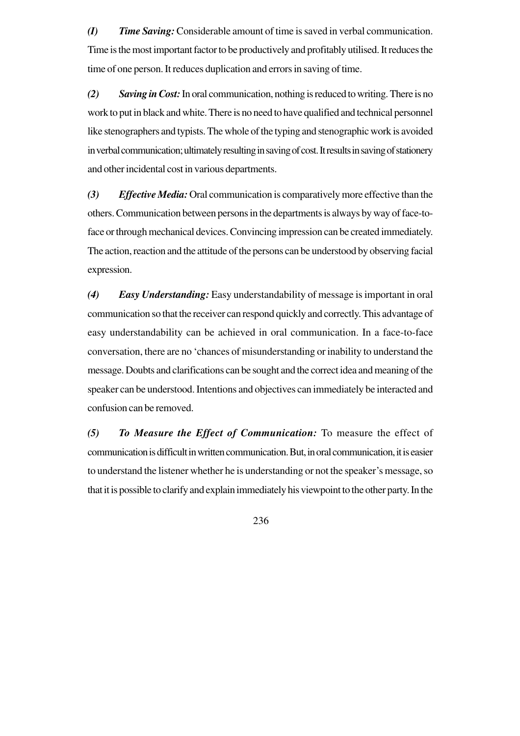***(I) Time Saving:*** Considerable amount of time is saved in verbal communication. Time is the most important factor to be productively and profitably utilised. It reduces the time of one person. It reduces duplication and errors in saving of time.

***(2) Saving in Cost:*** In oral communication, nothing is reduced to writing. There is no work to put in black and white. There is no need to have qualified and technical personnel like stenographers and typists. The whole of the typing and stenographic work is avoided in verbal communication; ultimately resulting in saving of cost. It results in saving of stationery and other incidental cost in various departments.

***(3) Effective Media:*** Oral communication is comparatively more effective than the others. Communication between persons in the departments is always by way of face-to-face or through mechanical devices. Convincing impression can be created immediately. The action, reaction and the attitude of the persons can be understood by observing facial expression.

***(4) Easy Understanding:*** Easy understandability of message is important in oral communication so that the receiver can respond quickly and correctly. This advantage of easy understandability can be achieved in oral communication. In a face-to-face conversation, there are no 'chances of misunderstanding or inability to understand the message. Doubts and clarifications can be sought and the correct idea and meaning of the speaker can be understood. Intentions and objectives can immediately be interacted and confusion can be removed.

***(5) To Measure the Effect of Communication:*** To measure the effect of communication is difficult in written communication. But, in oral communication, it is easier to understand the listener whether he is understanding or not the speaker's message, so that it is possible to clarify and explain immediately his viewpoint to the other party. In the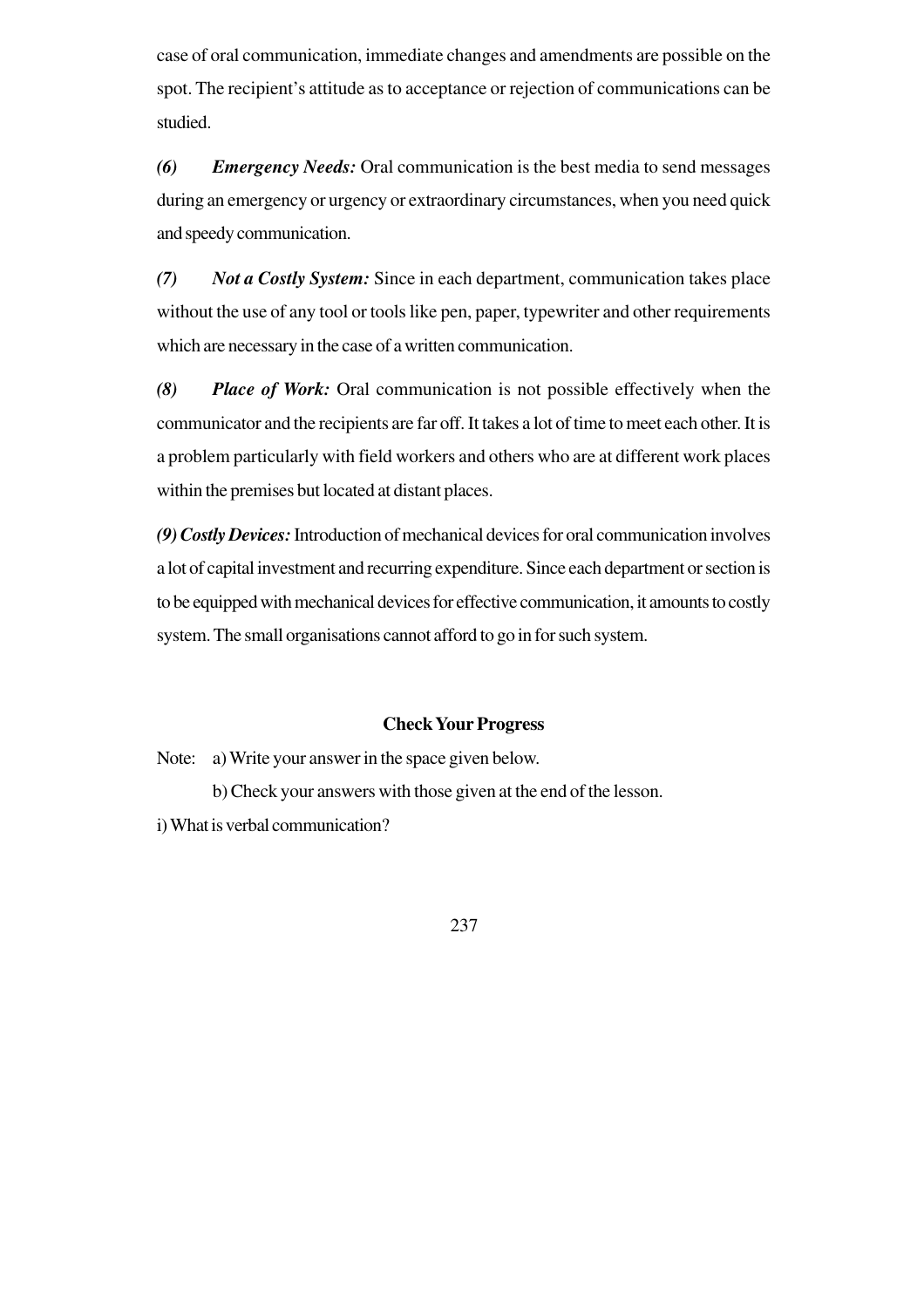case of oral communication, immediate changes and amendments are possible on the spot. The recipient's attitude as to acceptance or rejection of communications can be studied.

***(6) Emergency Needs:*** Oral communication is the best media to send messages during an emergency or urgency or extraordinary circumstances, when you need quick and speedy communication.

***(7) Not a Costly System:*** Since in each department, communication takes place without the use of any tool or tools like pen, paper, typewriter and other requirements which are necessary in the case of a written communication.

***(8) Place of Work:*** Oral communication is not possible effectively when the communicator and the recipients are far off. It takes a lot of time to meet each other. It is a problem particularly with field workers and others who are at different work places within the premises but located at distant places.

***(9) Costly Devices:*** Introduction of mechanical devices for oral communication involves a lot of capital investment and recurring expenditure. Since each department or section is to be equipped with mechanical devices for effective communication, it amounts to costly system. The small organisations cannot afford to go in for such system.

**Check Your Progress**

Note: a) Write your answer in the space given below.

b) Check your answers with those given at the end of the lesson.

i) What is verbal communication?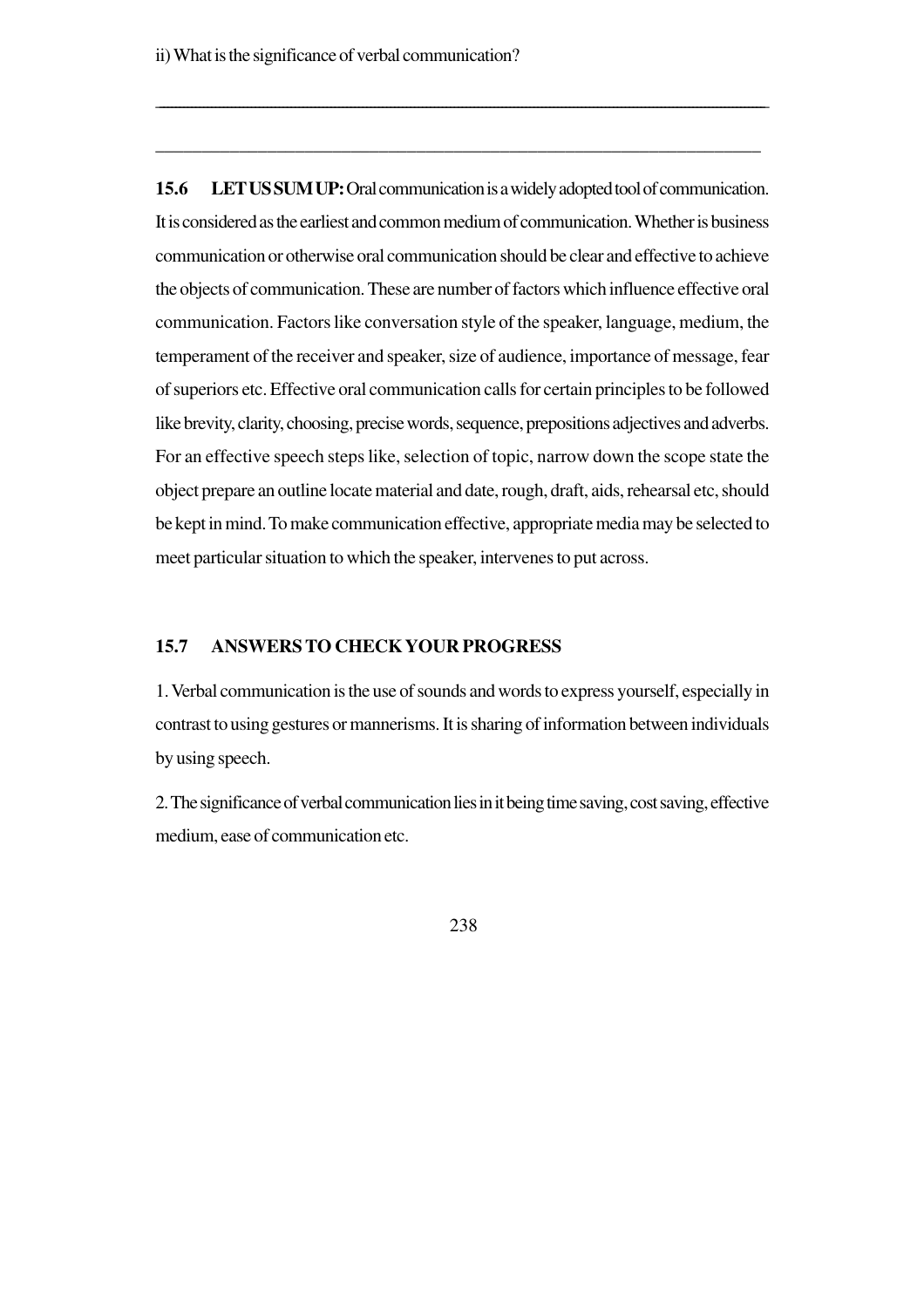ii) What is the significance of verbal communication?

_______________________________________________________________________________

_______________________________________________________________________________

**15.6 LET US SUM UP:** Oral communication is a widely adopted tool of communication. It is considered as the earliest and common medium of communication. Whether is business communication or otherwise oral communication should be clear and effective to achieve the objects of communication. These are number of factors which influence effective oral communication. Factors like conversation style of the speaker, language, medium, the temperament of the receiver and speaker, size of audience, importance of message, fear of superiors etc. Effective oral communication calls for certain principles to be followed like brevity, clarity, choosing, precise words, sequence, prepositions adjectives and adverbs. For an effective speech steps like, selection of topic, narrow down the scope state the object prepare an outline locate material and date, rough, draft, aids, rehearsal etc, should be kept in mind. To make communication effective, appropriate media may be selected to meet particular situation to which the speaker, intervenes to put across.

## 15.7 ANSWERS TO CHECK YOUR PROGRESS

1. Verbal communication is the use of sounds and words to express yourself, especially in contrast to using gestures or mannerisms. It is sharing of information between individuals by using speech.

2. The significance of verbal communication lies in it being time saving, cost saving, effective medium, ease of communication etc.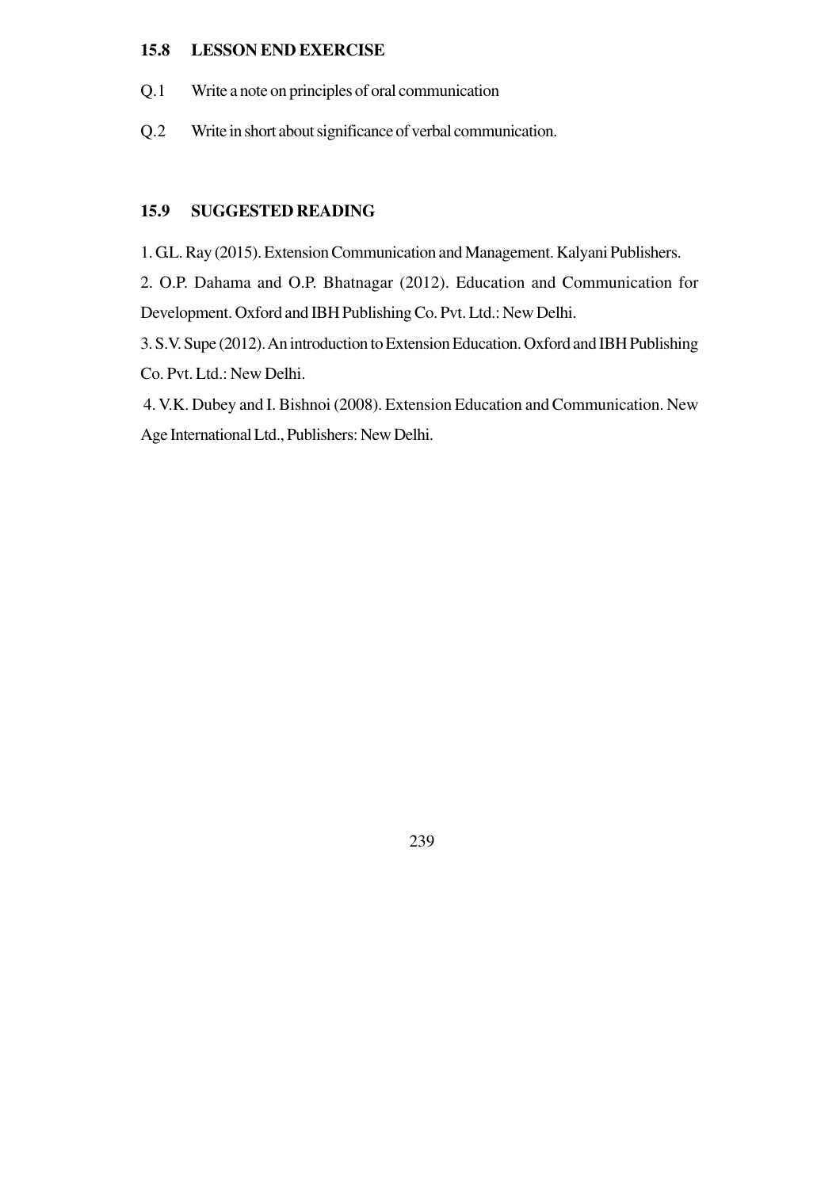## 15.8 LESSON END EXERCISE

Q.1 Write a note on principles of oral communication

Q.2 Write in short about significance of verbal communication.

## 15.9 SUGGESTED READING

1. G.L. Ray (2015). Extension Communication and Management. Kalyani Publishers.

2. O.P. Dahama and O.P. Bhatnagar (2012). Education and Communication for Development. Oxford and IBH Publishing Co. Pvt. Ltd.: New Delhi.

3. S.V. Supe (2012). An introduction to Extension Education. Oxford and IBH Publishing Co. Pvt. Ltd.: New Delhi.

4. V.K. Dubey and I. Bishnoi (2008). Extension Education and Communication. New Age International Ltd., Publishers: New Delhi.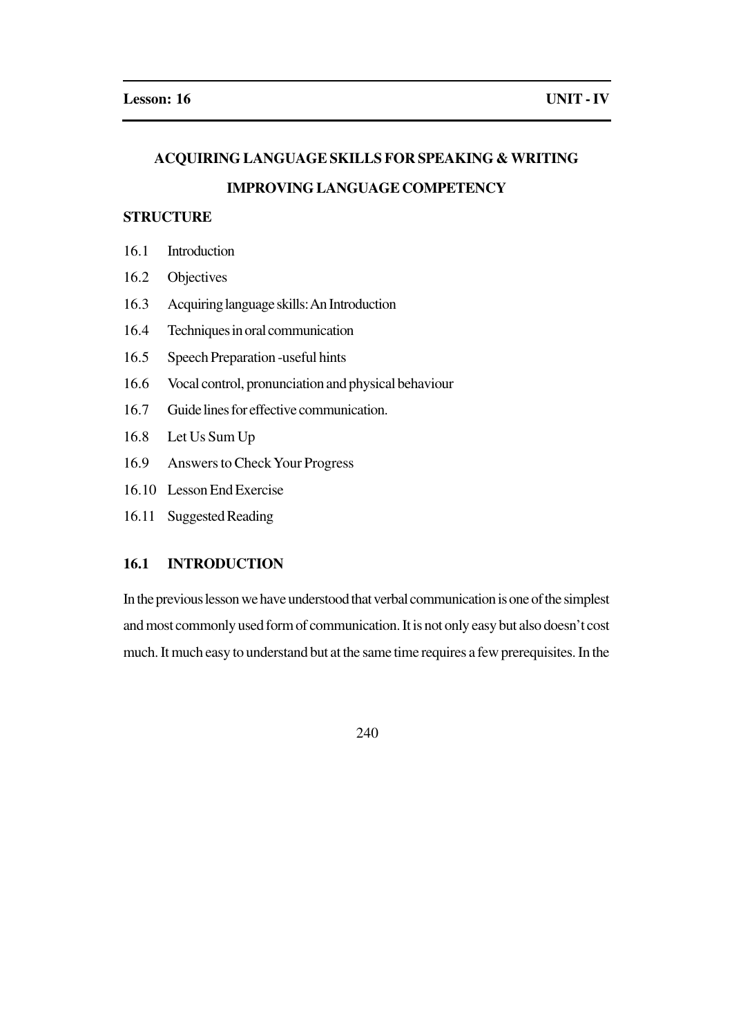**Lesson: 16** **UNIT - IV**

## ACQUIRING LANGUAGE SKILLS FOR SPEAKING & WRITING

## IMPROVING LANGUAGE COMPETENCY

**STRUCTURE**

16.1 Introduction

16.2 Objectives

16.3 Acquiring language skills: An Introduction

16.4 Techniques in oral communication

16.5 Speech Preparation -useful hints

16.6 Vocal control, pronunciation and physical behaviour

16.7 Guide lines for effective communication.

16.8 Let Us Sum Up

16.9 Answers to Check Your Progress

16.10 Lesson End Exercise

16.11 Suggested Reading

### 16.1 INTRODUCTION

In the previous lesson we have understood that verbal communication is one of the simplest and most commonly used form of communication. It is not only easy but also doesn't cost much. It much easy to understand but at the same time requires a few prerequisites. In the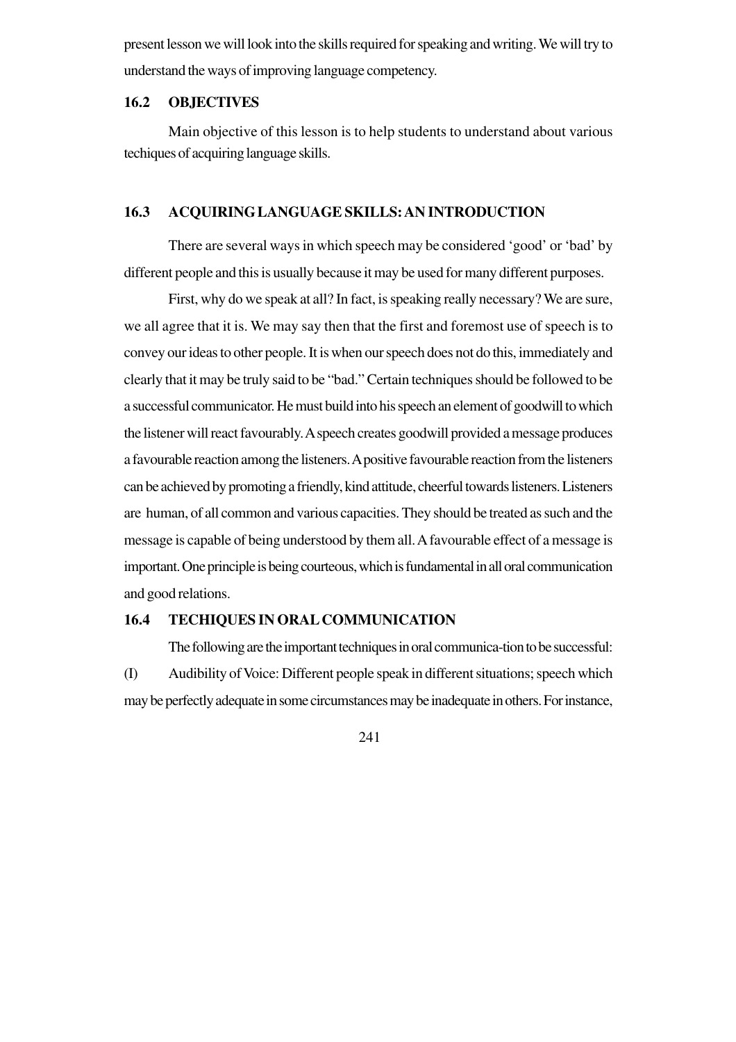present lesson we will look into the skills required for speaking and writing. We will try to understand the ways of improving language competency.

## 16.2 OBJECTIVES

Main objective of this lesson is to help students to understand about various techiques of acquiring language skills.

## 16.3 ACQUIRING LANGUAGE SKILLS: AN INTRODUCTION

There are several ways in which speech may be considered 'good' or 'bad' by different people and this is usually because it may be used for many different purposes.

First, why do we speak at all? In fact, is speaking really necessary? We are sure, we all agree that it is. We may say then that the first and foremost use of speech is to convey our ideas to other people. It is when our speech does not do this, immediately and clearly that it may be truly said to be "bad." Certain techniques should be followed to be a successful communicator. He must build into his speech an element of goodwill to which the listener will react favourably. A speech creates goodwill provided a message produces a favourable reaction among the listeners. A positive favourable reaction from the listeners can be achieved by promoting a friendly, kind attitude, cheerful towards listeners. Listeners are human, of all common and various capacities. They should be treated as such and the message is capable of being understood by them all. A favourable effect of a message is important. One principle is being courteous, which is fundamental in all oral communication and good relations.

## 16.4 TECHIQUES IN ORAL COMMUNICATION

The following are the important techniques in oral communica-tion to be successful:

(I) Audibility of Voice: Different people speak in different situations; speech which may be perfectly adequate in some circumstances may be inadequate in others. For instance,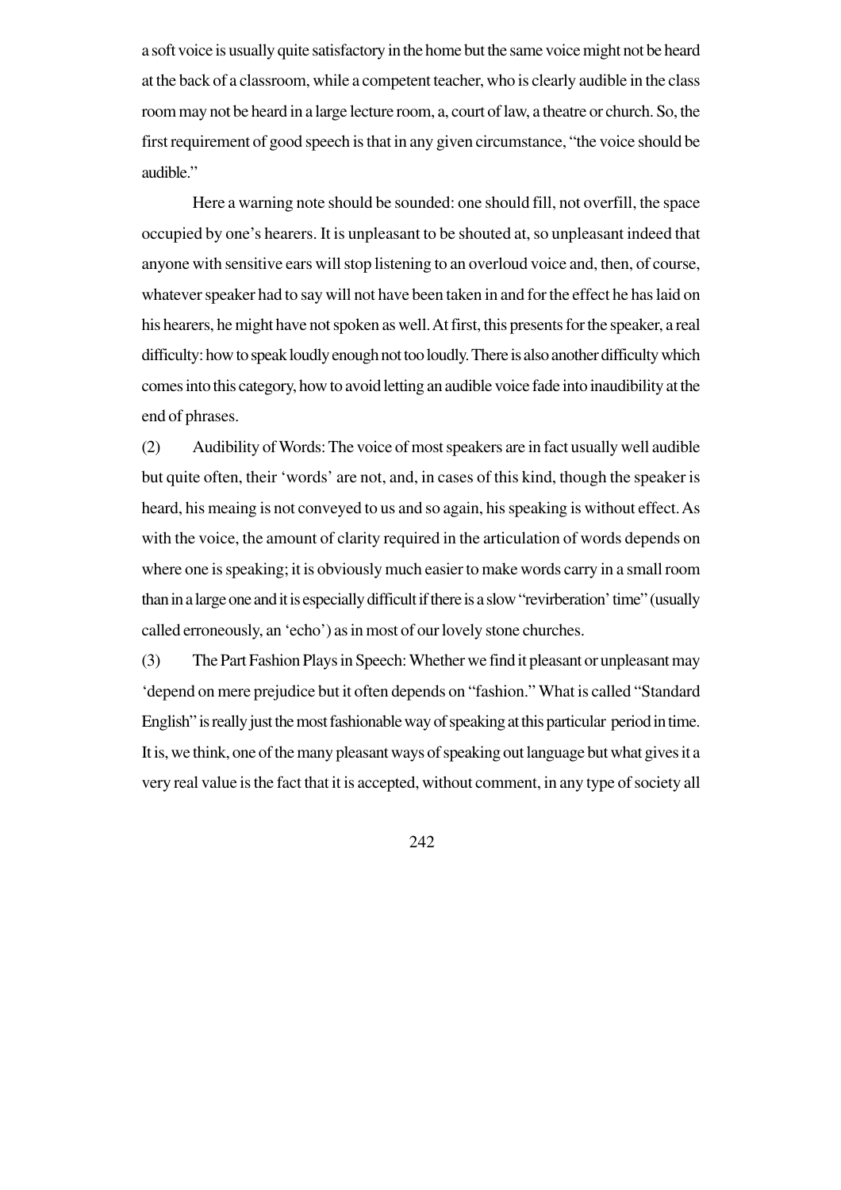a soft voice is usually quite satisfactory in the home but the same voice might not be heard at the back of a classroom, while a competent teacher, who is clearly audible in the class room may not be heard in a large lecture room, a, court of law, a theatre or church. So, the first requirement of good speech is that in any given circumstance, "the voice should be audible."

Here a warning note should be sounded: one should fill, not overfill, the space occupied by one's hearers. It is unpleasant to be shouted at, so unpleasant indeed that anyone with sensitive ears will stop listening to an overloud voice and, then, of course, whatever speaker had to say will not have been taken in and for the effect he has laid on his hearers, he might have not spoken as well. At first, this presents for the speaker, a real difficulty: how to speak loudly enough not too loudly. There is also another difficulty which comes into this category, how to avoid letting an audible voice fade into inaudibility at the end of phrases.

(2) Audibility of Words: The voice of most speakers are in fact usually well audible but quite often, their 'words' are not, and, in cases of this kind, though the speaker is heard, his meaing is not conveyed to us and so again, his speaking is without effect. As with the voice, the amount of clarity required in the articulation of words depends on where one is speaking; it is obviously much easier to make words carry in a small room than in a large one and it is especially difficult if there is a slow "revirberation' time" (usually called erroneously, an 'echo') as in most of our lovely stone churches.

(3) The Part Fashion Plays in Speech: Whether we find it pleasant or unpleasant may 'depend on mere prejudice but it often depends on "fashion." What is called "Standard English" is really just the most fashionable way of speaking at this particular period in time. It is, we think, one of the many pleasant ways of speaking out language but what gives it a very real value is the fact that it is accepted, without comment, in any type of society all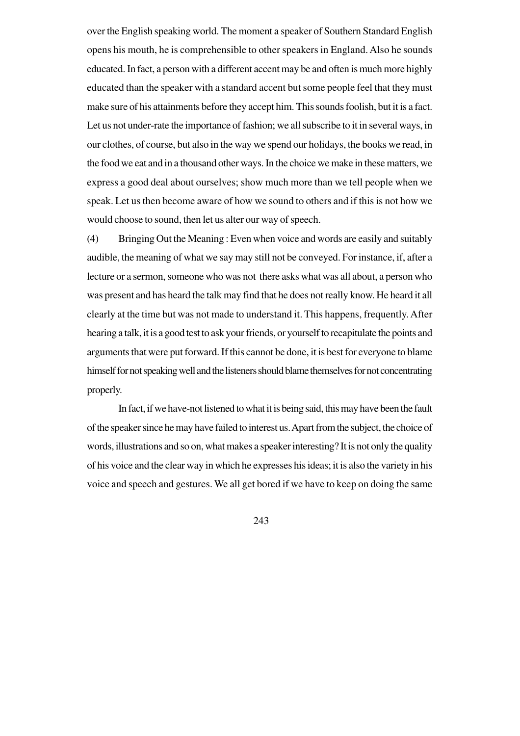over the English speaking world. The moment a speaker of Southern Standard English opens his mouth, he is comprehensible to other speakers in England. Also he sounds educated. In fact, a person with a different accent may be and often is much more highly educated than the speaker with a standard accent but some people feel that they must make sure of his attainments before they accept him. This sounds foolish, but it is a fact. Let us not under-rate the importance of fashion; we all subscribe to it in several ways, in our clothes, of course, but also in the way we spend our holidays, the books we read, in the food we eat and in a thousand other ways. In the choice we make in these matters, we express a good deal about ourselves; show much more than we tell people when we speak. Let us then become aware of how we sound to others and if this is not how we would choose to sound, then let us alter our way of speech.

(4) Bringing Out the Meaning : Even when voice and words are easily and suitably audible, the meaning of what we say may still not be conveyed. For instance, if, after a lecture or a sermon, someone who was not there asks what was all about, a person who was present and has heard the talk may find that he does not really know. He heard it all clearly at the time but was not made to understand it. This happens, frequently. After hearing a talk, it is a good test to ask your friends, or yourself to recapitulate the points and arguments that were put forward. If this cannot be done, it is best for everyone to blame himself for not speaking well and the listeners should blame themselves for not concentrating properly.

In fact, if we have-not listened to what it is being said, this may have been the fault of the speaker since he may have failed to interest us. Apart from the subject, the choice of words, illustrations and so on, what makes a speaker interesting? It is not only the quality of his voice and the clear way in which he expresses his ideas; it is also the variety in his voice and speech and gestures. We all get bored if we have to keep on doing the same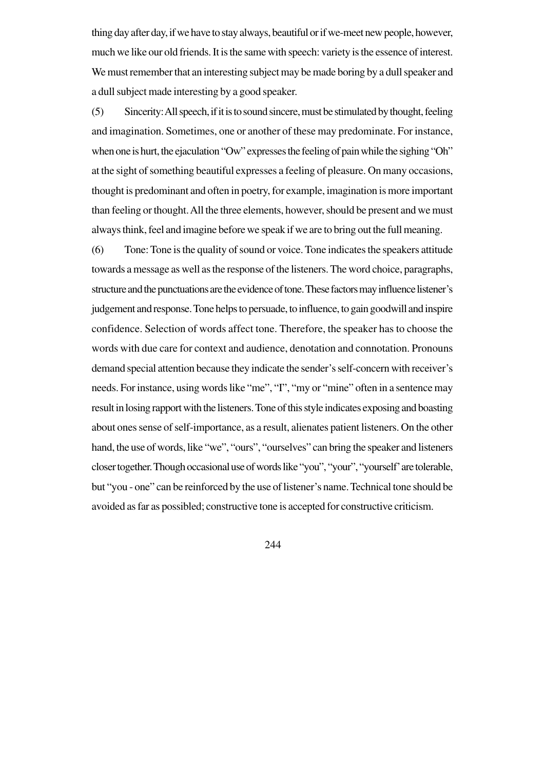thing day after day, if we have to stay always, beautiful or if we-meet new people, however, much we like our old friends. It is the same with speech: variety is the essence of interest. We must remember that an interesting subject may be made boring by a dull speaker and a dull subject made interesting by a good speaker.

(5) Sincerity: All speech, if it is to sound sincere, must be stimulated by thought, feeling and imagination. Sometimes, one or another of these may predominate. For instance, when one is hurt, the ejaculation "Ow" expresses the feeling of pain while the sighing "Oh" at the sight of something beautiful expresses a feeling of pleasure. On many occasions, thought is predominant and often in poetry, for example, imagination is more important than feeling or thought. All the three elements, however, should be present and we must always think, feel and imagine before we speak if we are to bring out the full meaning.

(6) Tone: Tone is the quality of sound or voice. Tone indicates the speakers attitude towards a message as well as the response of the listeners. The word choice, paragraphs, structure and the punctuations are the evidence of tone. These factors may influence listener's judgement and response. Tone helps to persuade, to influence, to gain goodwill and inspire confidence. Selection of words affect tone. Therefore, the speaker has to choose the words with due care for context and audience, denotation and connotation. Pronouns demand special attention because they indicate the sender's self-concern with receiver's needs. For instance, using words like "me", "I", "my or "mine" often in a sentence may result in losing rapport with the listeners. Tone of this style indicates exposing and boasting about ones sense of self-importance, as a result, alienates patient listeners. On the other hand, the use of words, like "we", "ours", "ourselves" can bring the speaker and listeners closer together. Though occasional use of words like "you", "your", "yourself' are tolerable, but "you - one" can be reinforced by the use of listener's name. Technical tone should be avoided as far as possibled; constructive tone is accepted for constructive criticism.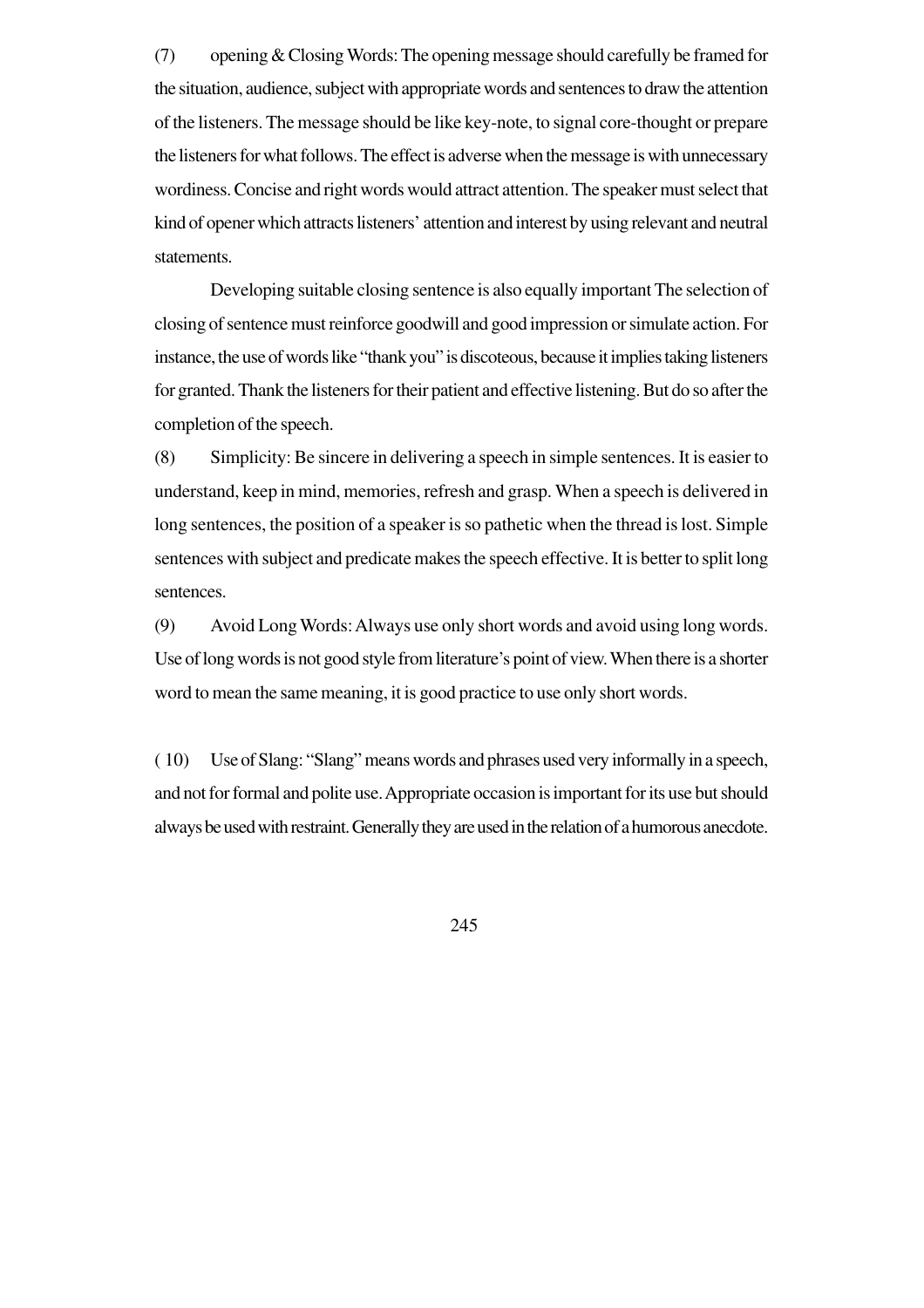(7) opening & Closing Words: The opening message should carefully be framed for the situation, audience, subject with appropriate words and sentences to draw the attention of the listeners. The message should be like key-note, to signal core-thought or prepare the listeners for what follows. The effect is adverse when the message is with unnecessary wordiness. Concise and right words would attract attention. The speaker must select that kind of opener which attracts listeners' attention and interest by using relevant and neutral statements.

Developing suitable closing sentence is also equally important The selection of closing of sentence must reinforce goodwill and good impression or simulate action. For instance, the use of words like "thank you" is discoteous, because it implies taking listeners for granted. Thank the listeners for their patient and effective listening. But do so after the completion of the speech.

(8) Simplicity: Be sincere in delivering a speech in simple sentences. It is easier to understand, keep in mind, memories, refresh and grasp. When a speech is delivered in long sentences, the position of a speaker is so pathetic when the thread is lost. Simple sentences with subject and predicate makes the speech effective. It is better to split long sentences.

(9) Avoid Long Words: Always use only short words and avoid using long words. Use of long words is not good style from literature's point of view. When there is a shorter word to mean the same meaning, it is good practice to use only short words.

( 10) Use of Slang: "Slang" means words and phrases used very informally in a speech, and not for formal and polite use. Appropriate occasion is important for its use but should always be used with restraint. Generally they are used in the relation of a humorous anecdote.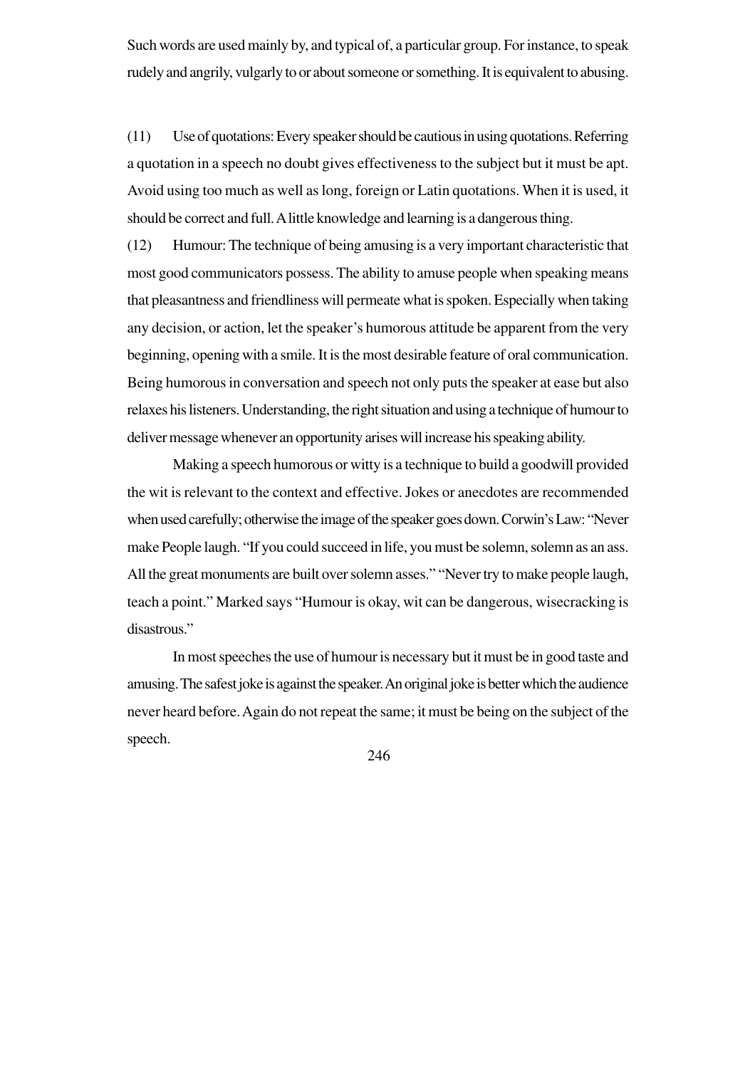Such words are used mainly by, and typical of, a particular group. For instance, to speak rudely and angrily, vulgarly to or about someone or something. It is equivalent to abusing.

(11) Use of quotations: Every speaker should be cautious in using quotations. Referring a quotation in a speech no doubt gives effectiveness to the subject but it must be apt. Avoid using too much as well as long, foreign or Latin quotations. When it is used, it should be correct and full. A little knowledge and learning is a dangerous thing.

(12) Humour: The technique of being amusing is a very important characteristic that most good communicators possess. The ability to amuse people when speaking means that pleasantness and friendliness will permeate what is spoken. Especially when taking any decision, or action, let the speaker's humorous attitude be apparent from the very beginning, opening with a smile. It is the most desirable feature of oral communication. Being humorous in conversation and speech not only puts the speaker at ease but also relaxes his listeners. Understanding, the right situation and using a technique of humour to deliver message whenever an opportunity arises will increase his speaking ability.

Making a speech humorous or witty is a technique to build a goodwill provided the wit is relevant to the context and effective. Jokes or anecdotes are recommended when used carefully; otherwise the image of the speaker goes down. Corwin's Law: "Never make People laugh. "If you could succeed in life, you must be solemn, solemn as an ass. All the great monuments are built over solemn asses." "Never try to make people laugh, teach a point." Marked says "Humour is okay, wit can be dangerous, wisecracking is disastrous."

In most speeches the use of humour is necessary but it must be in good taste and amusing. The safest joke is against the speaker. An original joke is better which the audience never heard before. Again do not repeat the same; it must be being on the subject of the speech.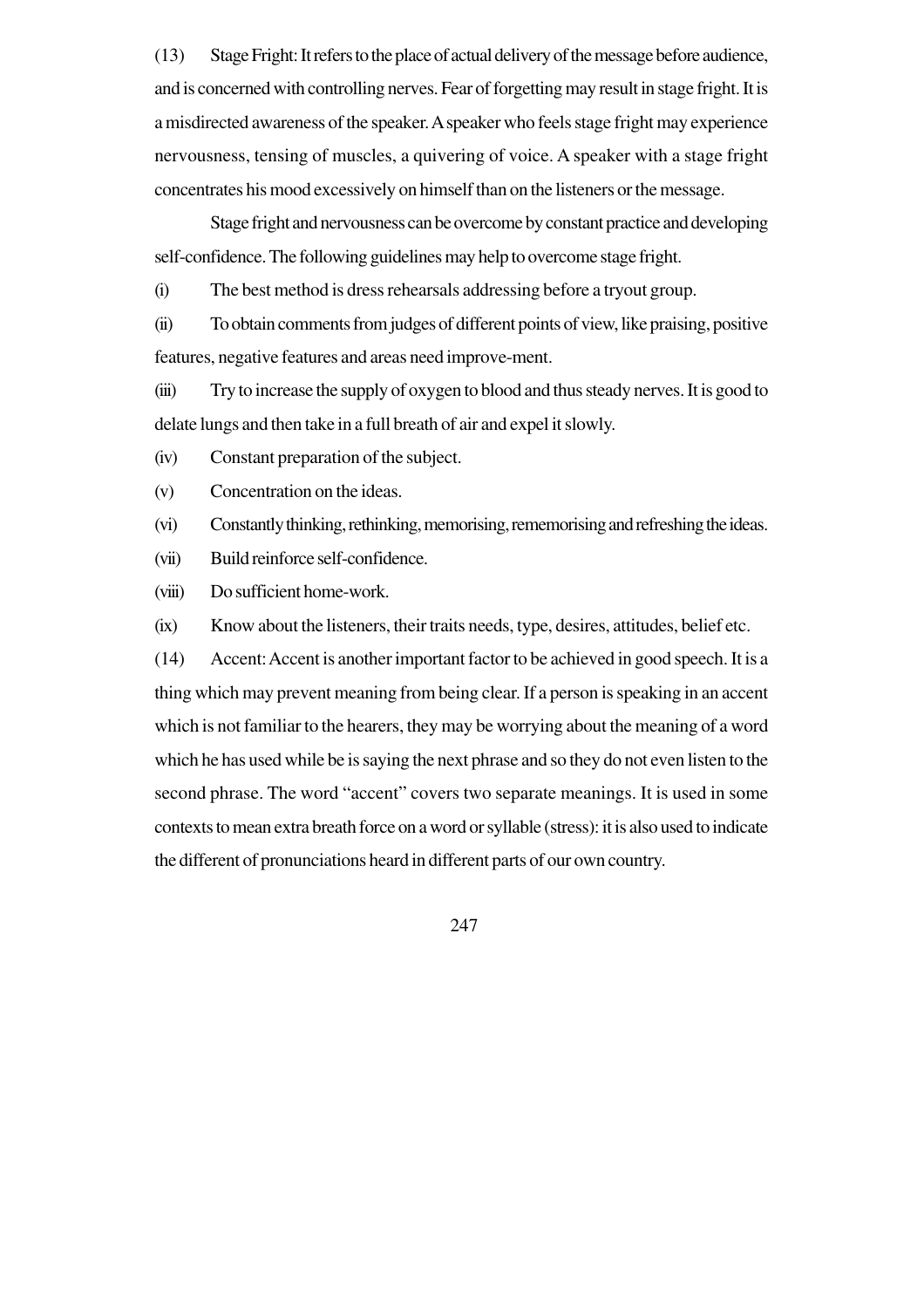(13) Stage Fright: It refers to the place of actual delivery of the message before audience, and is concerned with controlling nerves. Fear of forgetting may result in stage fright. It is a misdirected awareness of the speaker. A speaker who feels stage fright may experience nervousness, tensing of muscles, a quivering of voice. A speaker with a stage fright concentrates his mood excessively on himself than on the listeners or the message.

Stage fright and nervousness can be overcome by constant practice and developing self-confidence. The following guidelines may help to overcome stage fright.

(i) The best method is dress rehearsals addressing before a tryout group.

(ii) To obtain comments from judges of different points of view, like praising, positive features, negative features and areas need improve-ment.

(iii) Try to increase the supply of oxygen to blood and thus steady nerves. It is good to delate lungs and then take in a full breath of air and expel it slowly.

(iv) Constant preparation of the subject.

(v) Concentration on the ideas.

(vi) Constantly thinking, rethinking, memorising, rememorising and refreshing the ideas.

(vii) Build reinforce self-confidence.

(viii) Do sufficient home-work.

(ix) Know about the listeners, their traits needs, type, desires, attitudes, belief etc.

(14) Accent: Accent is another important factor to be achieved in good speech. It is a thing which may prevent meaning from being clear. If a person is speaking in an accent which is not familiar to the hearers, they may be worrying about the meaning of a word which he has used while be is saying the next phrase and so they do not even listen to the second phrase. The word "accent" covers two separate meanings. It is used in some contexts to mean extra breath force on a word or syllable (stress): it is also used to indicate the different of pronunciations heard in different parts of our own country.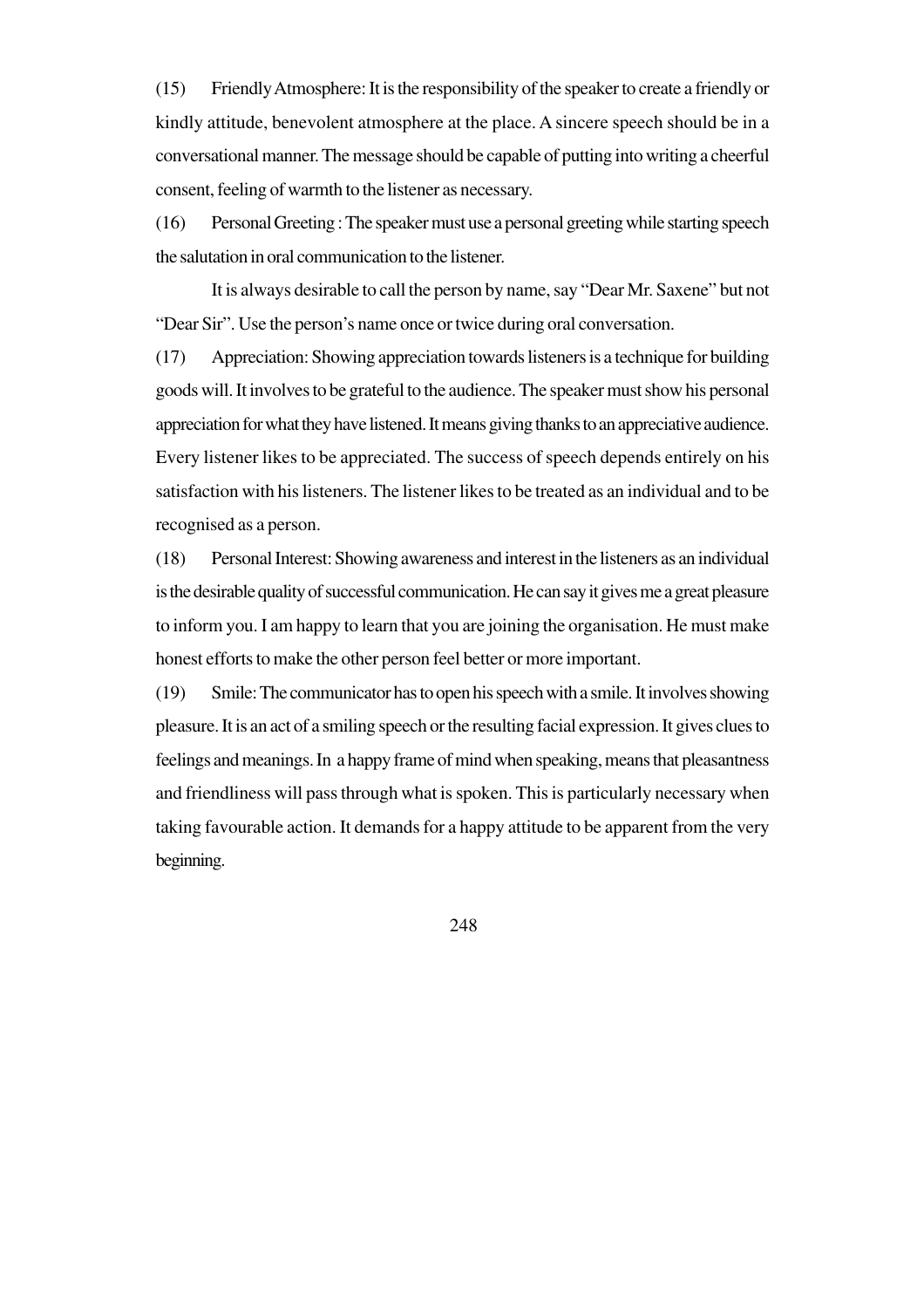(15) Friendly Atmosphere: It is the responsibility of the speaker to create a friendly or kindly attitude, benevolent atmosphere at the place. A sincere speech should be in a conversational manner. The message should be capable of putting into writing a cheerful consent, feeling of warmth to the listener as necessary.

(16) Personal Greeting : The speaker must use a personal greeting while starting speech the salutation in oral communication to the listener.

It is always desirable to call the person by name, say "Dear Mr. Saxene" but not "Dear Sir". Use the person's name once or twice during oral conversation.

(17) Appreciation: Showing appreciation towards listeners is a technique for building goods will. It involves to be grateful to the audience. The speaker must show his personal appreciation for what they have listened. It means giving thanks to an appreciative audience. Every listener likes to be appreciated. The success of speech depends entirely on his satisfaction with his listeners. The listener likes to be treated as an individual and to be recognised as a person.

(18) Personal Interest: Showing awareness and interest in the listeners as an individual is the desirable quality of successful communication. He can say it gives me a great pleasure to inform you. I am happy to learn that you are joining the organisation. He must make honest efforts to make the other person feel better or more important.

(19) Smile: The communicator has to open his speech with a smile. It involves showing pleasure. It is an act of a smiling speech or the resulting facial expression. It gives clues to feelings and meanings. In a happy frame of mind when speaking, means that pleasantness and friendliness will pass through what is spoken. This is particularly necessary when taking favourable action. It demands for a happy attitude to be apparent from the very beginning.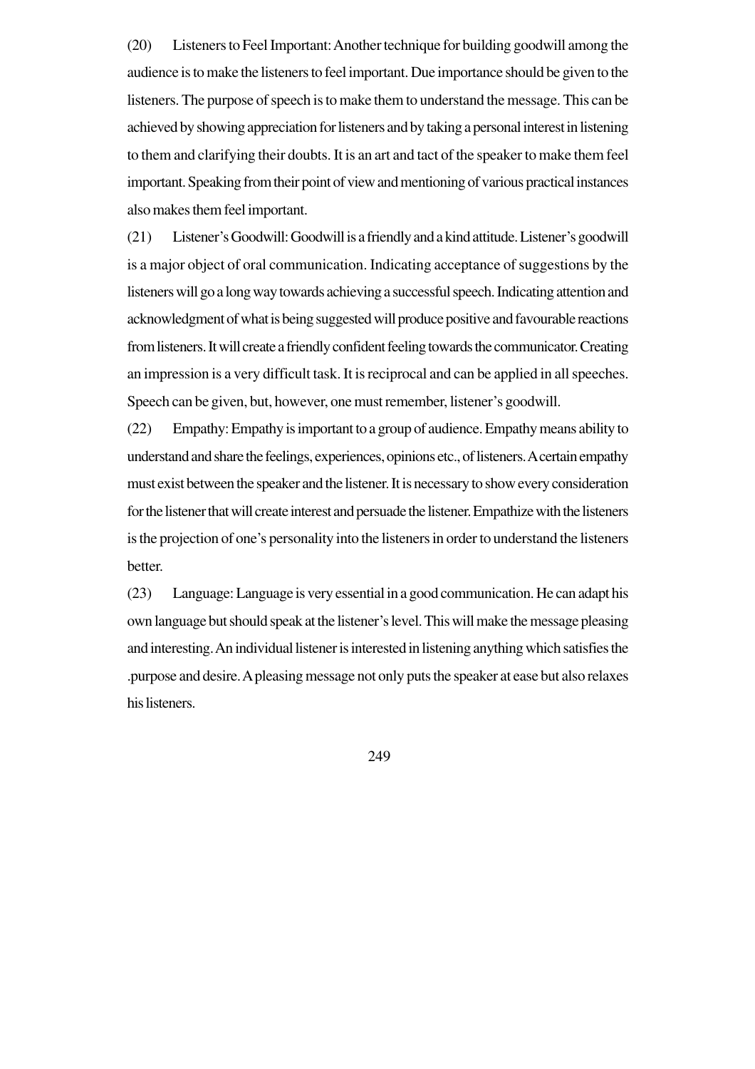(20) Listeners to Feel Important: Another technique for building goodwill among the audience is to make the listeners to feel important. Due importance should be given to the listeners. The purpose of speech is to make them to understand the message. This can be achieved by showing appreciation for listeners and by taking a personal interest in listening to them and clarifying their doubts. It is an art and tact of the speaker to make them feel important. Speaking from their point of view and mentioning of various practical instances also makes them feel important.

(21) Listener's Goodwill: Goodwill is a friendly and a kind attitude. Listener's goodwill is a major object of oral communication. Indicating acceptance of suggestions by the listeners will go a long way towards achieving a successful speech. Indicating attention and acknowledgment of what is being suggested will produce positive and favourable reactions from listeners. It will create a friendly confident feeling towards the communicator. Creating an impression is a very difficult task. It is reciprocal and can be applied in all speeches. Speech can be given, but, however, one must remember, listener's goodwill.

(22) Empathy: Empathy is important to a group of audience. Empathy means ability to understand and share the feelings, experiences, opinions etc., of listeners. A certain empathy must exist between the speaker and the listener. It is necessary to show every consideration for the listener that will create interest and persuade the listener. Empathize with the listeners is the projection of one's personality into the listeners in order to understand the listeners better.

(23) Language: Language is very essential in a good communication. He can adapt his own language but should speak at the listener's level. This will make the message pleasing and interesting. An individual listener is interested in listening anything which satisfies the .purpose and desire. A pleasing message not only puts the speaker at ease but also relaxes his listeners.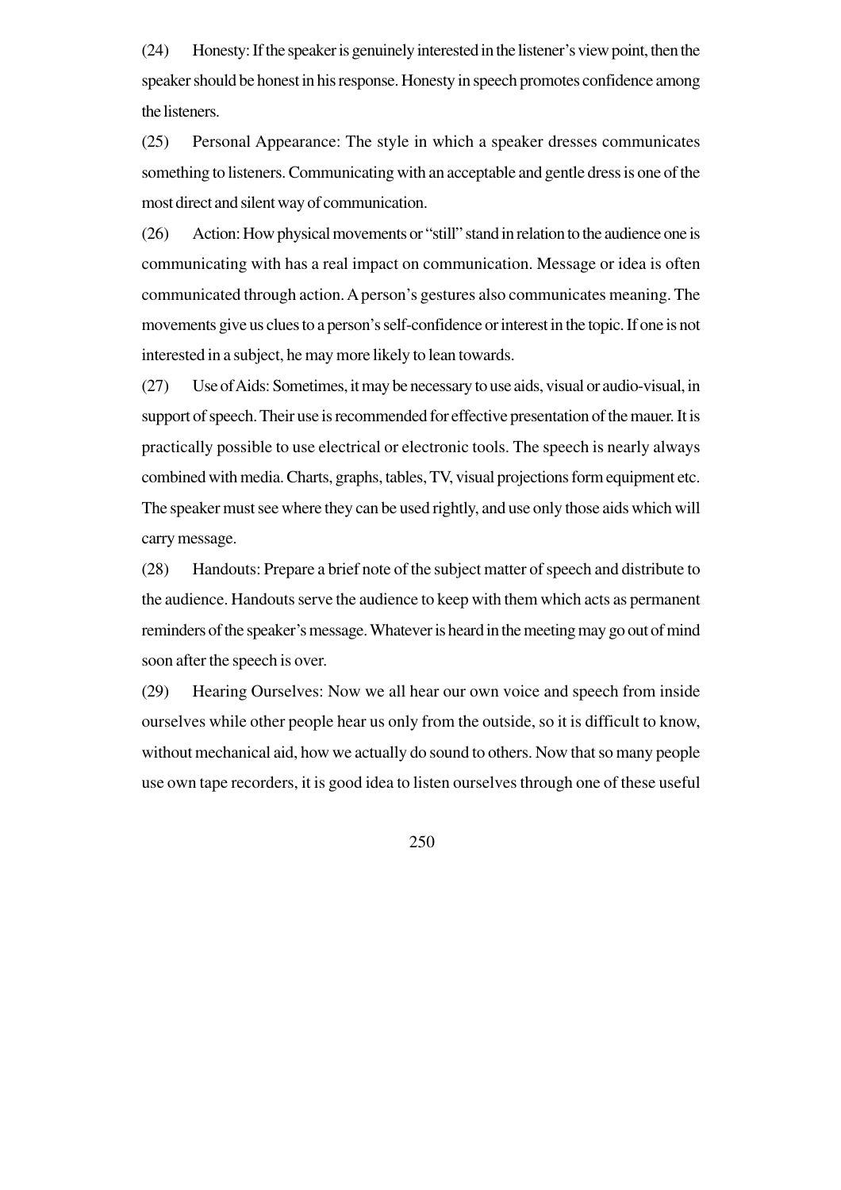(24) Honesty: If the speaker is genuinely interested in the listener's view point, then the speaker should be honest in his response. Honesty in speech promotes confidence among the listeners.

(25) Personal Appearance: The style in which a speaker dresses communicates something to listeners. Communicating with an acceptable and gentle dress is one of the most direct and silent way of communication.

(26) Action: How physical movements or "still" stand in relation to the audience one is communicating with has a real impact on communication. Message or idea is often communicated through action. A person's gestures also communicates meaning. The movements give us clues to a person's self-confidence or interest in the topic. If one is not interested in a subject, he may more likely to lean towards.

(27) Use of Aids: Sometimes, it may be necessary to use aids, visual or audio-visual, in support of speech. Their use is recommended for effective presentation of the mauer. It is practically possible to use electrical or electronic tools. The speech is nearly always combined with media. Charts, graphs, tables, TV, visual projections form equipment etc. The speaker must see where they can be used rightly, and use only those aids which will carry message.

(28) Handouts: Prepare a brief note of the subject matter of speech and distribute to the audience. Handouts serve the audience to keep with them which acts as permanent reminders of the speaker's message. Whatever is heard in the meeting may go out of mind soon after the speech is over.

(29) Hearing Ourselves: Now we all hear our own voice and speech from inside ourselves while other people hear us only from the outside, so it is difficult to know, without mechanical aid, how we actually do sound to others. Now that so many people use own tape recorders, it is good idea to listen ourselves through one of these useful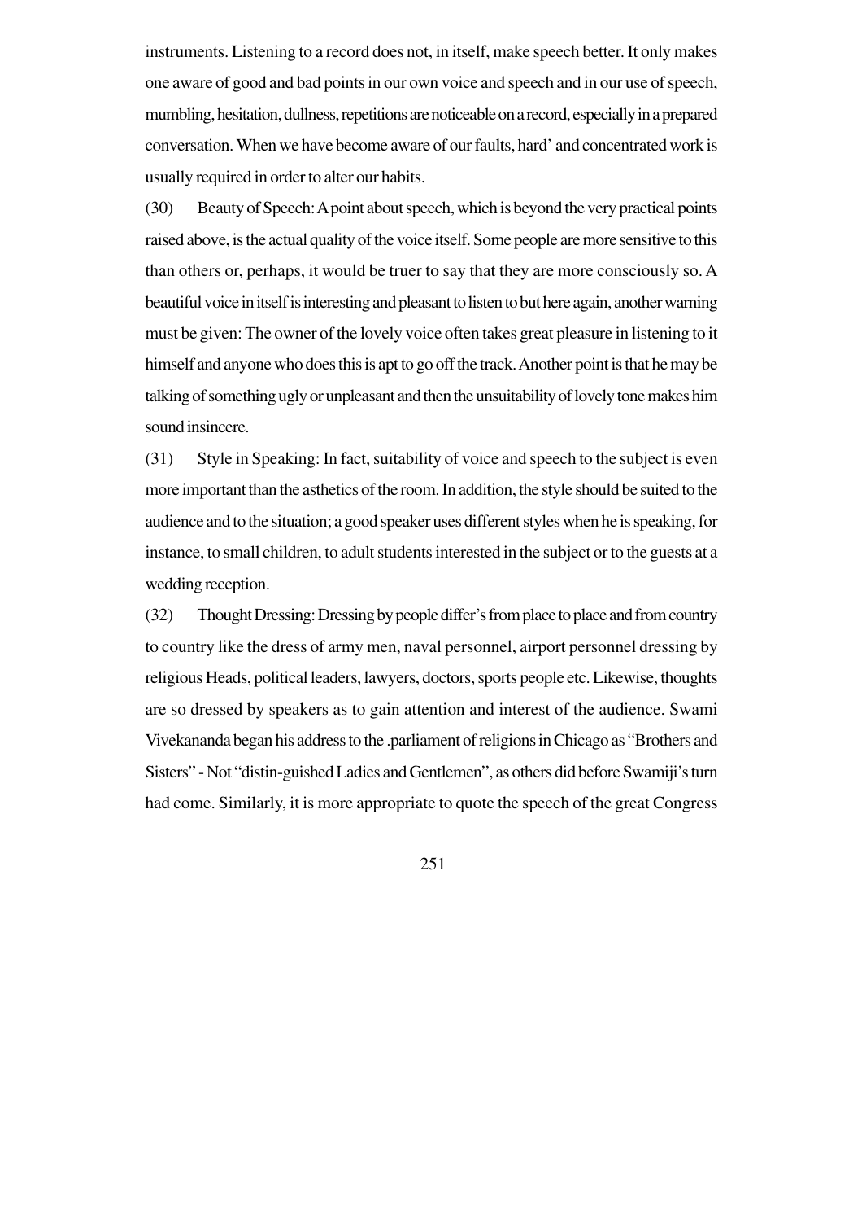instruments. Listening to a record does not, in itself, make speech better. It only makes one aware of good and bad points in our own voice and speech and in our use of speech, mumbling, hesitation, dullness, repetitions are noticeable on a record, especially in a prepared conversation. When we have become aware of our faults, hard' and concentrated work is usually required in order to alter our habits.

(30) Beauty of Speech: A point about speech, which is beyond the very practical points raised above, is the actual quality of the voice itself. Some people are more sensitive to this than others or, perhaps, it would be truer to say that they are more consciously so. A beautiful voice in itself is interesting and pleasant to listen to but here again, another warning must be given: The owner of the lovely voice often takes great pleasure in listening to it himself and anyone who does this is apt to go off the track. Another point is that he may be talking of something ugly or unpleasant and then the unsuitability of lovely tone makes him sound insincere.

(31) Style in Speaking: In fact, suitability of voice and speech to the subject is even more important than the asthetics of the room. In addition, the style should be suited to the audience and to the situation; a good speaker uses different styles when he is speaking, for instance, to small children, to adult students interested in the subject or to the guests at a wedding reception.

(32) Thought Dressing: Dressing by people differ's from place to place and from country to country like the dress of army men, naval personnel, airport personnel dressing by religious Heads, political leaders, lawyers, doctors, sports people etc. Likewise, thoughts are so dressed by speakers as to gain attention and interest of the audience. Swami Vivekananda began his address to the .parliament of religions in Chicago as "Brothers and Sisters" - Not "distin-guished Ladies and Gentlemen", as others did before Swamiji's turn had come. Similarly, it is more appropriate to quote the speech of the great Congress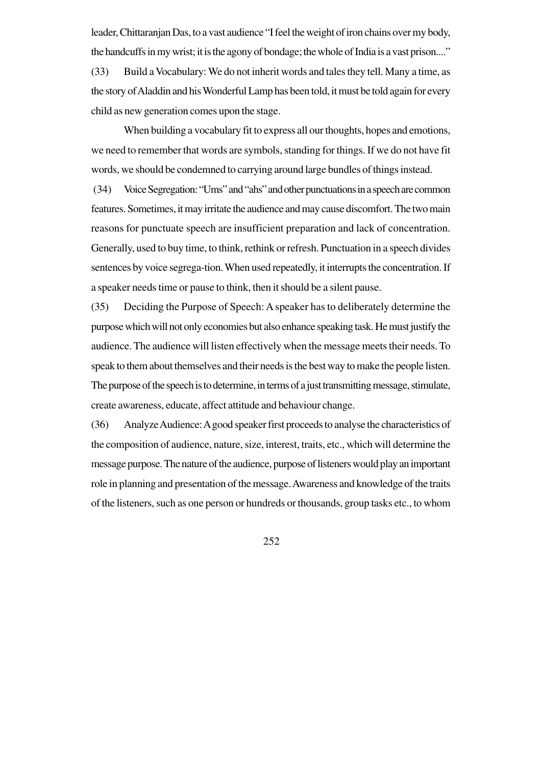leader, Chittaranjan Das, to a vast audience "I feel the weight of iron chains over my body, the handcuffs in my wrist; it is the agony of bondage; the whole of India is a vast prison...."

(33) Build a Vocabulary: We do not inherit words and tales they tell. Many a time, as the story of Aladdin and his Wonderful Lamp has been told, it must be told again for every child as new generation comes upon the stage.

When building a vocabulary fit to express all our thoughts, hopes and emotions, we need to remember that words are symbols, standing for things. If we do not have fit words, we should be condemned to carrying around large bundles of things instead.

(34) Voice Segregation: "Ums" and "ahs" and other punctuations in a speech are common features. Sometimes, it may irritate the audience and may cause discomfort. The two main reasons for punctuate speech are insufficient preparation and lack of concentration. Generally, used to buy time, to think, rethink or refresh. Punctuation in a speech divides sentences by voice segrega-tion. When used repeatedly, it interrupts the concentration. If a speaker needs time or pause to think, then it should be a silent pause.

(35) Deciding the Purpose of Speech: A speaker has to deliberately determine the purpose which will not only economies but also enhance speaking task. He must justify the audience. The audience will listen effectively when the message meets their needs. To speak to them about themselves and their needs is the best way to make the people listen. The purpose of the speech is to determine, in terms of a just transmitting message, stimulate, create awareness, educate, affect attitude and behaviour change.

(36) Analyze Audience: A good speaker first proceeds to analyse the characteristics of the composition of audience, nature, size, interest, traits, etc., which will determine the message purpose. The nature of the audience, purpose of listeners would play an important role in planning and presentation of the message. Awareness and knowledge of the traits of the listeners, such as one person or hundreds or thousands, group tasks etc., to whom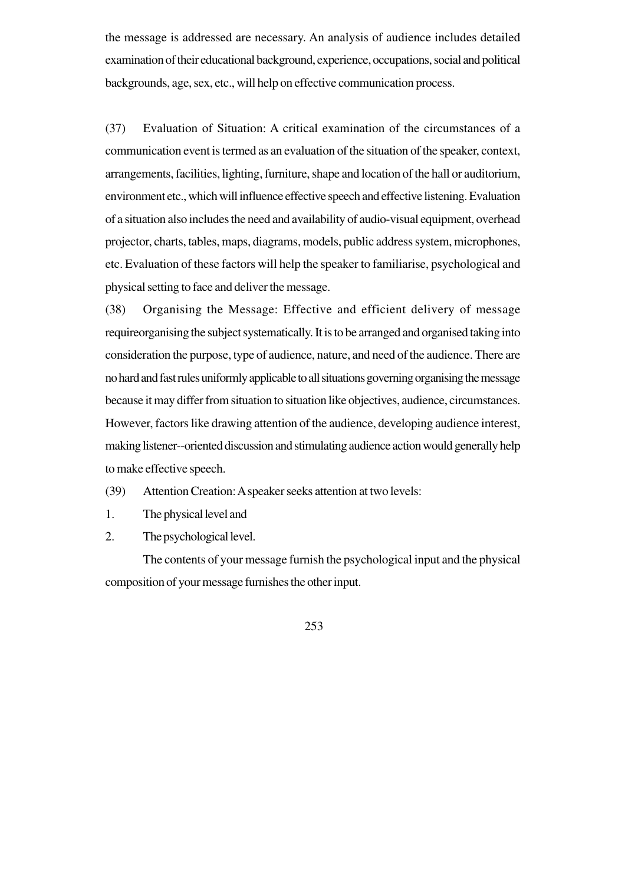the message is addressed are necessary. An analysis of audience includes detailed examination of their educational background, experience, occupations, social and political backgrounds, age, sex, etc., will help on effective communication process.

(37) Evaluation of Situation: A critical examination of the circumstances of a communication event is termed as an evaluation of the situation of the speaker, context, arrangements, facilities, lighting, furniture, shape and location of the hall or auditorium, environment etc., which will influence effective speech and effective listening. Evaluation of a situation also includes the need and availability of audio-visual equipment, overhead projector, charts, tables, maps, diagrams, models, public address system, microphones, etc. Evaluation of these factors will help the speaker to familiarise, psychological and physical setting to face and deliver the message.

(38) Organising the Message: Effective and efficient delivery of message requireorganising the subject systematically. It is to be arranged and organised taking into consideration the purpose, type of audience, nature, and need of the audience. There are no hard and fast rules uniformly applicable to all situations governing organising the message because it may differ from situation to situation like objectives, audience, circumstances. However, factors like drawing attention of the audience, developing audience interest, making listener--oriented discussion and stimulating audience action would generally help to make effective speech.

(39) Attention Creation: A speaker seeks attention at two levels:

1. The physical level and
2. The psychological level.

The contents of your message furnish the psychological input and the physical composition of your message furnishes the other input.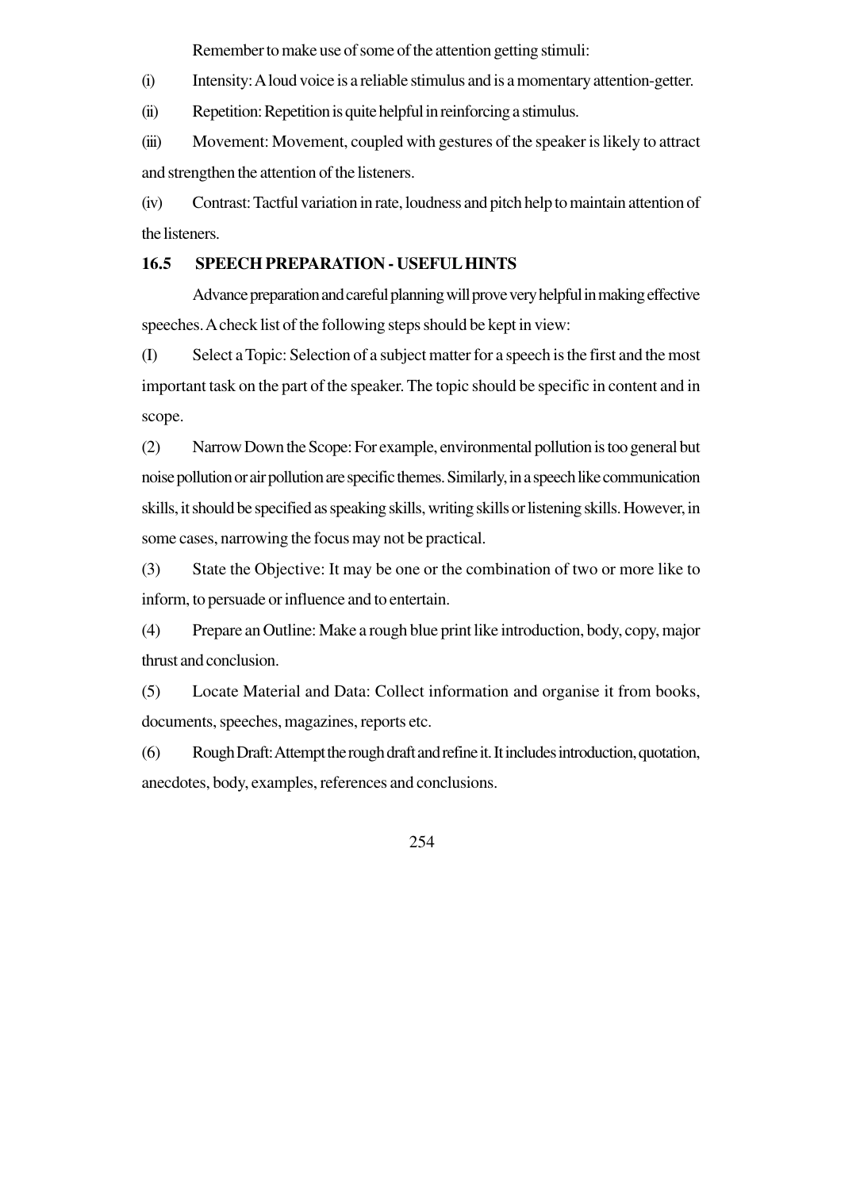Remember to make use of some of the attention getting stimuli:

(i) Intensity: A loud voice is a reliable stimulus and is a momentary attention-getter.

(ii) Repetition: Repetition is quite helpful in reinforcing a stimulus.

(iii) Movement: Movement, coupled with gestures of the speaker is likely to attract and strengthen the attention of the listeners.

(iv) Contrast: Tactful variation in rate, loudness and pitch help to maintain attention of the listeners.

### 16.5 SPEECH PREPARATION - USEFUL HINTS

Advance preparation and careful planning will prove very helpful in making effective speeches. A check list of the following steps should be kept in view:

(I) Select a Topic: Selection of a subject matter for a speech is the first and the most important task on the part of the speaker. The topic should be specific in content and in scope.

(2) Narrow Down the Scope: For example, environmental pollution is too general but noise pollution or air pollution are specific themes. Similarly, in a speech like communication skills, it should be specified as speaking skills, writing skills or listening skills. However, in some cases, narrowing the focus may not be practical.

(3) State the Objective: It may be one or the combination of two or more like to inform, to persuade or influence and to entertain.

(4) Prepare an Outline: Make a rough blue print like introduction, body, copy, major thrust and conclusion.

(5) Locate Material and Data: Collect information and organise it from books, documents, speeches, magazines, reports etc.

(6) Rough Draft: Attempt the rough draft and refine it. It includes introduction, quotation, anecdotes, body, examples, references and conclusions.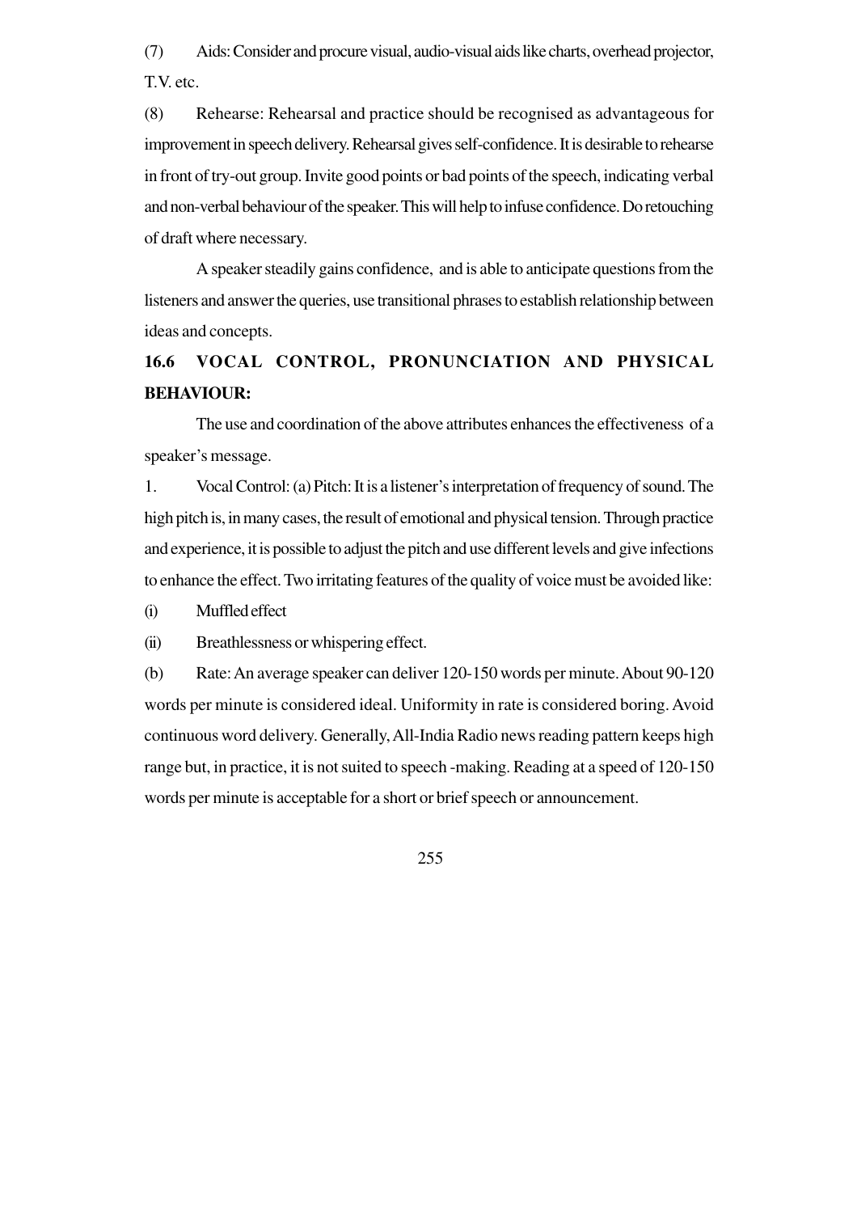(7) Aids: Consider and procure visual, audio-visual aids like charts, overhead projector, T.V. etc.

(8) Rehearse: Rehearsal and practice should be recognised as advantageous for improvement in speech delivery. Rehearsal gives self-confidence. It is desirable to rehearse in front of try-out group. Invite good points or bad points of the speech, indicating verbal and non-verbal behaviour of the speaker. This will help to infuse confidence. Do retouching of draft where necessary.

A speaker steadily gains confidence, and is able to anticipate questions from the listeners and answer the queries, use transitional phrases to establish relationship between ideas and concepts.

## 16.6 VOCAL CONTROL, PRONUNCIATION AND PHYSICAL BEHAVIOUR:

The use and coordination of the above attributes enhances the effectiveness of a speaker's message.

1. Vocal Control: (a) Pitch: It is a listener's interpretation of frequency of sound. The high pitch is, in many cases, the result of emotional and physical tension. Through practice and experience, it is possible to adjust the pitch and use different levels and give infections to enhance the effect. Two irritating features of the quality of voice must be avoided like:

(i) Muffled effect

(ii) Breathlessness or whispering effect.

(b) Rate: An average speaker can deliver 120-150 words per minute. About 90-120 words per minute is considered ideal. Uniformity in rate is considered boring. Avoid continuous word delivery. Generally, All-India Radio news reading pattern keeps high range but, in practice, it is not suited to speech -making. Reading at a speed of 120-150 words per minute is acceptable for a short or brief speech or announcement.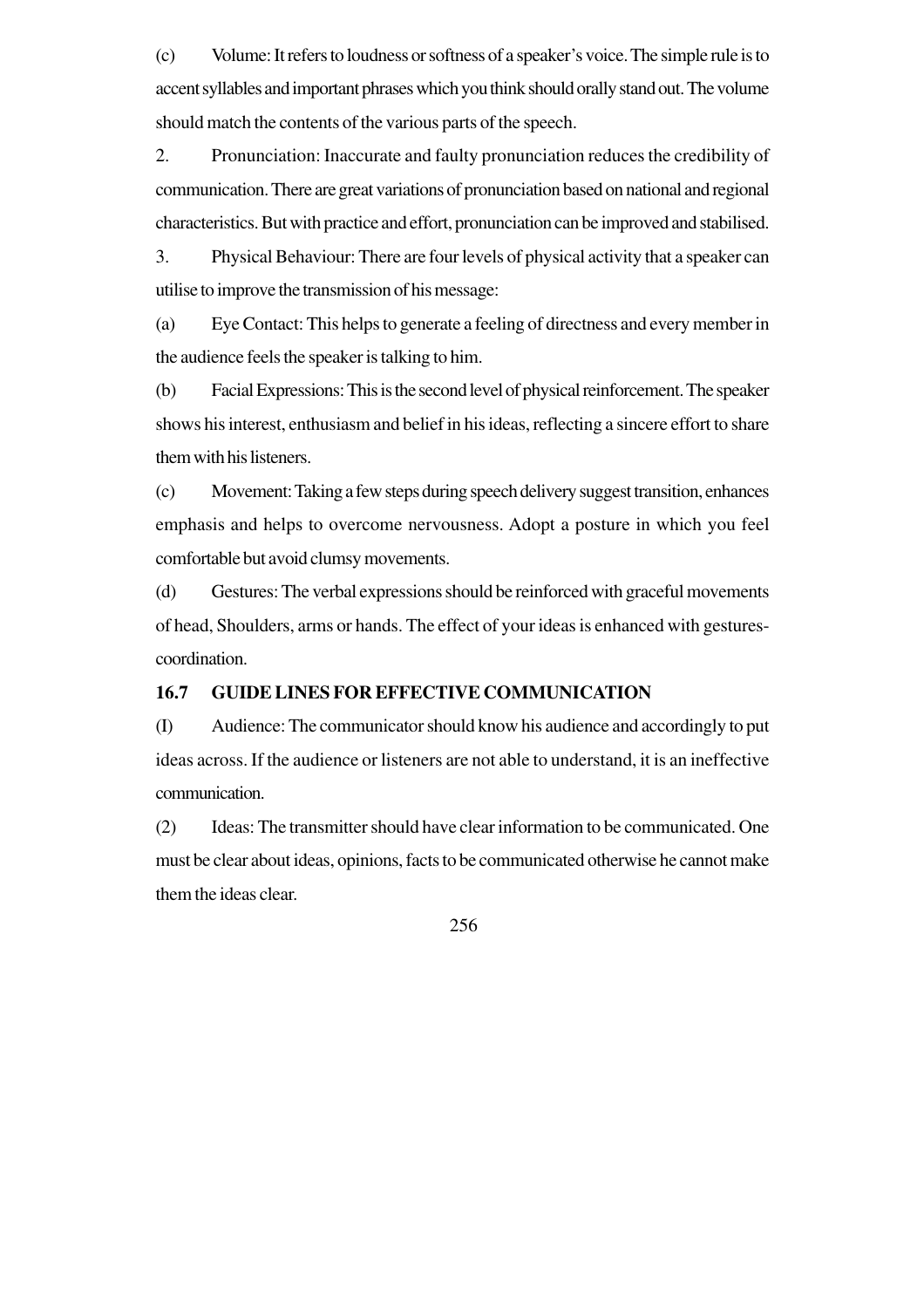(c) Volume: It refers to loudness or softness of a speaker's voice. The simple rule is to accent syllables and important phrases which you think should orally stand out. The volume should match the contents of the various parts of the speech.

2. Pronunciation: Inaccurate and faulty pronunciation reduces the credibility of communication. There are great variations of pronunciation based on national and regional characteristics. But with practice and effort, pronunciation can be improved and stabilised.

3. Physical Behaviour: There are four levels of physical activity that a speaker can utilise to improve the transmission of his message:

(a) Eye Contact: This helps to generate a feeling of directness and every member in the audience feels the speaker is talking to him.

(b) Facial Expressions: This is the second level of physical reinforcement. The speaker shows his interest, enthusiasm and belief in his ideas, reflecting a sincere effort to share them with his listeners.

(c) Movement: Taking a few steps during speech delivery suggest transition, enhances emphasis and helps to overcome nervousness. Adopt a posture in which you feel comfortable but avoid clumsy movements.

(d) Gestures: The verbal expressions should be reinforced with graceful movements of head, Shoulders, arms or hands. The effect of your ideas is enhanced with gestures-coordination.

### 16.7 GUIDE LINES FOR EFFECTIVE COMMUNICATION

(I) Audience: The communicator should know his audience and accordingly to put ideas across. If the audience or listeners are not able to understand, it is an ineffective communication.

(2) Ideas: The transmitter should have clear information to be communicated. One must be clear about ideas, opinions, facts to be communicated otherwise he cannot make them the ideas clear.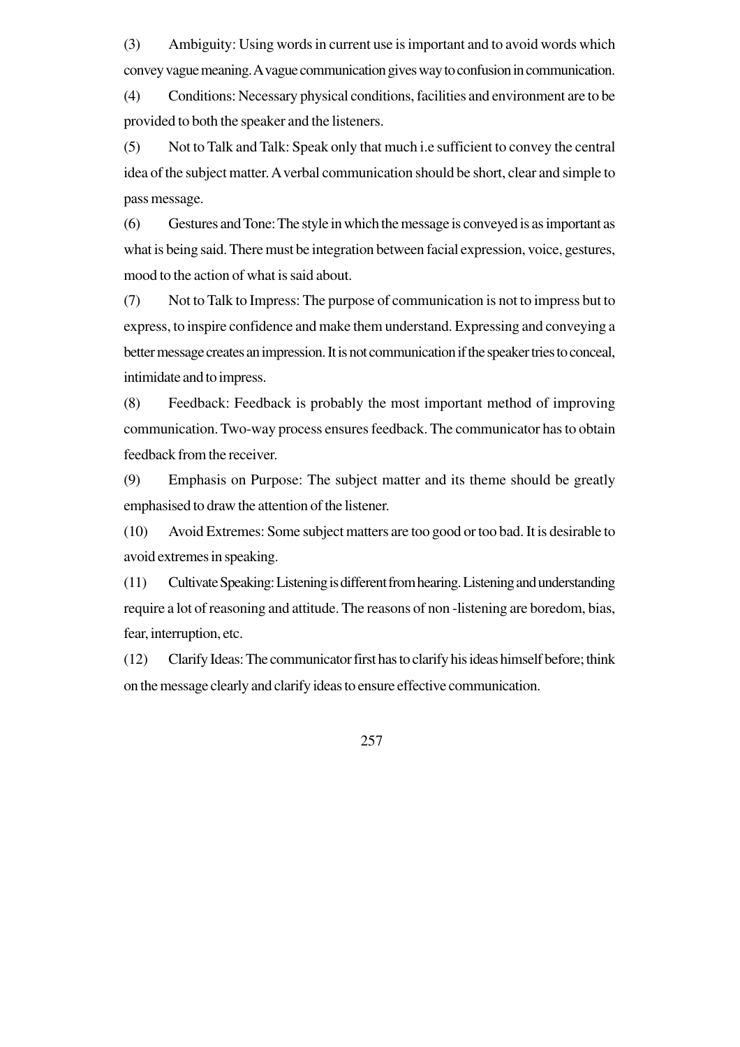(3) Ambiguity: Using words in current use is important and to avoid words which convey vague meaning. A vague communication gives way to confusion in communication.

(4) Conditions: Necessary physical conditions, facilities and environment are to be provided to both the speaker and the listeners.

(5) Not to Talk and Talk: Speak only that much i.e sufficient to convey the central idea of the subject matter. A verbal communication should be short, clear and simple to pass message.

(6) Gestures and Tone: The style in which the message is conveyed is as important as what is being said. There must be integration between facial expression, voice, gestures, mood to the action of what is said about.

(7) Not to Talk to Impress: The purpose of communication is not to impress but to express, to inspire confidence and make them understand. Expressing and conveying a better message creates an impression. It is not communication if the speaker tries to conceal, intimidate and to impress.

(8) Feedback: Feedback is probably the most important method of improving communication. Two-way process ensures feedback. The communicator has to obtain feedback from the receiver.

(9) Emphasis on Purpose: The subject matter and its theme should be greatly emphasised to draw the attention of the listener.

(10) Avoid Extremes: Some subject matters are too good or too bad. It is desirable to avoid extremes in speaking.

(11) Cultivate Speaking: Listening is different from hearing. Listening and understanding require a lot of reasoning and attitude. The reasons of non -listening are boredom, bias, fear, interruption, etc.

(12) Clarify Ideas: The communicator first has to clarify his ideas himself before; think on the message clearly and clarify ideas to ensure effective communication.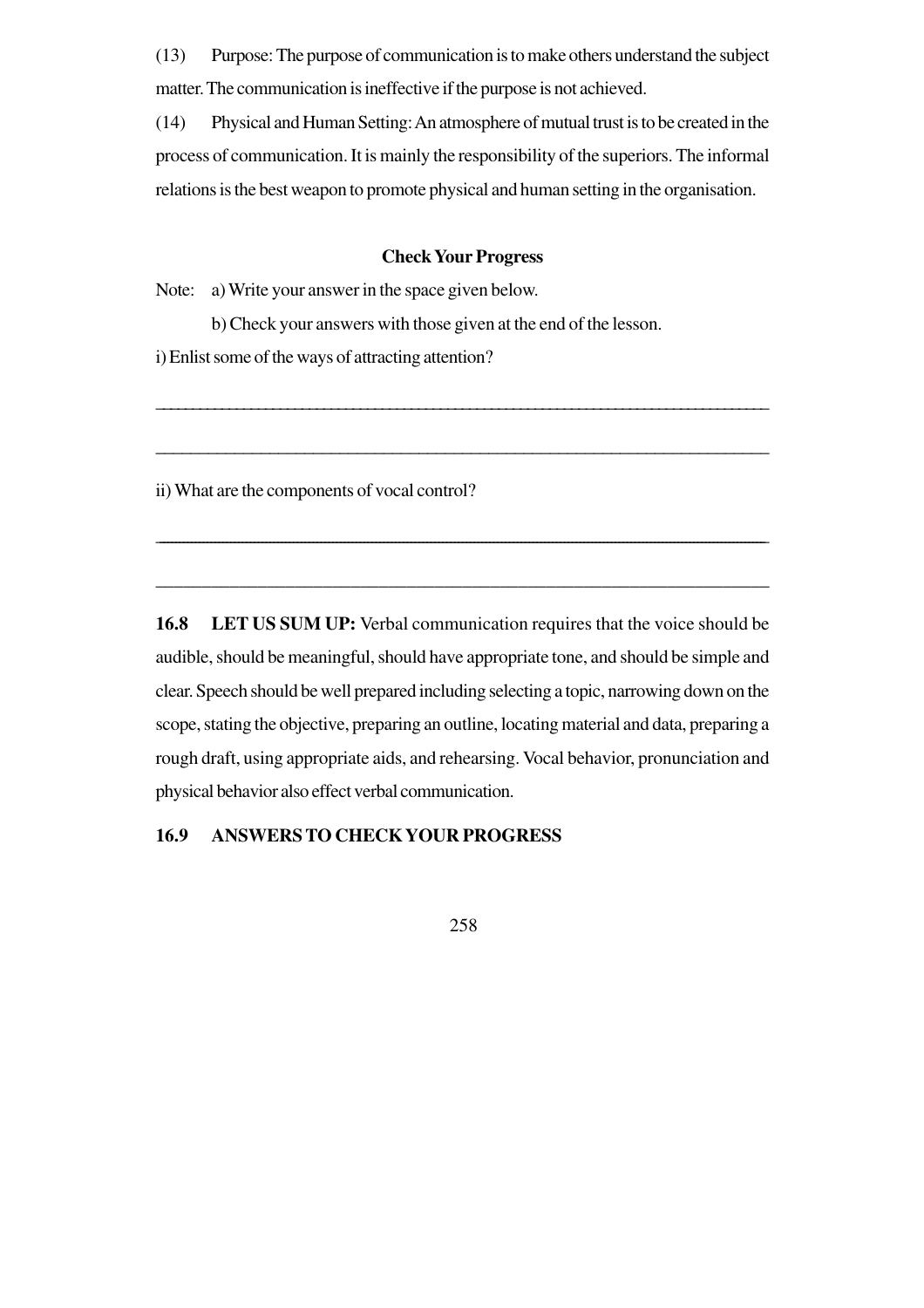(13) Purpose: The purpose of communication is to make others understand the subject matter. The communication is ineffective if the purpose is not achieved.

(14) Physical and Human Setting: An atmosphere of mutual trust is to be created in the process of communication. It is mainly the responsibility of the superiors. The informal relations is the best weapon to promote physical and human setting in the organisation.

**Check Your Progress**

Note: a) Write your answer in the space given below.

b) Check your answers with those given at the end of the lesson.

i) Enlist some of the ways of attracting attention?

\_\_\_\_\_\_\_\_\_\_\_\_\_\_\_\_\_\_\_\_\_\_\_\_\_\_\_\_\_\_\_\_\_\_\_\_\_\_\_\_\_\_\_\_\_\_\_\_\_\_\_\_\_\_\_\_\_\_\_\_\_\_\_\_\_\_\_\_\_\_

\_\_\_\_\_\_\_\_\_\_\_\_\_\_\_\_\_\_\_\_\_\_\_\_\_\_\_\_\_\_\_\_\_\_\_\_\_\_\_\_\_\_\_\_\_\_\_\_\_\_\_\_\_\_\_\_\_\_\_\_\_\_\_\_\_\_\_\_\_\_

ii) What are the components of vocal control?

\_\_\_\_\_\_\_\_\_\_\_\_\_\_\_\_\_\_\_\_\_\_\_\_\_\_\_\_\_\_\_\_\_\_\_\_\_\_\_\_\_\_\_\_\_\_\_\_\_\_\_\_\_\_\_\_\_\_\_\_\_\_\_\_\_\_\_\_\_\_

\_\_\_\_\_\_\_\_\_\_\_\_\_\_\_\_\_\_\_\_\_\_\_\_\_\_\_\_\_\_\_\_\_\_\_\_\_\_\_\_\_\_\_\_\_\_\_\_\_\_\_\_\_\_\_\_\_\_\_\_\_\_\_\_\_\_\_\_\_\_

**16.8 LET US SUM UP:** Verbal communication requires that the voice should be audible, should be meaningful, should have appropriate tone, and should be simple and clear. Speech should be well prepared including selecting a topic, narrowing down on the scope, stating the objective, preparing an outline, locating material and data, preparing a rough draft, using appropriate aids, and rehearsing. Vocal behavior, pronunciation and physical behavior also effect verbal communication.

## 16.9 ANSWERS TO CHECK YOUR PROGRESS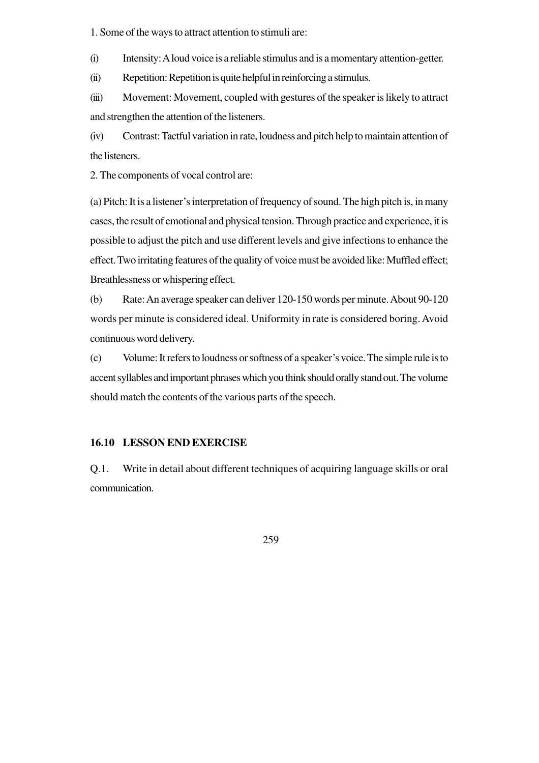1. Some of the ways to attract attention to stimuli are:

(i) Intensity: A loud voice is a reliable stimulus and is a momentary attention-getter.

(ii) Repetition: Repetition is quite helpful in reinforcing a stimulus.

(iii) Movement: Movement, coupled with gestures of the speaker is likely to attract and strengthen the attention of the listeners.

(iv) Contrast: Tactful variation in rate, loudness and pitch help to maintain attention of the listeners.

2. The components of vocal control are:

(a) Pitch: It is a listener's interpretation of frequency of sound. The high pitch is, in many cases, the result of emotional and physical tension. Through practice and experience, it is possible to adjust the pitch and use different levels and give infections to enhance the effect. Two irritating features of the quality of voice must be avoided like: Muffled effect; Breathlessness or whispering effect.

(b) Rate: An average speaker can deliver 120-150 words per minute. About 90-120 words per minute is considered ideal. Uniformity in rate is considered boring. Avoid continuous word delivery.

(c) Volume: It refers to loudness or softness of a speaker's voice. The simple rule is to accent syllables and important phrases which you think should orally stand out. The volume should match the contents of the various parts of the speech.

### 16.10 LESSON END EXERCISE

Q.1. Write in detail about different techniques of acquiring language skills or oral communication.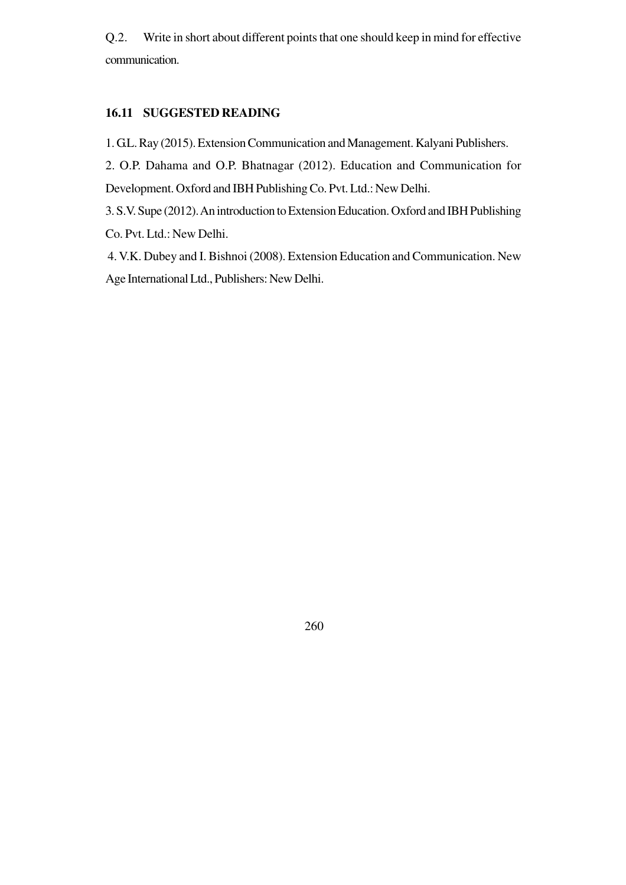Q.2. Write in short about different points that one should keep in mind for effective communication.

## 16.11 SUGGESTED READING

1. G.L. Ray (2015). Extension Communication and Management. Kalyani Publishers.
2. O.P. Dahama and O.P. Bhatnagar (2012). Education and Communication for Development. Oxford and IBH Publishing Co. Pvt. Ltd.: New Delhi.
3. S.V. Supe (2012). An introduction to Extension Education. Oxford and IBH Publishing Co. Pvt. Ltd.: New Delhi.
4. V.K. Dubey and I. Bishnoi (2008). Extension Education and Communication. New Age International Ltd., Publishers: New Delhi.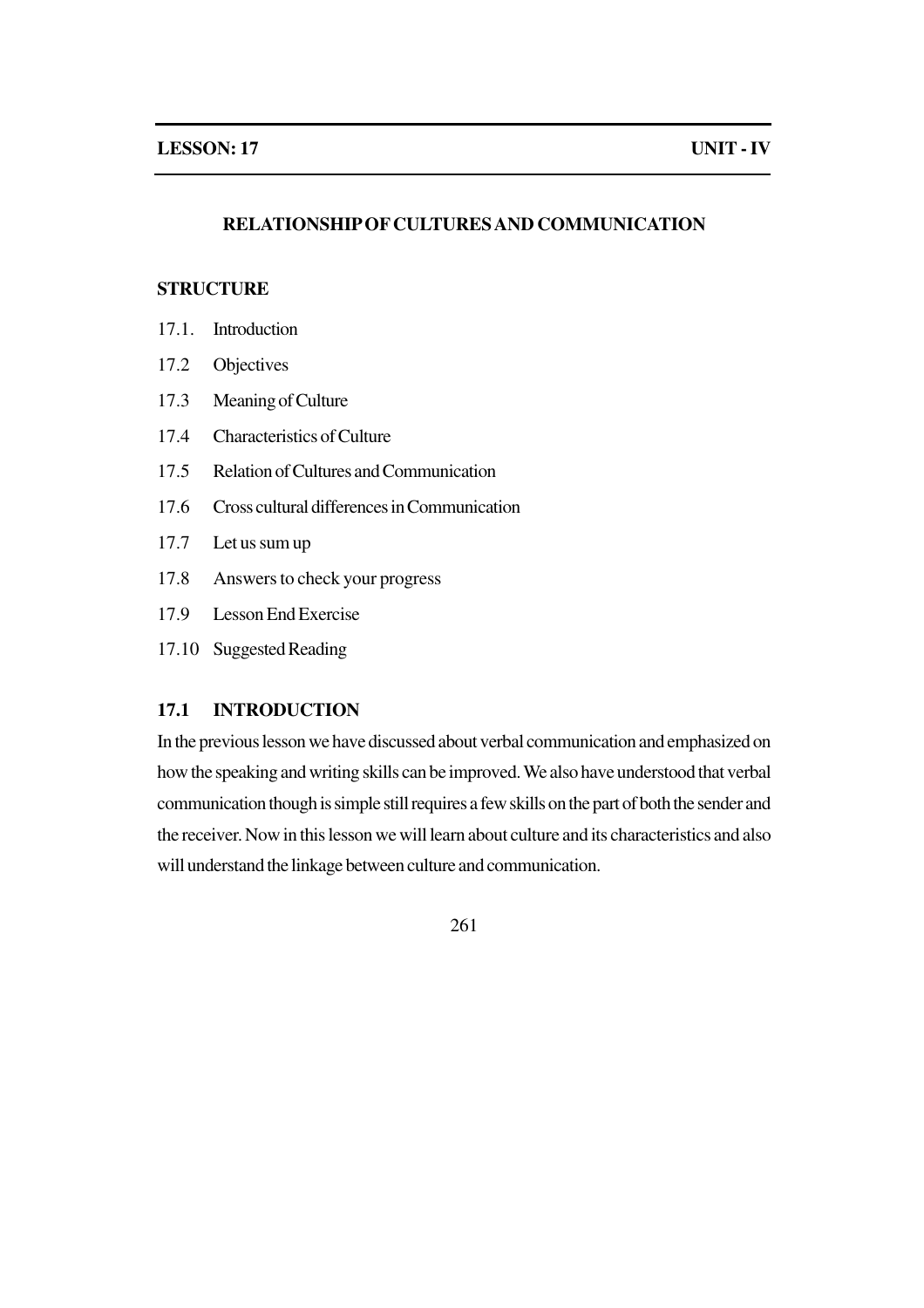**LESSON: 17** **UNIT - IV**

## RELATIONSHIP OF CULTURES AND COMMUNICATION

### STRUCTURE

17.1. Introduction

17.2 Objectives

17.3 Meaning of Culture

17.4 Characteristics of Culture

17.5 Relation of Cultures and Communication

17.6 Cross cultural differences in Communication

17.7 Let us sum up

17.8 Answers to check your progress

17.9 Lesson End Exercise

17.10 Suggested Reading

### 17.1 INTRODUCTION

In the previous lesson we have discussed about verbal communication and emphasized on how the speaking and writing skills can be improved. We also have understood that verbal communication though is simple still requires a few skills on the part of both the sender and the receiver. Now in this lesson we will learn about culture and its characteristics and also will understand the linkage between culture and communication.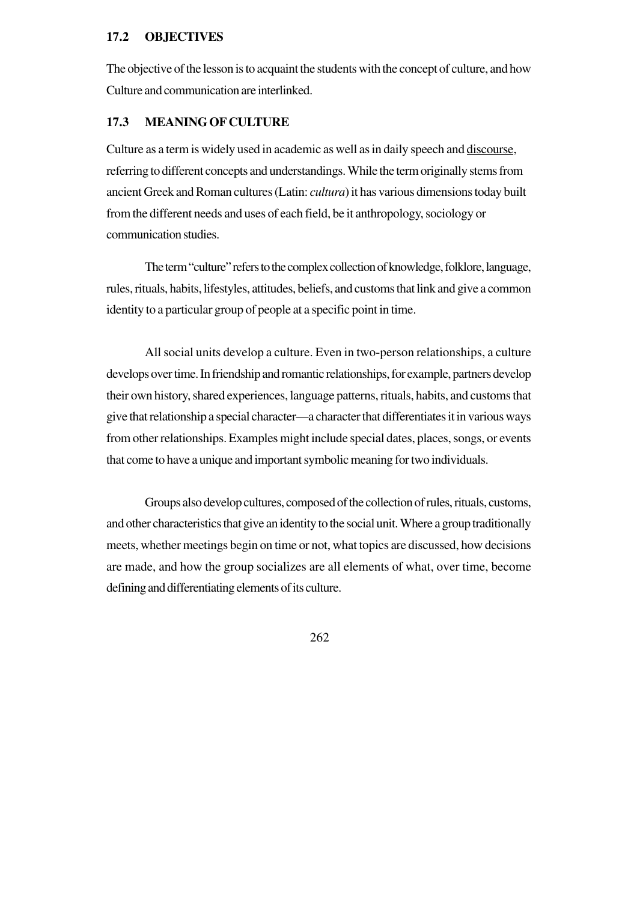## 17.2 OBJECTIVES

The objective of the lesson is to acquaint the students with the concept of culture, and how Culture and communication are interlinked.

## 17.3 MEANING OF CULTURE

Culture as a term is widely used in academic as well as in daily speech and discourse, referring to different concepts and understandings. While the term originally stems from ancient Greek and Roman cultures (Latin: *cultura*) it has various dimensions today built from the different needs and uses of each field, be it anthropology, sociology or communication studies.

The term "culture" refers to the complex collection of knowledge, folklore, language, rules, rituals, habits, lifestyles, attitudes, beliefs, and customs that link and give a common identity to a particular group of people at a specific point in time.

All social units develop a culture. Even in two-person relationships, a culture develops over time. In friendship and romantic relationships, for example, partners develop their own history, shared experiences, language patterns, rituals, habits, and customs that give that relationship a special character—a character that differentiates it in various ways from other relationships. Examples might include special dates, places, songs, or events that come to have a unique and important symbolic meaning for two individuals.

Groups also develop cultures, composed of the collection of rules, rituals, customs, and other characteristics that give an identity to the social unit. Where a group traditionally meets, whether meetings begin on time or not, what topics are discussed, how decisions are made, and how the group socializes are all elements of what, over time, become defining and differentiating elements of its culture.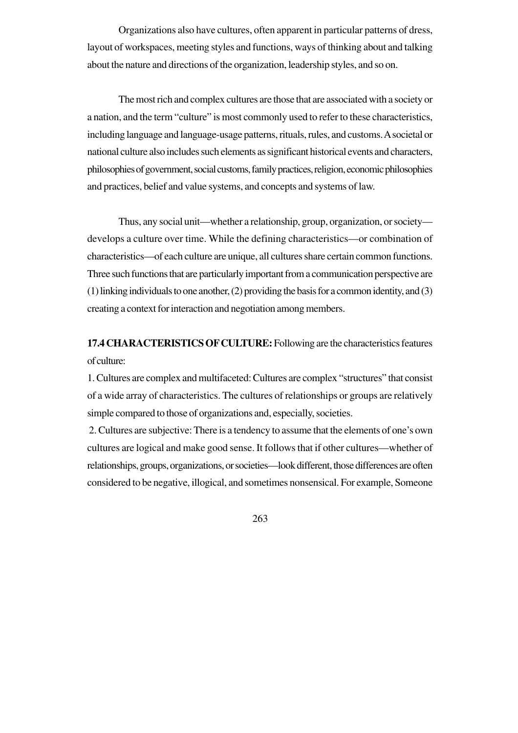Organizations also have cultures, often apparent in particular patterns of dress, layout of workspaces, meeting styles and functions, ways of thinking about and talking about the nature and directions of the organization, leadership styles, and so on.

The most rich and complex cultures are those that are associated with a society or a nation, and the term "culture" is most commonly used to refer to these characteristics, including language and language-usage patterns, rituals, rules, and customs. A societal or national culture also includes such elements as significant historical events and characters, philosophies of government, social customs, family practices, religion, economic philosophies and practices, belief and value systems, and concepts and systems of law.

Thus, any social unit—whether a relationship, group, organization, or society—develops a culture over time. While the defining characteristics—or combination of characteristics—of each culture are unique, all cultures share certain common functions. Three such functions that are particularly important from a communication perspective are (1) linking individuals to one another, (2) providing the basis for a common identity, and (3) creating a context for interaction and negotiation among members.

**17.4 CHARACTERISTICS OF CULTURE:** Following are the characteristics features of culture:

1. Cultures are complex and multifaceted: Cultures are complex "structures" that consist of a wide array of characteristics. The cultures of relationships or groups are relatively simple compared to those of organizations and, especially, societies.

2. Cultures are subjective: There is a tendency to assume that the elements of one's own cultures are logical and make good sense. It follows that if other cultures—whether of relationships, groups, organizations, or societies—look different, those differences are often considered to be negative, illogical, and sometimes nonsensical. For example, Someone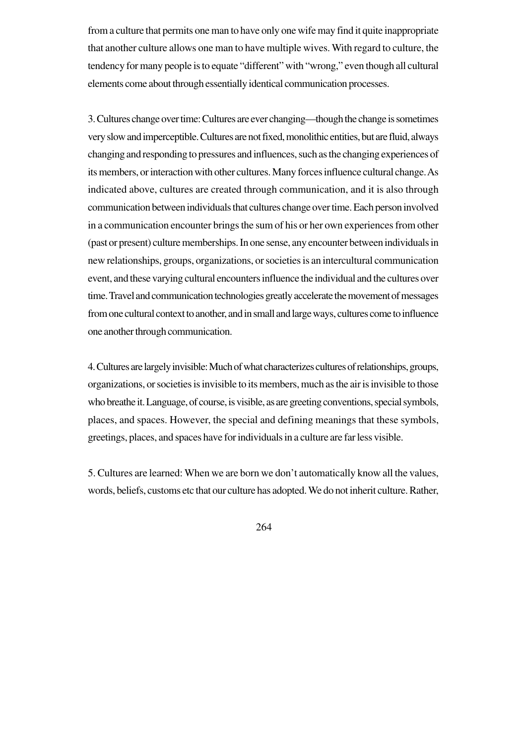from a culture that permits one man to have only one wife may find it quite inappropriate that another culture allows one man to have multiple wives. With regard to culture, the tendency for many people is to equate "different" with "wrong," even though all cultural elements come about through essentially identical communication processes.

3. Cultures change over time: Cultures are ever changing—though the change is sometimes very slow and imperceptible. Cultures are not fixed, monolithic entities, but are fluid, always changing and responding to pressures and influences, such as the changing experiences of its members, or interaction with other cultures. Many forces influence cultural change. As indicated above, cultures are created through communication, and it is also through communication between individuals that cultures change over time. Each person involved in a communication encounter brings the sum of his or her own experiences from other (past or present) culture memberships. In one sense, any encounter between individuals in new relationships, groups, organizations, or societies is an intercultural communication event, and these varying cultural encounters influence the individual and the cultures over time. Travel and communication technologies greatly accelerate the movement of messages from one cultural context to another, and in small and large ways, cultures come to influence one another through communication.

4. Cultures are largely invisible: Much of what characterizes cultures of relationships, groups, organizations, or societies is invisible to its members, much as the air is invisible to those who breathe it. Language, of course, is visible, as are greeting conventions, special symbols, places, and spaces. However, the special and defining meanings that these symbols, greetings, places, and spaces have for individuals in a culture are far less visible.

5. Cultures are learned: When we are born we don't automatically know all the values, words, beliefs, customs etc that our culture has adopted. We do not inherit culture. Rather,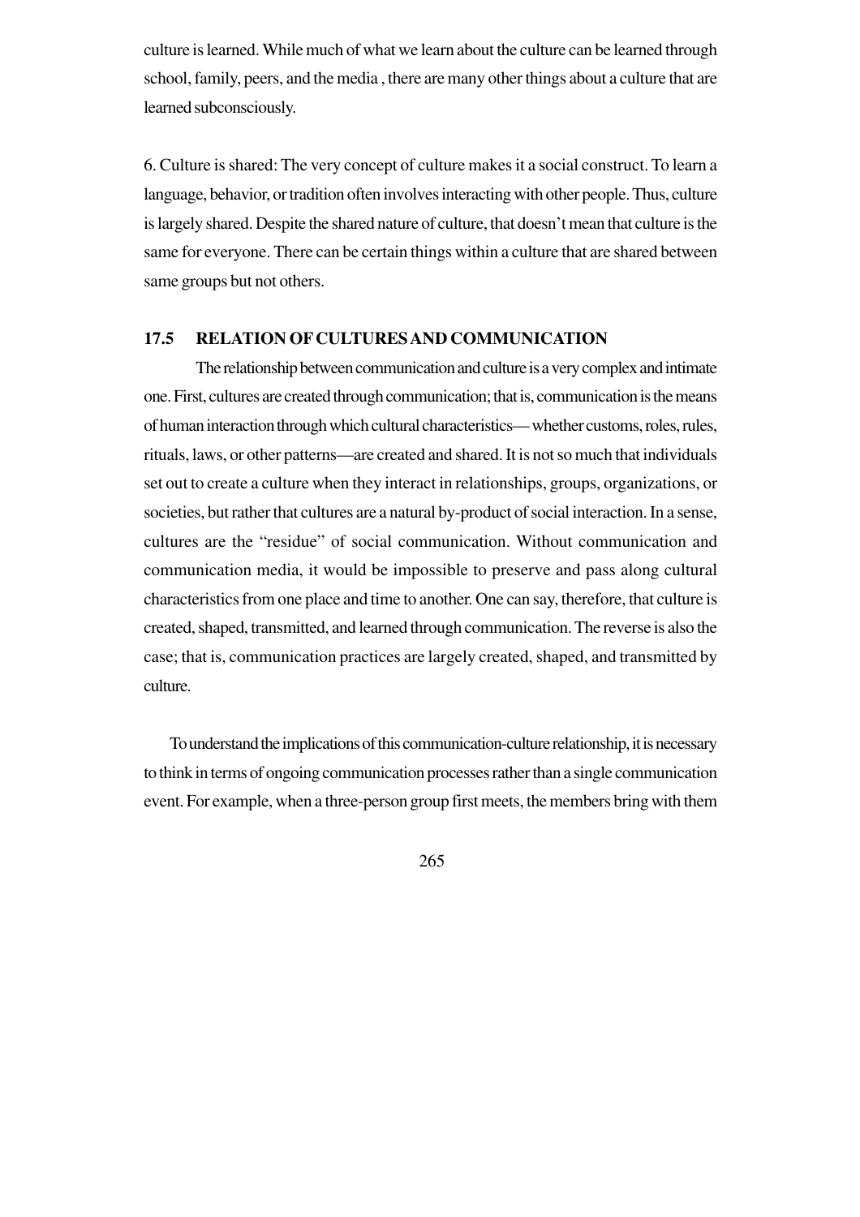culture is learned. While much of what we learn about the culture can be learned through school, family, peers, and the media , there are many other things about a culture that are learned subconsciously.

6. Culture is shared: The very concept of culture makes it a social construct. To learn a language, behavior, or tradition often involves interacting with other people. Thus, culture is largely shared. Despite the shared nature of culture, that doesn't mean that culture is the same for everyone. There can be certain things within a culture that are shared between same groups but not others.

## 17.5 RELATION OF CULTURES AND COMMUNICATION

The relationship between communication and culture is a very complex and intimate one. First, cultures are created through communication; that is, communication is the means of human interaction through which cultural characteristics— whether customs, roles, rules, rituals, laws, or other patterns—are created and shared. It is not so much that individuals set out to create a culture when they interact in relationships, groups, organizations, or societies, but rather that cultures are a natural by-product of social interaction. In a sense, cultures are the "residue" of social communication. Without communication and communication media, it would be impossible to preserve and pass along cultural characteristics from one place and time to another. One can say, therefore, that culture is created, shaped, transmitted, and learned through communication. The reverse is also the case; that is, communication practices are largely created, shaped, and transmitted by culture.

To understand the implications of this communication-culture relationship, it is necessary to think in terms of ongoing communication processes rather than a single communication event. For example, when a three-person group first meets, the members bring with them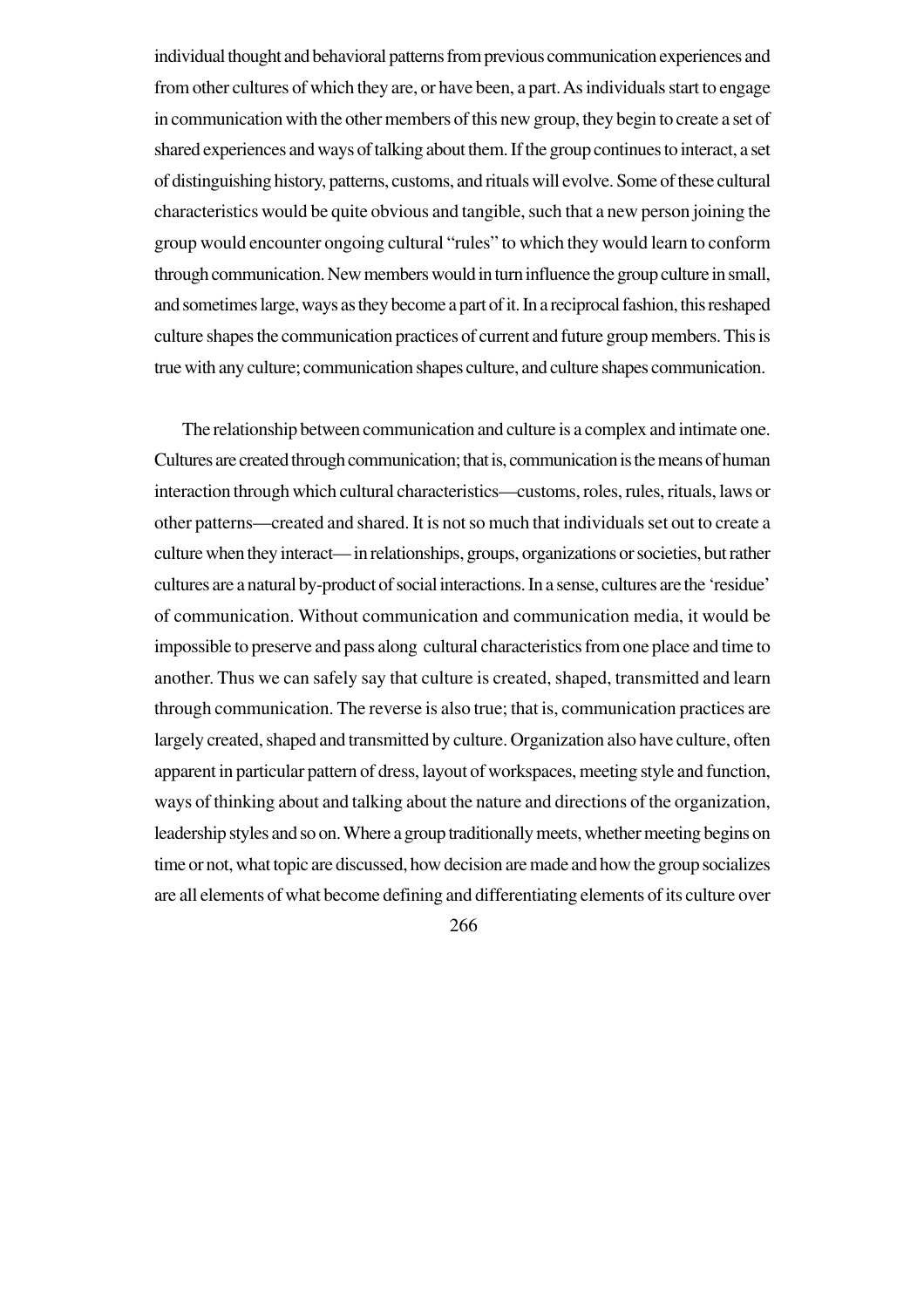individual thought and behavioral patterns from previous communication experiences and from other cultures of which they are, or have been, a part. As individuals start to engage in communication with the other members of this new group, they begin to create a set of shared experiences and ways of talking about them. If the group continues to interact, a set of distinguishing history, patterns, customs, and rituals will evolve. Some of these cultural characteristics would be quite obvious and tangible, such that a new person joining the group would encounter ongoing cultural "rules" to which they would learn to conform through communication. New members would in turn influence the group culture in small, and sometimes large, ways as they become a part of it. In a reciprocal fashion, this reshaped culture shapes the communication practices of current and future group members. This is true with any culture; communication shapes culture, and culture shapes communication.

The relationship between communication and culture is a complex and intimate one. Cultures are created through communication; that is, communication is the means of human interaction through which cultural characteristics—customs, roles, rules, rituals, laws or other patterns—created and shared. It is not so much that individuals set out to create a culture when they interact— in relationships, groups, organizations or societies, but rather cultures are a natural by-product of social interactions. In a sense, cultures are the 'residue' of communication. Without communication and communication media, it would be impossible to preserve and pass along cultural characteristics from one place and time to another. Thus we can safely say that culture is created, shaped, transmitted and learn through communication. The reverse is also true; that is, communication practices are largely created, shaped and transmitted by culture. Organization also have culture, often apparent in particular pattern of dress, layout of workspaces, meeting style and function, ways of thinking about and talking about the nature and directions of the organization, leadership styles and so on. Where a group traditionally meets, whether meeting begins on time or not, what topic are discussed, how decision are made and how the group socializes are all elements of what become defining and differentiating elements of its culture over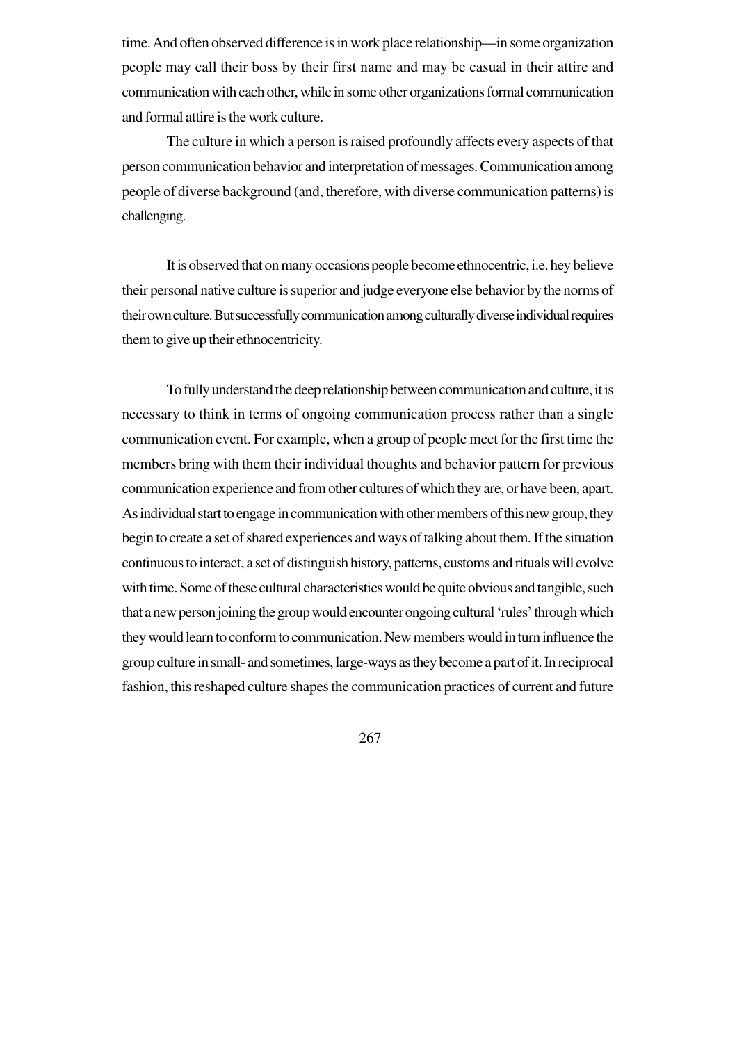time. And often observed difference is in work place relationship—in some organization people may call their boss by their first name and may be casual in their attire and communication with each other, while in some other organizations formal communication and formal attire is the work culture.

The culture in which a person is raised profoundly affects every aspects of that person communication behavior and interpretation of messages. Communication among people of diverse background (and, therefore, with diverse communication patterns) is challenging.

It is observed that on many occasions people become ethnocentric, i.e. hey believe their personal native culture is superior and judge everyone else behavior by the norms of their own culture. But successfully communication among culturally diverse individual requires them to give up their ethnocentricity.

To fully understand the deep relationship between communication and culture, it is necessary to think in terms of ongoing communication process rather than a single communication event. For example, when a group of people meet for the first time the members bring with them their individual thoughts and behavior pattern for previous communication experience and from other cultures of which they are, or have been, apart. As individual start to engage in communication with other members of this new group, they begin to create a set of shared experiences and ways of talking about them. If the situation continuous to interact, a set of distinguish history, patterns, customs and rituals will evolve with time. Some of these cultural characteristics would be quite obvious and tangible, such that a new person joining the group would encounter ongoing cultural 'rules' through which they would learn to conform to communication. New members would in turn influence the group culture in small- and sometimes, large-ways as they become a part of it. In reciprocal fashion, this reshaped culture shapes the communication practices of current and future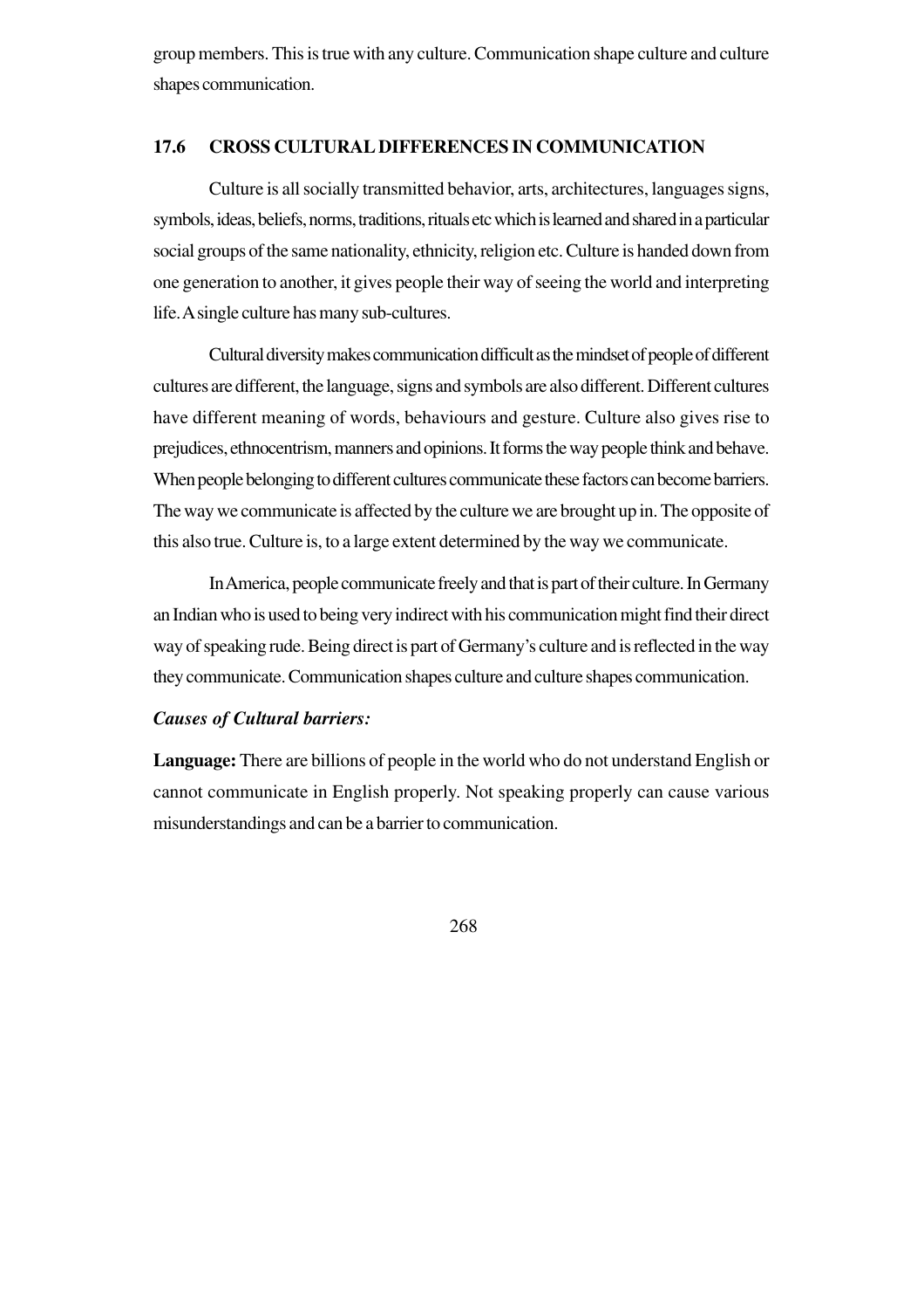group members. This is true with any culture. Communication shape culture and culture shapes communication.

## 17.6 CROSS CULTURAL DIFFERENCES IN COMMUNICATION

Culture is all socially transmitted behavior, arts, architectures, languages signs, symbols, ideas, beliefs, norms, traditions, rituals etc which is learned and shared in a particular social groups of the same nationality, ethnicity, religion etc. Culture is handed down from one generation to another, it gives people their way of seeing the world and interpreting life. A single culture has many sub-cultures.

Cultural diversity makes communication difficult as the mindset of people of different cultures are different, the language, signs and symbols are also different. Different cultures have different meaning of words, behaviours and gesture. Culture also gives rise to prejudices, ethnocentrism, manners and opinions. It forms the way people think and behave. When people belonging to different cultures communicate these factors can become barriers. The way we communicate is affected by the culture we are brought up in. The opposite of this also true. Culture is, to a large extent determined by the way we communicate.

In America, people communicate freely and that is part of their culture. In Germany an Indian who is used to being very indirect with his communication might find their direct way of speaking rude. Being direct is part of Germany's culture and is reflected in the way they communicate. Communication shapes culture and culture shapes communication.

***Causes of Cultural barriers:***

**Language:** There are billions of people in the world who do not understand English or cannot communicate in English properly. Not speaking properly can cause various misunderstandings and can be a barrier to communication.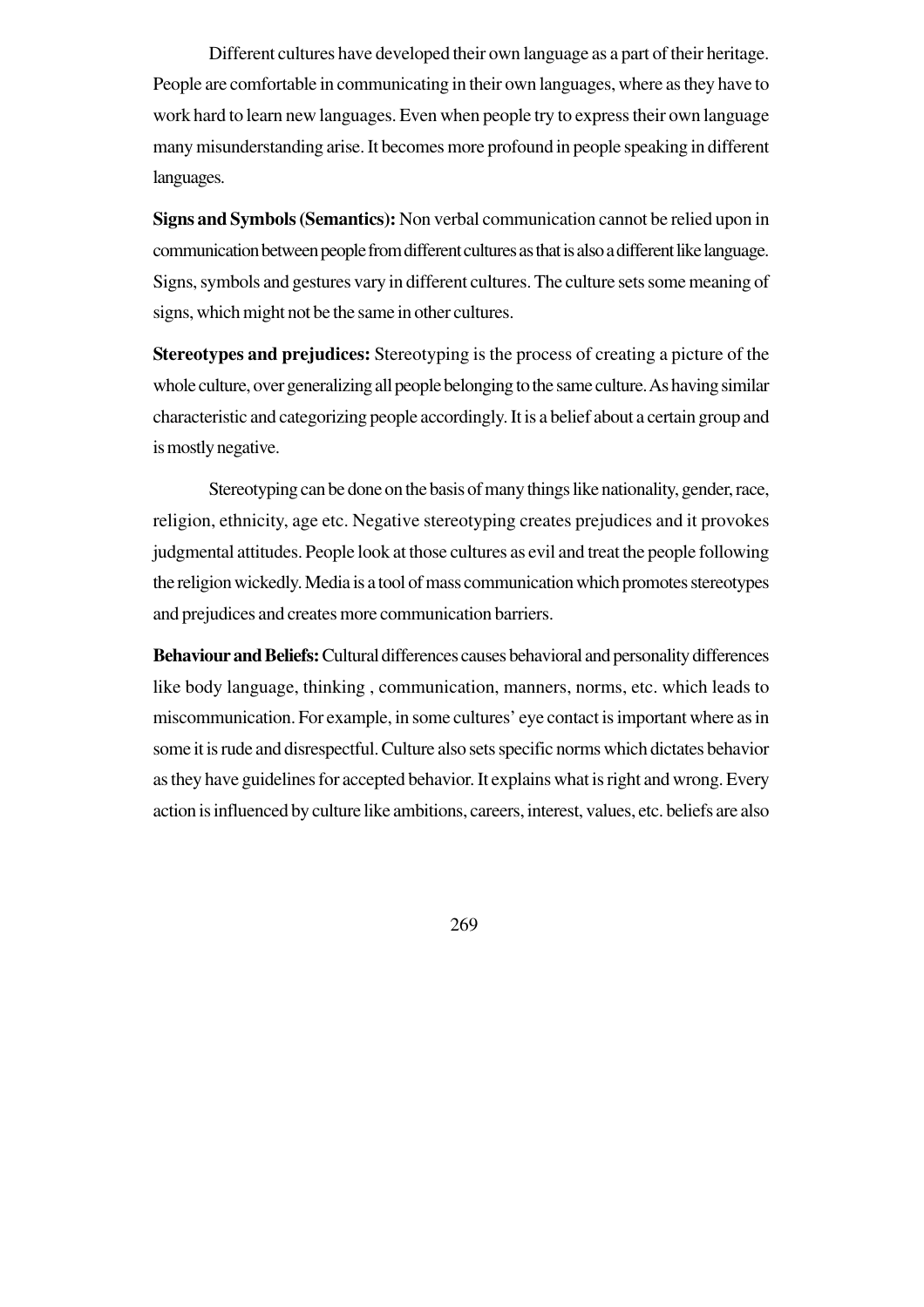Different cultures have developed their own language as a part of their heritage. People are comfortable in communicating in their own languages, where as they have to work hard to learn new languages. Even when people try to express their own language many misunderstanding arise. It becomes more profound in people speaking in different languages.

**Signs and Symbols (Semantics):** Non verbal communication cannot be relied upon in communication between people from different cultures as that is also a different like language. Signs, symbols and gestures vary in different cultures. The culture sets some meaning of signs, which might not be the same in other cultures.

**Stereotypes and prejudices:** Stereotyping is the process of creating a picture of the whole culture, over generalizing all people belonging to the same culture. As having similar characteristic and categorizing people accordingly. It is a belief about a certain group and is mostly negative.

Stereotyping can be done on the basis of many things like nationality, gender, race, religion, ethnicity, age etc. Negative stereotyping creates prejudices and it provokes judgmental attitudes. People look at those cultures as evil and treat the people following the religion wickedly. Media is a tool of mass communication which promotes stereotypes and prejudices and creates more communication barriers.

**Behaviour and Beliefs:** Cultural differences causes behavioral and personality differences like body language, thinking , communication, manners, norms, etc. which leads to miscommunication. For example, in some cultures' eye contact is important where as in some it is rude and disrespectful. Culture also sets specific norms which dictates behavior as they have guidelines for accepted behavior. It explains what is right and wrong. Every action is influenced by culture like ambitions, careers, interest, values, etc. beliefs are also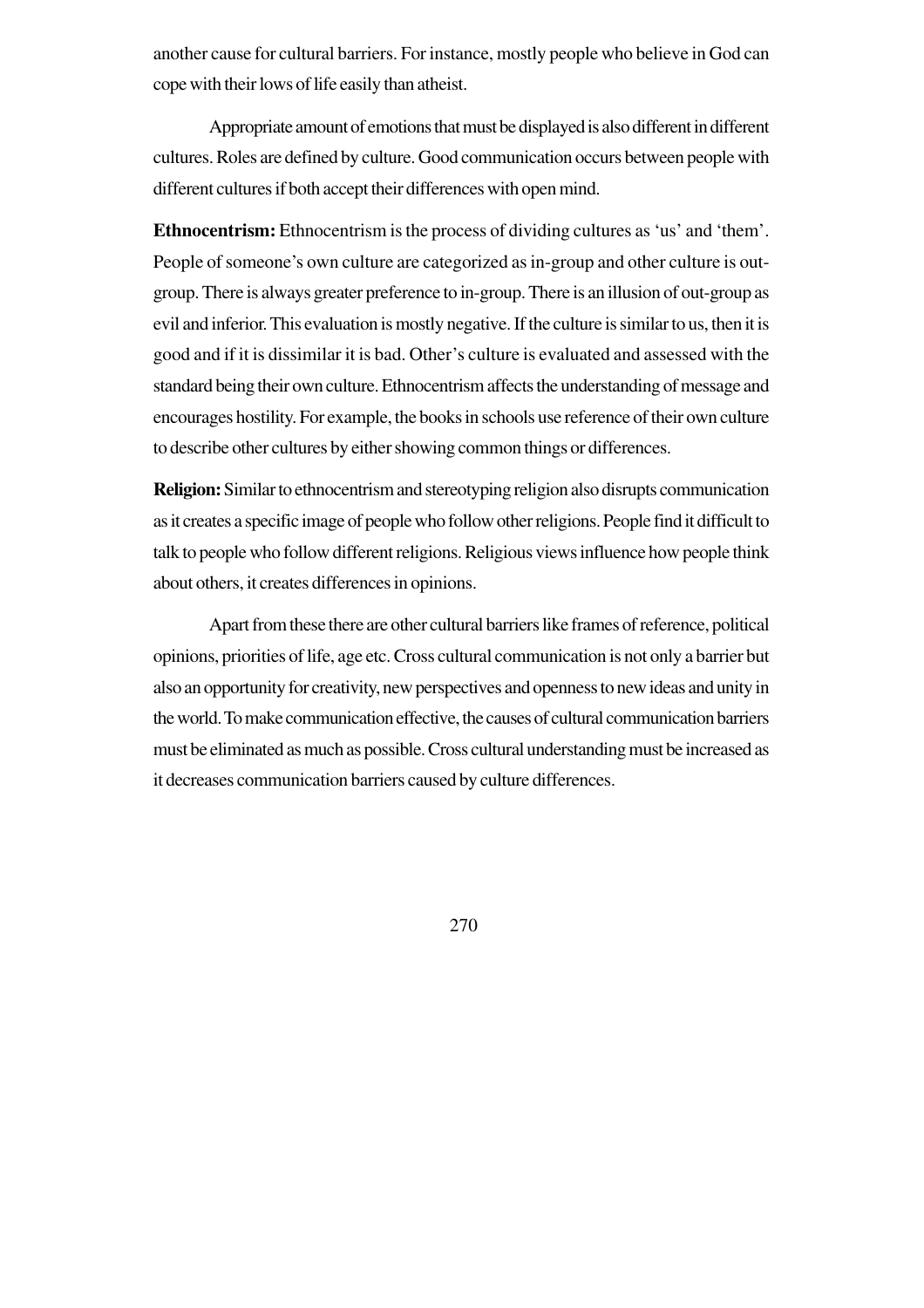another cause for cultural barriers. For instance, mostly people who believe in God can cope with their lows of life easily than atheist.

Appropriate amount of emotions that must be displayed is also different in different cultures. Roles are defined by culture. Good communication occurs between people with different cultures if both accept their differences with open mind.

**Ethnocentrism:** Ethnocentrism is the process of dividing cultures as 'us' and 'them'. People of someone's own culture are categorized as in-group and other culture is out-group. There is always greater preference to in-group. There is an illusion of out-group as evil and inferior. This evaluation is mostly negative. If the culture is similar to us, then it is good and if it is dissimilar it is bad. Other's culture is evaluated and assessed with the standard being their own culture. Ethnocentrism affects the understanding of message and encourages hostility. For example, the books in schools use reference of their own culture to describe other cultures by either showing common things or differences.

**Religion:** Similar to ethnocentrism and stereotyping religion also disrupts communication as it creates a specific image of people who follow other religions. People find it difficult to talk to people who follow different religions. Religious views influence how people think about others, it creates differences in opinions.

Apart from these there are other cultural barriers like frames of reference, political opinions, priorities of life, age etc. Cross cultural communication is not only a barrier but also an opportunity for creativity, new perspectives and openness to new ideas and unity in the world. To make communication effective, the causes of cultural communication barriers must be eliminated as much as possible. Cross cultural understanding must be increased as it decreases communication barriers caused by culture differences.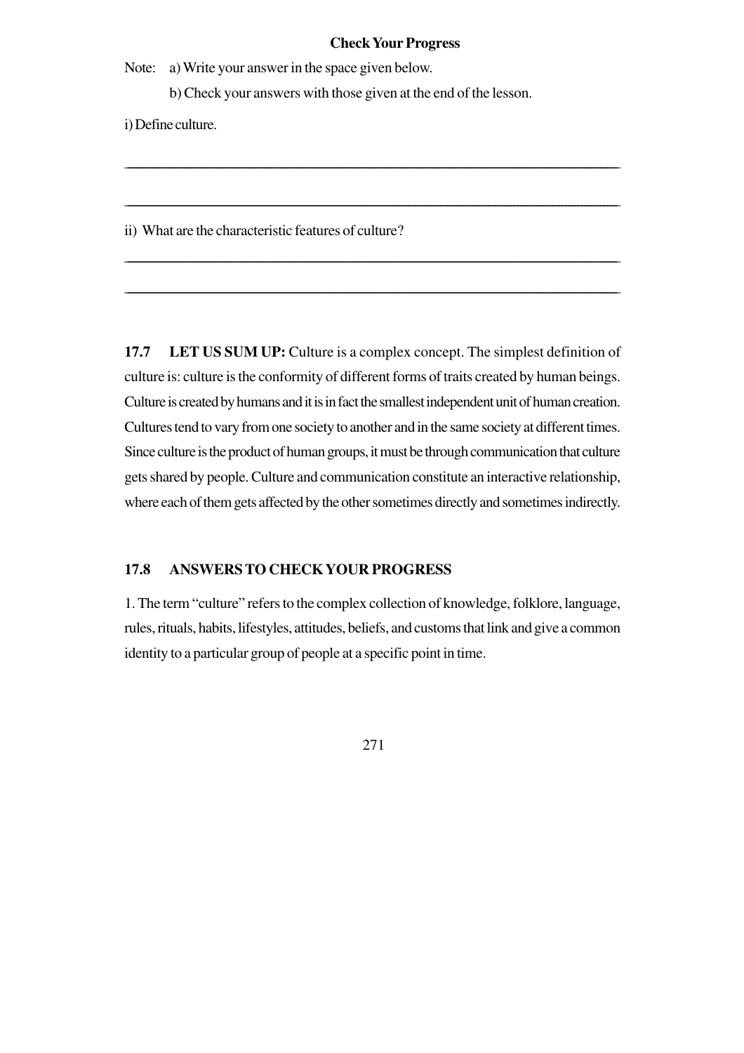**Check Your Progress**

Note: a) Write your answer in the space given below.

b) Check your answers with those given at the end of the lesson.

i) Define culture.

______________________________________________________________________

______________________________________________________________________

ii) What are the characteristic features of culture?

______________________________________________________________________

______________________________________________________________________

**17.7 LET US SUM UP:** Culture is a complex concept. The simplest definition of culture is: culture is the conformity of different forms of traits created by human beings. Culture is created by humans and it is in fact the smallest independent unit of human creation. Cultures tend to vary from one society to another and in the same society at different times. Since culture is the product of human groups, it must be through communication that culture gets shared by people. Culture and communication constitute an interactive relationship, where each of them gets affected by the other sometimes directly and sometimes indirectly.

### 17.8 ANSWERS TO CHECK YOUR PROGRESS

1. The term "culture" refers to the complex collection of knowledge, folklore, language, rules, rituals, habits, lifestyles, attitudes, beliefs, and customs that link and give a common identity to a particular group of people at a specific point in time.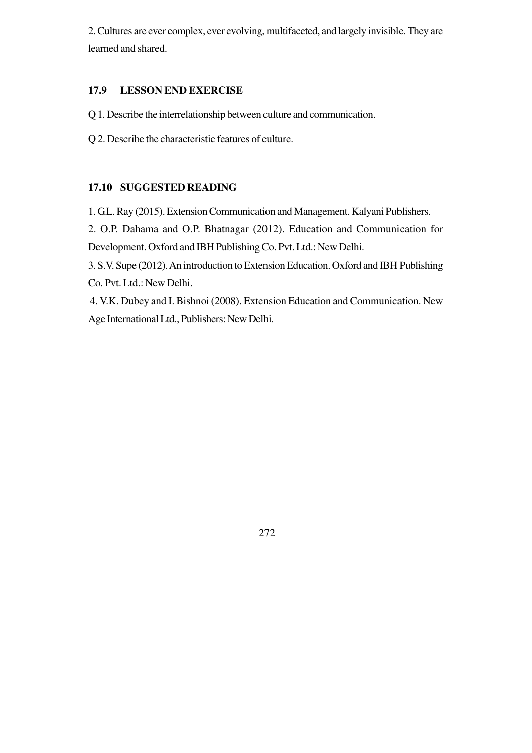2. Cultures are ever complex, ever evolving, multifaceted, and largely invisible. They are learned and shared.

## 17.9 LESSON END EXERCISE

Q 1. Describe the interrelationship between culture and communication.

Q 2. Describe the characteristic features of culture.

## 17.10 SUGGESTED READING

1. G.L. Ray (2015). Extension Communication and Management. Kalyani Publishers.
2. O.P. Dahama and O.P. Bhatnagar (2012). Education and Communication for Development. Oxford and IBH Publishing Co. Pvt. Ltd.: New Delhi.
3. S.V. Supe (2012). An introduction to Extension Education. Oxford and IBH Publishing Co. Pvt. Ltd.: New Delhi.
4. V.K. Dubey and I. Bishnoi (2008). Extension Education and Communication. New Age International Ltd., Publishers: New Delhi.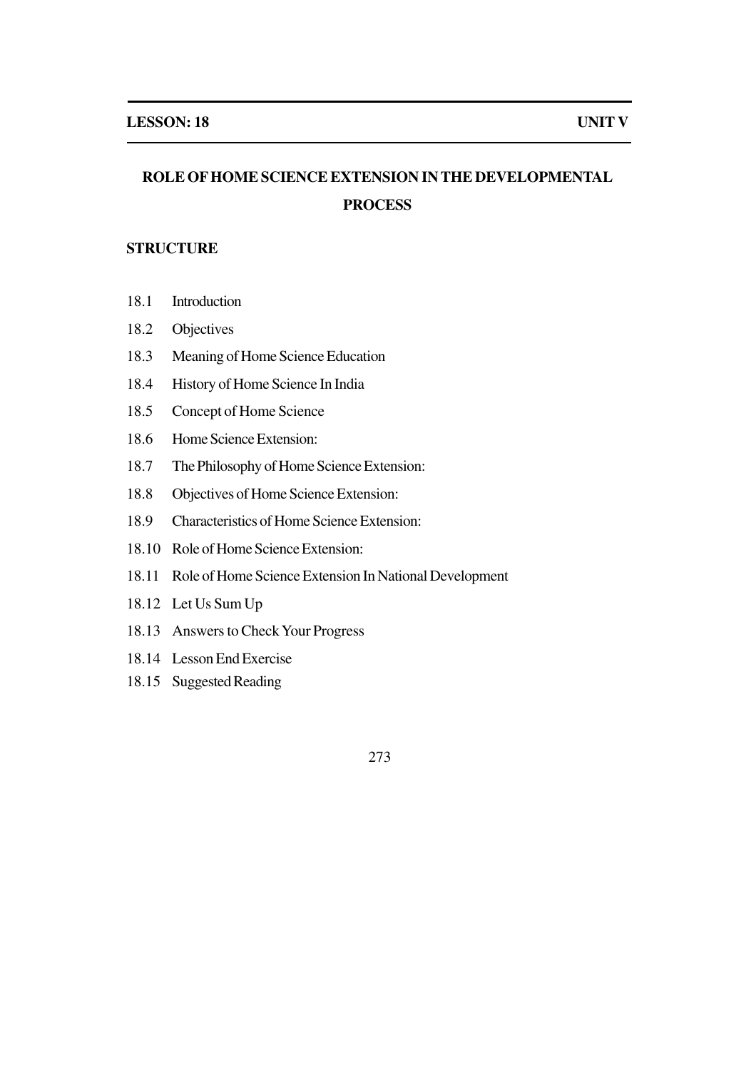**LESSON: 18** **UNIT V**

# ROLE OF HOME SCIENCE EXTENSION IN THE DEVELOPMENTAL PROCESS

## STRUCTURE

18.1 Introduction

18.2 Objectives

18.3 Meaning of Home Science Education

18.4 History of Home Science In India

18.5 Concept of Home Science

18.6 Home Science Extension:

18.7 The Philosophy of Home Science Extension:

18.8 Objectives of Home Science Extension:

18.9 Characteristics of Home Science Extension:

18.10 Role of Home Science Extension:

18.11 Role of Home Science Extension In National Development

18.12 Let Us Sum Up

18.13 Answers to Check Your Progress

18.14 Lesson End Exercise

18.15 Suggested Reading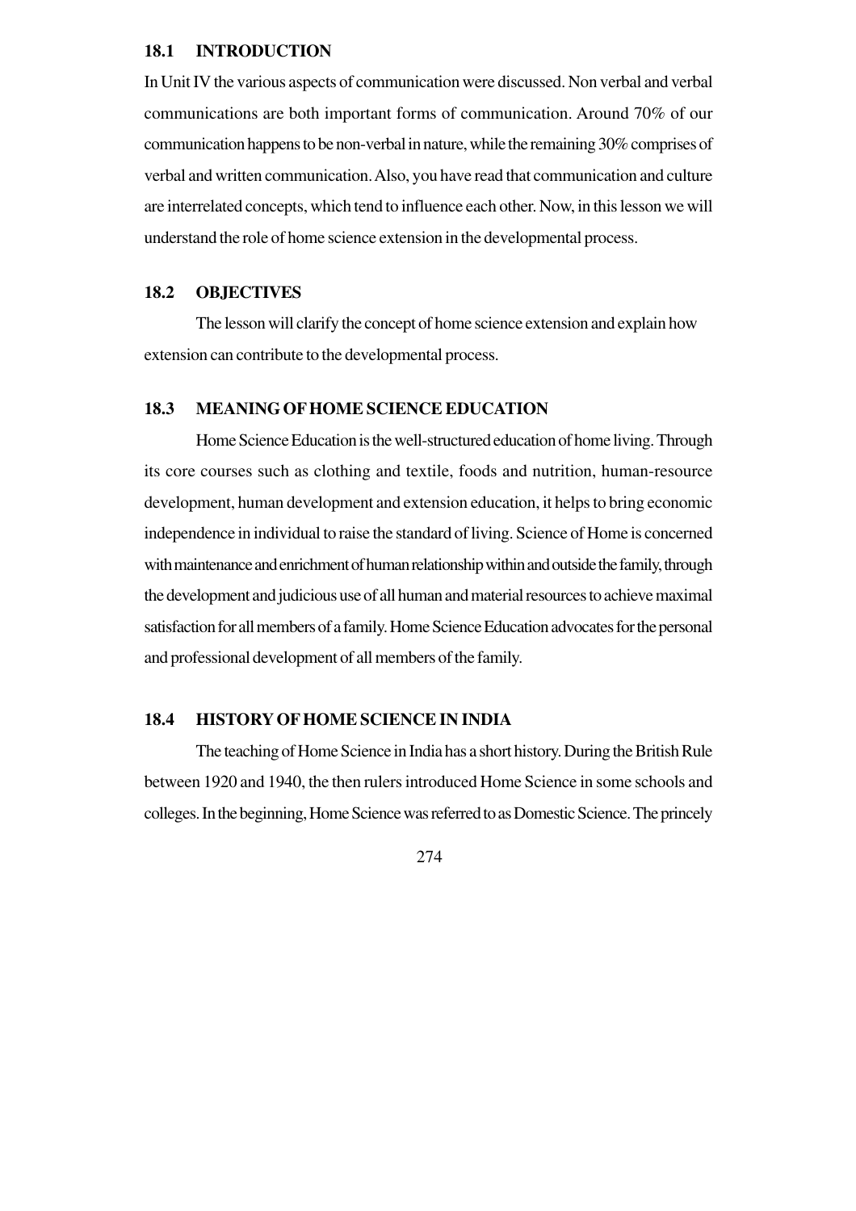## 18.1 INTRODUCTION

In Unit IV the various aspects of communication were discussed. Non verbal and verbal communications are both important forms of communication. Around 70% of our communication happens to be non-verbal in nature, while the remaining 30% comprises of verbal and written communication. Also, you have read that communication and culture are interrelated concepts, which tend to influence each other. Now, in this lesson we will understand the role of home science extension in the developmental process.

## 18.2 OBJECTIVES

The lesson will clarify the concept of home science extension and explain how extension can contribute to the developmental process.

## 18.3 MEANING OF HOME SCIENCE EDUCATION

Home Science Education is the well-structured education of home living. Through its core courses such as clothing and textile, foods and nutrition, human-resource development, human development and extension education, it helps to bring economic independence in individual to raise the standard of living. Science of Home is concerned with maintenance and enrichment of human relationship within and outside the family, through the development and judicious use of all human and material resources to achieve maximal satisfaction for all members of a family. Home Science Education advocates for the personal and professional development of all members of the family.

## 18.4 HISTORY OF HOME SCIENCE IN INDIA

The teaching of Home Science in India has a short history. During the British Rule between 1920 and 1940, the then rulers introduced Home Science in some schools and colleges. In the beginning, Home Science was referred to as Domestic Science. The princely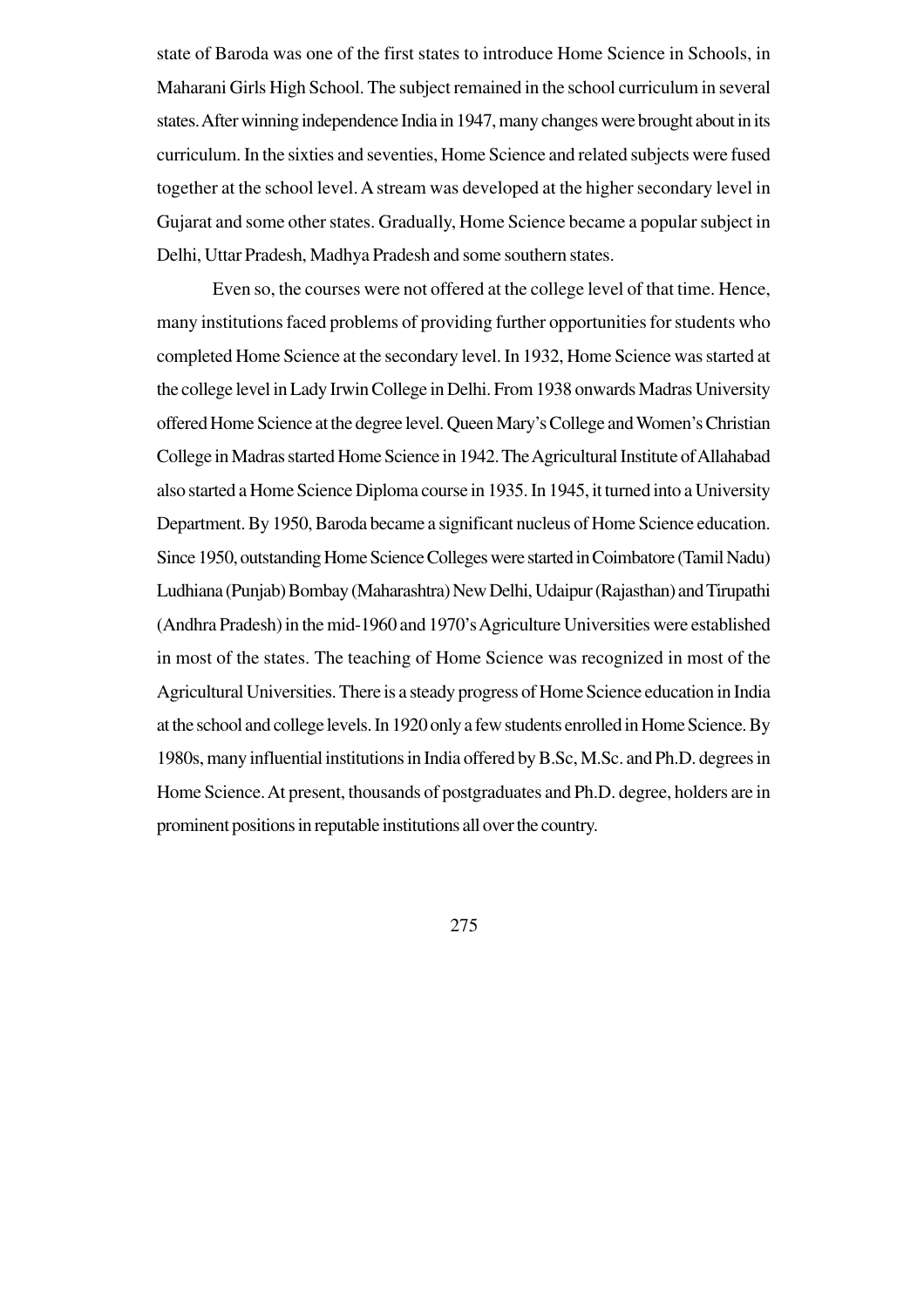state of Baroda was one of the first states to introduce Home Science in Schools, in Maharani Girls High School. The subject remained in the school curriculum in several states. After winning independence India in 1947, many changes were brought about in its curriculum. In the sixties and seventies, Home Science and related subjects were fused together at the school level. A stream was developed at the higher secondary level in Gujarat and some other states. Gradually, Home Science became a popular subject in Delhi, Uttar Pradesh, Madhya Pradesh and some southern states.

Even so, the courses were not offered at the college level of that time. Hence, many institutions faced problems of providing further opportunities for students who completed Home Science at the secondary level. In 1932, Home Science was started at the college level in Lady Irwin College in Delhi. From 1938 onwards Madras University offered Home Science at the degree level. Queen Mary's College and Women's Christian College in Madras started Home Science in 1942. The Agricultural Institute of Allahabad also started a Home Science Diploma course in 1935. In 1945, it turned into a University Department. By 1950, Baroda became a significant nucleus of Home Science education. Since 1950, outstanding Home Science Colleges were started in Coimbatore (Tamil Nadu) Ludhiana (Punjab) Bombay (Maharashtra) New Delhi, Udaipur (Rajasthan) and Tirupathi (Andhra Pradesh) in the mid-1960 and 1970's Agriculture Universities were established in most of the states. The teaching of Home Science was recognized in most of the Agricultural Universities. There is a steady progress of Home Science education in India at the school and college levels. In 1920 only a few students enrolled in Home Science. By 1980s, many influential institutions in India offered by B.Sc, M.Sc. and Ph.D. degrees in Home Science. At present, thousands of postgraduates and Ph.D. degree, holders are in prominent positions in reputable institutions all over the country.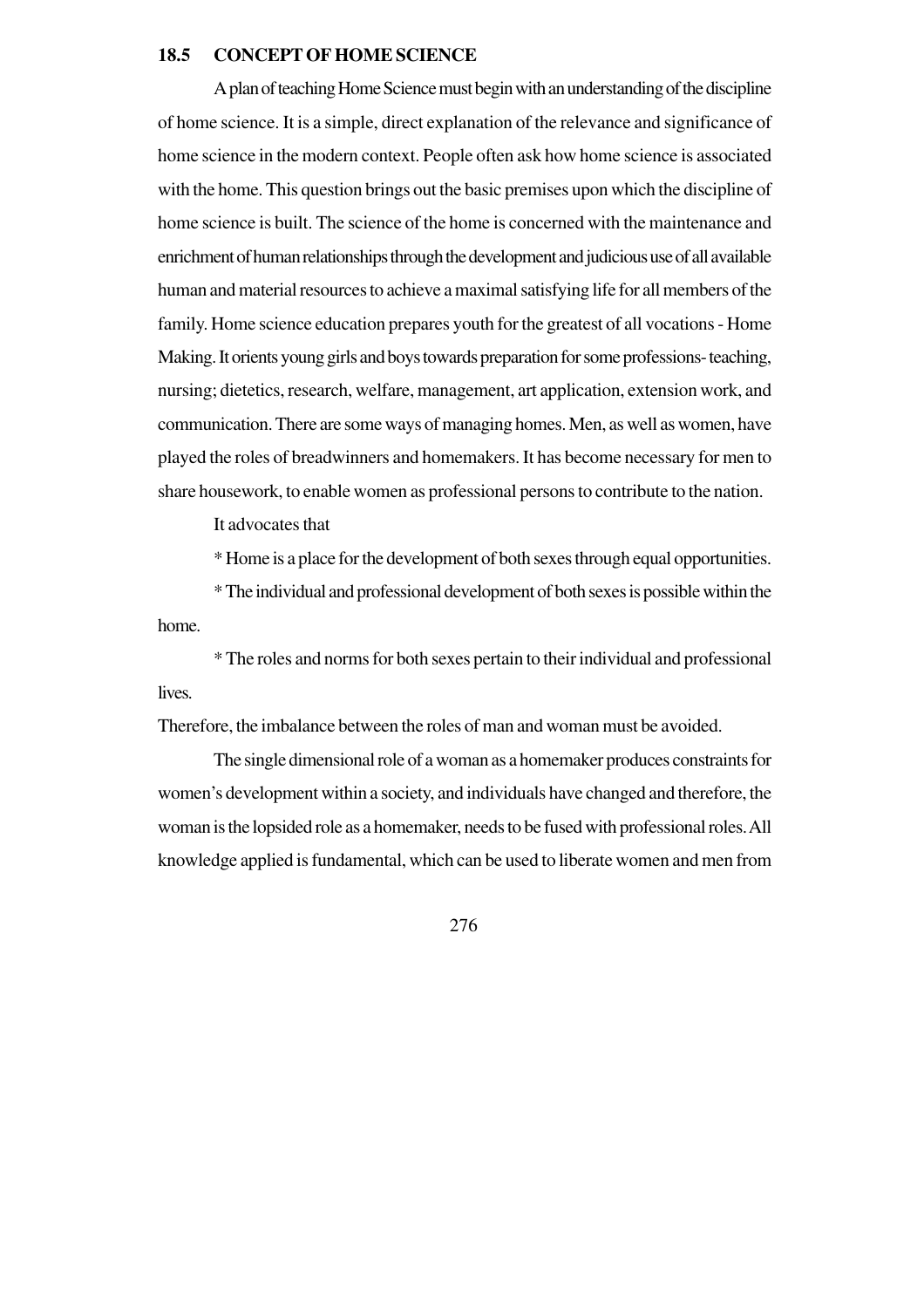## 18.5 CONCEPT OF HOME SCIENCE

A plan of teaching Home Science must begin with an understanding of the discipline of home science. It is a simple, direct explanation of the relevance and significance of home science in the modern context. People often ask how home science is associated with the home. This question brings out the basic premises upon which the discipline of home science is built. The science of the home is concerned with the maintenance and enrichment of human relationships through the development and judicious use of all available human and material resources to achieve a maximal satisfying life for all members of the family. Home science education prepares youth for the greatest of all vocations - Home Making. It orients young girls and boys towards preparation for some professions- teaching, nursing; dietetics, research, welfare, management, art application, extension work, and communication. There are some ways of managing homes. Men, as well as women, have played the roles of breadwinners and homemakers. It has become necessary for men to share housework, to enable women as professional persons to contribute to the nation.

It advocates that

* Home is a place for the development of both sexes through equal opportunities.

* The individual and professional development of both sexes is possible within the home.

* The roles and norms for both sexes pertain to their individual and professional lives.

Therefore, the imbalance between the roles of man and woman must be avoided.

The single dimensional role of a woman as a homemaker produces constraints for women's development within a society, and individuals have changed and therefore, the woman is the lopsided role as a homemaker, needs to be fused with professional roles. All knowledge applied is fundamental, which can be used to liberate women and men from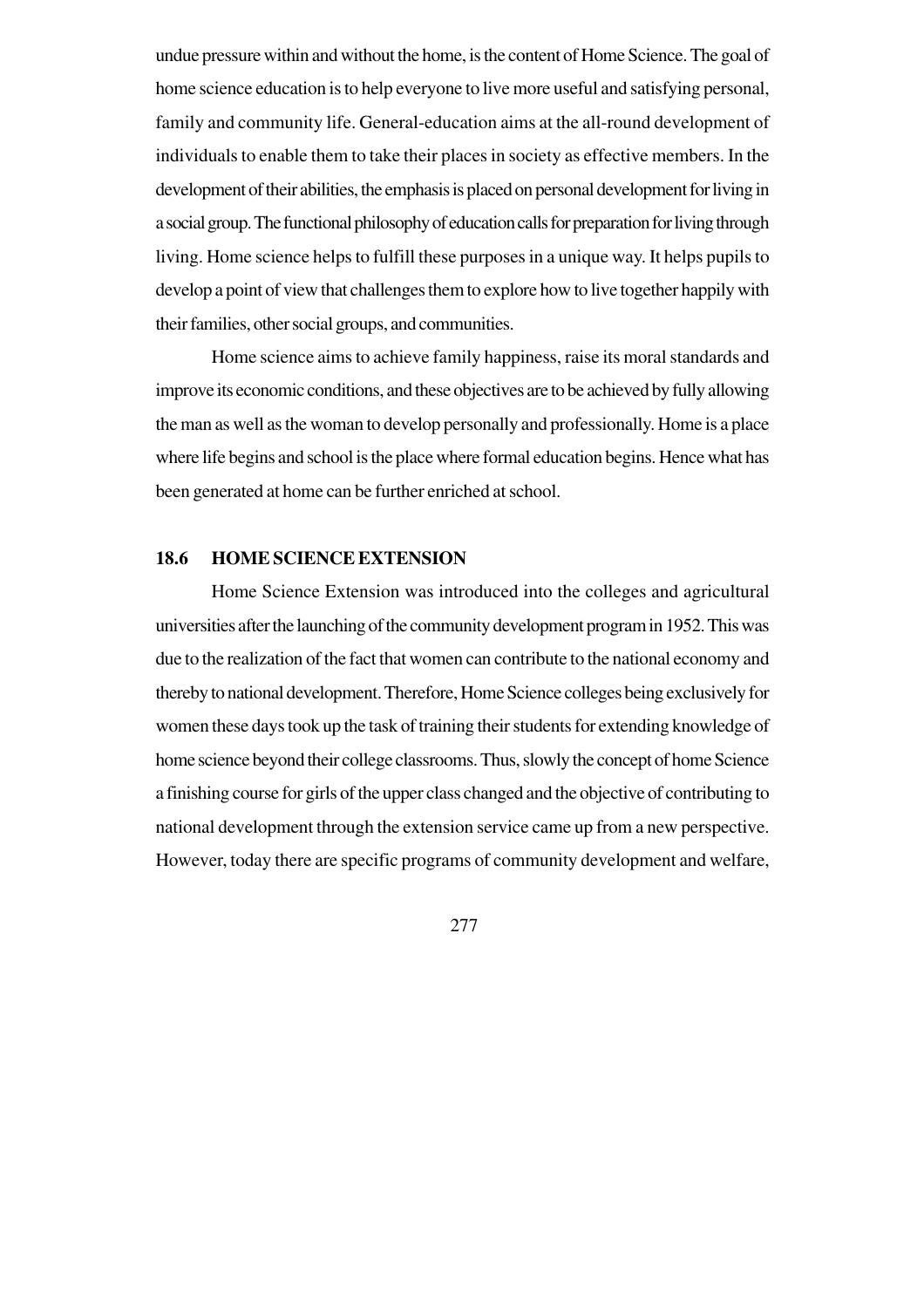undue pressure within and without the home, is the content of Home Science. The goal of home science education is to help everyone to live more useful and satisfying personal, family and community life. General-education aims at the all-round development of individuals to enable them to take their places in society as effective members. In the development of their abilities, the emphasis is placed on personal development for living in a social group. The functional philosophy of education calls for preparation for living through living. Home science helps to fulfill these purposes in a unique way. It helps pupils to develop a point of view that challenges them to explore how to live together happily with their families, other social groups, and communities.

Home science aims to achieve family happiness, raise its moral standards and improve its economic conditions, and these objectives are to be achieved by fully allowing the man as well as the woman to develop personally and professionally. Home is a place where life begins and school is the place where formal education begins. Hence what has been generated at home can be further enriched at school.

## 18.6 HOME SCIENCE EXTENSION

Home Science Extension was introduced into the colleges and agricultural universities after the launching of the community development program in 1952. This was due to the realization of the fact that women can contribute to the national economy and thereby to national development. Therefore, Home Science colleges being exclusively for women these days took up the task of training their students for extending knowledge of home science beyond their college classrooms. Thus, slowly the concept of home Science a finishing course for girls of the upper class changed and the objective of contributing to national development through the extension service came up from a new perspective. However, today there are specific programs of community development and welfare,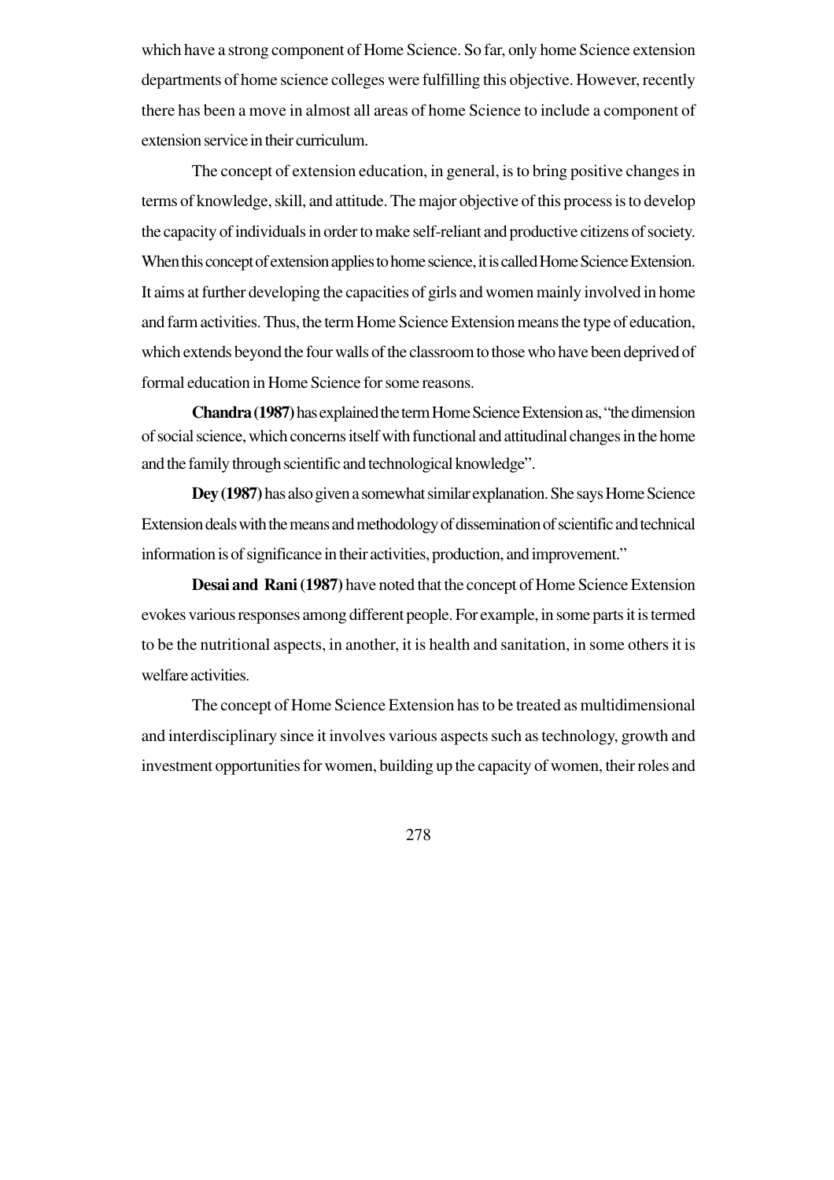which have a strong component of Home Science. So far, only home Science extension departments of home science colleges were fulfilling this objective. However, recently there has been a move in almost all areas of home Science to include a component of extension service in their curriculum.

The concept of extension education, in general, is to bring positive changes in terms of knowledge, skill, and attitude. The major objective of this process is to develop the capacity of individuals in order to make self-reliant and productive citizens of society. When this concept of extension applies to home science, it is called Home Science Extension. It aims at further developing the capacities of girls and women mainly involved in home and farm activities. Thus, the term Home Science Extension means the type of education, which extends beyond the four walls of the classroom to those who have been deprived of formal education in Home Science for some reasons.

**Chandra (1987)** has explained the term Home Science Extension as, "the dimension of social science, which concerns itself with functional and attitudinal changes in the home and the family through scientific and technological knowledge".

**Dey (1987)** has also given a somewhat similar explanation. She says Home Science Extension deals with the means and methodology of dissemination of scientific and technical information is of significance in their activities, production, and improvement."

**Desai and Rani (1987)** have noted that the concept of Home Science Extension evokes various responses among different people. For example, in some parts it is termed to be the nutritional aspects, in another, it is health and sanitation, in some others it is welfare activities.

The concept of Home Science Extension has to be treated as multidimensional and interdisciplinary since it involves various aspects such as technology, growth and investment opportunities for women, building up the capacity of women, their roles and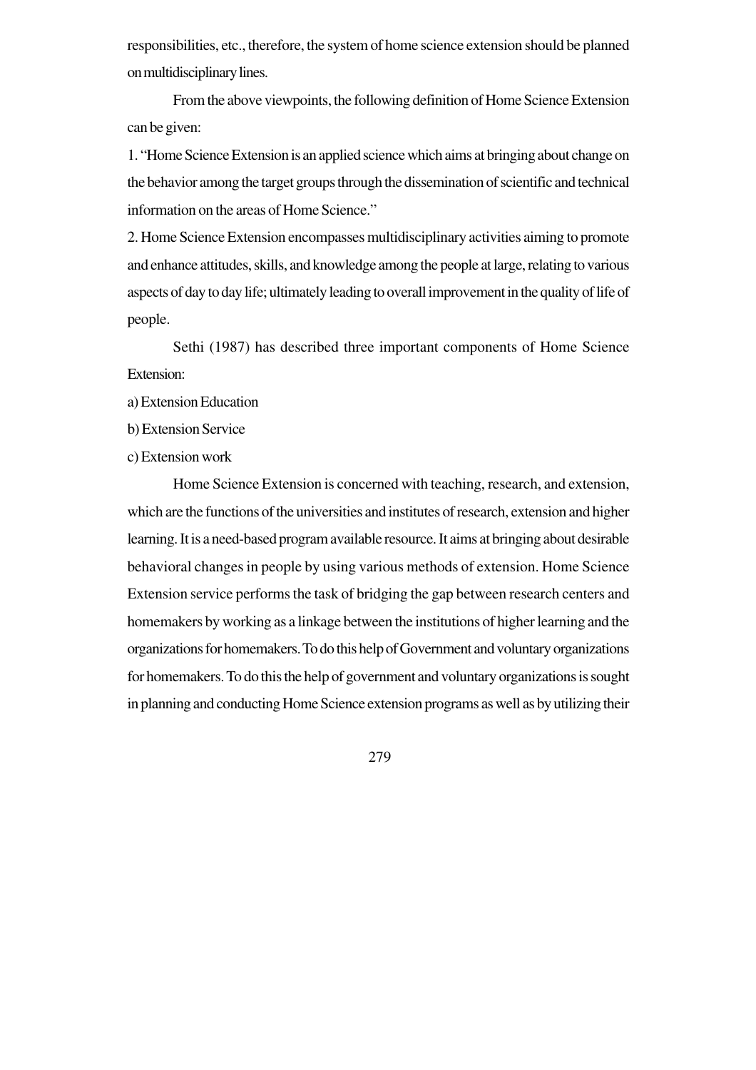responsibilities, etc., therefore, the system of home science extension should be planned on multidisciplinary lines.

From the above viewpoints, the following definition of Home Science Extension can be given:

1. "Home Science Extension is an applied science which aims at bringing about change on the behavior among the target groups through the dissemination of scientific and technical information on the areas of Home Science."

2. Home Science Extension encompasses multidisciplinary activities aiming to promote and enhance attitudes, skills, and knowledge among the people at large, relating to various aspects of day to day life; ultimately leading to overall improvement in the quality of life of people.

Sethi (1987) has described three important components of Home Science Extension:

a) Extension Education

b) Extension Service

c) Extension work

Home Science Extension is concerned with teaching, research, and extension, which are the functions of the universities and institutes of research, extension and higher learning. It is a need-based program available resource. It aims at bringing about desirable behavioral changes in people by using various methods of extension. Home Science Extension service performs the task of bridging the gap between research centers and homemakers by working as a linkage between the institutions of higher learning and the organizations for homemakers. To do this help of Government and voluntary organizations for homemakers. To do this the help of government and voluntary organizations is sought in planning and conducting Home Science extension programs as well as by utilizing their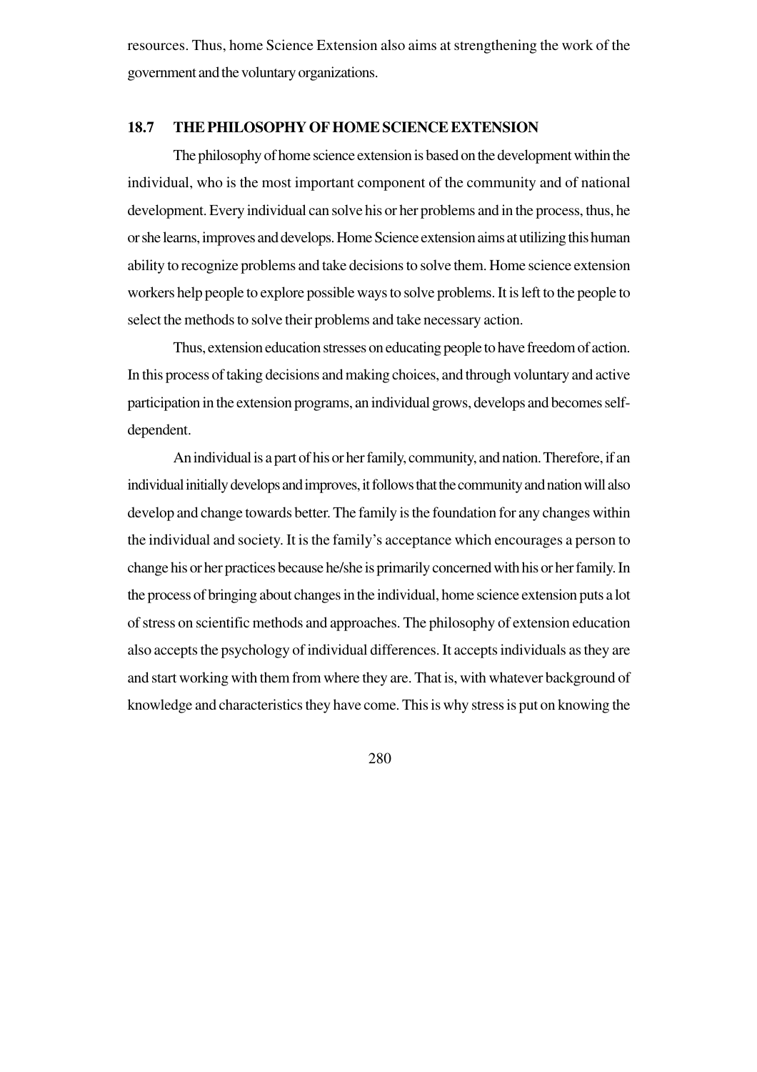resources. Thus, home Science Extension also aims at strengthening the work of the government and the voluntary organizations.

## 18.7 THE PHILOSOPHY OF HOME SCIENCE EXTENSION

The philosophy of home science extension is based on the development within the individual, who is the most important component of the community and of national development. Every individual can solve his or her problems and in the process, thus, he or she learns, improves and develops. Home Science extension aims at utilizing this human ability to recognize problems and take decisions to solve them. Home science extension workers help people to explore possible ways to solve problems. It is left to the people to select the methods to solve their problems and take necessary action.

Thus, extension education stresses on educating people to have freedom of action. In this process of taking decisions and making choices, and through voluntary and active participation in the extension programs, an individual grows, develops and becomes self-dependent.

An individual is a part of his or her family, community, and nation. Therefore, if an individual initially develops and improves, it follows that the community and nation will also develop and change towards better. The family is the foundation for any changes within the individual and society. It is the family's acceptance which encourages a person to change his or her practices because he/she is primarily concerned with his or her family. In the process of bringing about changes in the individual, home science extension puts a lot of stress on scientific methods and approaches. The philosophy of extension education also accepts the psychology of individual differences. It accepts individuals as they are and start working with them from where they are. That is, with whatever background of knowledge and characteristics they have come. This is why stress is put on knowing the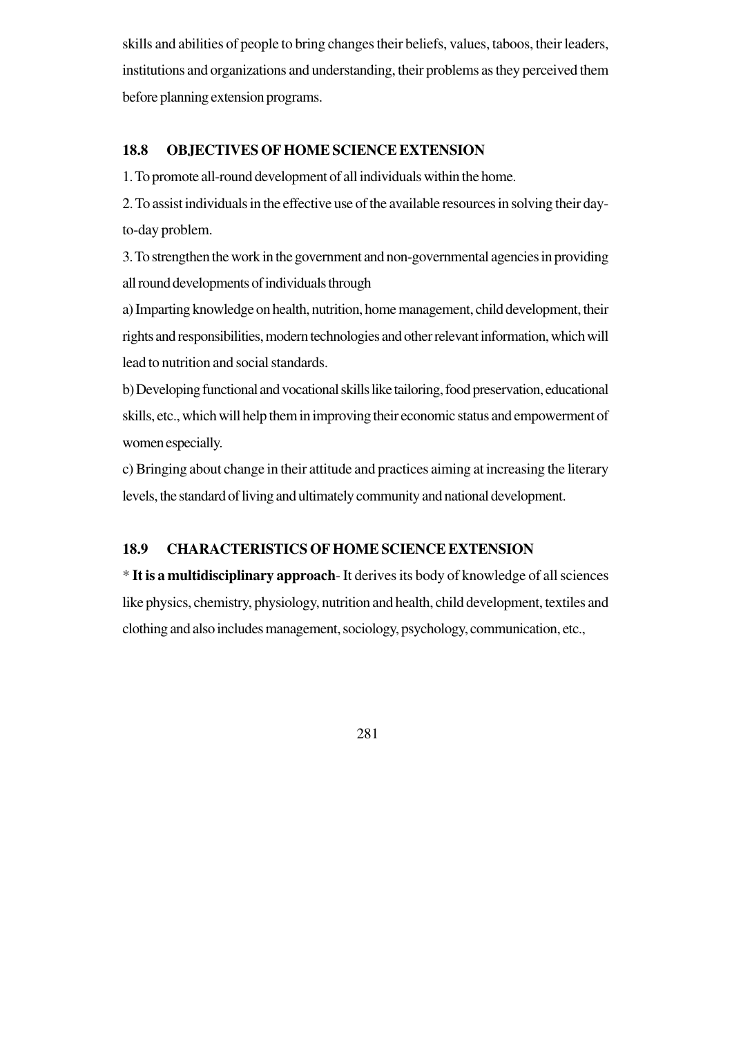skills and abilities of people to bring changes their beliefs, values, taboos, their leaders, institutions and organizations and understanding, their problems as they perceived them before planning extension programs.

## 18.8 OBJECTIVES OF HOME SCIENCE EXTENSION

1. To promote all-round development of all individuals within the home.

2. To assist individuals in the effective use of the available resources in solving their day-to-day problem.

3. To strengthen the work in the government and non-governmental agencies in providing all round developments of individuals through

a) Imparting knowledge on health, nutrition, home management, child development, their rights and responsibilities, modern technologies and other relevant information, which will lead to nutrition and social standards.

b) Developing functional and vocational skills like tailoring, food preservation, educational skills, etc., which will help them in improving their economic status and empowerment of women especially.

c) Bringing about change in their attitude and practices aiming at increasing the literary levels, the standard of living and ultimately community and national development.

## 18.9 CHARACTERISTICS OF HOME SCIENCE EXTENSION

* **It is a multidisciplinary approach**- It derives its body of knowledge of all sciences like physics, chemistry, physiology, nutrition and health, child development, textiles and clothing and also includes management, sociology, psychology, communication, etc.,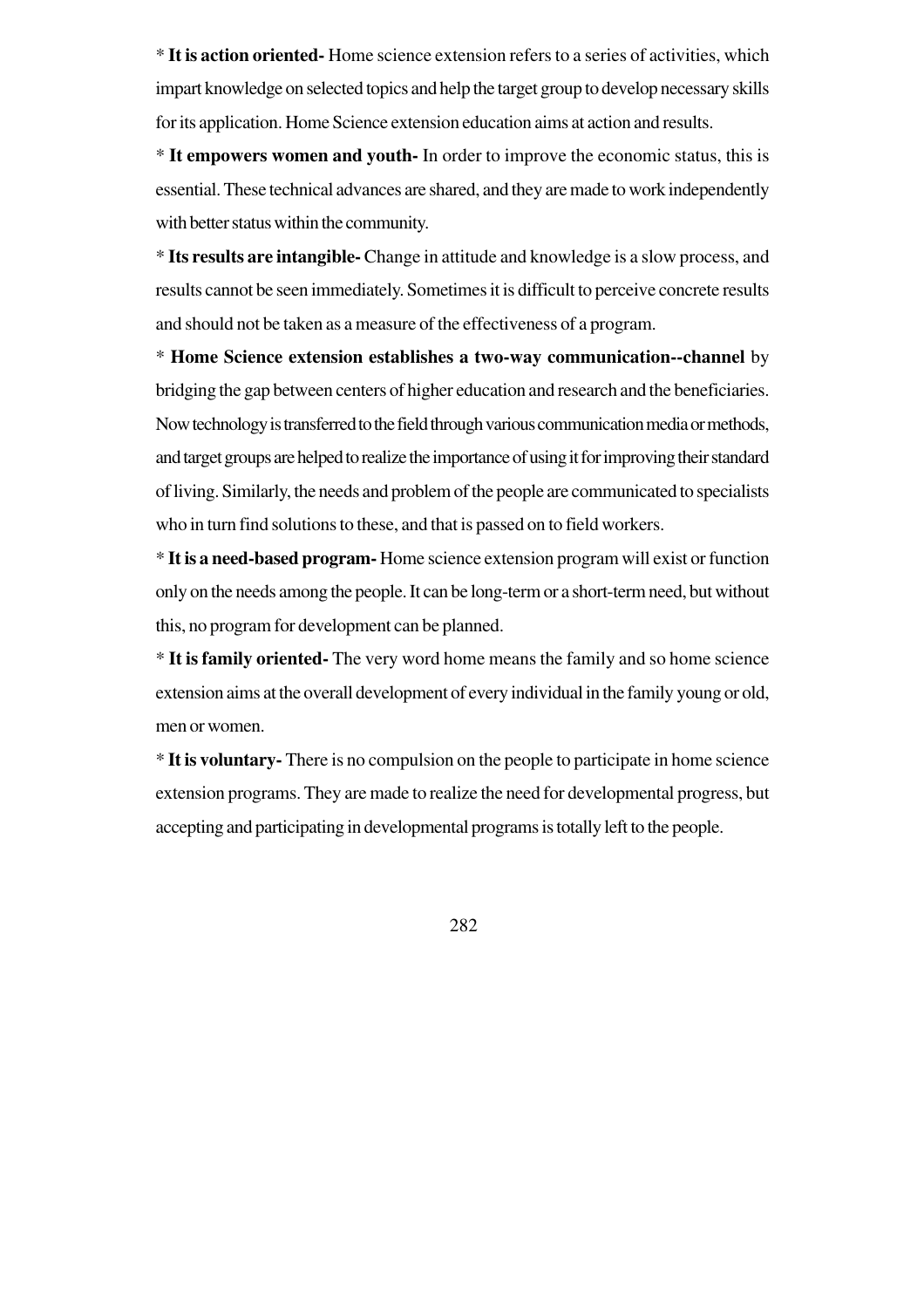* **It is action oriented-** Home science extension refers to a series of activities, which impart knowledge on selected topics and help the target group to develop necessary skills for its application. Home Science extension education aims at action and results.

* **It empowers women and youth-** In order to improve the economic status, this is essential. These technical advances are shared, and they are made to work independently with better status within the community.

* **Its results are intangible-** Change in attitude and knowledge is a slow process, and results cannot be seen immediately. Sometimes it is difficult to perceive concrete results and should not be taken as a measure of the effectiveness of a program.

* **Home Science extension establishes a two-way communication--channel** by bridging the gap between centers of higher education and research and the beneficiaries. Now technology is transferred to the field through various communication media or methods, and target groups are helped to realize the importance of using it for improving their standard of living. Similarly, the needs and problem of the people are communicated to specialists who in turn find solutions to these, and that is passed on to field workers.

* **It is a need-based program-** Home science extension program will exist or function only on the needs among the people. It can be long-term or a short-term need, but without this, no program for development can be planned.

* **It is family oriented-** The very word home means the family and so home science extension aims at the overall development of every individual in the family young or old, men or women.

* **It is voluntary-** There is no compulsion on the people to participate in home science extension programs. They are made to realize the need for developmental progress, but accepting and participating in developmental programs is totally left to the people.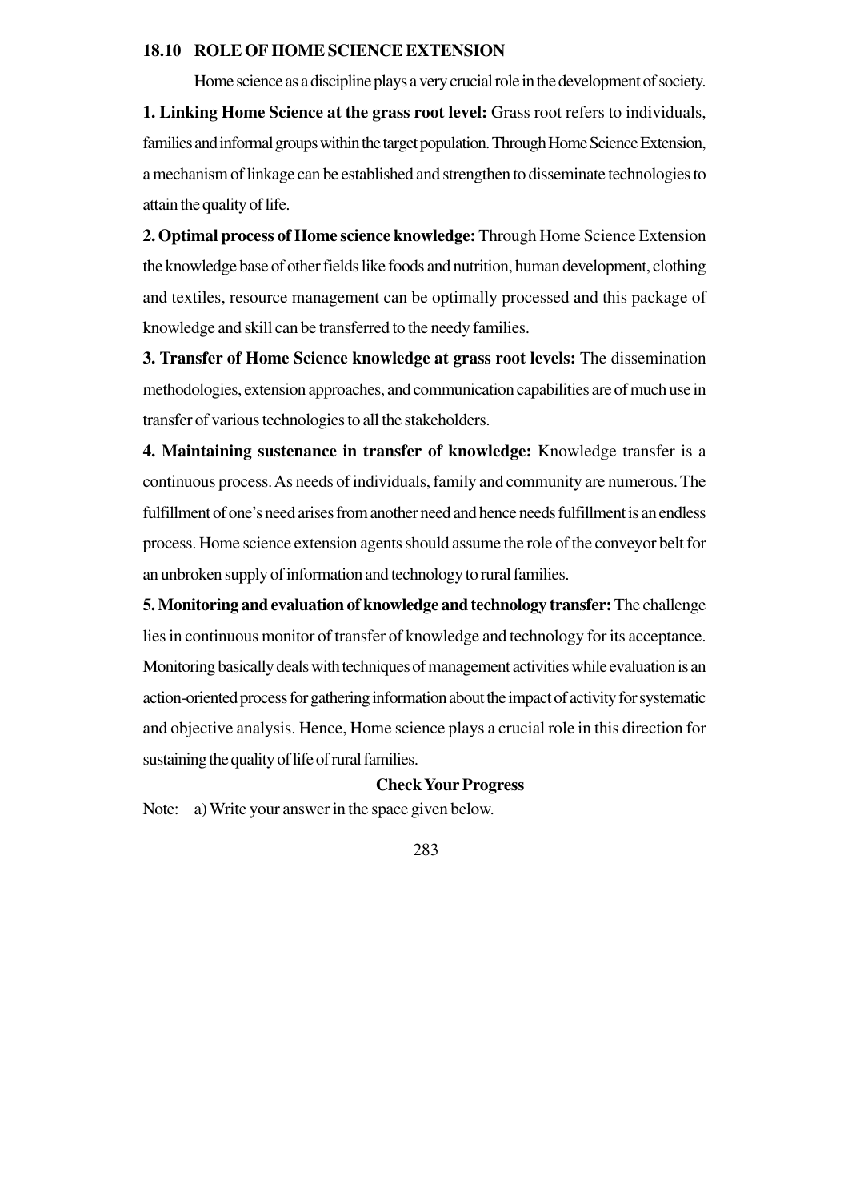## 18.10 ROLE OF HOME SCIENCE EXTENSION

Home science as a discipline plays a very crucial role in the development of society.

**1. Linking Home Science at the grass root level:** Grass root refers to individuals, families and informal groups within the target population. Through Home Science Extension, a mechanism of linkage can be established and strengthen to disseminate technologies to attain the quality of life.

**2. Optimal process of Home science knowledge:** Through Home Science Extension the knowledge base of other fields like foods and nutrition, human development, clothing and textiles, resource management can be optimally processed and this package of knowledge and skill can be transferred to the needy families.

**3. Transfer of Home Science knowledge at grass root levels:** The dissemination methodologies, extension approaches, and communication capabilities are of much use in transfer of various technologies to all the stakeholders.

**4. Maintaining sustenance in transfer of knowledge:** Knowledge transfer is a continuous process. As needs of individuals, family and community are numerous. The fulfillment of one's need arises from another need and hence needs fulfillment is an endless process. Home science extension agents should assume the role of the conveyor belt for an unbroken supply of information and technology to rural families.

**5. Monitoring and evaluation of knowledge and technology transfer:** The challenge lies in continuous monitor of transfer of knowledge and technology for its acceptance. Monitoring basically deals with techniques of management activities while evaluation is an action-oriented process for gathering information about the impact of activity for systematic and objective analysis. Hence, Home science plays a crucial role in this direction for sustaining the quality of life of rural families.

**Check Your Progress**

Note: a) Write your answer in the space given below.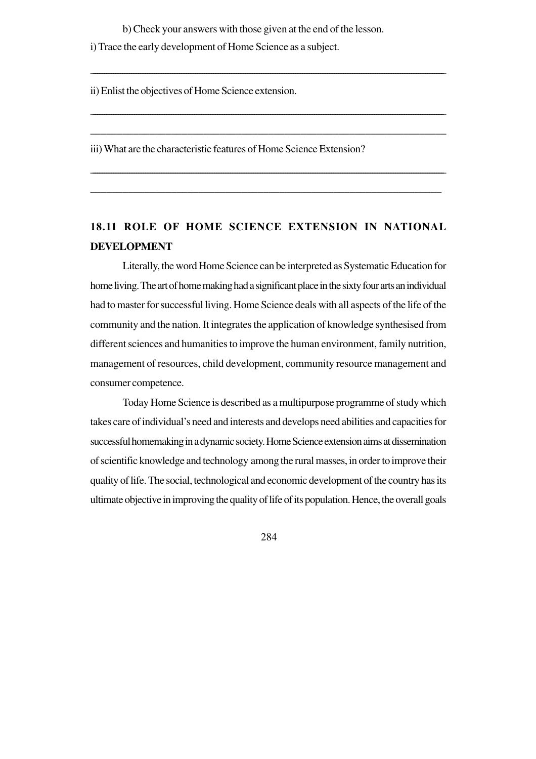b) Check your answers with those given at the end of the lesson.

i) Trace the early development of Home Science as a subject.

______________________________________________________________________

ii) Enlist the objectives of Home Science extension.

______________________________________________________________________

______________________________________________________________________

iii) What are the characteristic features of Home Science Extension?

______________________________________________________________________

______________________________________________________________________

## 18.11 ROLE OF HOME SCIENCE EXTENSION IN NATIONAL DEVELOPMENT

Literally, the word Home Science can be interpreted as Systematic Education for home living. The art of home making had a significant place in the sixty four arts an individual had to master for successful living. Home Science deals with all aspects of the life of the community and the nation. It integrates the application of knowledge synthesised from different sciences and humanities to improve the human environment, family nutrition, management of resources, child development, community resource management and consumer competence.

Today Home Science is described as a multipurpose programme of study which takes care of individual's need and interests and develops need abilities and capacities for successful homemaking in a dynamic society. Home Science extension aims at dissemination of scientific knowledge and technology among the rural masses, in order to improve their quality of life. The social, technological and economic development of the country has its ultimate objective in improving the quality of life of its population. Hence, the overall goals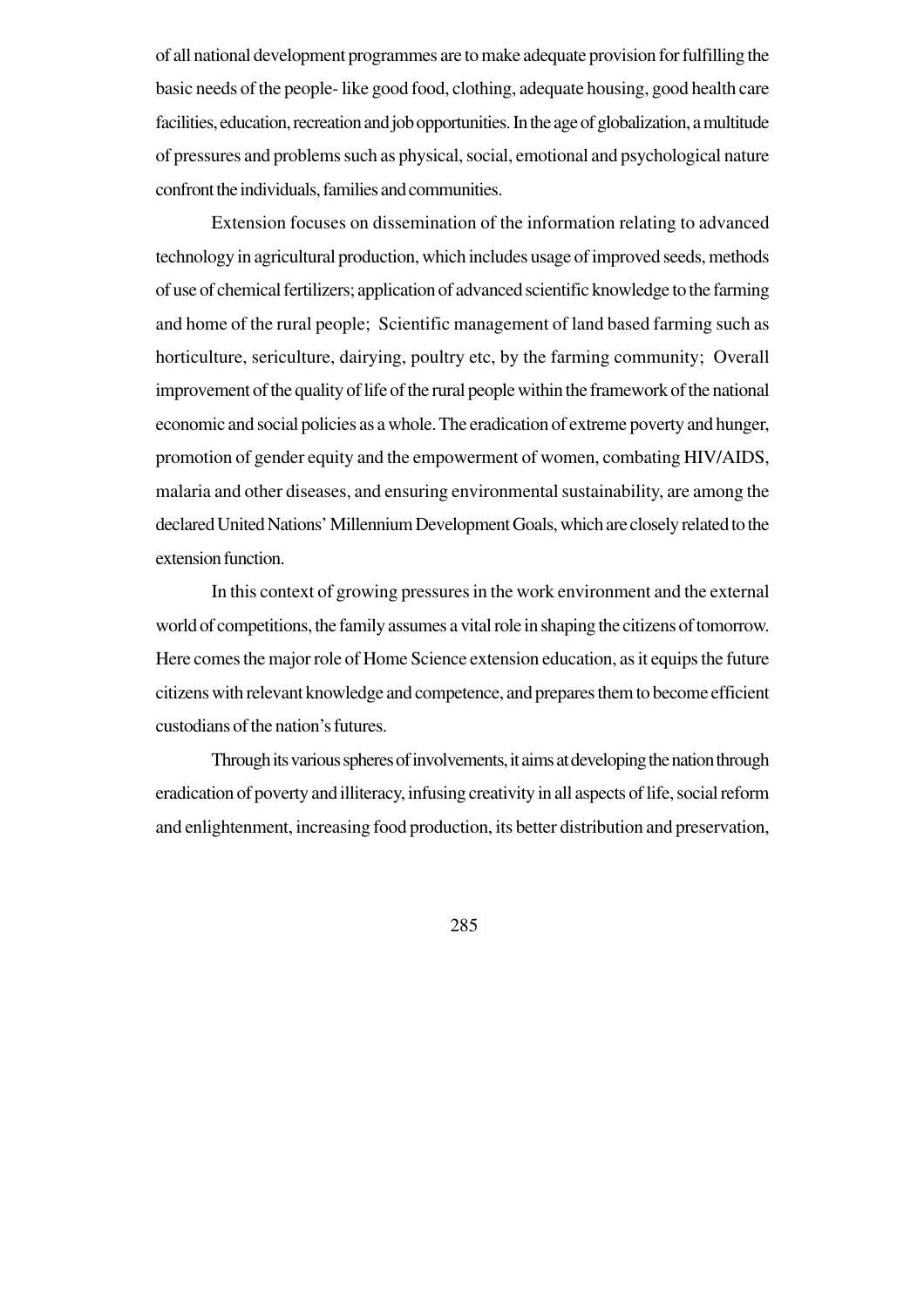of all national development programmes are to make adequate provision for fulfilling the basic needs of the people- like good food, clothing, adequate housing, good health care facilities, education, recreation and job opportunities. In the age of globalization, a multitude of pressures and problems such as physical, social, emotional and psychological nature confront the individuals, families and communities.

Extension focuses on dissemination of the information relating to advanced technology in agricultural production, which includes usage of improved seeds, methods of use of chemical fertilizers; application of advanced scientific knowledge to the farming and home of the rural people; Scientific management of land based farming such as horticulture, sericulture, dairying, poultry etc, by the farming community; Overall improvement of the quality of life of the rural people within the framework of the national economic and social policies as a whole. The eradication of extreme poverty and hunger, promotion of gender equity and the empowerment of women, combating HIV/AIDS, malaria and other diseases, and ensuring environmental sustainability, are among the declared United Nations' Millennium Development Goals, which are closely related to the extension function.

In this context of growing pressures in the work environment and the external world of competitions, the family assumes a vital role in shaping the citizens of tomorrow. Here comes the major role of Home Science extension education, as it equips the future citizens with relevant knowledge and competence, and prepares them to become efficient custodians of the nation's futures.

Through its various spheres of involvements, it aims at developing the nation through eradication of poverty and illiteracy, infusing creativity in all aspects of life, social reform and enlightenment, increasing food production, its better distribution and preservation,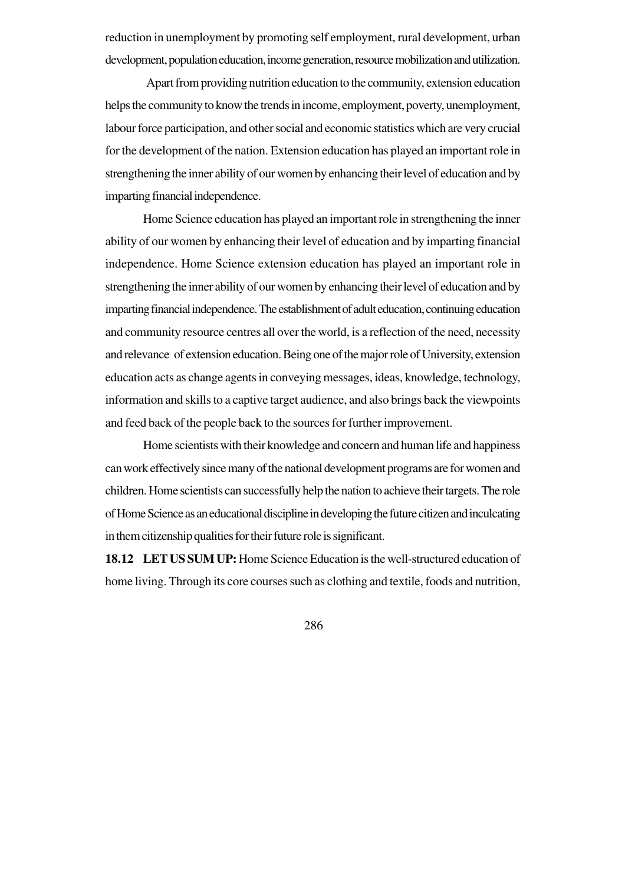reduction in unemployment by promoting self employment, rural development, urban development, population education, income generation, resource mobilization and utilization.

Apart from providing nutrition education to the community, extension education helps the community to know the trends in income, employment, poverty, unemployment, labour force participation, and other social and economic statistics which are very crucial for the development of the nation. Extension education has played an important role in strengthening the inner ability of our women by enhancing their level of education and by imparting financial independence.

Home Science education has played an important role in strengthening the inner ability of our women by enhancing their level of education and by imparting financial independence. Home Science extension education has played an important role in strengthening the inner ability of our women by enhancing their level of education and by imparting financial independence. The establishment of adult education, continuing education and community resource centres all over the world, is a reflection of the need, necessity and relevance of extension education. Being one of the major role of University, extension education acts as change agents in conveying messages, ideas, knowledge, technology, information and skills to a captive target audience, and also brings back the viewpoints and feed back of the people back to the sources for further improvement.

Home scientists with their knowledge and concern and human life and happiness can work effectively since many of the national development programs are for women and children. Home scientists can successfully help the nation to achieve their targets. The role of Home Science as an educational discipline in developing the future citizen and inculcating in them citizenship qualities for their future role is significant.

**18.12 LET US SUM UP:** Home Science Education is the well-structured education of home living. Through its core courses such as clothing and textile, foods and nutrition,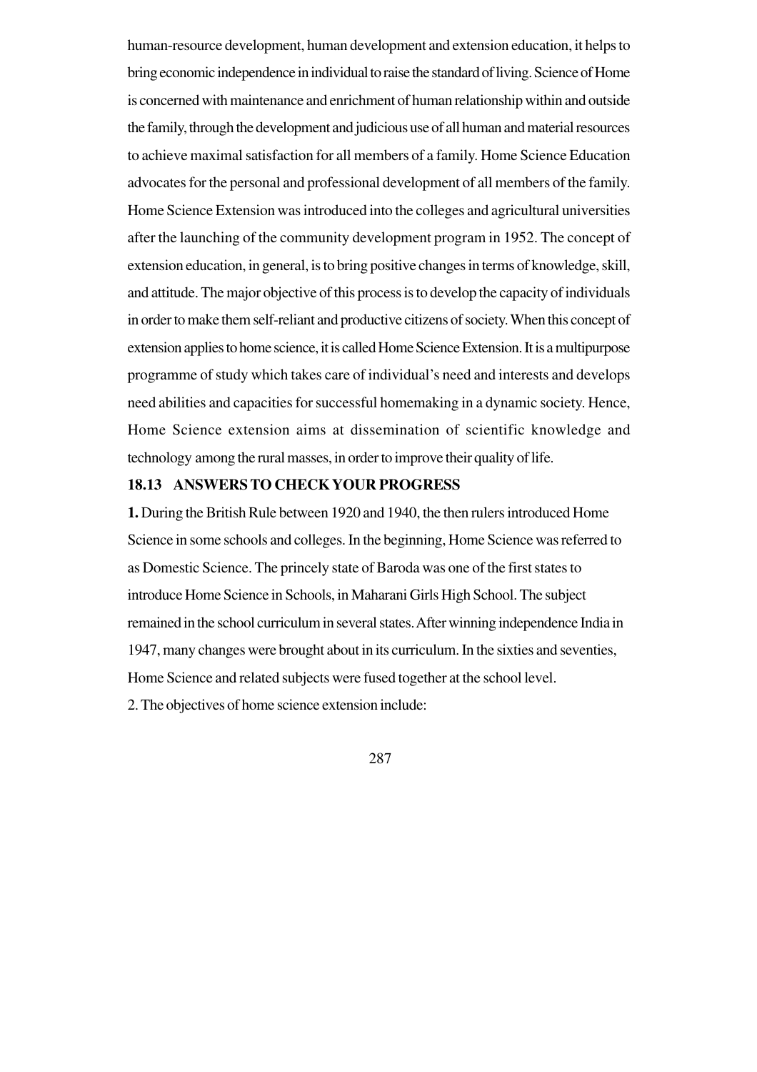human-resource development, human development and extension education, it helps to bring economic independence in individual to raise the standard of living. Science of Home is concerned with maintenance and enrichment of human relationship within and outside the family, through the development and judicious use of all human and material resources to achieve maximal satisfaction for all members of a family. Home Science Education advocates for the personal and professional development of all members of the family. Home Science Extension was introduced into the colleges and agricultural universities after the launching of the community development program in 1952. The concept of extension education, in general, is to bring positive changes in terms of knowledge, skill, and attitude. The major objective of this process is to develop the capacity of individuals in order to make them self-reliant and productive citizens of society. When this concept of extension applies to home science, it is called Home Science Extension. It is a multipurpose programme of study which takes care of individual's need and interests and develops need abilities and capacities for successful homemaking in a dynamic society. Hence, Home Science extension aims at dissemination of scientific knowledge and technology among the rural masses, in order to improve their quality of life.

## 18.13 ANSWERS TO CHECK YOUR PROGRESS

**1.** During the British Rule between 1920 and 1940, the then rulers introduced Home Science in some schools and colleges. In the beginning, Home Science was referred to as Domestic Science. The princely state of Baroda was one of the first states to introduce Home Science in Schools, in Maharani Girls High School. The subject remained in the school curriculum in several states. After winning independence India in 1947, many changes were brought about in its curriculum. In the sixties and seventies, Home Science and related subjects were fused together at the school level.

2. The objectives of home science extension include: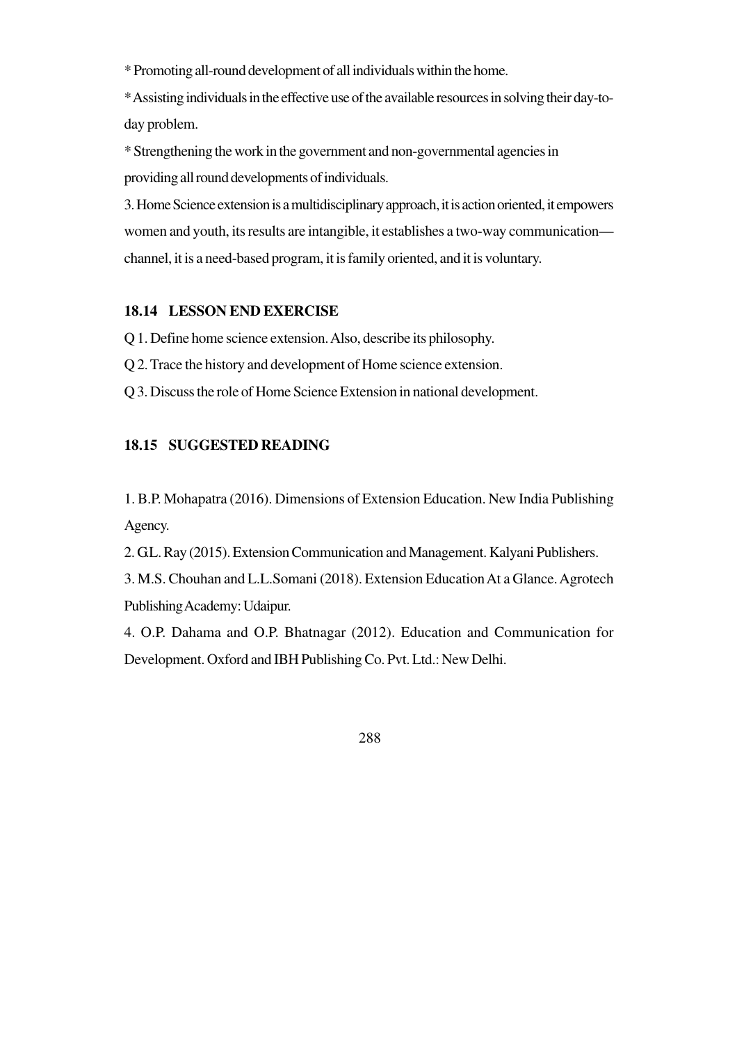* Promoting all-round development of all individuals within the home.

* Assisting individuals in the effective use of the available resources in solving their day-to-day problem.

* Strengthening the work in the government and non-governmental agencies in providing all round developments of individuals.

3. Home Science extension is a multidisciplinary approach, it is action oriented, it empowers women and youth, its results are intangible, it establishes a two-way communication—channel, it is a need-based program, it is family oriented, and it is voluntary.

### 18.14 LESSON END EXERCISE

Q 1. Define home science extension. Also, describe its philosophy.

Q 2. Trace the history and development of Home science extension.

Q 3. Discuss the role of Home Science Extension in national development.

### 18.15 SUGGESTED READING

1. B.P. Mohapatra (2016). Dimensions of Extension Education. New India Publishing Agency.

2. G.L. Ray (2015). Extension Communication and Management. Kalyani Publishers.

3. M.S. Chouhan and L.L.Somani (2018). Extension Education At a Glance. Agrotech Publishing Academy: Udaipur.

4. O.P. Dahama and O.P. Bhatnagar (2012). Education and Communication for Development. Oxford and IBH Publishing Co. Pvt. Ltd.: New Delhi.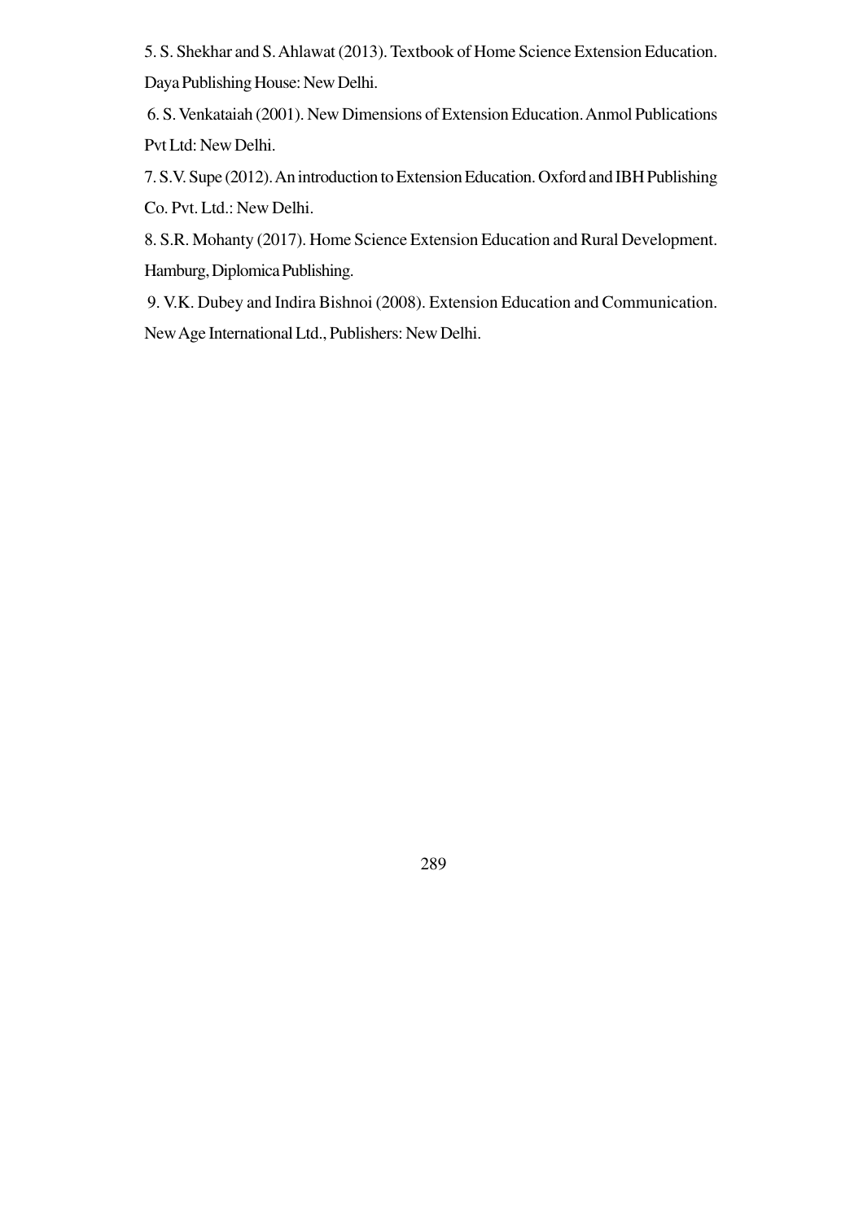5. S. Shekhar and S. Ahlawat (2013). Textbook of Home Science Extension Education. Daya Publishing House: New Delhi.

6. S. Venkataiah (2001). New Dimensions of Extension Education. Anmol Publications Pvt Ltd: New Delhi.

7. S.V. Supe (2012). An introduction to Extension Education. Oxford and IBH Publishing Co. Pvt. Ltd.: New Delhi.

8. S.R. Mohanty (2017). Home Science Extension Education and Rural Development. Hamburg, Diplomica Publishing.

9. V.K. Dubey and Indira Bishnoi (2008). Extension Education and Communication. New Age International Ltd., Publishers: New Delhi.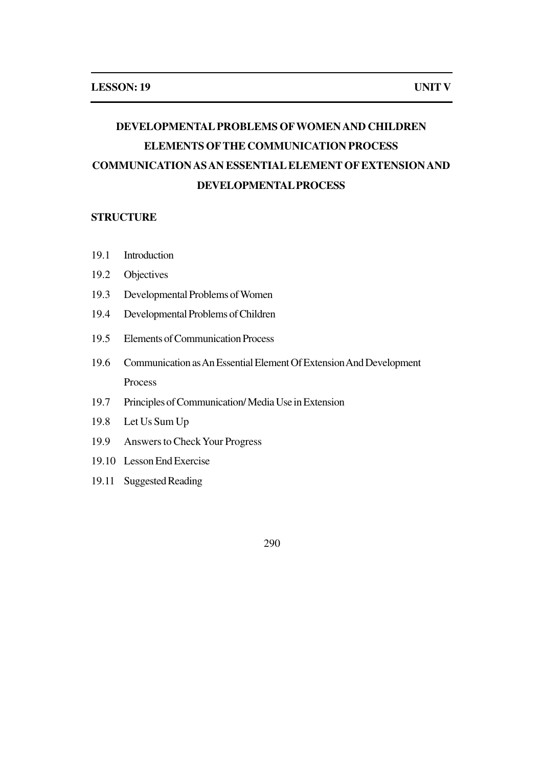**LESSON: 19** **UNIT V**

# DEVELOPMENTAL PROBLEMS OF WOMEN AND CHILDREN
# ELEMENTS OF THE COMMUNICATION PROCESS
# COMMUNICATION AS AN ESSENTIAL ELEMENT OF EXTENSION AND DEVELOPMENTAL PROCESS

**STRUCTURE**

19.1 Introduction

19.2 Objectives

19.3 Developmental Problems of Women

19.4 Developmental Problems of Children

19.5 Elements of Communication Process

19.6 Communication as An Essential Element Of Extension And Development Process

19.7 Principles of Communication/ Media Use in Extension

19.8 Let Us Sum Up

19.9 Answers to Check Your Progress

19.10 Lesson End Exercise

19.11 Suggested Reading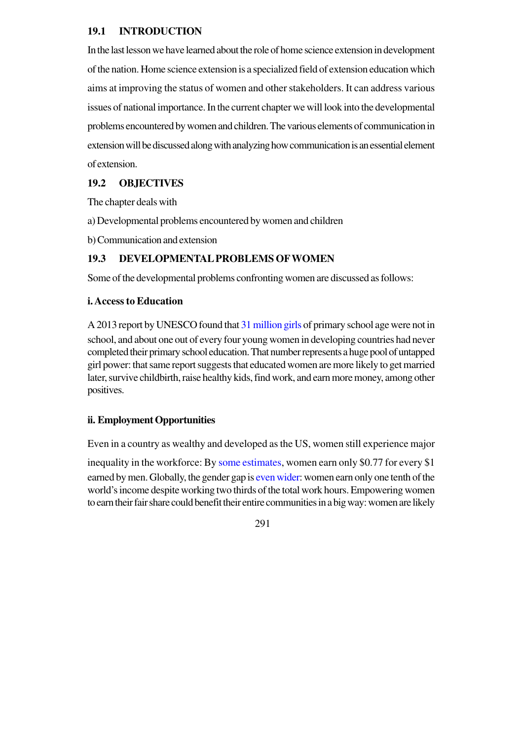## 19.1 INTRODUCTION

In the last lesson we have learned about the role of home science extension in development of the nation. Home science extension is a specialized field of extension education which aims at improving the status of women and other stakeholders. It can address various issues of national importance. In the current chapter we will look into the developmental problems encountered by women and children. The various elements of communication in extension will be discussed along with analyzing how communication is an essential element of extension.

## 19.2 OBJECTIVES

The chapter deals with

a) Developmental problems encountered by women and children

b) Communication and extension

## 19.3 DEVELOPMENTAL PROBLEMS OF WOMEN

Some of the developmental problems confronting women are discussed as follows:

**i. Access to Education**

A 2013 report by UNESCO found that 31 million girls of primary school age were not in school, and about one out of every four young women in developing countries had never completed their primary school education. That number represents a huge pool of untapped girl power: that same report suggests that educated women are more likely to get married later, survive childbirth, raise healthy kids, find work, and earn more money, among other positives.

**ii. Employment Opportunities**

Even in a country as wealthy and developed as the US, women still experience major inequality in the workforce: By some estimates, women earn only $0.77 for every $1 earned by men. Globally, the gender gap is even wider: women earn only one tenth of the world's income despite working two thirds of the total work hours. Empowering women to earn their fair share could benefit their entire communities in a big way: women are likely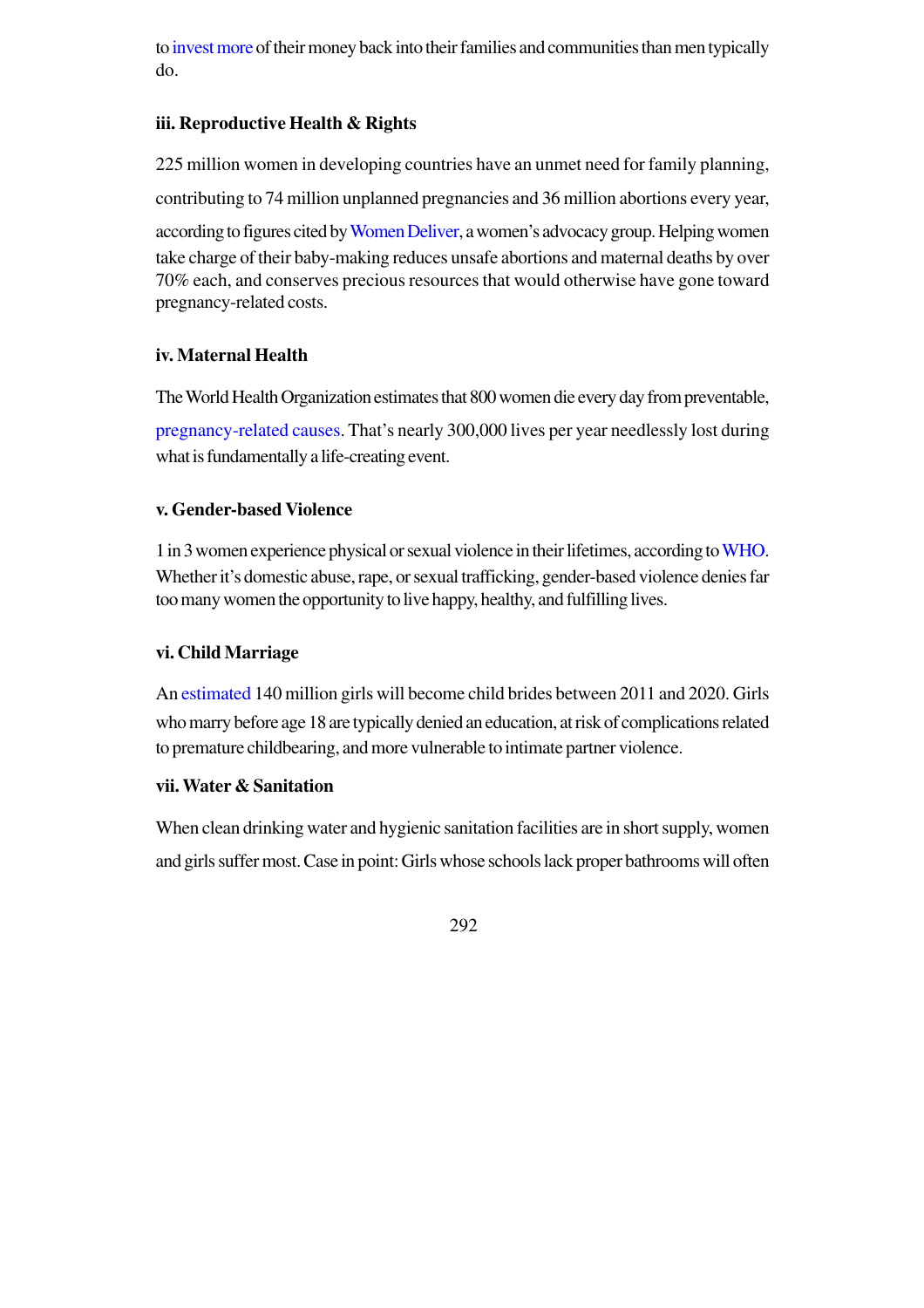to invest more of their money back into their families and communities than men typically do.

### iii. Reproductive Health & Rights

225 million women in developing countries have an unmet need for family planning, contributing to 74 million unplanned pregnancies and 36 million abortions every year, according to figures cited by Women Deliver, a women's advocacy group. Helping women take charge of their baby-making reduces unsafe abortions and maternal deaths by over 70% each, and conserves precious resources that would otherwise have gone toward pregnancy-related costs.

### iv. Maternal Health

The World Health Organization estimates that 800 women die every day from preventable, pregnancy-related causes. That's nearly 300,000 lives per year needlessly lost during what is fundamentally a life-creating event.

### v. Gender-based Violence

1 in 3 women experience physical or sexual violence in their lifetimes, according to WHO. Whether it's domestic abuse, rape, or sexual trafficking, gender-based violence denies far too many women the opportunity to live happy, healthy, and fulfilling lives.

### vi. Child Marriage

An estimated 140 million girls will become child brides between 2011 and 2020. Girls who marry before age 18 are typically denied an education, at risk of complications related to premature childbearing, and more vulnerable to intimate partner violence.

### vii. Water & Sanitation

When clean drinking water and hygienic sanitation facilities are in short supply, women and girls suffer most. Case in point: Girls whose schools lack proper bathrooms will often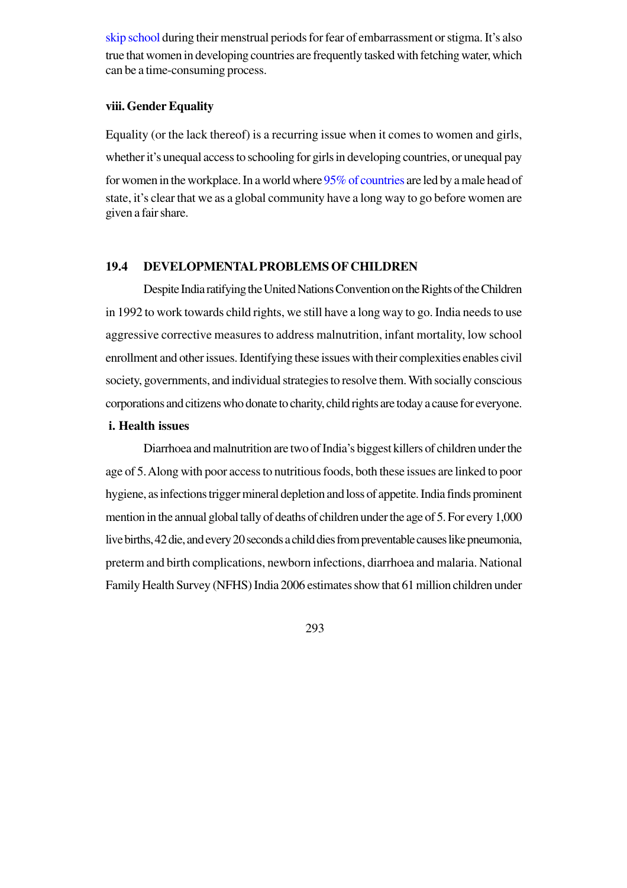skip school during their menstrual periods for fear of embarrassment or stigma. It's also true that women in developing countries are frequently tasked with fetching water, which can be a time-consuming process.

**viii. Gender Equality**

Equality (or the lack thereof) is a recurring issue when it comes to women and girls, whether it's unequal access to schooling for girls in developing countries, or unequal pay for women in the workplace. In a world where 95% of countries are led by a male head of state, it's clear that we as a global community have a long way to go before women are given a fair share.

## 19.4 DEVELOPMENTAL PROBLEMS OF CHILDREN

Despite India ratifying the United Nations Convention on the Rights of the Children in 1992 to work towards child rights, we still have a long way to go. India needs to use aggressive corrective measures to address malnutrition, infant mortality, low school enrollment and other issues. Identifying these issues with their complexities enables civil society, governments, and individual strategies to resolve them. With socially conscious corporations and citizens who donate to charity, child rights are today a cause for everyone.

**i. Health issues**

Diarrhoea and malnutrition are two of India's biggest killers of children under the age of 5. Along with poor access to nutritious foods, both these issues are linked to poor hygiene, as infections trigger mineral depletion and loss of appetite. India finds prominent mention in the annual global tally of deaths of children under the age of 5. For every 1,000 live births, 42 die, and every 20 seconds a child dies from preventable causes like pneumonia, preterm and birth complications, newborn infections, diarrhoea and malaria. National Family Health Survey (NFHS) India 2006 estimates show that 61 million children under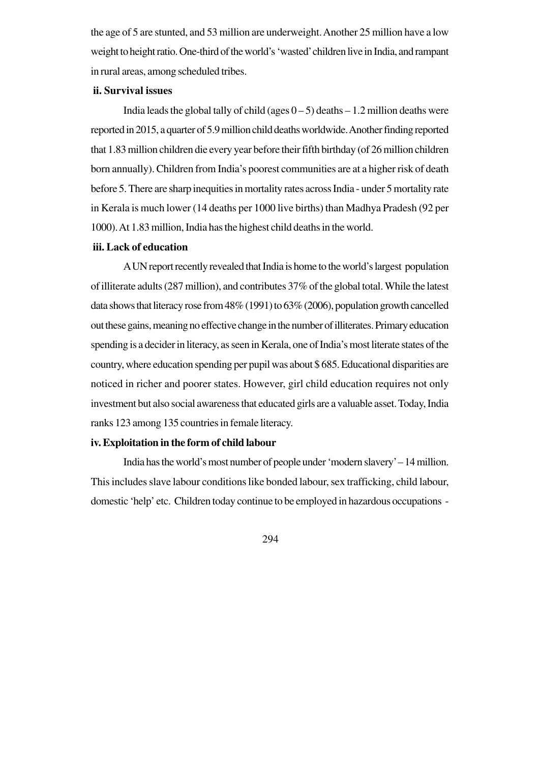the age of 5 are stunted, and 53 million are underweight. Another 25 million have a low weight to height ratio. One-third of the world's 'wasted' children live in India, and rampant in rural areas, among scheduled tribes.

**ii. Survival issues**

India leads the global tally of child (ages 0 – 5) deaths – 1.2 million deaths were reported in 2015, a quarter of 5.9 million child deaths worldwide. Another finding reported that 1.83 million children die every year before their fifth birthday (of 26 million children born annually). Children from India's poorest communities are at a higher risk of death before 5. There are sharp inequities in mortality rates across India - under 5 mortality rate in Kerala is much lower (14 deaths per 1000 live births) than Madhya Pradesh (92 per 1000). At 1.83 million, India has the highest child deaths in the world.

**iii. Lack of education**

A UN report recently revealed that India is home to the world's largest population of illiterate adults (287 million), and contributes 37% of the global total. While the latest data shows that literacy rose from 48% (1991) to 63% (2006), population growth cancelled out these gains, meaning no effective change in the number of illiterates. Primary education spending is a decider in literacy, as seen in Kerala, one of India's most literate states of the country, where education spending per pupil was about $ 685. Educational disparities are noticed in richer and poorer states. However, girl child education requires not only investment but also social awareness that educated girls are a valuable asset. Today, India ranks 123 among 135 countries in female literacy.

**iv. Exploitation in the form of child labour**

India has the world's most number of people under 'modern slavery' – 14 million. This includes slave labour conditions like bonded labour, sex trafficking, child labour, domestic 'help' etc. Children today continue to be employed in hazardous occupations -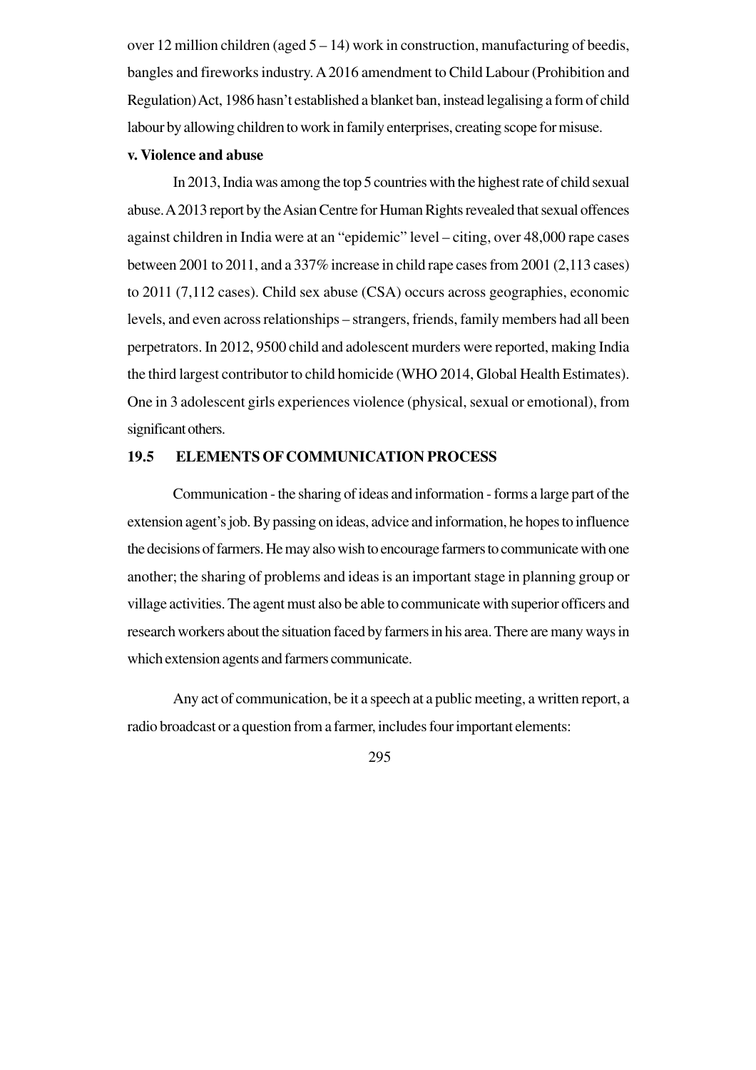over 12 million children (aged 5 – 14) work in construction, manufacturing of beedis, bangles and fireworks industry. A 2016 amendment to Child Labour (Prohibition and Regulation) Act, 1986 hasn't established a blanket ban, instead legalising a form of child labour by allowing children to work in family enterprises, creating scope for misuse.

**v. Violence and abuse**

In 2013, India was among the top 5 countries with the highest rate of child sexual abuse. A 2013 report by the Asian Centre for Human Rights revealed that sexual offences against children in India were at an "epidemic" level – citing, over 48,000 rape cases between 2001 to 2011, and a 337% increase in child rape cases from 2001 (2,113 cases) to 2011 (7,112 cases). Child sex abuse (CSA) occurs across geographies, economic levels, and even across relationships – strangers, friends, family members had all been perpetrators. In 2012, 9500 child and adolescent murders were reported, making India the third largest contributor to child homicide (WHO 2014, Global Health Estimates). One in 3 adolescent girls experiences violence (physical, sexual or emotional), from significant others.

## 19.5 ELEMENTS OF COMMUNICATION PROCESS

Communication - the sharing of ideas and information - forms a large part of the extension agent's job. By passing on ideas, advice and information, he hopes to influence the decisions of farmers. He may also wish to encourage farmers to communicate with one another; the sharing of problems and ideas is an important stage in planning group or village activities. The agent must also be able to communicate with superior officers and research workers about the situation faced by farmers in his area. There are many ways in which extension agents and farmers communicate.

Any act of communication, be it a speech at a public meeting, a written report, a radio broadcast or a question from a farmer, includes four important elements: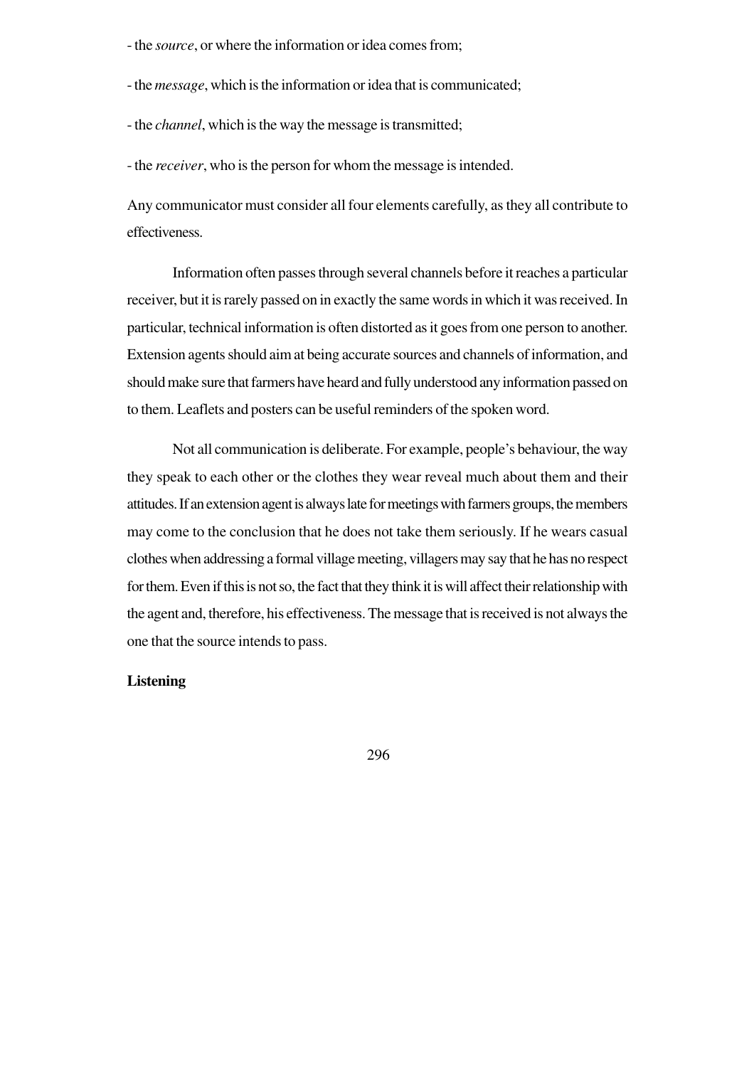- the *source*, or where the information or idea comes from;

- the *message*, which is the information or idea that is communicated;

- the *channel*, which is the way the message is transmitted;

- the *receiver*, who is the person for whom the message is intended.

Any communicator must consider all four elements carefully, as they all contribute to effectiveness.

Information often passes through several channels before it reaches a particular receiver, but it is rarely passed on in exactly the same words in which it was received. In particular, technical information is often distorted as it goes from one person to another. Extension agents should aim at being accurate sources and channels of information, and should make sure that farmers have heard and fully understood any information passed on to them. Leaflets and posters can be useful reminders of the spoken word.

Not all communication is deliberate. For example, people's behaviour, the way they speak to each other or the clothes they wear reveal much about them and their attitudes. If an extension agent is always late for meetings with farmers groups, the members may come to the conclusion that he does not take them seriously. If he wears casual clothes when addressing a formal village meeting, villagers may say that he has no respect for them. Even if this is not so, the fact that they think it is will affect their relationship with the agent and, therefore, his effectiveness. The message that is received is not always the one that the source intends to pass.

**Listening**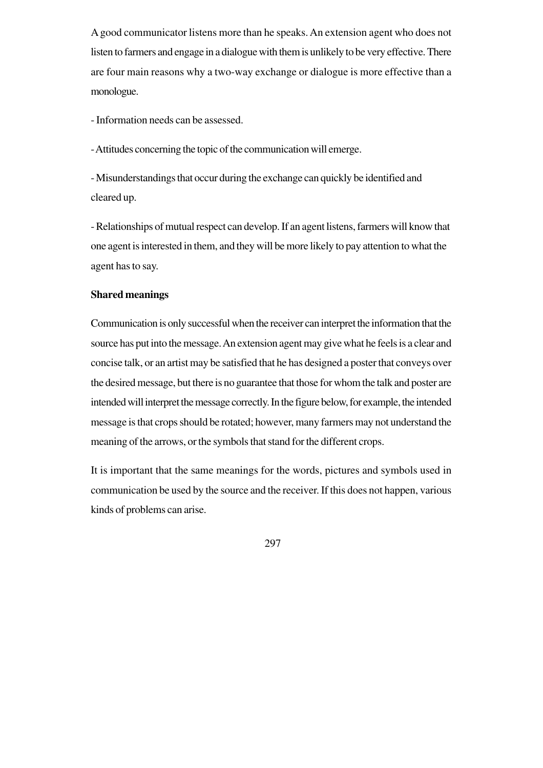A good communicator listens more than he speaks. An extension agent who does not listen to farmers and engage in a dialogue with them is unlikely to be very effective. There are four main reasons why a two-way exchange or dialogue is more effective than a monologue.

- Information needs can be assessed.

- Attitudes concerning the topic of the communication will emerge.

- Misunderstandings that occur during the exchange can quickly be identified and cleared up.

- Relationships of mutual respect can develop. If an agent listens, farmers will know that one agent is interested in them, and they will be more likely to pay attention to what the agent has to say.

**Shared meanings**

Communication is only successful when the receiver can interpret the information that the source has put into the message. An extension agent may give what he feels is a clear and concise talk, or an artist may be satisfied that he has designed a poster that conveys over the desired message, but there is no guarantee that those for whom the talk and poster are intended will interpret the message correctly. In the figure below, for example, the intended message is that crops should be rotated; however, many farmers may not understand the meaning of the arrows, or the symbols that stand for the different crops.

It is important that the same meanings for the words, pictures and symbols used in communication be used by the source and the receiver. If this does not happen, various kinds of problems can arise.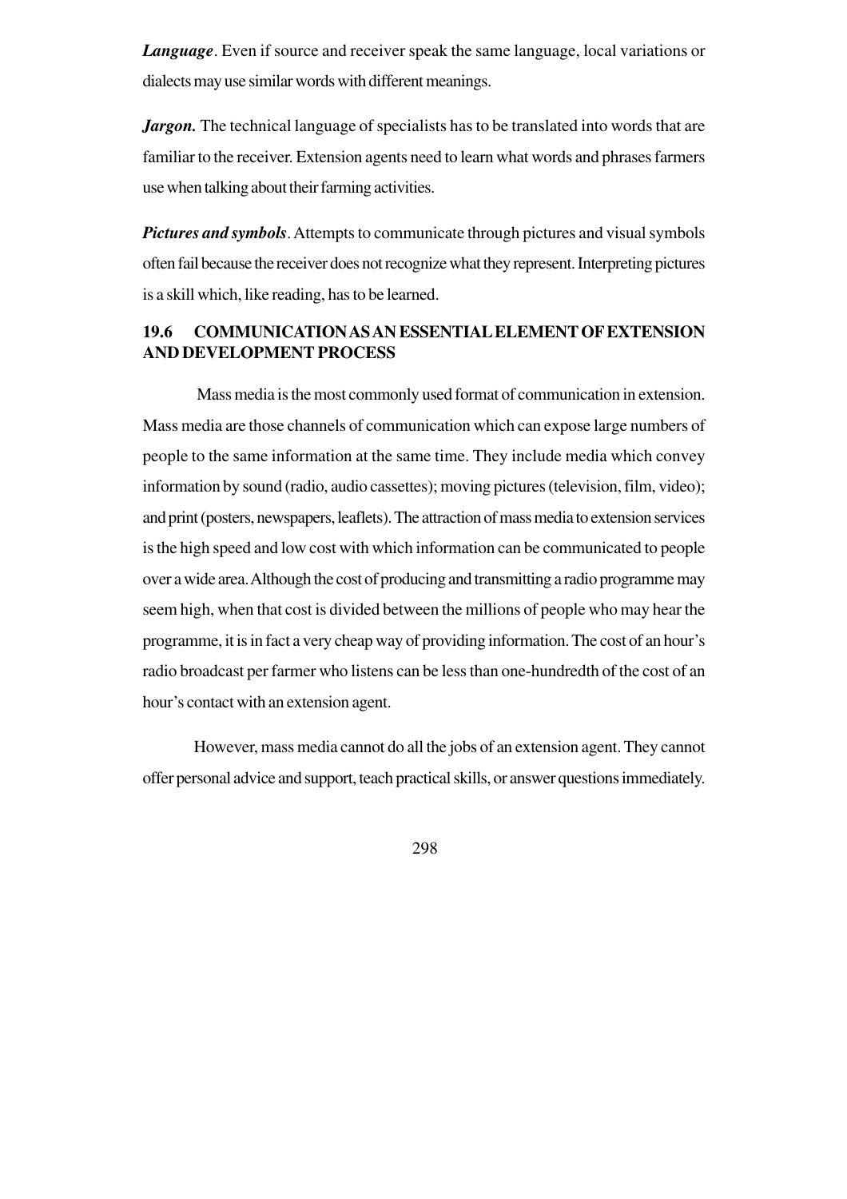***Language***. Even if source and receiver speak the same language, local variations or dialects may use similar words with different meanings.

***Jargon.*** The technical language of specialists has to be translated into words that are familiar to the receiver. Extension agents need to learn what words and phrases farmers use when talking about their farming activities.

***Pictures and symbols***. Attempts to communicate through pictures and visual symbols often fail because the receiver does not recognize what they represent. Interpreting pictures is a skill which, like reading, has to be learned.

## 19.6 COMMUNICATION AS AN ESSENTIAL ELEMENT OF EXTENSION AND DEVELOPMENT PROCESS

Mass media is the most commonly used format of communication in extension. Mass media are those channels of communication which can expose large numbers of people to the same information at the same time. They include media which convey information by sound (radio, audio cassettes); moving pictures (television, film, video); and print (posters, newspapers, leaflets). The attraction of mass media to extension services is the high speed and low cost with which information can be communicated to people over a wide area. Although the cost of producing and transmitting a radio programme may seem high, when that cost is divided between the millions of people who may hear the programme, it is in fact a very cheap way of providing information. The cost of an hour's radio broadcast per farmer who listens can be less than one-hundredth of the cost of an hour's contact with an extension agent.

However, mass media cannot do all the jobs of an extension agent. They cannot offer personal advice and support, teach practical skills, or answer questions immediately.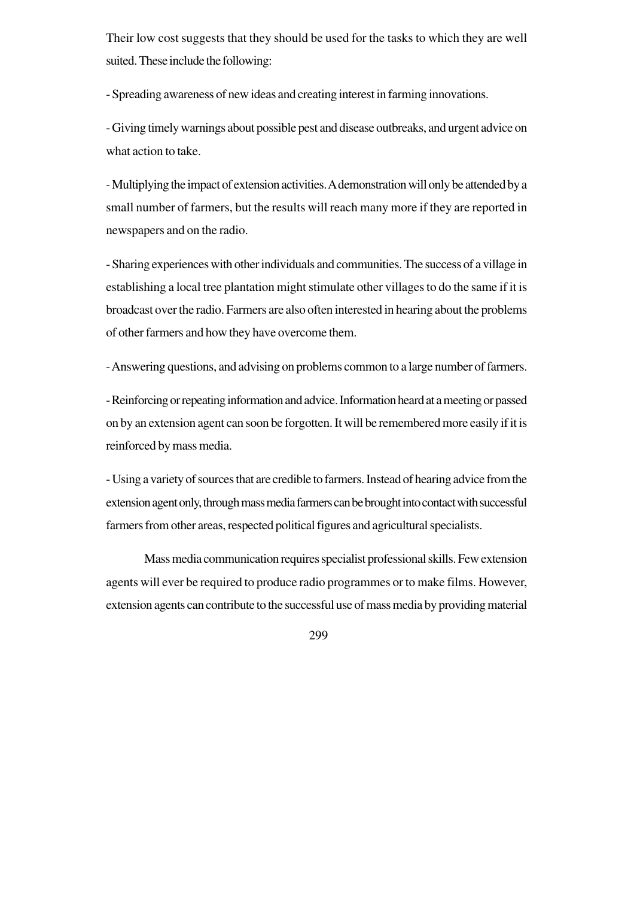Their low cost suggests that they should be used for the tasks to which they are well suited. These include the following:

- Spreading awareness of new ideas and creating interest in farming innovations.

- Giving timely warnings about possible pest and disease outbreaks, and urgent advice on what action to take.

- Multiplying the impact of extension activities. A demonstration will only be attended by a small number of farmers, but the results will reach many more if they are reported in newspapers and on the radio.

- Sharing experiences with other individuals and communities. The success of a village in establishing a local tree plantation might stimulate other villages to do the same if it is broadcast over the radio. Farmers are also often interested in hearing about the problems of other farmers and how they have overcome them.

- Answering questions, and advising on problems common to a large number of farmers.

- Reinforcing or repeating information and advice. Information heard at a meeting or passed on by an extension agent can soon be forgotten. It will be remembered more easily if it is reinforced by mass media.

- Using a variety of sources that are credible to farmers. Instead of hearing advice from the extension agent only, through mass media farmers can be brought into contact with successful farmers from other areas, respected political figures and agricultural specialists.

Mass media communication requires specialist professional skills. Few extension agents will ever be required to produce radio programmes or to make films. However, extension agents can contribute to the successful use of mass media by providing material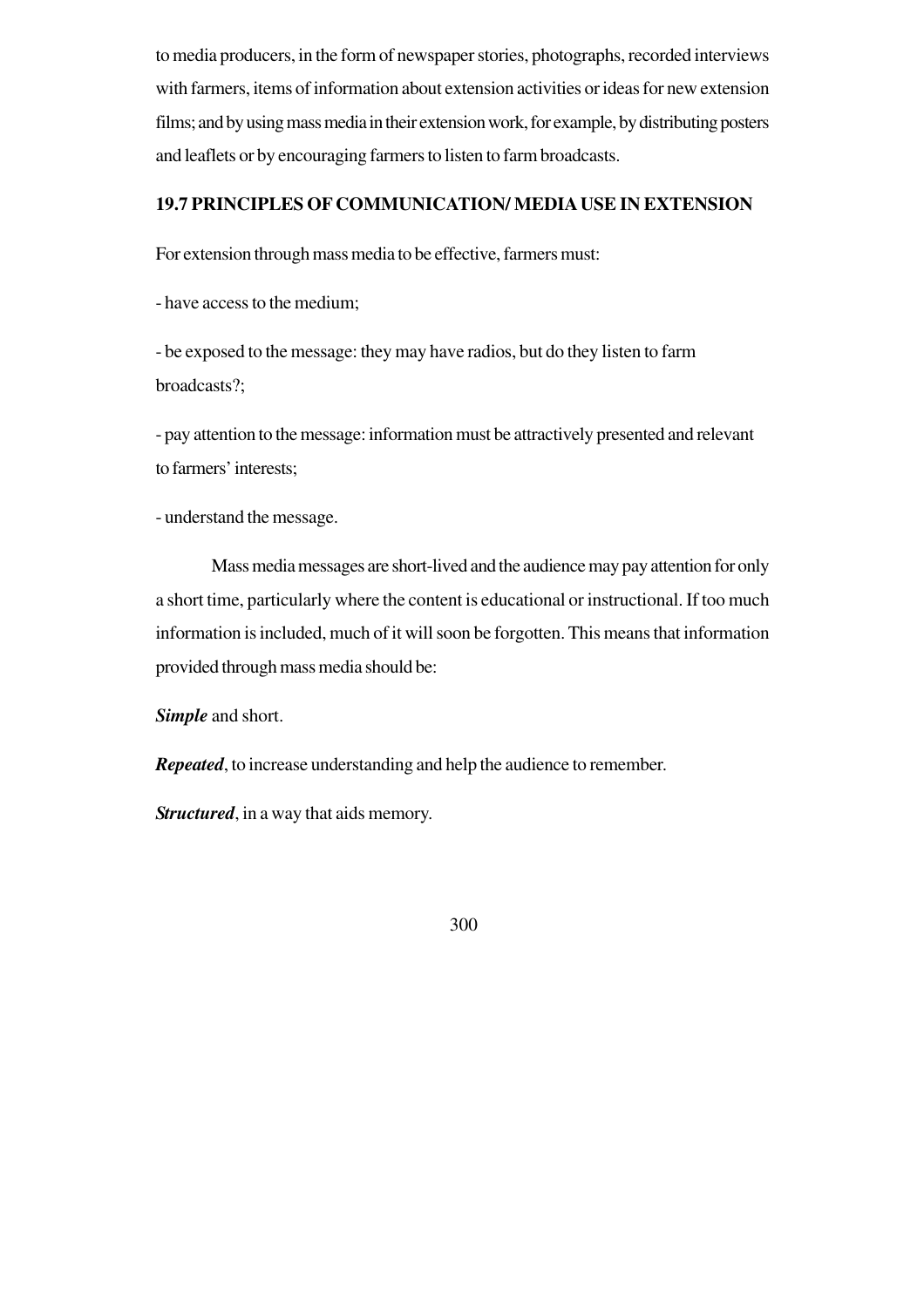to media producers, in the form of newspaper stories, photographs, recorded interviews with farmers, items of information about extension activities or ideas for new extension films; and by using mass media in their extension work, for example, by distributing posters and leaflets or by encouraging farmers to listen to farm broadcasts.

## 19.7 PRINCIPLES OF COMMUNICATION/ MEDIA USE IN EXTENSION

For extension through mass media to be effective, farmers must:

- have access to the medium;

- be exposed to the message: they may have radios, but do they listen to farm broadcasts?;

- pay attention to the message: information must be attractively presented and relevant to farmers' interests;

- understand the message.

Mass media messages are short-lived and the audience may pay attention for only a short time, particularly where the content is educational or instructional. If too much information is included, much of it will soon be forgotten. This means that information provided through mass media should be:

***Simple*** and short.

***Repeated***, to increase understanding and help the audience to remember.

***Structured***, in a way that aids memory.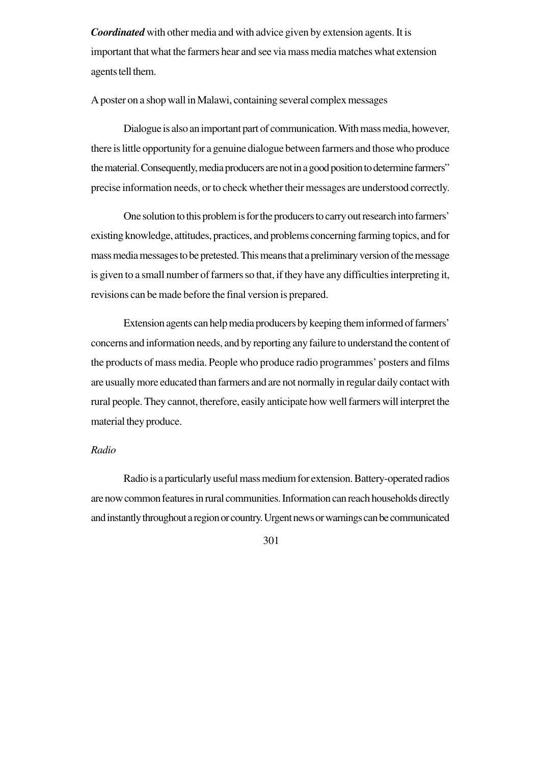***Coordinated*** with other media and with advice given by extension agents. It is important that what the farmers hear and see via mass media matches what extension agents tell them.

A poster on a shop wall in Malawi, containing several complex messages

Dialogue is also an important part of communication. With mass media, however, there is little opportunity for a genuine dialogue between farmers and those who produce the material. Consequently, media producers are not in a good position to determine farmers" precise information needs, or to check whether their messages are understood correctly.

One solution to this problem is for the producers to carry out research into farmers' existing knowledge, attitudes, practices, and problems concerning farming topics, and for mass media messages to be pretested. This means that a preliminary version of the message is given to a small number of farmers so that, if they have any difficulties interpreting it, revisions can be made before the final version is prepared.

Extension agents can help media producers by keeping them informed of farmers' concerns and information needs, and by reporting any failure to understand the content of the products of mass media. People who produce radio programmes' posters and films are usually more educated than farmers and are not normally in regular daily contact with rural people. They cannot, therefore, easily anticipate how well farmers will interpret the material they produce.

*Radio*

Radio is a particularly useful mass medium for extension. Battery-operated radios are now common features in rural communities. Information can reach households directly and instantly throughout a region or country. Urgent news or warnings can be communicated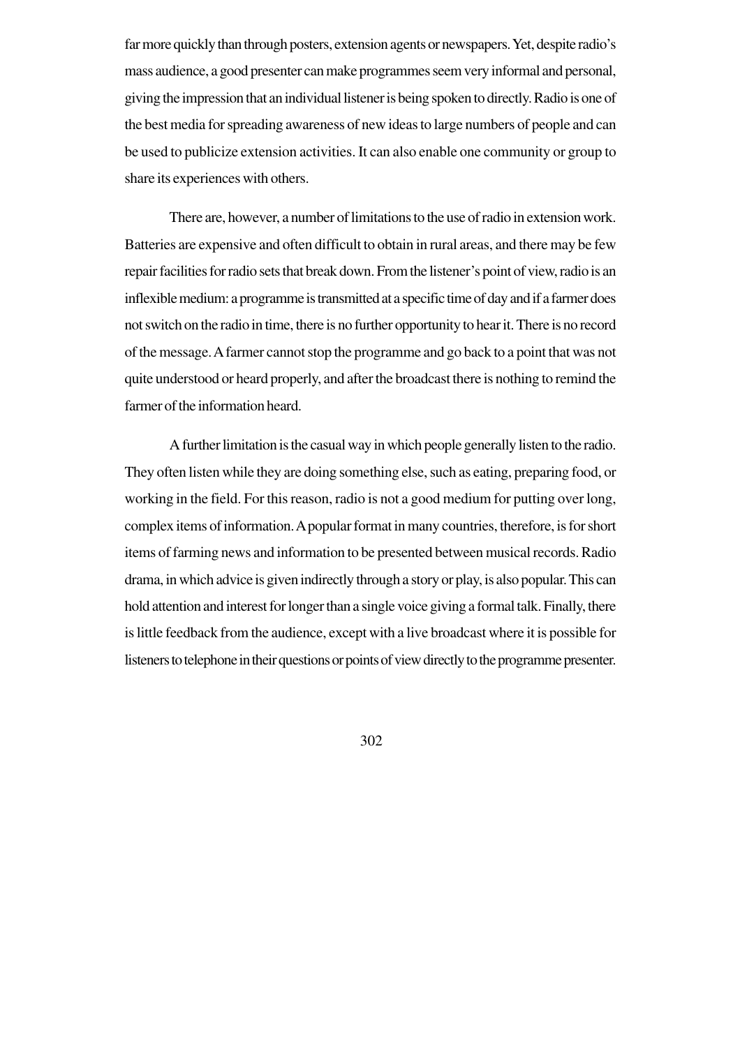far more quickly than through posters, extension agents or newspapers. Yet, despite radio's mass audience, a good presenter can make programmes seem very informal and personal, giving the impression that an individual listener is being spoken to directly. Radio is one of the best media for spreading awareness of new ideas to large numbers of people and can be used to publicize extension activities. It can also enable one community or group to share its experiences with others.

There are, however, a number of limitations to the use of radio in extension work. Batteries are expensive and often difficult to obtain in rural areas, and there may be few repair facilities for radio sets that break down. From the listener's point of view, radio is an inflexible medium: a programme is transmitted at a specific time of day and if a farmer does not switch on the radio in time, there is no further opportunity to hear it. There is no record of the message. A farmer cannot stop the programme and go back to a point that was not quite understood or heard properly, and after the broadcast there is nothing to remind the farmer of the information heard.

A further limitation is the casual way in which people generally listen to the radio. They often listen while they are doing something else, such as eating, preparing food, or working in the field. For this reason, radio is not a good medium for putting over long, complex items of information. A popular format in many countries, therefore, is for short items of farming news and information to be presented between musical records. Radio drama, in which advice is given indirectly through a story or play, is also popular. This can hold attention and interest for longer than a single voice giving a formal talk. Finally, there is little feedback from the audience, except with a live broadcast where it is possible for listeners to telephone in their questions or points of view directly to the programme presenter.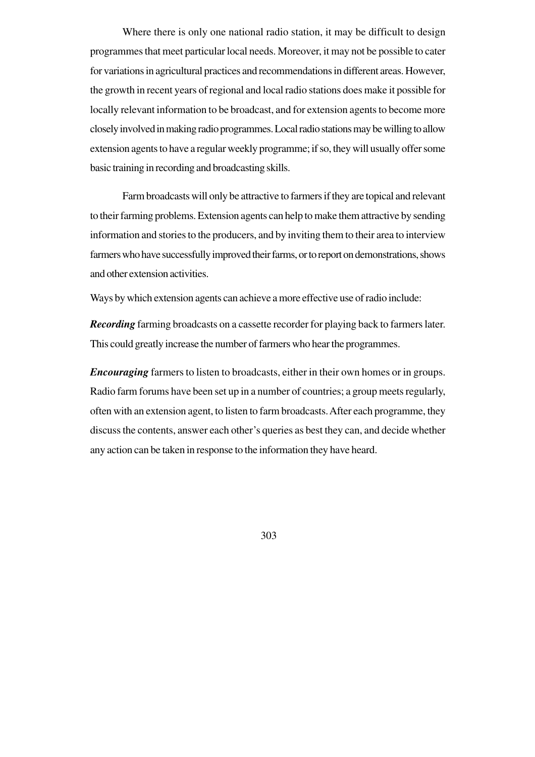Where there is only one national radio station, it may be difficult to design programmes that meet particular local needs. Moreover, it may not be possible to cater for variations in agricultural practices and recommendations in different areas. However, the growth in recent years of regional and local radio stations does make it possible for locally relevant information to be broadcast, and for extension agents to become more closely involved in making radio programmes. Local radio stations may be willing to allow extension agents to have a regular weekly programme; if so, they will usually offer some basic training in recording and broadcasting skills.

Farm broadcasts will only be attractive to farmers if they are topical and relevant to their farming problems. Extension agents can help to make them attractive by sending information and stories to the producers, and by inviting them to their area to interview farmers who have successfully improved their farms, or to report on demonstrations, shows and other extension activities.

Ways by which extension agents can achieve a more effective use of radio include:

***Recording*** farming broadcasts on a cassette recorder for playing back to farmers later. This could greatly increase the number of farmers who hear the programmes.

***Encouraging*** farmers to listen to broadcasts, either in their own homes or in groups. Radio farm forums have been set up in a number of countries; a group meets regularly, often with an extension agent, to listen to farm broadcasts. After each programme, they discuss the contents, answer each other's queries as best they can, and decide whether any action can be taken in response to the information they have heard.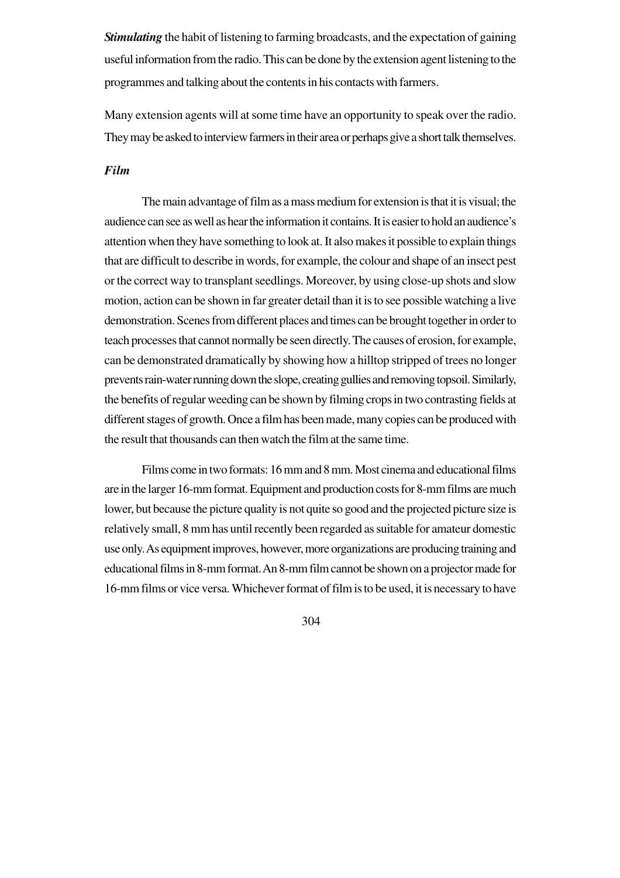***Stimulating*** the habit of listening to farming broadcasts, and the expectation of gaining useful information from the radio. This can be done by the extension agent listening to the programmes and talking about the contents in his contacts with farmers.

Many extension agents will at some time have an opportunity to speak over the radio. They may be asked to interview farmers in their area or perhaps give a short talk themselves.

### *Film*

The main advantage of film as a mass medium for extension is that it is visual; the audience can see as well as hear the information it contains. It is easier to hold an audience's attention when they have something to look at. It also makes it possible to explain things that are difficult to describe in words, for example, the colour and shape of an insect pest or the correct way to transplant seedlings. Moreover, by using close-up shots and slow motion, action can be shown in far greater detail than it is to see possible watching a live demonstration. Scenes from different places and times can be brought together in order to teach processes that cannot normally be seen directly. The causes of erosion, for example, can be demonstrated dramatically by showing how a hilltop stripped of trees no longer prevents rain-water running down the slope, creating gullies and removing topsoil. Similarly, the benefits of regular weeding can be shown by filming crops in two contrasting fields at different stages of growth. Once a film has been made, many copies can be produced with the result that thousands can then watch the film at the same time.

Films come in two formats: 16 mm and 8 mm. Most cinema and educational films are in the larger 16-mm format. Equipment and production costs for 8-mm films are much lower, but because the picture quality is not quite so good and the projected picture size is relatively small, 8 mm has until recently been regarded as suitable for amateur domestic use only. As equipment improves, however, more organizations are producing training and educational films in 8-mm format. An 8-mm film cannot be shown on a projector made for 16-mm films or vice versa. Whichever format of film is to be used, it is necessary to have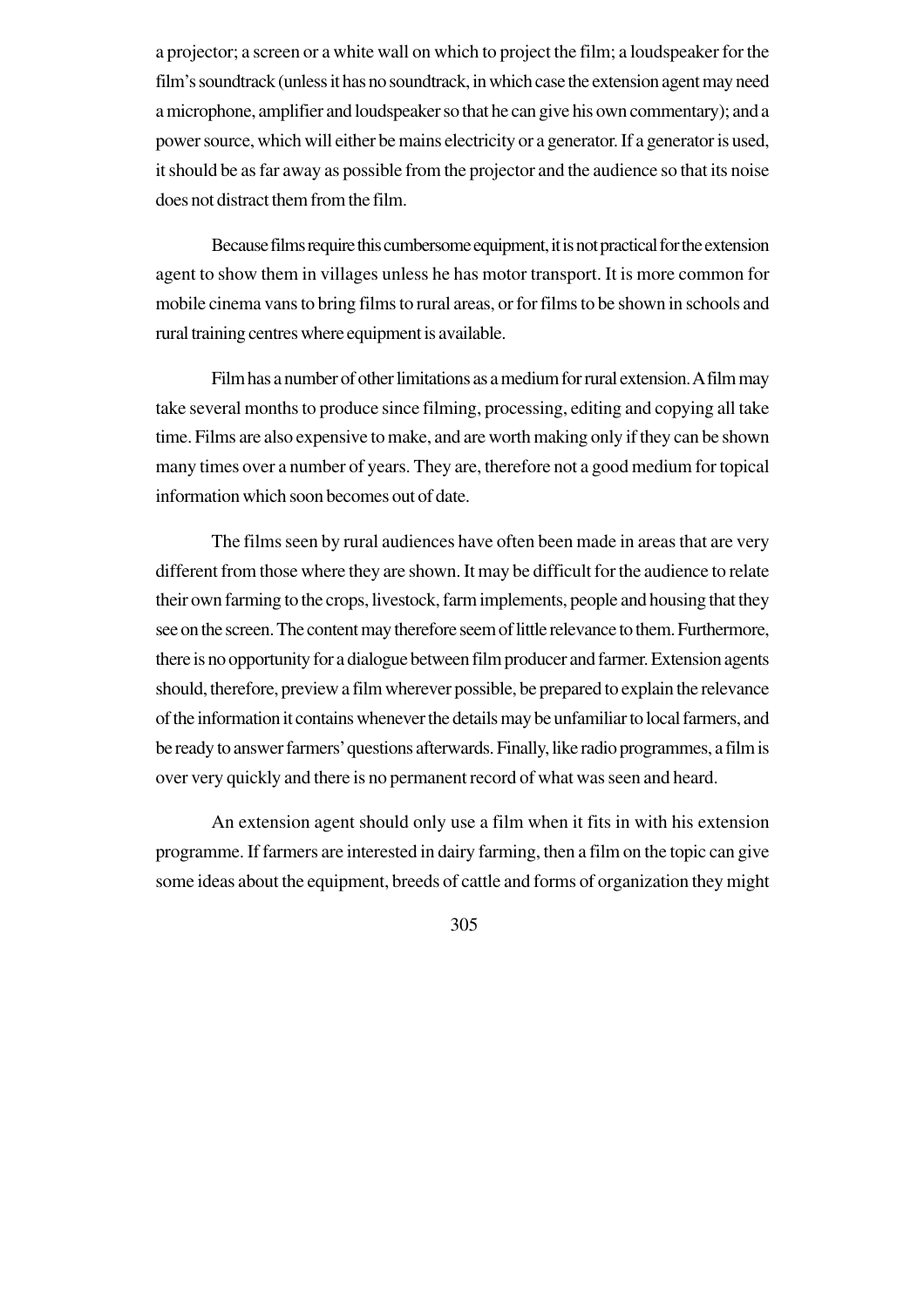a projector; a screen or a white wall on which to project the film; a loudspeaker for the film's soundtrack (unless it has no soundtrack, in which case the extension agent may need a microphone, amplifier and loudspeaker so that he can give his own commentary); and a power source, which will either be mains electricity or a generator. If a generator is used, it should be as far away as possible from the projector and the audience so that its noise does not distract them from the film.

Because films require this cumbersome equipment, it is not practical for the extension agent to show them in villages unless he has motor transport. It is more common for mobile cinema vans to bring films to rural areas, or for films to be shown in schools and rural training centres where equipment is available.

Film has a number of other limitations as a medium for rural extension. A film may take several months to produce since filming, processing, editing and copying all take time. Films are also expensive to make, and are worth making only if they can be shown many times over a number of years. They are, therefore not a good medium for topical information which soon becomes out of date.

The films seen by rural audiences have often been made in areas that are very different from those where they are shown. It may be difficult for the audience to relate their own farming to the crops, livestock, farm implements, people and housing that they see on the screen. The content may therefore seem of little relevance to them. Furthermore, there is no opportunity for a dialogue between film producer and farmer. Extension agents should, therefore, preview a film wherever possible, be prepared to explain the relevance of the information it contains whenever the details may be unfamiliar to local farmers, and be ready to answer farmers' questions afterwards. Finally, like radio programmes, a film is over very quickly and there is no permanent record of what was seen and heard.

An extension agent should only use a film when it fits in with his extension programme. If farmers are interested in dairy farming, then a film on the topic can give some ideas about the equipment, breeds of cattle and forms of organization they might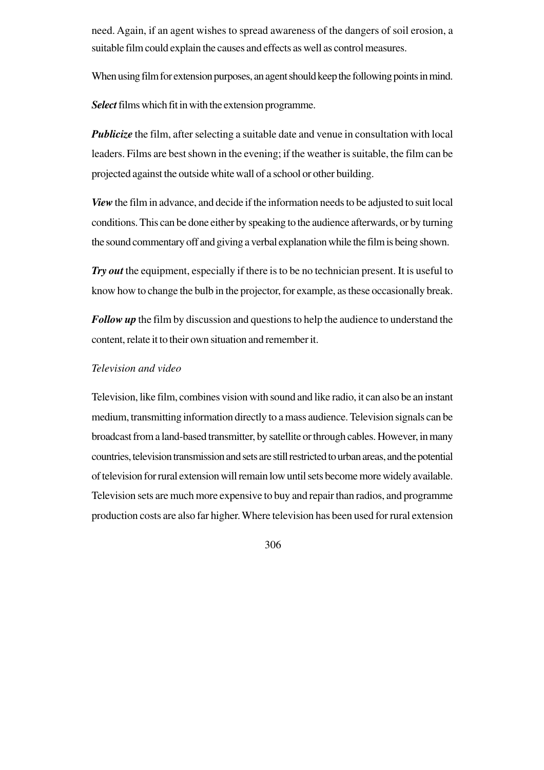need. Again, if an agent wishes to spread awareness of the dangers of soil erosion, a suitable film could explain the causes and effects as well as control measures.

When using film for extension purposes, an agent should keep the following points in mind.

***Select*** films which fit in with the extension programme.

***Publicize*** the film, after selecting a suitable date and venue in consultation with local leaders. Films are best shown in the evening; if the weather is suitable, the film can be projected against the outside white wall of a school or other building.

***View*** the film in advance, and decide if the information needs to be adjusted to suit local conditions. This can be done either by speaking to the audience afterwards, or by turning the sound commentary off and giving a verbal explanation while the film is being shown.

***Try out*** the equipment, especially if there is to be no technician present. It is useful to know how to change the bulb in the projector, for example, as these occasionally break.

***Follow up*** the film by discussion and questions to help the audience to understand the content, relate it to their own situation and remember it.

*Television and video*

Television, like film, combines vision with sound and like radio, it can also be an instant medium, transmitting information directly to a mass audience. Television signals can be broadcast from a land-based transmitter, by satellite or through cables. However, in many countries, television transmission and sets are still restricted to urban areas, and the potential of television for rural extension will remain low until sets become more widely available. Television sets are much more expensive to buy and repair than radios, and programme production costs are also far higher. Where television has been used for rural extension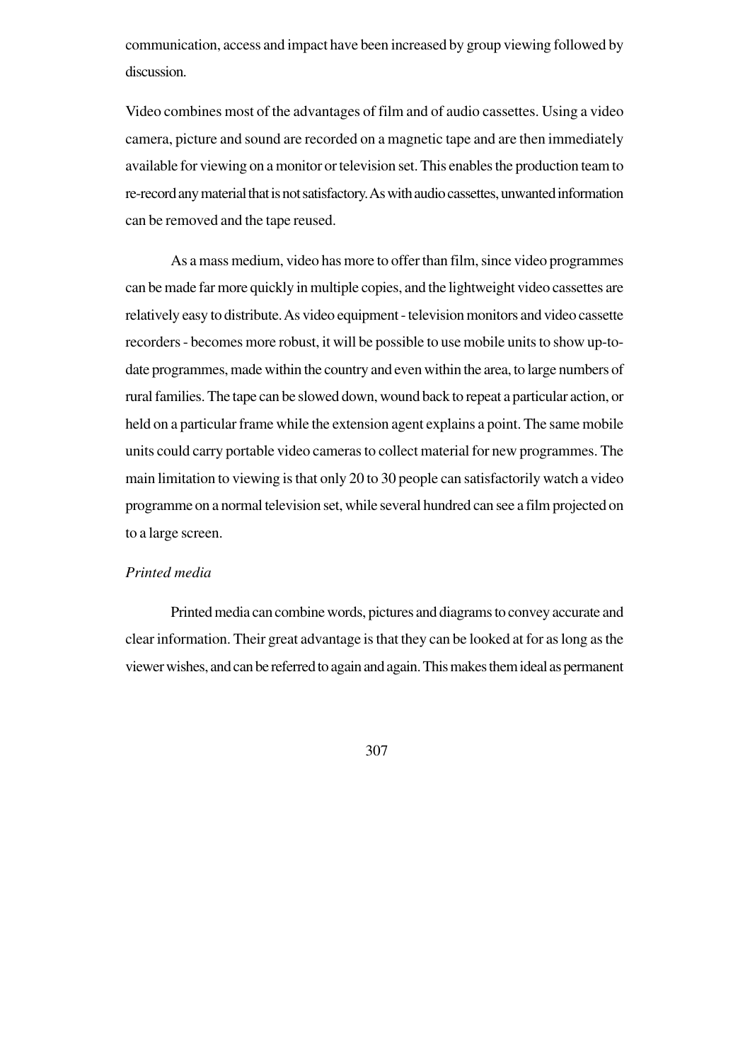communication, access and impact have been increased by group viewing followed by discussion.

Video combines most of the advantages of film and of audio cassettes. Using a video camera, picture and sound are recorded on a magnetic tape and are then immediately available for viewing on a monitor or television set. This enables the production team to re-record any material that is not satisfactory. As with audio cassettes, unwanted information can be removed and the tape reused.

As a mass medium, video has more to offer than film, since video programmes can be made far more quickly in multiple copies, and the lightweight video cassettes are relatively easy to distribute. As video equipment - television monitors and video cassette recorders - becomes more robust, it will be possible to use mobile units to show up-to-date programmes, made within the country and even within the area, to large numbers of rural families. The tape can be slowed down, wound back to repeat a particular action, or held on a particular frame while the extension agent explains a point. The same mobile units could carry portable video cameras to collect material for new programmes. The main limitation to viewing is that only 20 to 30 people can satisfactorily watch a video programme on a normal television set, while several hundred can see a film projected on to a large screen.

*Printed media*

Printed media can combine words, pictures and diagrams to convey accurate and clear information. Their great advantage is that they can be looked at for as long as the viewer wishes, and can be referred to again and again. This makes them ideal as permanent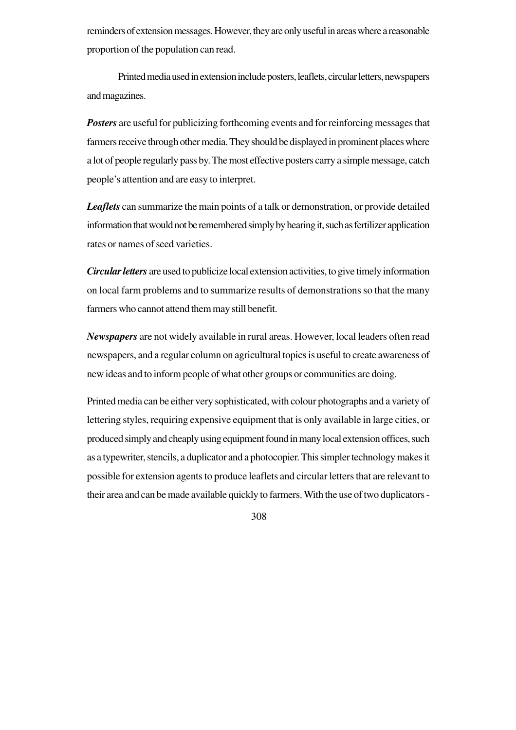reminders of extension messages. However, they are only useful in areas where a reasonable proportion of the population can read.

Printed media used in extension include posters, leaflets, circular letters, newspapers and magazines.

***Posters*** are useful for publicizing forthcoming events and for reinforcing messages that farmers receive through other media. They should be displayed in prominent places where a lot of people regularly pass by. The most effective posters carry a simple message, catch people's attention and are easy to interpret.

***Leaflets*** can summarize the main points of a talk or demonstration, or provide detailed information that would not be remembered simply by hearing it, such as fertilizer application rates or names of seed varieties.

***Circular letters*** are used to publicize local extension activities, to give timely information on local farm problems and to summarize results of demonstrations so that the many farmers who cannot attend them may still benefit.

***Newspapers*** are not widely available in rural areas. However, local leaders often read newspapers, and a regular column on agricultural topics is useful to create awareness of new ideas and to inform people of what other groups or communities are doing.

Printed media can be either very sophisticated, with colour photographs and a variety of lettering styles, requiring expensive equipment that is only available in large cities, or produced simply and cheaply using equipment found in many local extension offices, such as a typewriter, stencils, a duplicator and a photocopier. This simpler technology makes it possible for extension agents to produce leaflets and circular letters that are relevant to their area and can be made available quickly to farmers. With the use of two duplicators -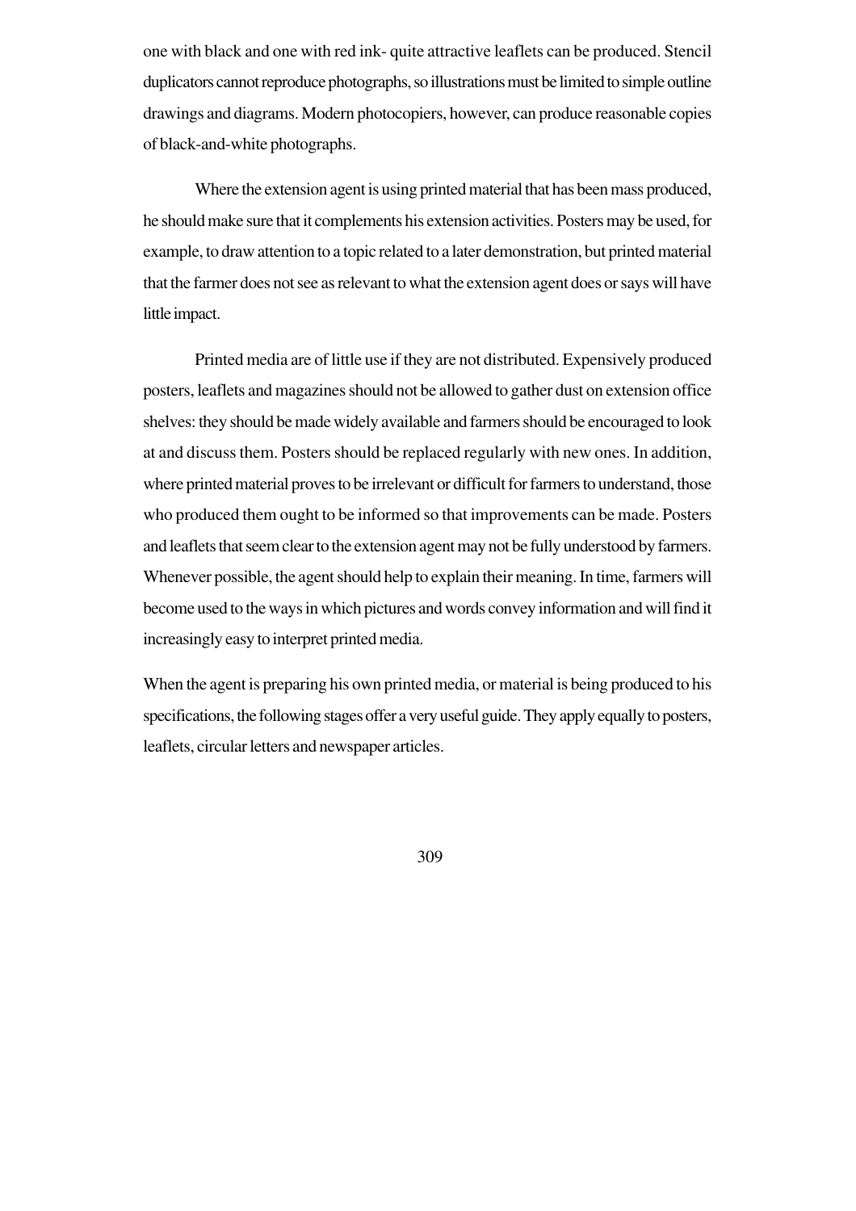one with black and one with red ink- quite attractive leaflets can be produced. Stencil duplicators cannot reproduce photographs, so illustrations must be limited to simple outline drawings and diagrams. Modern photocopiers, however, can produce reasonable copies of black-and-white photographs.

Where the extension agent is using printed material that has been mass produced, he should make sure that it complements his extension activities. Posters may be used, for example, to draw attention to a topic related to a later demonstration, but printed material that the farmer does not see as relevant to what the extension agent does or says will have little impact.

Printed media are of little use if they are not distributed. Expensively produced posters, leaflets and magazines should not be allowed to gather dust on extension office shelves: they should be made widely available and farmers should be encouraged to look at and discuss them. Posters should be replaced regularly with new ones. In addition, where printed material proves to be irrelevant or difficult for farmers to understand, those who produced them ought to be informed so that improvements can be made. Posters and leaflets that seem clear to the extension agent may not be fully understood by farmers. Whenever possible, the agent should help to explain their meaning. In time, farmers will become used to the ways in which pictures and words convey information and will find it increasingly easy to interpret printed media.

When the agent is preparing his own printed media, or material is being produced to his specifications, the following stages offer a very useful guide. They apply equally to posters, leaflets, circular letters and newspaper articles.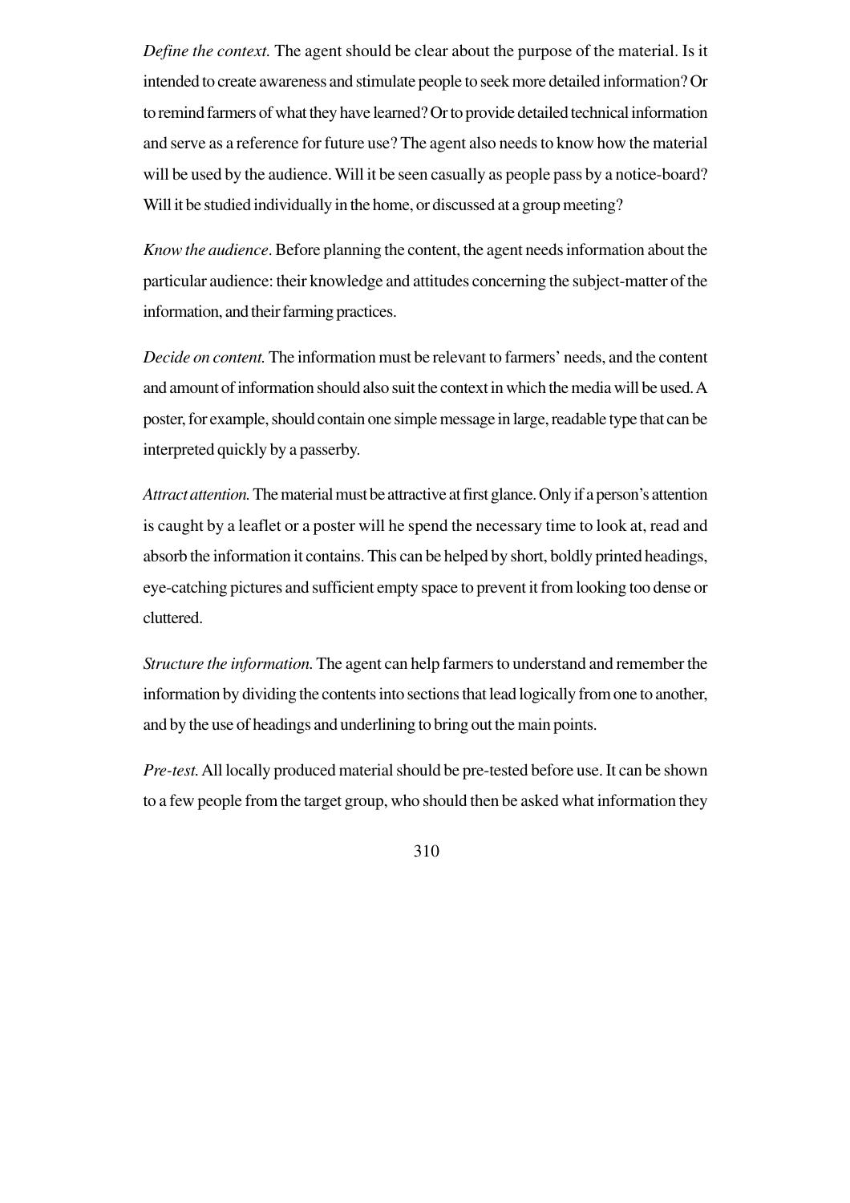*Define the context.* The agent should be clear about the purpose of the material. Is it intended to create awareness and stimulate people to seek more detailed information? Or to remind farmers of what they have learned? Or to provide detailed technical information and serve as a reference for future use? The agent also needs to know how the material will be used by the audience. Will it be seen casually as people pass by a notice-board? Will it be studied individually in the home, or discussed at a group meeting?

*Know the audience*. Before planning the content, the agent needs information about the particular audience: their knowledge and attitudes concerning the subject-matter of the information, and their farming practices.

*Decide on content.* The information must be relevant to farmers' needs, and the content and amount of information should also suit the context in which the media will be used. A poster, for example, should contain one simple message in large, readable type that can be interpreted quickly by a passerby.

*Attract attention.* The material must be attractive at first glance. Only if a person's attention is caught by a leaflet or a poster will he spend the necessary time to look at, read and absorb the information it contains. This can be helped by short, boldly printed headings, eye-catching pictures and sufficient empty space to prevent it from looking too dense or cluttered.

*Structure the information.* The agent can help farmers to understand and remember the information by dividing the contents into sections that lead logically from one to another, and by the use of headings and underlining to bring out the main points.

*Pre-test.* All locally produced material should be pre-tested before use. It can be shown to a few people from the target group, who should then be asked what information they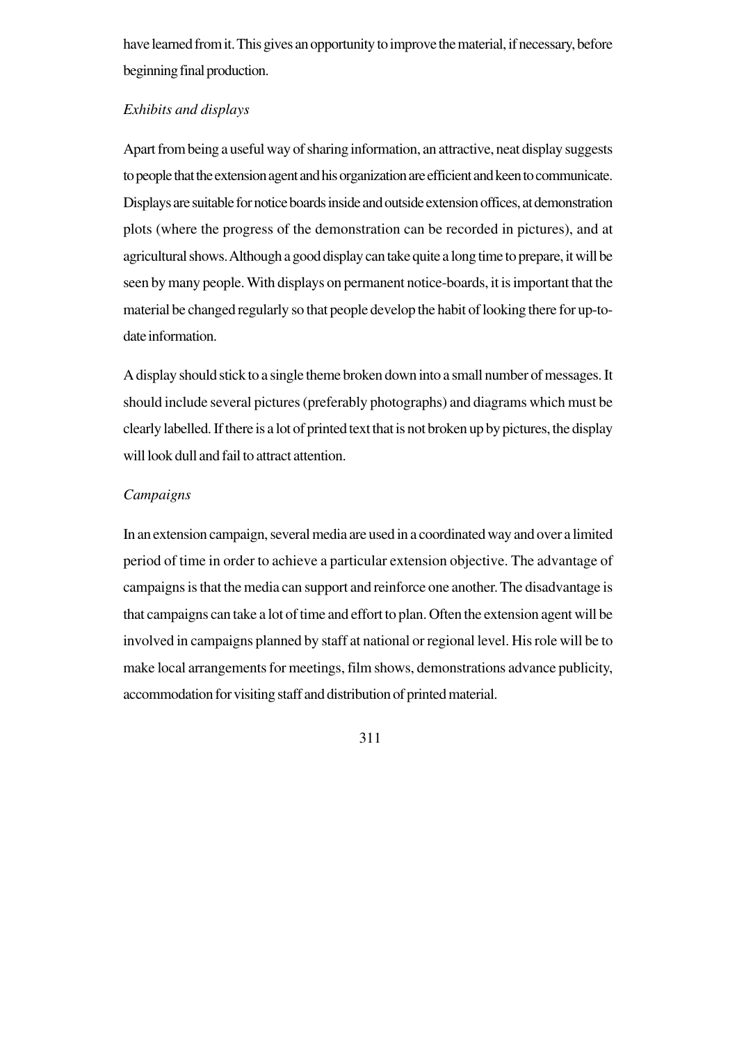have learned from it. This gives an opportunity to improve the material, if necessary, before beginning final production.

*Exhibits and displays*

Apart from being a useful way of sharing information, an attractive, neat display suggests to people that the extension agent and his organization are efficient and keen to communicate. Displays are suitable for notice boards inside and outside extension offices, at demonstration plots (where the progress of the demonstration can be recorded in pictures), and at agricultural shows. Although a good display can take quite a long time to prepare, it will be seen by many people. With displays on permanent notice-boards, it is important that the material be changed regularly so that people develop the habit of looking there for up-to-date information.

A display should stick to a single theme broken down into a small number of messages. It should include several pictures (preferably photographs) and diagrams which must be clearly labelled. If there is a lot of printed text that is not broken up by pictures, the display will look dull and fail to attract attention.

*Campaigns*

In an extension campaign, several media are used in a coordinated way and over a limited period of time in order to achieve a particular extension objective. The advantage of campaigns is that the media can support and reinforce one another. The disadvantage is that campaigns can take a lot of time and effort to plan. Often the extension agent will be involved in campaigns planned by staff at national or regional level. His role will be to make local arrangements for meetings, film shows, demonstrations advance publicity, accommodation for visiting staff and distribution of printed material.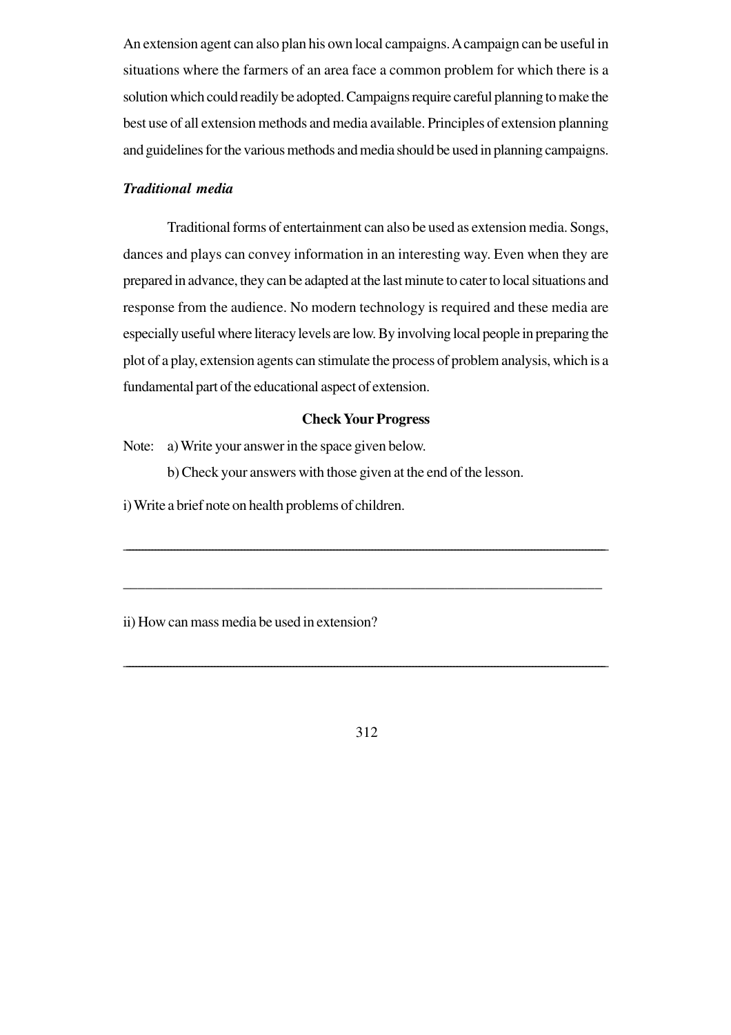An extension agent can also plan his own local campaigns. A campaign can be useful in situations where the farmers of an area face a common problem for which there is a solution which could readily be adopted. Campaigns require careful planning to make the best use of all extension methods and media available. Principles of extension planning and guidelines for the various methods and media should be used in planning campaigns.

***Traditional media***

Traditional forms of entertainment can also be used as extension media. Songs, dances and plays can convey information in an interesting way. Even when they are prepared in advance, they can be adapted at the last minute to cater to local situations and response from the audience. No modern technology is required and these media are especially useful where literacy levels are low. By involving local people in preparing the plot of a play, extension agents can stimulate the process of problem analysis, which is a fundamental part of the educational aspect of extension.

**Check Your Progress**

Note: a) Write your answer in the space given below.

b) Check your answers with those given at the end of the lesson.

i) Write a brief note on health problems of children.

_______________________________________________________________

_______________________________________________________________

ii) How can mass media be used in extension?

_______________________________________________________________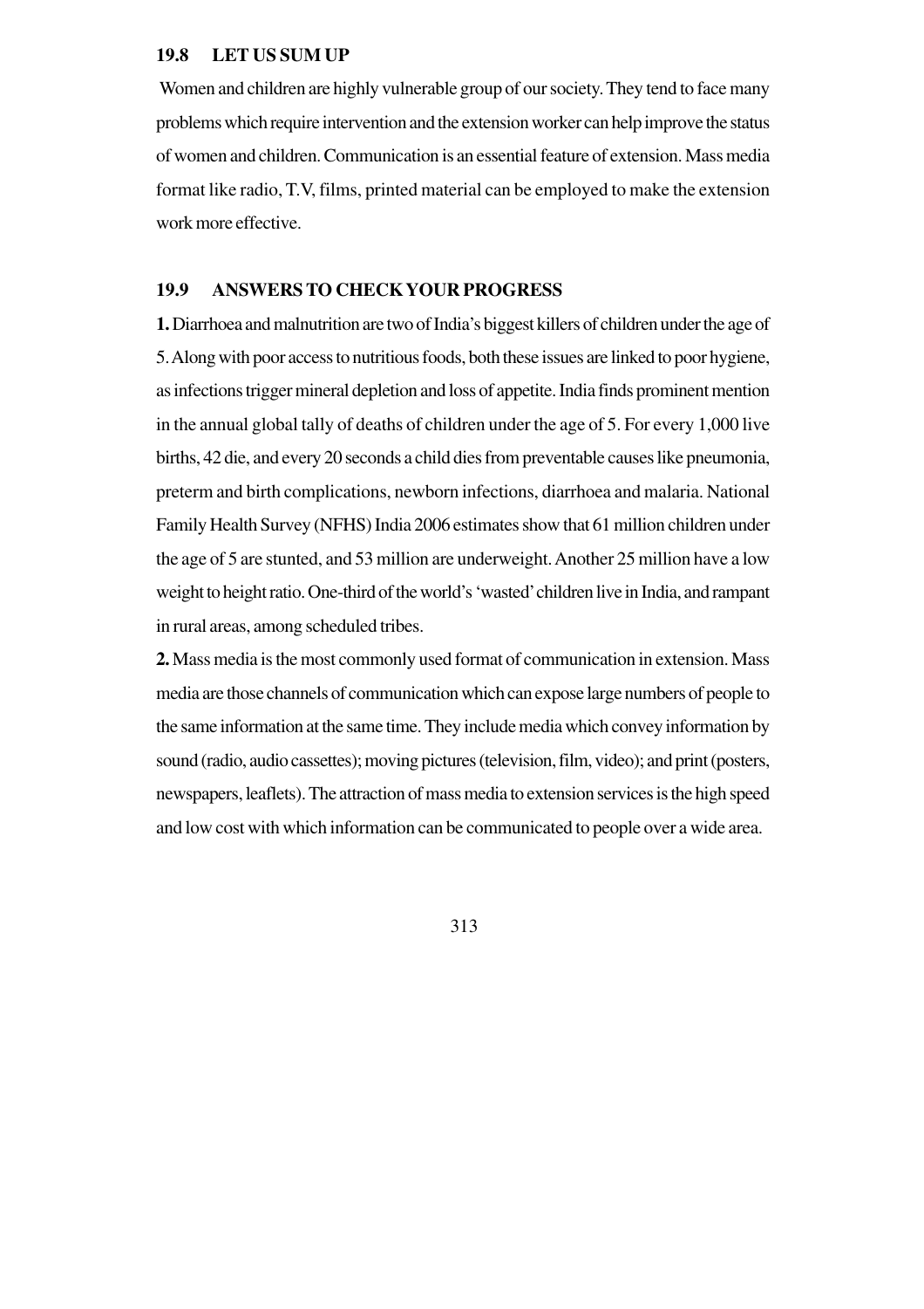## 19.8 LET US SUM UP

Women and children are highly vulnerable group of our society. They tend to face many problems which require intervention and the extension worker can help improve the status of women and children. Communication is an essential feature of extension. Mass media format like radio, T.V, films, printed material can be employed to make the extension work more effective.

## 19.9 ANSWERS TO CHECK YOUR PROGRESS

**1.** Diarrhoea and malnutrition are two of India's biggest killers of children under the age of 5. Along with poor access to nutritious foods, both these issues are linked to poor hygiene, as infections trigger mineral depletion and loss of appetite. India finds prominent mention in the annual global tally of deaths of children under the age of 5. For every 1,000 live births, 42 die, and every 20 seconds a child dies from preventable causes like pneumonia, preterm and birth complications, newborn infections, diarrhoea and malaria. National Family Health Survey (NFHS) India 2006 estimates show that 61 million children under the age of 5 are stunted, and 53 million are underweight. Another 25 million have a low weight to height ratio. One-third of the world's 'wasted' children live in India, and rampant in rural areas, among scheduled tribes.

**2.** Mass media is the most commonly used format of communication in extension. Mass media are those channels of communication which can expose large numbers of people to the same information at the same time. They include media which convey information by sound (radio, audio cassettes); moving pictures (television, film, video); and print (posters, newspapers, leaflets). The attraction of mass media to extension services is the high speed and low cost with which information can be communicated to people over a wide area.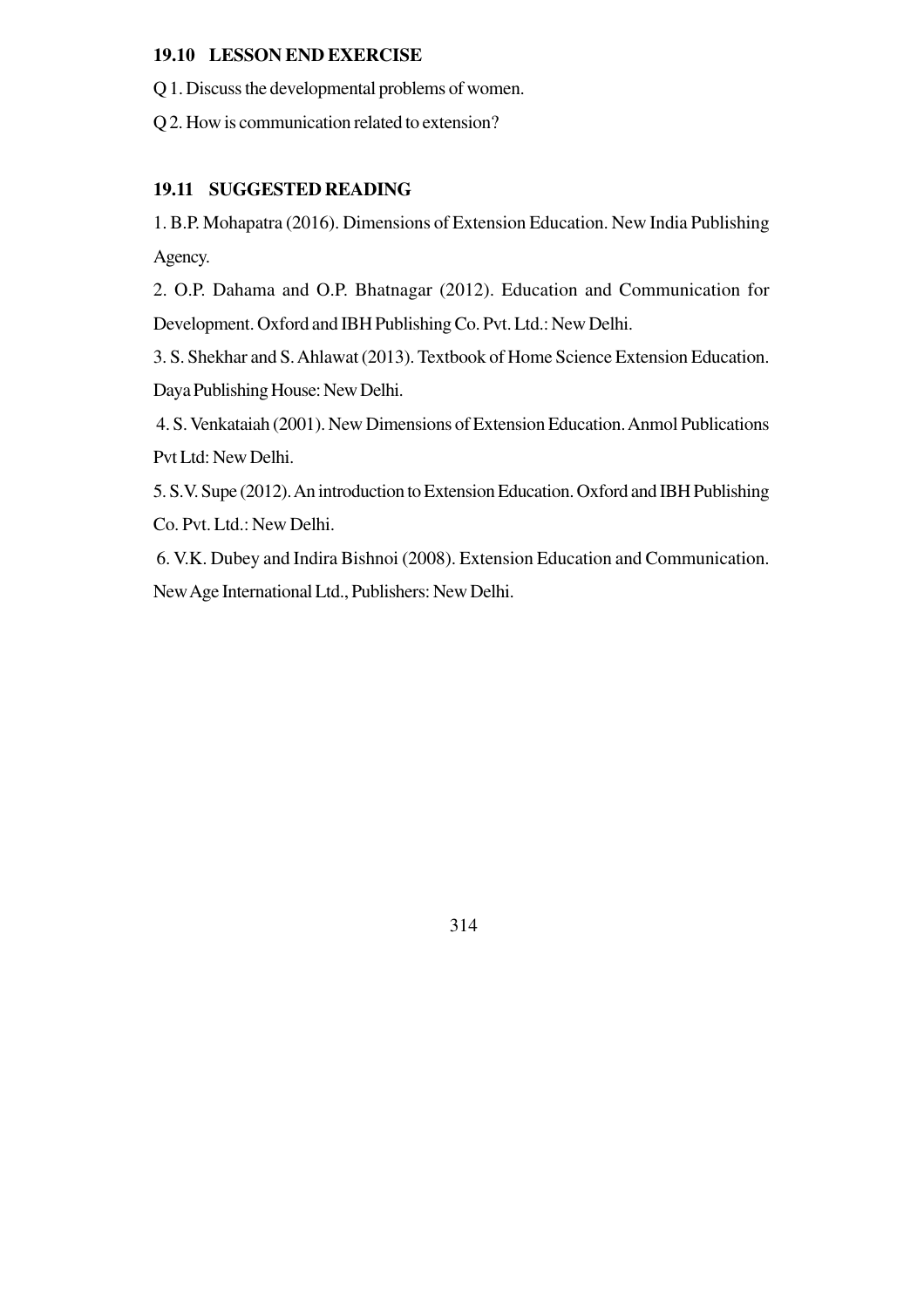### 19.10 LESSON END EXERCISE

Q 1. Discuss the developmental problems of women.

Q 2. How is communication related to extension?

### 19.11 SUGGESTED READING

1. B.P. Mohapatra (2016). Dimensions of Extension Education. New India Publishing Agency.
2. O.P. Dahama and O.P. Bhatnagar (2012). Education and Communication for Development. Oxford and IBH Publishing Co. Pvt. Ltd.: New Delhi.
3. S. Shekhar and S. Ahlawat (2013). Textbook of Home Science Extension Education. Daya Publishing House: New Delhi.
4. S. Venkataiah (2001). New Dimensions of Extension Education. Anmol Publications Pvt Ltd: New Delhi.
5. S.V. Supe (2012). An introduction to Extension Education. Oxford and IBH Publishing Co. Pvt. Ltd.: New Delhi.
6. V.K. Dubey and Indira Bishnoi (2008). Extension Education and Communication. New Age International Ltd., Publishers: New Delhi.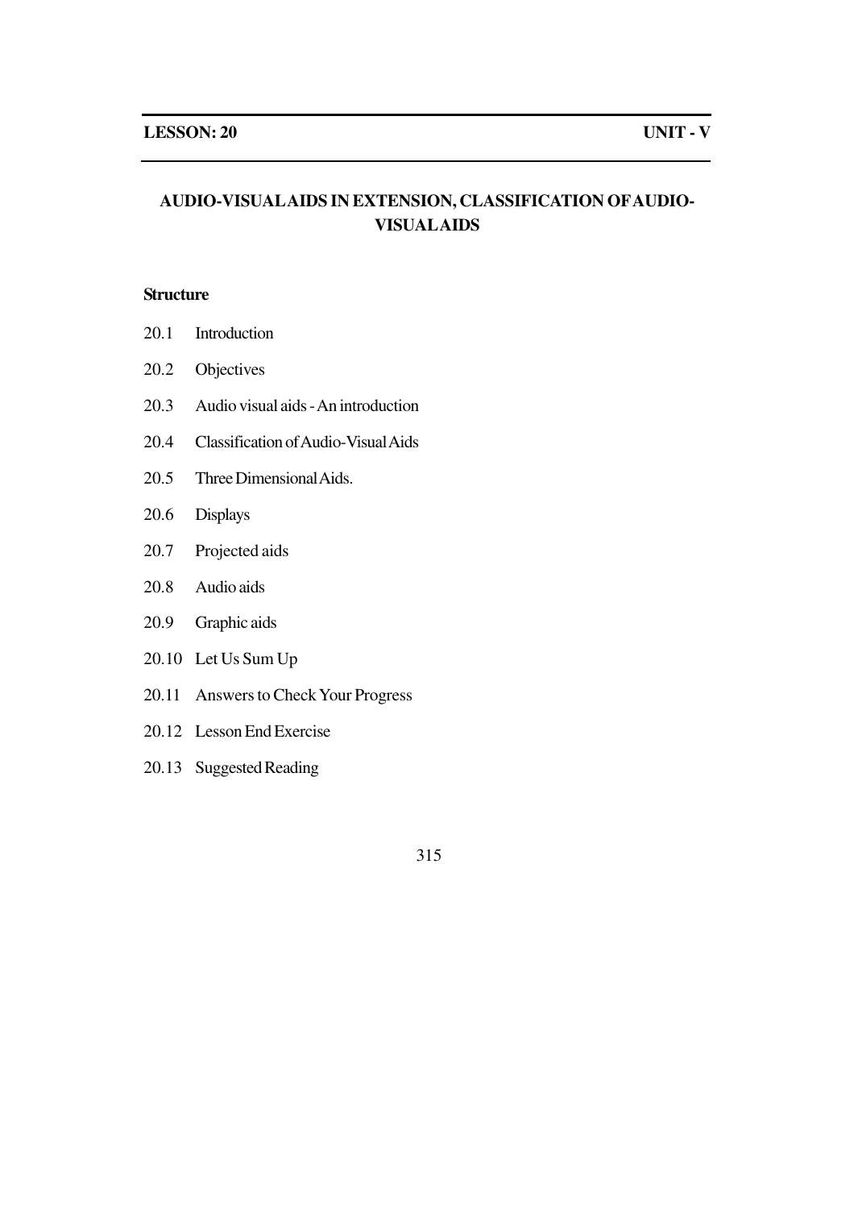**LESSON: 20** **UNIT - V**

# AUDIO-VISUAL AIDS IN EXTENSION, CLASSIFICATION OF AUDIO-VISUAL AIDS

**Structure**

20.1 Introduction

20.2 Objectives

20.3 Audio visual aids - An introduction

20.4 Classification of Audio-Visual Aids

20.5 Three Dimensional Aids.

20.6 Displays

20.7 Projected aids

20.8 Audio aids

20.9 Graphic aids

20.10 Let Us Sum Up

20.11 Answers to Check Your Progress

20.12 Lesson End Exercise

20.13 Suggested Reading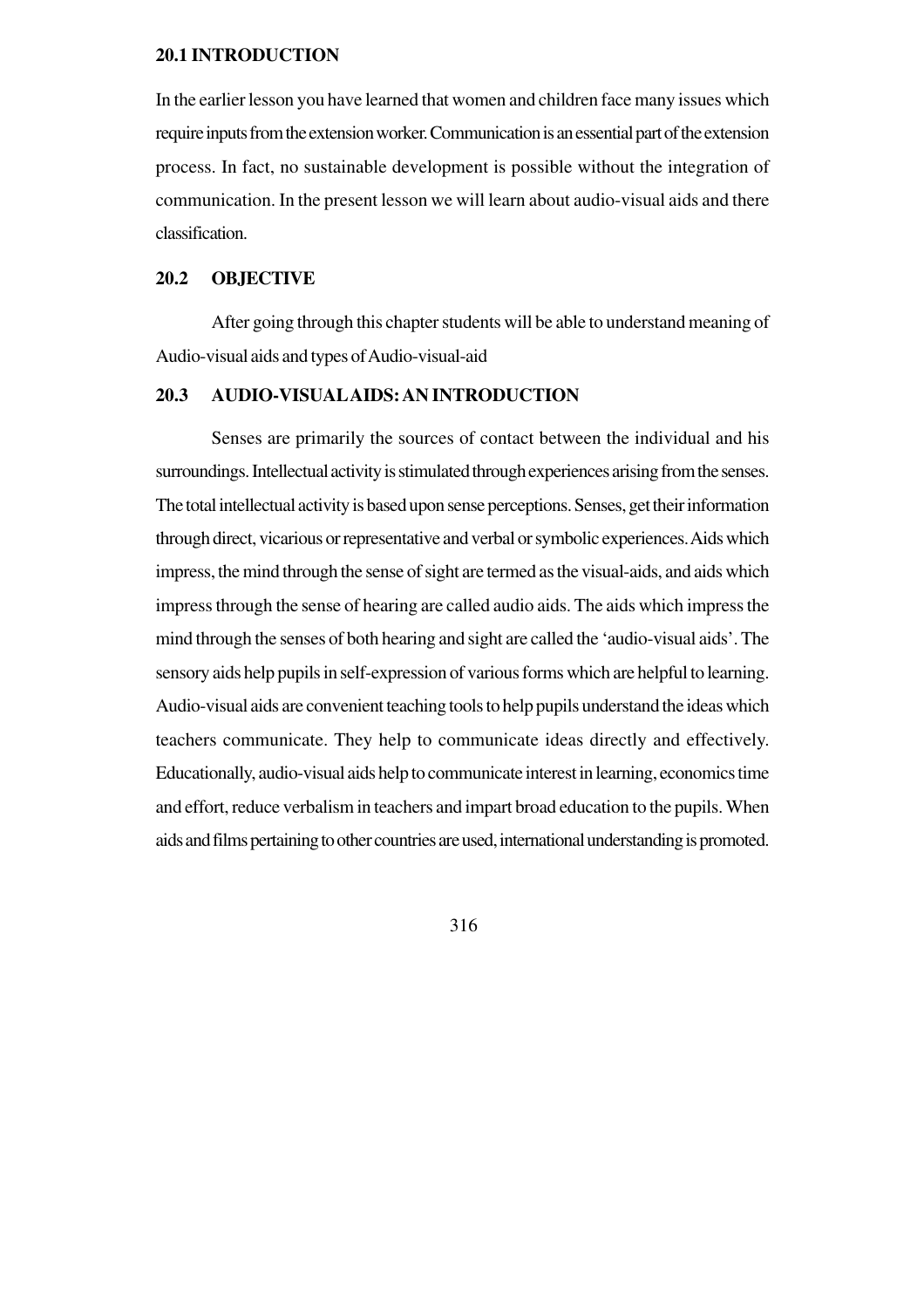## 20.1 INTRODUCTION

In the earlier lesson you have learned that women and children face many issues which require inputs from the extension worker. Communication is an essential part of the extension process. In fact, no sustainable development is possible without the integration of communication. In the present lesson we will learn about audio-visual aids and there classification.

## 20.2 OBJECTIVE

After going through this chapter students will be able to understand meaning of Audio-visual aids and types of Audio-visual-aid

## 20.3 AUDIO-VISUAL AIDS: AN INTRODUCTION

Senses are primarily the sources of contact between the individual and his surroundings. Intellectual activity is stimulated through experiences arising from the senses. The total intellectual activity is based upon sense perceptions. Senses, get their information through direct, vicarious or representative and verbal or symbolic experiences. Aids which impress, the mind through the sense of sight are termed as the visual-aids, and aids which impress through the sense of hearing are called audio aids. The aids which impress the mind through the senses of both hearing and sight are called the 'audio-visual aids'. The sensory aids help pupils in self-expression of various forms which are helpful to learning. Audio-visual aids are convenient teaching tools to help pupils understand the ideas which teachers communicate. They help to communicate ideas directly and effectively. Educationally, audio-visual aids help to communicate interest in learning, economics time and effort, reduce verbalism in teachers and impart broad education to the pupils. When aids and films pertaining to other countries are used, international understanding is promoted.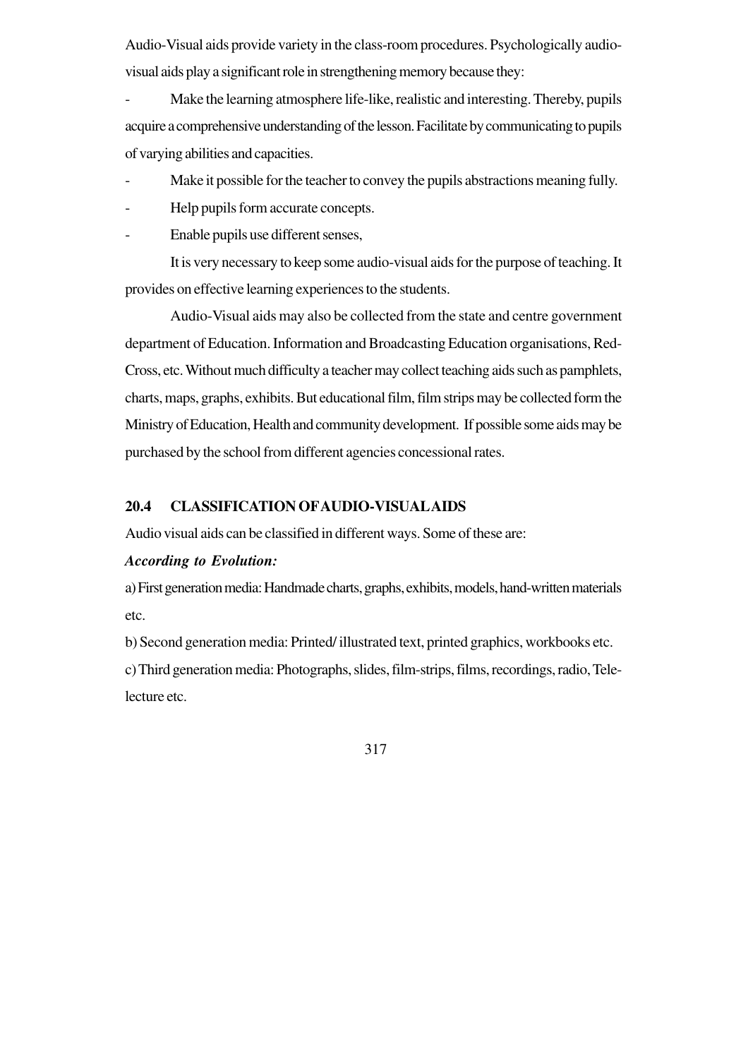Audio-Visual aids provide variety in the class-room procedures. Psychologically audio-visual aids play a significant role in strengthening memory because they:

- Make the learning atmosphere life-like, realistic and interesting. Thereby, pupils acquire a comprehensive understanding of the lesson. Facilitate by communicating to pupils of varying abilities and capacities.
- Make it possible for the teacher to convey the pupils abstractions meaning fully.
- Help pupils form accurate concepts.
- Enable pupils use different senses,

It is very necessary to keep some audio-visual aids for the purpose of teaching. It provides on effective learning experiences to the students.

Audio-Visual aids may also be collected from the state and centre government department of Education. Information and Broadcasting Education organisations, Red-Cross, etc. Without much difficulty a teacher may collect teaching aids such as pamphlets, charts, maps, graphs, exhibits. But educational film, film strips may be collected form the Ministry of Education, Health and community development. If possible some aids may be purchased by the school from different agencies concessional rates.

### 20.4 CLASSIFICATION OF AUDIO-VISUAL AIDS

Audio visual aids can be classified in different ways. Some of these are:

***According to Evolution:***

a) First generation media: Handmade charts, graphs, exhibits, models, hand-written materials etc.

b) Second generation media: Printed/ illustrated text, printed graphics, workbooks etc.

c) Third generation media: Photographs, slides, film-strips, films, recordings, radio, Tele-lecture etc.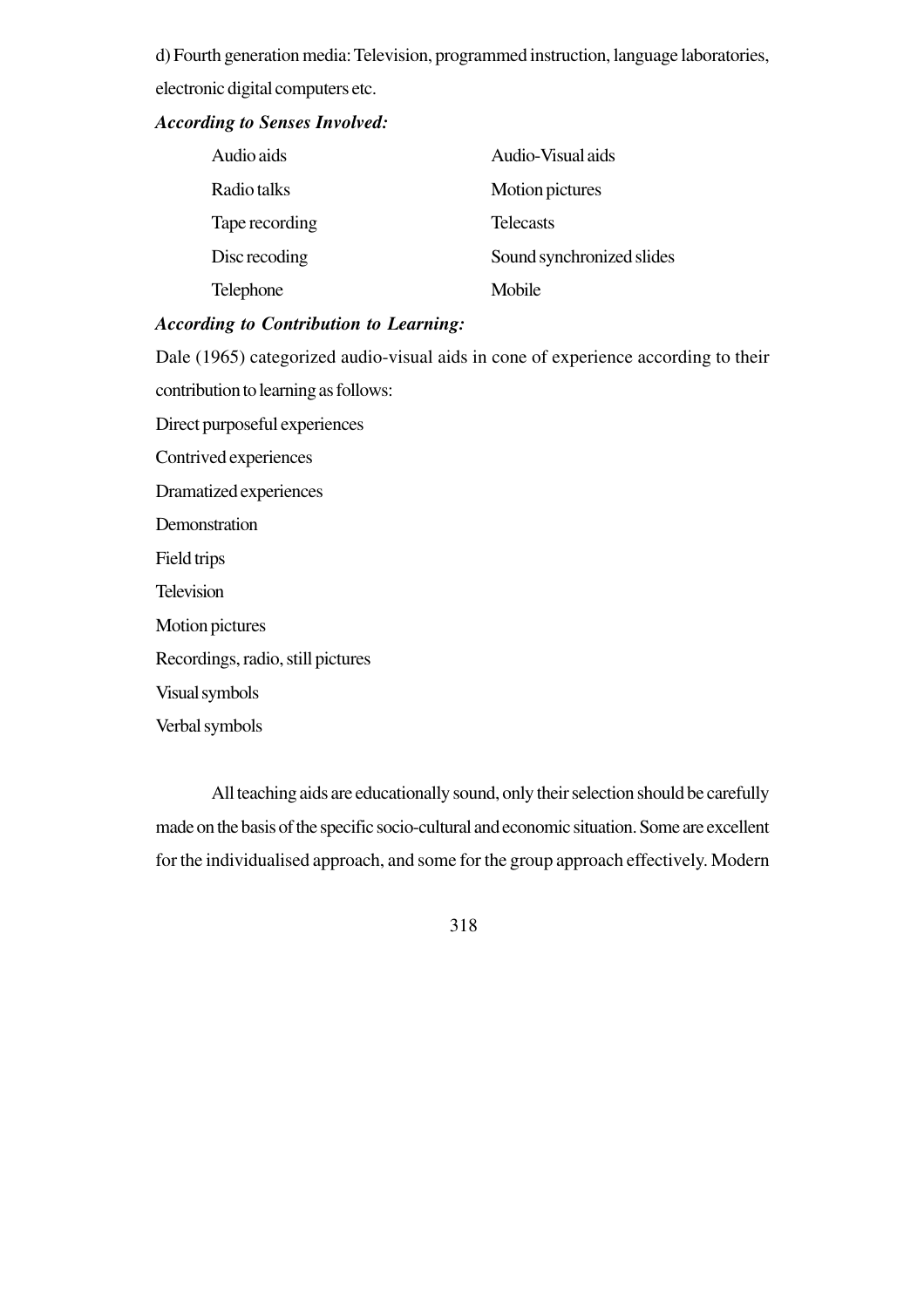d) Fourth generation media: Television, programmed instruction, language laboratories, electronic digital computers etc.

***According to Senses Involved:***

| Audio aids | Audio-Visual aids |
|---|---|
| Radio talks | Motion pictures |
| Tape recording | Telecasts |
| Disc recoding | Sound synchronized slides |
| Telephone | Mobile |

***According to Contribution to Learning:***

Dale (1965) categorized audio-visual aids in cone of experience according to their contribution to learning as follows:

Direct purposeful experiences

Contrived experiences

Dramatized experiences

Demonstration

Field trips

Television

Motion pictures

Recordings, radio, still pictures

Visual symbols

Verbal symbols

All teaching aids are educationally sound, only their selection should be carefully made on the basis of the specific socio-cultural and economic situation. Some are excellent for the individualised approach, and some for the group approach effectively. Modern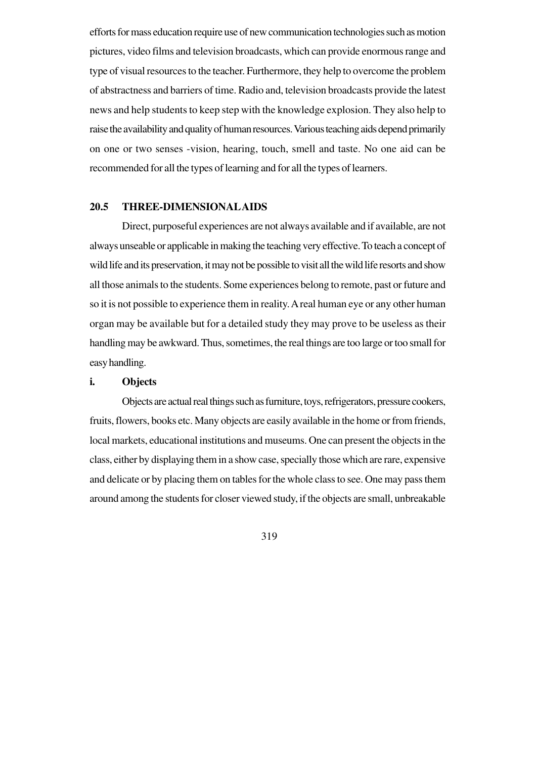efforts for mass education require use of new communication technologies such as motion pictures, video films and television broadcasts, which can provide enormous range and type of visual resources to the teacher. Furthermore, they help to overcome the problem of abstractness and barriers of time. Radio and, television broadcasts provide the latest news and help students to keep step with the knowledge explosion. They also help to raise the availability and quality of human resources. Various teaching aids depend primarily on one or two senses -vision, hearing, touch, smell and taste. No one aid can be recommended for all the types of learning and for all the types of learners.

## 20.5 THREE-DIMENSIONAL AIDS

Direct, purposeful experiences are not always available and if available, are not always unseable or applicable in making the teaching very effective. To teach a concept of wild life and its preservation, it may not be possible to visit all the wild life resorts and show all those animals to the students. Some experiences belong to remote, past or future and so it is not possible to experience them in reality. A real human eye or any other human organ may be available but for a detailed study they may prove to be useless as their handling may be awkward. Thus, sometimes, the real things are too large or too small for easy handling.

### i. Objects

Objects are actual real things such as furniture, toys, refrigerators, pressure cookers, fruits, flowers, books etc. Many objects are easily available in the home or from friends, local markets, educational institutions and museums. One can present the objects in the class, either by displaying them in a show case, specially those which are rare, expensive and delicate or by placing them on tables for the whole class to see. One may pass them around among the students for closer viewed study, if the objects are small, unbreakable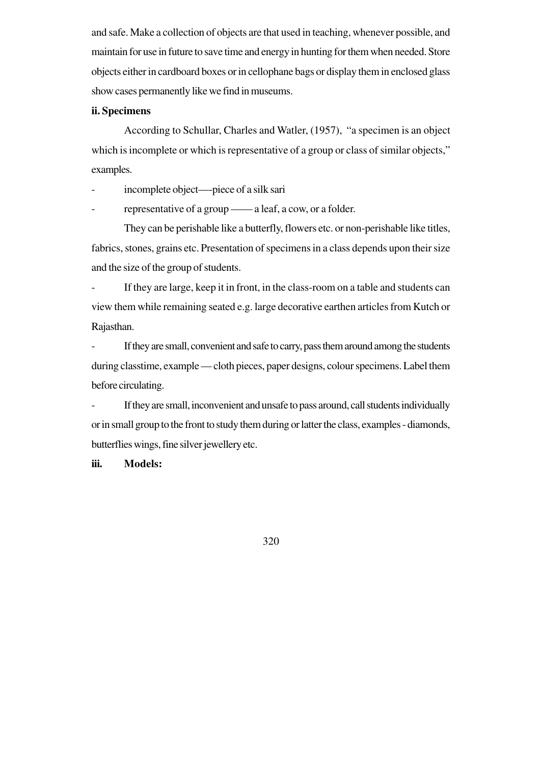and safe. Make a collection of objects are that used in teaching, whenever possible, and maintain for use in future to save time and energy in hunting for them when needed. Store objects either in cardboard boxes or in cellophane bags or display them in enclosed glass show cases permanently like we find in museums.

**ii. Specimens**

According to Schullar, Charles and Watler, (1957), "a specimen is an object which is incomplete or which is representative of a group or class of similar objects," examples.

- incomplete object—-piece of a silk sari
- representative of a group —— a leaf, a cow, or a folder.

They can be perishable like a butterfly, flowers etc. or non-perishable like titles, fabrics, stones, grains etc. Presentation of specimens in a class depends upon their size and the size of the group of students.

- If they are large, keep it in front, in the class-room on a table and students can view them while remaining seated e.g. large decorative earthen articles from Kutch or Rajasthan.
- If they are small, convenient and safe to carry, pass them around among the students during classtime, example — cloth pieces, paper designs, colour specimens. Label them before circulating.
- If they are small, inconvenient and unsafe to pass around, call students individually or in small group to the front to study them during or latter the class, examples - diamonds, butterflies wings, fine silver jewellery etc.

**iii. Models:**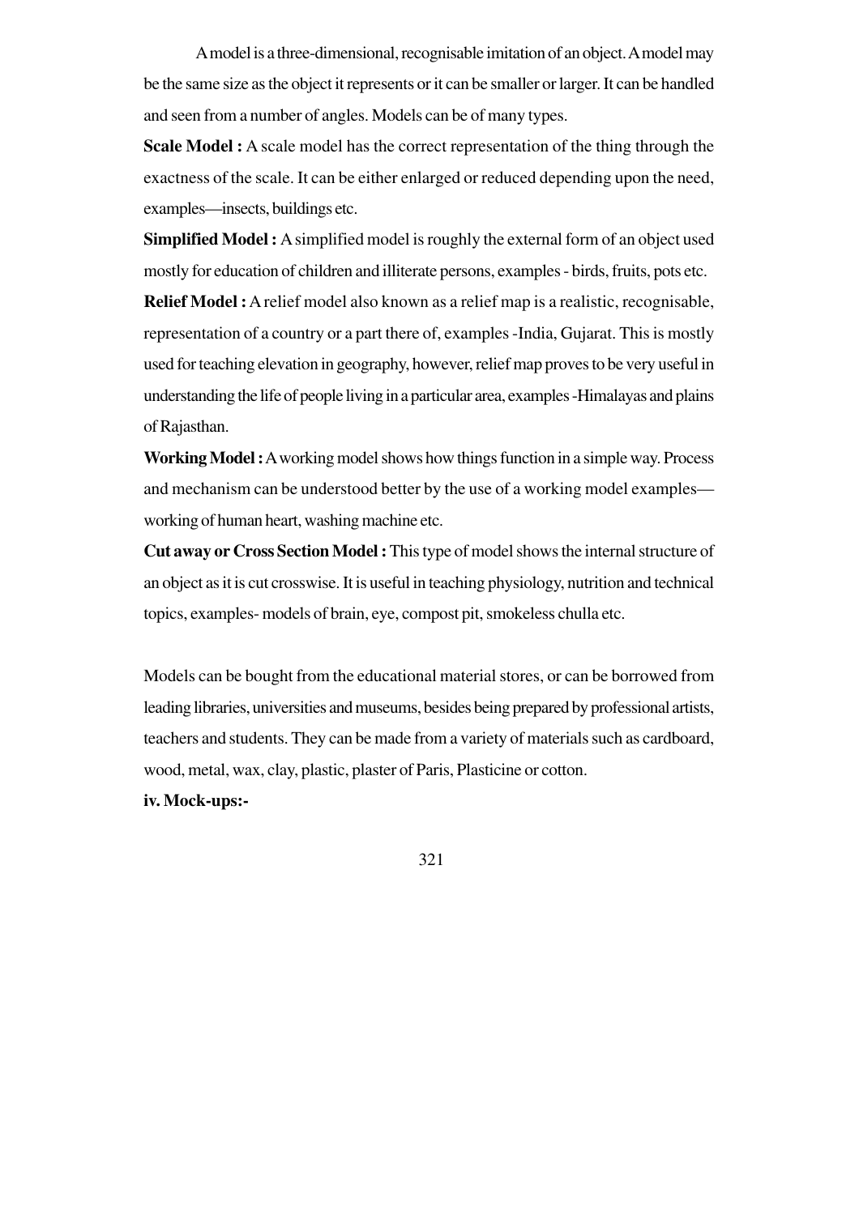A model is a three-dimensional, recognisable imitation of an object. A model may be the same size as the object it represents or it can be smaller or larger. It can be handled and seen from a number of angles. Models can be of many types.

**Scale Model :** A scale model has the correct representation of the thing through the exactness of the scale. It can be either enlarged or reduced depending upon the need, examples—insects, buildings etc.

**Simplified Model :** A simplified model is roughly the external form of an object used mostly for education of children and illiterate persons, examples - birds, fruits, pots etc.

**Relief Model :** A relief model also known as a relief map is a realistic, recognisable, representation of a country or a part there of, examples -India, Gujarat. This is mostly used for teaching elevation in geography, however, relief map proves to be very useful in understanding the life of people living in a particular area, examples -Himalayas and plains of Rajasthan.

**Working Model :** A working model shows how things function in a simple way. Process and mechanism can be understood better by the use of a working model examples—working of human heart, washing machine etc.

**Cut away or Cross Section Model :** This type of model shows the internal structure of an object as it is cut crosswise. It is useful in teaching physiology, nutrition and technical topics, examples- models of brain, eye, compost pit, smokeless chulla etc.

Models can be bought from the educational material stores, or can be borrowed from leading libraries, universities and museums, besides being prepared by professional artists, teachers and students. They can be made from a variety of materials such as cardboard, wood, metal, wax, clay, plastic, plaster of Paris, Plasticine or cotton.

**iv. Mock-ups:-**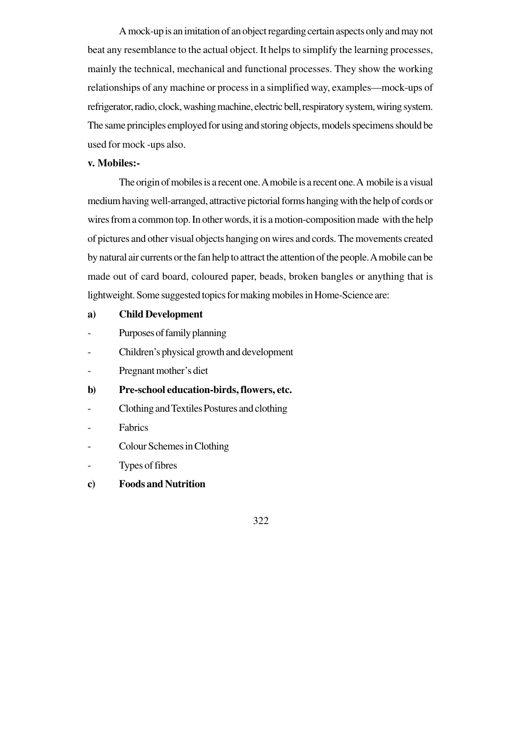A mock-up is an imitation of an object regarding certain aspects only and may not beat any resemblance to the actual object. It helps to simplify the learning processes, mainly the technical, mechanical and functional processes. They show the working relationships of any machine or process in a simplified way, examples—mock-ups of refrigerator, radio, clock, washing machine, electric bell, respiratory system, wiring system. The same principles employed for using and storing objects, models specimens should be used for mock -ups also.

**v. Mobiles:-**

The origin of mobiles is a recent one. A mobile is a recent one. A mobile is a visual medium having well-arranged, attractive pictorial forms hanging with the help of cords or wires from a common top. In other words, it is a motion-composition made with the help of pictures and other visual objects hanging on wires and cords. The movements created by natural air currents or the fan help to attract the attention of the people. A mobile can be made out of card board, coloured paper, beads, broken bangles or anything that is lightweight. Some suggested topics for making mobiles in Home-Science are:

**a) Child Development**

- Purposes of family planning
- Children's physical growth and development
- Pregnant mother's diet

**b) Pre-school education-birds, flowers, etc.**

- Clothing and Textiles Postures and clothing
- Fabrics
- Colour Schemes in Clothing
- Types of fibres

**c) Foods and Nutrition**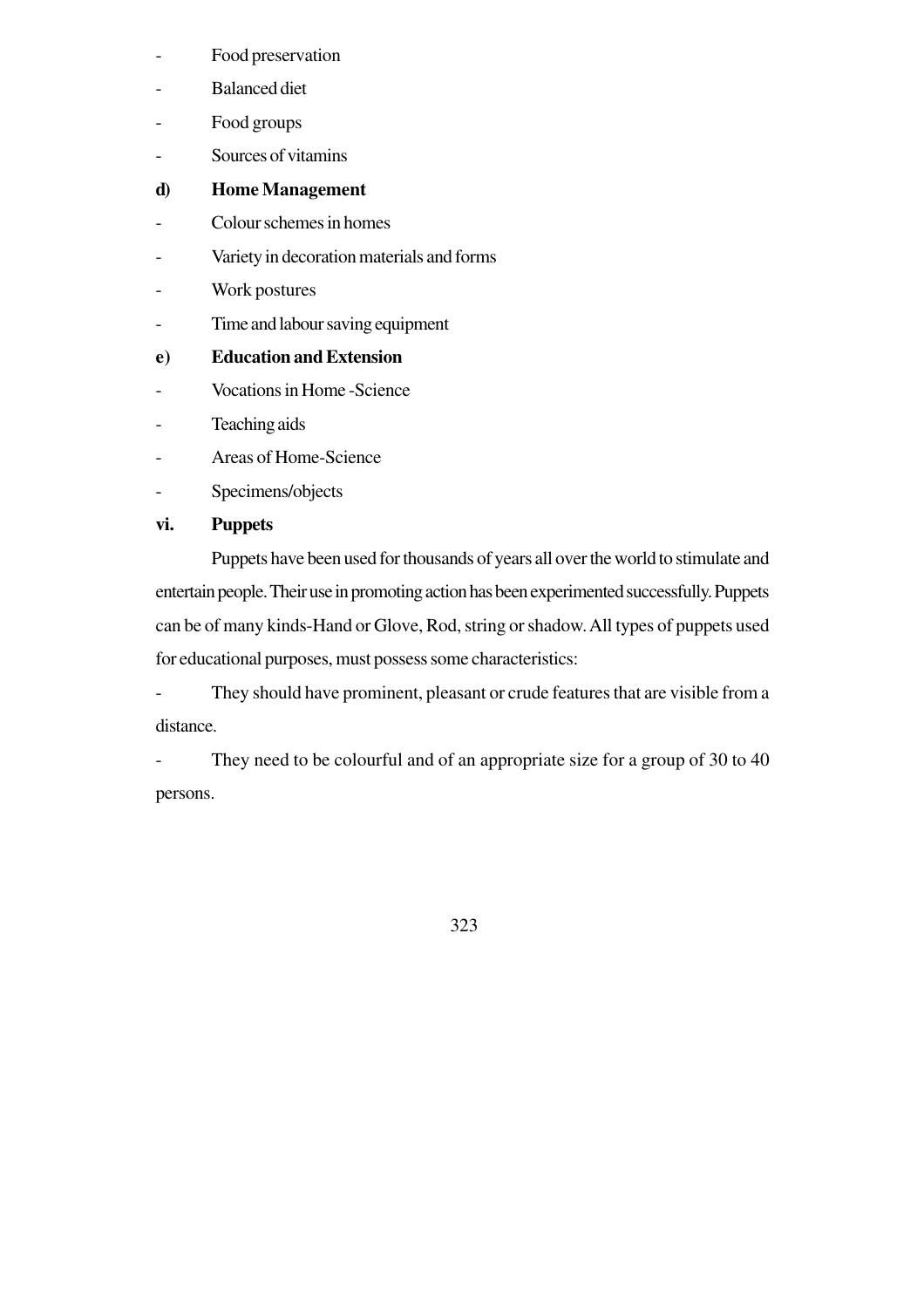- Food preservation
- Balanced diet
- Food groups
- Sources of vitamins

**d) Home Management**

- Colour schemes in homes
- Variety in decoration materials and forms
- Work postures
- Time and labour saving equipment

**e) Education and Extension**

- Vocations in Home -Science
- Teaching aids
- Areas of Home-Science
- Specimens/objects

**vi. Puppets**

Puppets have been used for thousands of years all over the world to stimulate and entertain people. Their use in promoting action has been experimented successfully. Puppets can be of many kinds-Hand or Glove, Rod, string or shadow. All types of puppets used for educational purposes, must possess some characteristics:

- They should have prominent, pleasant or crude features that are visible from a distance.
- They need to be colourful and of an appropriate size for a group of 30 to 40 persons.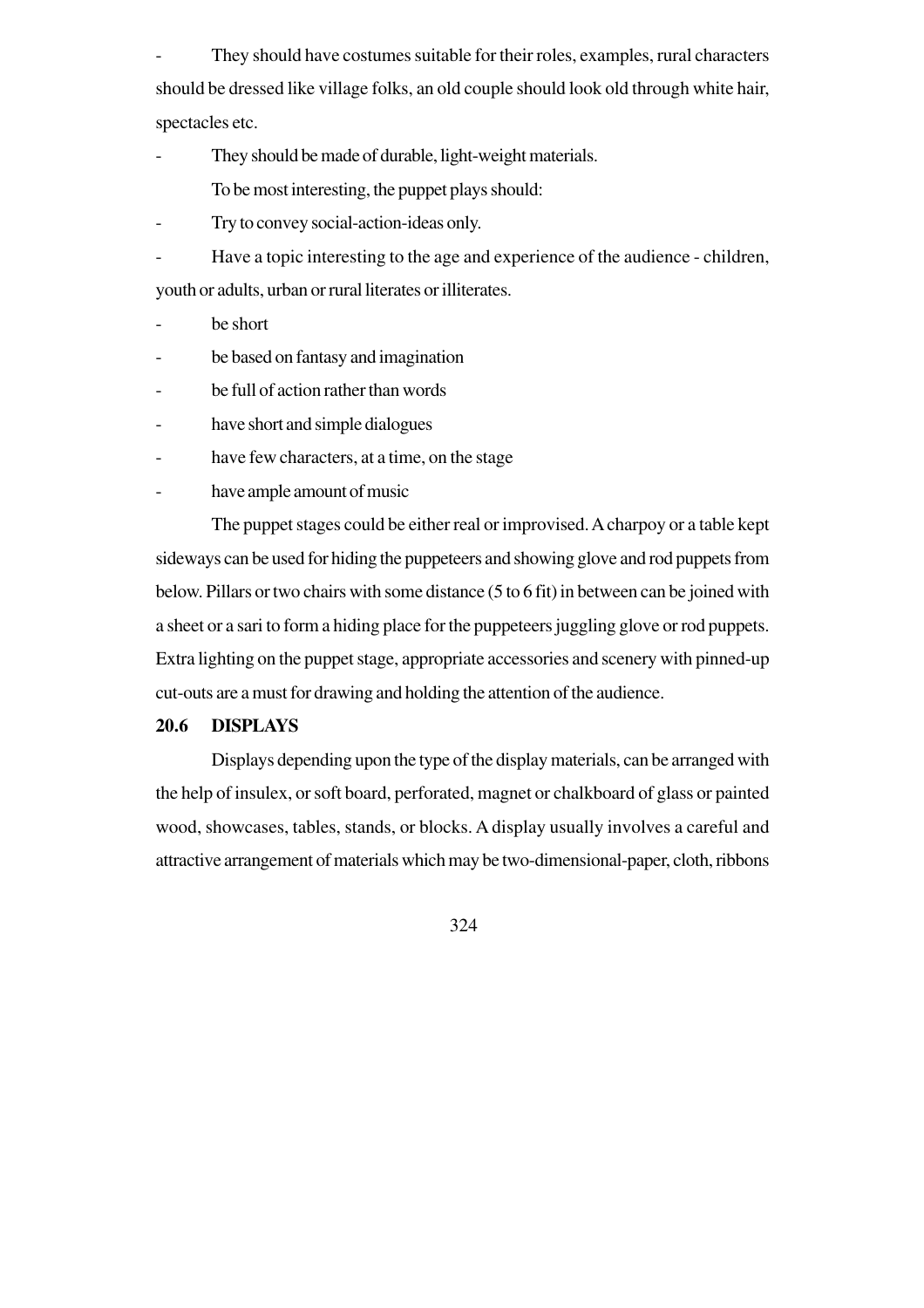- They should have costumes suitable for their roles, examples, rural characters should be dressed like village folks, an old couple should look old through white hair, spectacles etc.
- They should be made of durable, light-weight materials.

To be most interesting, the puppet plays should:

- Try to convey social-action-ideas only.
- Have a topic interesting to the age and experience of the audience - children, youth or adults, urban or rural literates or illiterates.
- be short
- be based on fantasy and imagination
- be full of action rather than words
- have short and simple dialogues
- have few characters, at a time, on the stage
- have ample amount of music

The puppet stages could be either real or improvised. A charpoy or a table kept sideways can be used for hiding the puppeteers and showing glove and rod puppets from below. Pillars or two chairs with some distance (5 to 6 fit) in between can be joined with a sheet or a sari to form a hiding place for the puppeteers juggling glove or rod puppets. Extra lighting on the puppet stage, appropriate accessories and scenery with pinned-up cut-outs are a must for drawing and holding the attention of the audience.

## 20.6 DISPLAYS

Displays depending upon the type of the display materials, can be arranged with the help of insulex, or soft board, perforated, magnet or chalkboard of glass or painted wood, showcases, tables, stands, or blocks. A display usually involves a careful and attractive arrangement of materials which may be two-dimensional-paper, cloth, ribbons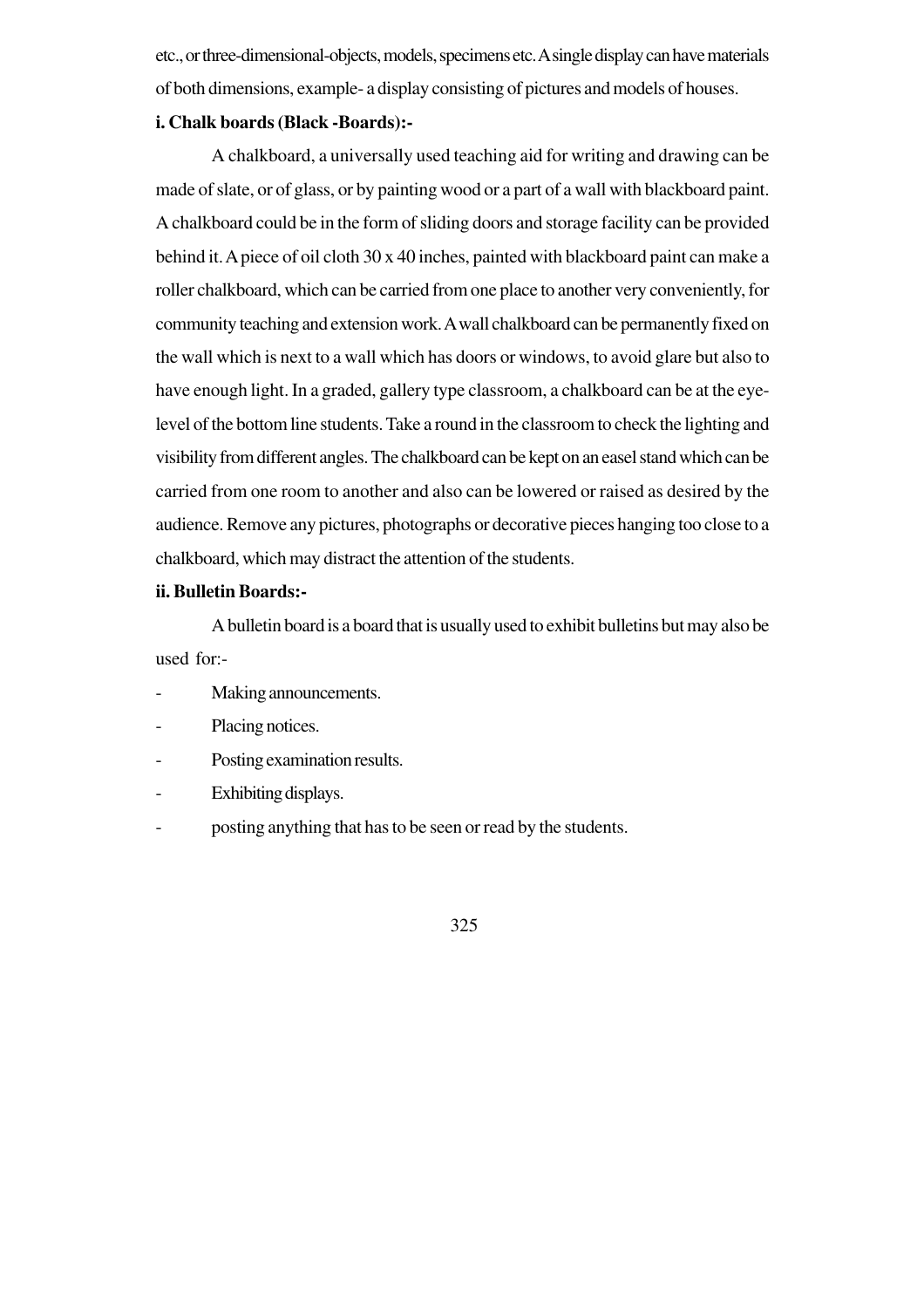etc., or three-dimensional-objects, models, specimens etc. A single display can have materials of both dimensions, example- a display consisting of pictures and models of houses.

**i. Chalk boards (Black -Boards):-**

A chalkboard, a universally used teaching aid for writing and drawing can be made of slate, or of glass, or by painting wood or a part of a wall with blackboard paint. A chalkboard could be in the form of sliding doors and storage facility can be provided behind it. A piece of oil cloth 30 x 40 inches, painted with blackboard paint can make a roller chalkboard, which can be carried from one place to another very conveniently, for community teaching and extension work. A wall chalkboard can be permanently fixed on the wall which is next to a wall which has doors or windows, to avoid glare but also to have enough light. In a graded, gallery type classroom, a chalkboard can be at the eye-level of the bottom line students. Take a round in the classroom to check the lighting and visibility from different angles. The chalkboard can be kept on an easel stand which can be carried from one room to another and also can be lowered or raised as desired by the audience. Remove any pictures, photographs or decorative pieces hanging too close to a chalkboard, which may distract the attention of the students.

**ii. Bulletin Boards:-**

A bulletin board is a board that is usually used to exhibit bulletins but may also be used for:-

- Making announcements.
- Placing notices.
- Posting examination results.
- Exhibiting displays.
- posting anything that has to be seen or read by the students.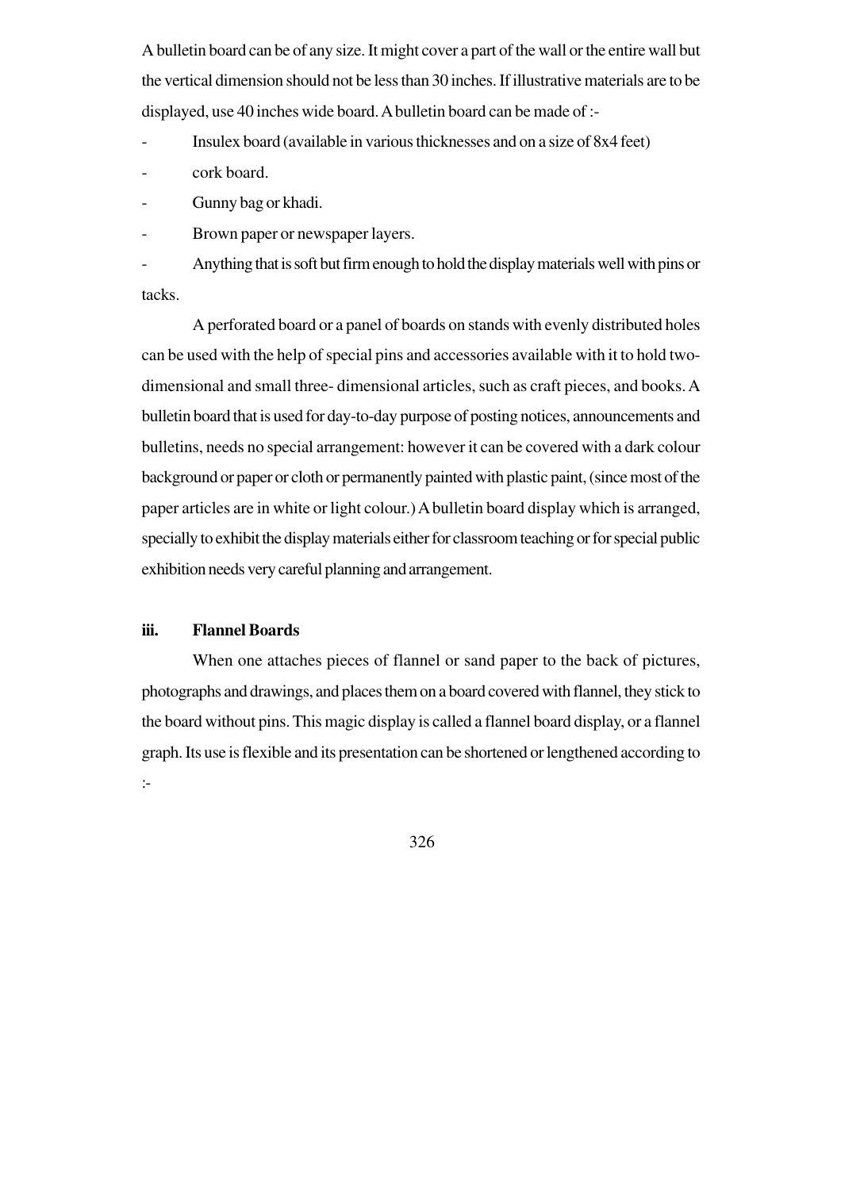A bulletin board can be of any size. It might cover a part of the wall or the entire wall but the vertical dimension should not be less than 30 inches. If illustrative materials are to be displayed, use 40 inches wide board. A bulletin board can be made of :-

- Insulex board (available in various thicknesses and on a size of 8x4 feet)
- cork board.
- Gunny bag or khadi.
- Brown paper or newspaper layers.
- Anything that is soft but firm enough to hold the display materials well with pins or tacks.

A perforated board or a panel of boards on stands with evenly distributed holes can be used with the help of special pins and accessories available with it to hold two-dimensional and small three- dimensional articles, such as craft pieces, and books. A bulletin board that is used for day-to-day purpose of posting notices, announcements and bulletins, needs no special arrangement: however it can be covered with a dark colour background or paper or cloth or permanently painted with plastic paint, (since most of the paper articles are in white or light colour.) A bulletin board display which is arranged, specially to exhibit the display materials either for classroom teaching or for special public exhibition needs very careful planning and arrangement.

**iii. Flannel Boards**

When one attaches pieces of flannel or sand paper to the back of pictures, photographs and drawings, and places them on a board covered with flannel, they stick to the board without pins. This magic display is called a flannel board display, or a flannel graph. Its use is flexible and its presentation can be shortened or lengthened according to :-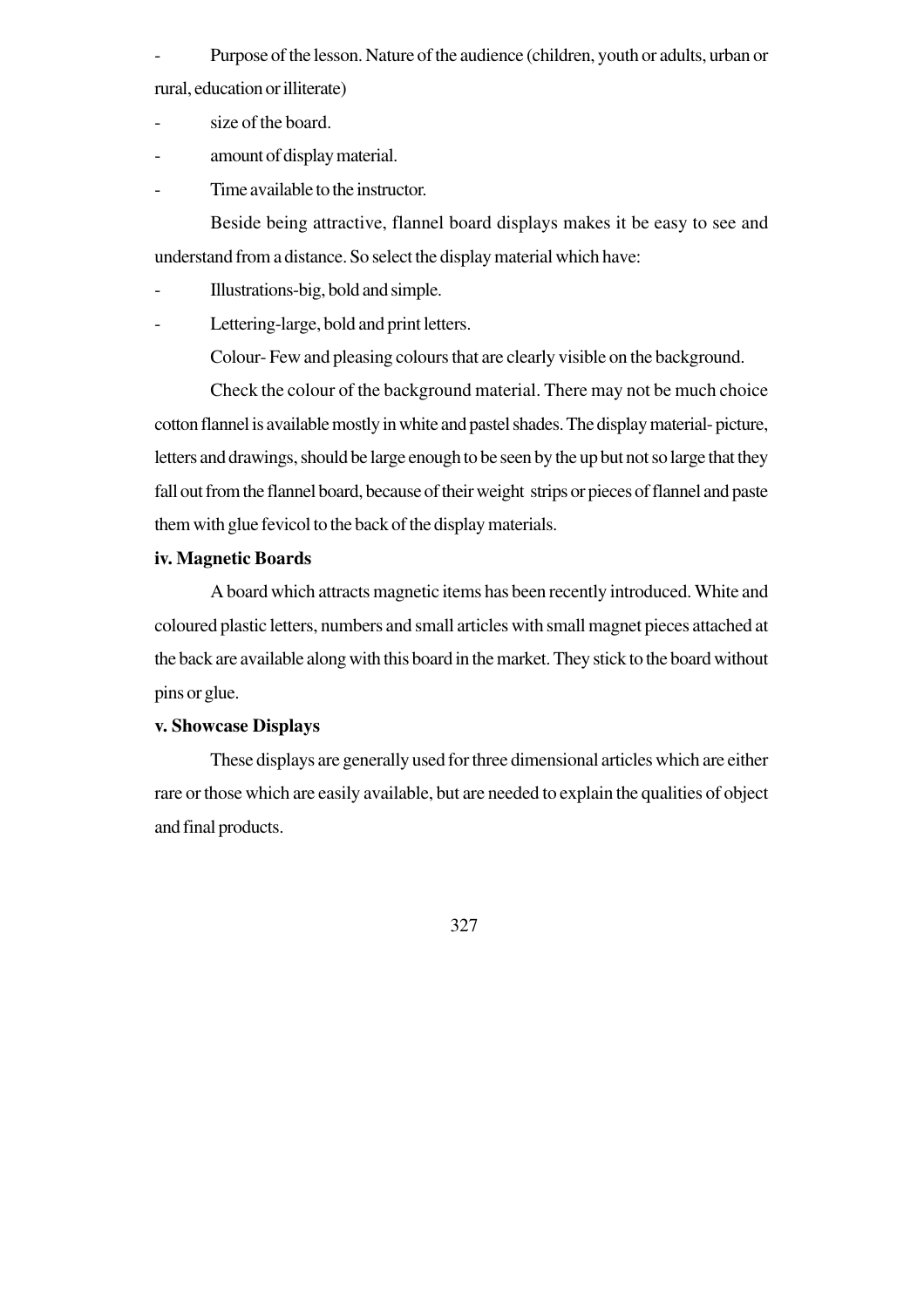- Purpose of the lesson. Nature of the audience (children, youth or adults, urban or rural, education or illiterate)
- size of the board.
- amount of display material.
- Time available to the instructor.

Beside being attractive, flannel board displays makes it be easy to see and understand from a distance. So select the display material which have:

- Illustrations-big, bold and simple.
- Lettering-large, bold and print letters.

Colour- Few and pleasing colours that are clearly visible on the background.

Check the colour of the background material. There may not be much choice cotton flannel is available mostly in white and pastel shades. The display material- picture, letters and drawings, should be large enough to be seen by the up but not so large that they fall out from the flannel board, because of their weight strips or pieces of flannel and paste them with glue fevicol to the back of the display materials.

**iv. Magnetic Boards**

A board which attracts magnetic items has been recently introduced. White and coloured plastic letters, numbers and small articles with small magnet pieces attached at the back are available along with this board in the market. They stick to the board without pins or glue.

**v. Showcase Displays**

These displays are generally used for three dimensional articles which are either rare or those which are easily available, but are needed to explain the qualities of object and final products.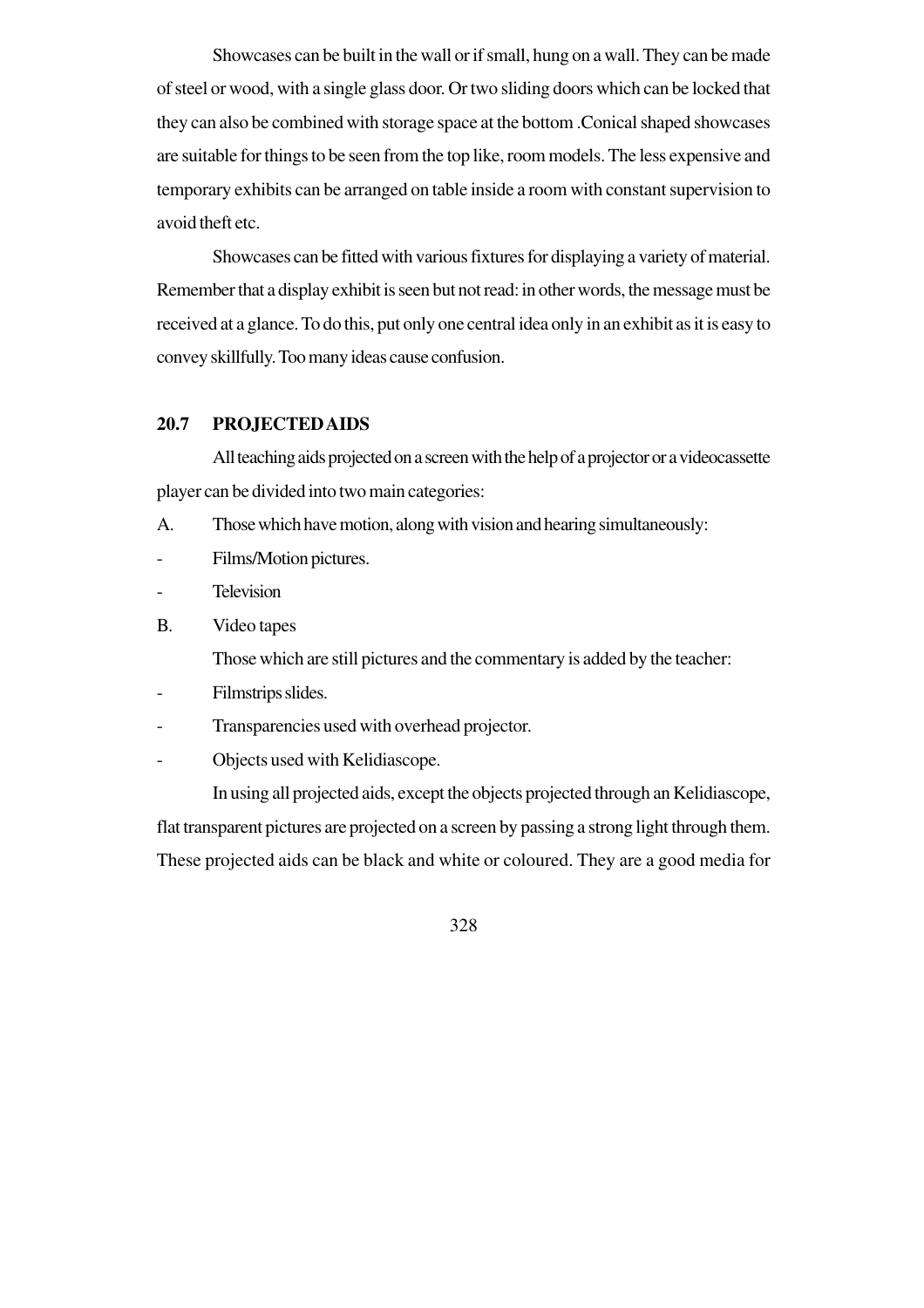Showcases can be built in the wall or if small, hung on a wall. They can be made of steel or wood, with a single glass door. Or two sliding doors which can be locked that they can also be combined with storage space at the bottom .Conical shaped showcases are suitable for things to be seen from the top like, room models. The less expensive and temporary exhibits can be arranged on table inside a room with constant supervision to avoid theft etc.

Showcases can be fitted with various fixtures for displaying a variety of material. Remember that a display exhibit is seen but not read: in other words, the message must be received at a glance. To do this, put only one central idea only in an exhibit as it is easy to convey skillfully. Too many ideas cause confusion.

## 20.7 PROJECTED AIDS

All teaching aids projected on a screen with the help of a projector or a videocassette player can be divided into two main categories:

A. Those which have motion, along with vision and hearing simultaneously:

- Films/Motion pictures.
- Television

B. Video tapes

Those which are still pictures and the commentary is added by the teacher:

- Filmstrips slides.
- Transparencies used with overhead projector.
- Objects used with Kelidiascope.

In using all projected aids, except the objects projected through an Kelidiascope, flat transparent pictures are projected on a screen by passing a strong light through them. These projected aids can be black and white or coloured. They are a good media for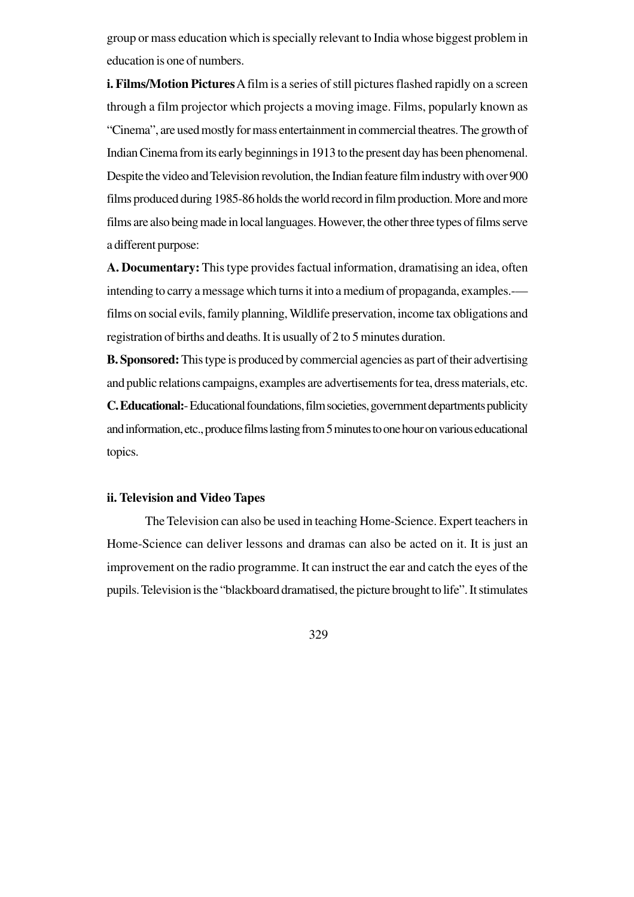group or mass education which is specially relevant to India whose biggest problem in education is one of numbers.

**i. Films/Motion Pictures** A film is a series of still pictures flashed rapidly on a screen through a film projector which projects a moving image. Films, popularly known as "Cinema", are used mostly for mass entertainment in commercial theatres. The growth of Indian Cinema from its early beginnings in 1913 to the present day has been phenomenal. Despite the video and Television revolution, the Indian feature film industry with over 900 films produced during 1985-86 holds the world record in film production. More and more films are also being made in local languages. However, the other three types of films serve a different purpose:

**A. Documentary:** This type provides factual information, dramatising an idea, often intending to carry a message which turns it into a medium of propaganda, examples.—– films on social evils, family planning, Wildlife preservation, income tax obligations and registration of births and deaths. It is usually of 2 to 5 minutes duration.

**B. Sponsored:** This type is produced by commercial agencies as part of their advertising and public relations campaigns, examples are advertisements for tea, dress materials, etc.

**C. Educational:**- Educational foundations, film societies, government departments publicity and information, etc., produce films lasting from 5 minutes to one hour on various educational topics.

**ii. Television and Video Tapes**

The Television can also be used in teaching Home-Science. Expert teachers in Home-Science can deliver lessons and dramas can also be acted on it. It is just an improvement on the radio programme. It can instruct the ear and catch the eyes of the pupils. Television is the "blackboard dramatised, the picture brought to life". It stimulates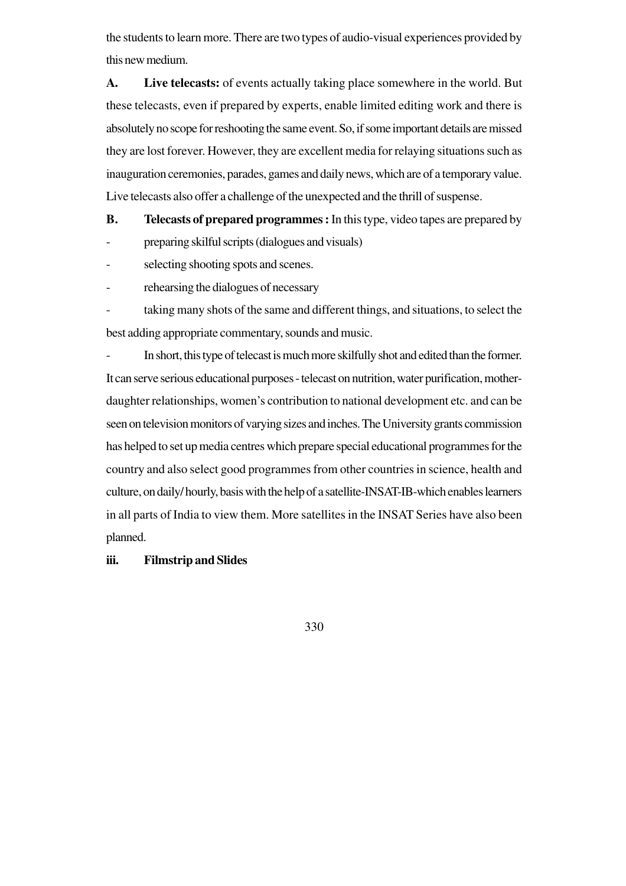the students to learn more. There are two types of audio-visual experiences provided by this new medium.

**A. Live telecasts:** of events actually taking place somewhere in the world. But these telecasts, even if prepared by experts, enable limited editing work and there is absolutely no scope for reshooting the same event. So, if some important details are missed they are lost forever. However, they are excellent media for relaying situations such as inauguration ceremonies, parades, games and daily news, which are of a temporary value. Live telecasts also offer a challenge of the unexpected and the thrill of suspense.

**B. Telecasts of prepared programmes :** In this type, video tapes are prepared by

- preparing skilful scripts (dialogues and visuals)
- selecting shooting spots and scenes.
- rehearsing the dialogues of necessary
- taking many shots of the same and different things, and situations, to select the best adding appropriate commentary, sounds and music.
- In short, this type of telecast is much more skilfully shot and edited than the former.

It can serve serious educational purposes - telecast on nutrition, water purification, mother-daughter relationships, women's contribution to national development etc. and can be seen on television monitors of varying sizes and inches. The University grants commission has helped to set up media centres which prepare special educational programmes for the country and also select good programmes from other countries in science, health and culture, on daily/ hourly, basis with the help of a satellite-INSAT-IB-which enables learners in all parts of India to view them. More satellites in the INSAT Series have also been planned.

**iii. Filmstrip and Slides**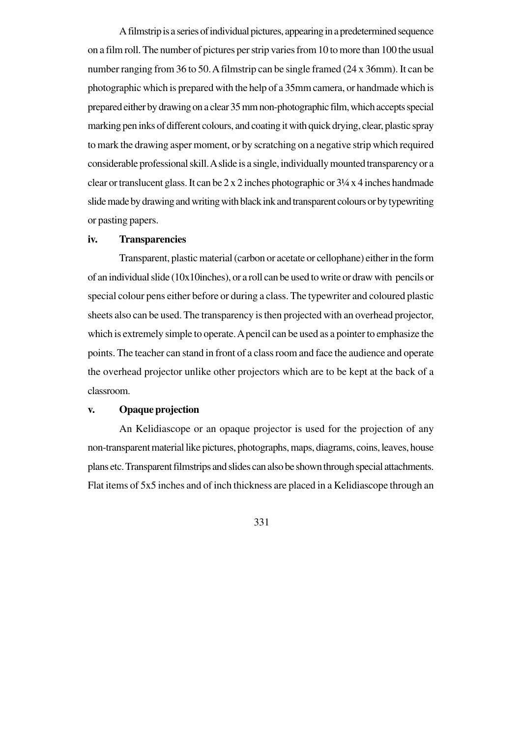A filmstrip is a series of individual pictures, appearing in a predetermined sequence on a film roll. The number of pictures per strip varies from 10 to more than 100 the usual number ranging from 36 to 50. A filmstrip can be single framed (24 x 36mm). It can be photographic which is prepared with the help of a 35mm camera, or handmade which is prepared either by drawing on a clear 35 mm non-photographic film, which accepts special marking pen inks of different colours, and coating it with quick drying, clear, plastic spray to mark the drawing asper moment, or by scratching on a negative strip which required considerable professional skill. A slide is a single, individually mounted transparency or a clear or translucent glass. It can be 2 x 2 inches photographic or 3¼ x 4 inches handmade slide made by drawing and writing with black ink and transparent colours or by typewriting or pasting papers.

**iv. Transparencies**

Transparent, plastic material (carbon or acetate or cellophane) either in the form of an individual slide (10x10inches), or a roll can be used to write or draw with pencils or special colour pens either before or during a class. The typewriter and coloured plastic sheets also can be used. The transparency is then projected with an overhead projector, which is extremely simple to operate. A pencil can be used as a pointer to emphasize the points. The teacher can stand in front of a class room and face the audience and operate the overhead projector unlike other projectors which are to be kept at the back of a classroom.

**v. Opaque projection**

An Kelidiascope or an opaque projector is used for the projection of any non-transparent material like pictures, photographs, maps, diagrams, coins, leaves, house plans etc. Transparent filmstrips and slides can also be shown through special attachments. Flat items of 5x5 inches and of inch thickness are placed in a Kelidiascope through an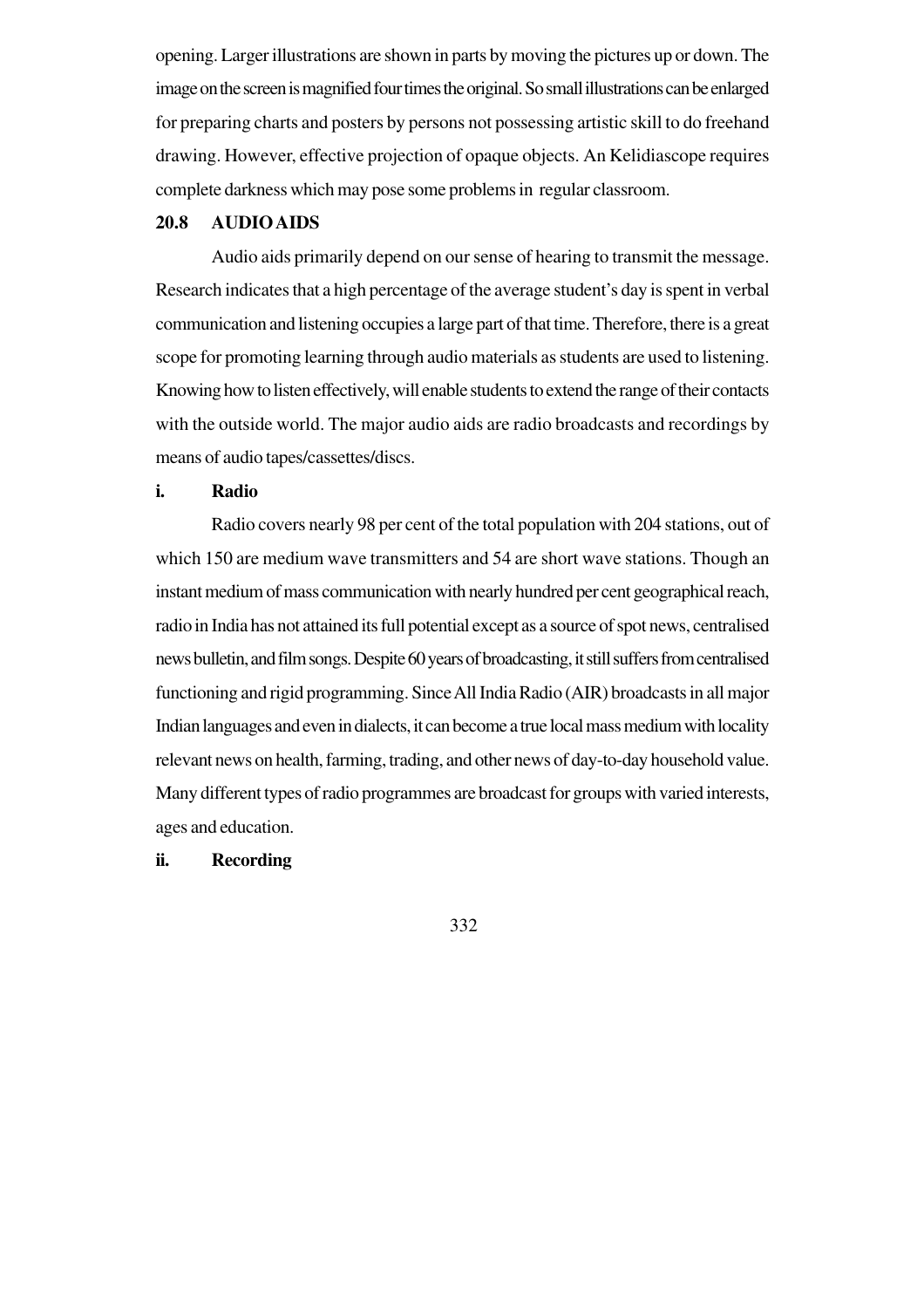opening. Larger illustrations are shown in parts by moving the pictures up or down. The image on the screen is magnified four times the original. So small illustrations can be enlarged for preparing charts and posters by persons not possessing artistic skill to do freehand drawing. However, effective projection of opaque objects. An Kelidiascope requires complete darkness which may pose some problems in regular classroom.

## 20.8 AUDIO AIDS

Audio aids primarily depend on our sense of hearing to transmit the message. Research indicates that a high percentage of the average student's day is spent in verbal communication and listening occupies a large part of that time. Therefore, there is a great scope for promoting learning through audio materials as students are used to listening. Knowing how to listen effectively, will enable students to extend the range of their contacts with the outside world. The major audio aids are radio broadcasts and recordings by means of audio tapes/cassettes/discs.

### i. Radio

Radio covers nearly 98 per cent of the total population with 204 stations, out of which 150 are medium wave transmitters and 54 are short wave stations. Though an instant medium of mass communication with nearly hundred per cent geographical reach, radio in India has not attained its full potential except as a source of spot news, centralised news bulletin, and film songs. Despite 60 years of broadcasting, it still suffers from centralised functioning and rigid programming. Since All India Radio (AIR) broadcasts in all major Indian languages and even in dialects, it can become a true local mass medium with locality relevant news on health, farming, trading, and other news of day-to-day household value. Many different types of radio programmes are broadcast for groups with varied interests, ages and education.

### ii. Recording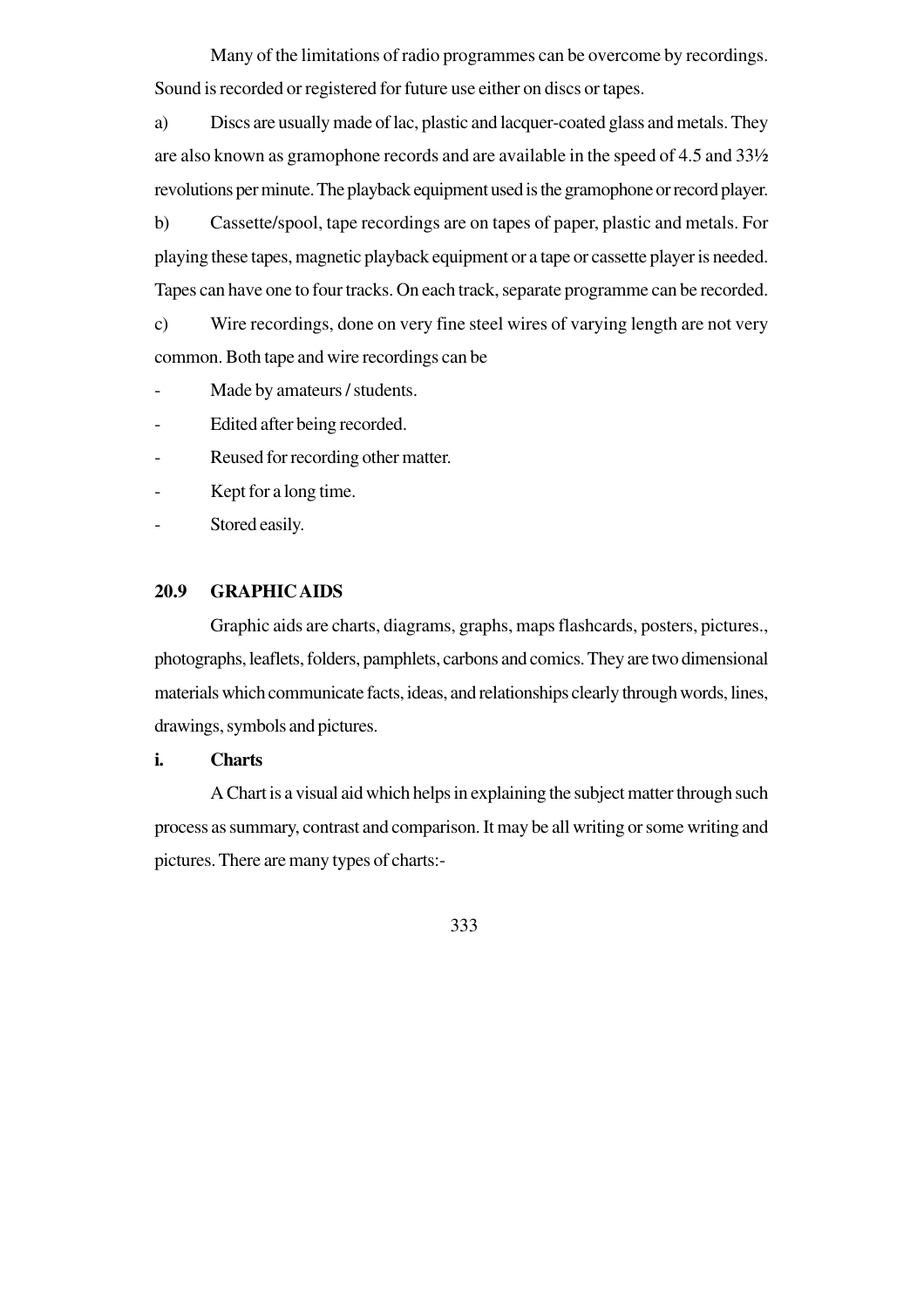Many of the limitations of radio programmes can be overcome by recordings. Sound is recorded or registered for future use either on discs or tapes.

a) Discs are usually made of lac, plastic and lacquer-coated glass and metals. They are also known as gramophone records and are available in the speed of 4.5 and 33½ revolutions per minute. The playback equipment used is the gramophone or record player.

b) Cassette/spool, tape recordings are on tapes of paper, plastic and metals. For playing these tapes, magnetic playback equipment or a tape or cassette player is needed. Tapes can have one to four tracks. On each track, separate programme can be recorded.

c) Wire recordings, done on very fine steel wires of varying length are not very common. Both tape and wire recordings can be

- Made by amateurs / students.
- Edited after being recorded.
- Reused for recording other matter.
- Kept for a long time.
- Stored easily.

## 20.9 GRAPHIC AIDS

Graphic aids are charts, diagrams, graphs, maps flashcards, posters, pictures., photographs, leaflets, folders, pamphlets, carbons and comics. They are two dimensional materials which communicate facts, ideas, and relationships clearly through words, lines, drawings, symbols and pictures.

### i. Charts

A Chart is a visual aid which helps in explaining the subject matter through such process as summary, contrast and comparison. It may be all writing or some writing and pictures. There are many types of charts:-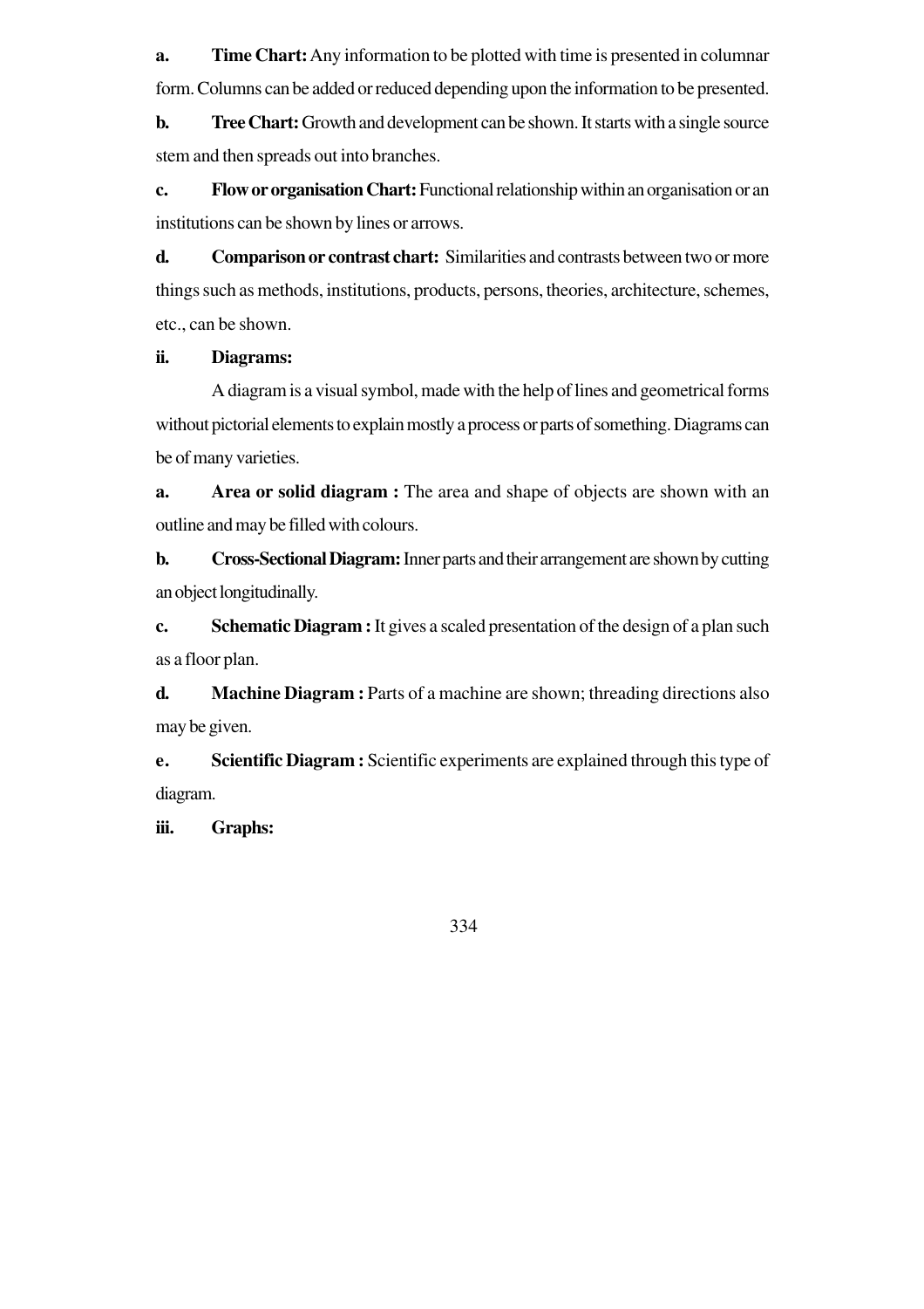**a.** **Time Chart:** Any information to be plotted with time is presented in columnar form. Columns can be added or reduced depending upon the information to be presented.

**b.** **Tree Chart:** Growth and development can be shown. It starts with a single source stem and then spreads out into branches.

**c.** **Flow or organisation Chart:** Functional relationship within an organisation or an institutions can be shown by lines or arrows.

**d.** **Comparison or contrast chart:** Similarities and contrasts between two or more things such as methods, institutions, products, persons, theories, architecture, schemes, etc., can be shown.

**ii.** **Diagrams:**

A diagram is a visual symbol, made with the help of lines and geometrical forms without pictorial elements to explain mostly a process or parts of something. Diagrams can be of many varieties.

**a.** **Area or solid diagram :** The area and shape of objects are shown with an outline and may be filled with colours.

**b.** **Cross-Sectional Diagram:** Inner parts and their arrangement are shown by cutting an object longitudinally.

**c.** **Schematic Diagram :** It gives a scaled presentation of the design of a plan such as a floor plan.

**d.** **Machine Diagram :** Parts of a machine are shown; threading directions also may be given.

**e.** **Scientific Diagram :** Scientific experiments are explained through this type of diagram.

**iii.** **Graphs:**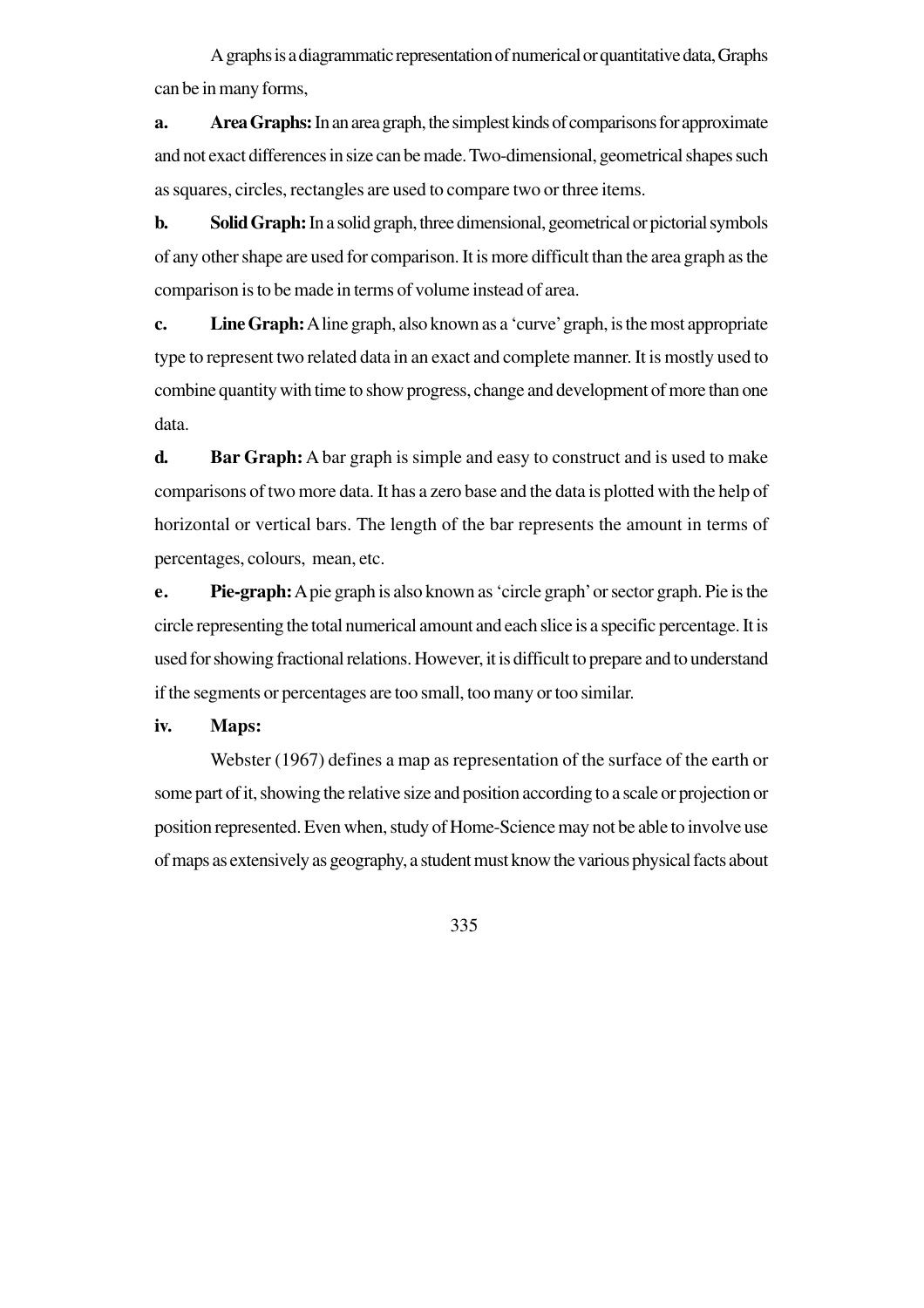A graphs is a diagrammatic representation of numerical or quantitative data, Graphs can be in many forms,

**a. Area Graphs:** In an area graph, the simplest kinds of comparisons for approximate and not exact differences in size can be made. Two-dimensional, geometrical shapes such as squares, circles, rectangles are used to compare two or three items.

**b. Solid Graph:** In a solid graph, three dimensional, geometrical or pictorial symbols of any other shape are used for comparison. It is more difficult than the area graph as the comparison is to be made in terms of volume instead of area.

**c. Line Graph:** A line graph, also known as a 'curve' graph, is the most appropriate type to represent two related data in an exact and complete manner. It is mostly used to combine quantity with time to show progress, change and development of more than one data.

**d. Bar Graph:** A bar graph is simple and easy to construct and is used to make comparisons of two more data. It has a zero base and the data is plotted with the help of horizontal or vertical bars. The length of the bar represents the amount in terms of percentages, colours, mean, etc.

**e. Pie-graph:** A pie graph is also known as 'circle graph' or sector graph. Pie is the circle representing the total numerical amount and each slice is a specific percentage. It is used for showing fractional relations. However, it is difficult to prepare and to understand if the segments or percentages are too small, too many or too similar.

**iv. Maps:**

Webster (1967) defines a map as representation of the surface of the earth or some part of it, showing the relative size and position according to a scale or projection or position represented. Even when, study of Home-Science may not be able to involve use of maps as extensively as geography, a student must know the various physical facts about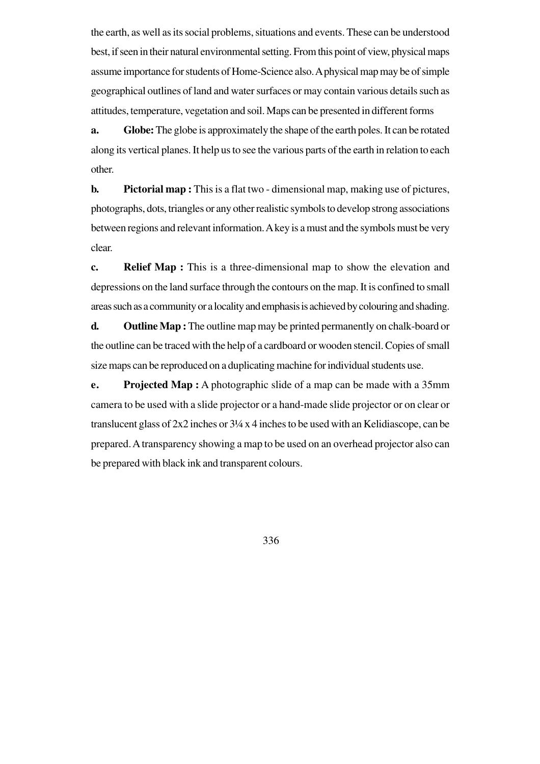the earth, as well as its social problems, situations and events. These can be understood best, if seen in their natural environmental setting. From this point of view, physical maps assume importance for students of Home-Science also. A physical map may be of simple geographical outlines of land and water surfaces or may contain various details such as attitudes, temperature, vegetation and soil. Maps can be presented in different forms

**a. Globe:** The globe is approximately the shape of the earth poles. It can be rotated along its vertical planes. It help us to see the various parts of the earth in relation to each other.

**b. Pictorial map :** This is a flat two - dimensional map, making use of pictures, photographs, dots, triangles or any other realistic symbols to develop strong associations between regions and relevant information. A key is a must and the symbols must be very clear.

**c. Relief Map :** This is a three-dimensional map to show the elevation and depressions on the land surface through the contours on the map. It is confined to small areas such as a community or a locality and emphasis is achieved by colouring and shading.

**d. Outline Map :** The outline map may be printed permanently on chalk-board or the outline can be traced with the help of a cardboard or wooden stencil. Copies of small size maps can be reproduced on a duplicating machine for individual students use.

**e. Projected Map :** A photographic slide of a map can be made with a 35mm camera to be used with a slide projector or a hand-made slide projector or on clear or translucent glass of 2x2 inches or 3¼ x 4 inches to be used with an Kelidiascope, can be prepared. A transparency showing a map to be used on an overhead projector also can be prepared with black ink and transparent colours.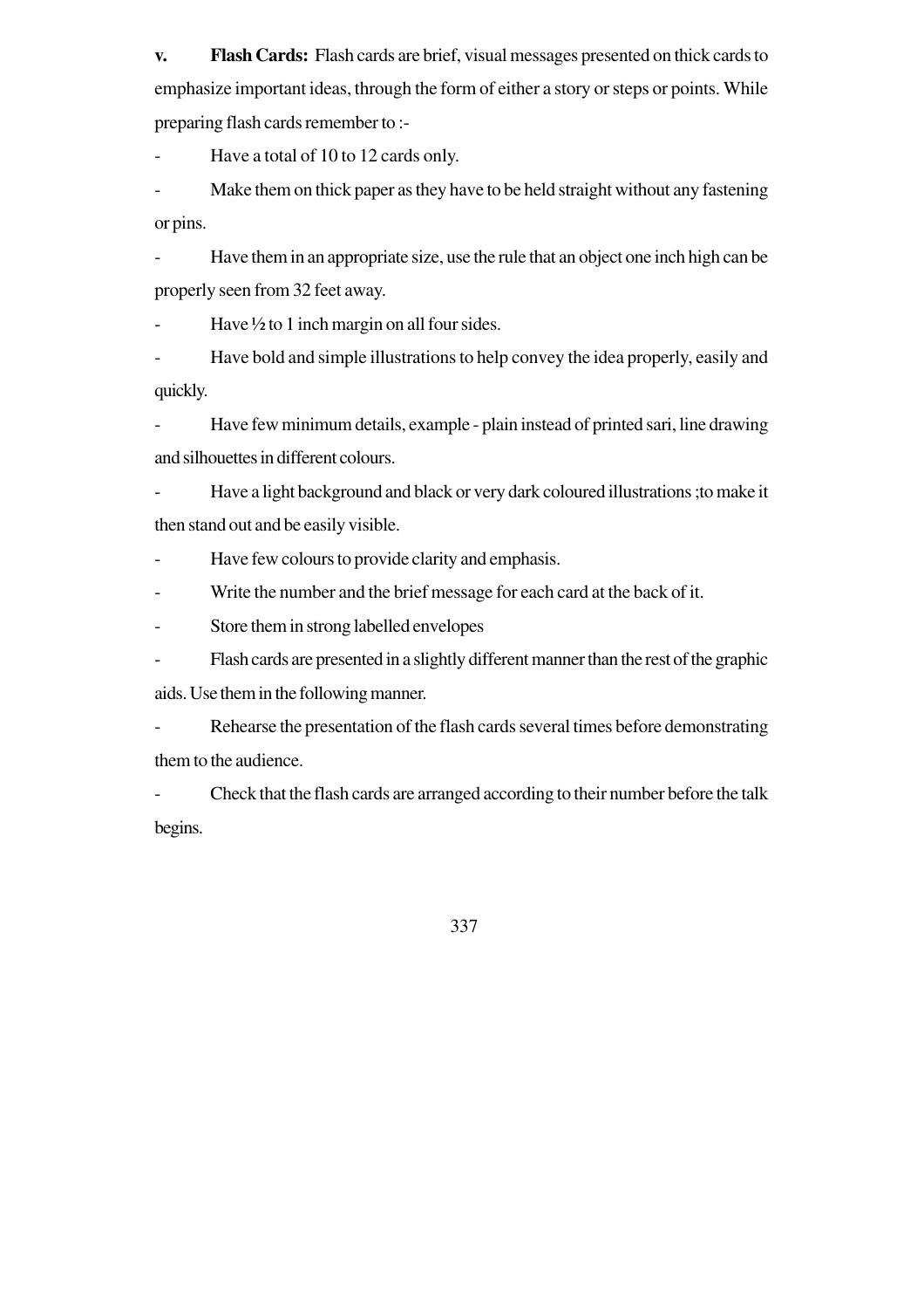**v. Flash Cards:** Flash cards are brief, visual messages presented on thick cards to emphasize important ideas, through the form of either a story or steps or points. While preparing flash cards remember to :-

- Have a total of 10 to 12 cards only.
- Make them on thick paper as they have to be held straight without any fastening or pins.
- Have them in an appropriate size, use the rule that an object one inch high can be properly seen from 32 feet away.
- Have ½ to 1 inch margin on all four sides.
- Have bold and simple illustrations to help convey the idea properly, easily and quickly.
- Have few minimum details, example - plain instead of printed sari, line drawing and silhouettes in different colours.
- Have a light background and black or very dark coloured illustrations ;to make it then stand out and be easily visible.
- Have few colours to provide clarity and emphasis.
- Write the number and the brief message for each card at the back of it.
- Store them in strong labelled envelopes
- Flash cards are presented in a slightly different manner than the rest of the graphic aids. Use them in the following manner.
- Rehearse the presentation of the flash cards several times before demonstrating them to the audience.
- Check that the flash cards are arranged according to their number before the talk begins.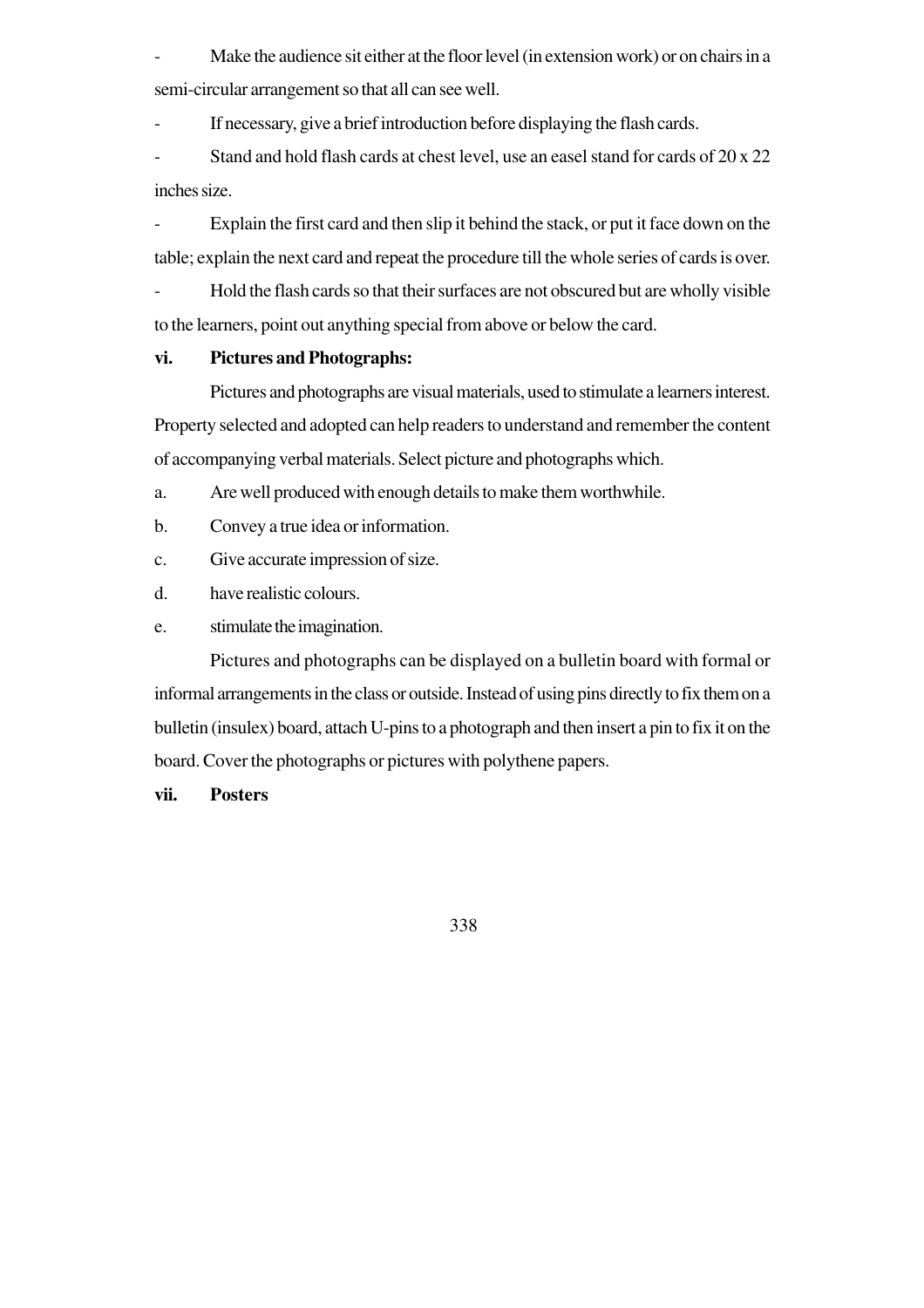- Make the audience sit either at the floor level (in extension work) or on chairs in a semi-circular arrangement so that all can see well.

- If necessary, give a brief introduction before displaying the flash cards.

- Stand and hold flash cards at chest level, use an easel stand for cards of 20 x 22 inches size.

- Explain the first card and then slip it behind the stack, or put it face down on the table; explain the next card and repeat the procedure till the whole series of cards is over.

- Hold the flash cards so that their surfaces are not obscured but are wholly visible to the learners, point out anything special from above or below the card.

**vi. Pictures and Photographs:**

Pictures and photographs are visual materials, used to stimulate a learners interest. Property selected and adopted can help readers to understand and remember the content of accompanying verbal materials. Select picture and photographs which.

a. Are well produced with enough details to make them worthwhile.

b. Convey a true idea or information.

c. Give accurate impression of size.

d. have realistic colours.

e. stimulate the imagination.

Pictures and photographs can be displayed on a bulletin board with formal or informal arrangements in the class or outside. Instead of using pins directly to fix them on a bulletin (insulex) board, attach U-pins to a photograph and then insert a pin to fix it on the board. Cover the photographs or pictures with polythene papers.

**vii. Posters**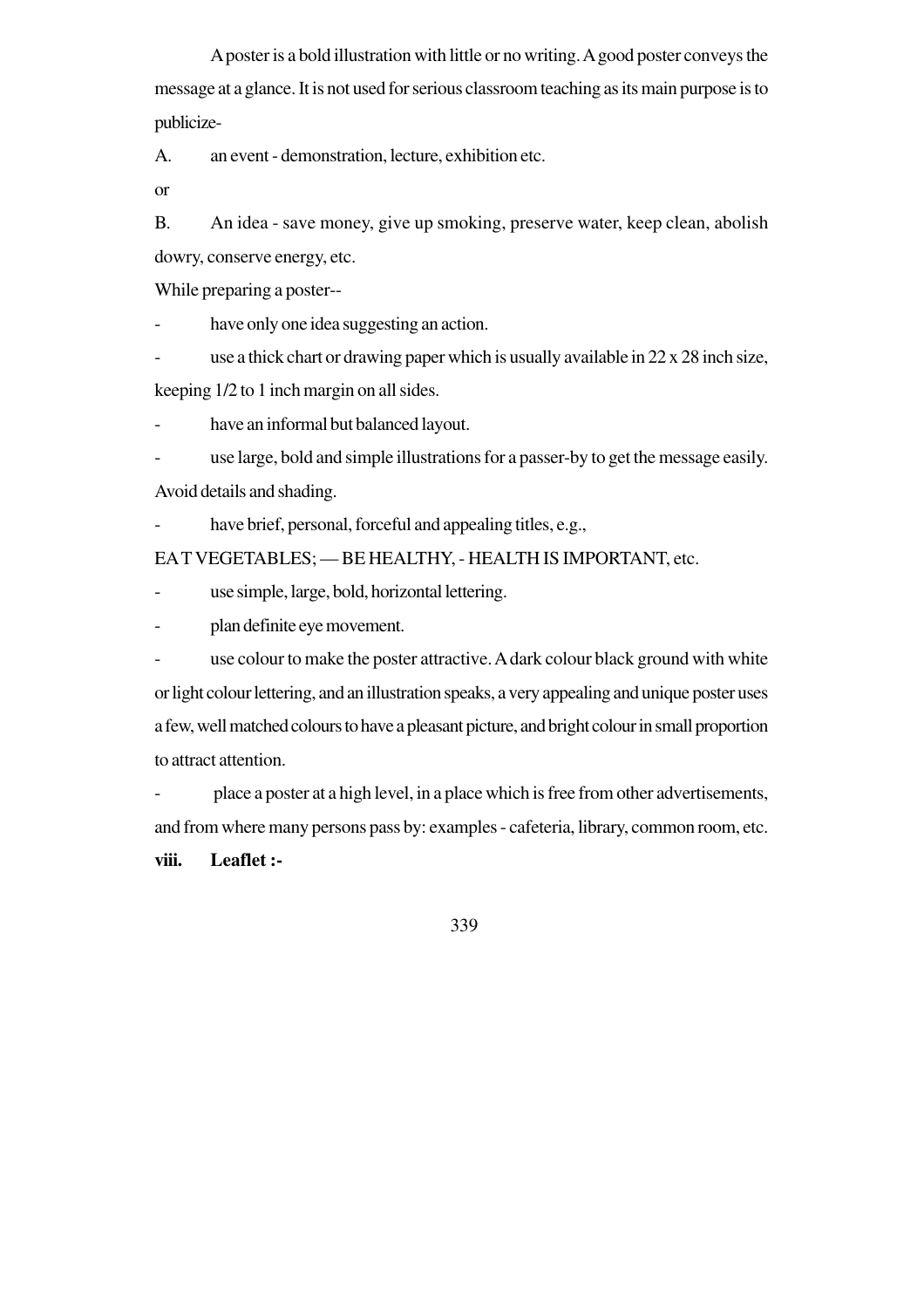A poster is a bold illustration with little or no writing. A good poster conveys the message at a glance. It is not used for serious classroom teaching as its main purpose is to publicize-

A. an event - demonstration, lecture, exhibition etc.

or

B. An idea - save money, give up smoking, preserve water, keep clean, abolish dowry, conserve energy, etc.

While preparing a poster--

- have only one idea suggesting an action.
- use a thick chart or drawing paper which is usually available in 22 x 28 inch size, keeping 1/2 to 1 inch margin on all sides.
- have an informal but balanced layout.
- use large, bold and simple illustrations for a passer-by to get the message easily. Avoid details and shading.
- have brief, personal, forceful and appealing titles, e.g.,

EA T VEGETABLES; — BE HEALTHY, - HEALTH IS IMPORTANT, etc.

- use simple, large, bold, horizontal lettering.
- plan definite eye movement.
- use colour to make the poster attractive. A dark colour black ground with white or light colour lettering, and an illustration speaks, a very appealing and unique poster uses a few, well matched colours to have a pleasant picture, and bright colour in small proportion to attract attention.
- place a poster at a high level, in a place which is free from other advertisements, and from where many persons pass by: examples - cafeteria, library, common room, etc.

**viii. Leaflet :-**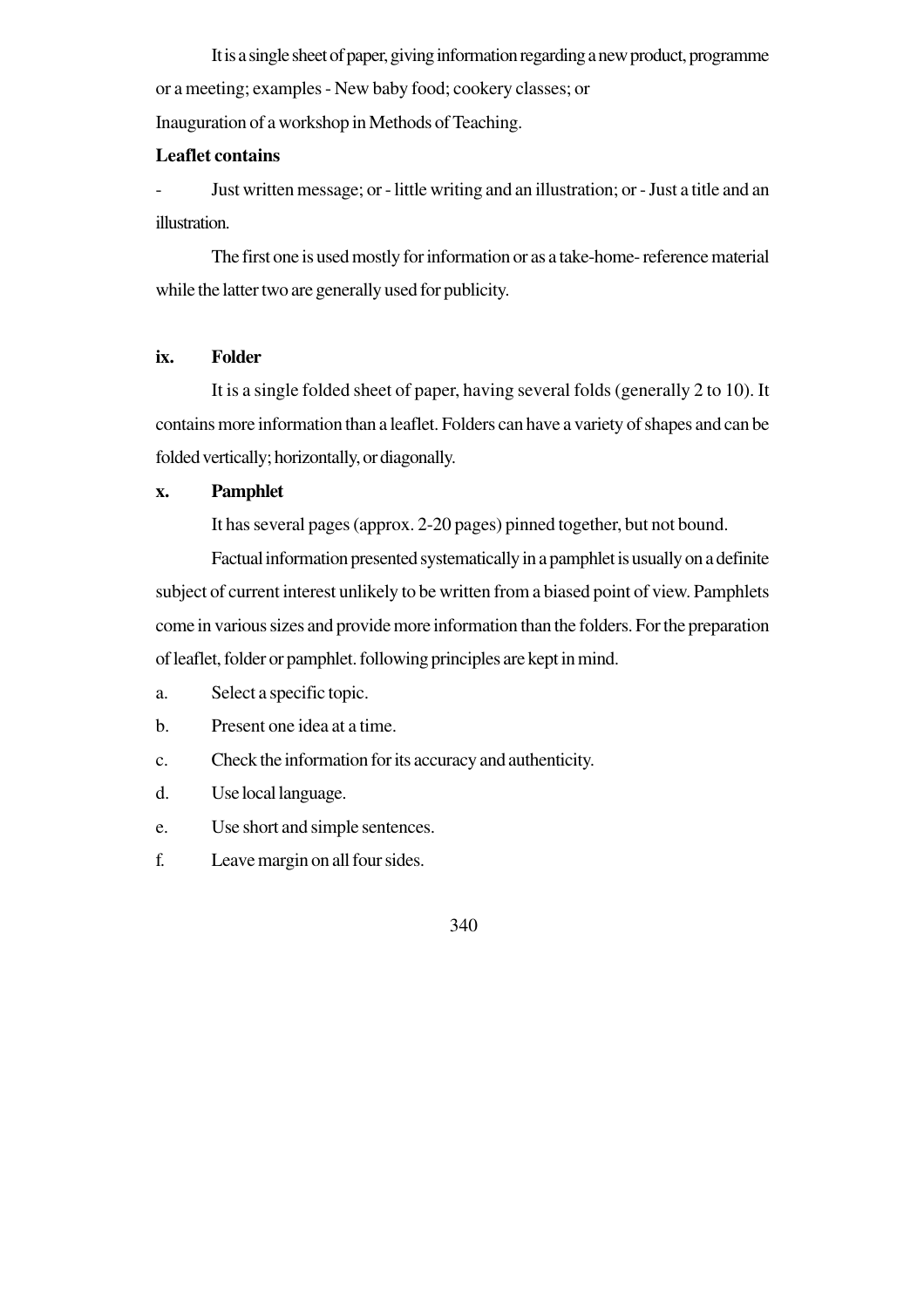It is a single sheet of paper, giving information regarding a new product, programme or a meeting; examples - New baby food; cookery classes; or Inauguration of a workshop in Methods of Teaching.

**Leaflet contains**

- Just written message; or - little writing and an illustration; or - Just a title and an illustration.

The first one is used mostly for information or as a take-home- reference material while the latter two are generally used for publicity.

**ix. Folder**

It is a single folded sheet of paper, having several folds (generally 2 to 10). It contains more information than a leaflet. Folders can have a variety of shapes and can be folded vertically; horizontally, or diagonally.

**x. Pamphlet**

It has several pages (approx. 2-20 pages) pinned together, but not bound.

Factual information presented systematically in a pamphlet is usually on a definite subject of current interest unlikely to be written from a biased point of view. Pamphlets come in various sizes and provide more information than the folders. For the preparation of leaflet, folder or pamphlet. following principles are kept in mind.

a. Select a specific topic.

b. Present one idea at a time.

c. Check the information for its accuracy and authenticity.

d. Use local language.

e. Use short and simple sentences.

f. Leave margin on all four sides.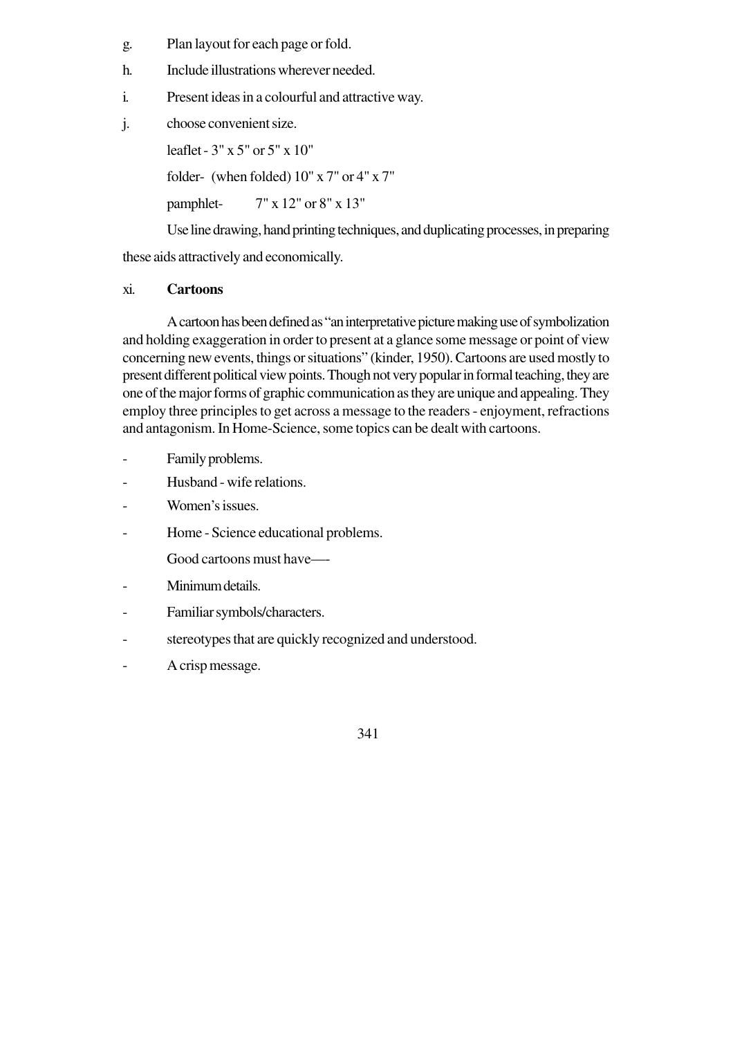g. Plan layout for each page or fold.

h. Include illustrations wherever needed.

i. Present ideas in a colourful and attractive way.

j. choose convenient size.

leaflet - 3" x 5" or 5" x 10"

folder- (when folded) 10" x 7" or 4" x 7"

pamphlet- 7" x 12" or 8" x 13"

Use line drawing, hand printing techniques, and duplicating processes, in preparing these aids attractively and economically.

### xi. **Cartoons**

A cartoon has been defined as "an interpretative picture making use of symbolization and holding exaggeration in order to present at a glance some message or point of view concerning new events, things or situations" (kinder, 1950). Cartoons are used mostly to present different political view points. Though not very popular in formal teaching, they are one of the major forms of graphic communication as they are unique and appealing. They employ three principles to get across a message to the readers - enjoyment, refractions and antagonism. In Home-Science, some topics can be dealt with cartoons.

- Family problems.
- Husband - wife relations.
- Women's issues.
- Home - Science educational problems.

Good cartoons must have—-

- Minimum details.
- Familiar symbols/characters.
- stereotypes that are quickly recognized and understood.
- A crisp message.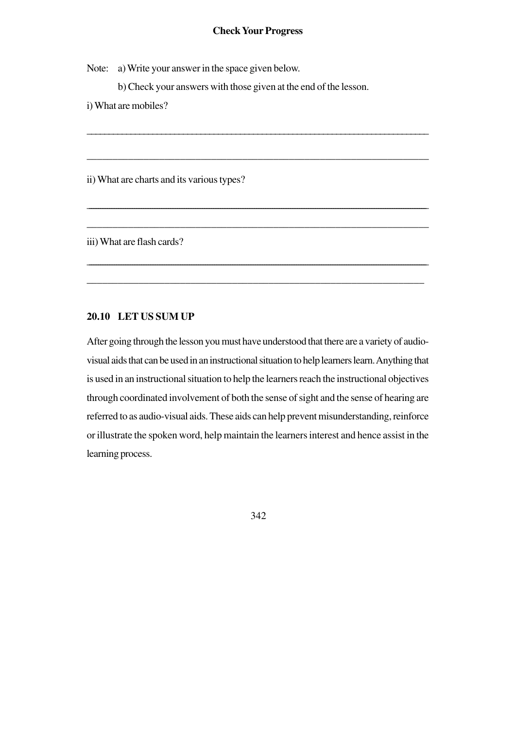**Check Your Progress**

Note: a) Write your answer in the space given below.

b) Check your answers with those given at the end of the lesson.

i) What are mobiles?

_______________________________________________________________________

_______________________________________________________________________

ii) What are charts and its various types?

_______________________________________________________________________

_______________________________________________________________________

iii) What are flash cards?

_______________________________________________________________________

_______________________________________________________________________

## 20.10 LET US SUM UP

After going through the lesson you must have understood that there are a variety of audio-visual aids that can be used in an instructional situation to help learners learn. Anything that is used in an instructional situation to help the learners reach the instructional objectives through coordinated involvement of both the sense of sight and the sense of hearing are referred to as audio-visual aids. These aids can help prevent misunderstanding, reinforce or illustrate the spoken word, help maintain the learners interest and hence assist in the learning process.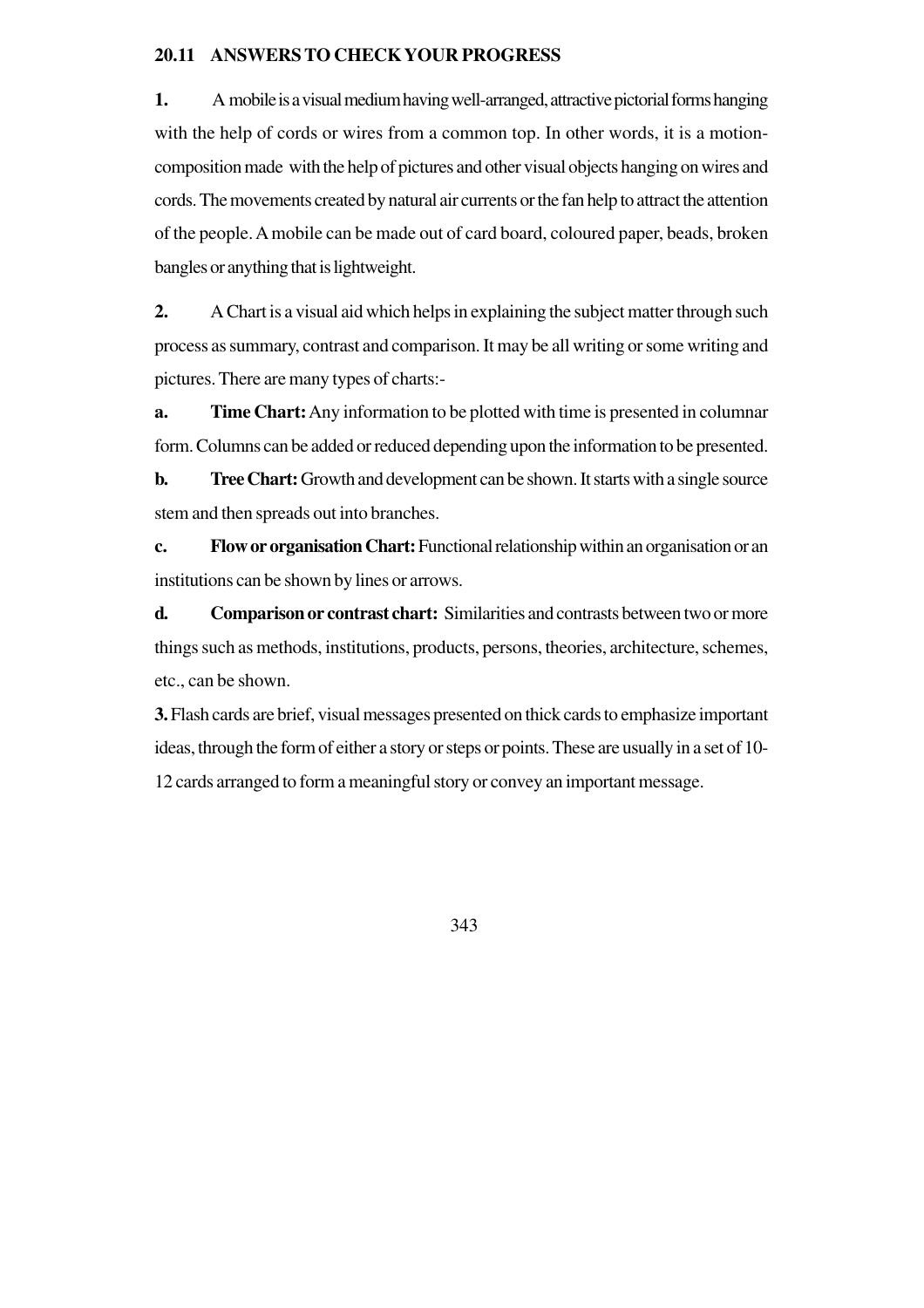## 20.11 ANSWERS TO CHECK YOUR PROGRESS

**1.** A mobile is a visual medium having well-arranged, attractive pictorial forms hanging with the help of cords or wires from a common top. In other words, it is a motion-composition made with the help of pictures and other visual objects hanging on wires and cords. The movements created by natural air currents or the fan help to attract the attention of the people. A mobile can be made out of card board, coloured paper, beads, broken bangles or anything that is lightweight.

**2.** A Chart is a visual aid which helps in explaining the subject matter through such process as summary, contrast and comparison. It may be all writing or some writing and pictures. There are many types of charts:-

**a.** **Time Chart:** Any information to be plotted with time is presented in columnar form. Columns can be added or reduced depending upon the information to be presented.

**b.** **Tree Chart:** Growth and development can be shown. It starts with a single source stem and then spreads out into branches.

**c.** **Flow or organisation Chart:** Functional relationship within an organisation or an institutions can be shown by lines or arrows.

**d.** **Comparison or contrast chart:** Similarities and contrasts between two or more things such as methods, institutions, products, persons, theories, architecture, schemes, etc., can be shown.

**3.** Flash cards are brief, visual messages presented on thick cards to emphasize important ideas, through the form of either a story or steps or points. These are usually in a set of 10-12 cards arranged to form a meaningful story or convey an important message.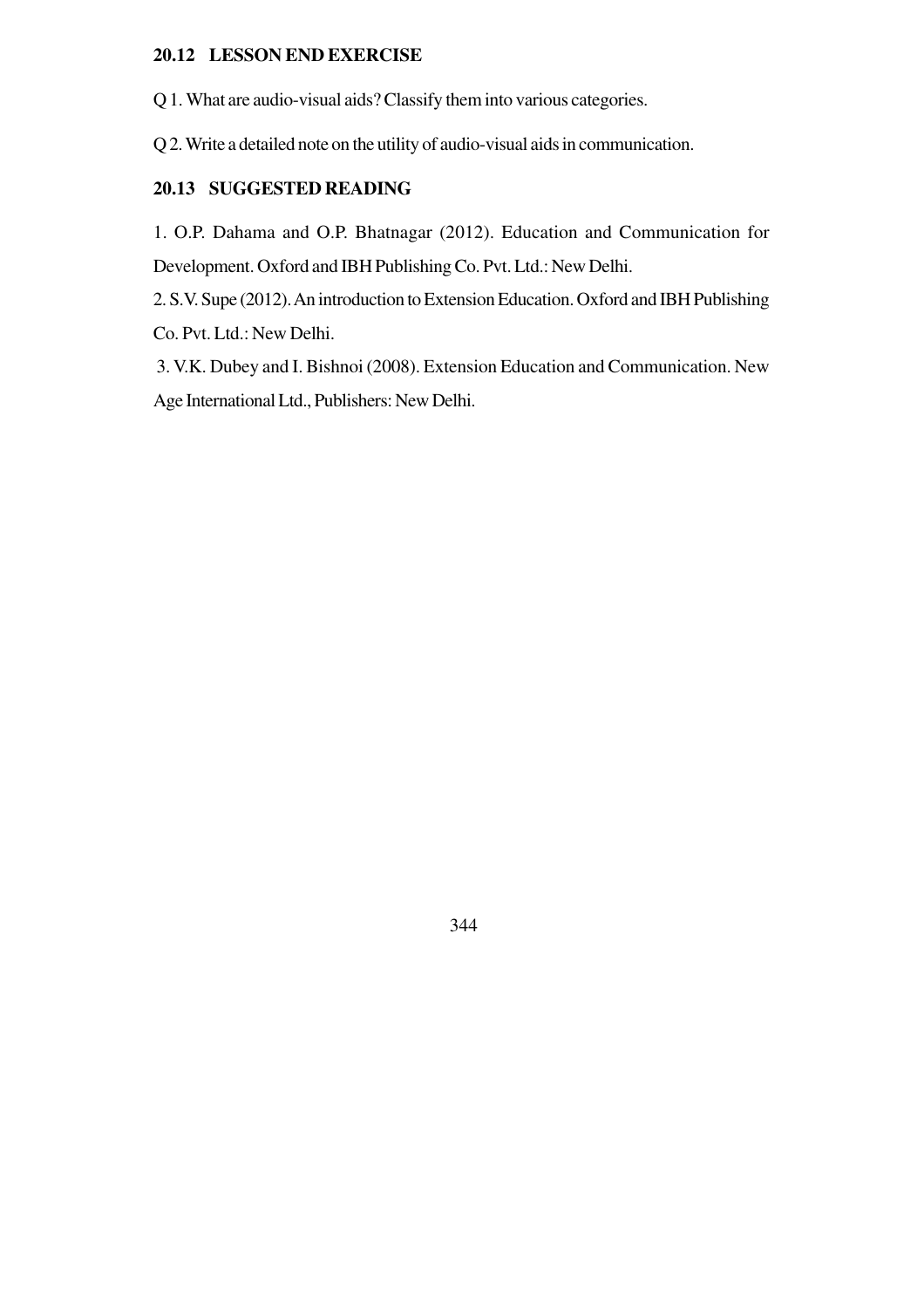## 20.12 LESSON END EXERCISE

Q 1. What are audio-visual aids? Classify them into various categories.

Q 2. Write a detailed note on the utility of audio-visual aids in communication.

## 20.13 SUGGESTED READING

1. O.P. Dahama and O.P. Bhatnagar (2012). Education and Communication for Development. Oxford and IBH Publishing Co. Pvt. Ltd.: New Delhi.
2. S.V. Supe (2012). An introduction to Extension Education. Oxford and IBH Publishing Co. Pvt. Ltd.: New Delhi.
3. V.K. Dubey and I. Bishnoi (2008). Extension Education and Communication. New Age International Ltd., Publishers: New Delhi.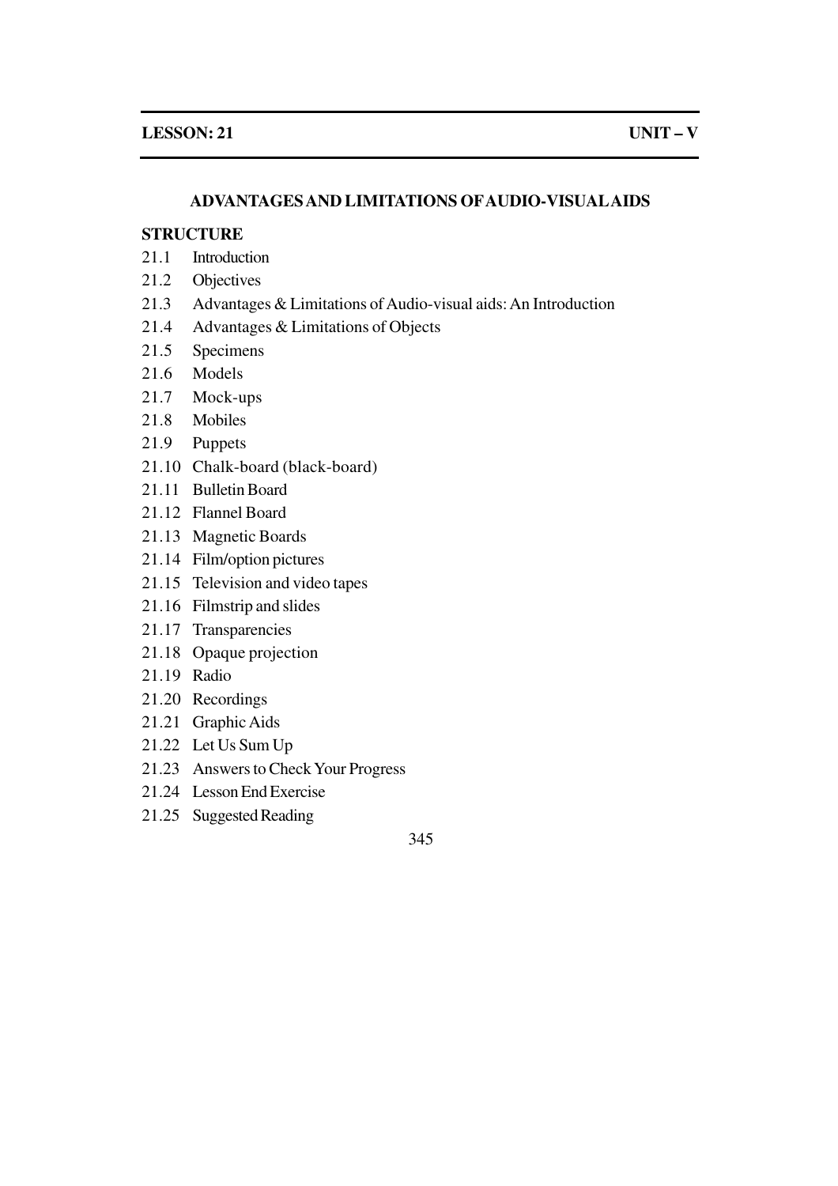**LESSON: 21** **UNIT – V**

## ADVANTAGES AND LIMITATIONS OF AUDIO-VISUAL AIDS

**STRUCTURE**

21.1 Introduction
21.2 Objectives
21.3 Advantages & Limitations of Audio-visual aids: An Introduction
21.4 Advantages & Limitations of Objects
21.5 Specimens
21.6 Models
21.7 Mock-ups
21.8 Mobiles
21.9 Puppets
21.10 Chalk-board (black-board)
21.11 Bulletin Board
21.12 Flannel Board
21.13 Magnetic Boards
21.14 Film/option pictures
21.15 Television and video tapes
21.16 Filmstrip and slides
21.17 Transparencies
21.18 Opaque projection
21.19 Radio
21.20 Recordings
21.21 Graphic Aids
21.22 Let Us Sum Up
21.23 Answers to Check Your Progress
21.24 Lesson End Exercise
21.25 Suggested Reading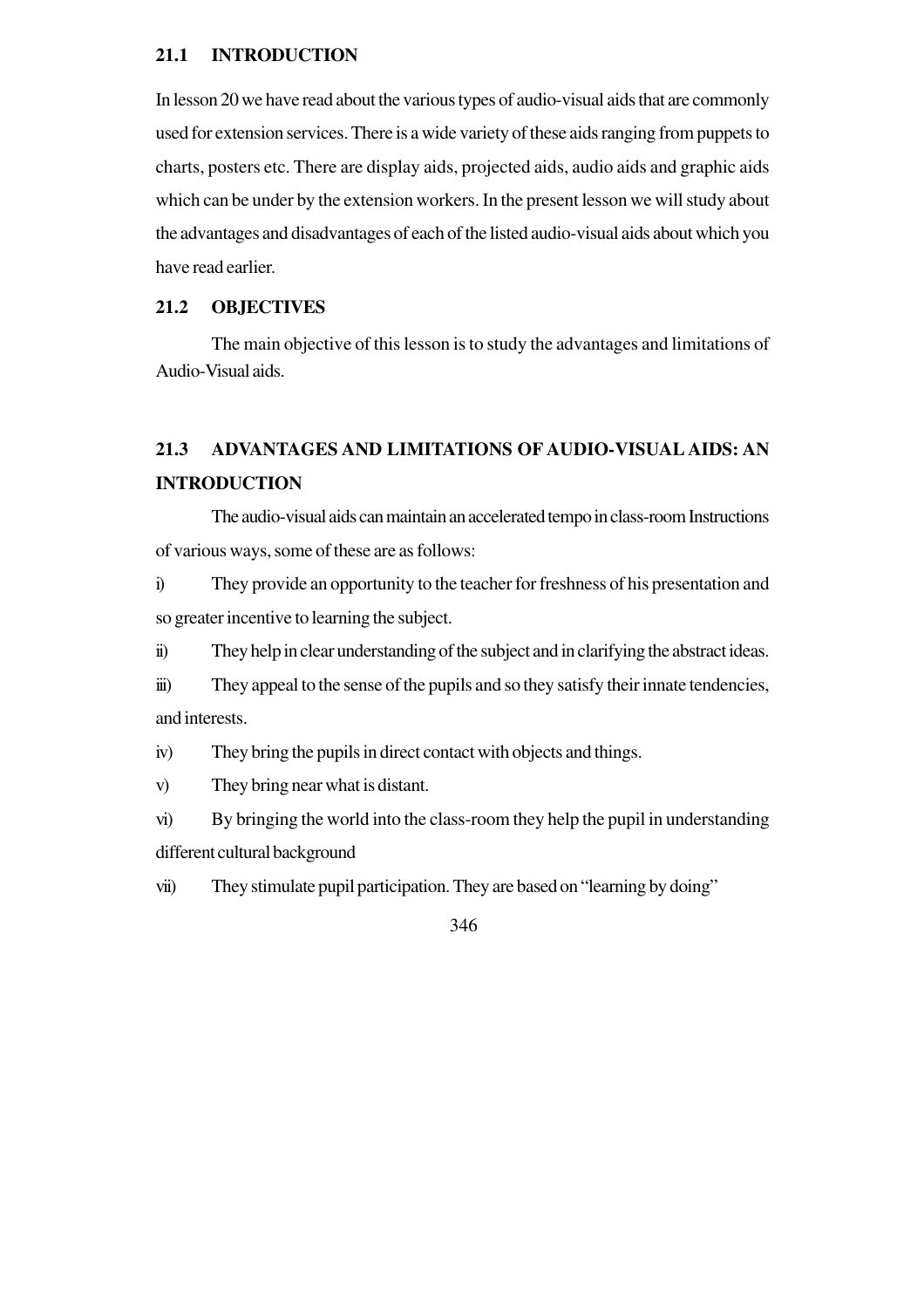## 21.1 INTRODUCTION

In lesson 20 we have read about the various types of audio-visual aids that are commonly used for extension services. There is a wide variety of these aids ranging from puppets to charts, posters etc. There are display aids, projected aids, audio aids and graphic aids which can be under by the extension workers. In the present lesson we will study about the advantages and disadvantages of each of the listed audio-visual aids about which you have read earlier.

## 21.2 OBJECTIVES

The main objective of this lesson is to study the advantages and limitations of Audio-Visual aids.

## 21.3 ADVANTAGES AND LIMITATIONS OF AUDIO-VISUAL AIDS: AN INTRODUCTION

The audio-visual aids can maintain an accelerated tempo in class-room Instructions of various ways, some of these are as follows:

i) They provide an opportunity to the teacher for freshness of his presentation and so greater incentive to learning the subject.

ii) They help in clear understanding of the subject and in clarifying the abstract ideas.

iii) They appeal to the sense of the pupils and so they satisfy their innate tendencies, and interests.

iv) They bring the pupils in direct contact with objects and things.

v) They bring near what is distant.

vi) By bringing the world into the class-room they help the pupil in understanding different cultural background

vii) They stimulate pupil participation. They are based on "learning by doing"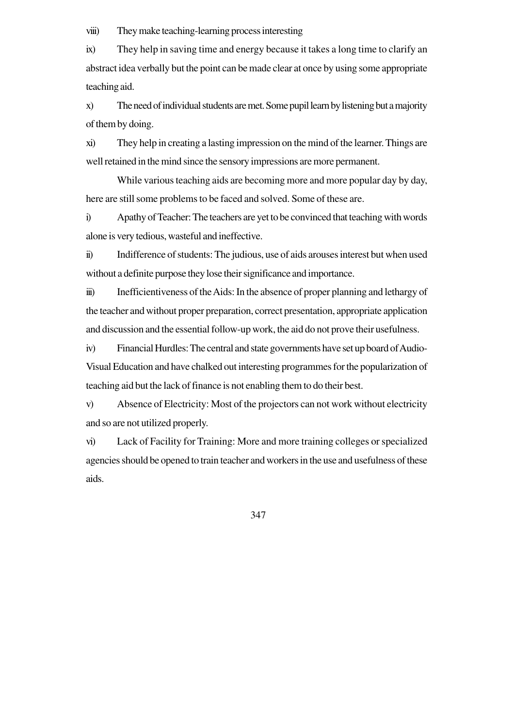viii) They make teaching-learning process interesting

ix) They help in saving time and energy because it takes a long time to clarify an abstract idea verbally but the point can be made clear at once by using some appropriate teaching aid.

x) The need of individual students are met. Some pupil learn by listening but a majority of them by doing.

xi) They help in creating a lasting impression on the mind of the learner. Things are well retained in the mind since the sensory impressions are more permanent.

While various teaching aids are becoming more and more popular day by day, here are still some problems to be faced and solved. Some of these are.

i) Apathy of Teacher: The teachers are yet to be convinced that teaching with words alone is very tedious, wasteful and ineffective.

ii) Indifference of students: The judious, use of aids arouses interest but when used without a definite purpose they lose their significance and importance.

iii) Inefficientiveness of the Aids: In the absence of proper planning and lethargy of the teacher and without proper preparation, correct presentation, appropriate application and discussion and the essential follow-up work, the aid do not prove their usefulness.

iv) Financial Hurdles: The central and state governments have set up board of Audio-Visual Education and have chalked out interesting programmes for the popularization of teaching aid but the lack of finance is not enabling them to do their best.

v) Absence of Electricity: Most of the projectors can not work without electricity and so are not utilized properly.

vi) Lack of Facility for Training: More and more training colleges or specialized agencies should be opened to train teacher and workers in the use and usefulness of these aids.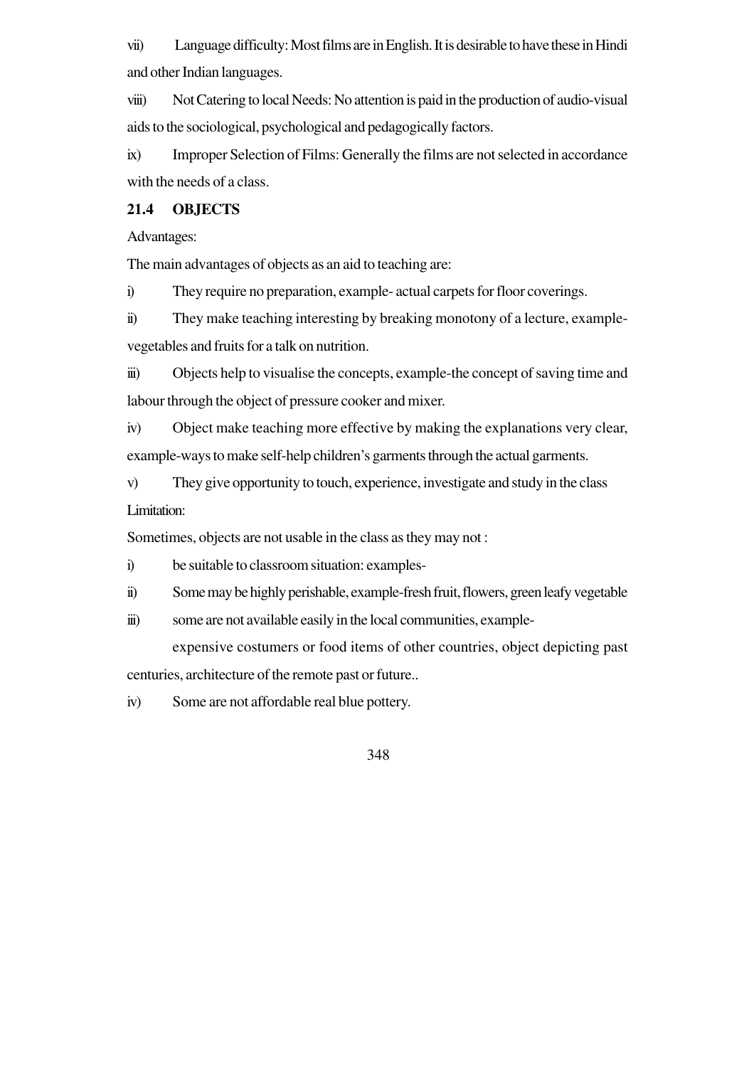vii) Language difficulty: Most films are in English. It is desirable to have these in Hindi and other Indian languages.

viii) Not Catering to local Needs: No attention is paid in the production of audio-visual aids to the sociological, psychological and pedagogically factors.

ix) Improper Selection of Films: Generally the films are not selected in accordance with the needs of a class.

## 21.4 OBJECTS

Advantages:

The main advantages of objects as an aid to teaching are:

i) They require no preparation, example- actual carpets for floor coverings.

ii) They make teaching interesting by breaking monotony of a lecture, example- vegetables and fruits for a talk on nutrition.

iii) Objects help to visualise the concepts, example-the concept of saving time and labour through the object of pressure cooker and mixer.

iv) Object make teaching more effective by making the explanations very clear, example-ways to make self-help children's garments through the actual garments.

v) They give opportunity to touch, experience, investigate and study in the class

Limitation:

Sometimes, objects are not usable in the class as they may not :

i) be suitable to classroom situation: examples-

ii) Some may be highly perishable, example-fresh fruit, flowers, green leafy vegetable

iii) some are not available easily in the local communities, example-

expensive costumers or food items of other countries, object depicting past centuries, architecture of the remote past or future..

iv) Some are not affordable real blue pottery.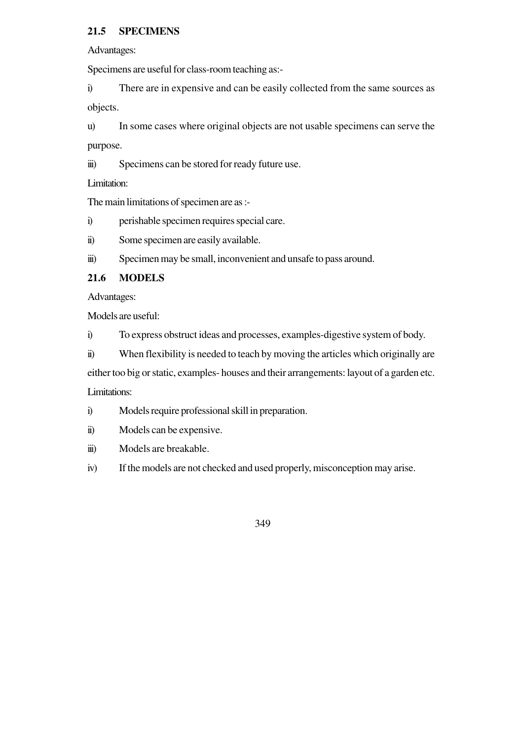## 21.5 SPECIMENS

Advantages:

Specimens are useful for class-room teaching as:-

i) There are in expensive and can be easily collected from the same sources as objects.

u) In some cases where original objects are not usable specimens can serve the purpose.

iii) Specimens can be stored for ready future use.

Limitation:

The main limitations of specimen are as :-

i) perishable specimen requires special care.

ii) Some specimen are easily available.

iii) Specimen may be small, inconvenient and unsafe to pass around.

## 21.6 MODELS

Advantages:

Models are useful:

i) To express obstruct ideas and processes, examples-digestive system of body.

ii) When flexibility is needed to teach by moving the articles which originally are either too big or static, examples- houses and their arrangements: layout of a garden etc.

Limitations:

i) Models require professional skill in preparation.

ii) Models can be expensive.

iii) Models are breakable.

iv) If the models are not checked and used properly, misconception may arise.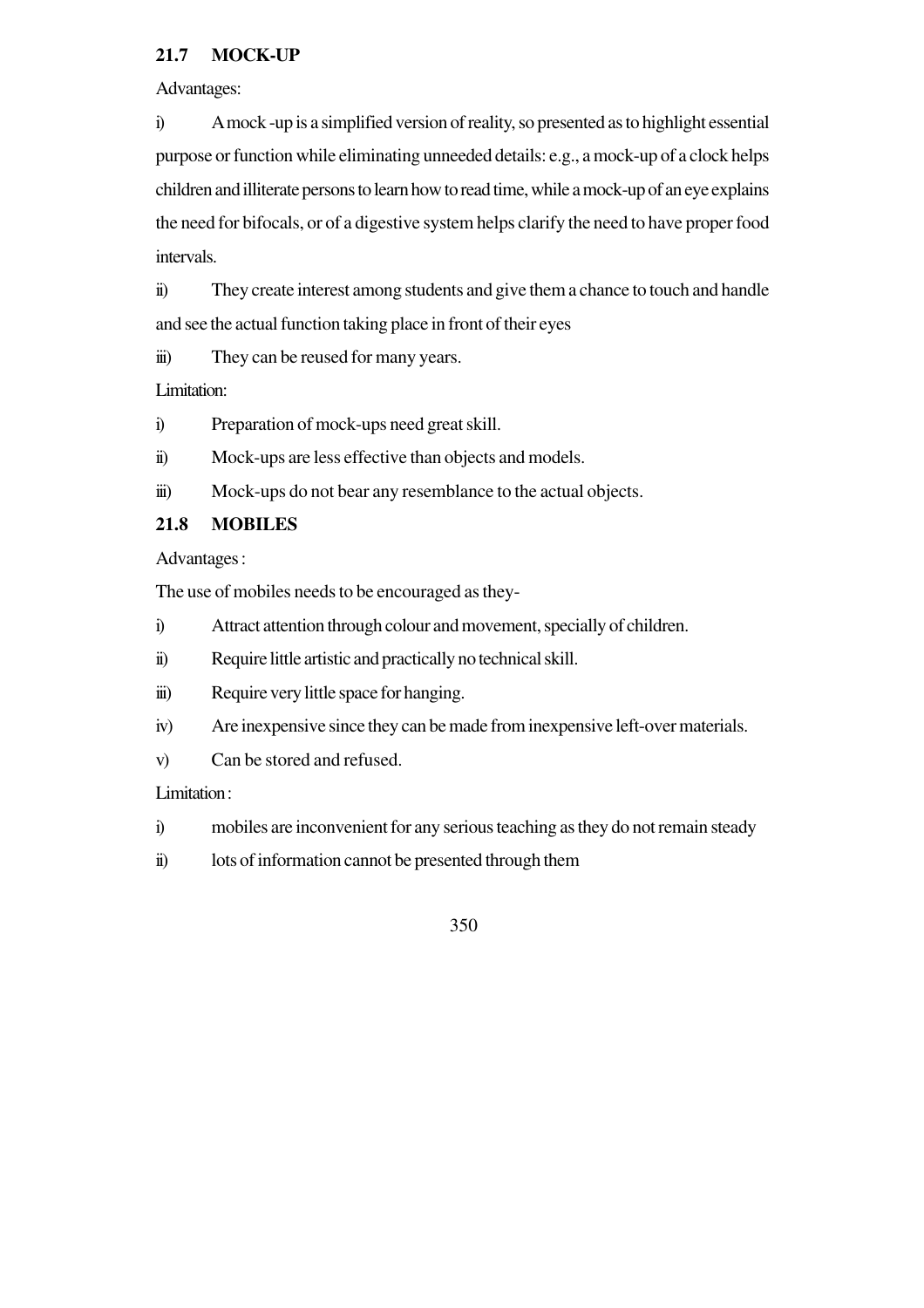## 21.7 MOCK-UP

Advantages:

i) A mock -up is a simplified version of reality, so presented as to highlight essential purpose or function while eliminating unneeded details: e.g., a mock-up of a clock helps children and illiterate persons to learn how to read time, while a mock-up of an eye explains the need for bifocals, or of a digestive system helps clarify the need to have proper food intervals.

ii) They create interest among students and give them a chance to touch and handle and see the actual function taking place in front of their eyes

iii) They can be reused for many years.

Limitation:

i) Preparation of mock-ups need great skill.

ii) Mock-ups are less effective than objects and models.

iii) Mock-ups do not bear any resemblance to the actual objects.

## 21.8 MOBILES

Advantages :

The use of mobiles needs to be encouraged as they-

i) Attract attention through colour and movement, specially of children.

ii) Require little artistic and practically no technical skill.

iii) Require very little space for hanging.

iv) Are inexpensive since they can be made from inexpensive left-over materials.

v) Can be stored and refused.

Limitation :

i) mobiles are inconvenient for any serious teaching as they do not remain steady

ii) lots of information cannot be presented through them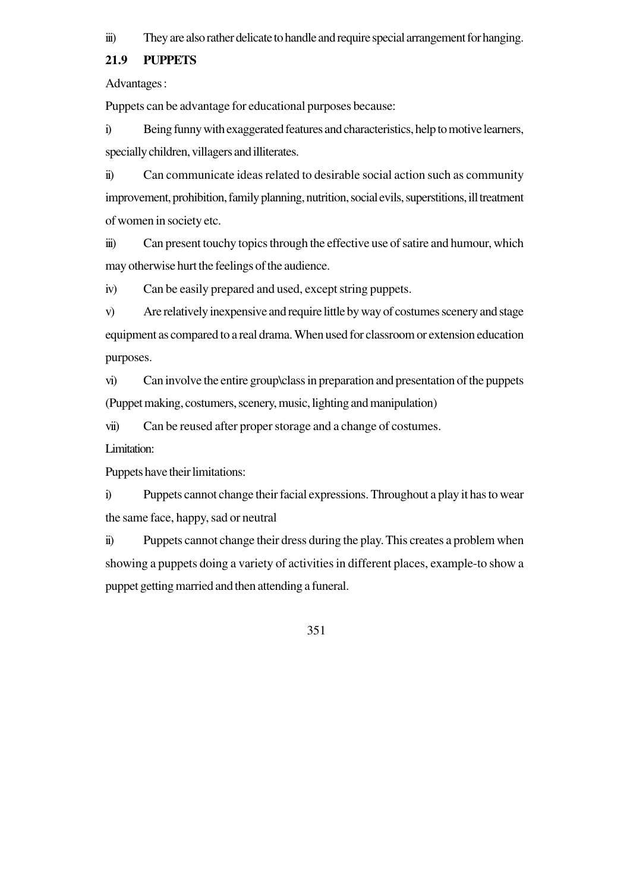iii) They are also rather delicate to handle and require special arrangement for hanging.

## 21.9 PUPPETS

Advantages :

Puppets can be advantage for educational purposes because:

i) Being funny with exaggerated features and characteristics, help to motive learners, specially children, villagers and illiterates.

ii) Can communicate ideas related to desirable social action such as community improvement, prohibition, family planning, nutrition, social evils, superstitions, ill treatment of women in society etc.

iii) Can present touchy topics through the effective use of satire and humour, which may otherwise hurt the feelings of the audience.

iv) Can be easily prepared and used, except string puppets.

v) Are relatively inexpensive and require little by way of costumes scenery and stage equipment as compared to a real drama. When used for classroom or extension education purposes.

vi) Can involve the entire group\class in preparation and presentation of the puppets (Puppet making, costumers, scenery, music, lighting and manipulation)

vii) Can be reused after proper storage and a change of costumes.

Limitation:

Puppets have their limitations:

i) Puppets cannot change their facial expressions. Throughout a play it has to wear the same face, happy, sad or neutral

ii) Puppets cannot change their dress during the play. This creates a problem when showing a puppets doing a variety of activities in different places, example-to show a puppet getting married and then attending a funeral.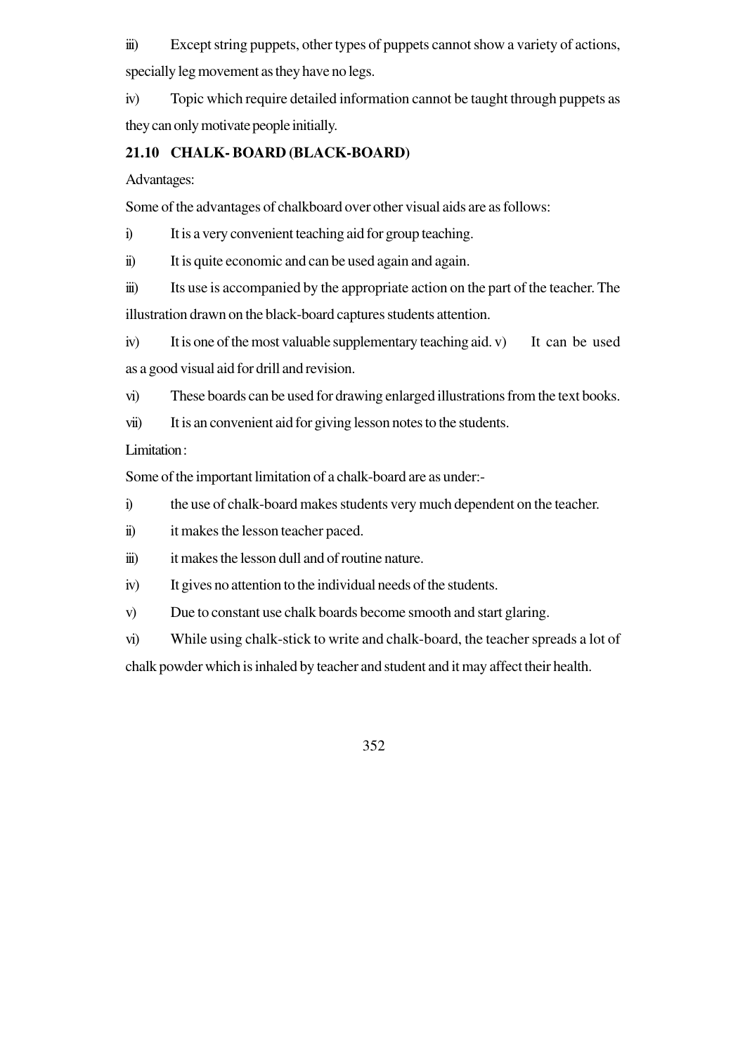iii) Except string puppets, other types of puppets cannot show a variety of actions, specially leg movement as they have no legs.

iv) Topic which require detailed information cannot be taught through puppets as they can only motivate people initially.

### 21.10 CHALK- BOARD (BLACK-BOARD)

Advantages:

Some of the advantages of chalkboard over other visual aids are as follows:

i) It is a very convenient teaching aid for group teaching.

ii) It is quite economic and can be used again and again.

iii) Its use is accompanied by the appropriate action on the part of the teacher. The illustration drawn on the black-board captures students attention.

iv) It is one of the most valuable supplementary teaching aid. v) It can be used as a good visual aid for drill and revision.

vi) These boards can be used for drawing enlarged illustrations from the text books.

vii) It is an convenient aid for giving lesson notes to the students.

Limitation :

Some of the important limitation of a chalk-board are as under:-

i) the use of chalk-board makes students very much dependent on the teacher.

ii) it makes the lesson teacher paced.

iii) it makes the lesson dull and of routine nature.

iv) It gives no attention to the individual needs of the students.

v) Due to constant use chalk boards become smooth and start glaring.

vi) While using chalk-stick to write and chalk-board, the teacher spreads a lot of chalk powder which is inhaled by teacher and student and it may affect their health.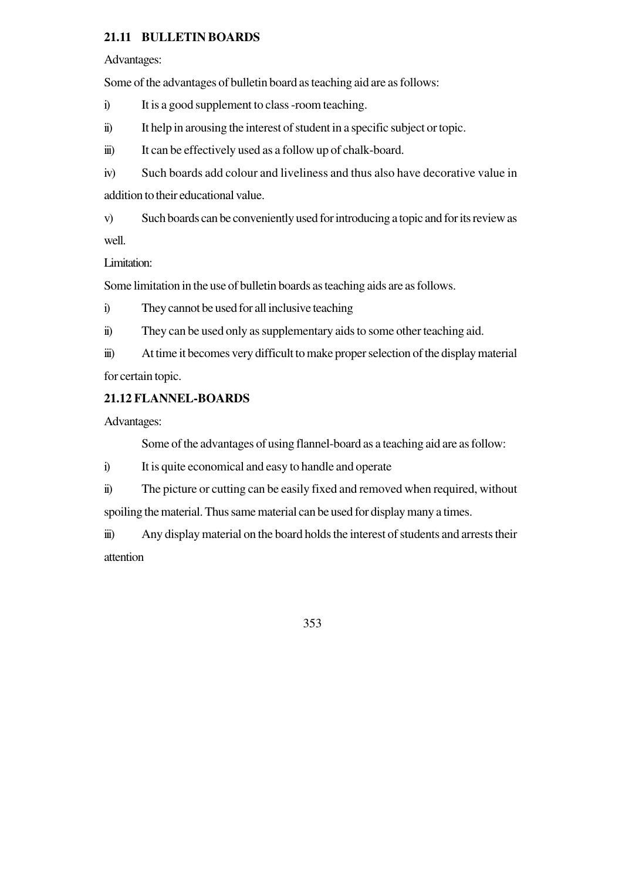## 21.11 BULLETIN BOARDS

Advantages:

Some of the advantages of bulletin board as teaching aid are as follows:

i) It is a good supplement to class -room teaching.

ii) It help in arousing the interest of student in a specific subject or topic.

iii) It can be effectively used as a follow up of chalk-board.

iv) Such boards add colour and liveliness and thus also have decorative value in addition to their educational value.

v) Such boards can be conveniently used for introducing a topic and for its review as well.

Limitation:

Some limitation in the use of bulletin boards as teaching aids are as follows.

i) They cannot be used for all inclusive teaching

ii) They can be used only as supplementary aids to some other teaching aid.

iii) At time it becomes very difficult to make proper selection of the display material for certain topic.

## 21.12 FLANNEL-BOARDS

Advantages:

Some of the advantages of using flannel-board as a teaching aid are as follow:

i) It is quite economical and easy to handle and operate

ii) The picture or cutting can be easily fixed and removed when required, without spoiling the material. Thus same material can be used for display many a times.

iii) Any display material on the board holds the interest of students and arrests their attention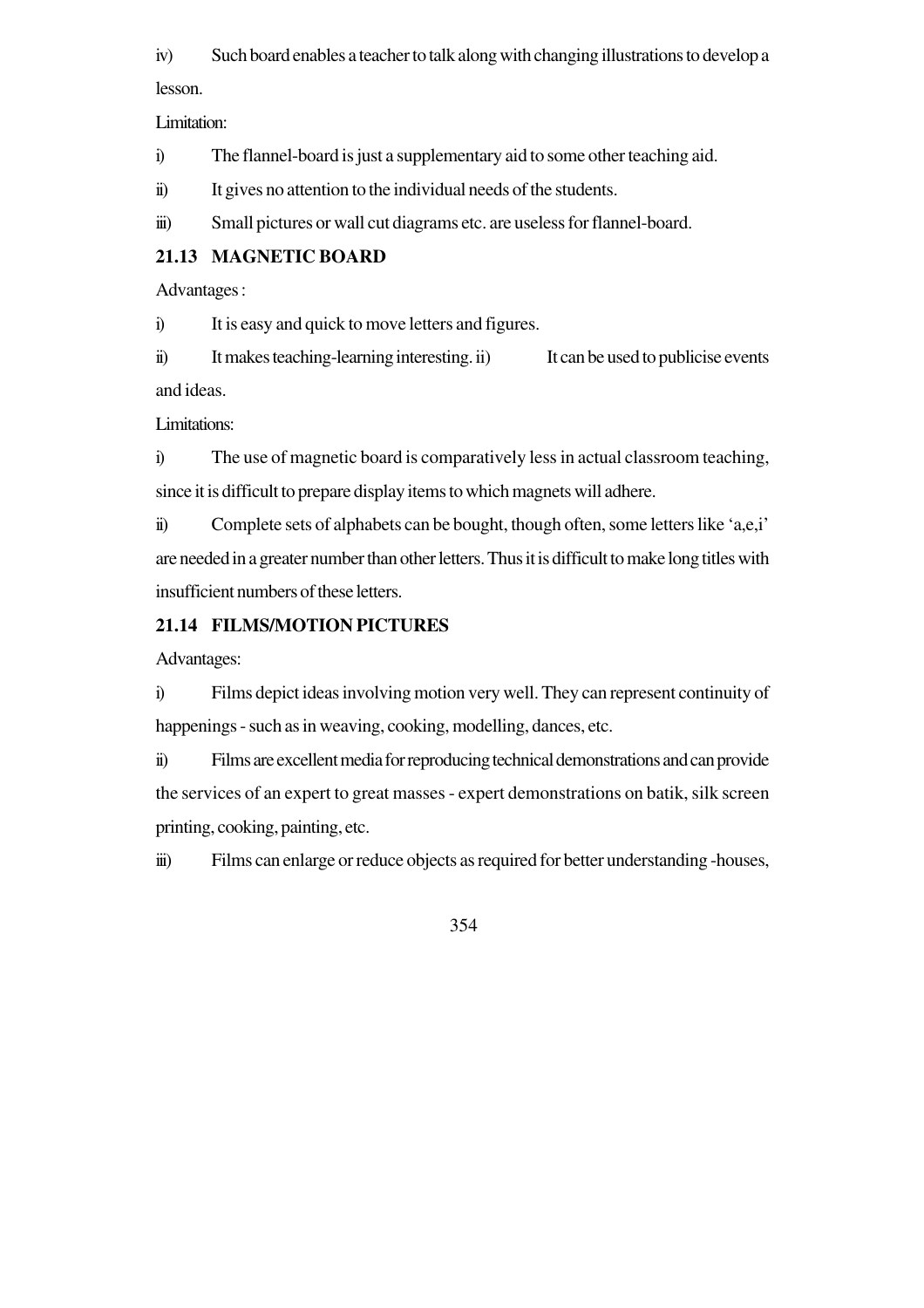iv) Such board enables a teacher to talk along with changing illustrations to develop a lesson.

Limitation:

i) The flannel-board is just a supplementary aid to some other teaching aid.

ii) It gives no attention to the individual needs of the students.

iii) Small pictures or wall cut diagrams etc. are useless for flannel-board.

### 21.13 MAGNETIC BOARD

Advantages :

i) It is easy and quick to move letters and figures.

ii) It makes teaching-learning interesting. ii) It can be used to publicise events and ideas.

Limitations:

i) The use of magnetic board is comparatively less in actual classroom teaching, since it is difficult to prepare display items to which magnets will adhere.

ii) Complete sets of alphabets can be bought, though often, some letters like 'a,e,i' are needed in a greater number than other letters. Thus it is difficult to make long titles with insufficient numbers of these letters.

### 21.14 FILMS/MOTION PICTURES

Advantages:

i) Films depict ideas involving motion very well. They can represent continuity of happenings - such as in weaving, cooking, modelling, dances, etc.

ii) Films are excellent media for reproducing technical demonstrations and can provide the services of an expert to great masses - expert demonstrations on batik, silk screen printing, cooking, painting, etc.

iii) Films can enlarge or reduce objects as required for better understanding -houses,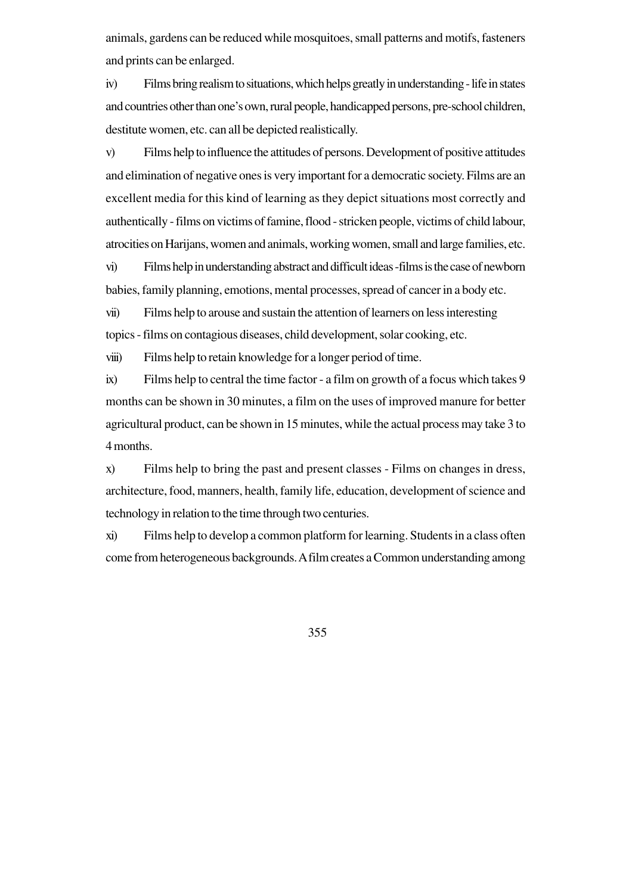animals, gardens can be reduced while mosquitoes, small patterns and motifs, fasteners and prints can be enlarged.

iv) Films bring realism to situations, which helps greatly in understanding - life in states and countries other than one's own, rural people, handicapped persons, pre-school children, destitute women, etc. can all be depicted realistically.

v) Films help to influence the attitudes of persons. Development of positive attitudes and elimination of negative ones is very important for a democratic society. Films are an excellent media for this kind of learning as they depict situations most correctly and authentically - films on victims of famine, flood - stricken people, victims of child labour, atrocities on Harijans, women and animals, working women, small and large families, etc.

vi) Films help in understanding abstract and difficult ideas -films is the case of newborn babies, family planning, emotions, mental processes, spread of cancer in a body etc.

vii) Films help to arouse and sustain the attention of learners on less interesting topics - films on contagious diseases, child development, solar cooking, etc.

viii) Films help to retain knowledge for a longer period of time.

ix) Films help to central the time factor - a film on growth of a focus which takes 9 months can be shown in 30 minutes, a film on the uses of improved manure for better agricultural product, can be shown in 15 minutes, while the actual process may take 3 to 4 months.

x) Films help to bring the past and present classes - Films on changes in dress, architecture, food, manners, health, family life, education, development of science and technology in relation to the time through two centuries.

xi) Films help to develop a common platform for learning. Students in a class often come from heterogeneous backgrounds. A film creates a Common understanding among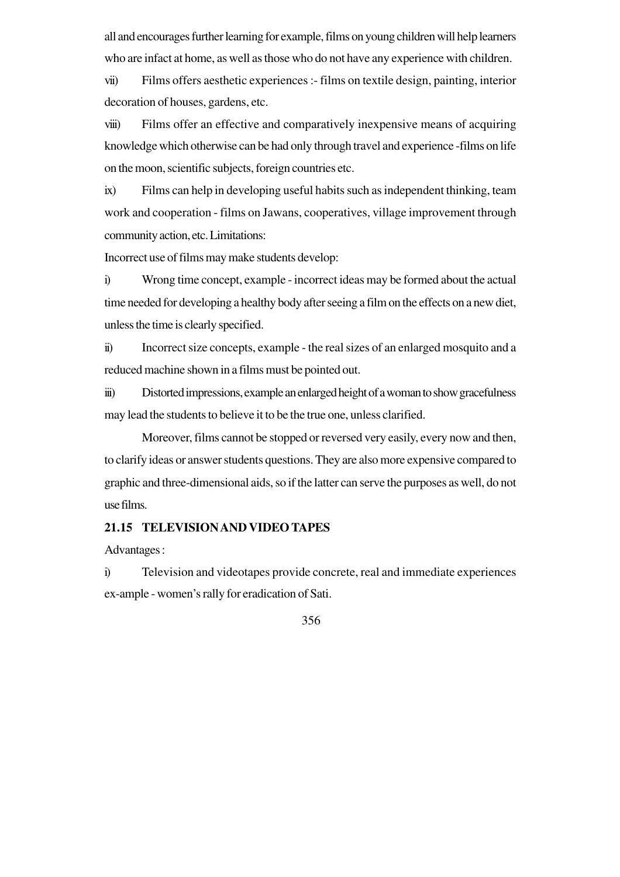all and encourages further learning for example, films on young children will help learners who are infact at home, as well as those who do not have any experience with children.

vii) Films offers aesthetic experiences :- films on textile design, painting, interior decoration of houses, gardens, etc.

viii) Films offer an effective and comparatively inexpensive means of acquiring knowledge which otherwise can be had only through travel and experience -films on life on the moon, scientific subjects, foreign countries etc.

ix) Films can help in developing useful habits such as independent thinking, team work and cooperation - films on Jawans, cooperatives, village improvement through community action, etc. Limitations:

Incorrect use of films may make students develop:

i) Wrong time concept, example - incorrect ideas may be formed about the actual time needed for developing a healthy body after seeing a film on the effects on a new diet, unless the time is clearly specified.

ii) Incorrect size concepts, example - the real sizes of an enlarged mosquito and a reduced machine shown in a films must be pointed out.

iii) Distorted impressions, example an enlarged height of a woman to show gracefulness may lead the students to believe it to be the true one, unless clarified.

Moreover, films cannot be stopped or reversed very easily, every now and then, to clarify ideas or answer students questions. They are also more expensive compared to graphic and three-dimensional aids, so if the latter can serve the purposes as well, do not use films.

## 21.15 TELEVISION AND VIDEO TAPES

Advantages :

i) Television and videotapes provide concrete, real and immediate experiences ex-ample - women's rally for eradication of Sati.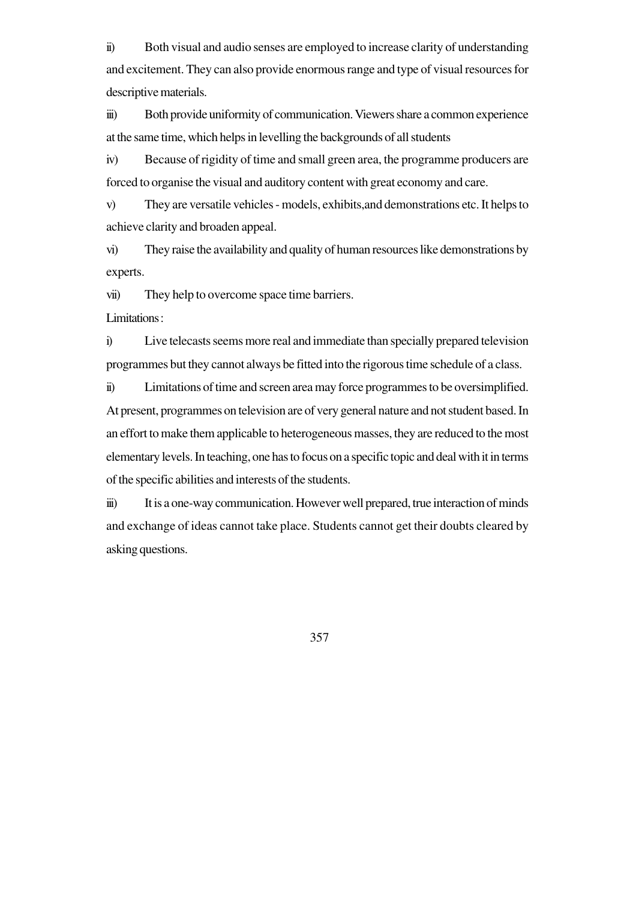ii) Both visual and audio senses are employed to increase clarity of understanding and excitement. They can also provide enormous range and type of visual resources for descriptive materials.

iii) Both provide uniformity of communication. Viewers share a common experience at the same time, which helps in levelling the backgrounds of all students

iv) Because of rigidity of time and small green area, the programme producers are forced to organise the visual and auditory content with great economy and care.

v) They are versatile vehicles - models, exhibits,and demonstrations etc. It helps to achieve clarity and broaden appeal.

vi) They raise the availability and quality of human resources like demonstrations by experts.

vii) They help to overcome space time barriers.

Limitations :

i) Live telecasts seems more real and immediate than specially prepared television programmes but they cannot always be fitted into the rigorous time schedule of a class.

ii) Limitations of time and screen area may force programmes to be oversimplified. At present, programmes on television are of very general nature and not student based. In an effort to make them applicable to heterogeneous masses, they are reduced to the most elementary levels. In teaching, one has to focus on a specific topic and deal with it in terms of the specific abilities and interests of the students.

iii) It is a one-way communication. However well prepared, true interaction of minds and exchange of ideas cannot take place. Students cannot get their doubts cleared by asking questions.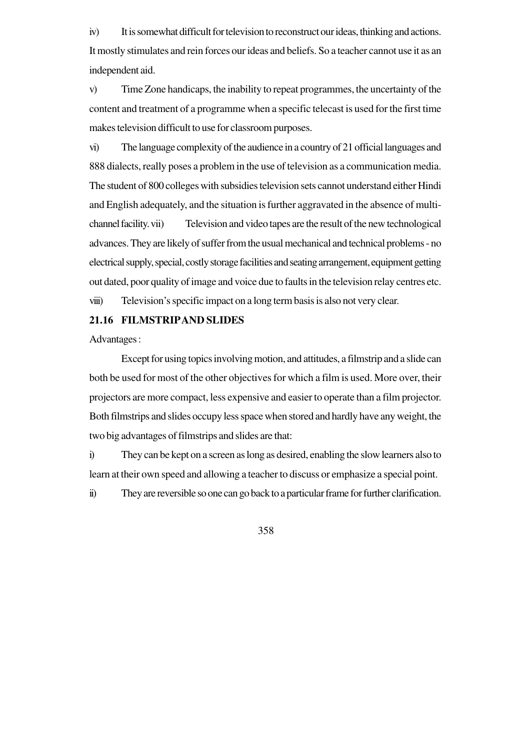iv) It is somewhat difficult for television to reconstruct our ideas, thinking and actions. It mostly stimulates and rein forces our ideas and beliefs. So a teacher cannot use it as an independent aid.

v) Time Zone handicaps, the inability to repeat programmes, the uncertainty of the content and treatment of a programme when a specific telecast is used for the first time makes television difficult to use for classroom purposes.

vi) The language complexity of the audience in a country of 21 official languages and 888 dialects, really poses a problem in the use of television as a communication media. The student of 800 colleges with subsidies television sets cannot understand either Hindi and English adequately, and the situation is further aggravated in the absence of multi-channel facility. vii) Television and video tapes are the result of the new technological advances. They are likely of suffer from the usual mechanical and technical problems - no electrical supply, special, costly storage facilities and seating arrangement, equipment getting out dated, poor quality of image and voice due to faults in the television relay centres etc.

viii) Television's specific impact on a long term basis is also not very clear.

## 21.16 FILMSTRIP AND SLIDES

Advantages :

Except for using topics involving motion, and attitudes, a filmstrip and a slide can both be used for most of the other objectives for which a film is used. More over, their projectors are more compact, less expensive and easier to operate than a film projector. Both filmstrips and slides occupy less space when stored and hardly have any weight, the two big advantages of filmstrips and slides are that:

i) They can be kept on a screen as long as desired, enabling the slow learners also to learn at their own speed and allowing a teacher to discuss or emphasize a special point.

ii) They are reversible so one can go back to a particular frame for further clarification.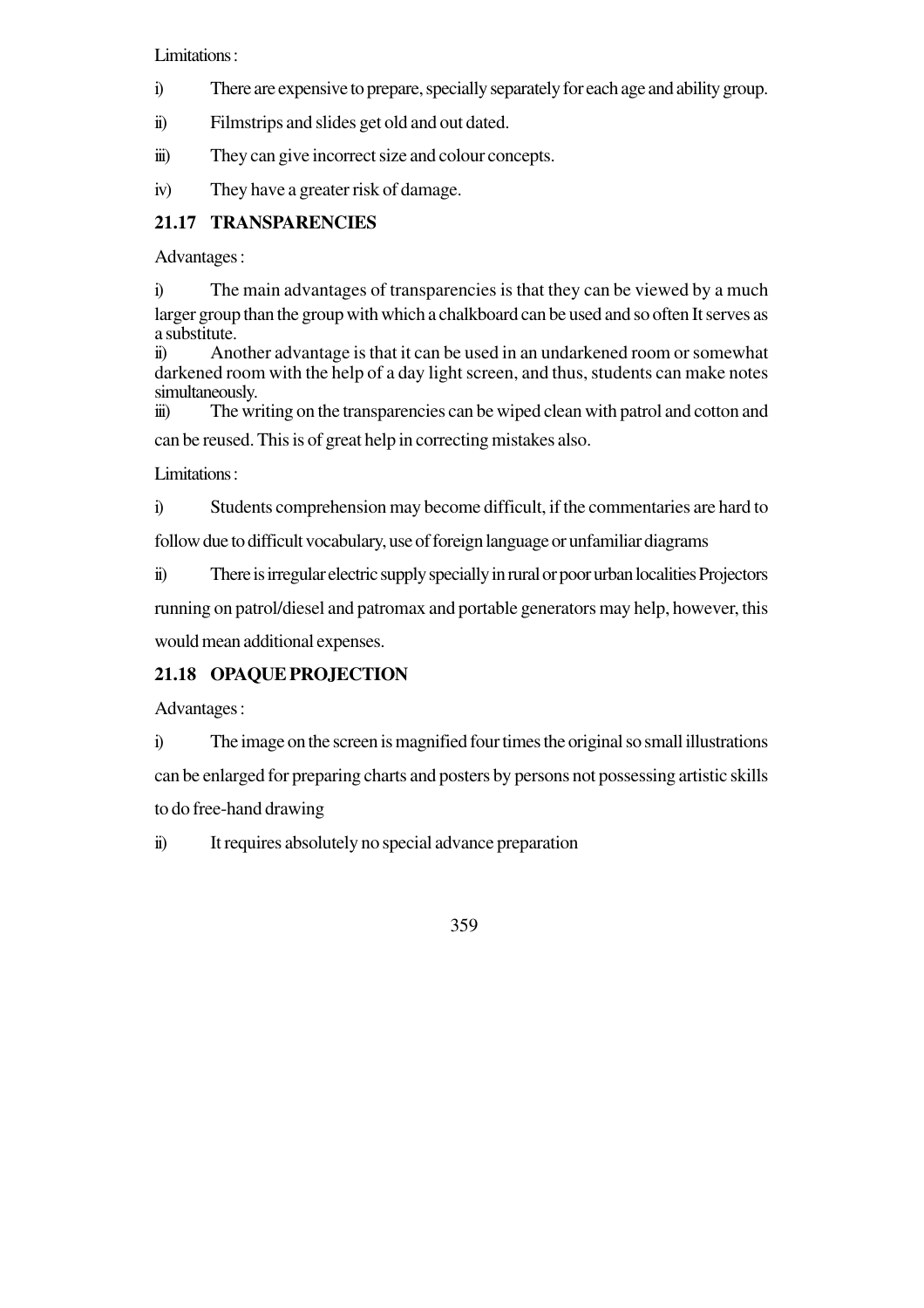Limitations :

i) There are expensive to prepare, specially separately for each age and ability group.

ii) Filmstrips and slides get old and out dated.

iii) They can give incorrect size and colour concepts.

iv) They have a greater risk of damage.

## 21.17 TRANSPARENCIES

Advantages :

i) The main advantages of transparencies is that they can be viewed by a much larger group than the group with which a chalkboard can be used and so often It serves as a substitute.

ii) Another advantage is that it can be used in an undarkened room or somewhat darkened room with the help of a day light screen, and thus, students can make notes simultaneously.

iii) The writing on the transparencies can be wiped clean with patrol and cotton and can be reused. This is of great help in correcting mistakes also.

Limitations :

i) Students comprehension may become difficult, if the commentaries are hard to follow due to difficult vocabulary, use of foreign language or unfamiliar diagrams

ii) There is irregular electric supply specially in rural or poor urban localities Projectors running on patrol/diesel and patromax and portable generators may help, however, this would mean additional expenses.

## 21.18 OPAQUE PROJECTION

Advantages :

i) The image on the screen is magnified four times the original so small illustrations can be enlarged for preparing charts and posters by persons not possessing artistic skills to do free-hand drawing

ii) It requires absolutely no special advance preparation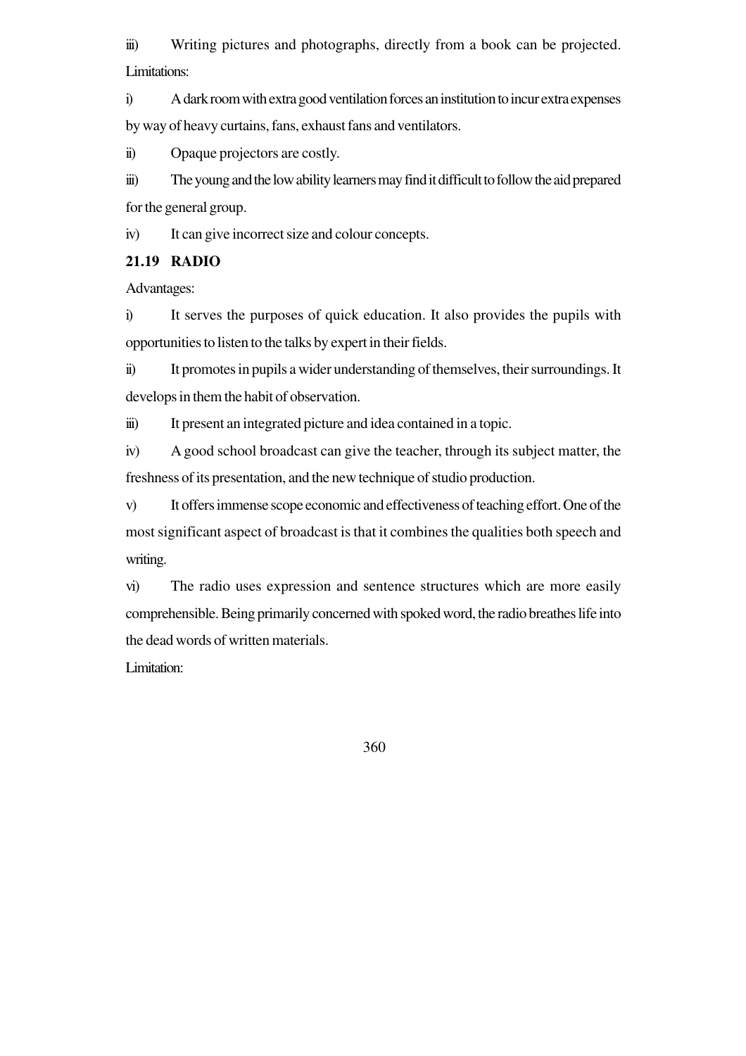iii) Writing pictures and photographs, directly from a book can be projected.

Limitations:

i) A dark room with extra good ventilation forces an institution to incur extra expenses by way of heavy curtains, fans, exhaust fans and ventilators.

ii) Opaque projectors are costly.

iii) The young and the low ability learners may find it difficult to follow the aid prepared for the general group.

iv) It can give incorrect size and colour concepts.

## 21.19 RADIO

Advantages:

i) It serves the purposes of quick education. It also provides the pupils with opportunities to listen to the talks by expert in their fields.

ii) It promotes in pupils a wider understanding of themselves, their surroundings. It develops in them the habit of observation.

iii) It present an integrated picture and idea contained in a topic.

iv) A good school broadcast can give the teacher, through its subject matter, the freshness of its presentation, and the new technique of studio production.

v) It offers immense scope economic and effectiveness of teaching effort. One of the most significant aspect of broadcast is that it combines the qualities both speech and writing.

vi) The radio uses expression and sentence structures which are more easily comprehensible. Being primarily concerned with spoked word, the radio breathes life into the dead words of written materials.

Limitation: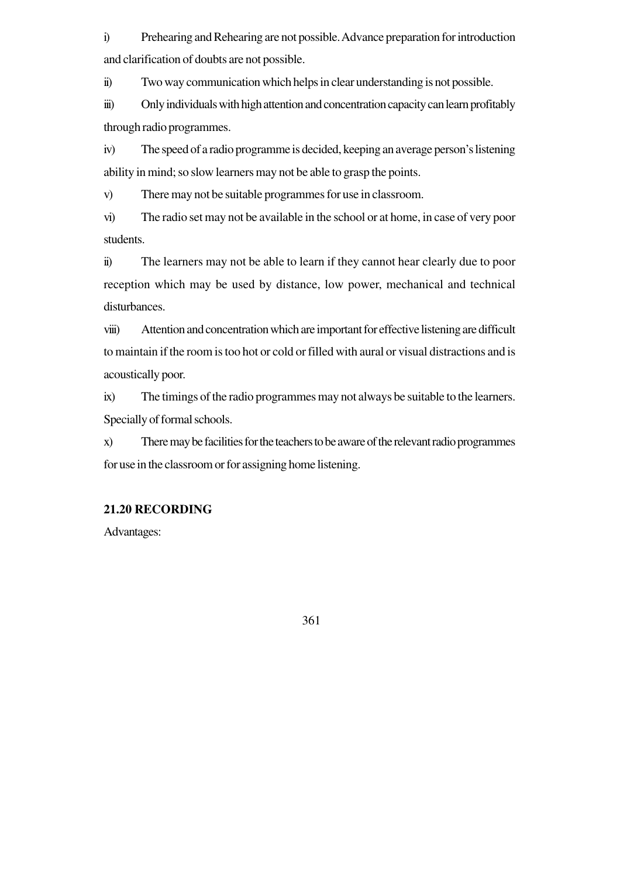i) Prehearing and Rehearing are not possible. Advance preparation for introduction and clarification of doubts are not possible.

ii) Two way communication which helps in clear understanding is not possible.

iii) Only individuals with high attention and concentration capacity can learn profitably through radio programmes.

iv) The speed of a radio programme is decided, keeping an average person's listening ability in mind; so slow learners may not be able to grasp the points.

v) There may not be suitable programmes for use in classroom.

vi) The radio set may not be available in the school or at home, in case of very poor students.

ii) The learners may not be able to learn if they cannot hear clearly due to poor reception which may be used by distance, low power, mechanical and technical disturbances.

viii) Attention and concentration which are important for effective listening are difficult to maintain if the room is too hot or cold or filled with aural or visual distractions and is acoustically poor.

ix) The timings of the radio programmes may not always be suitable to the learners. Specially of formal schools.

x) There may be facilities for the teachers to be aware of the relevant radio programmes for use in the classroom or for assigning home listening.

## 21.20 RECORDING

Advantages: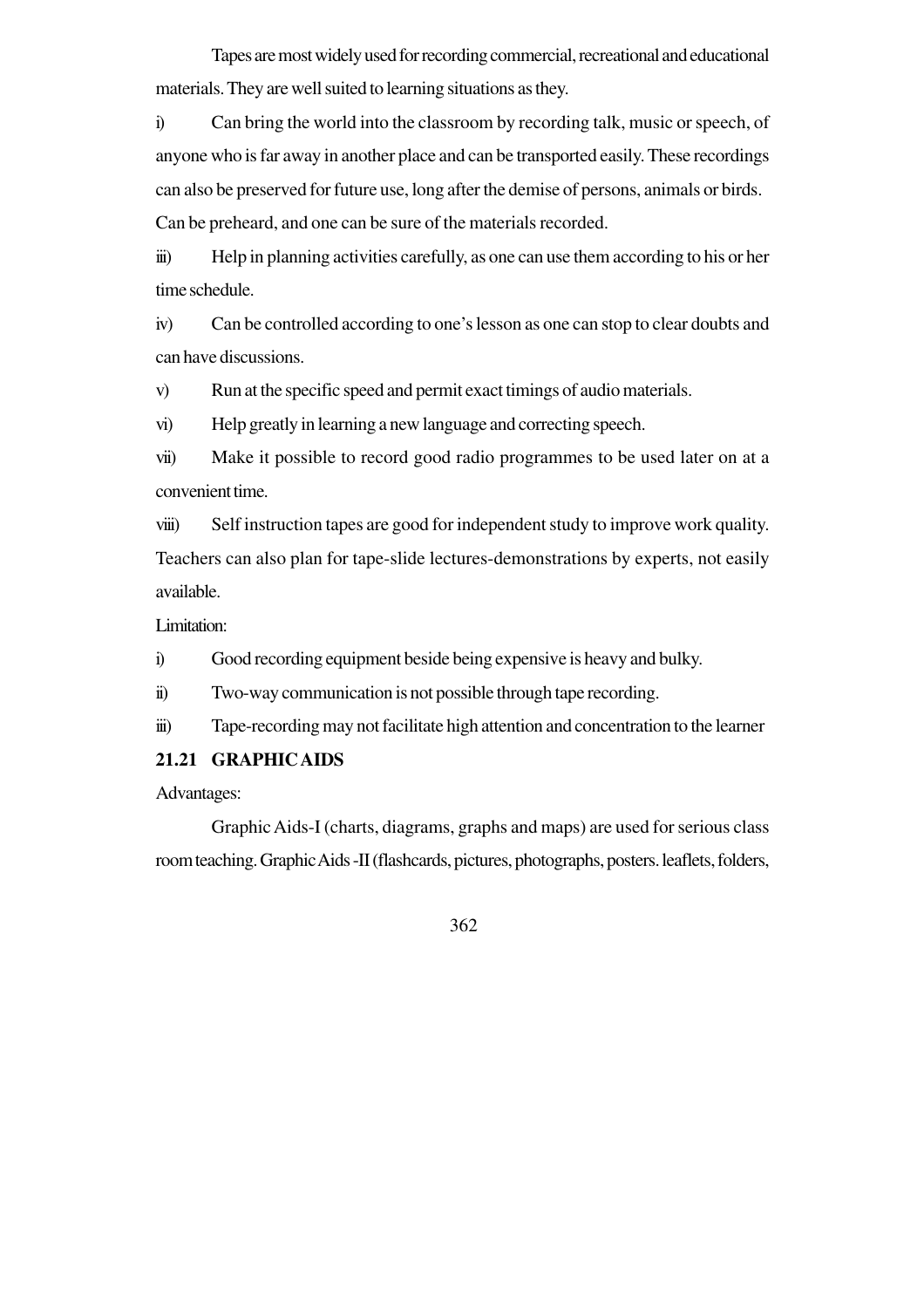Tapes are most widely used for recording commercial, recreational and educational materials. They are well suited to learning situations as they.

i) Can bring the world into the classroom by recording talk, music or speech, of anyone who is far away in another place and can be transported easily. These recordings can also be preserved for future use, long after the demise of persons, animals or birds. Can be preheard, and one can be sure of the materials recorded.

iii) Help in planning activities carefully, as one can use them according to his or her time schedule.

iv) Can be controlled according to one's lesson as one can stop to clear doubts and can have discussions.

v) Run at the specific speed and permit exact timings of audio materials.

vi) Help greatly in learning a new language and correcting speech.

vii) Make it possible to record good radio programmes to be used later on at a convenient time.

viii) Self instruction tapes are good for independent study to improve work quality. Teachers can also plan for tape-slide lectures-demonstrations by experts, not easily available.

Limitation:

i) Good recording equipment beside being expensive is heavy and bulky.

ii) Two-way communication is not possible through tape recording.

iii) Tape-recording may not facilitate high attention and concentration to the learner

### 21.21 GRAPHIC AIDS

Advantages:

Graphic Aids-I (charts, diagrams, graphs and maps) are used for serious class room teaching. Graphic Aids -II (flashcards, pictures, photographs, posters. leaflets, folders,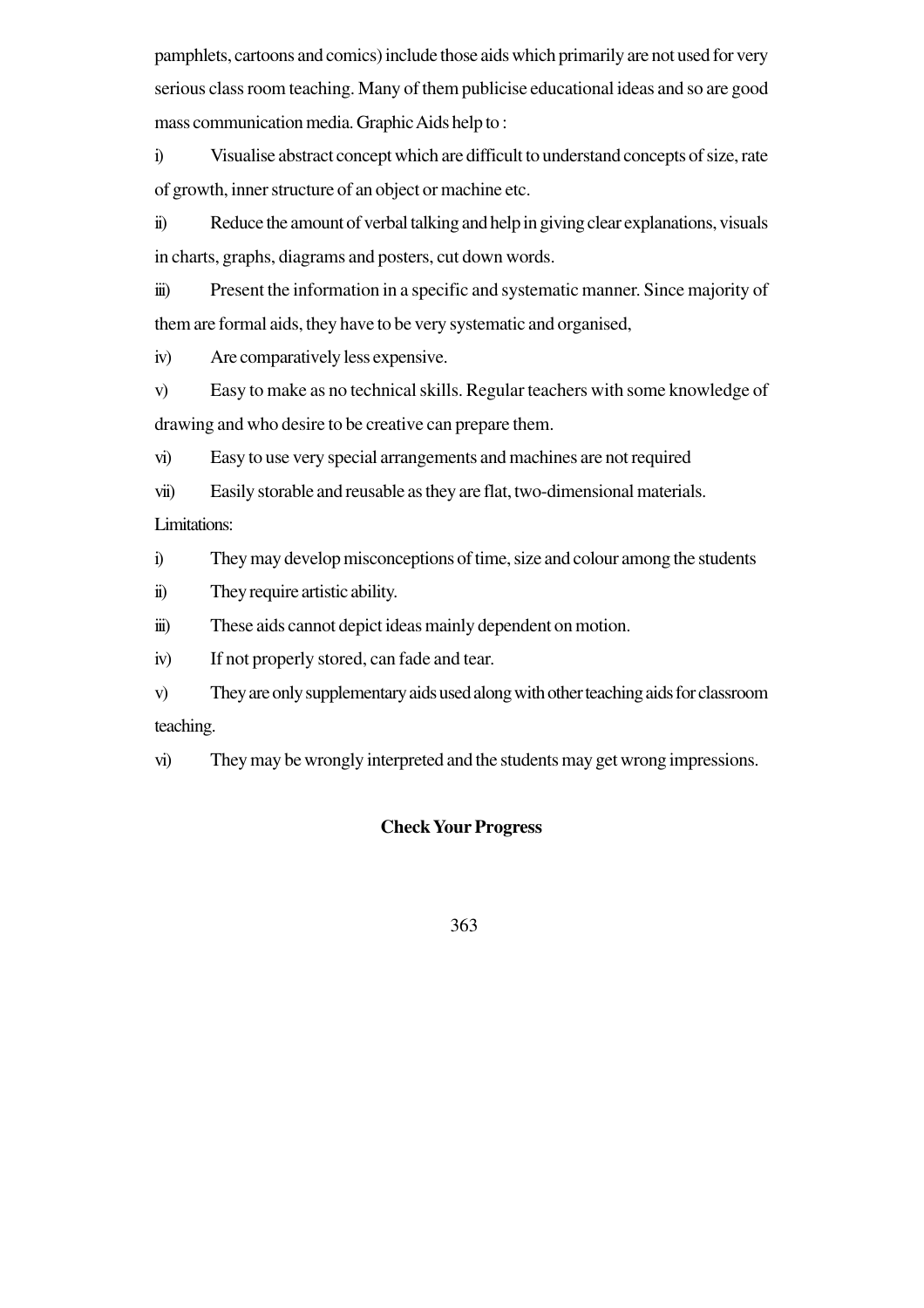pamphlets, cartoons and comics) include those aids which primarily are not used for very serious class room teaching. Many of them publicise educational ideas and so are good mass communication media. Graphic Aids help to :

i) Visualise abstract concept which are difficult to understand concepts of size, rate of growth, inner structure of an object or machine etc.

ii) Reduce the amount of verbal talking and help in giving clear explanations, visuals in charts, graphs, diagrams and posters, cut down words.

iii) Present the information in a specific and systematic manner. Since majority of them are formal aids, they have to be very systematic and organised,

iv) Are comparatively less expensive.

v) Easy to make as no technical skills. Regular teachers with some knowledge of drawing and who desire to be creative can prepare them.

vi) Easy to use very special arrangements and machines are not required

vii) Easily storable and reusable as they are flat, two-dimensional materials.

Limitations:

i) They may develop misconceptions of time, size and colour among the students

ii) They require artistic ability.

iii) These aids cannot depict ideas mainly dependent on motion.

iv) If not properly stored, can fade and tear.

v) They are only supplementary aids used along with other teaching aids for classroom teaching.

vi) They may be wrongly interpreted and the students may get wrong impressions.

**Check Your Progress**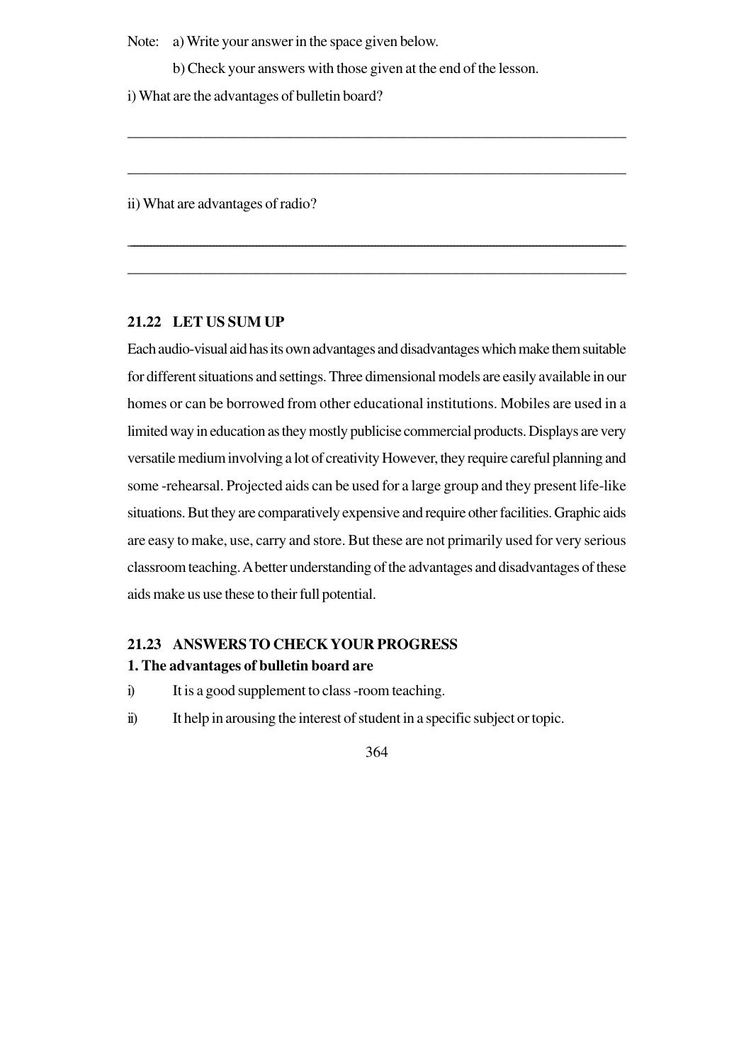Note: a) Write your answer in the space given below.

b) Check your answers with those given at the end of the lesson.

i) What are the advantages of bulletin board?

______________________________________________________________________

______________________________________________________________________

ii) What are advantages of radio?

______________________________________________________________________

______________________________________________________________________

## 21.22 LET US SUM UP

Each audio-visual aid has its own advantages and disadvantages which make them suitable for different situations and settings. Three dimensional models are easily available in our homes or can be borrowed from other educational institutions. Mobiles are used in a limited way in education as they mostly publicise commercial products. Displays are very versatile medium involving a lot of creativity However, they require careful planning and some -rehearsal. Projected aids can be used for a large group and they present life-like situations. But they are comparatively expensive and require other facilities. Graphic aids are easy to make, use, carry and store. But these are not primarily used for very serious classroom teaching. A better understanding of the advantages and disadvantages of these aids make us use these to their full potential.

## 21.23 ANSWERS TO CHECK YOUR PROGRESS

**1. The advantages of bulletin board are**

i) It is a good supplement to class -room teaching.

ii) It help in arousing the interest of student in a specific subject or topic.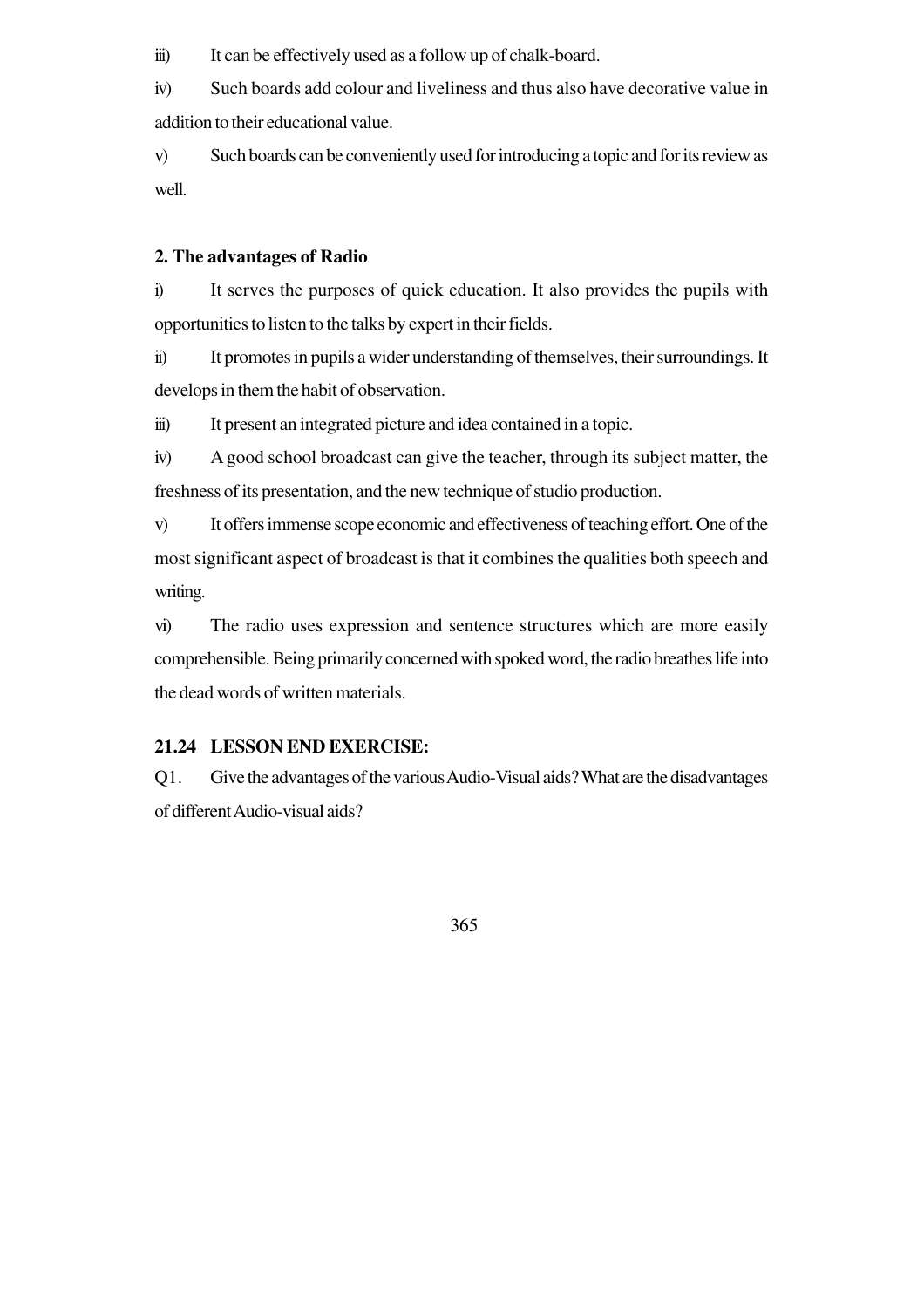iii) It can be effectively used as a follow up of chalk-board.

iv) Such boards add colour and liveliness and thus also have decorative value in addition to their educational value.

v) Such boards can be conveniently used for introducing a topic and for its review as well.

**2. The advantages of Radio**

i) It serves the purposes of quick education. It also provides the pupils with opportunities to listen to the talks by expert in their fields.

ii) It promotes in pupils a wider understanding of themselves, their surroundings. It develops in them the habit of observation.

iii) It present an integrated picture and idea contained in a topic.

iv) A good school broadcast can give the teacher, through its subject matter, the freshness of its presentation, and the new technique of studio production.

v) It offers immense scope economic and effectiveness of teaching effort. One of the most significant aspect of broadcast is that it combines the qualities both speech and writing.

vi) The radio uses expression and sentence structures which are more easily comprehensible. Being primarily concerned with spoked word, the radio breathes life into the dead words of written materials.

**21.24 LESSON END EXERCISE:**

Q1. Give the advantages of the various Audio-Visual aids? What are the disadvantages of different Audio-visual aids?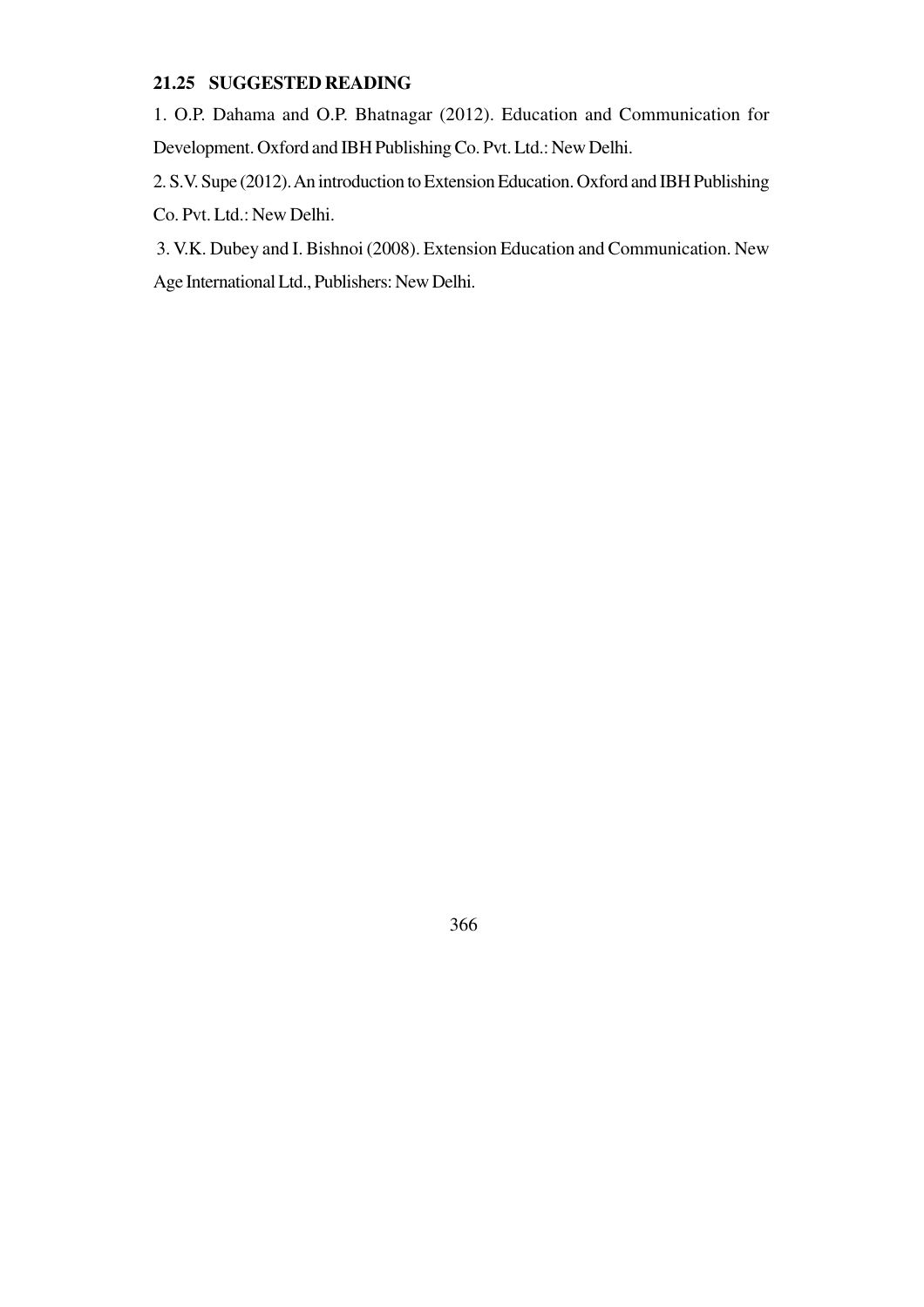## 21.25 SUGGESTED READING

1. O.P. Dahama and O.P. Bhatnagar (2012). Education and Communication for Development. Oxford and IBH Publishing Co. Pvt. Ltd.: New Delhi.

2. S.V. Supe (2012). An introduction to Extension Education. Oxford and IBH Publishing Co. Pvt. Ltd.: New Delhi.

3. V.K. Dubey and I. Bishnoi (2008). Extension Education and Communication. New Age International Ltd., Publishers: New Delhi.